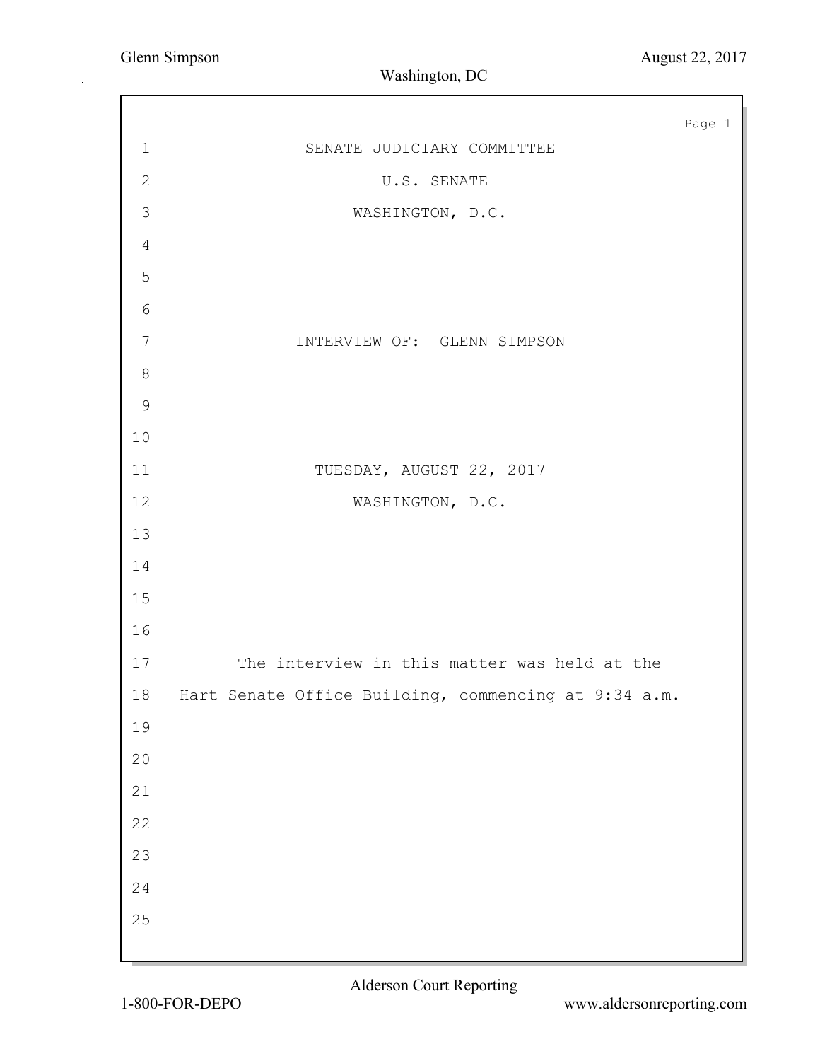SENATE JUDICIARY COMMITTEE

U.S. SENATE

WASHINGTON, D.C.

INTERVIEW OF: GLENN SIMPSON

TUESDAY, AUGUST 22, 2017

WASHINGTON, D.C.

The interview in this matter was held at the Hart Senate Office Building, commencing at 9:34 a.m.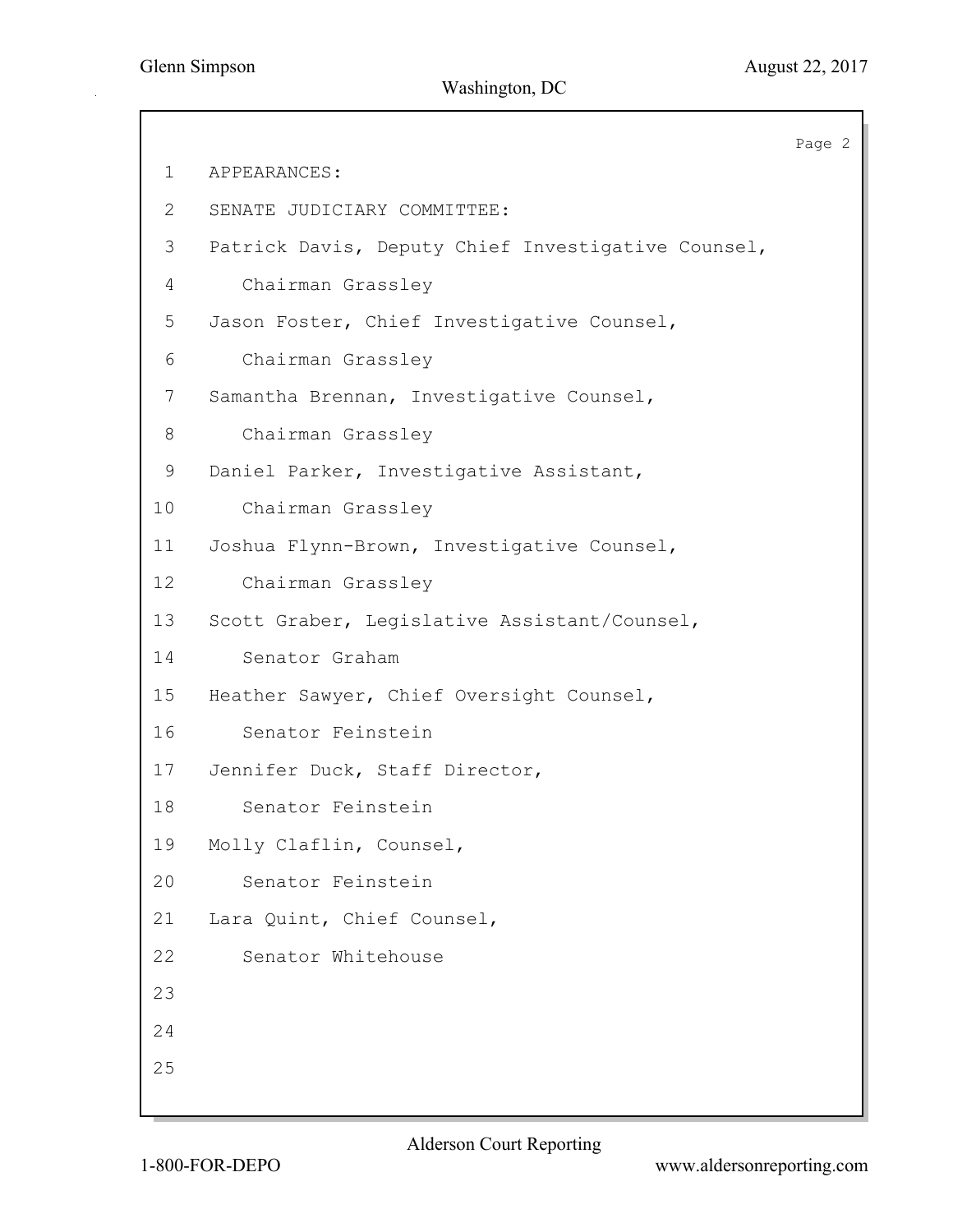APPEARANCES:

SENATE JUDICIARY COMMITTEE:

Patrick Davis, Deputy Chief Investigative Counsel,
  Chairman Grassley

Jason Foster, Chief Investigative Counsel,
  Chairman Grassley

Samantha Brennan, Investigative Counsel,
  Chairman Grassley

Daniel Parker, Investigative Assistant,
  Chairman Grassley

Joshua Flynn-Brown, Investigative Counsel,
  Chairman Grassley

Scott Graber, Legislative Assistant/Counsel,
  Senator Graham

Heather Sawyer, Chief Oversight Counsel,
  Senator Feinstein

Jennifer Duck, Staff Director,
  Senator Feinstein

Molly Claflin, Counsel,
  Senator Feinstein

Lara Quint, Chief Counsel,
  Senator Whitehouse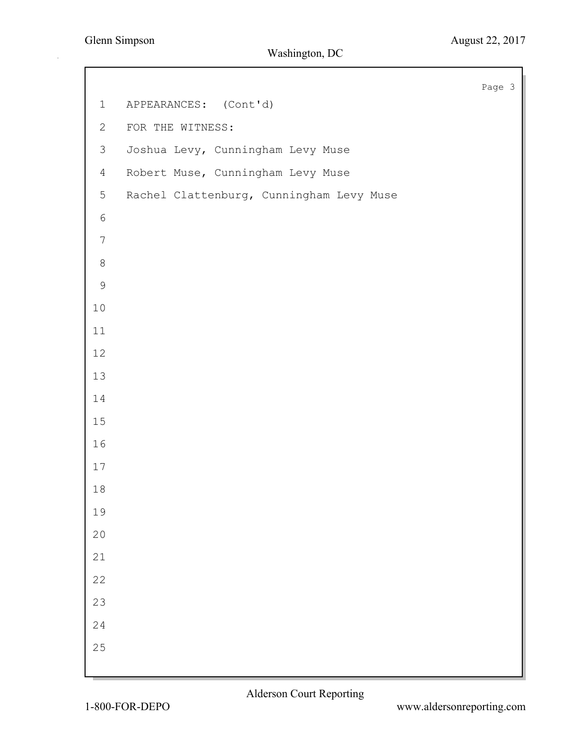APPEARANCES: (Cont'd)

FOR THE WITNESS:

Joshua Levy, Cunningham Levy Muse

Robert Muse, Cunningham Levy Muse

Rachel Clattenburg, Cunningham Levy Muse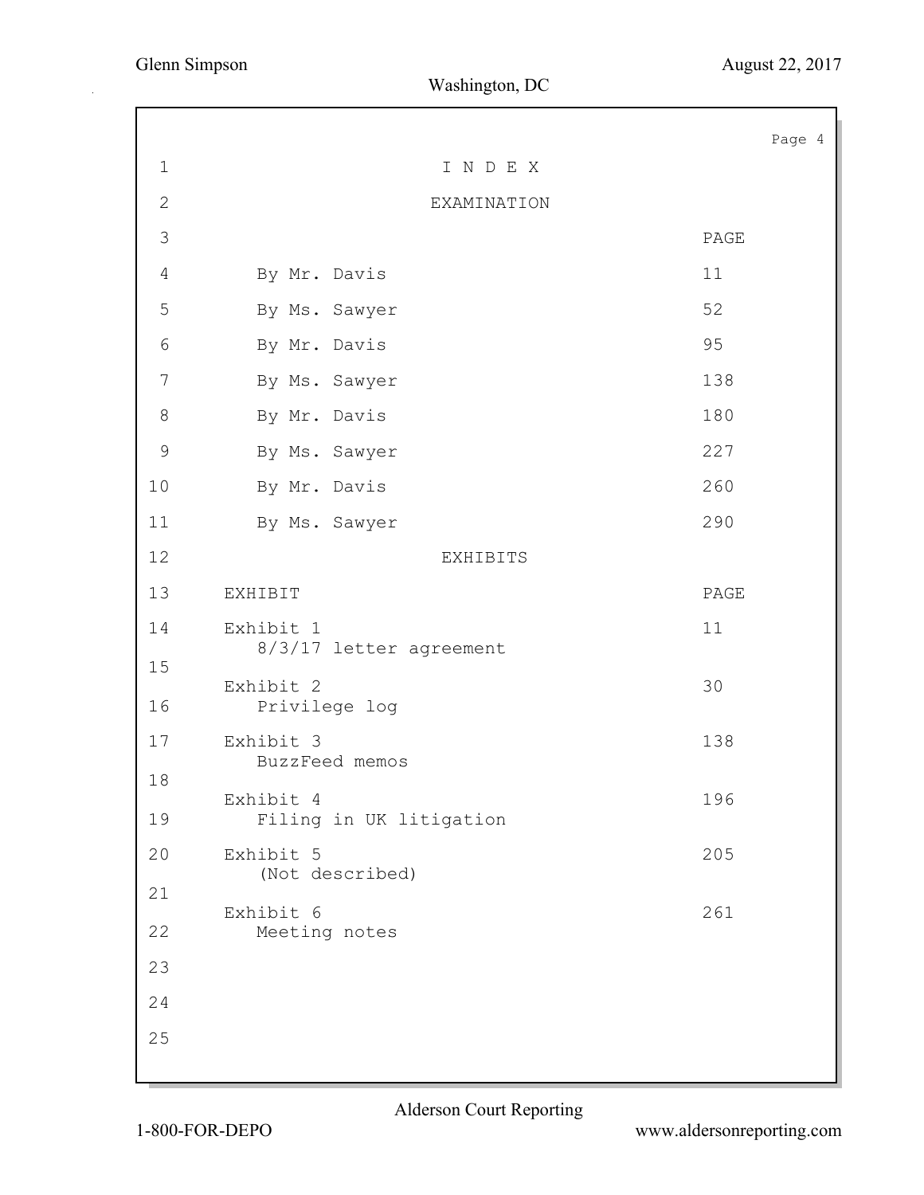# I N D E X

## EXAMINATION

| | PAGE |
|---|---|
| By Mr. Davis | 11 |
| By Ms. Sawyer | 52 |
| By Mr. Davis | 95 |
| By Ms. Sawyer | 138 |
| By Mr. Davis | 180 |
| By Ms. Sawyer | 227 |
| By Mr. Davis | 260 |
| By Ms. Sawyer | 290 |

## EXHIBITS

| EXHIBIT | PAGE |
|---|---|
| Exhibit 1 8/3/17 letter agreement | 11 |
| Exhibit 2 Privilege log | 30 |
| Exhibit 3 BuzzFeed memos | 138 |
| Exhibit 4 Filing in UK litigation | 196 |
| Exhibit 5 (Not described) | 205 |
| Exhibit 6 Meeting notes | 261 |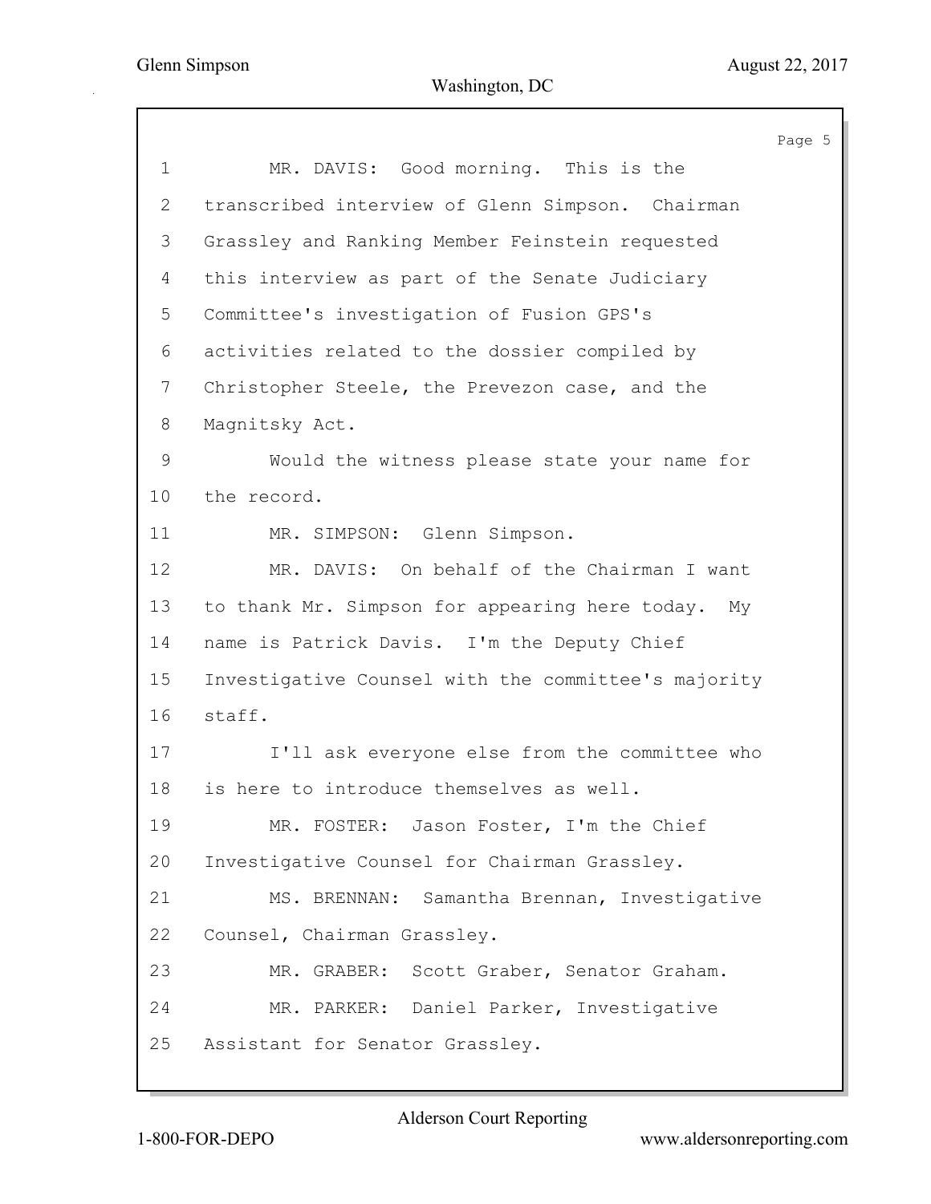MR. DAVIS: Good morning. This is the transcribed interview of Glenn Simpson. Chairman Grassley and Ranking Member Feinstein requested this interview as part of the Senate Judiciary Committee's investigation of Fusion GPS's activities related to the dossier compiled by Christopher Steele, the Prevezon case, and the Magnitsky Act.

Would the witness please state your name for the record.

MR. SIMPSON: Glenn Simpson.

MR. DAVIS: On behalf of the Chairman I want to thank Mr. Simpson for appearing here today. My name is Patrick Davis. I'm the Deputy Chief Investigative Counsel with the committee's majority staff.

I'll ask everyone else from the committee who is here to introduce themselves as well.

MR. FOSTER: Jason Foster, I'm the Chief Investigative Counsel for Chairman Grassley.

MS. BRENNAN: Samantha Brennan, Investigative Counsel, Chairman Grassley.

MR. GRABER: Scott Graber, Senator Graham.

MR. PARKER: Daniel Parker, Investigative Assistant for Senator Grassley.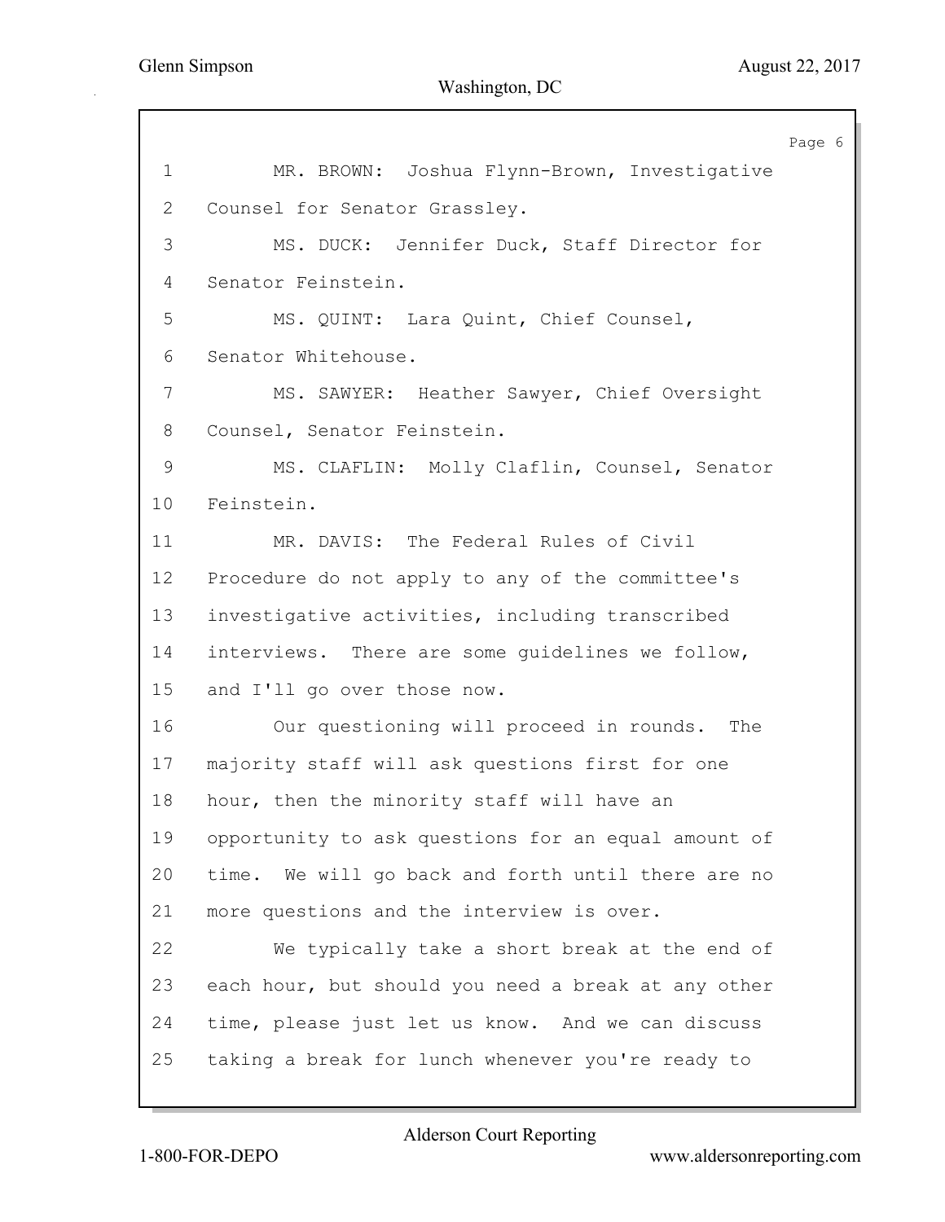MR. BROWN: Joshua Flynn-Brown, Investigative Counsel for Senator Grassley.

MS. DUCK: Jennifer Duck, Staff Director for Senator Feinstein.

MS. QUINT: Lara Quint, Chief Counsel, Senator Whitehouse.

MS. SAWYER: Heather Sawyer, Chief Oversight Counsel, Senator Feinstein.

MS. CLAFLIN: Molly Claflin, Counsel, Senator Feinstein.

MR. DAVIS: The Federal Rules of Civil Procedure do not apply to any of the committee's investigative activities, including transcribed interviews. There are some guidelines we follow, and I'll go over those now.

Our questioning will proceed in rounds. The majority staff will ask questions first for one hour, then the minority staff will have an opportunity to ask questions for an equal amount of time. We will go back and forth until there are no more questions and the interview is over.

We typically take a short break at the end of each hour, but should you need a break at any other time, please just let us know. And we can discuss taking a break for lunch whenever you're ready to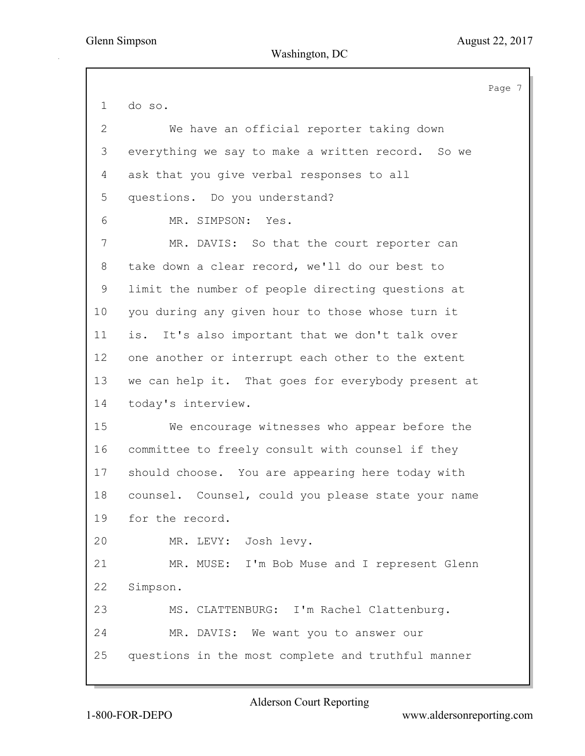1 do so.

2 We have an official reporter taking down

3 everything we say to make a written record. So we

4 ask that you give verbal responses to all

5 questions. Do you understand?

6 MR. SIMPSON: Yes.

7 MR. DAVIS: So that the court reporter can

8 take down a clear record, we'll do our best to

9 limit the number of people directing questions at

10 you during any given hour to those whose turn it

11 is. It's also important that we don't talk over

12 one another or interrupt each other to the extent

13 we can help it. That goes for everybody present at

14 today's interview.

15 We encourage witnesses who appear before the

16 committee to freely consult with counsel if they

17 should choose. You are appearing here today with

18 counsel. Counsel, could you please state your name

19 for the record.

20 MR. LEVY: Josh levy.

21 MR. MUSE: I'm Bob Muse and I represent Glenn

22 Simpson.

23 MS. CLATTENBURG: I'm Rachel Clattenburg.

24 MR. DAVIS: We want you to answer our

25 questions in the most complete and truthful manner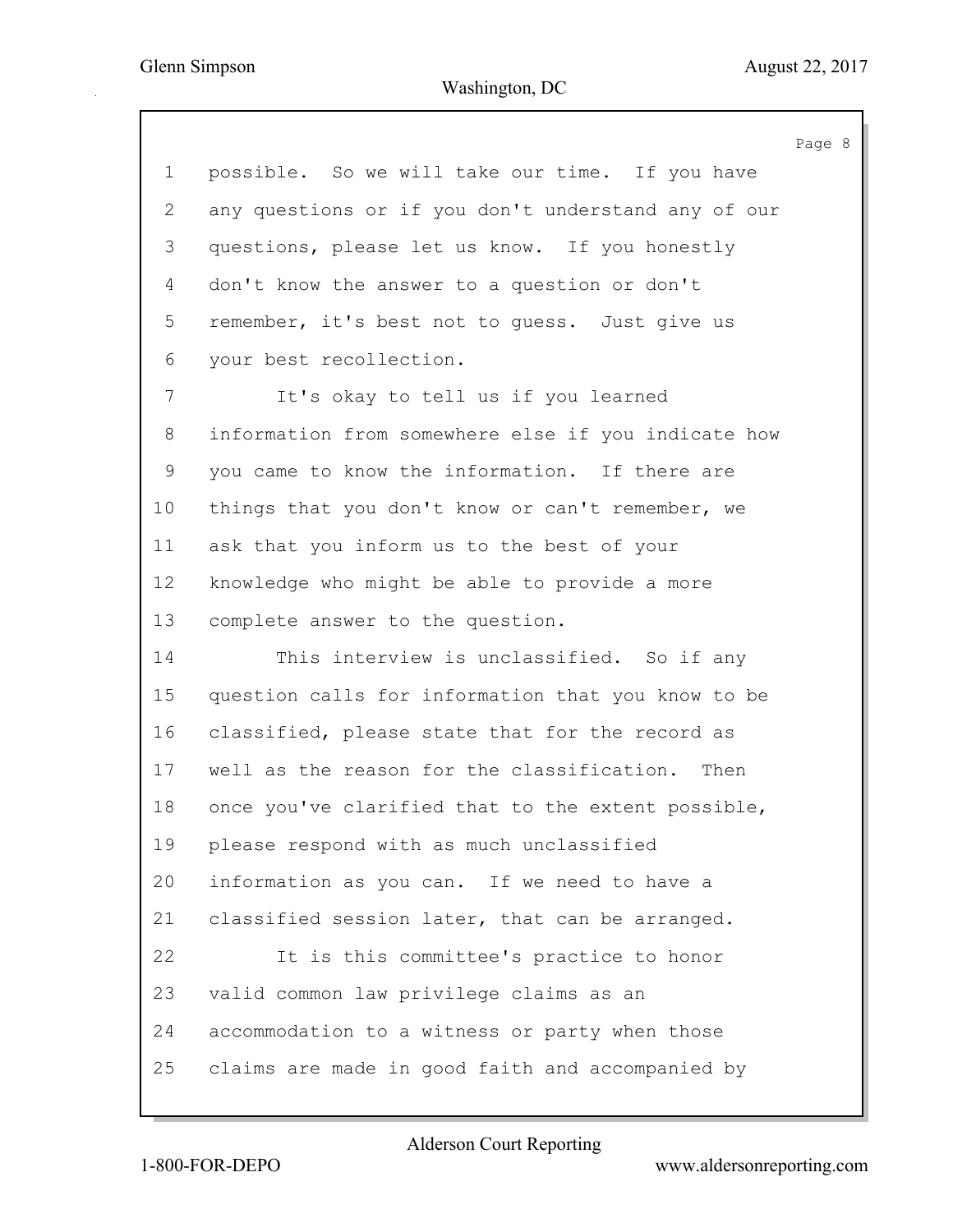possible. So we will take our time. If you have any questions or if you don't understand any of our questions, please let us know. If you honestly don't know the answer to a question or don't remember, it's best not to guess. Just give us your best recollection.

It's okay to tell us if you learned information from somewhere else if you indicate how you came to know the information. If there are things that you don't know or can't remember, we ask that you inform us to the best of your knowledge who might be able to provide a more complete answer to the question.

This interview is unclassified. So if any question calls for information that you know to be classified, please state that for the record as well as the reason for the classification. Then once you've clarified that to the extent possible, please respond with as much unclassified information as you can. If we need to have a classified session later, that can be arranged.

It is this committee's practice to honor valid common law privilege claims as an accommodation to a witness or party when those claims are made in good faith and accompanied by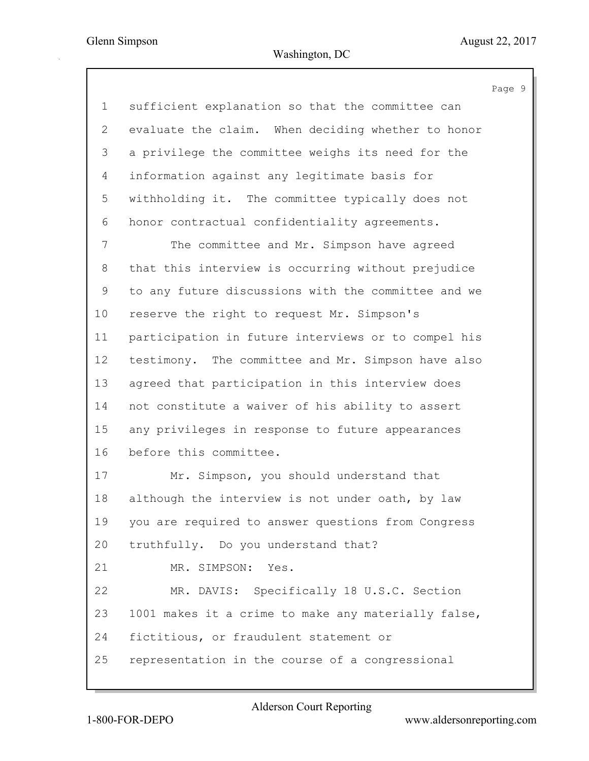sufficient explanation so that the committee can evaluate the claim. When deciding whether to honor a privilege the committee weighs its need for the information against any legitimate basis for withholding it. The committee typically does not honor contractual confidentiality agreements.

The committee and Mr. Simpson have agreed that this interview is occurring without prejudice to any future discussions with the committee and we reserve the right to request Mr. Simpson's participation in future interviews or to compel his testimony. The committee and Mr. Simpson have also agreed that participation in this interview does not constitute a waiver of his ability to assert any privileges in response to future appearances before this committee.

Mr. Simpson, you should understand that although the interview is not under oath, by law you are required to answer questions from Congress truthfully. Do you understand that?

MR. SIMPSON: Yes.

MR. DAVIS: Specifically 18 U.S.C. Section 1001 makes it a crime to make any materially false, fictitious, or fraudulent statement or representation in the course of a congressional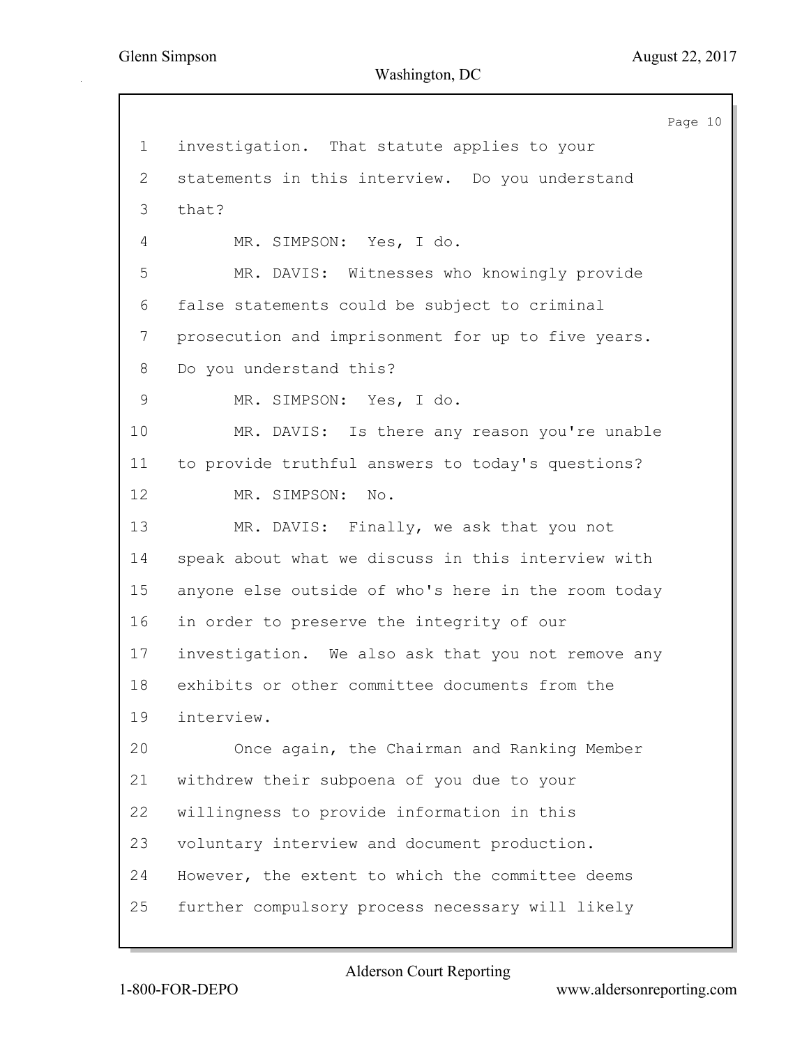investigation. That statute applies to your statements in this interview. Do you understand that?

MR. SIMPSON: Yes, I do.

MR. DAVIS: Witnesses who knowingly provide false statements could be subject to criminal prosecution and imprisonment for up to five years. Do you understand this?

MR. SIMPSON: Yes, I do.

MR. DAVIS: Is there any reason you're unable to provide truthful answers to today's questions?

MR. SIMPSON: No.

MR. DAVIS: Finally, we ask that you not speak about what we discuss in this interview with anyone else outside of who's here in the room today in order to preserve the integrity of our investigation. We also ask that you not remove any exhibits or other committee documents from the interview.

Once again, the Chairman and Ranking Member withdrew their subpoena of you due to your willingness to provide information in this voluntary interview and document production. However, the extent to which the committee deems further compulsory process necessary will likely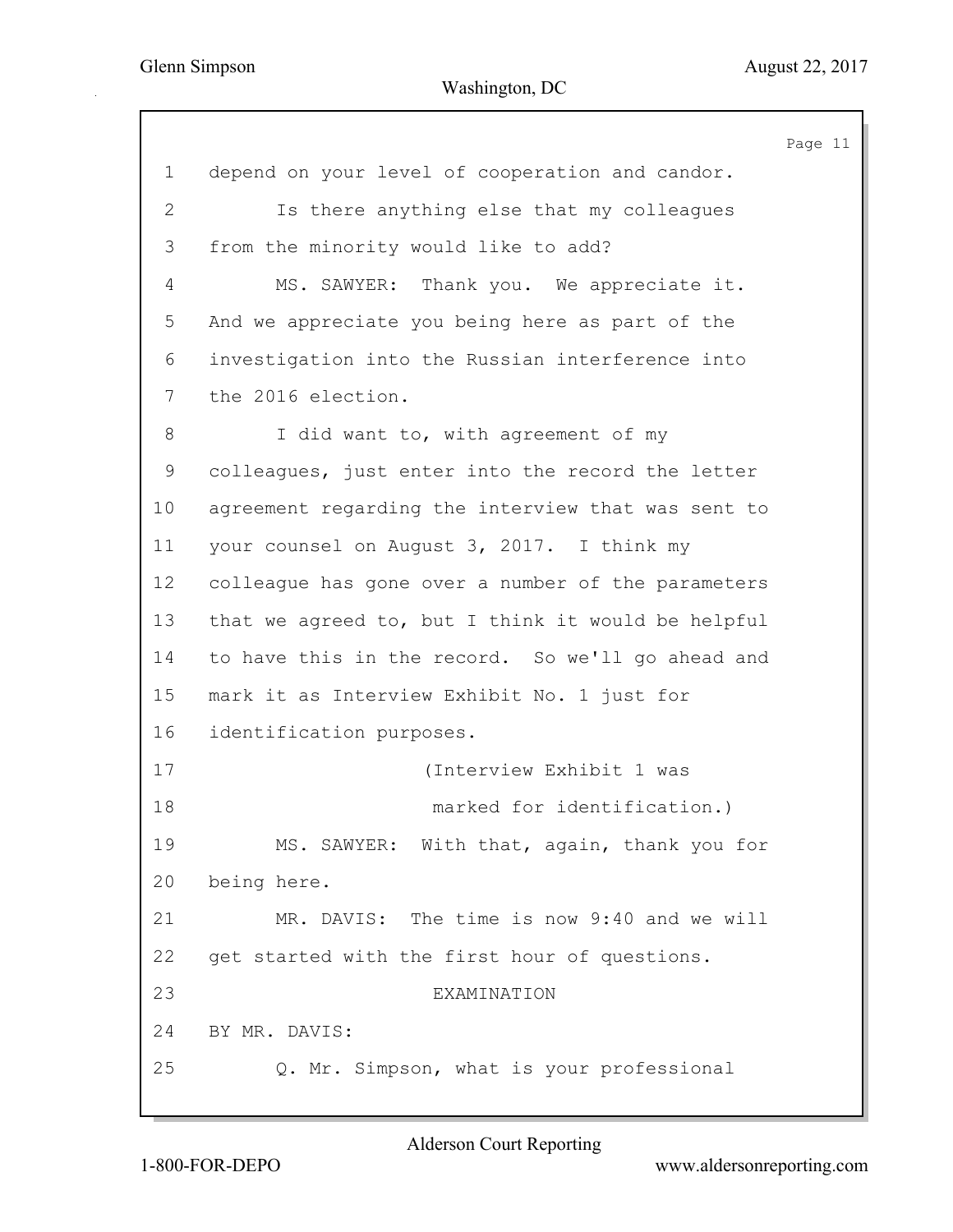depend on your level of cooperation and candor.

Is there anything else that my colleagues from the minority would like to add?

MS. SAWYER: Thank you. We appreciate it. And we appreciate you being here as part of the investigation into the Russian interference into the 2016 election.

I did want to, with agreement of my colleagues, just enter into the record the letter agreement regarding the interview that was sent to your counsel on August 3, 2017. I think my colleague has gone over a number of the parameters that we agreed to, but I think it would be helpful to have this in the record. So we'll go ahead and mark it as Interview Exhibit No. 1 just for identification purposes.

(Interview Exhibit 1 was marked for identification.)

MS. SAWYER: With that, again, thank you for being here.

MR. DAVIS: The time is now 9:40 and we will get started with the first hour of questions.

EXAMINATION

BY MR. DAVIS:

Q. Mr. Simpson, what is your professional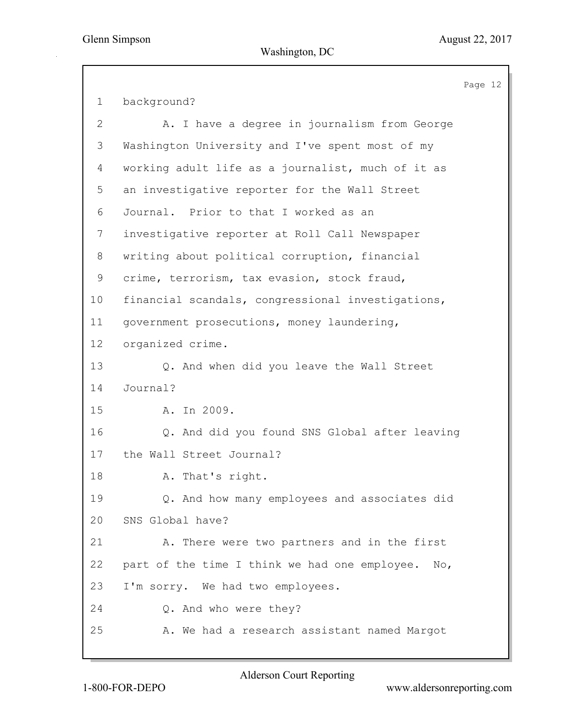1 background?

2 A. I have a degree in journalism from George

3 Washington University and I've spent most of my

4 working adult life as a journalist, much of it as

5 an investigative reporter for the Wall Street

6 Journal. Prior to that I worked as an

7 investigative reporter at Roll Call Newspaper

8 writing about political corruption, financial

9 crime, terrorism, tax evasion, stock fraud,

10 financial scandals, congressional investigations,

11 government prosecutions, money laundering,

12 organized crime.

13 Q. And when did you leave the Wall Street

14 Journal?

15 A. In 2009.

16 Q. And did you found SNS Global after leaving

17 the Wall Street Journal?

18 A. That's right.

19 Q. And how many employees and associates did

20 SNS Global have?

21 A. There were two partners and in the first

22 part of the time I think we had one employee. No,

23 I'm sorry. We had two employees.

24 Q. And who were they?

25 A. We had a research assistant named Margot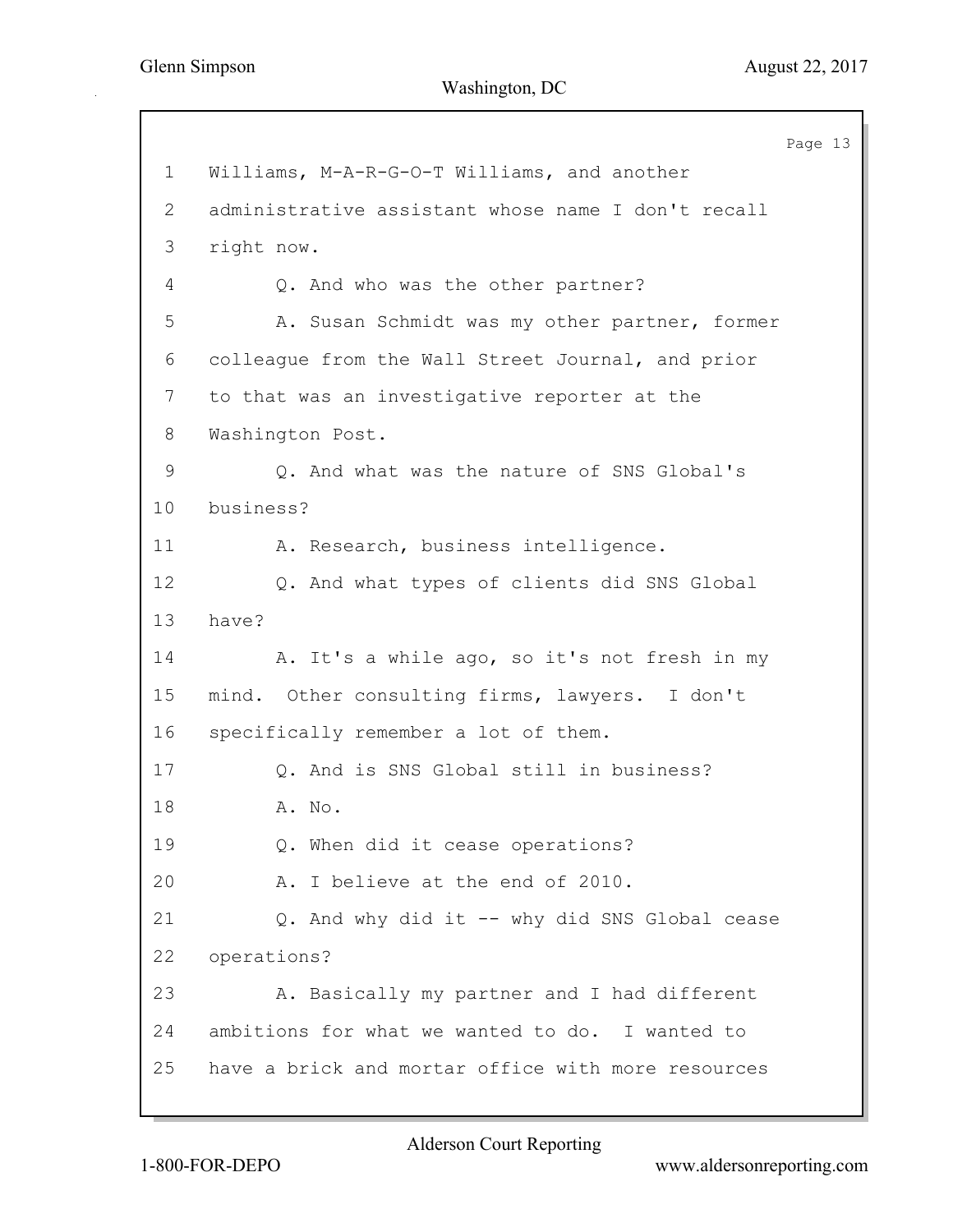Williams, M-A-R-G-O-T Williams, and another administrative assistant whose name I don't recall right now.

Q. And who was the other partner?

A. Susan Schmidt was my other partner, former colleague from the Wall Street Journal, and prior to that was an investigative reporter at the Washington Post.

Q. And what was the nature of SNS Global's business?

A. Research, business intelligence.

Q. And what types of clients did SNS Global have?

A. It's a while ago, so it's not fresh in my mind. Other consulting firms, lawyers. I don't specifically remember a lot of them.

Q. And is SNS Global still in business?

A. No.

Q. When did it cease operations?

A. I believe at the end of 2010.

Q. And why did it -- why did SNS Global cease operations?

A. Basically my partner and I had different ambitions for what we wanted to do. I wanted to have a brick and mortar office with more resources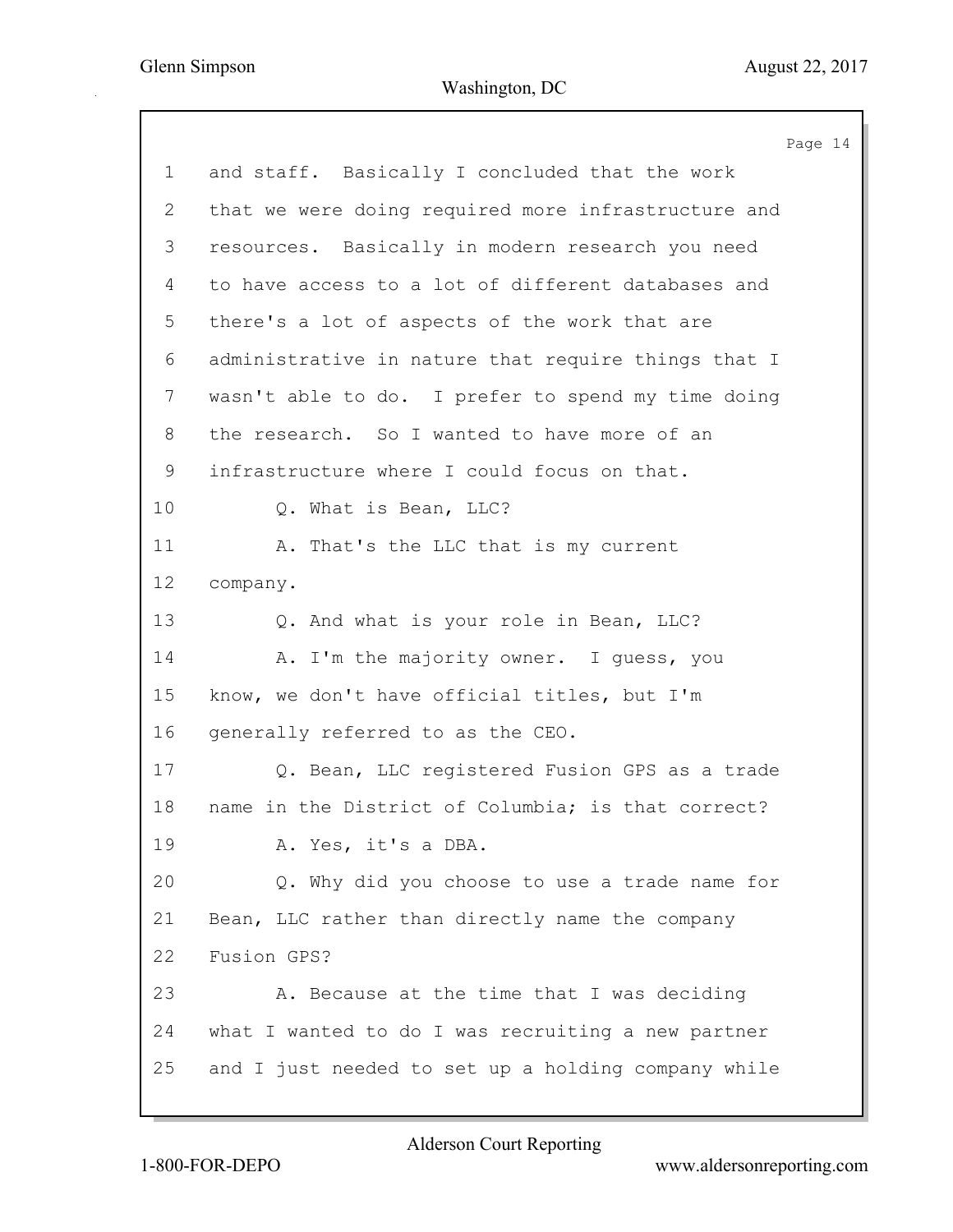1 and staff. Basically I concluded that the work
2 that we were doing required more infrastructure and
3 resources. Basically in modern research you need
4 to have access to a lot of different databases and
5 there's a lot of aspects of the work that are
6 administrative in nature that require things that I
7 wasn't able to do. I prefer to spend my time doing
8 the research. So I wanted to have more of an
9 infrastructure where I could focus on that.
10 Q. What is Bean, LLC?
11 A. That's the LLC that is my current
12 company.
13 Q. And what is your role in Bean, LLC?
14 A. I'm the majority owner. I guess, you
15 know, we don't have official titles, but I'm
16 generally referred to as the CEO.
17 Q. Bean, LLC registered Fusion GPS as a trade
18 name in the District of Columbia; is that correct?
19 A. Yes, it's a DBA.
20 Q. Why did you choose to use a trade name for
21 Bean, LLC rather than directly name the company
22 Fusion GPS?
23 A. Because at the time that I was deciding
24 what I wanted to do I was recruiting a new partner
25 and I just needed to set up a holding company while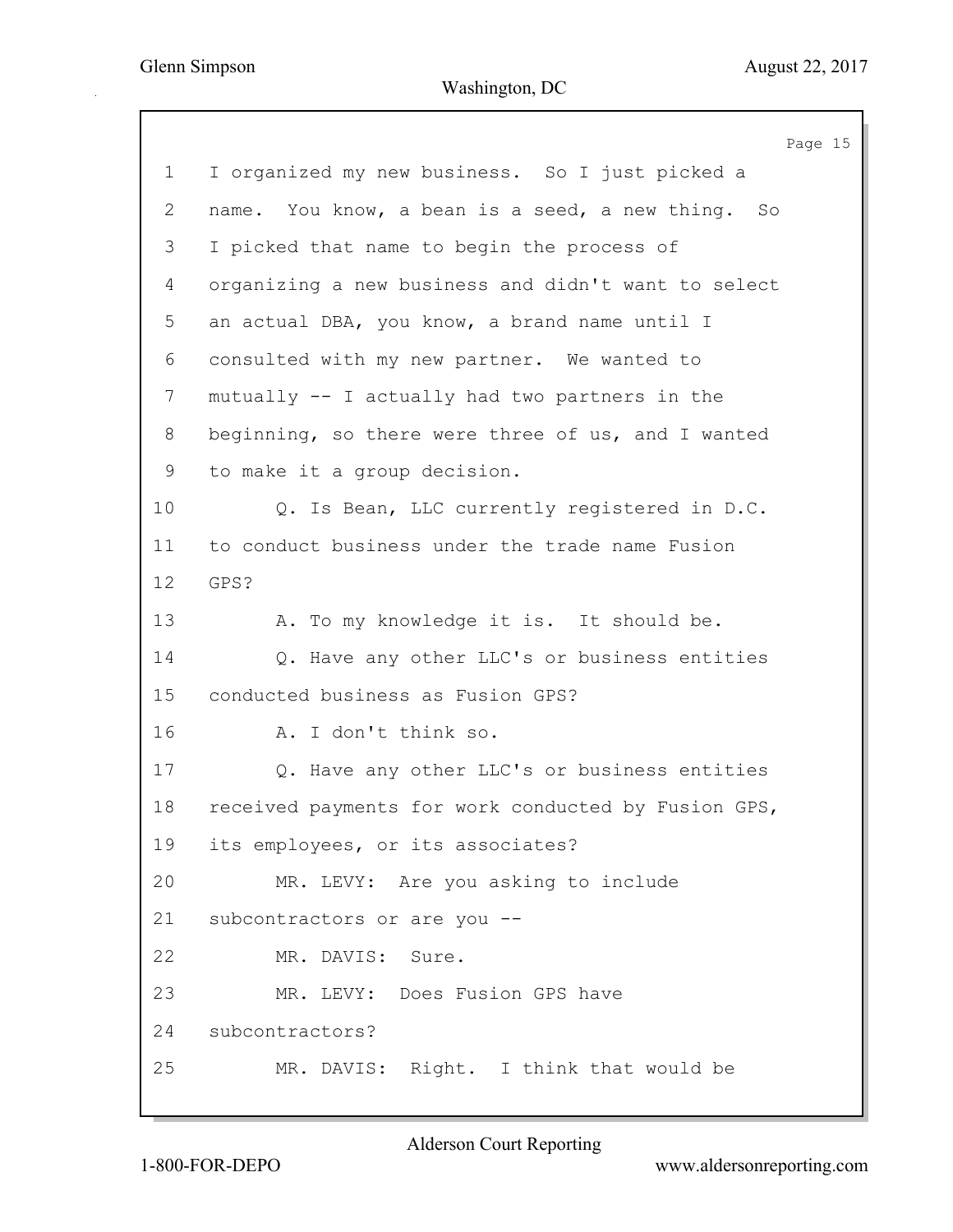1 I organized my new business. So I just picked a
2 name. You know, a bean is a seed, a new thing. So
3 I picked that name to begin the process of
4 organizing a new business and didn't want to select
5 an actual DBA, you know, a brand name until I
6 consulted with my new partner. We wanted to
7 mutually -- I actually had two partners in the
8 beginning, so there were three of us, and I wanted
9 to make it a group decision.
10 Q. Is Bean, LLC currently registered in D.C.
11 to conduct business under the trade name Fusion
12 GPS?
13 A. To my knowledge it is. It should be.
14 Q. Have any other LLC's or business entities
15 conducted business as Fusion GPS?
16 A. I don't think so.
17 Q. Have any other LLC's or business entities
18 received payments for work conducted by Fusion GPS,
19 its employees, or its associates?
20 MR. LEVY: Are you asking to include
21 subcontractors or are you --
22 MR. DAVIS: Sure.
23 MR. LEVY: Does Fusion GPS have
24 subcontractors?
25 MR. DAVIS: Right. I think that would be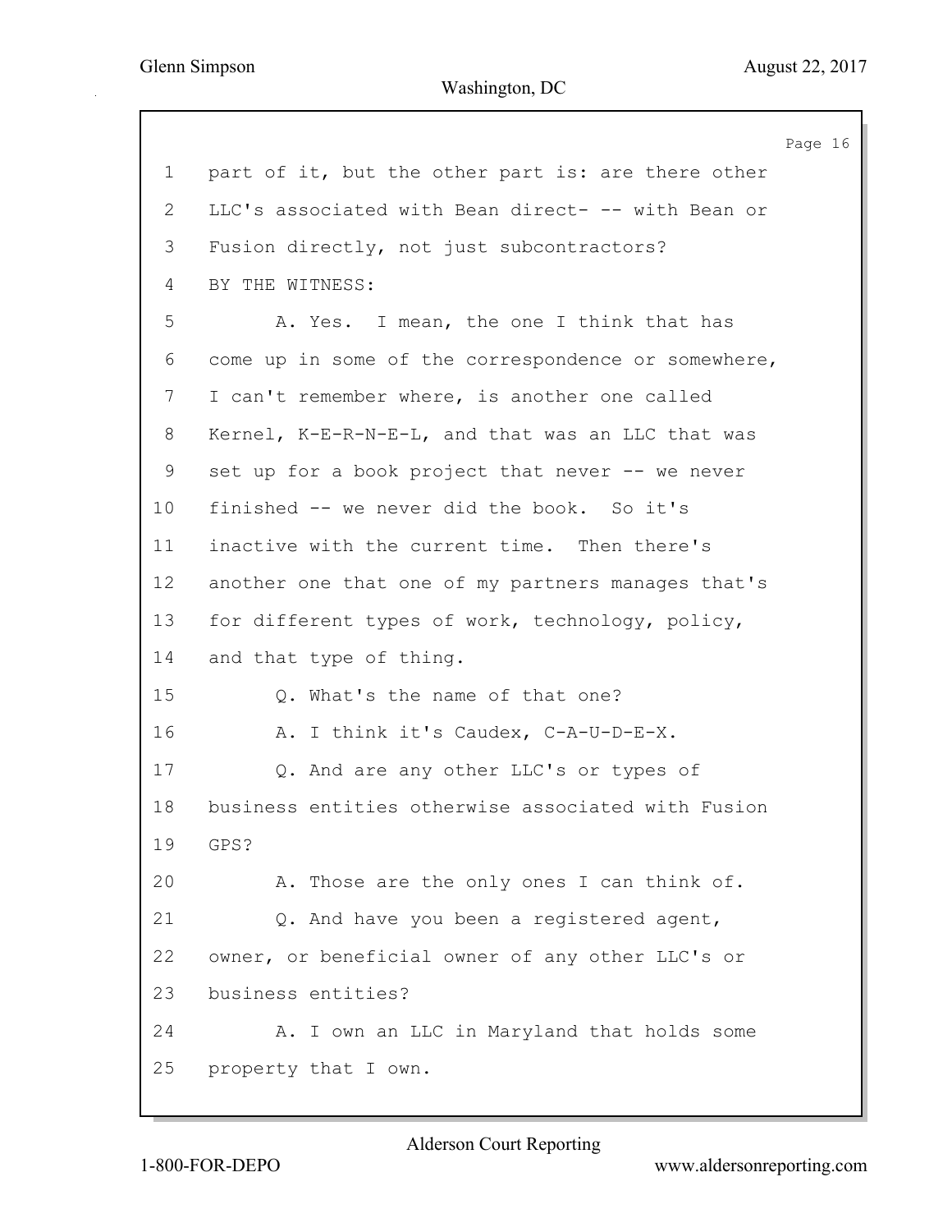1 part of it, but the other part is: are there other
2 LLC's associated with Bean direct- -- with Bean or
3 Fusion directly, not just subcontractors?
4 BY THE WITNESS:
5 A. Yes. I mean, the one I think that has
6 come up in some of the correspondence or somewhere,
7 I can't remember where, is another one called
8 Kernel, K-E-R-N-E-L, and that was an LLC that was
9 set up for a book project that never -- we never
10 finished -- we never did the book. So it's
11 inactive with the current time. Then there's
12 another one that one of my partners manages that's
13 for different types of work, technology, policy,
14 and that type of thing.
15 Q. What's the name of that one?
16 A. I think it's Caudex, C-A-U-D-E-X.
17 Q. And are any other LLC's or types of
18 business entities otherwise associated with Fusion
19 GPS?
20 A. Those are the only ones I can think of.
21 Q. And have you been a registered agent,
22 owner, or beneficial owner of any other LLC's or
23 business entities?
24 A. I own an LLC in Maryland that holds some
25 property that I own.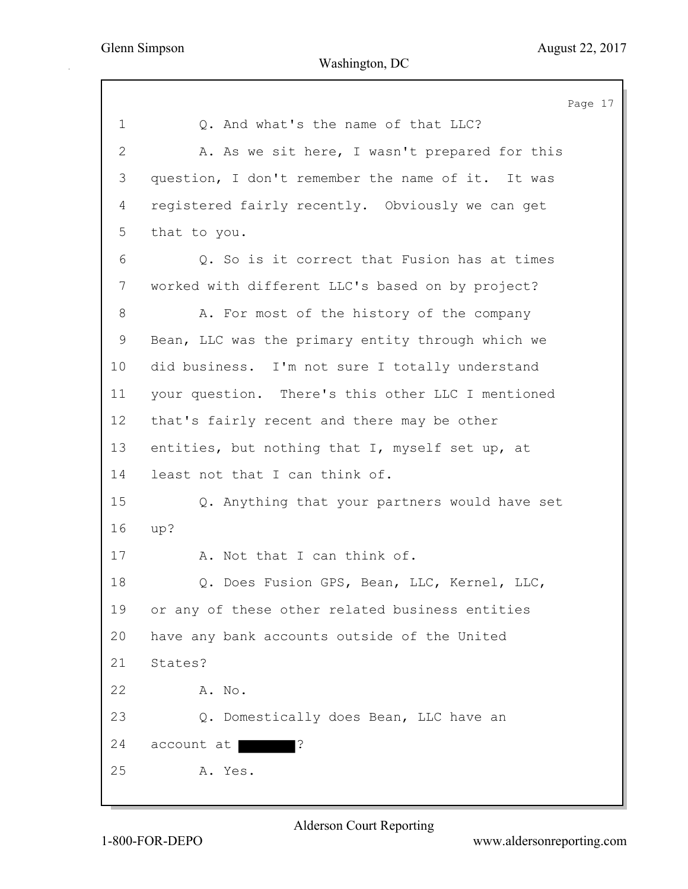1 Q. And what's the name of that LLC?

2 A. As we sit here, I wasn't prepared for this

3 question, I don't remember the name of it. It was

4 registered fairly recently. Obviously we can get

5 that to you.

6 Q. So is it correct that Fusion has at times

7 worked with different LLC's based on by project?

8 A. For most of the history of the company

9 Bean, LLC was the primary entity through which we

10 did business. I'm not sure I totally understand

11 your question. There's this other LLC I mentioned

12 that's fairly recent and there may be other

13 entities, but nothing that I, myself set up, at

14 least not that I can think of.

15 Q. Anything that your partners would have set

16 up?

17 A. Not that I can think of.

18 Q. Does Fusion GPS, Bean, LLC, Kernel, LLC,

19 or any of these other related business entities

20 have any bank accounts outside of the United

21 States?

22 A. No.

23 Q. Domestically does Bean, LLC have an

24 account at [REDACTED]?

25 A. Yes.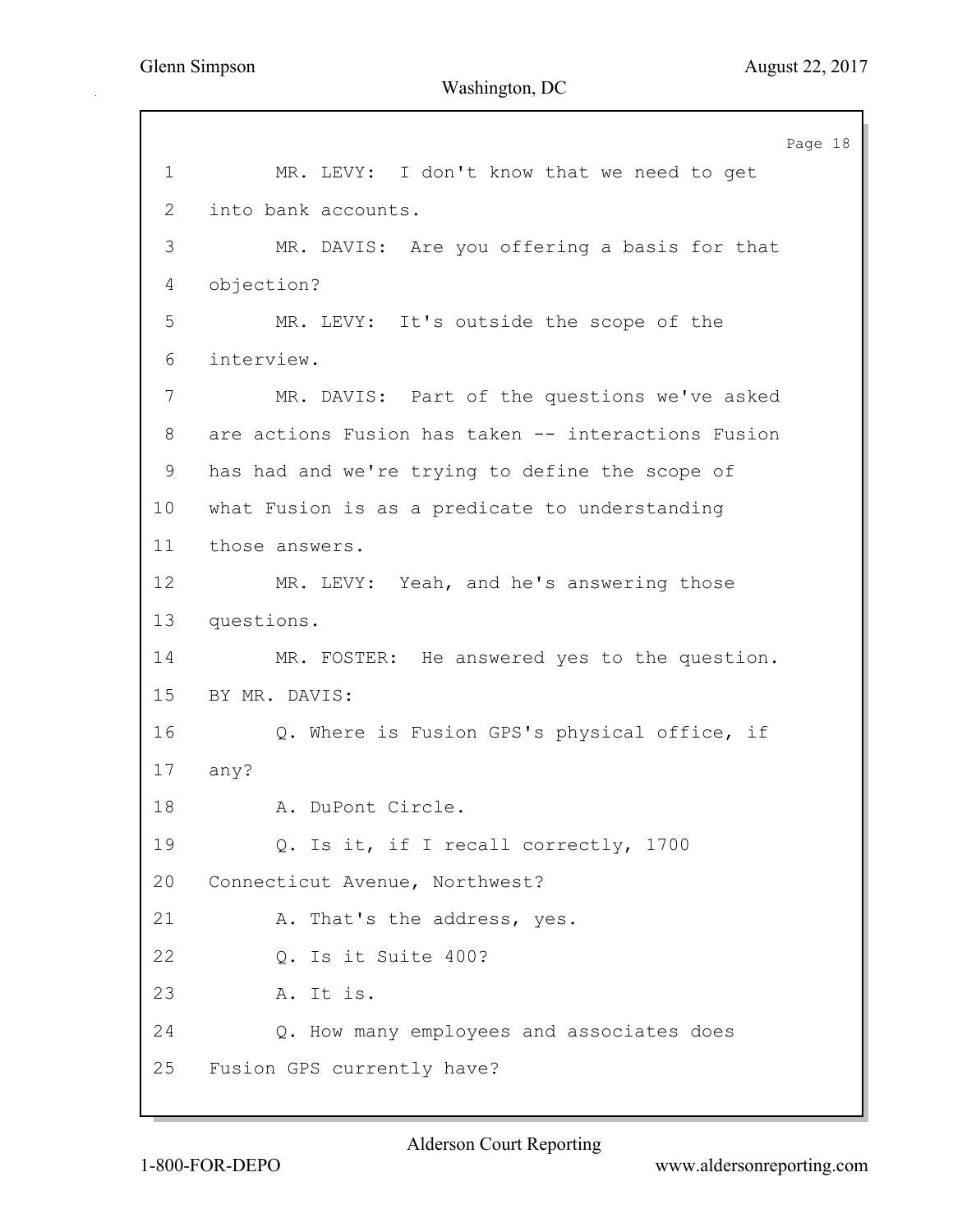1 MR. LEVY: I don't know that we need to get
2 into bank accounts.
3 MR. DAVIS: Are you offering a basis for that
4 objection?
5 MR. LEVY: It's outside the scope of the
6 interview.
7 MR. DAVIS: Part of the questions we've asked
8 are actions Fusion has taken -- interactions Fusion
9 has had and we're trying to define the scope of
10 what Fusion is as a predicate to understanding
11 those answers.
12 MR. LEVY: Yeah, and he's answering those
13 questions.
14 MR. FOSTER: He answered yes to the question.
15 BY MR. DAVIS:
16 Q. Where is Fusion GPS's physical office, if
17 any?
18 A. DuPont Circle.
19 Q. Is it, if I recall correctly, 1700
20 Connecticut Avenue, Northwest?
21 A. That's the address, yes.
22 Q. Is it Suite 400?
23 A. It is.
24 Q. How many employees and associates does
25 Fusion GPS currently have?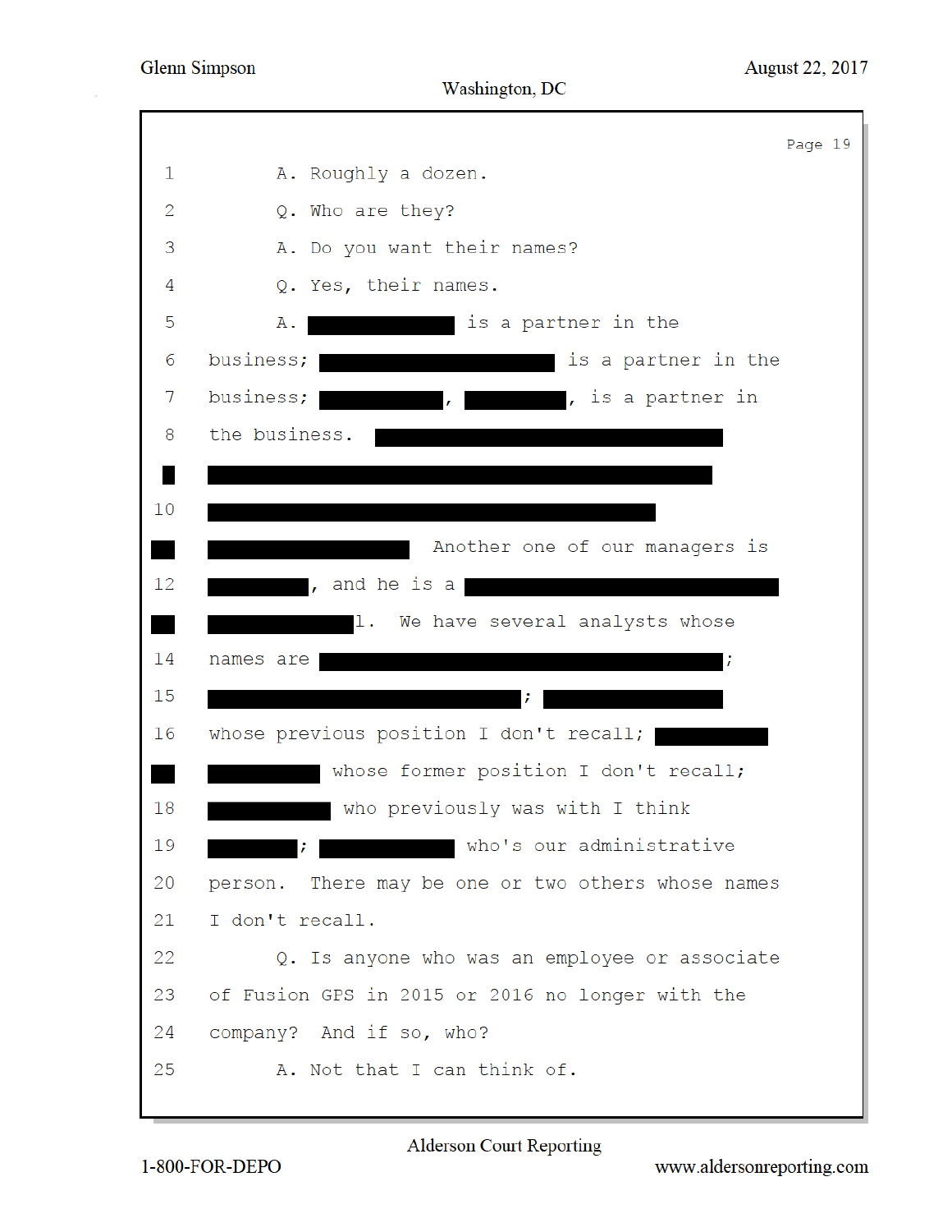1 A. Roughly a dozen.

2 Q. Who are they?

3 A. Do you want their names?

4 Q. Yes, their names.

5 A. [REDACTED] is a partner in the

6 business; [REDACTED] is a partner in the

7 business; [REDACTED], [REDACTED], is a partner in

8 the business. [REDACTED]

[REDACTED]

10 [REDACTED]

[REDACTED] Another one of our managers is

12 [REDACTED], and he is a [REDACTED]

[REDACTED]l. We have several analysts whose

14 names are [REDACTED];

15 [REDACTED]; [REDACTED]

16 whose previous position I don't recall; [REDACTED]

[REDACTED] whose former position I don't recall;

18 [REDACTED] who previously was with I think

19 [REDACTED]; [REDACTED] who's our administrative

20 person. There may be one or two others whose names

21 I don't recall.

22 Q. Is anyone who was an employee or associate

23 of Fusion GPS in 2015 or 2016 no longer with the

24 company? And if so, who?

25 A. Not that I can think of.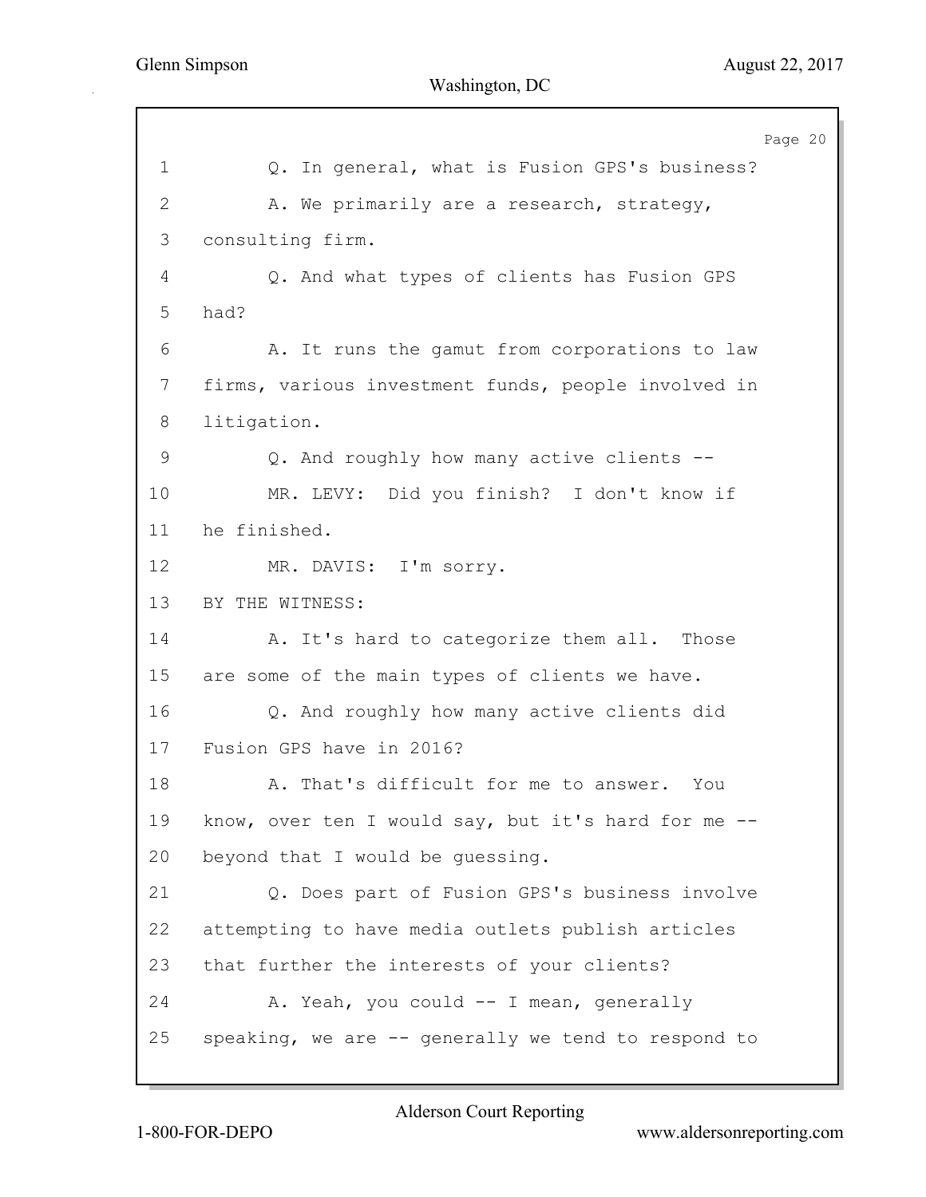1 Q. In general, what is Fusion GPS's business?

2 A. We primarily are a research, strategy,

3 consulting firm.

4 Q. And what types of clients has Fusion GPS

5 had?

6 A. It runs the gamut from corporations to law

7 firms, various investment funds, people involved in

8 litigation.

9 Q. And roughly how many active clients --

10 MR. LEVY: Did you finish? I don't know if

11 he finished.

12 MR. DAVIS: I'm sorry.

13 BY THE WITNESS:

14 A. It's hard to categorize them all. Those

15 are some of the main types of clients we have.

16 Q. And roughly how many active clients did

17 Fusion GPS have in 2016?

18 A. That's difficult for me to answer. You

19 know, over ten I would say, but it's hard for me --

20 beyond that I would be guessing.

21 Q. Does part of Fusion GPS's business involve

22 attempting to have media outlets publish articles

23 that further the interests of your clients?

24 A. Yeah, you could -- I mean, generally

25 speaking, we are -- generally we tend to respond to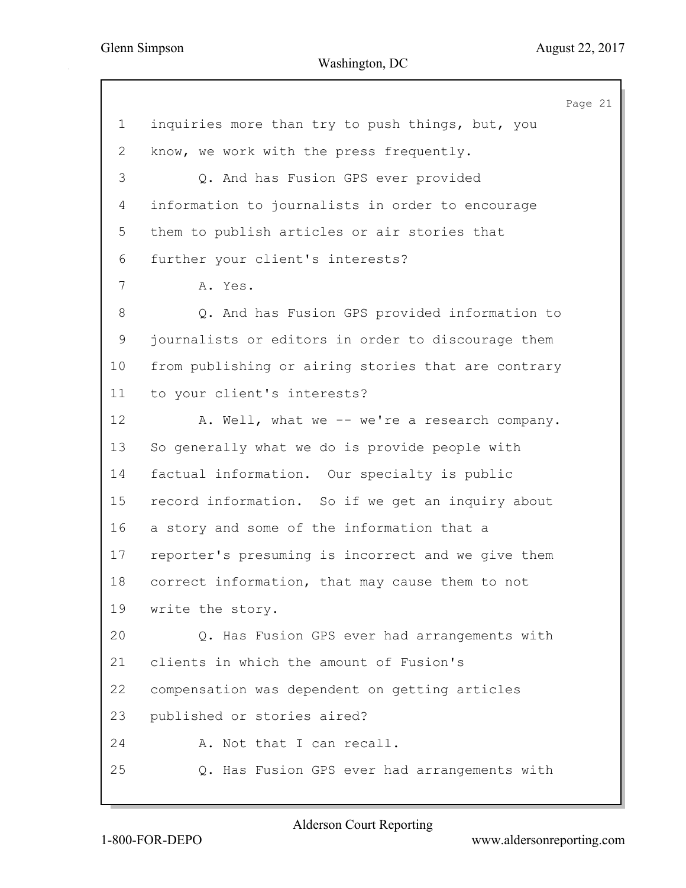inquiries more than try to push things, but, you know, we work with the press frequently.

Q. And has Fusion GPS ever provided information to journalists in order to encourage them to publish articles or air stories that further your client's interests?

A. Yes.

Q. And has Fusion GPS provided information to journalists or editors in order to discourage them from publishing or airing stories that are contrary to your client's interests?

A. Well, what we -- we're a research company. So generally what we do is provide people with factual information. Our specialty is public record information. So if we get an inquiry about a story and some of the information that a reporter's presuming is incorrect and we give them correct information, that may cause them to not write the story.

Q. Has Fusion GPS ever had arrangements with clients in which the amount of Fusion's compensation was dependent on getting articles published or stories aired?

A. Not that I can recall.

Q. Has Fusion GPS ever had arrangements with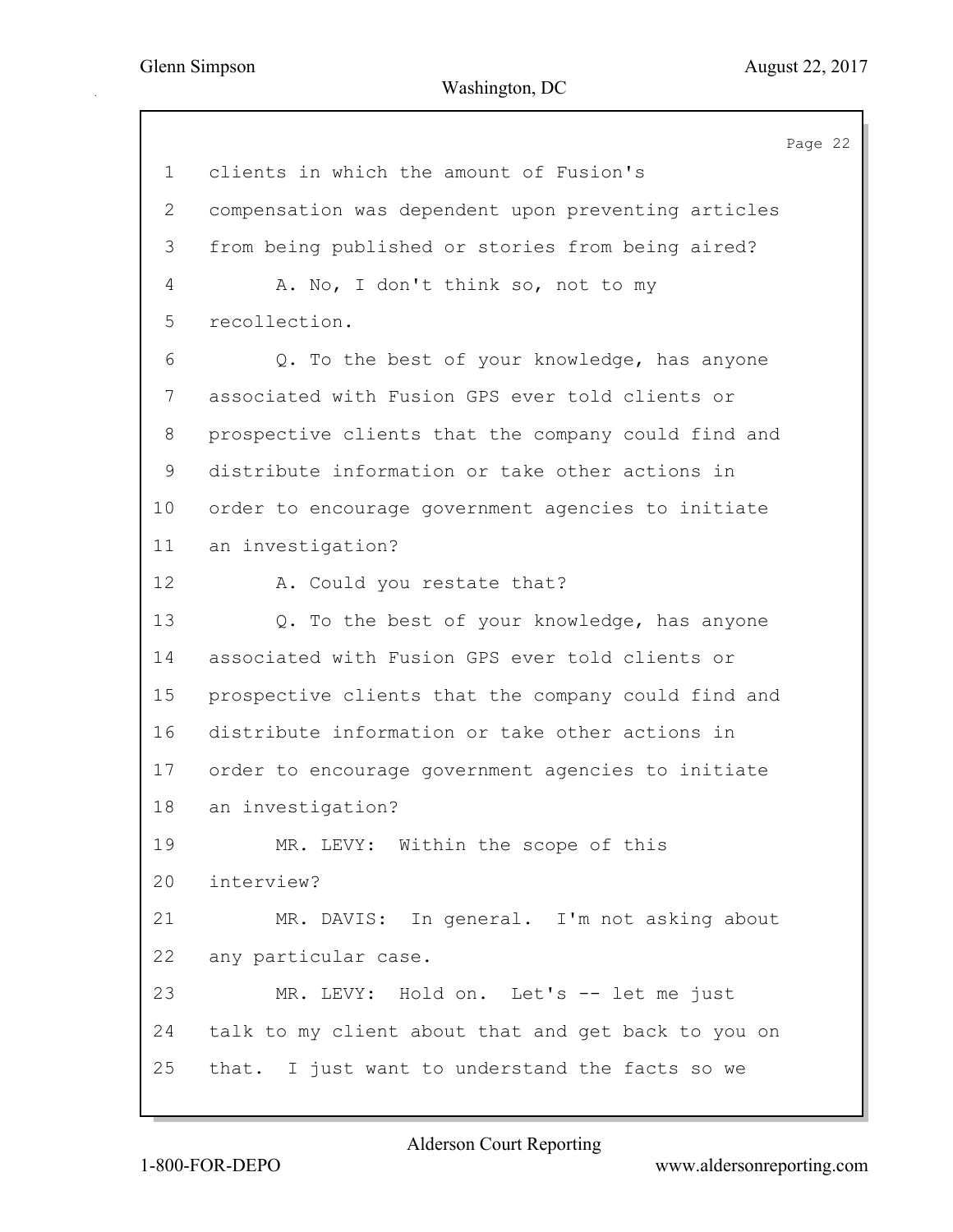1 clients in which the amount of Fusion's
2 compensation was dependent upon preventing articles
3 from being published or stories from being aired?
4 A. No, I don't think so, not to my
5 recollection.
6 Q. To the best of your knowledge, has anyone
7 associated with Fusion GPS ever told clients or
8 prospective clients that the company could find and
9 distribute information or take other actions in
10 order to encourage government agencies to initiate
11 an investigation?
12 A. Could you restate that?
13 Q. To the best of your knowledge, has anyone
14 associated with Fusion GPS ever told clients or
15 prospective clients that the company could find and
16 distribute information or take other actions in
17 order to encourage government agencies to initiate
18 an investigation?
19 MR. LEVY: Within the scope of this
20 interview?
21 MR. DAVIS: In general. I'm not asking about
22 any particular case.
23 MR. LEVY: Hold on. Let's -- let me just
24 talk to my client about that and get back to you on
25 that. I just want to understand the facts so we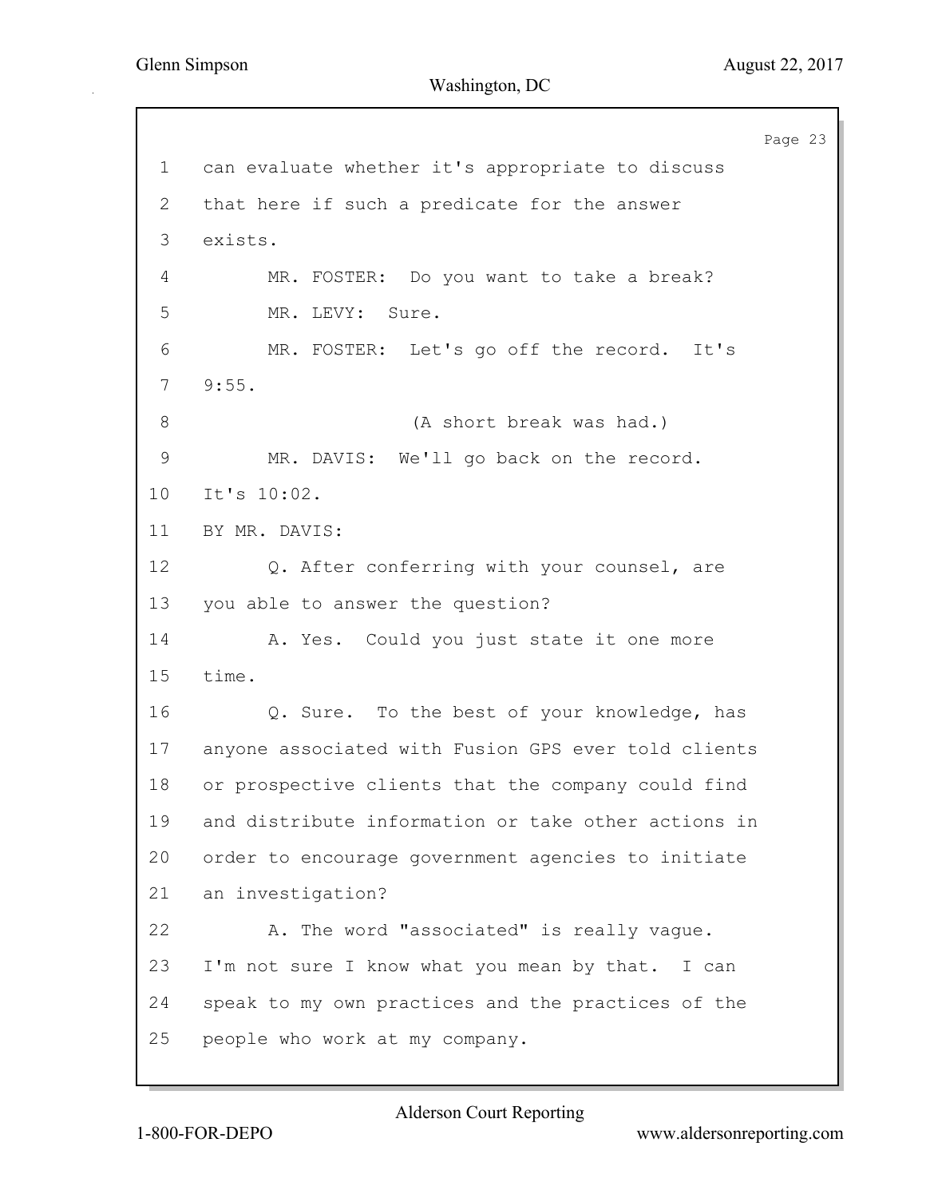can evaluate whether it's appropriate to discuss that here if such a predicate for the answer exists.

MR. FOSTER: Do you want to take a break?

MR. LEVY: Sure.

MR. FOSTER: Let's go off the record. It's 9:55.

(A short break was had.)

MR. DAVIS: We'll go back on the record. It's 10:02.

BY MR. DAVIS:

Q. After conferring with your counsel, are you able to answer the question?

A. Yes. Could you just state it one more time.

Q. Sure. To the best of your knowledge, has anyone associated with Fusion GPS ever told clients or prospective clients that the company could find and distribute information or take other actions in order to encourage government agencies to initiate an investigation?

A. The word "associated" is really vague. I'm not sure I know what you mean by that. I can speak to my own practices and the practices of the people who work at my company.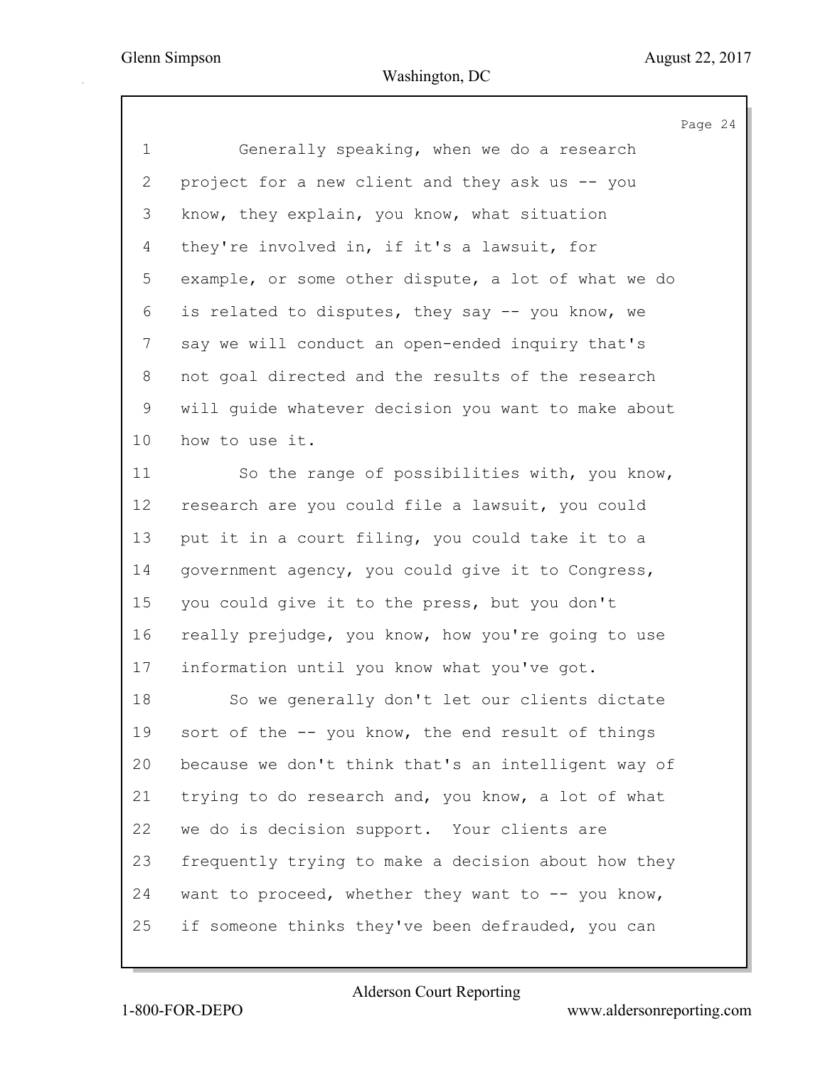1 Generally speaking, when we do a research
2 project for a new client and they ask us -- you
3 know, they explain, you know, what situation
4 they're involved in, if it's a lawsuit, for
5 example, or some other dispute, a lot of what we do
6 is related to disputes, they say -- you know, we
7 say we will conduct an open-ended inquiry that's
8 not goal directed and the results of the research
9 will guide whatever decision you want to make about
10 how to use it.
11 So the range of possibilities with, you know,
12 research are you could file a lawsuit, you could
13 put it in a court filing, you could take it to a
14 government agency, you could give it to Congress,
15 you could give it to the press, but you don't
16 really prejudge, you know, how you're going to use
17 information until you know what you've got.
18 So we generally don't let our clients dictate
19 sort of the -- you know, the end result of things
20 because we don't think that's an intelligent way of
21 trying to do research and, you know, a lot of what
22 we do is decision support. Your clients are
23 frequently trying to make a decision about how they
24 want to proceed, whether they want to -- you know,
25 if someone thinks they've been defrauded, you can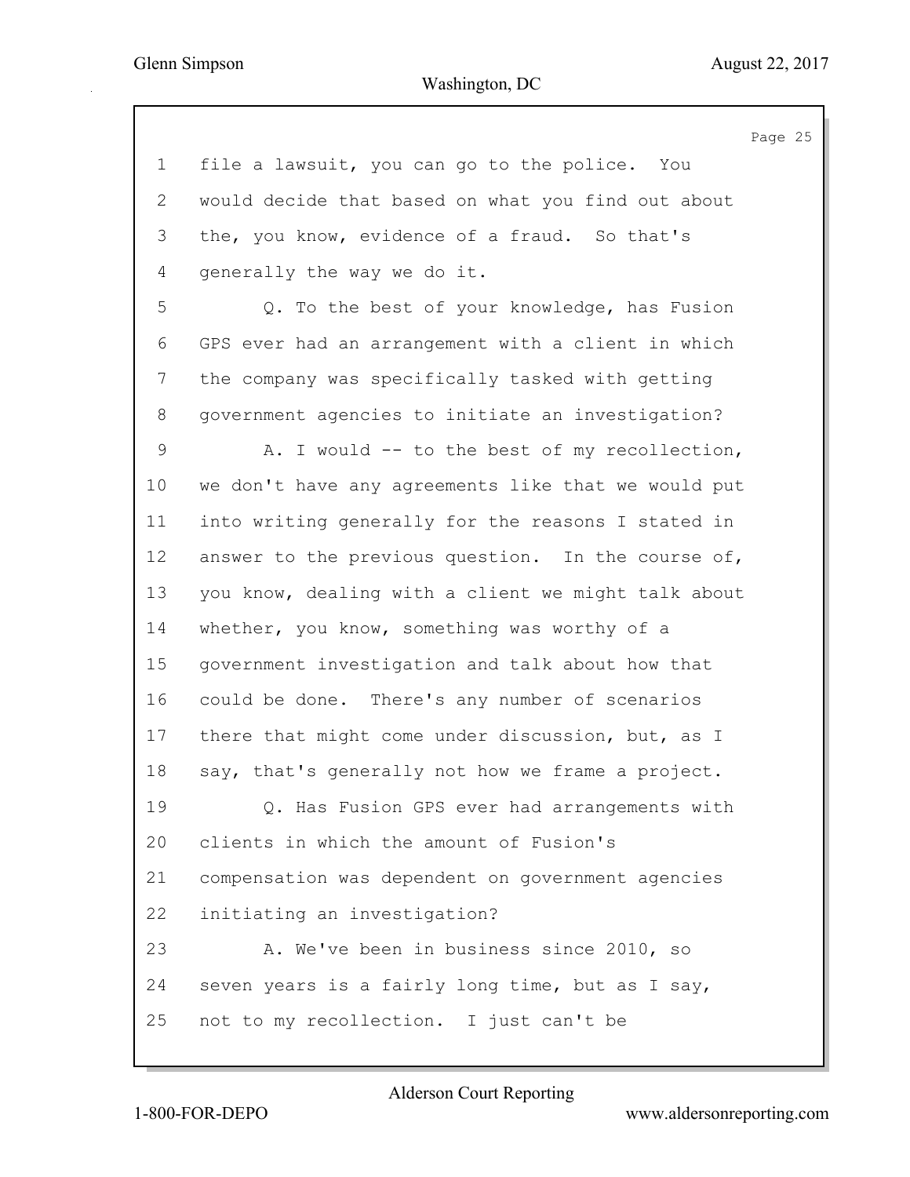1 file a lawsuit, you can go to the police. You
2 would decide that based on what you find out about
3 the, you know, evidence of a fraud. So that's
4 generally the way we do it.
5 Q. To the best of your knowledge, has Fusion
6 GPS ever had an arrangement with a client in which
7 the company was specifically tasked with getting
8 government agencies to initiate an investigation?
9 A. I would -- to the best of my recollection,
10 we don't have any agreements like that we would put
11 into writing generally for the reasons I stated in
12 answer to the previous question. In the course of,
13 you know, dealing with a client we might talk about
14 whether, you know, something was worthy of a
15 government investigation and talk about how that
16 could be done. There's any number of scenarios
17 there that might come under discussion, but, as I
18 say, that's generally not how we frame a project.
19 Q. Has Fusion GPS ever had arrangements with
20 clients in which the amount of Fusion's
21 compensation was dependent on government agencies
22 initiating an investigation?
23 A. We've been in business since 2010, so
24 seven years is a fairly long time, but as I say,
25 not to my recollection. I just can't be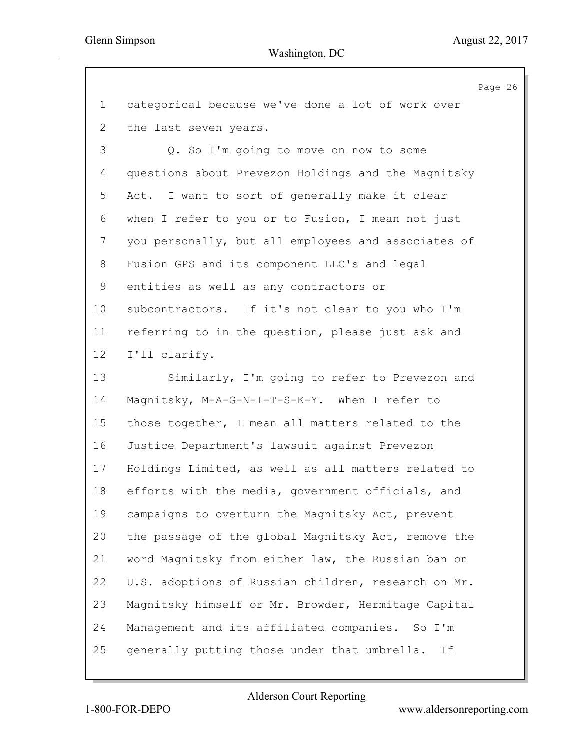categorical because we've done a lot of work over the last seven years.

Q. So I'm going to move on now to some questions about Prevezon Holdings and the Magnitsky Act. I want to sort of generally make it clear when I refer to you or to Fusion, I mean not just you personally, but all employees and associates of Fusion GPS and its component LLC's and legal entities as well as any contractors or subcontractors. If it's not clear to you who I'm referring to in the question, please just ask and I'll clarify.

Similarly, I'm going to refer to Prevezon and Magnitsky, M-A-G-N-I-T-S-K-Y. When I refer to those together, I mean all matters related to the Justice Department's lawsuit against Prevezon Holdings Limited, as well as all matters related to efforts with the media, government officials, and campaigns to overturn the Magnitsky Act, prevent the passage of the global Magnitsky Act, remove the word Magnitsky from either law, the Russian ban on U.S. adoptions of Russian children, research on Mr. Magnitsky himself or Mr. Browder, Hermitage Capital Management and its affiliated companies. So I'm generally putting those under that umbrella. If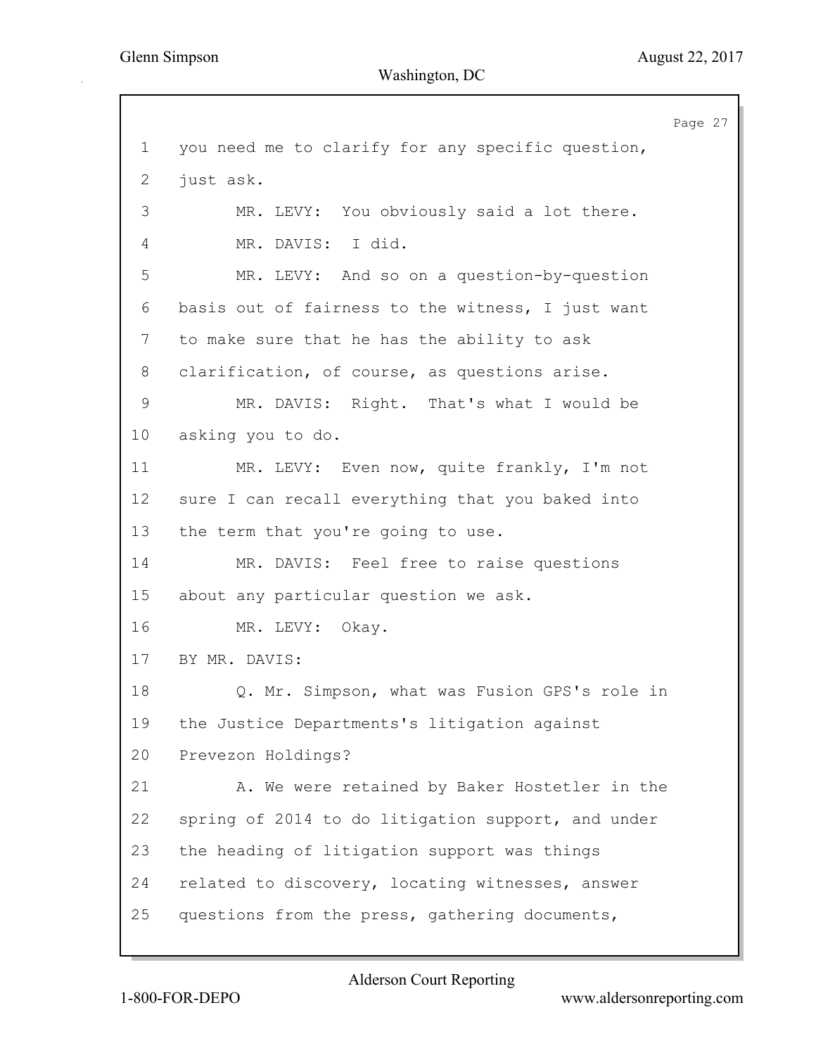1 you need me to clarify for any specific question,
2 just ask.
3 MR. LEVY: You obviously said a lot there.
4 MR. DAVIS: I did.
5 MR. LEVY: And so on a question-by-question
6 basis out of fairness to the witness, I just want
7 to make sure that he has the ability to ask
8 clarification, of course, as questions arise.
9 MR. DAVIS: Right. That's what I would be
10 asking you to do.
11 MR. LEVY: Even now, quite frankly, I'm not
12 sure I can recall everything that you baked into
13 the term that you're going to use.
14 MR. DAVIS: Feel free to raise questions
15 about any particular question we ask.
16 MR. LEVY: Okay.
17 BY MR. DAVIS:
18 Q. Mr. Simpson, what was Fusion GPS's role in
19 the Justice Departments's litigation against
20 Prevezon Holdings?
21 A. We were retained by Baker Hostetler in the
22 spring of 2014 to do litigation support, and under
23 the heading of litigation support was things
24 related to discovery, locating witnesses, answer
25 questions from the press, gathering documents,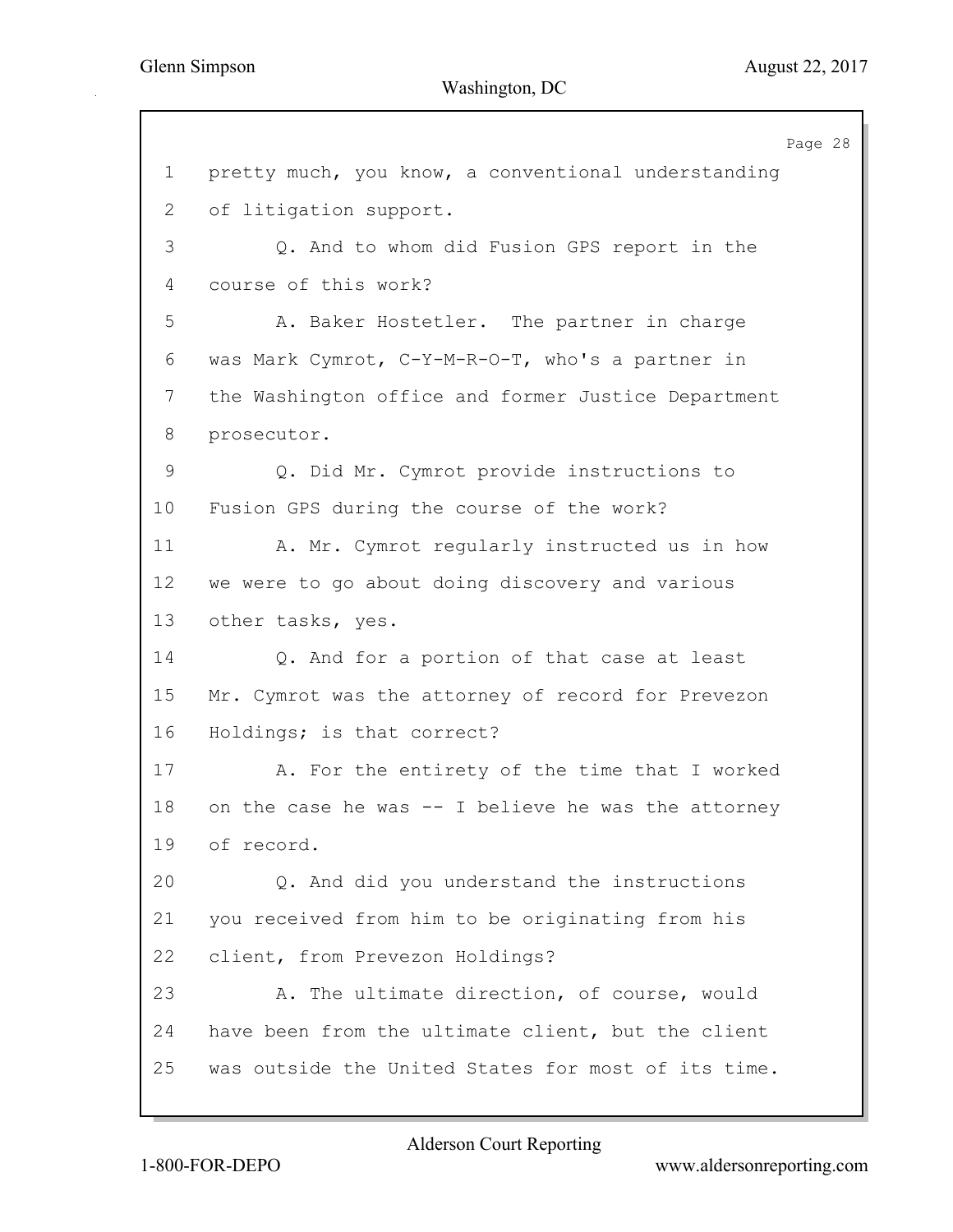1 pretty much, you know, a conventional understanding
2 of litigation support.
3 Q. And to whom did Fusion GPS report in the
4 course of this work?
5 A. Baker Hostetler. The partner in charge
6 was Mark Cymrot, C-Y-M-R-O-T, who's a partner in
7 the Washington office and former Justice Department
8 prosecutor.
9 Q. Did Mr. Cymrot provide instructions to
10 Fusion GPS during the course of the work?
11 A. Mr. Cymrot regularly instructed us in how
12 we were to go about doing discovery and various
13 other tasks, yes.
14 Q. And for a portion of that case at least
15 Mr. Cymrot was the attorney of record for Prevezon
16 Holdings; is that correct?
17 A. For the entirety of the time that I worked
18 on the case he was -- I believe he was the attorney
19 of record.
20 Q. And did you understand the instructions
21 you received from him to be originating from his
22 client, from Prevezon Holdings?
23 A. The ultimate direction, of course, would
24 have been from the ultimate client, but the client
25 was outside the United States for most of its time.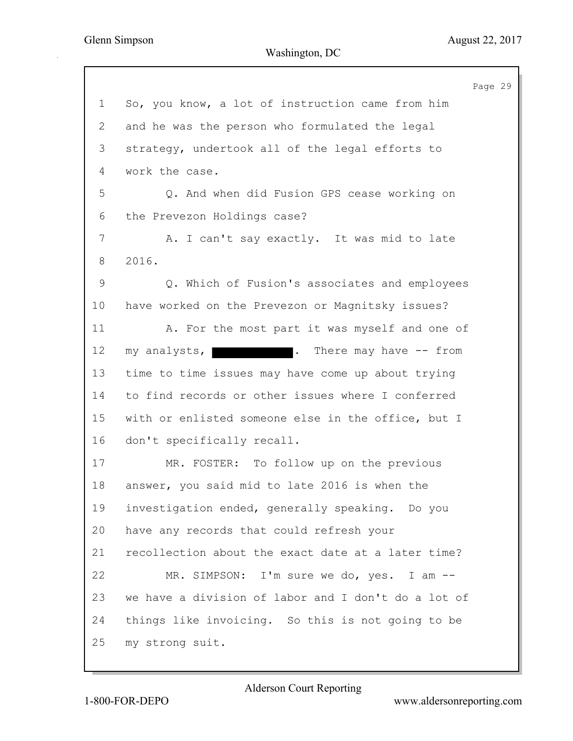1 So, you know, a lot of instruction came from him

2 and he was the person who formulated the legal

3 strategy, undertook all of the legal efforts to

4 work the case.

5 Q. And when did Fusion GPS cease working on

6 the Prevezon Holdings case?

7 A. I can't say exactly. It was mid to late

8 2016.

9 Q. Which of Fusion's associates and employees

10 have worked on the Prevezon or Magnitsky issues?

11 A. For the most part it was myself and one of

12 my analysts, ███████████. There may have -- from

13 time to time issues may have come up about trying

14 to find records or other issues where I conferred

15 with or enlisted someone else in the office, but I

16 don't specifically recall.

17 MR. FOSTER: To follow up on the previous

18 answer, you said mid to late 2016 is when the

19 investigation ended, generally speaking. Do you

20 have any records that could refresh your

21 recollection about the exact date at a later time?

22 MR. SIMPSON: I'm sure we do, yes. I am --

23 we have a division of labor and I don't do a lot of

24 things like invoicing. So this is not going to be

25 my strong suit.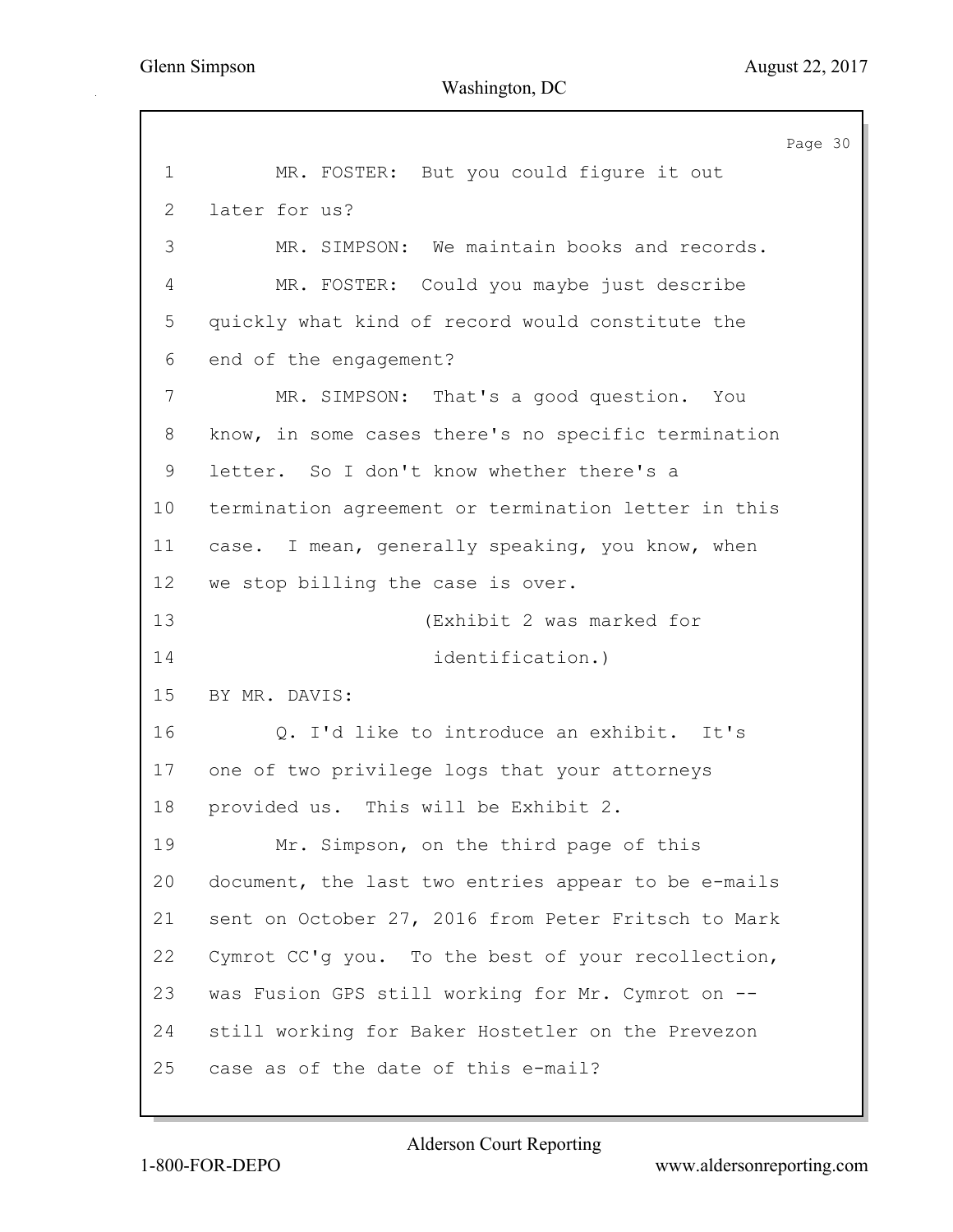MR. FOSTER: But you could figure it out later for us?

MR. SIMPSON: We maintain books and records.

MR. FOSTER: Could you maybe just describe quickly what kind of record would constitute the end of the engagement?

MR. SIMPSON: That's a good question. You know, in some cases there's no specific termination letter. So I don't know whether there's a termination agreement or termination letter in this case. I mean, generally speaking, you know, when we stop billing the case is over.

(Exhibit 2 was marked for identification.)

BY MR. DAVIS:

Q. I'd like to introduce an exhibit. It's one of two privilege logs that your attorneys provided us. This will be Exhibit 2.

Mr. Simpson, on the third page of this document, the last two entries appear to be e-mails sent on October 27, 2016 from Peter Fritsch to Mark Cymrot CC'g you. To the best of your recollection, was Fusion GPS still working for Mr. Cymrot on -- still working for Baker Hostetler on the Prevezon case as of the date of this e-mail?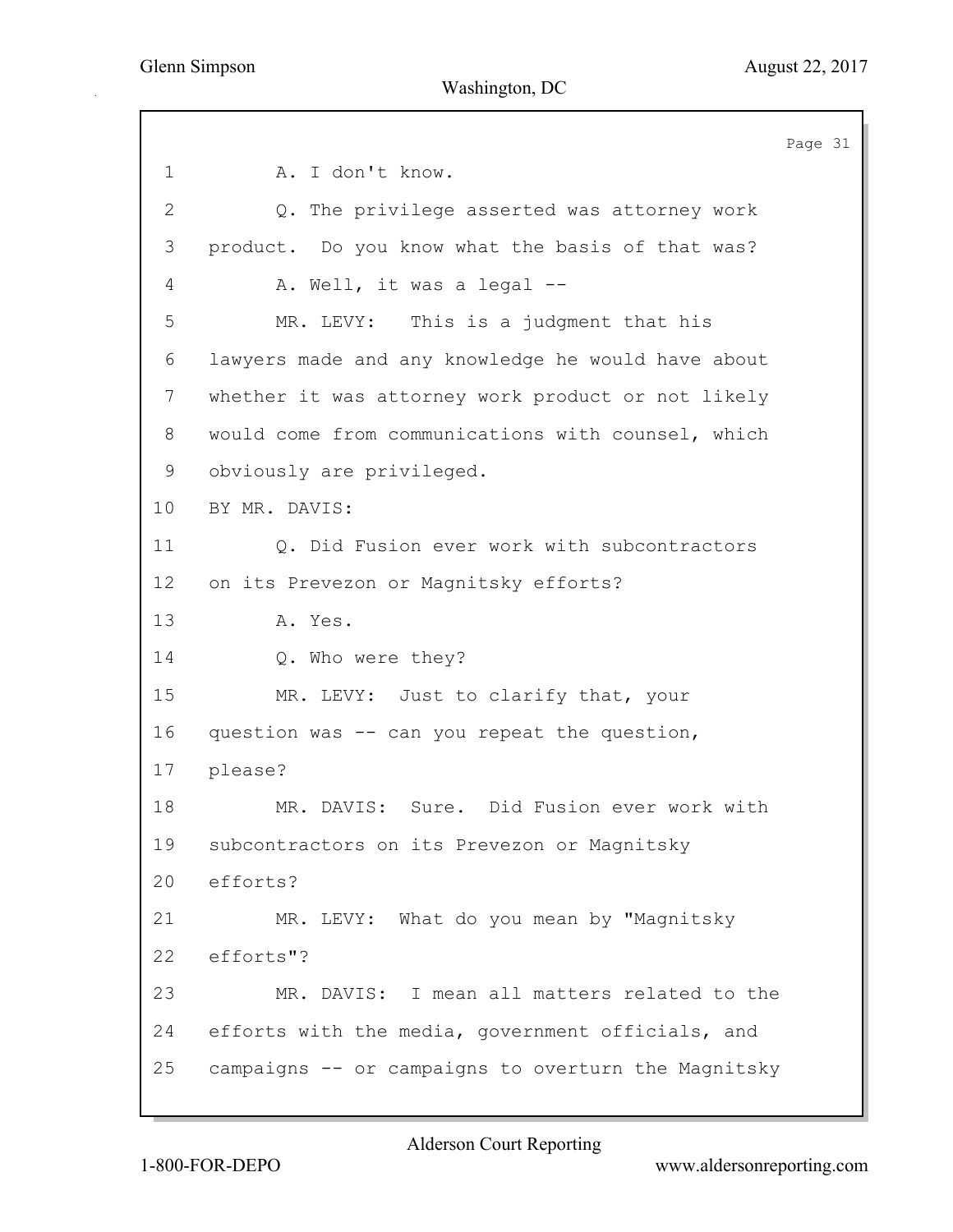1 A. I don't know.

2 Q. The privilege asserted was attorney work

3 product. Do you know what the basis of that was?

4 A. Well, it was a legal --

5 MR. LEVY: This is a judgment that his

6 lawyers made and any knowledge he would have about

7 whether it was attorney work product or not likely

8 would come from communications with counsel, which

9 obviously are privileged.

10 BY MR. DAVIS:

11 Q. Did Fusion ever work with subcontractors

12 on its Prevezon or Magnitsky efforts?

13 A. Yes.

14 Q. Who were they?

15 MR. LEVY: Just to clarify that, your

16 question was -- can you repeat the question,

17 please?

18 MR. DAVIS: Sure. Did Fusion ever work with

19 subcontractors on its Prevezon or Magnitsky

20 efforts?

21 MR. LEVY: What do you mean by "Magnitsky

22 efforts"?

23 MR. DAVIS: I mean all matters related to the

24 efforts with the media, government officials, and

25 campaigns -- or campaigns to overturn the Magnitsky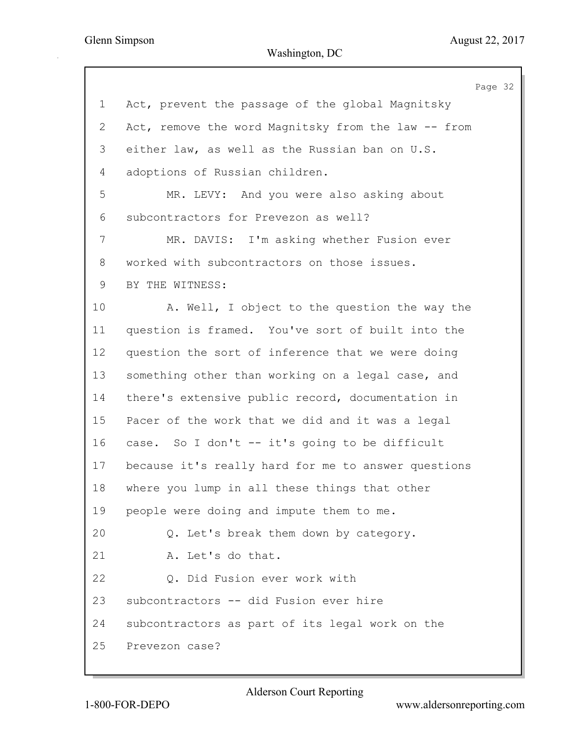1 Act, prevent the passage of the global Magnitsky
2 Act, remove the word Magnitsky from the law -- from
3 either law, as well as the Russian ban on U.S.
4 adoptions of Russian children.
5 MR. LEVY: And you were also asking about
6 subcontractors for Prevezon as well?
7 MR. DAVIS: I'm asking whether Fusion ever
8 worked with subcontractors on those issues.
9 BY THE WITNESS:
10 A. Well, I object to the question the way the
11 question is framed. You've sort of built into the
12 question the sort of inference that we were doing
13 something other than working on a legal case, and
14 there's extensive public record, documentation in
15 Pacer of the work that we did and it was a legal
16 case. So I don't -- it's going to be difficult
17 because it's really hard for me to answer questions
18 where you lump in all these things that other
19 people were doing and impute them to me.
20 Q. Let's break them down by category.
21 A. Let's do that.
22 Q. Did Fusion ever work with
23 subcontractors -- did Fusion ever hire
24 subcontractors as part of its legal work on the
25 Prevezon case?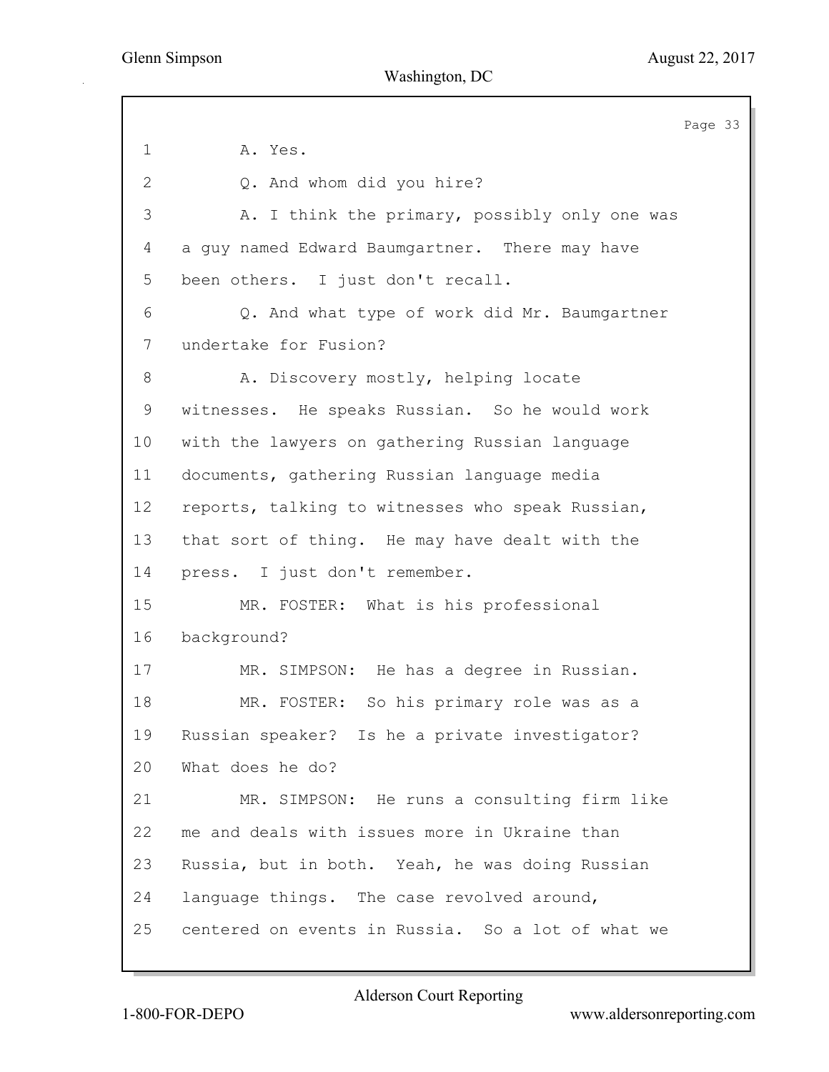1 A. Yes.

2 Q. And whom did you hire?

3 A. I think the primary, possibly only one was

4 a guy named Edward Baumgartner. There may have

5 been others. I just don't recall.

6 Q. And what type of work did Mr. Baumgartner

7 undertake for Fusion?

8 A. Discovery mostly, helping locate

9 witnesses. He speaks Russian. So he would work

10 with the lawyers on gathering Russian language

11 documents, gathering Russian language media

12 reports, talking to witnesses who speak Russian,

13 that sort of thing. He may have dealt with the

14 press. I just don't remember.

15 MR. FOSTER: What is his professional

16 background?

17 MR. SIMPSON: He has a degree in Russian.

18 MR. FOSTER: So his primary role was as a

19 Russian speaker? Is he a private investigator?

20 What does he do?

21 MR. SIMPSON: He runs a consulting firm like

22 me and deals with issues more in Ukraine than

23 Russia, but in both. Yeah, he was doing Russian

24 language things. The case revolved around,

25 centered on events in Russia. So a lot of what we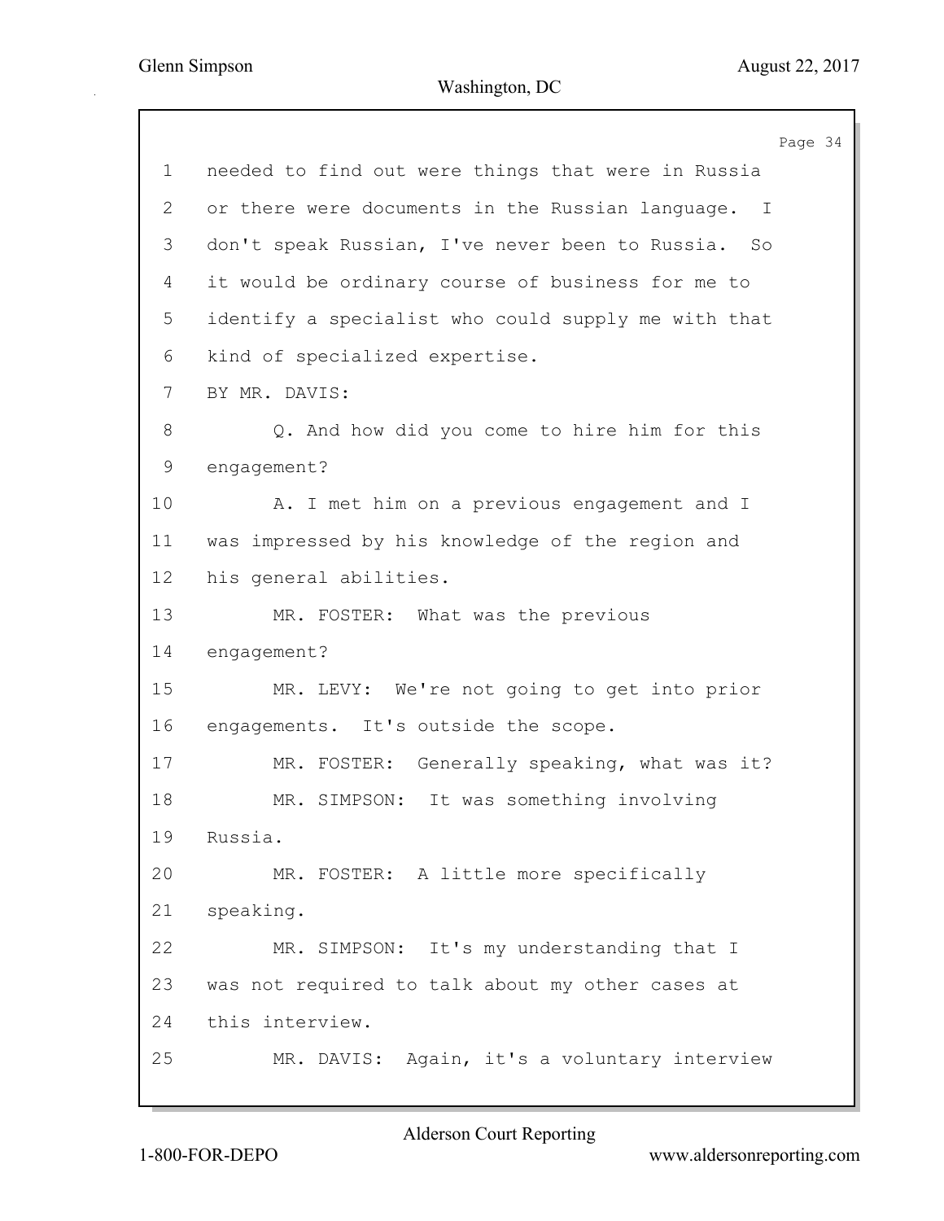needed to find out were things that were in Russia or there were documents in the Russian language. I don't speak Russian, I've never been to Russia. So it would be ordinary course of business for me to identify a specialist who could supply me with that kind of specialized expertise.

BY MR. DAVIS:

Q. And how did you come to hire him for this engagement?

A. I met him on a previous engagement and I was impressed by his knowledge of the region and his general abilities.

MR. FOSTER: What was the previous engagement?

MR. LEVY: We're not going to get into prior engagements. It's outside the scope.

MR. FOSTER: Generally speaking, what was it?

MR. SIMPSON: It was something involving Russia.

MR. FOSTER: A little more specifically speaking.

MR. SIMPSON: It's my understanding that I was not required to talk about my other cases at this interview.

MR. DAVIS: Again, it's a voluntary interview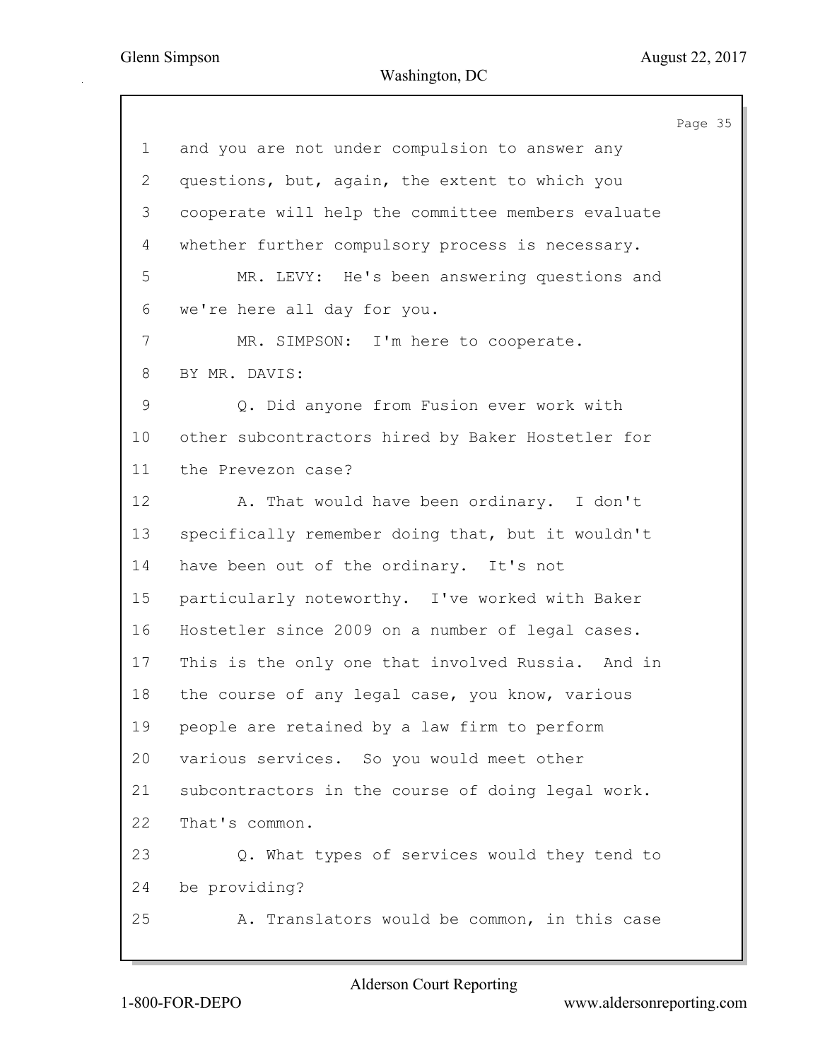and you are not under compulsion to answer any questions, but, again, the extent to which you cooperate will help the committee members evaluate whether further compulsory process is necessary.

MR. LEVY: He's been answering questions and we're here all day for you.

MR. SIMPSON: I'm here to cooperate.

BY MR. DAVIS:

Q. Did anyone from Fusion ever work with other subcontractors hired by Baker Hostetler for the Prevezon case?

A. That would have been ordinary. I don't specifically remember doing that, but it wouldn't have been out of the ordinary. It's not particularly noteworthy. I've worked with Baker Hostetler since 2009 on a number of legal cases. This is the only one that involved Russia. And in the course of any legal case, you know, various people are retained by a law firm to perform various services. So you would meet other subcontractors in the course of doing legal work. That's common.

Q. What types of services would they tend to be providing?

A. Translators would be common, in this case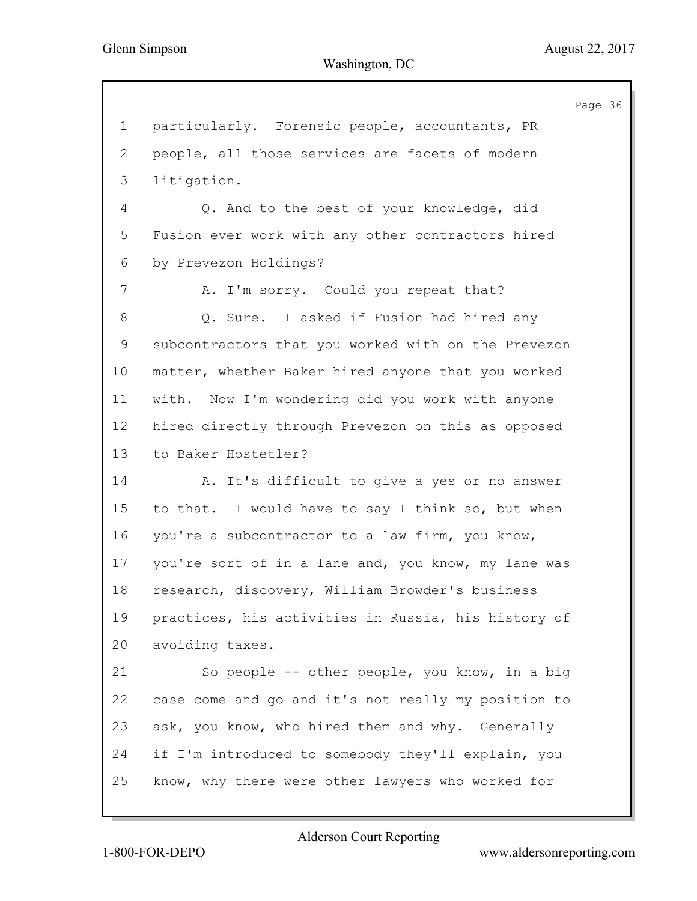particularly. Forensic people, accountants, PR people, all those services are facets of modern litigation.

Q. And to the best of your knowledge, did Fusion ever work with any other contractors hired by Prevezon Holdings?

A. I'm sorry. Could you repeat that?

Q. Sure. I asked if Fusion had hired any subcontractors that you worked with on the Prevezon matter, whether Baker hired anyone that you worked with. Now I'm wondering did you work with anyone hired directly through Prevezon on this as opposed to Baker Hostetler?

A. It's difficult to give a yes or no answer to that. I would have to say I think so, but when you're a subcontractor to a law firm, you know, you're sort of in a lane and, you know, my lane was research, discovery, William Browder's business practices, his activities in Russia, his history of avoiding taxes.

So people -- other people, you know, in a big case come and go and it's not really my position to ask, you know, who hired them and why. Generally if I'm introduced to somebody they'll explain, you know, why there were other lawyers who worked for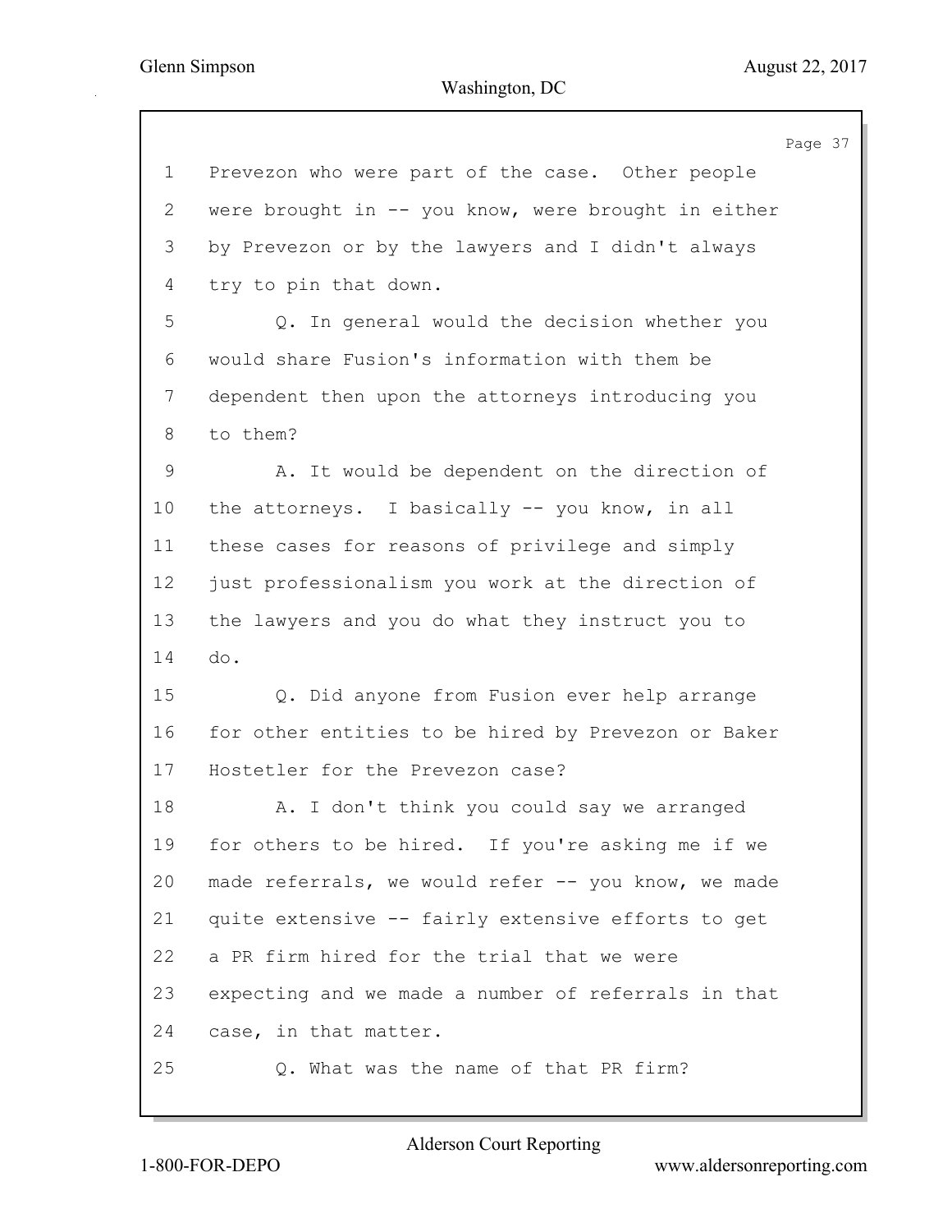Prevezon who were part of the case. Other people were brought in -- you know, were brought in either by Prevezon or by the lawyers and I didn't always try to pin that down.

Q. In general would the decision whether you would share Fusion's information with them be dependent then upon the attorneys introducing you to them?

A. It would be dependent on the direction of the attorneys. I basically -- you know, in all these cases for reasons of privilege and simply just professionalism you work at the direction of the lawyers and you do what they instruct you to do.

Q. Did anyone from Fusion ever help arrange for other entities to be hired by Prevezon or Baker Hostetler for the Prevezon case?

A. I don't think you could say we arranged for others to be hired. If you're asking me if we made referrals, we would refer -- you know, we made quite extensive -- fairly extensive efforts to get a PR firm hired for the trial that we were expecting and we made a number of referrals in that case, in that matter.

Q. What was the name of that PR firm?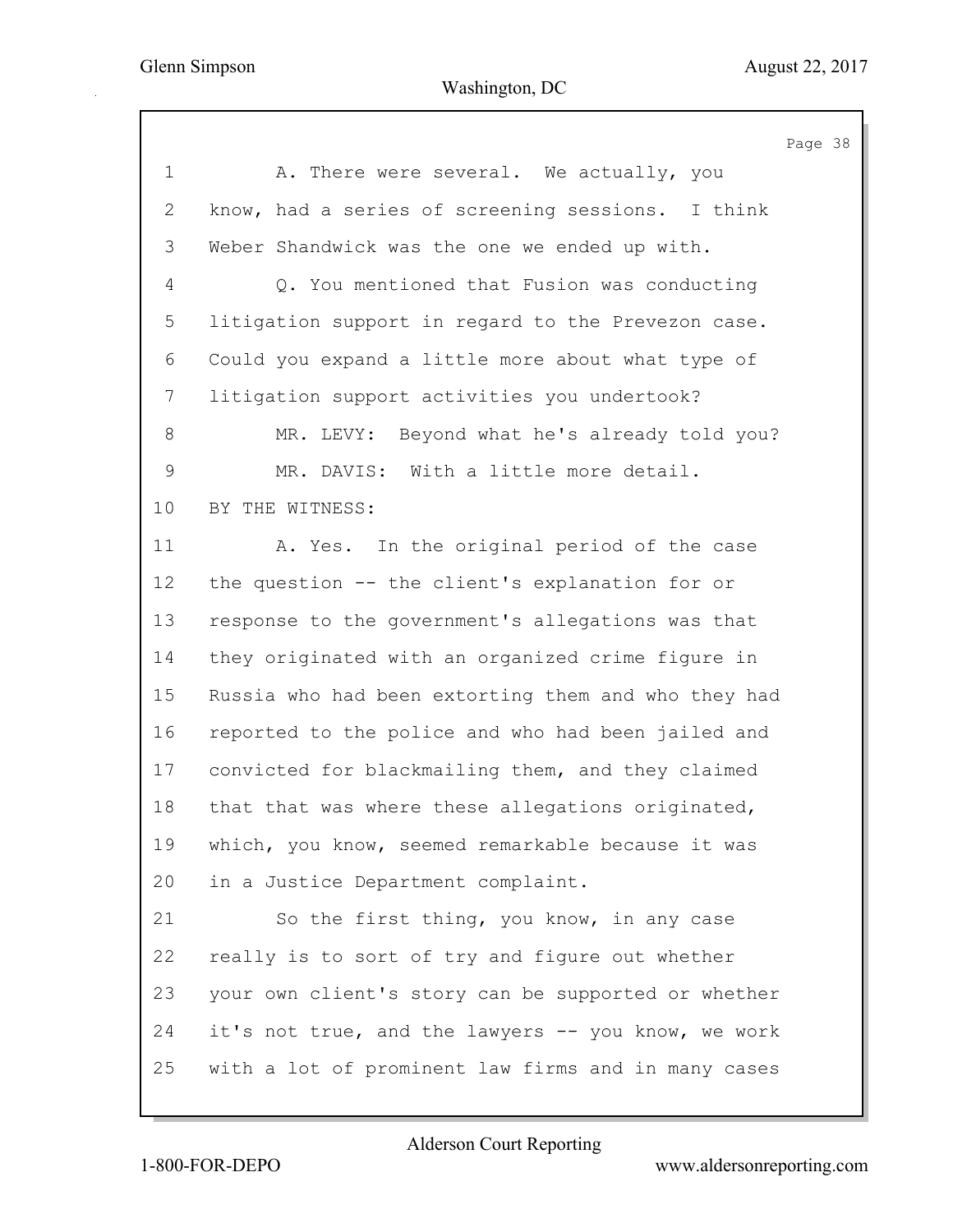A. There were several. We actually, you know, had a series of screening sessions. I think Weber Shandwick was the one we ended up with.

Q. You mentioned that Fusion was conducting litigation support in regard to the Prevezon case. Could you expand a little more about what type of litigation support activities you undertook?

MR. LEVY: Beyond what he's already told you?

MR. DAVIS: With a little more detail.

BY THE WITNESS:

A. Yes. In the original period of the case the question -- the client's explanation for or response to the government's allegations was that they originated with an organized crime figure in Russia who had been extorting them and who they had reported to the police and who had been jailed and convicted for blackmailing them, and they claimed that that was where these allegations originated, which, you know, seemed remarkable because it was in a Justice Department complaint.

So the first thing, you know, in any case really is to sort of try and figure out whether your own client's story can be supported or whether it's not true, and the lawyers -- you know, we work with a lot of prominent law firms and in many cases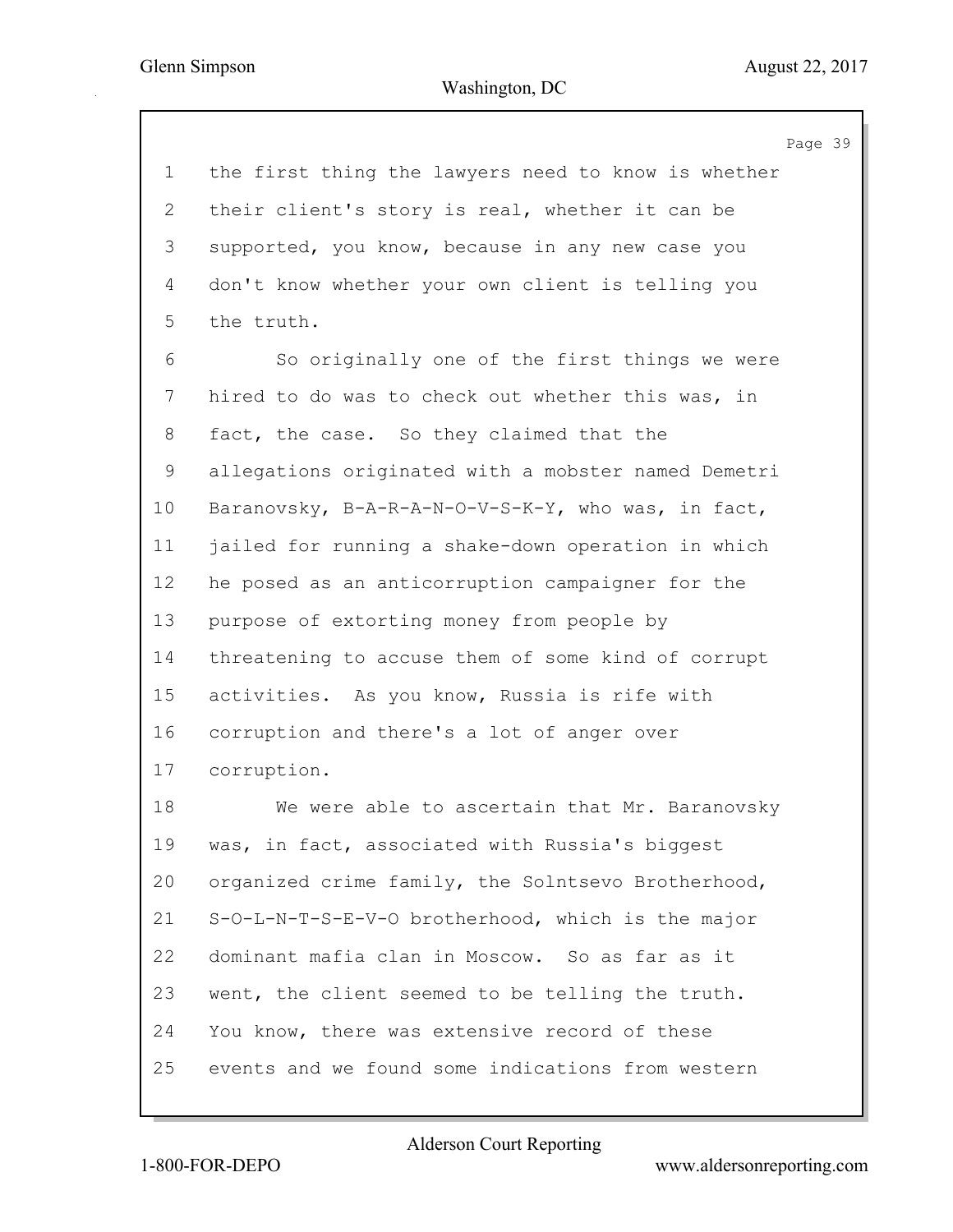the first thing the lawyers need to know is whether their client's story is real, whether it can be supported, you know, because in any new case you don't know whether your own client is telling you the truth.

So originally one of the first things we were hired to do was to check out whether this was, in fact, the case. So they claimed that the allegations originated with a mobster named Demetri Baranovsky, B-A-R-A-N-O-V-S-K-Y, who was, in fact, jailed for running a shake-down operation in which he posed as an anticorruption campaigner for the purpose of extorting money from people by threatening to accuse them of some kind of corrupt activities. As you know, Russia is rife with corruption and there's a lot of anger over corruption.

We were able to ascertain that Mr. Baranovsky was, in fact, associated with Russia's biggest organized crime family, the Solntsevo Brotherhood, S-O-L-N-T-S-E-V-O brotherhood, which is the major dominant mafia clan in Moscow. So as far as it went, the client seemed to be telling the truth. You know, there was extensive record of these events and we found some indications from western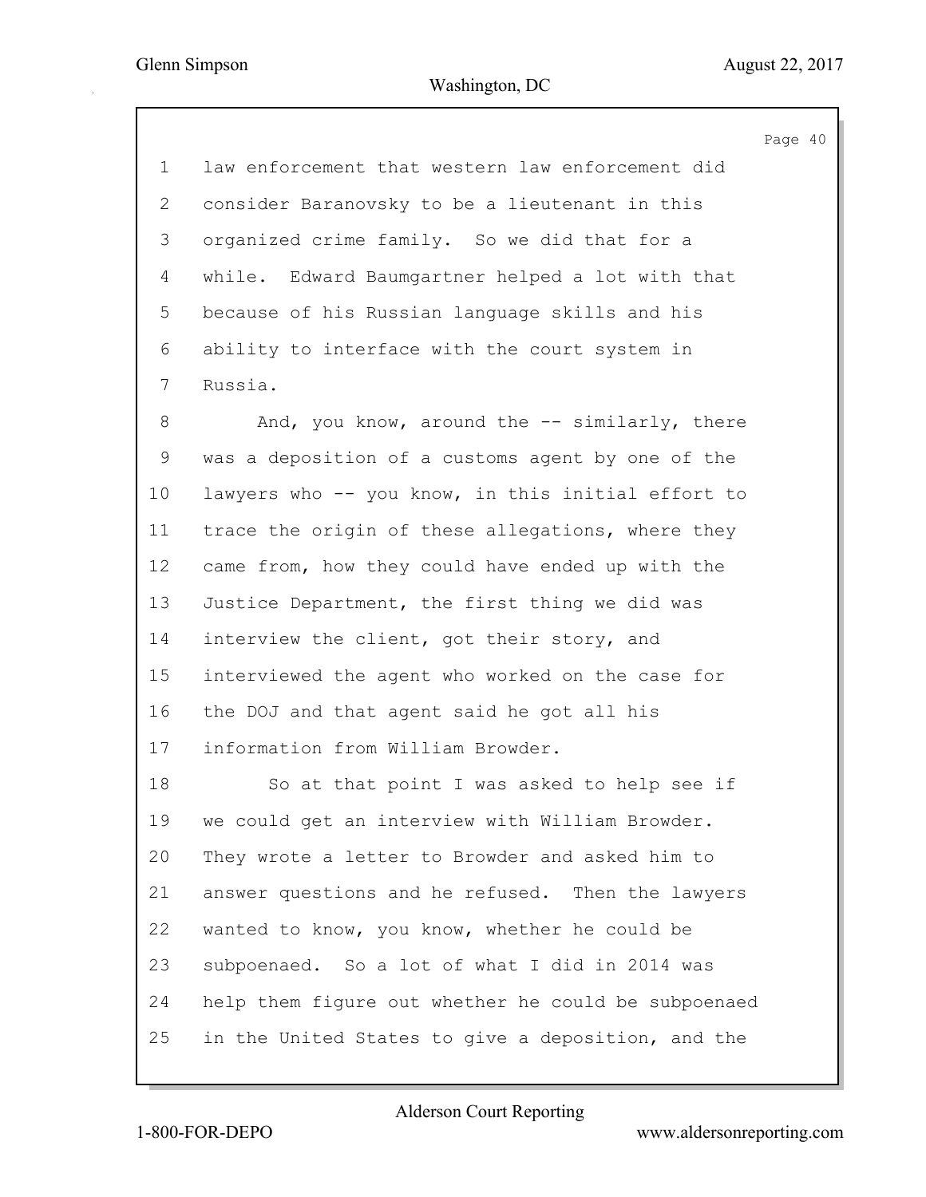1 law enforcement that western law enforcement did
2 consider Baranovsky to be a lieutenant in this
3 organized crime family. So we did that for a
4 while. Edward Baumgartner helped a lot with that
5 because of his Russian language skills and his
6 ability to interface with the court system in
7 Russia.

8 And, you know, around the -- similarly, there
9 was a deposition of a customs agent by one of the
10 lawyers who -- you know, in this initial effort to
11 trace the origin of these allegations, where they
12 came from, how they could have ended up with the
13 Justice Department, the first thing we did was
14 interview the client, got their story, and
15 interviewed the agent who worked on the case for
16 the DOJ and that agent said he got all his
17 information from William Browder.

18 So at that point I was asked to help see if
19 we could get an interview with William Browder.
20 They wrote a letter to Browder and asked him to
21 answer questions and he refused. Then the lawyers
22 wanted to know, you know, whether he could be
23 subpoenaed. So a lot of what I did in 2014 was
24 help them figure out whether he could be subpoenaed
25 in the United States to give a deposition, and the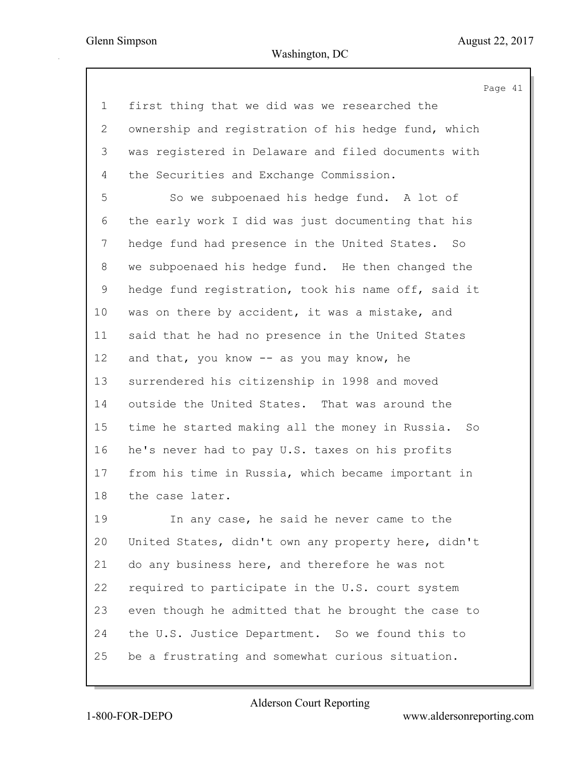first thing that we did was we researched the ownership and registration of his hedge fund, which was registered in Delaware and filed documents with the Securities and Exchange Commission.

So we subpoenaed his hedge fund. A lot of the early work I did was just documenting that his hedge fund had presence in the United States. So we subpoenaed his hedge fund. He then changed the hedge fund registration, took his name off, said it was on there by accident, it was a mistake, and said that he had no presence in the United States and that, you know -- as you may know, he surrendered his citizenship in 1998 and moved outside the United States. That was around the time he started making all the money in Russia. So he's never had to pay U.S. taxes on his profits from his time in Russia, which became important in the case later.

In any case, he said he never came to the United States, didn't own any property here, didn't do any business here, and therefore he was not required to participate in the U.S. court system even though he admitted that he brought the case to the U.S. Justice Department. So we found this to be a frustrating and somewhat curious situation.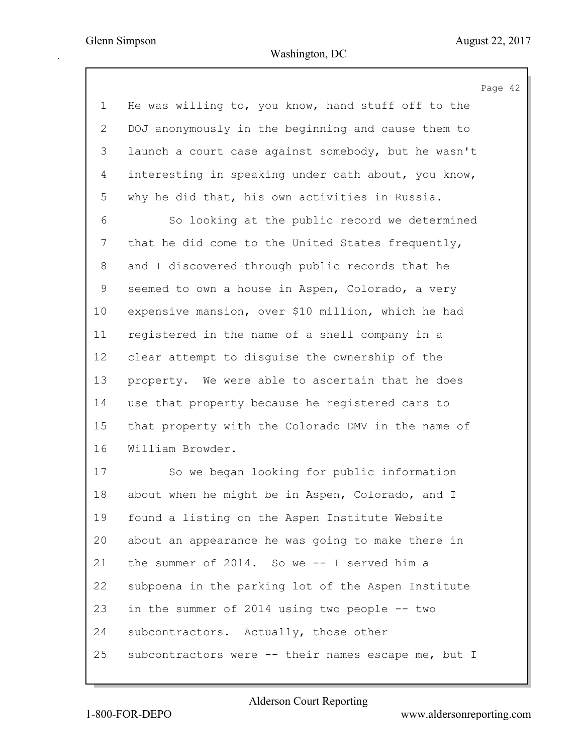He was willing to, you know, hand stuff off to the DOJ anonymously in the beginning and cause them to launch a court case against somebody, but he wasn't interesting in speaking under oath about, you know, why he did that, his own activities in Russia.

So looking at the public record we determined that he did come to the United States frequently, and I discovered through public records that he seemed to own a house in Aspen, Colorado, a very expensive mansion, over $10 million, which he had registered in the name of a shell company in a clear attempt to disguise the ownership of the property. We were able to ascertain that he does use that property because he registered cars to that property with the Colorado DMV in the name of William Browder.

So we began looking for public information about when he might be in Aspen, Colorado, and I found a listing on the Aspen Institute Website about an appearance he was going to make there in the summer of 2014. So we -- I served him a subpoena in the parking lot of the Aspen Institute in the summer of 2014 using two people -- two subcontractors. Actually, those other subcontractors were -- their names escape me, but I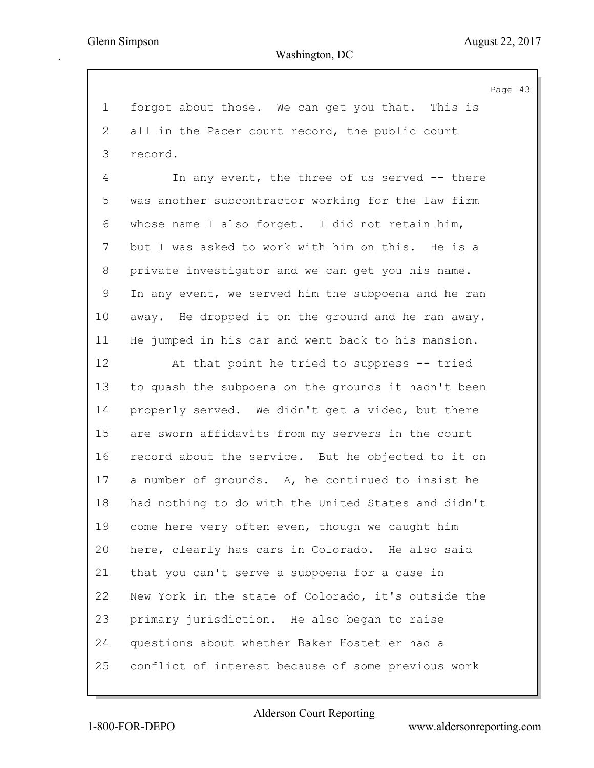forgot about those. We can get you that. This is all in the Pacer court record, the public court record.

In any event, the three of us served -- there was another subcontractor working for the law firm whose name I also forget. I did not retain him, but I was asked to work with him on this. He is a private investigator and we can get you his name. In any event, we served him the subpoena and he ran away. He dropped it on the ground and he ran away. He jumped in his car and went back to his mansion.

At that point he tried to suppress -- tried to quash the subpoena on the grounds it hadn't been properly served. We didn't get a video, but there are sworn affidavits from my servers in the court record about the service. But he objected to it on a number of grounds. A, he continued to insist he had nothing to do with the United States and didn't come here very often even, though we caught him here, clearly has cars in Colorado. He also said that you can't serve a subpoena for a case in New York in the state of Colorado, it's outside the primary jurisdiction. He also began to raise questions about whether Baker Hostetler had a conflict of interest because of some previous work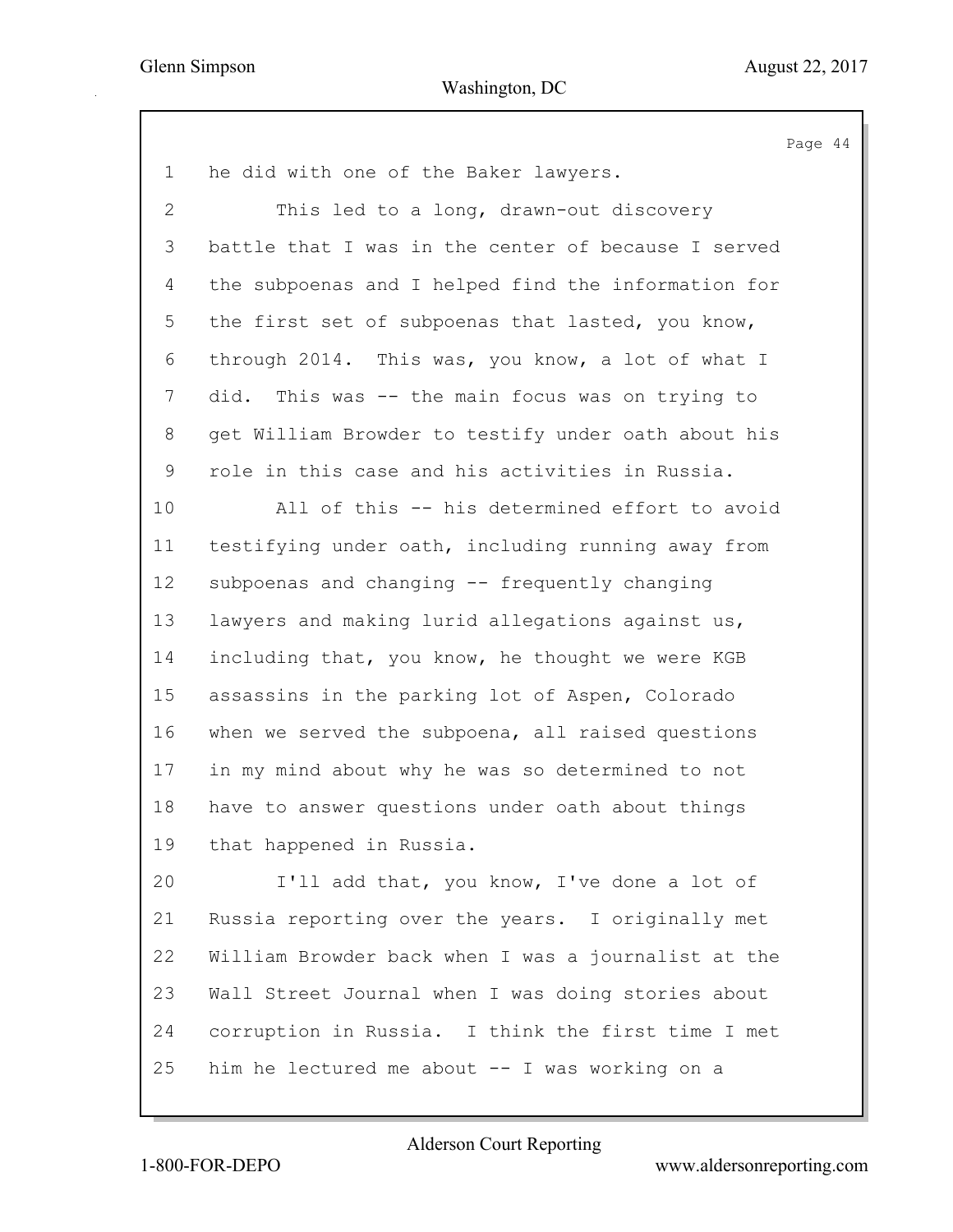1 he did with one of the Baker lawyers.

2 This led to a long, drawn-out discovery

3 battle that I was in the center of because I served

4 the subpoenas and I helped find the information for

5 the first set of subpoenas that lasted, you know,

6 through 2014. This was, you know, a lot of what I

7 did. This was -- the main focus was on trying to

8 get William Browder to testify under oath about his

9 role in this case and his activities in Russia.

10 All of this -- his determined effort to avoid

11 testifying under oath, including running away from

12 subpoenas and changing -- frequently changing

13 lawyers and making lurid allegations against us,

14 including that, you know, he thought we were KGB

15 assassins in the parking lot of Aspen, Colorado

16 when we served the subpoena, all raised questions

17 in my mind about why he was so determined to not

18 have to answer questions under oath about things

19 that happened in Russia.

20 I'll add that, you know, I've done a lot of

21 Russia reporting over the years. I originally met

22 William Browder back when I was a journalist at the

23 Wall Street Journal when I was doing stories about

24 corruption in Russia. I think the first time I met

25 him he lectured me about -- I was working on a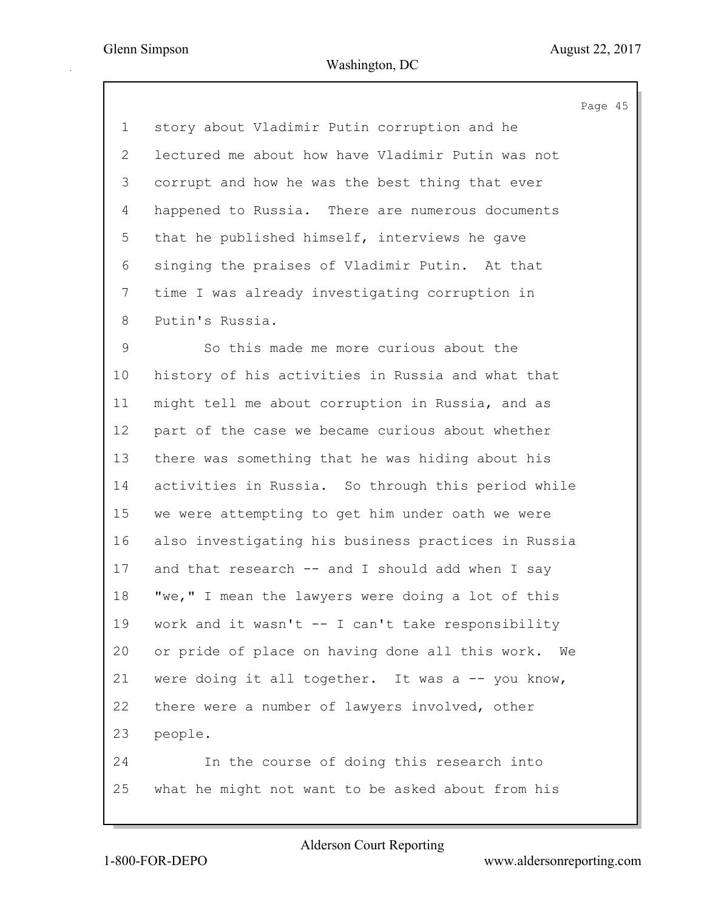1 story about Vladimir Putin corruption and he
2 lectured me about how have Vladimir Putin was not
3 corrupt and how he was the best thing that ever
4 happened to Russia. There are numerous documents
5 that he published himself, interviews he gave
6 singing the praises of Vladimir Putin. At that
7 time I was already investigating corruption in
8 Putin's Russia.
9 So this made me more curious about the
10 history of his activities in Russia and what that
11 might tell me about corruption in Russia, and as
12 part of the case we became curious about whether
13 there was something that he was hiding about his
14 activities in Russia. So through this period while
15 we were attempting to get him under oath we were
16 also investigating his business practices in Russia
17 and that research -- and I should add when I say
18 "we," I mean the lawyers were doing a lot of this
19 work and it wasn't -- I can't take responsibility
20 or pride of place on having done all this work. We
21 were doing it all together. It was a -- you know,
22 there were a number of lawyers involved, other
23 people.
24 In the course of doing this research into
25 what he might not want to be asked about from his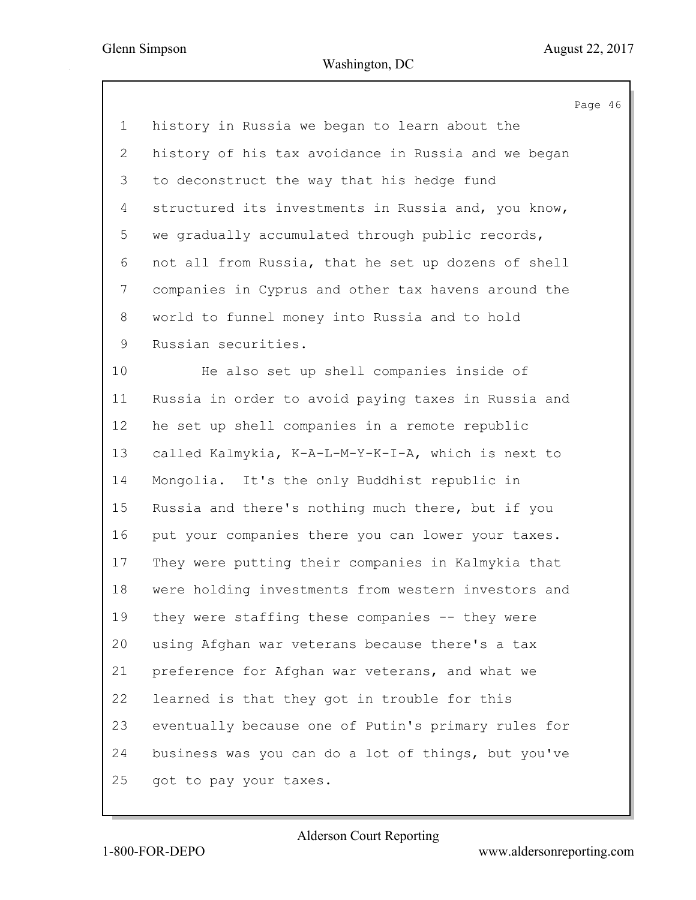history in Russia we began to learn about the history of his tax avoidance in Russia and we began to deconstruct the way that his hedge fund structured its investments in Russia and, you know, we gradually accumulated through public records, not all from Russia, that he set up dozens of shell companies in Cyprus and other tax havens around the world to funnel money into Russia and to hold Russian securities.

He also set up shell companies inside of Russia in order to avoid paying taxes in Russia and he set up shell companies in a remote republic called Kalmykia, K-A-L-M-Y-K-I-A, which is next to Mongolia. It's the only Buddhist republic in Russia and there's nothing much there, but if you put your companies there you can lower your taxes. They were putting their companies in Kalmykia that were holding investments from western investors and they were staffing these companies -- they were using Afghan war veterans because there's a tax preference for Afghan war veterans, and what we learned is that they got in trouble for this eventually because one of Putin's primary rules for business was you can do a lot of things, but you've got to pay your taxes.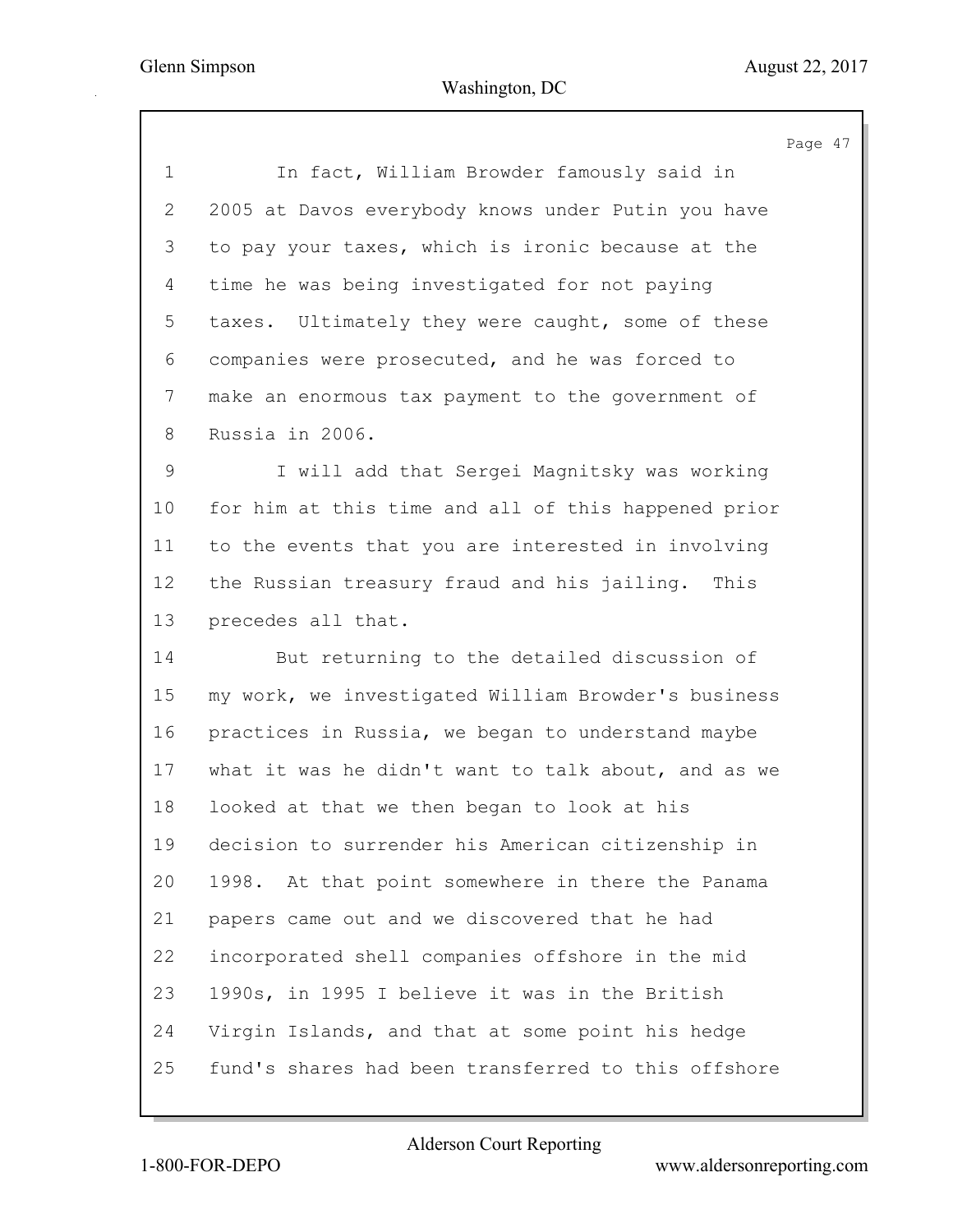In fact, William Browder famously said in 2005 at Davos everybody knows under Putin you have to pay your taxes, which is ironic because at the time he was being investigated for not paying taxes. Ultimately they were caught, some of these companies were prosecuted, and he was forced to make an enormous tax payment to the government of Russia in 2006.

I will add that Sergei Magnitsky was working for him at this time and all of this happened prior to the events that you are interested in involving the Russian treasury fraud and his jailing. This precedes all that.

But returning to the detailed discussion of my work, we investigated William Browder's business practices in Russia, we began to understand maybe what it was he didn't want to talk about, and as we looked at that we then began to look at his decision to surrender his American citizenship in 1998. At that point somewhere in there the Panama papers came out and we discovered that he had incorporated shell companies offshore in the mid 1990s, in 1995 I believe it was in the British Virgin Islands, and that at some point his hedge fund's shares had been transferred to this offshore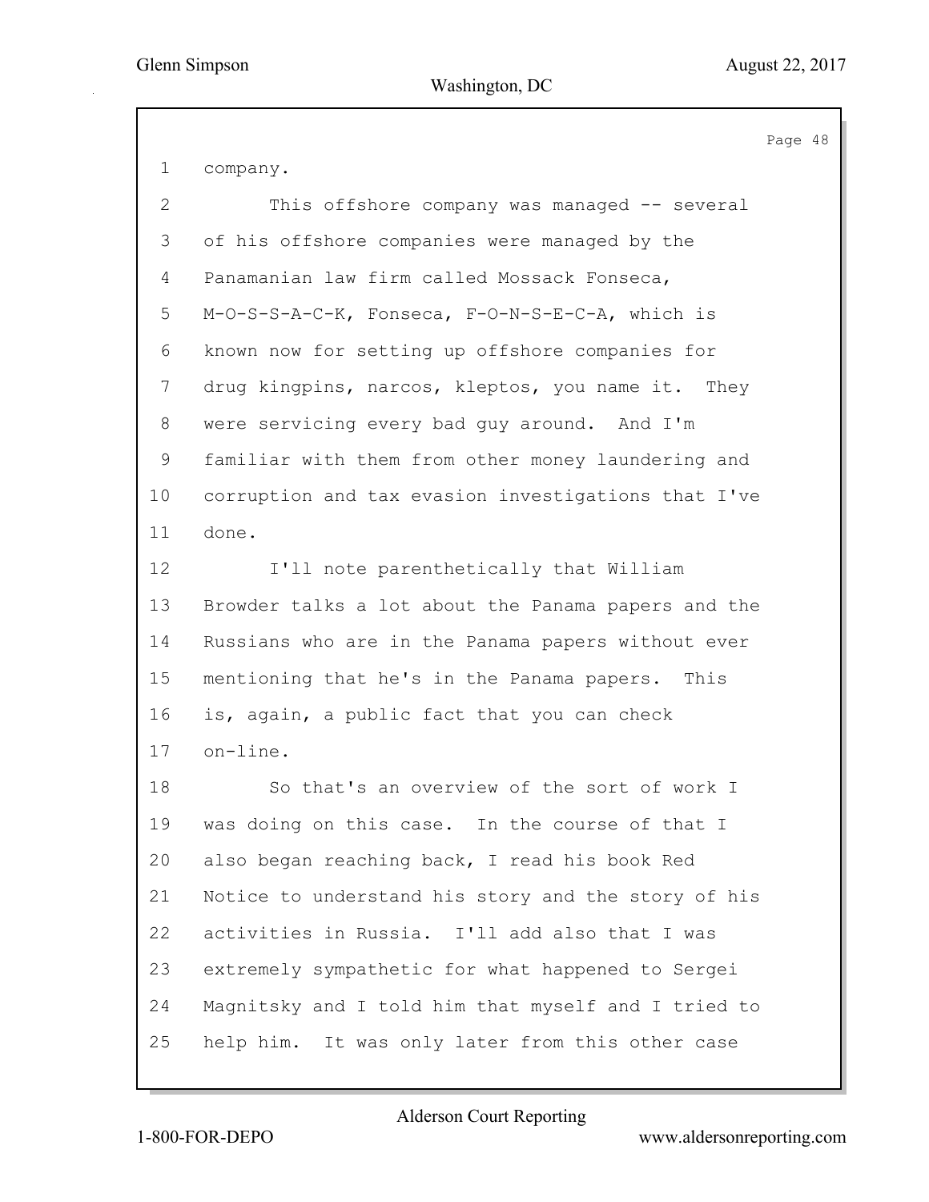company.

This offshore company was managed -- several of his offshore companies were managed by the Panamanian law firm called Mossack Fonseca, M-O-S-S-A-C-K, Fonseca, F-O-N-S-E-C-A, which is known now for setting up offshore companies for drug kingpins, narcos, kleptos, you name it. They were servicing every bad guy around. And I'm familiar with them from other money laundering and corruption and tax evasion investigations that I've done.

I'll note parenthetically that William Browder talks a lot about the Panama papers and the Russians who are in the Panama papers without ever mentioning that he's in the Panama papers. This is, again, a public fact that you can check on-line.

So that's an overview of the sort of work I was doing on this case. In the course of that I also began reaching back, I read his book Red Notice to understand his story and the story of his activities in Russia. I'll add also that I was extremely sympathetic for what happened to Sergei Magnitsky and I told him that myself and I tried to help him. It was only later from this other case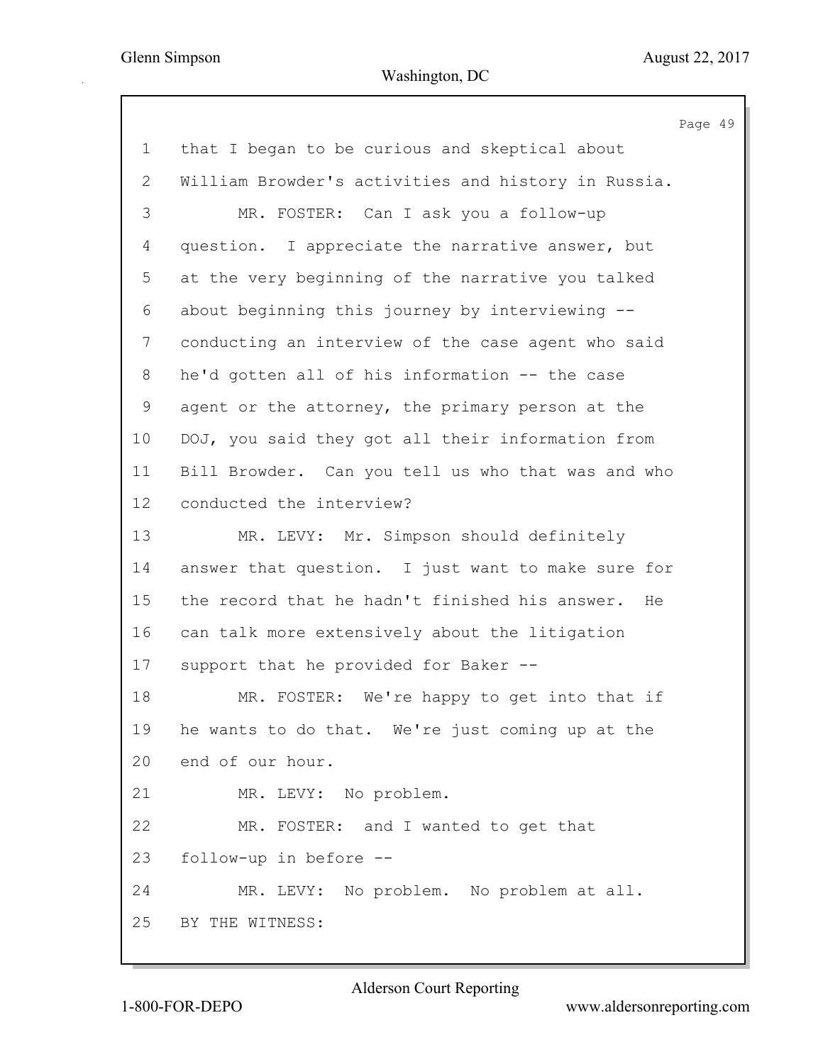1 that I began to be curious and skeptical about
2 William Browder's activities and history in Russia.
3 MR. FOSTER: Can I ask you a follow-up
4 question. I appreciate the narrative answer, but
5 at the very beginning of the narrative you talked
6 about beginning this journey by interviewing --
7 conducting an interview of the case agent who said
8 he'd gotten all of his information -- the case
9 agent or the attorney, the primary person at the
10 DOJ, you said they got all their information from
11 Bill Browder. Can you tell us who that was and who
12 conducted the interview?
13 MR. LEVY: Mr. Simpson should definitely
14 answer that question. I just want to make sure for
15 the record that he hadn't finished his answer. He
16 can talk more extensively about the litigation
17 support that he provided for Baker --
18 MR. FOSTER: We're happy to get into that if
19 he wants to do that. We're just coming up at the
20 end of our hour.
21 MR. LEVY: No problem.
22 MR. FOSTER: and I wanted to get that
23 follow-up in before --
24 MR. LEVY: No problem. No problem at all.
25 BY THE WITNESS: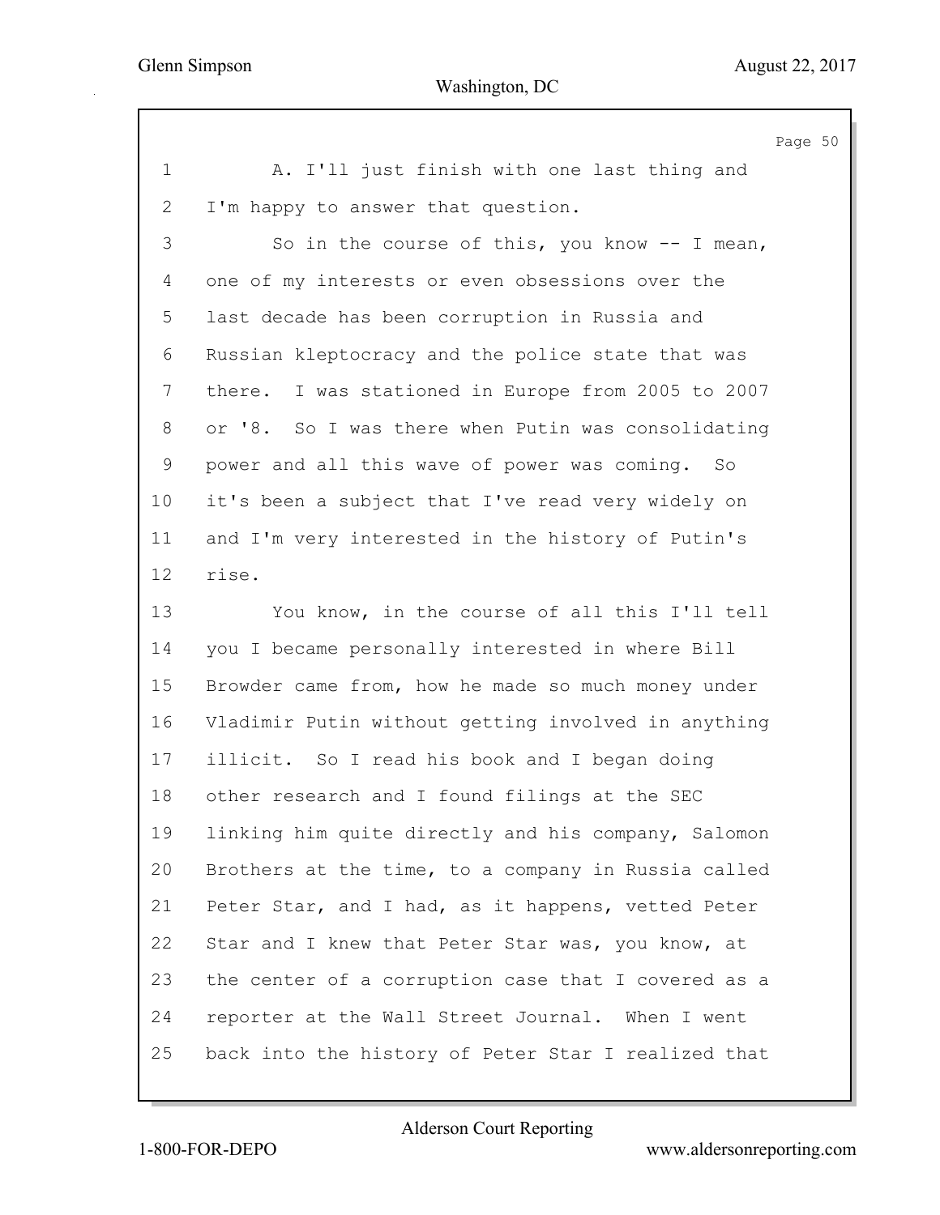A. I'll just finish with one last thing and I'm happy to answer that question.

So in the course of this, you know -- I mean, one of my interests or even obsessions over the last decade has been corruption in Russia and Russian kleptocracy and the police state that was there. I was stationed in Europe from 2005 to 2007 or '8. So I was there when Putin was consolidating power and all this wave of power was coming. So it's been a subject that I've read very widely on and I'm very interested in the history of Putin's rise.

You know, in the course of all this I'll tell you I became personally interested in where Bill Browder came from, how he made so much money under Vladimir Putin without getting involved in anything illicit. So I read his book and I began doing other research and I found filings at the SEC linking him quite directly and his company, Salomon Brothers at the time, to a company in Russia called Peter Star, and I had, as it happens, vetted Peter Star and I knew that Peter Star was, you know, at the center of a corruption case that I covered as a reporter at the Wall Street Journal. When I went back into the history of Peter Star I realized that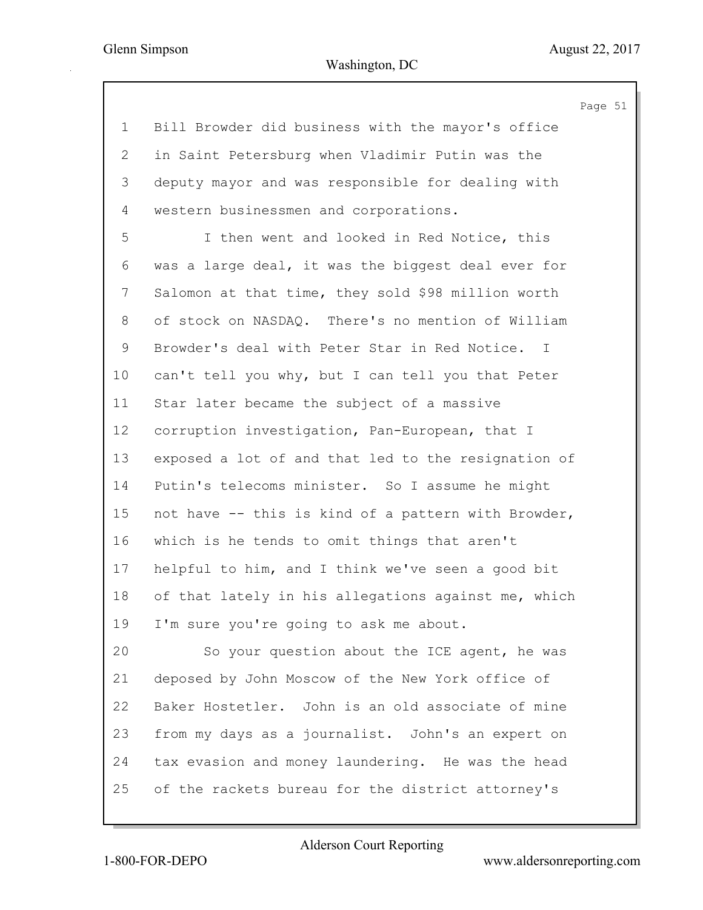1 Bill Browder did business with the mayor's office
2 in Saint Petersburg when Vladimir Putin was the
3 deputy mayor and was responsible for dealing with
4 western businessmen and corporations.
5 I then went and looked in Red Notice, this
6 was a large deal, it was the biggest deal ever for
7 Salomon at that time, they sold $98 million worth
8 of stock on NASDAQ. There's no mention of William
9 Browder's deal with Peter Star in Red Notice. I
10 can't tell you why, but I can tell you that Peter
11 Star later became the subject of a massive
12 corruption investigation, Pan-European, that I
13 exposed a lot of and that led to the resignation of
14 Putin's telecoms minister. So I assume he might
15 not have -- this is kind of a pattern with Browder,
16 which is he tends to omit things that aren't
17 helpful to him, and I think we've seen a good bit
18 of that lately in his allegations against me, which
19 I'm sure you're going to ask me about.
20 So your question about the ICE agent, he was
21 deposed by John Moscow of the New York office of
22 Baker Hostetler. John is an old associate of mine
23 from my days as a journalist. John's an expert on
24 tax evasion and money laundering. He was the head
25 of the rackets bureau for the district attorney's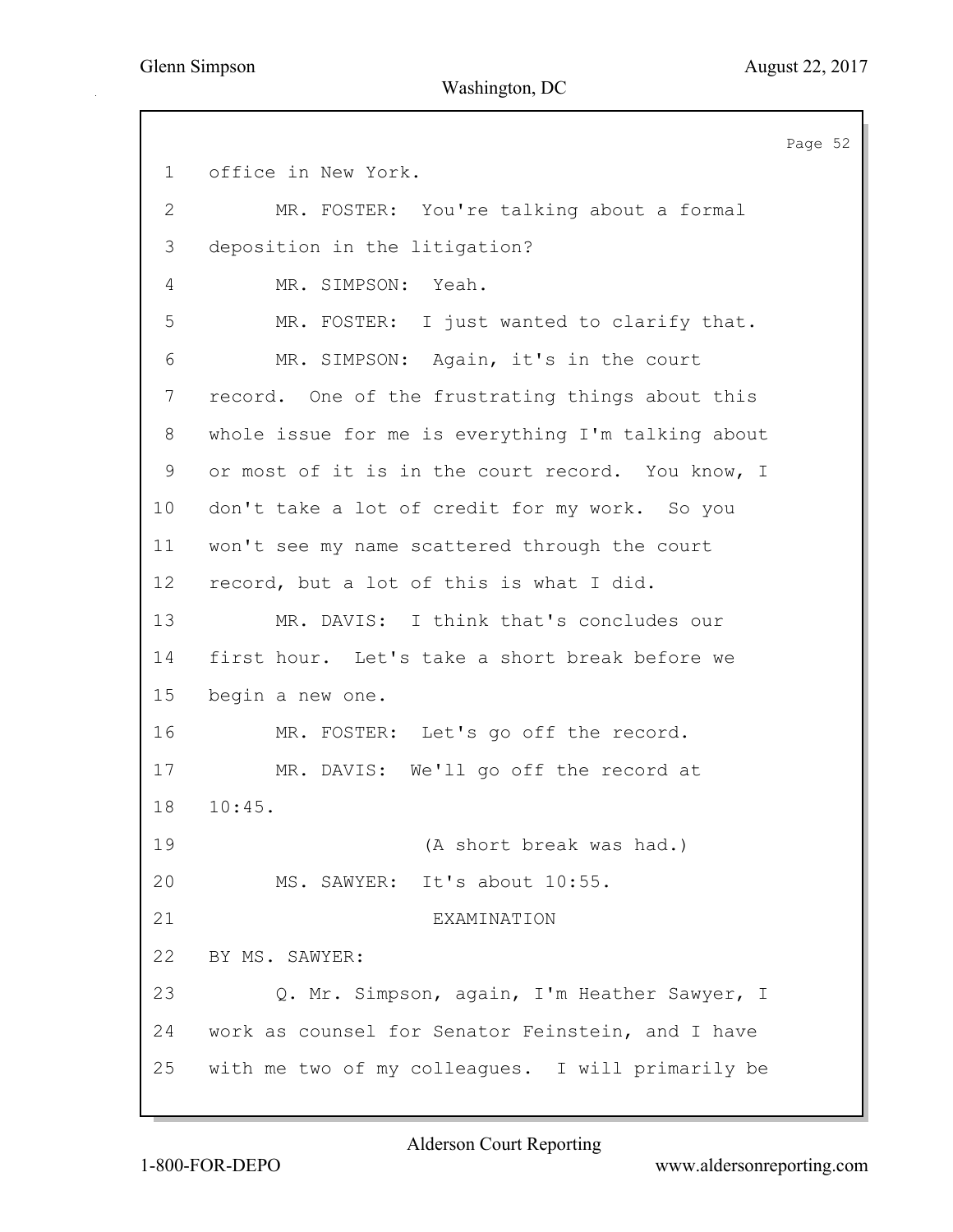1 office in New York.

2 MR. FOSTER: You're talking about a formal

3 deposition in the litigation?

4 MR. SIMPSON: Yeah.

5 MR. FOSTER: I just wanted to clarify that.

6 MR. SIMPSON: Again, it's in the court

7 record. One of the frustrating things about this

8 whole issue for me is everything I'm talking about

9 or most of it is in the court record. You know, I

10 don't take a lot of credit for my work. So you

11 won't see my name scattered through the court

12 record, but a lot of this is what I did.

13 MR. DAVIS: I think that's concludes our

14 first hour. Let's take a short break before we

15 begin a new one.

16 MR. FOSTER: Let's go off the record.

17 MR. DAVIS: We'll go off the record at

18 10:45.

19 (A short break was had.)

20 MS. SAWYER: It's about 10:55.

21 EXAMINATION

22 BY MS. SAWYER:

23 Q. Mr. Simpson, again, I'm Heather Sawyer, I

24 work as counsel for Senator Feinstein, and I have

25 with me two of my colleagues. I will primarily be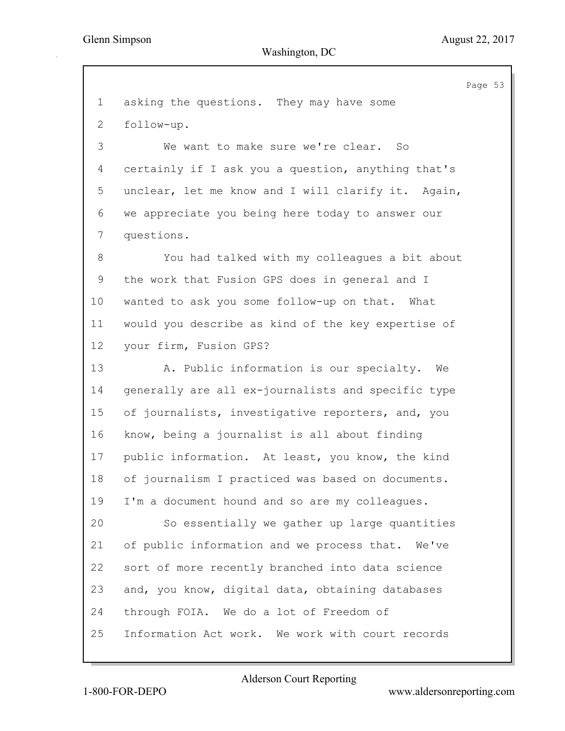asking the questions. They may have some follow-up.

We want to make sure we're clear. So certainly if I ask you a question, anything that's unclear, let me know and I will clarify it. Again, we appreciate you being here today to answer our questions.

You had talked with my colleagues a bit about the work that Fusion GPS does in general and I wanted to ask you some follow-up on that. What would you describe as kind of the key expertise of your firm, Fusion GPS?

A. Public information is our specialty. We generally are all ex-journalists and specific type of journalists, investigative reporters, and, you know, being a journalist is all about finding public information. At least, you know, the kind of journalism I practiced was based on documents. I'm a document hound and so are my colleagues.

So essentially we gather up large quantities of public information and we process that. We've sort of more recently branched into data science and, you know, digital data, obtaining databases through FOIA. We do a lot of Freedom of Information Act work. We work with court records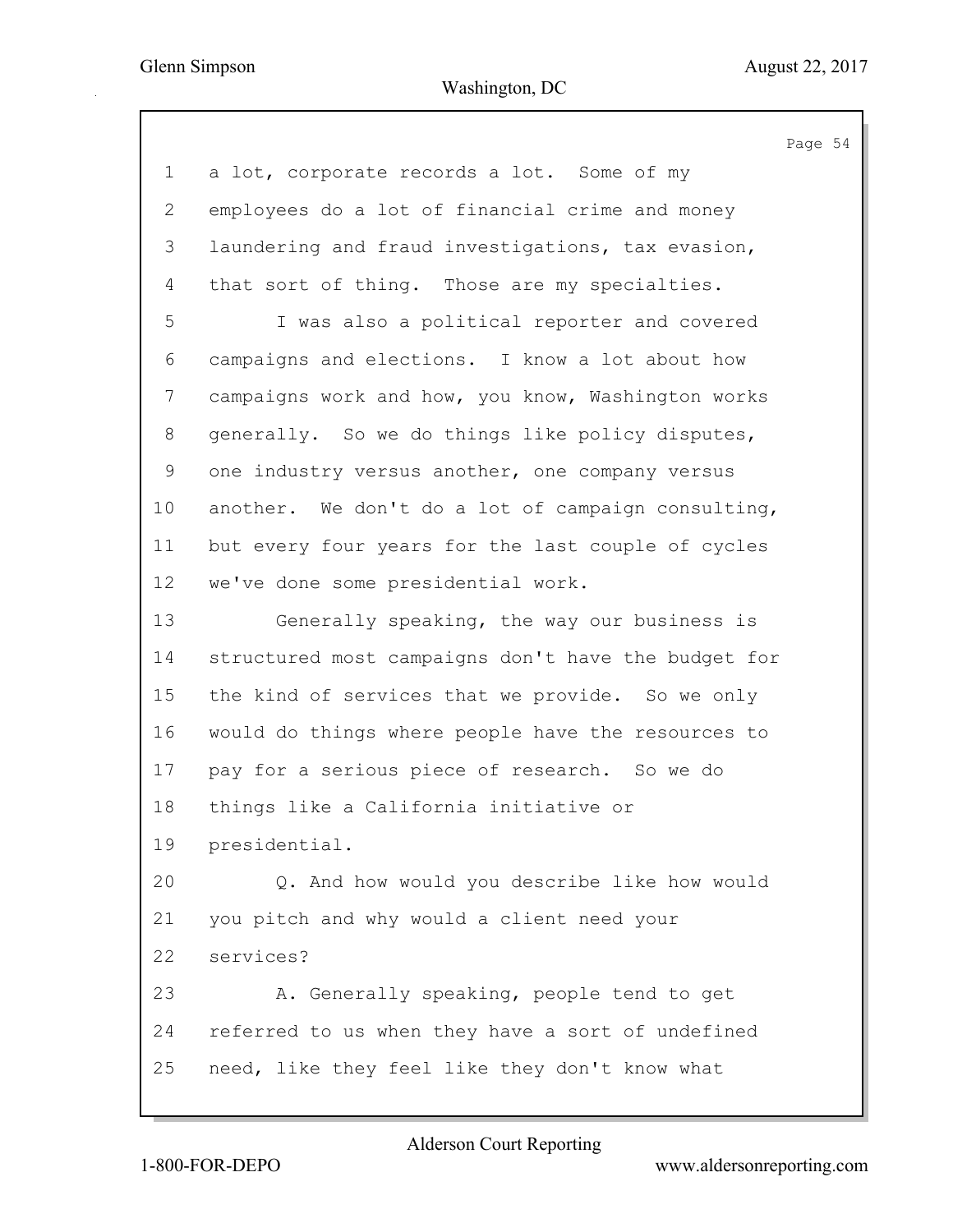1 a lot, corporate records a lot. Some of my
2 employees do a lot of financial crime and money
3 laundering and fraud investigations, tax evasion,
4 that sort of thing. Those are my specialties.
5 I was also a political reporter and covered
6 campaigns and elections. I know a lot about how
7 campaigns work and how, you know, Washington works
8 generally. So we do things like policy disputes,
9 one industry versus another, one company versus
10 another. We don't do a lot of campaign consulting,
11 but every four years for the last couple of cycles
12 we've done some presidential work.
13 Generally speaking, the way our business is
14 structured most campaigns don't have the budget for
15 the kind of services that we provide. So we only
16 would do things where people have the resources to
17 pay for a serious piece of research. So we do
18 things like a California initiative or
19 presidential.
20 Q. And how would you describe like how would
21 you pitch and why would a client need your
22 services?
23 A. Generally speaking, people tend to get
24 referred to us when they have a sort of undefined
25 need, like they feel like they don't know what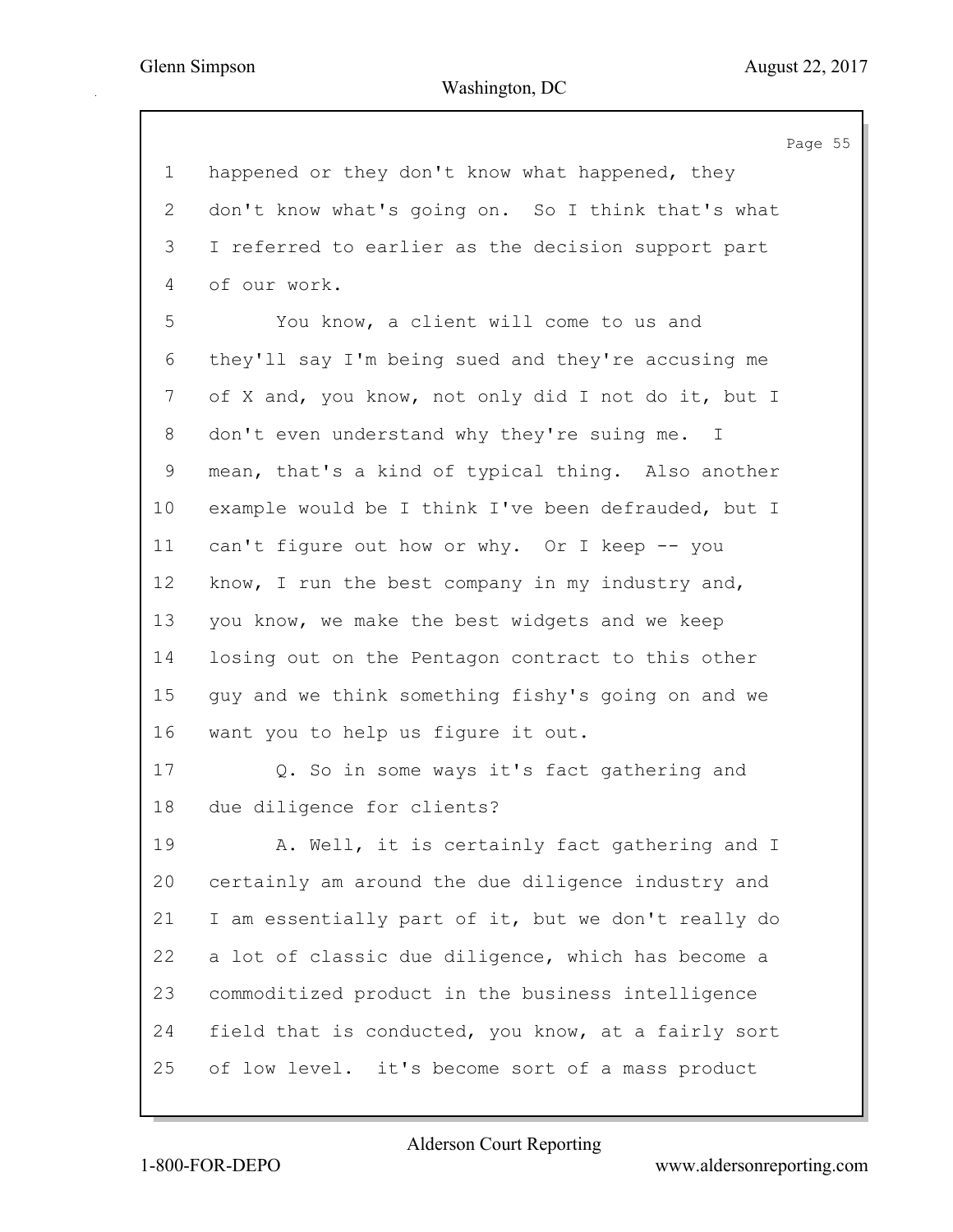happened or they don't know what happened, they don't know what's going on. So I think that's what I referred to earlier as the decision support part of our work.

You know, a client will come to us and they'll say I'm being sued and they're accusing me of X and, you know, not only did I not do it, but I don't even understand why they're suing me. I mean, that's a kind of typical thing. Also another example would be I think I've been defrauded, but I can't figure out how or why. Or I keep -- you know, I run the best company in my industry and, you know, we make the best widgets and we keep losing out on the Pentagon contract to this other guy and we think something fishy's going on and we want you to help us figure it out.

Q. So in some ways it's fact gathering and due diligence for clients?

A. Well, it is certainly fact gathering and I certainly am around the due diligence industry and I am essentially part of it, but we don't really do a lot of classic due diligence, which has become a commoditized product in the business intelligence field that is conducted, you know, at a fairly sort of low level. it's become sort of a mass product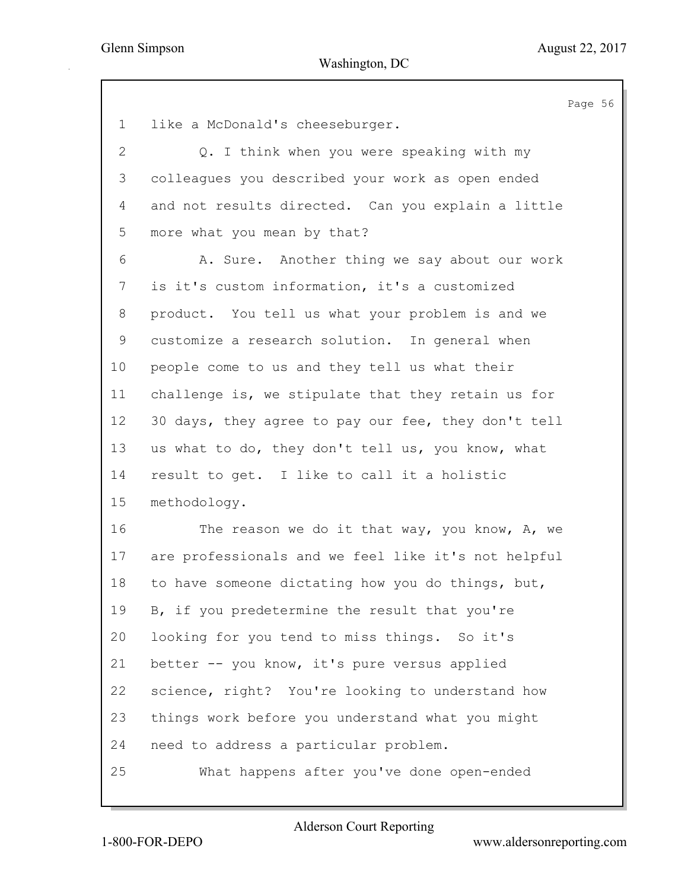like a McDonald's cheeseburger.

Q. I think when you were speaking with my colleagues you described your work as open ended and not results directed. Can you explain a little more what you mean by that?

A. Sure. Another thing we say about our work is it's custom information, it's a customized product. You tell us what your problem is and we customize a research solution. In general when people come to us and they tell us what their challenge is, we stipulate that they retain us for 30 days, they agree to pay our fee, they don't tell us what to do, they don't tell us, you know, what result to get. I like to call it a holistic methodology.

The reason we do it that way, you know, A, we are professionals and we feel like it's not helpful to have someone dictating how you do things, but, B, if you predetermine the result that you're looking for you tend to miss things. So it's better -- you know, it's pure versus applied science, right? You're looking to understand how things work before you understand what you might need to address a particular problem.

What happens after you've done open-ended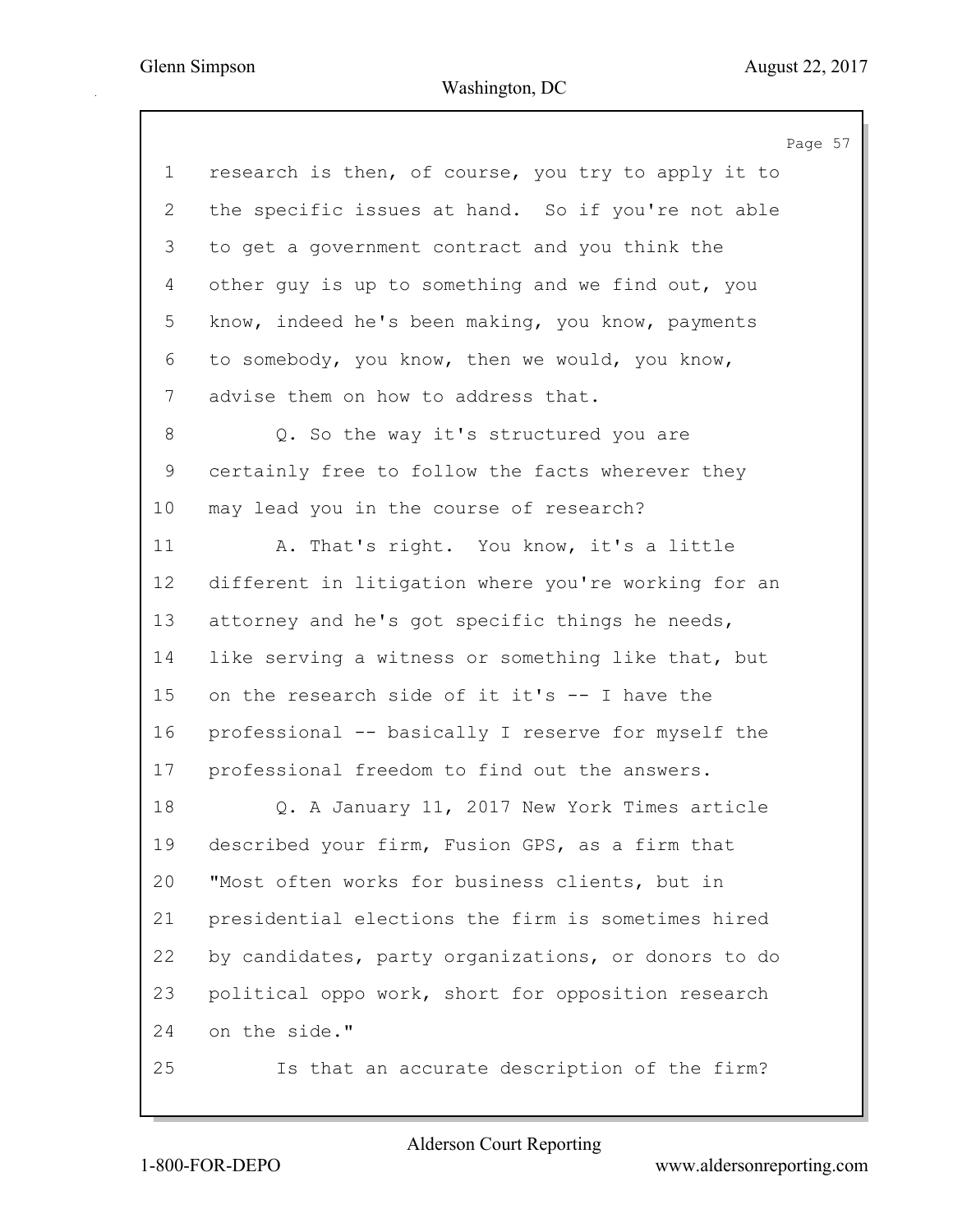research is then, of course, you try to apply it to the specific issues at hand. So if you're not able to get a government contract and you think the other guy is up to something and we find out, you know, indeed he's been making, you know, payments to somebody, you know, then we would, you know, advise them on how to address that.

Q. So the way it's structured you are certainly free to follow the facts wherever they may lead you in the course of research?

A. That's right. You know, it's a little different in litigation where you're working for an attorney and he's got specific things he needs, like serving a witness or something like that, but on the research side of it it's -- I have the professional -- basically I reserve for myself the professional freedom to find out the answers.

Q. A January 11, 2017 New York Times article described your firm, Fusion GPS, as a firm that "Most often works for business clients, but in presidential elections the firm is sometimes hired by candidates, party organizations, or donors to do political oppo work, short for opposition research on the side."

Is that an accurate description of the firm?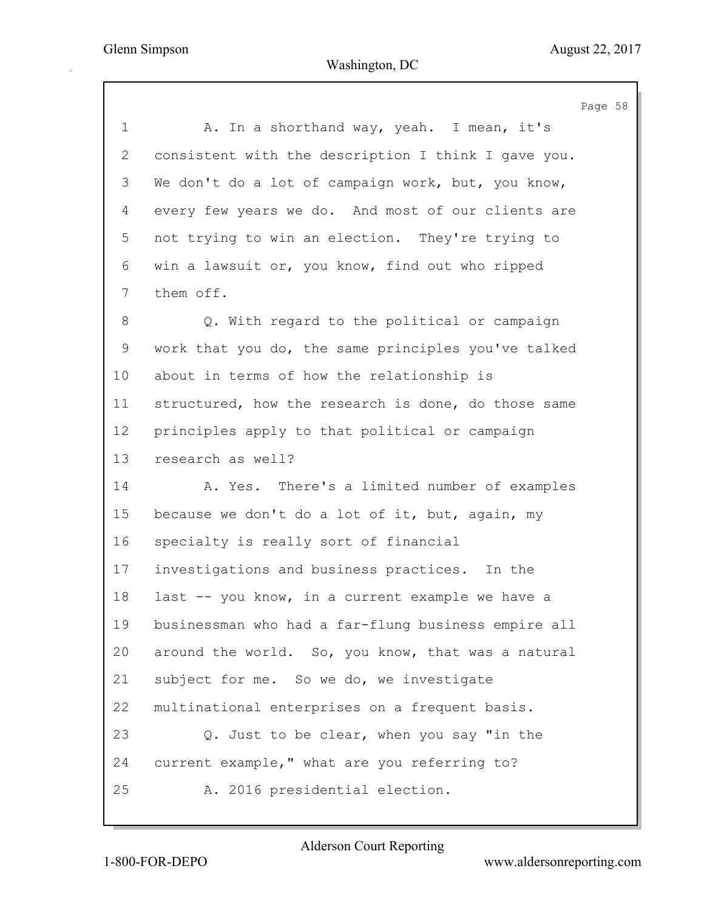A. In a shorthand way, yeah. I mean, it's consistent with the description I think I gave you. We don't do a lot of campaign work, but, you know, every few years we do. And most of our clients are not trying to win an election. They're trying to win a lawsuit or, you know, find out who ripped them off.

Q. With regard to the political or campaign work that you do, the same principles you've talked about in terms of how the relationship is structured, how the research is done, do those same principles apply to that political or campaign research as well?

A. Yes. There's a limited number of examples because we don't do a lot of it, but, again, my specialty is really sort of financial investigations and business practices. In the last -- you know, in a current example we have a businessman who had a far-flung business empire all around the world. So, you know, that was a natural subject for me. So we do, we investigate multinational enterprises on a frequent basis.

Q. Just to be clear, when you say "in the current example," what are you referring to?

A. 2016 presidential election.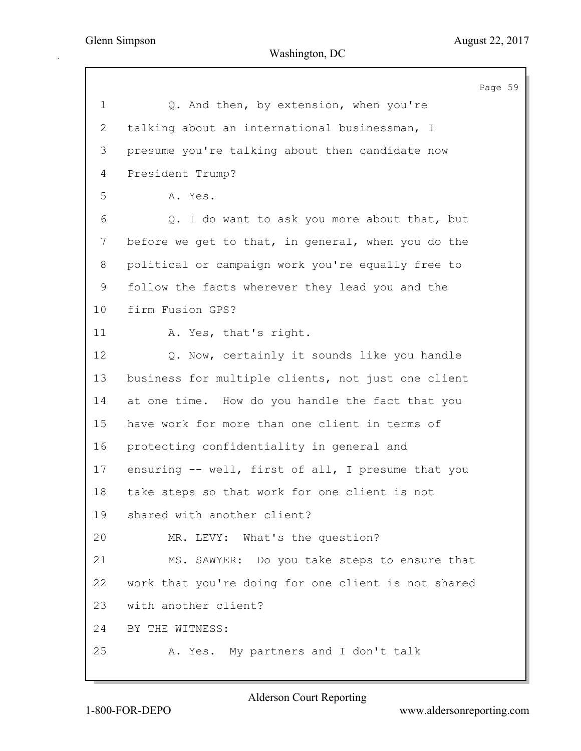1 Q. And then, by extension, when you're
2 talking about an international businessman, I
3 presume you're talking about then candidate now
4 President Trump?
5 A. Yes.
6 Q. I do want to ask you more about that, but
7 before we get to that, in general, when you do the
8 political or campaign work you're equally free to
9 follow the facts wherever they lead you and the
10 firm Fusion GPS?
11 A. Yes, that's right.
12 Q. Now, certainly it sounds like you handle
13 business for multiple clients, not just one client
14 at one time. How do you handle the fact that you
15 have work for more than one client in terms of
16 protecting confidentiality in general and
17 ensuring -- well, first of all, I presume that you
18 take steps so that work for one client is not
19 shared with another client?
20 MR. LEVY: What's the question?
21 MS. SAWYER: Do you take steps to ensure that
22 work that you're doing for one client is not shared
23 with another client?
24 BY THE WITNESS:
25 A. Yes. My partners and I don't talk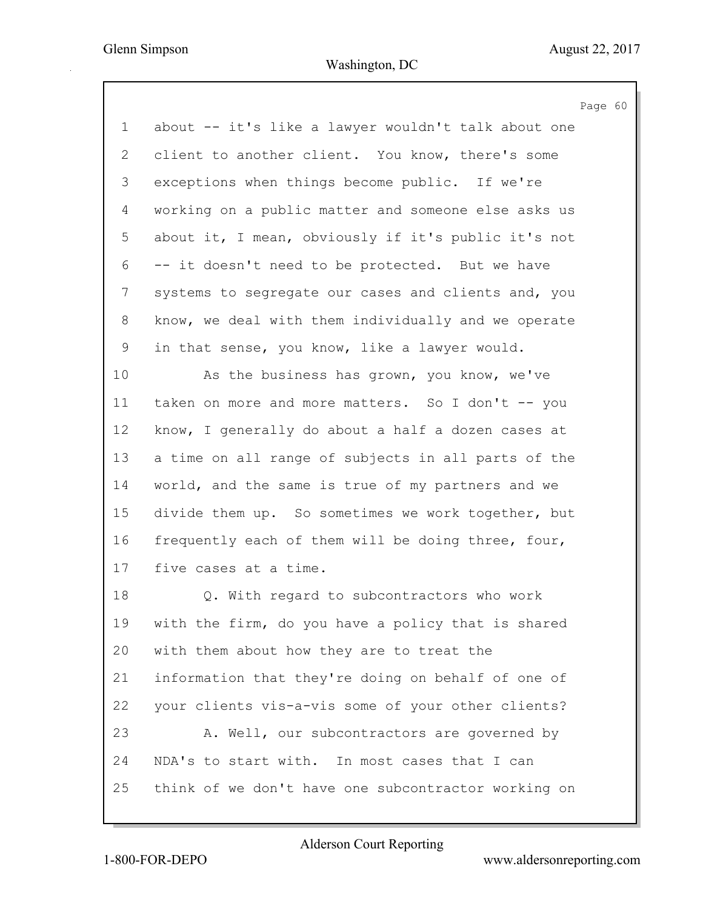about -- it's like a lawyer wouldn't talk about one client to another client. You know, there's some exceptions when things become public. If we're working on a public matter and someone else asks us about it, I mean, obviously if it's public it's not -- it doesn't need to be protected. But we have systems to segregate our cases and clients and, you know, we deal with them individually and we operate in that sense, you know, like a lawyer would.

As the business has grown, you know, we've taken on more and more matters. So I don't -- you know, I generally do about a half a dozen cases at a time on all range of subjects in all parts of the world, and the same is true of my partners and we divide them up. So sometimes we work together, but frequently each of them will be doing three, four, five cases at a time.

Q. With regard to subcontractors who work with the firm, do you have a policy that is shared with them about how they are to treat the information that they're doing on behalf of one of your clients vis-a-vis some of your other clients?

A. Well, our subcontractors are governed by NDA's to start with. In most cases that I can think of we don't have one subcontractor working on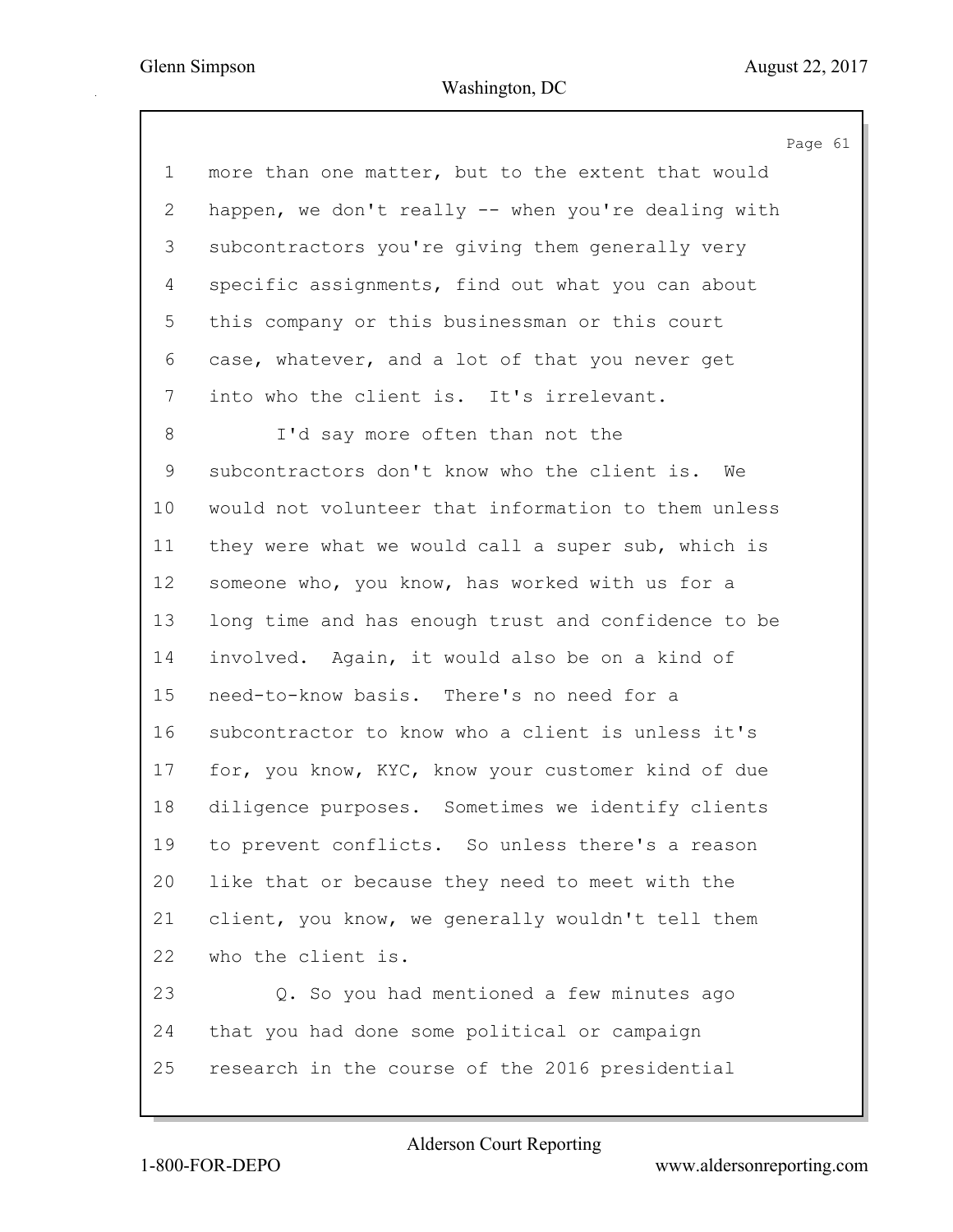more than one matter, but to the extent that would happen, we don't really -- when you're dealing with subcontractors you're giving them generally very specific assignments, find out what you can about this company or this businessman or this court case, whatever, and a lot of that you never get into who the client is. It's irrelevant.

I'd say more often than not the subcontractors don't know who the client is. We would not volunteer that information to them unless they were what we would call a super sub, which is someone who, you know, has worked with us for a long time and has enough trust and confidence to be involved. Again, it would also be on a kind of need-to-know basis. There's no need for a subcontractor to know who a client is unless it's for, you know, KYC, know your customer kind of due diligence purposes. Sometimes we identify clients to prevent conflicts. So unless there's a reason like that or because they need to meet with the client, you know, we generally wouldn't tell them who the client is.

Q. So you had mentioned a few minutes ago that you had done some political or campaign research in the course of the 2016 presidential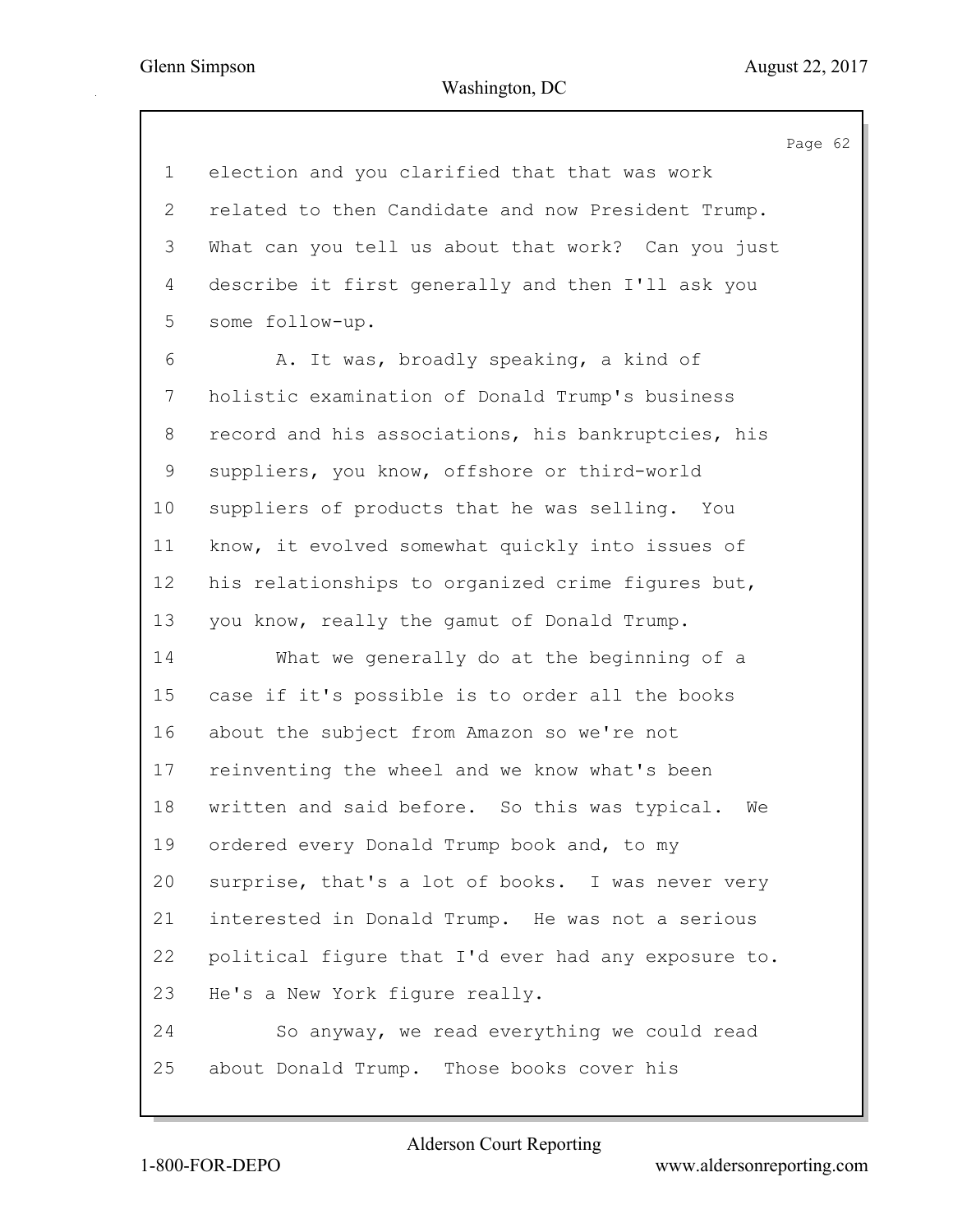election and you clarified that that was work related to then Candidate and now President Trump. What can you tell us about that work? Can you just describe it first generally and then I'll ask you some follow-up.

A. It was, broadly speaking, a kind of holistic examination of Donald Trump's business record and his associations, his bankruptcies, his suppliers, you know, offshore or third-world suppliers of products that he was selling. You know, it evolved somewhat quickly into issues of his relationships to organized crime figures but, you know, really the gamut of Donald Trump.

What we generally do at the beginning of a case if it's possible is to order all the books about the subject from Amazon so we're not reinventing the wheel and we know what's been written and said before. So this was typical. We ordered every Donald Trump book and, to my surprise, that's a lot of books. I was never very interested in Donald Trump. He was not a serious political figure that I'd ever had any exposure to. He's a New York figure really.

So anyway, we read everything we could read about Donald Trump. Those books cover his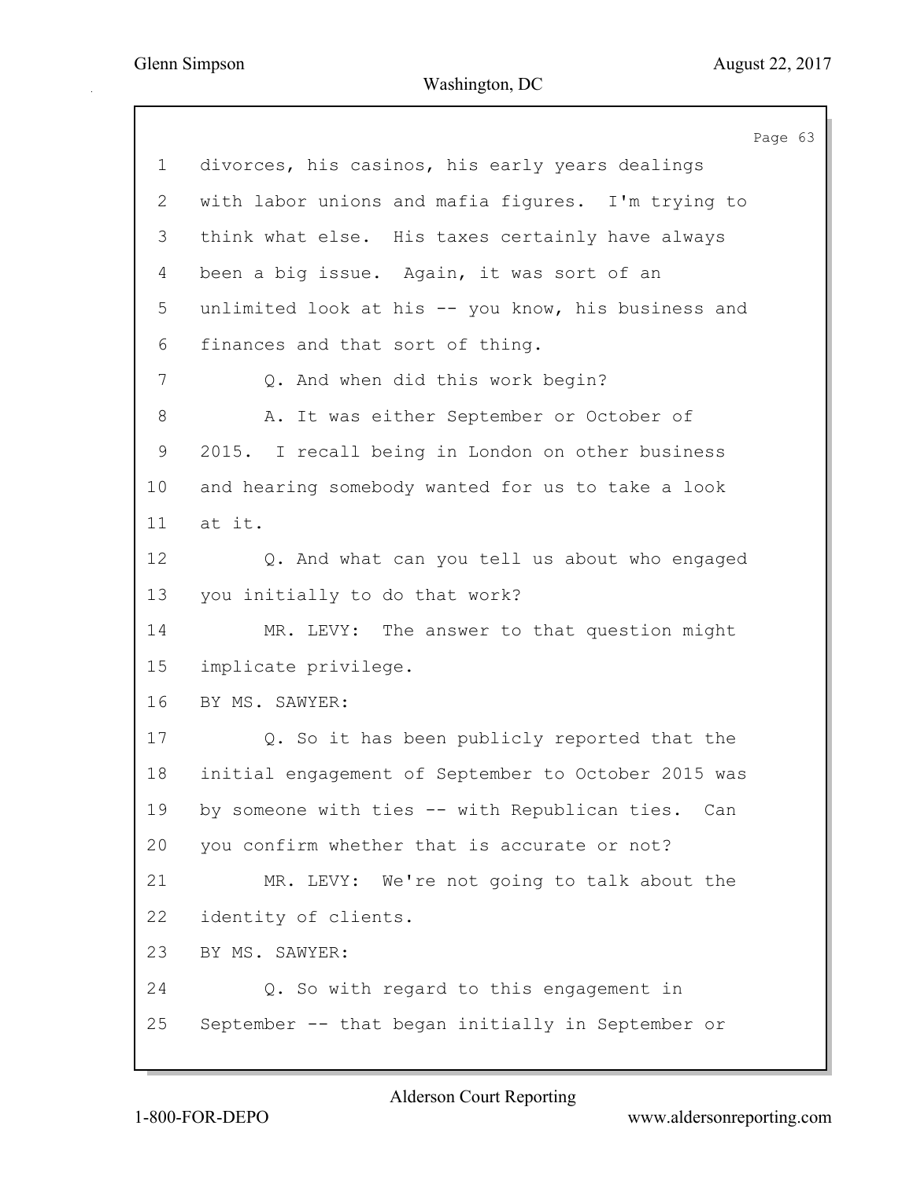1 divorces, his casinos, his early years dealings
2 with labor unions and mafia figures. I'm trying to
3 think what else. His taxes certainly have always
4 been a big issue. Again, it was sort of an
5 unlimited look at his -- you know, his business and
6 finances and that sort of thing.
7 Q. And when did this work begin?
8 A. It was either September or October of
9 2015. I recall being in London on other business
10 and hearing somebody wanted for us to take a look
11 at it.
12 Q. And what can you tell us about who engaged
13 you initially to do that work?
14 MR. LEVY: The answer to that question might
15 implicate privilege.
16 BY MS. SAWYER:
17 Q. So it has been publicly reported that the
18 initial engagement of September to October 2015 was
19 by someone with ties -- with Republican ties. Can
20 you confirm whether that is accurate or not?
21 MR. LEVY: We're not going to talk about the
22 identity of clients.
23 BY MS. SAWYER:
24 Q. So with regard to this engagement in
25 September -- that began initially in September or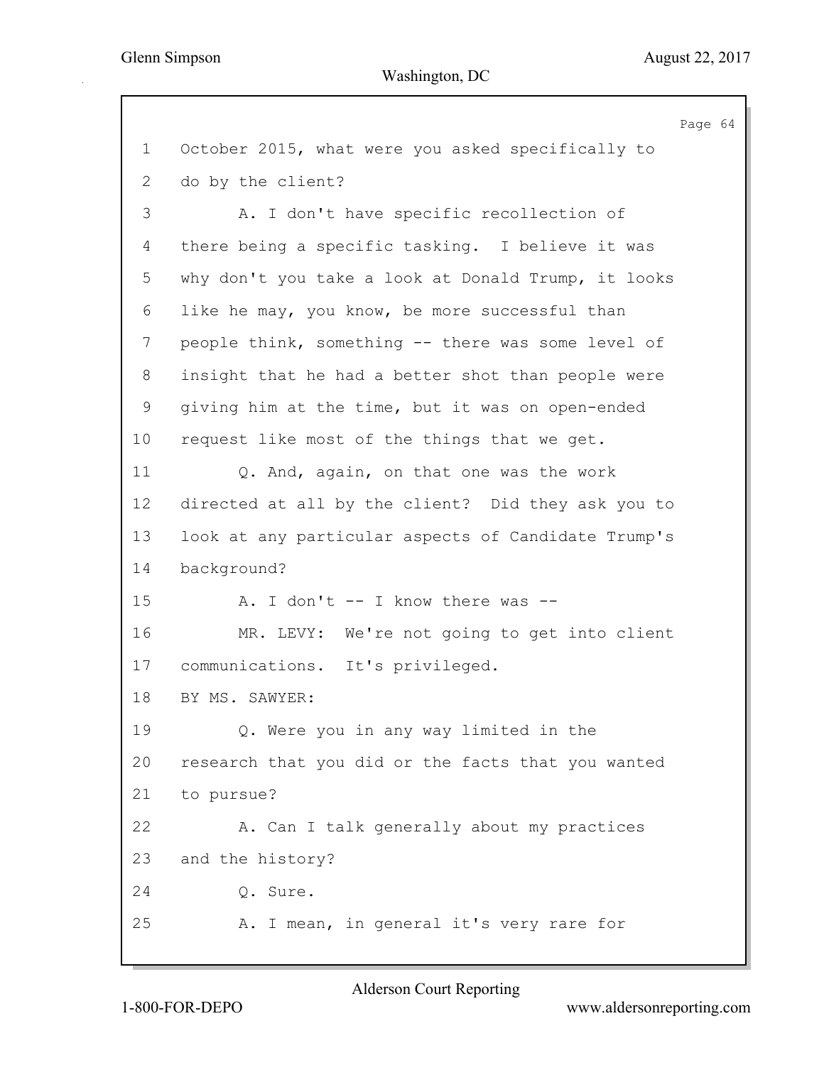October 2015, what were you asked specifically to do by the client?

A. I don't have specific recollection of there being a specific tasking. I believe it was why don't you take a look at Donald Trump, it looks like he may, you know, be more successful than people think, something -- there was some level of insight that he had a better shot than people were giving him at the time, but it was on open-ended request like most of the things that we get.

Q. And, again, on that one was the work directed at all by the client? Did they ask you to look at any particular aspects of Candidate Trump's background?

A. I don't -- I know there was --

MR. LEVY: We're not going to get into client communications. It's privileged.

BY MS. SAWYER:

Q. Were you in any way limited in the research that you did or the facts that you wanted to pursue?

A. Can I talk generally about my practices and the history?

Q. Sure.

A. I mean, in general it's very rare for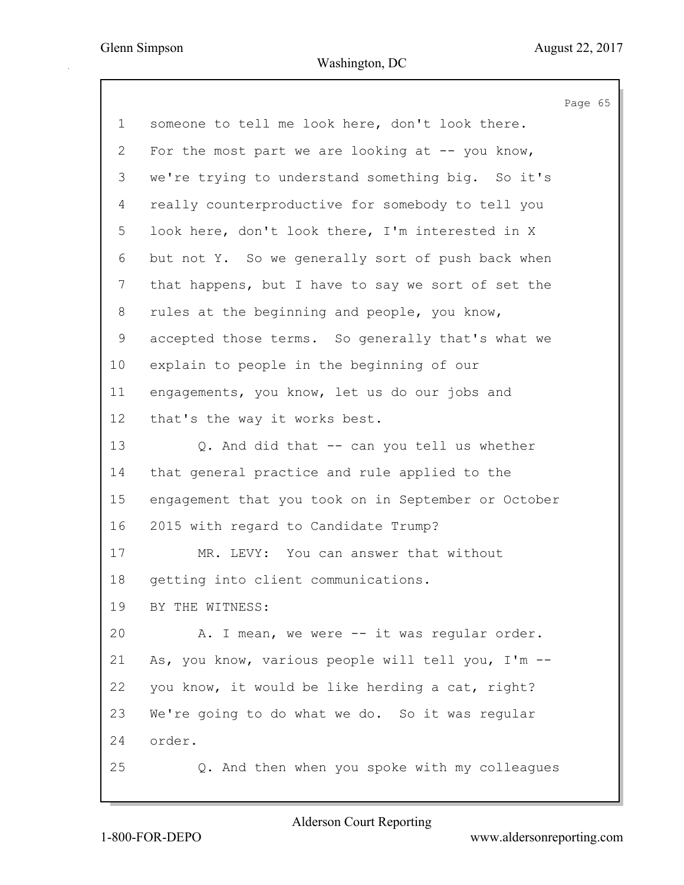someone to tell me look here, don't look there. For the most part we are looking at -- you know, we're trying to understand something big. So it's really counterproductive for somebody to tell you look here, don't look there, I'm interested in X but not Y. So we generally sort of push back when that happens, but I have to say we sort of set the rules at the beginning and people, you know, accepted those terms. So generally that's what we explain to people in the beginning of our engagements, you know, let us do our jobs and that's the way it works best.

Q. And did that -- can you tell us whether that general practice and rule applied to the engagement that you took on in September or October 2015 with regard to Candidate Trump?

MR. LEVY: You can answer that without getting into client communications.

BY THE WITNESS:

A. I mean, we were -- it was regular order. As, you know, various people will tell you, I'm -- you know, it would be like herding a cat, right? We're going to do what we do. So it was regular order.

Q. And then when you spoke with my colleagues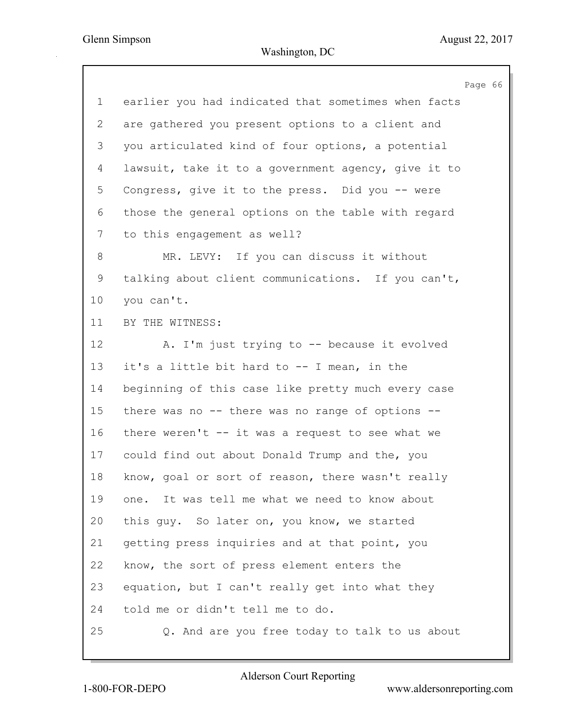1 earlier you had indicated that sometimes when facts
2 are gathered you present options to a client and
3 you articulated kind of four options, a potential
4 lawsuit, take it to a government agency, give it to
5 Congress, give it to the press. Did you -- were
6 those the general options on the table with regard
7 to this engagement as well?
8 MR. LEVY: If you can discuss it without
9 talking about client communications. If you can't,
10 you can't.
11 BY THE WITNESS:
12 A. I'm just trying to -- because it evolved
13 it's a little bit hard to -- I mean, in the
14 beginning of this case like pretty much every case
15 there was no -- there was no range of options --
16 there weren't -- it was a request to see what we
17 could find out about Donald Trump and the, you
18 know, goal or sort of reason, there wasn't really
19 one. It was tell me what we need to know about
20 this guy. So later on, you know, we started
21 getting press inquiries and at that point, you
22 know, the sort of press element enters the
23 equation, but I can't really get into what they
24 told me or didn't tell me to do.
25 Q. And are you free today to talk to us about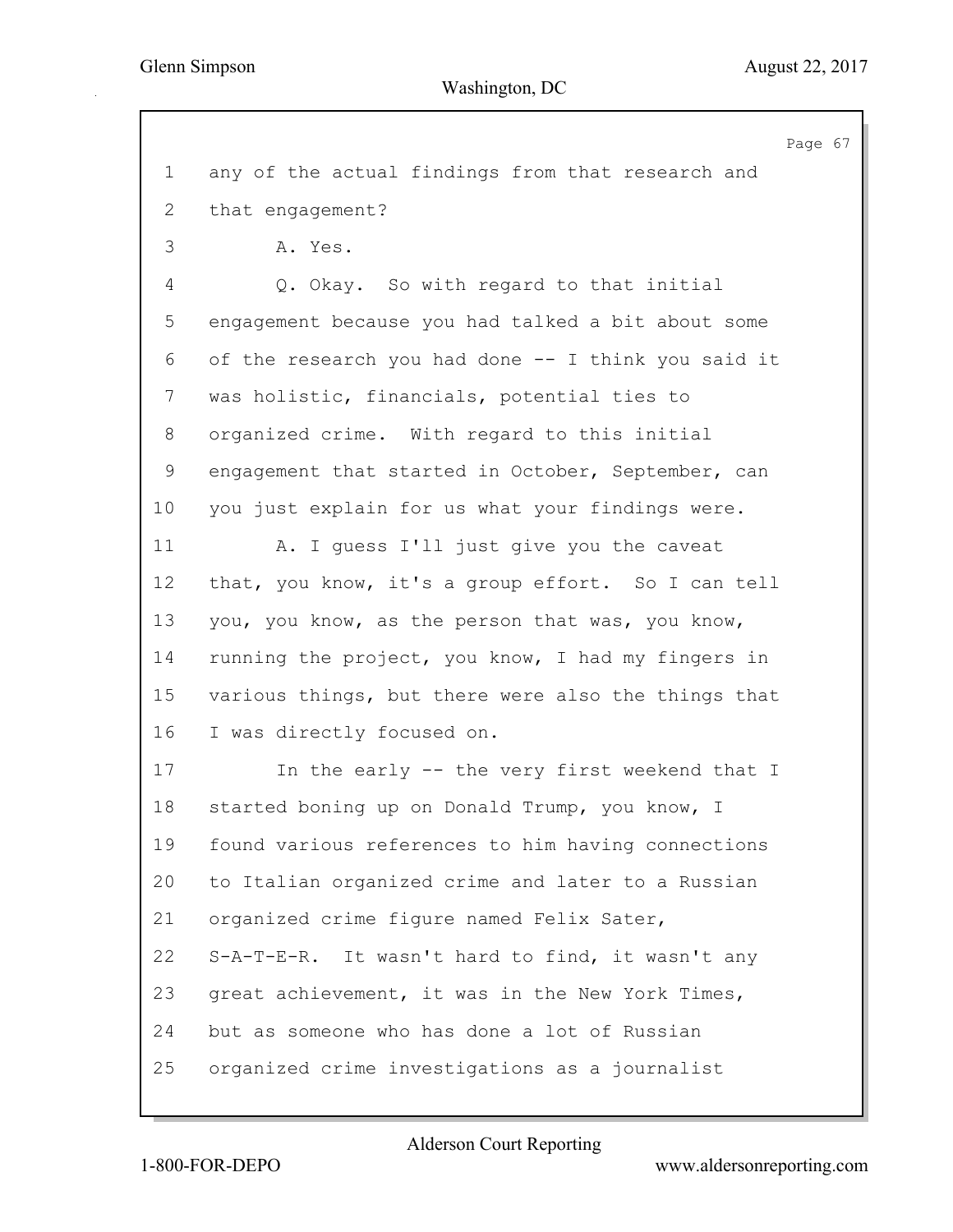1 any of the actual findings from that research and
2 that engagement?

3 A. Yes.

4 Q. Okay. So with regard to that initial
5 engagement because you had talked a bit about some
6 of the research you had done -- I think you said it
7 was holistic, financials, potential ties to
8 organized crime. With regard to this initial
9 engagement that started in October, September, can
10 you just explain for us what your findings were.

11 A. I guess I'll just give you the caveat
12 that, you know, it's a group effort. So I can tell
13 you, you know, as the person that was, you know,
14 running the project, you know, I had my fingers in
15 various things, but there were also the things that
16 I was directly focused on.

17 In the early -- the very first weekend that I
18 started boning up on Donald Trump, you know, I
19 found various references to him having connections
20 to Italian organized crime and later to a Russian
21 organized crime figure named Felix Sater,
22 S-A-T-E-R. It wasn't hard to find, it wasn't any
23 great achievement, it was in the New York Times,
24 but as someone who has done a lot of Russian
25 organized crime investigations as a journalist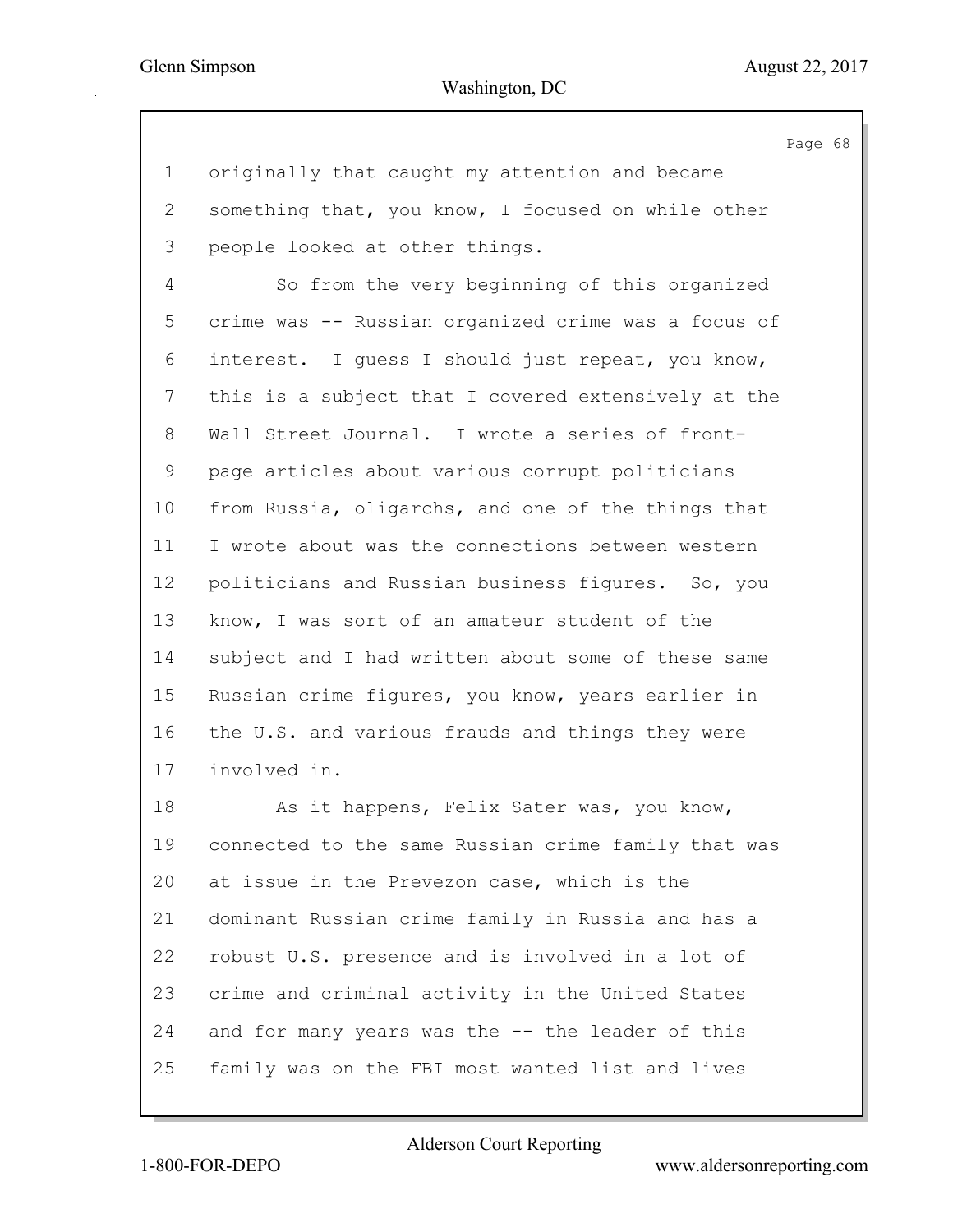originally that caught my attention and became something that, you know, I focused on while other people looked at other things.

So from the very beginning of this organized crime was -- Russian organized crime was a focus of interest. I guess I should just repeat, you know, this is a subject that I covered extensively at the Wall Street Journal. I wrote a series of front-page articles about various corrupt politicians from Russia, oligarchs, and one of the things that I wrote about was the connections between western politicians and Russian business figures. So, you know, I was sort of an amateur student of the subject and I had written about some of these same Russian crime figures, you know, years earlier in the U.S. and various frauds and things they were involved in.

As it happens, Felix Sater was, you know, connected to the same Russian crime family that was at issue in the Prevezon case, which is the dominant Russian crime family in Russia and has a robust U.S. presence and is involved in a lot of crime and criminal activity in the United States and for many years was the -- the leader of this family was on the FBI most wanted list and lives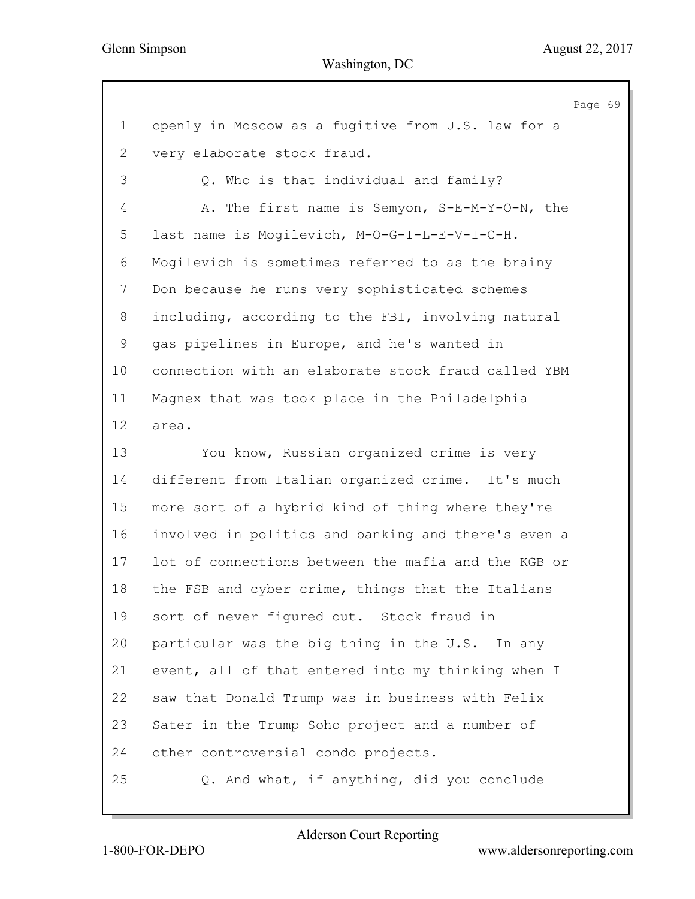openly in Moscow as a fugitive from U.S. law for a very elaborate stock fraud.

Q. Who is that individual and family?

A. The first name is Semyon, S-E-M-Y-O-N, the last name is Mogilevich, M-O-G-I-L-E-V-I-C-H. Mogilevich is sometimes referred to as the brainy Don because he runs very sophisticated schemes including, according to the FBI, involving natural gas pipelines in Europe, and he's wanted in connection with an elaborate stock fraud called YBM Magnex that was took place in the Philadelphia area.

You know, Russian organized crime is very different from Italian organized crime. It's much more sort of a hybrid kind of thing where they're involved in politics and banking and there's even a lot of connections between the mafia and the KGB or the FSB and cyber crime, things that the Italians sort of never figured out. Stock fraud in particular was the big thing in the U.S. In any event, all of that entered into my thinking when I saw that Donald Trump was in business with Felix Sater in the Trump Soho project and a number of other controversial condo projects.

Q. And what, if anything, did you conclude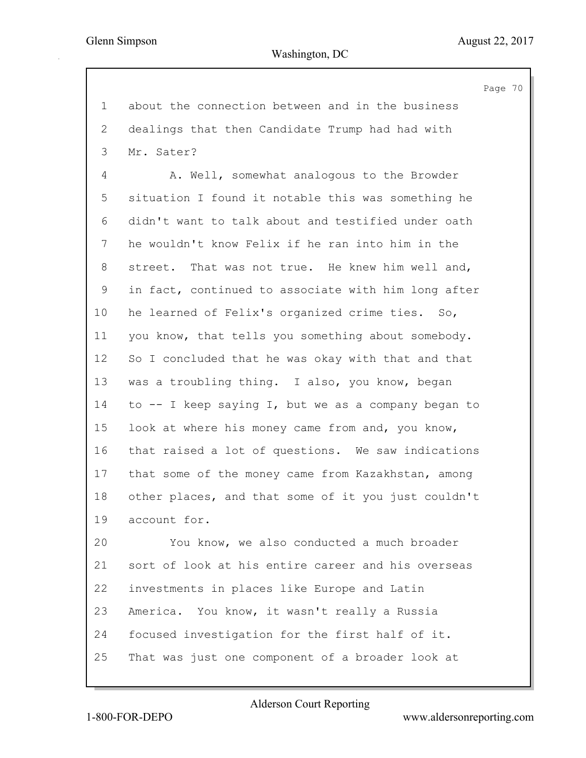1 about the connection between and in the business
2 dealings that then Candidate Trump had had with
3 Mr. Sater?
4 A. Well, somewhat analogous to the Browder
5 situation I found it notable this was something he
6 didn't want to talk about and testified under oath
7 he wouldn't know Felix if he ran into him in the
8 street. That was not true. He knew him well and,
9 in fact, continued to associate with him long after
10 he learned of Felix's organized crime ties. So,
11 you know, that tells you something about somebody.
12 So I concluded that he was okay with that and that
13 was a troubling thing. I also, you know, began
14 to -- I keep saying I, but we as a company began to
15 look at where his money came from and, you know,
16 that raised a lot of questions. We saw indications
17 that some of the money came from Kazakhstan, among
18 other places, and that some of it you just couldn't
19 account for.
20 You know, we also conducted a much broader
21 sort of look at his entire career and his overseas
22 investments in places like Europe and Latin
23 America. You know, it wasn't really a Russia
24 focused investigation for the first half of it.
25 That was just one component of a broader look at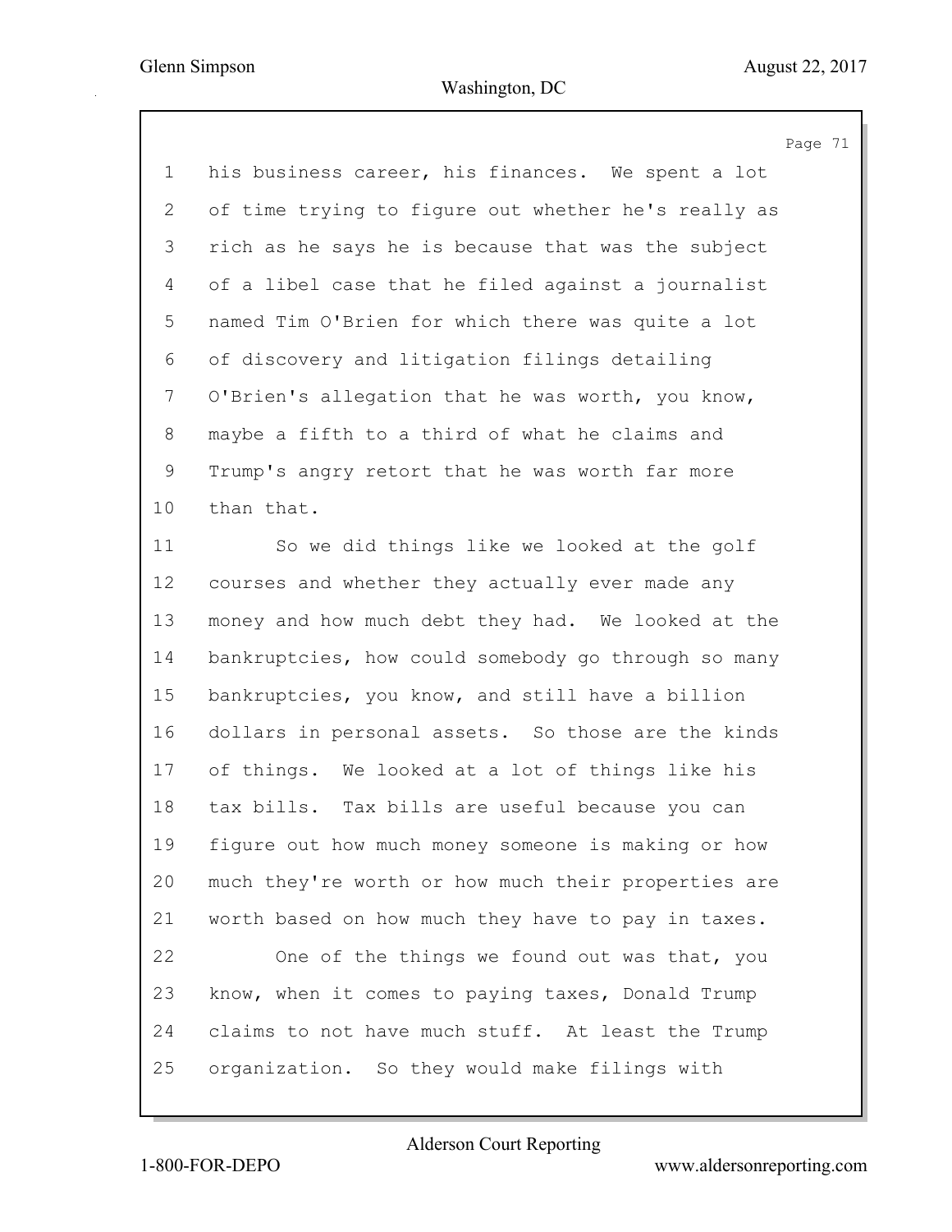his business career, his finances. We spent a lot of time trying to figure out whether he's really as rich as he says he is because that was the subject of a libel case that he filed against a journalist named Tim O'Brien for which there was quite a lot of discovery and litigation filings detailing O'Brien's allegation that he was worth, you know, maybe a fifth to a third of what he claims and Trump's angry retort that he was worth far more than that.

So we did things like we looked at the golf courses and whether they actually ever made any money and how much debt they had. We looked at the bankruptcies, how could somebody go through so many bankruptcies, you know, and still have a billion dollars in personal assets. So those are the kinds of things. We looked at a lot of things like his tax bills. Tax bills are useful because you can figure out how much money someone is making or how much they're worth or how much their properties are worth based on how much they have to pay in taxes.

One of the things we found out was that, you know, when it comes to paying taxes, Donald Trump claims to not have much stuff. At least the Trump organization. So they would make filings with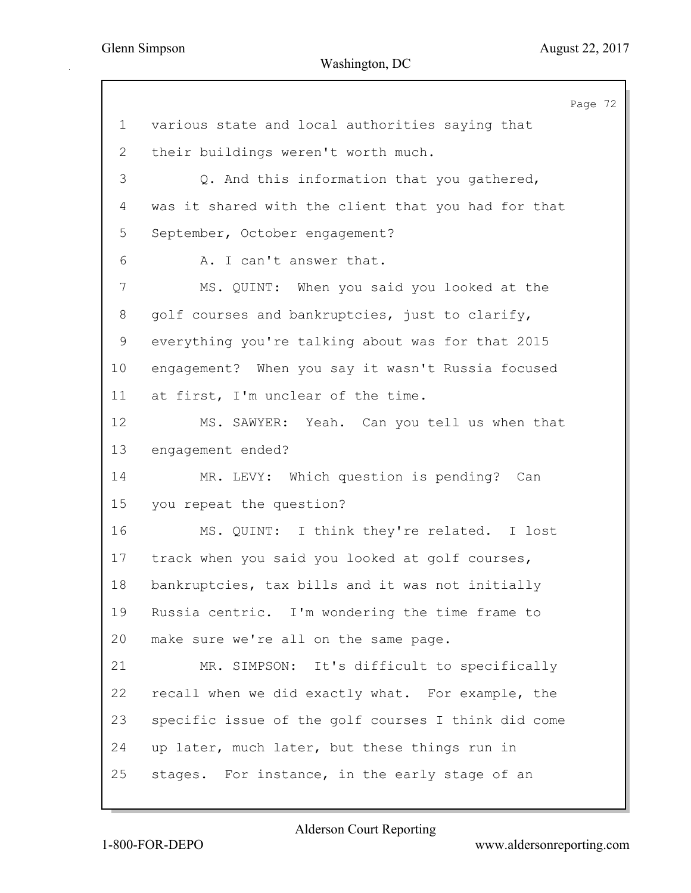1 various state and local authorities saying that
2 their buildings weren't worth much.
3 Q. And this information that you gathered,
4 was it shared with the client that you had for that
5 September, October engagement?
6 A. I can't answer that.
7 MS. QUINT: When you said you looked at the
8 golf courses and bankruptcies, just to clarify,
9 everything you're talking about was for that 2015
10 engagement? When you say it wasn't Russia focused
11 at first, I'm unclear of the time.
12 MS. SAWYER: Yeah. Can you tell us when that
13 engagement ended?
14 MR. LEVY: Which question is pending? Can
15 you repeat the question?
16 MS. QUINT: I think they're related. I lost
17 track when you said you looked at golf courses,
18 bankruptcies, tax bills and it was not initially
19 Russia centric. I'm wondering the time frame to
20 make sure we're all on the same page.
21 MR. SIMPSON: It's difficult to specifically
22 recall when we did exactly what. For example, the
23 specific issue of the golf courses I think did come
24 up later, much later, but these things run in
25 stages. For instance, in the early stage of an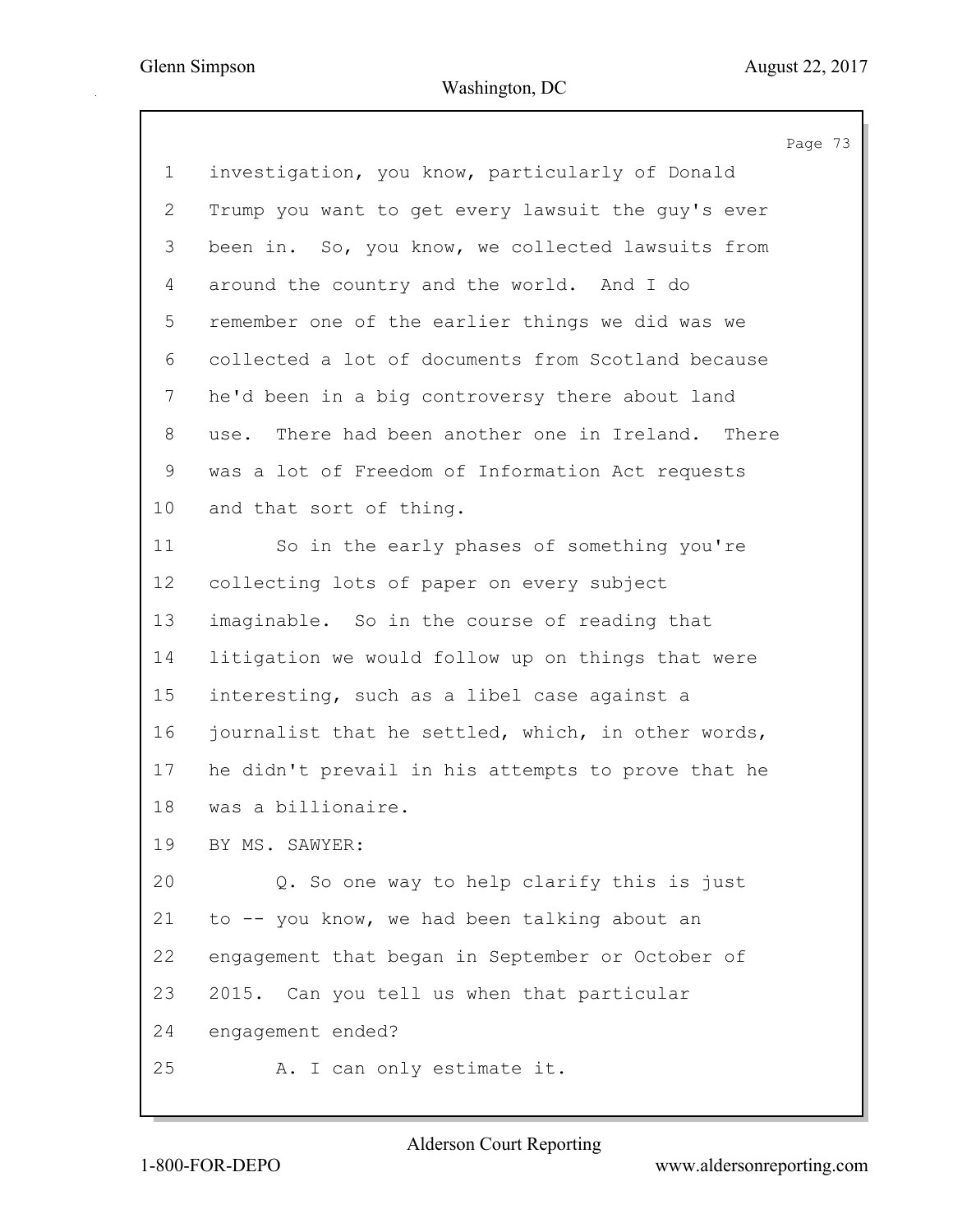1 investigation, you know, particularly of Donald
2 Trump you want to get every lawsuit the guy's ever
3 been in. So, you know, we collected lawsuits from
4 around the country and the world. And I do
5 remember one of the earlier things we did was we
6 collected a lot of documents from Scotland because
7 he'd been in a big controversy there about land
8 use. There had been another one in Ireland. There
9 was a lot of Freedom of Information Act requests
10 and that sort of thing.
11 So in the early phases of something you're
12 collecting lots of paper on every subject
13 imaginable. So in the course of reading that
14 litigation we would follow up on things that were
15 interesting, such as a libel case against a
16 journalist that he settled, which, in other words,
17 he didn't prevail in his attempts to prove that he
18 was a billionaire.
19 BY MS. SAWYER:
20 Q. So one way to help clarify this is just
21 to -- you know, we had been talking about an
22 engagement that began in September or October of
23 2015. Can you tell us when that particular
24 engagement ended?
25 A. I can only estimate it.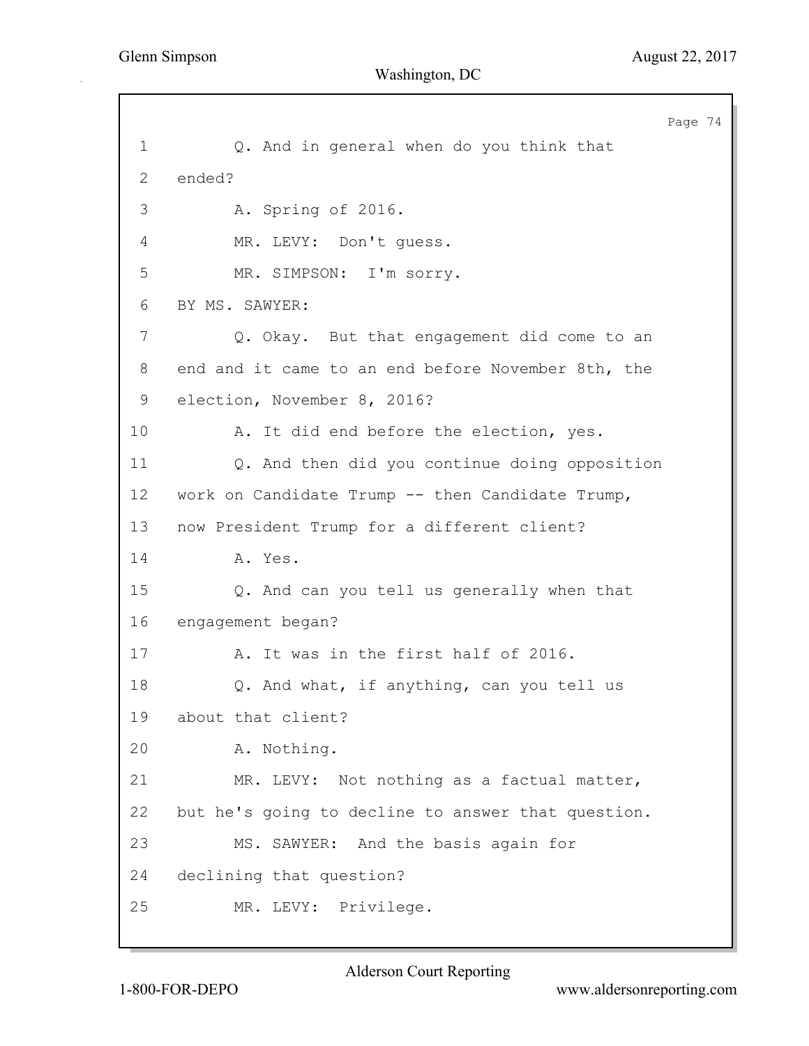1 Q. And in general when do you think that
2 ended?
3 A. Spring of 2016.
4 MR. LEVY: Don't guess.
5 MR. SIMPSON: I'm sorry.
6 BY MS. SAWYER:
7 Q. Okay. But that engagement did come to an
8 end and it came to an end before November 8th, the
9 election, November 8, 2016?
10 A. It did end before the election, yes.
11 Q. And then did you continue doing opposition
12 work on Candidate Trump -- then Candidate Trump,
13 now President Trump for a different client?
14 A. Yes.
15 Q. And can you tell us generally when that
16 engagement began?
17 A. It was in the first half of 2016.
18 Q. And what, if anything, can you tell us
19 about that client?
20 A. Nothing.
21 MR. LEVY: Not nothing as a factual matter,
22 but he's going to decline to answer that question.
23 MS. SAWYER: And the basis again for
24 declining that question?
25 MR. LEVY: Privilege.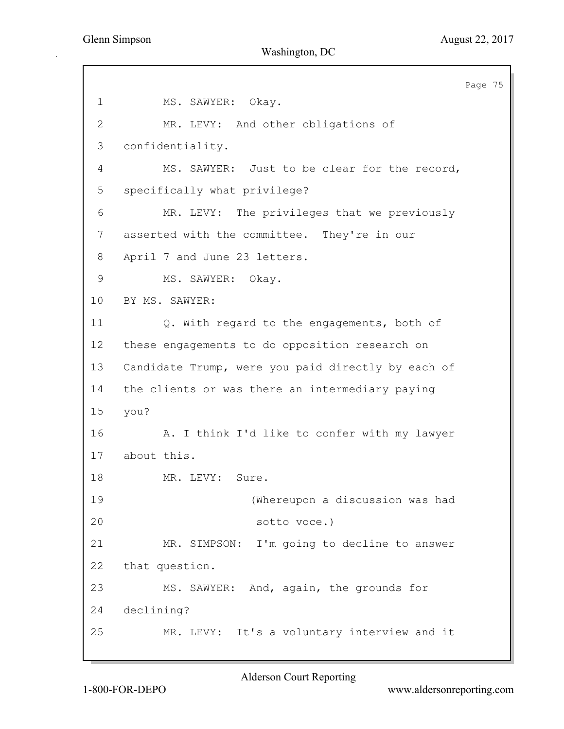MS. SAWYER: Okay.

MR. LEVY: And other obligations of confidentiality.

MS. SAWYER: Just to be clear for the record, specifically what privilege?

MR. LEVY: The privileges that we previously asserted with the committee. They're in our April 7 and June 23 letters.

MS. SAWYER: Okay.

BY MS. SAWYER:

Q. With regard to the engagements, both of these engagements to do opposition research on Candidate Trump, were you paid directly by each of the clients or was there an intermediary paying you?

A. I think I'd like to confer with my lawyer about this.

MR. LEVY: Sure.

(Whereupon a discussion was had sotto voce.)

MR. SIMPSON: I'm going to decline to answer that question.

MS. SAWYER: And, again, the grounds for declining?

MR. LEVY: It's a voluntary interview and it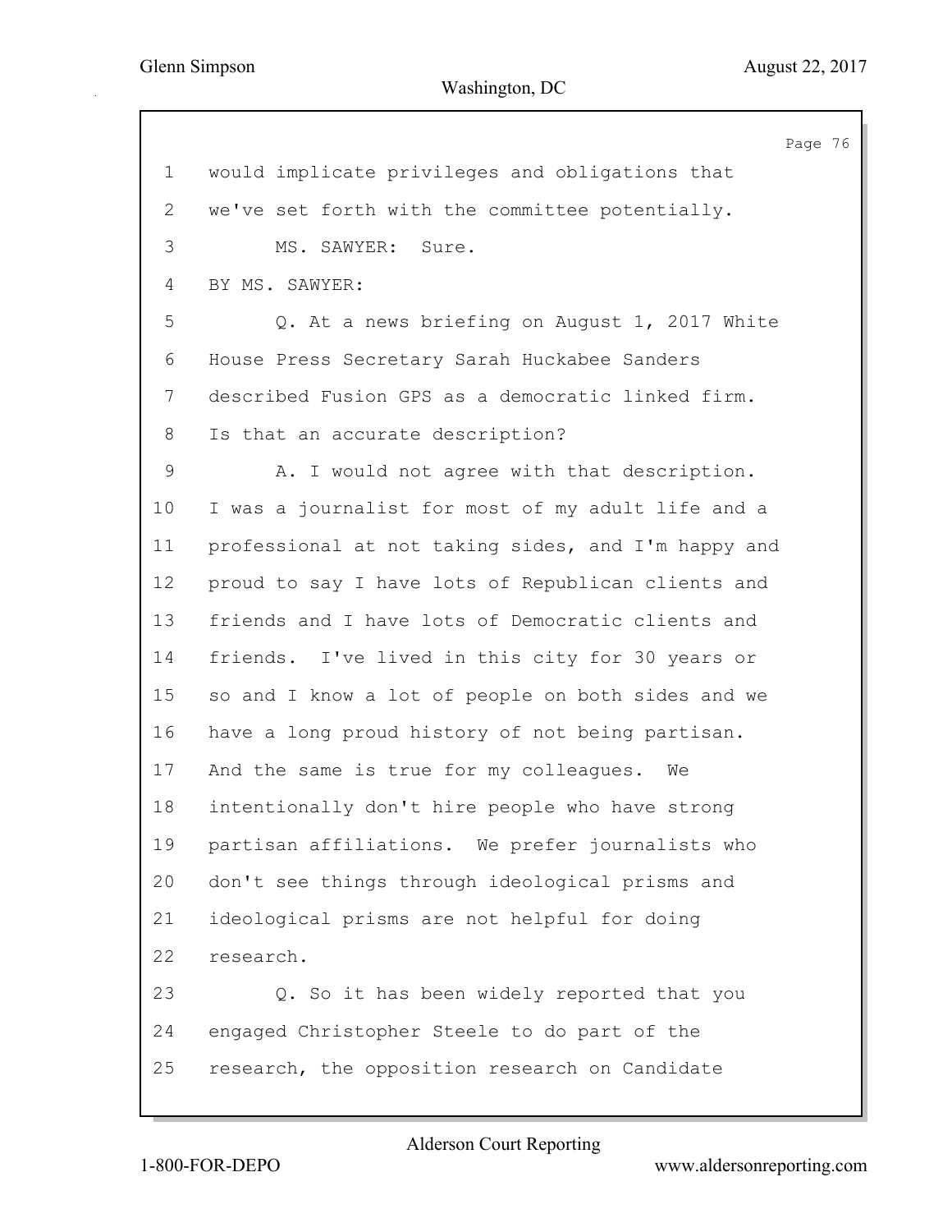would implicate privileges and obligations that we've set forth with the committee potentially.

MS. SAWYER: Sure.

BY MS. SAWYER:

Q. At a news briefing on August 1, 2017 White House Press Secretary Sarah Huckabee Sanders described Fusion GPS as a democratic linked firm. Is that an accurate description?

A. I would not agree with that description. I was a journalist for most of my adult life and a professional at not taking sides, and I'm happy and proud to say I have lots of Republican clients and friends and I have lots of Democratic clients and friends. I've lived in this city for 30 years or so and I know a lot of people on both sides and we have a long proud history of not being partisan. And the same is true for my colleagues. We intentionally don't hire people who have strong partisan affiliations. We prefer journalists who don't see things through ideological prisms and ideological prisms are not helpful for doing research.

Q. So it has been widely reported that you engaged Christopher Steele to do part of the research, the opposition research on Candidate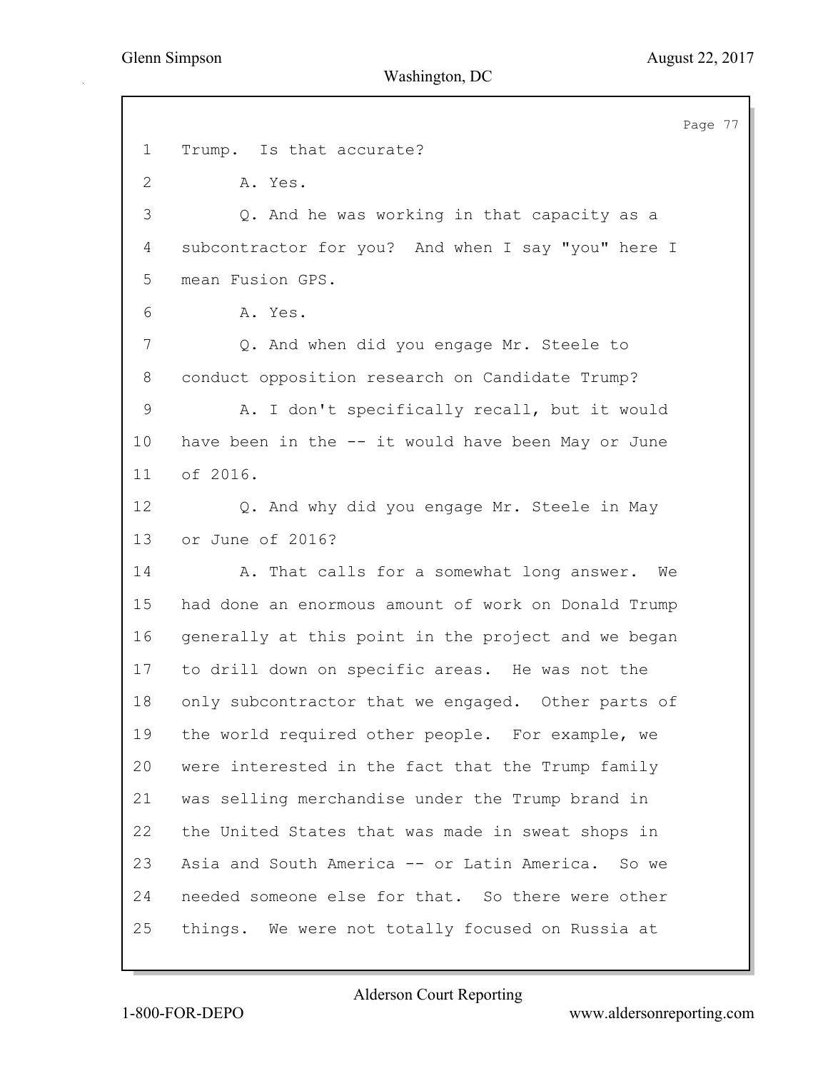1 Trump. Is that accurate?

2 A. Yes.

3 Q. And he was working in that capacity as a

4 subcontractor for you? And when I say "you" here I

5 mean Fusion GPS.

6 A. Yes.

7 Q. And when did you engage Mr. Steele to

8 conduct opposition research on Candidate Trump?

9 A. I don't specifically recall, but it would

10 have been in the -- it would have been May or June

11 of 2016.

12 Q. And why did you engage Mr. Steele in May

13 or June of 2016?

14 A. That calls for a somewhat long answer. We

15 had done an enormous amount of work on Donald Trump

16 generally at this point in the project and we began

17 to drill down on specific areas. He was not the

18 only subcontractor that we engaged. Other parts of

19 the world required other people. For example, we

20 were interested in the fact that the Trump family

21 was selling merchandise under the Trump brand in

22 the United States that was made in sweat shops in

23 Asia and South America -- or Latin America. So we

24 needed someone else for that. So there were other

25 things. We were not totally focused on Russia at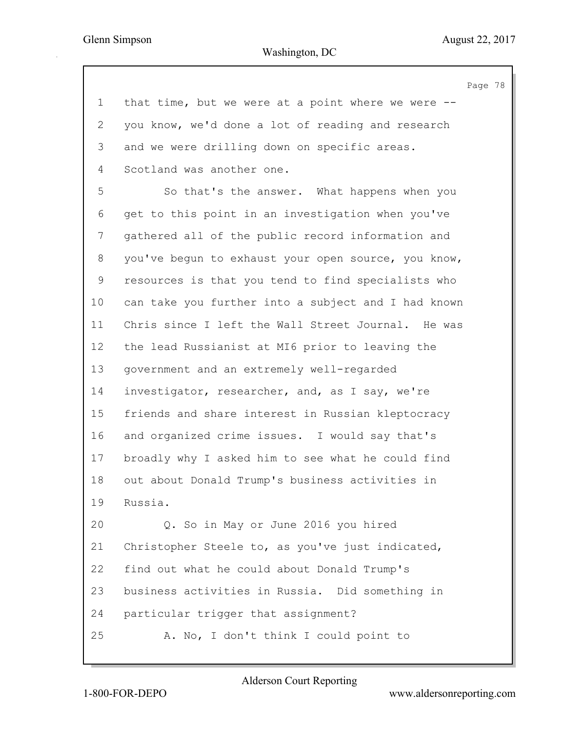that time, but we were at a point where we were -- you know, we'd done a lot of reading and research and we were drilling down on specific areas. Scotland was another one.

So that's the answer. What happens when you get to this point in an investigation when you've gathered all of the public record information and you've begun to exhaust your open source, you know, resources is that you tend to find specialists who can take you further into a subject and I had known Chris since I left the Wall Street Journal. He was the lead Russianist at MI6 prior to leaving the government and an extremely well-regarded investigator, researcher, and, as I say, we're friends and share interest in Russian kleptocracy and organized crime issues. I would say that's broadly why I asked him to see what he could find out about Donald Trump's business activities in Russia.

Q. So in May or June 2016 you hired Christopher Steele to, as you've just indicated, find out what he could about Donald Trump's business activities in Russia. Did something in particular trigger that assignment?

A. No, I don't think I could point to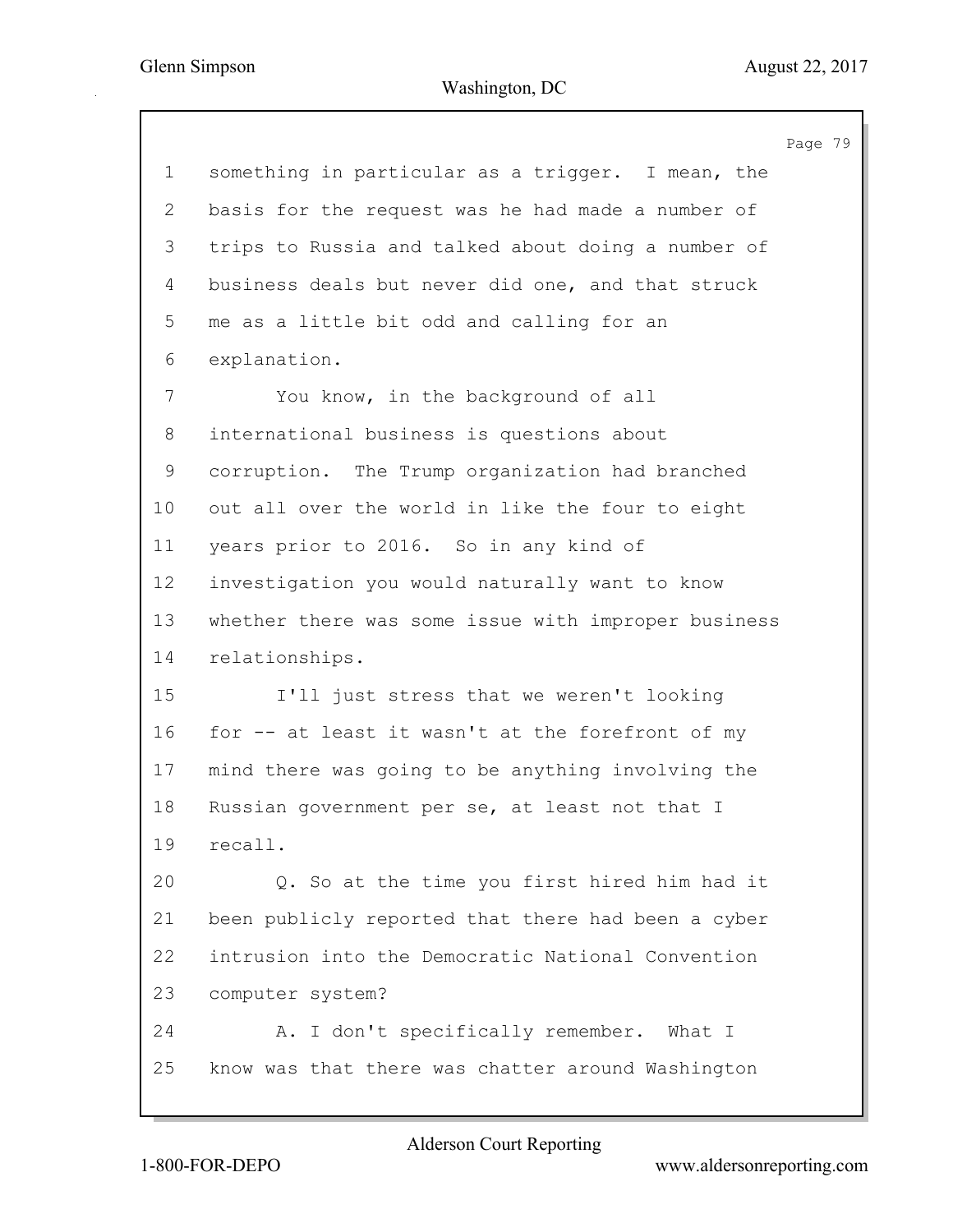something in particular as a trigger. I mean, the basis for the request was he had made a number of trips to Russia and talked about doing a number of business deals but never did one, and that struck me as a little bit odd and calling for an explanation.

You know, in the background of all international business is questions about corruption. The Trump organization had branched out all over the world in like the four to eight years prior to 2016. So in any kind of investigation you would naturally want to know whether there was some issue with improper business relationships.

I'll just stress that we weren't looking for -- at least it wasn't at the forefront of my mind there was going to be anything involving the Russian government per se, at least not that I recall.

Q. So at the time you first hired him had it been publicly reported that there had been a cyber intrusion into the Democratic National Convention computer system?

A. I don't specifically remember. What I know was that there was chatter around Washington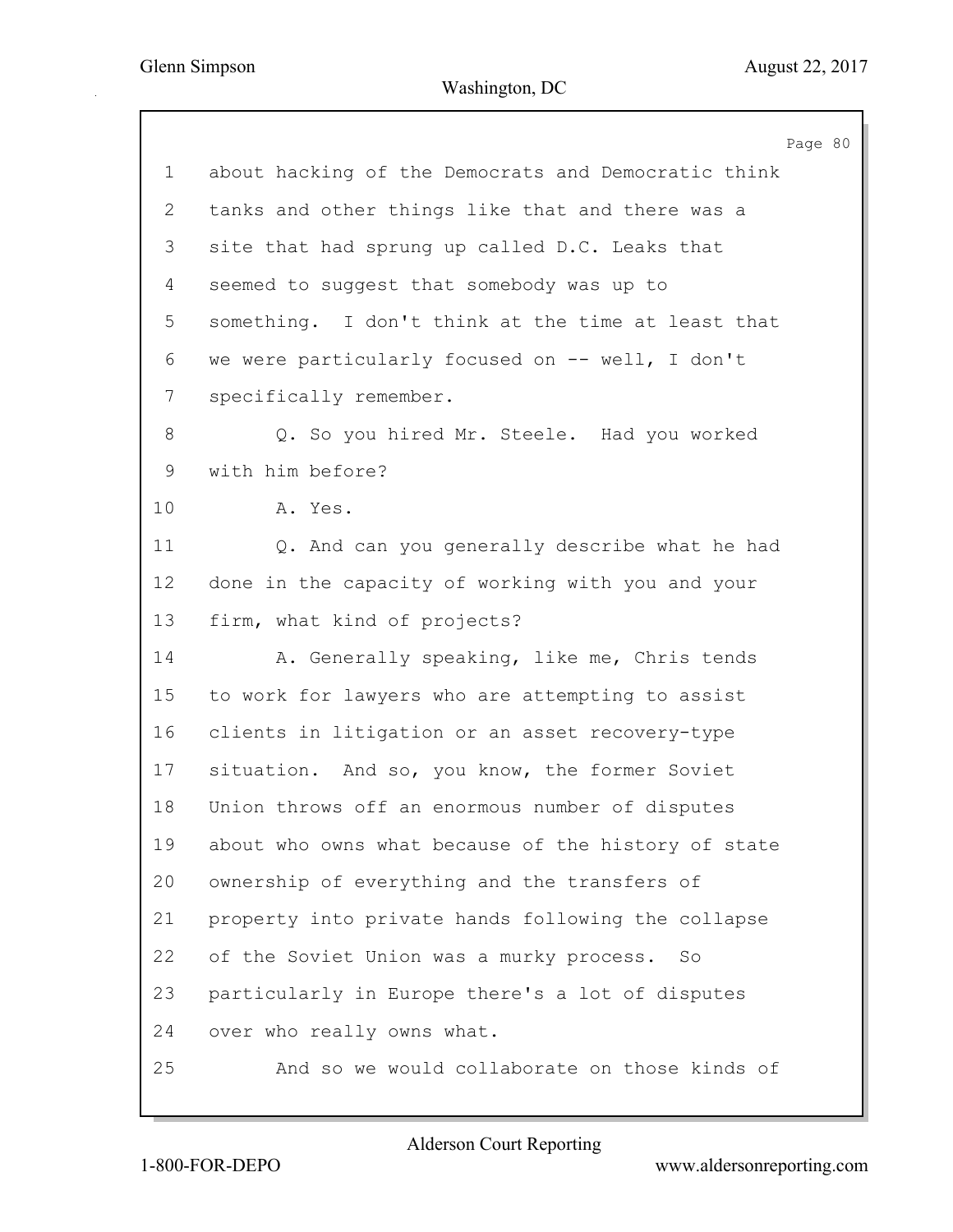about hacking of the Democrats and Democratic think tanks and other things like that and there was a site that had sprung up called D.C. Leaks that seemed to suggest that somebody was up to something. I don't think at the time at least that we were particularly focused on -- well, I don't specifically remember.

Q. So you hired Mr. Steele. Had you worked with him before?

A. Yes.

Q. And can you generally describe what he had done in the capacity of working with you and your firm, what kind of projects?

A. Generally speaking, like me, Chris tends to work for lawyers who are attempting to assist clients in litigation or an asset recovery-type situation. And so, you know, the former Soviet Union throws off an enormous number of disputes about who owns what because of the history of state ownership of everything and the transfers of property into private hands following the collapse of the Soviet Union was a murky process. So particularly in Europe there's a lot of disputes over who really owns what.

And so we would collaborate on those kinds of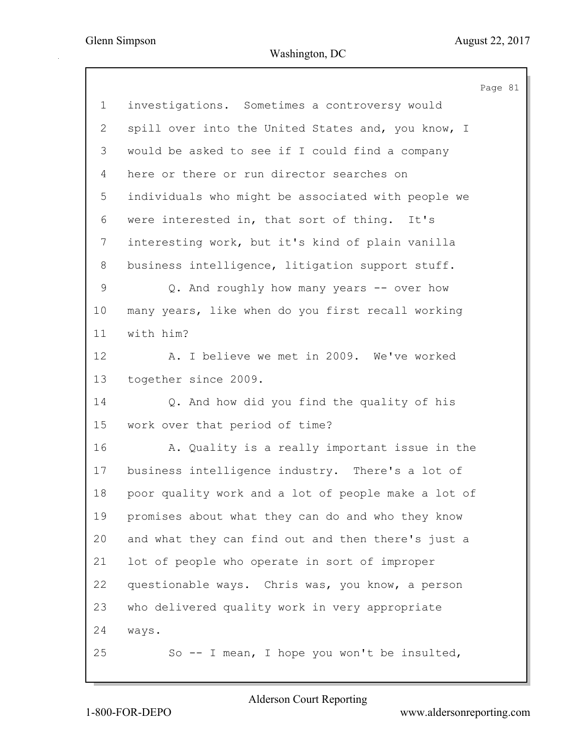investigations. Sometimes a controversy would spill over into the United States and, you know, I would be asked to see if I could find a company here or there or run director searches on individuals who might be associated with people we were interested in, that sort of thing. It's interesting work, but it's kind of plain vanilla business intelligence, litigation support stuff.

Q. And roughly how many years -- over how many years, like when do you first recall working with him?

A. I believe we met in 2009. We've worked together since 2009.

Q. And how did you find the quality of his work over that period of time?

A. Quality is a really important issue in the business intelligence industry. There's a lot of poor quality work and a lot of people make a lot of promises about what they can do and who they know and what they can find out and then there's just a lot of people who operate in sort of improper questionable ways. Chris was, you know, a person who delivered quality work in very appropriate ways.

So -- I mean, I hope you won't be insulted,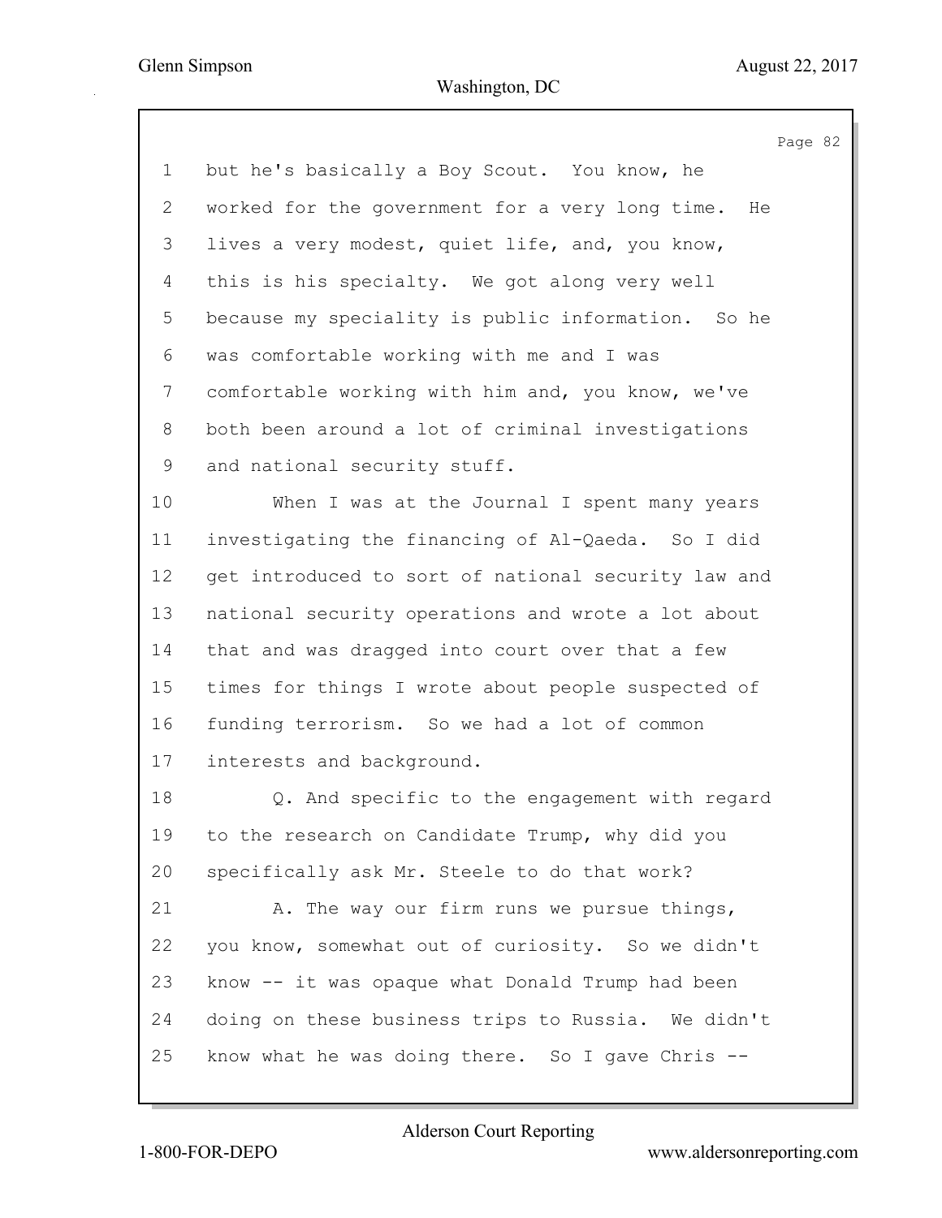1 but he's basically a Boy Scout. You know, he
2 worked for the government for a very long time. He
3 lives a very modest, quiet life, and, you know,
4 this is his specialty. We got along very well
5 because my speciality is public information. So he
6 was comfortable working with me and I was
7 comfortable working with him and, you know, we've
8 both been around a lot of criminal investigations
9 and national security stuff.
10 When I was at the Journal I spent many years
11 investigating the financing of Al-Qaeda. So I did
12 get introduced to sort of national security law and
13 national security operations and wrote a lot about
14 that and was dragged into court over that a few
15 times for things I wrote about people suspected of
16 funding terrorism. So we had a lot of common
17 interests and background.
18 Q. And specific to the engagement with regard
19 to the research on Candidate Trump, why did you
20 specifically ask Mr. Steele to do that work?
21 A. The way our firm runs we pursue things,
22 you know, somewhat out of curiosity. So we didn't
23 know -- it was opaque what Donald Trump had been
24 doing on these business trips to Russia. We didn't
25 know what he was doing there. So I gave Chris --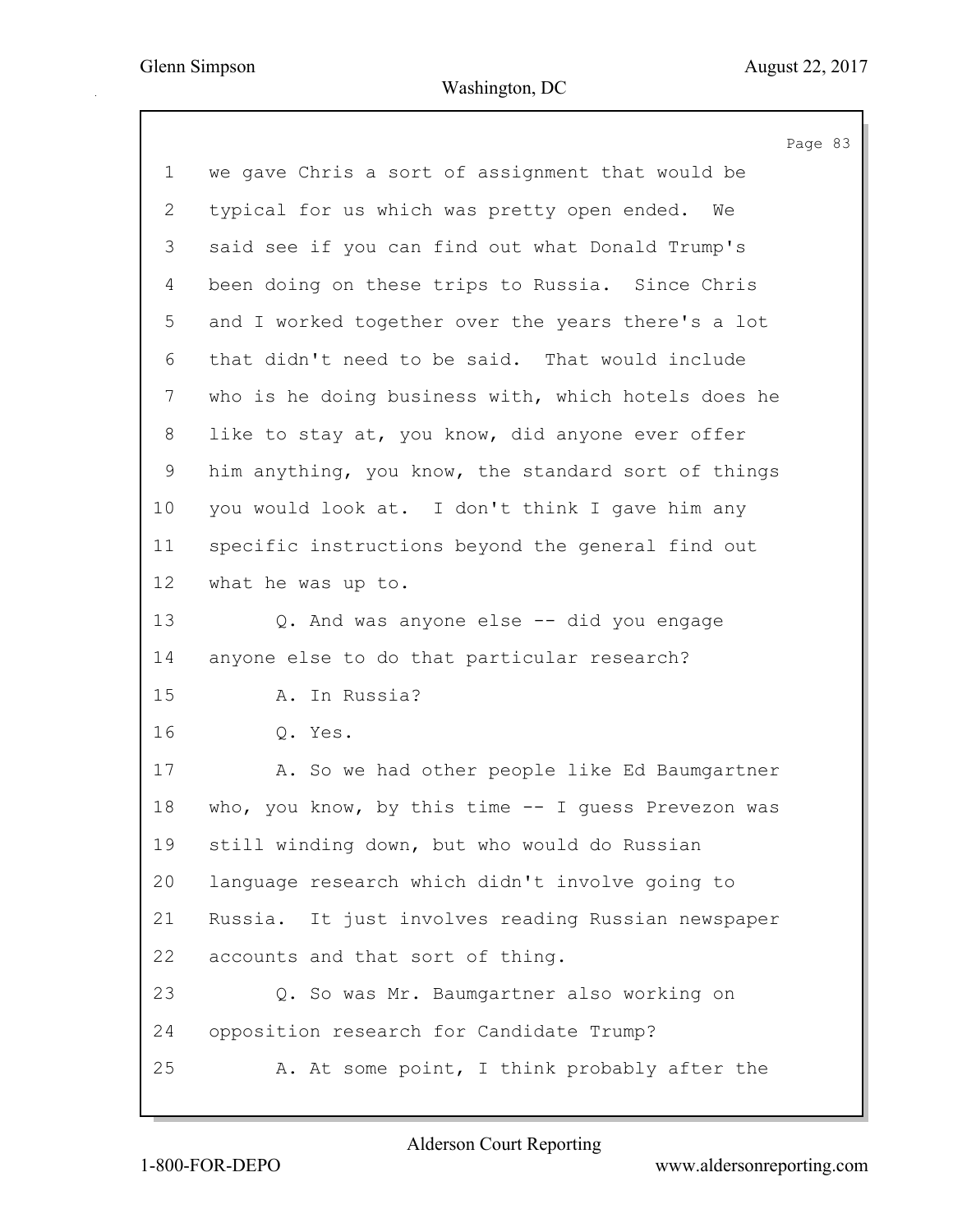1 we gave Chris a sort of assignment that would be
2 typical for us which was pretty open ended. We
3 said see if you can find out what Donald Trump's
4 been doing on these trips to Russia. Since Chris
5 and I worked together over the years there's a lot
6 that didn't need to be said. That would include
7 who is he doing business with, which hotels does he
8 like to stay at, you know, did anyone ever offer
9 him anything, you know, the standard sort of things
10 you would look at. I don't think I gave him any
11 specific instructions beyond the general find out
12 what he was up to.
13 Q. And was anyone else -- did you engage
14 anyone else to do that particular research?
15 A. In Russia?
16 Q. Yes.
17 A. So we had other people like Ed Baumgartner
18 who, you know, by this time -- I guess Prevezon was
19 still winding down, but who would do Russian
20 language research which didn't involve going to
21 Russia. It just involves reading Russian newspaper
22 accounts and that sort of thing.
23 Q. So was Mr. Baumgartner also working on
24 opposition research for Candidate Trump?
25 A. At some point, I think probably after the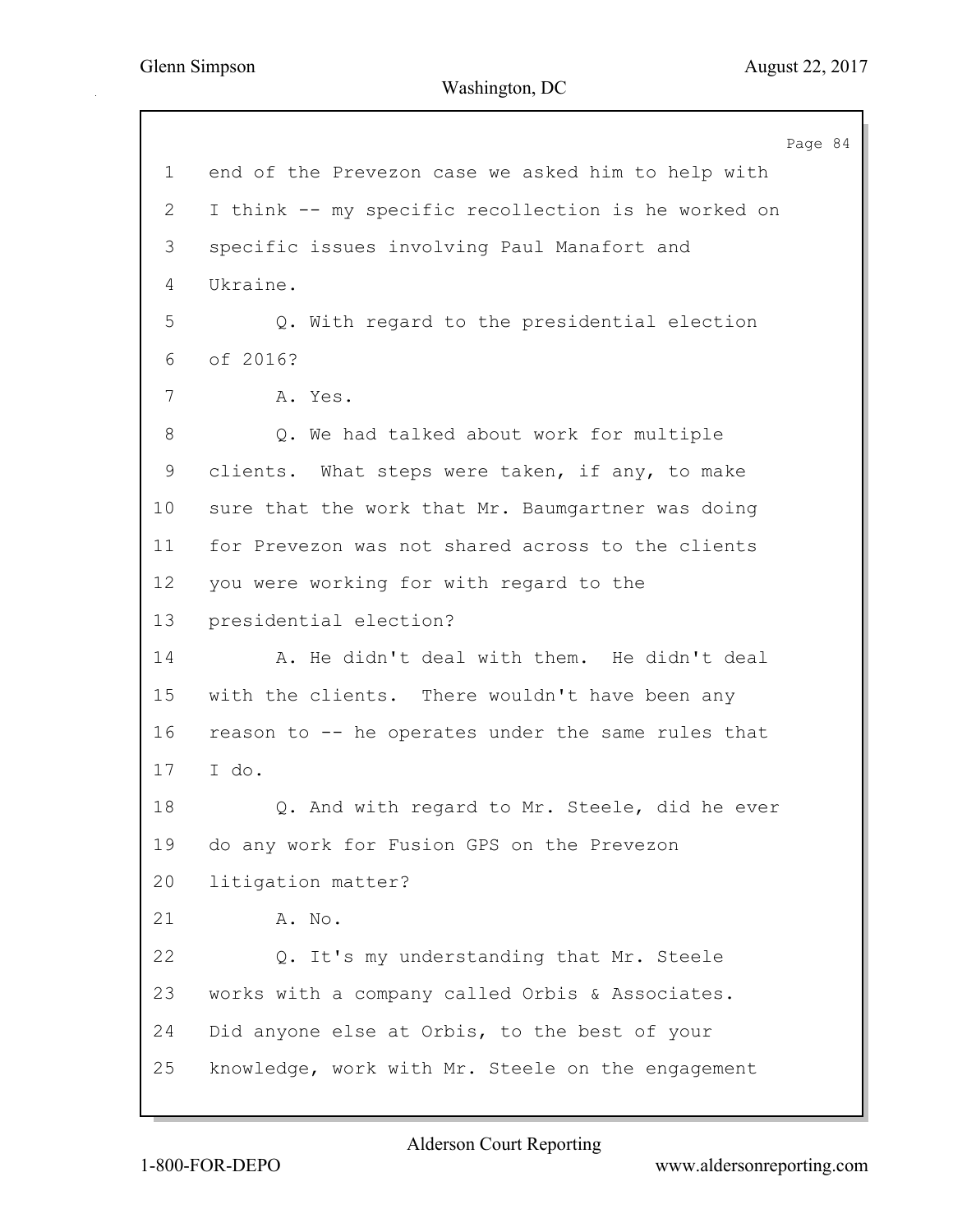1 end of the Prevezon case we asked him to help with
2 I think -- my specific recollection is he worked on
3 specific issues involving Paul Manafort and
4 Ukraine.
5 Q. With regard to the presidential election
6 of 2016?
7 A. Yes.
8 Q. We had talked about work for multiple
9 clients. What steps were taken, if any, to make
10 sure that the work that Mr. Baumgartner was doing
11 for Prevezon was not shared across to the clients
12 you were working for with regard to the
13 presidential election?
14 A. He didn't deal with them. He didn't deal
15 with the clients. There wouldn't have been any
16 reason to -- he operates under the same rules that
17 I do.
18 Q. And with regard to Mr. Steele, did he ever
19 do any work for Fusion GPS on the Prevezon
20 litigation matter?
21 A. No.
22 Q. It's my understanding that Mr. Steele
23 works with a company called Orbis & Associates.
24 Did anyone else at Orbis, to the best of your
25 knowledge, work with Mr. Steele on the engagement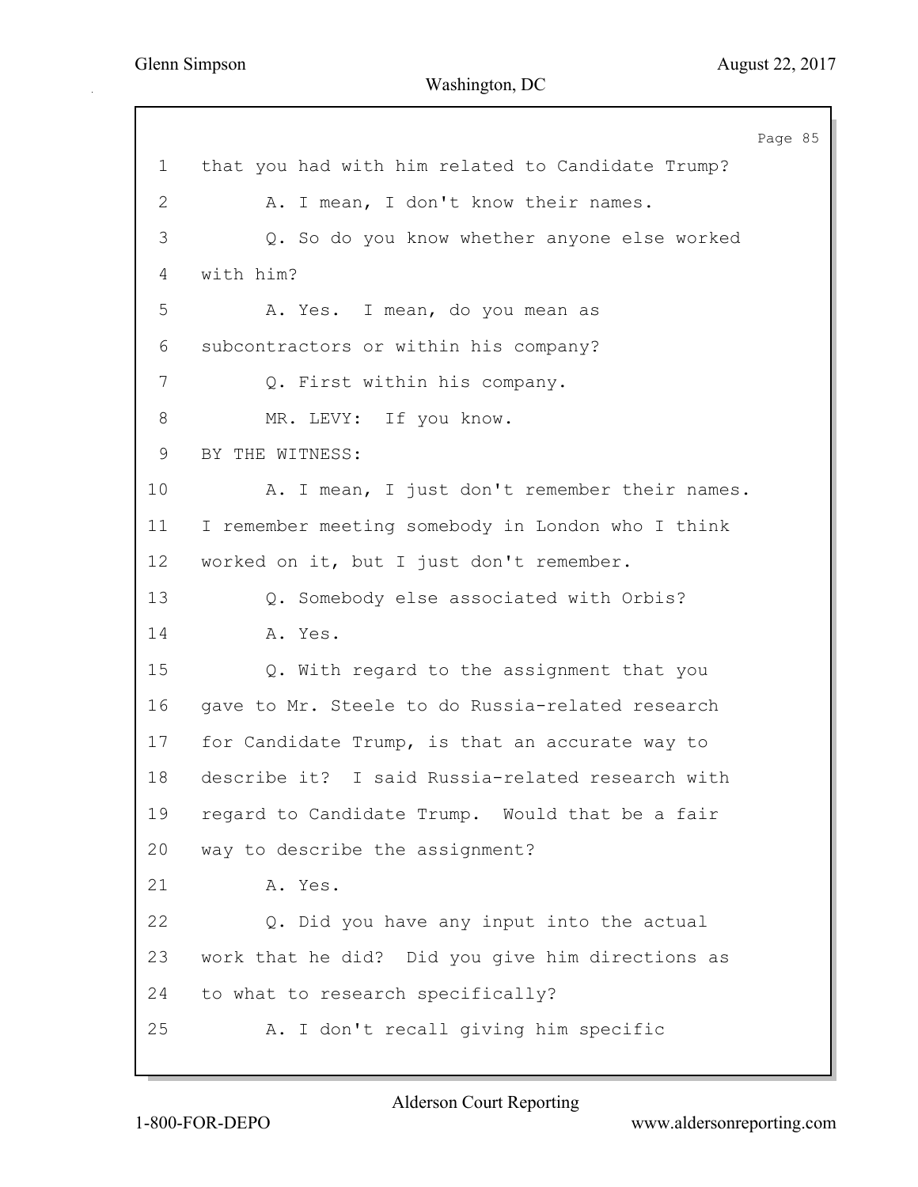1 that you had with him related to Candidate Trump?

2 A. I mean, I don't know their names.

3 Q. So do you know whether anyone else worked

4 with him?

5 A. Yes. I mean, do you mean as

6 subcontractors or within his company?

7 Q. First within his company.

8 MR. LEVY: If you know.

9 BY THE WITNESS:

10 A. I mean, I just don't remember their names.

11 I remember meeting somebody in London who I think

12 worked on it, but I just don't remember.

13 Q. Somebody else associated with Orbis?

14 A. Yes.

15 Q. With regard to the assignment that you

16 gave to Mr. Steele to do Russia-related research

17 for Candidate Trump, is that an accurate way to

18 describe it? I said Russia-related research with

19 regard to Candidate Trump. Would that be a fair

20 way to describe the assignment?

21 A. Yes.

22 Q. Did you have any input into the actual

23 work that he did? Did you give him directions as

24 to what to research specifically?

25 A. I don't recall giving him specific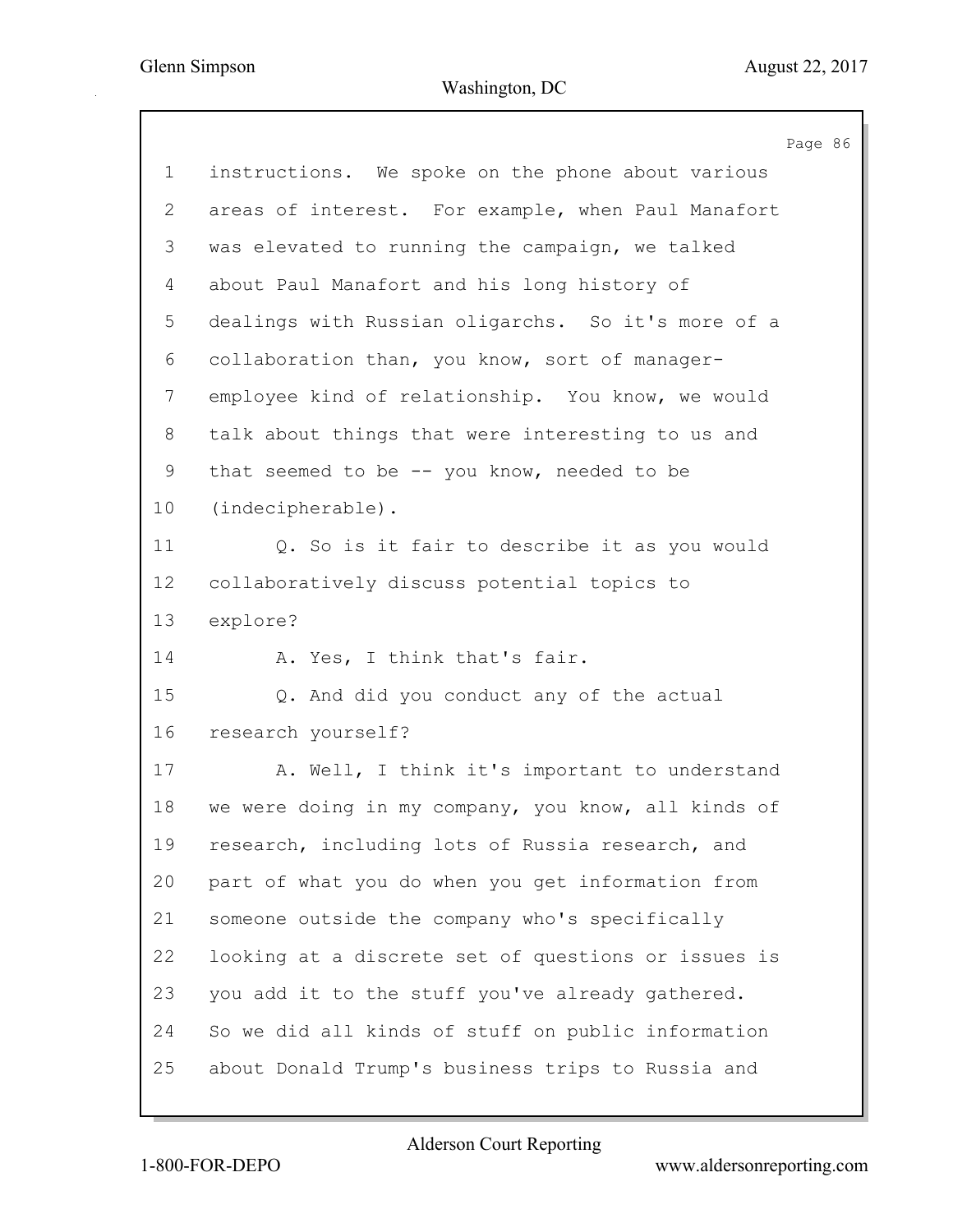1 instructions. We spoke on the phone about various
2 areas of interest. For example, when Paul Manafort
3 was elevated to running the campaign, we talked
4 about Paul Manafort and his long history of
5 dealings with Russian oligarchs. So it's more of a
6 collaboration than, you know, sort of manager-
7 employee kind of relationship. You know, we would
8 talk about things that were interesting to us and
9 that seemed to be -- you know, needed to be
10 (indecipherable).

11 Q. So is it fair to describe it as you would
12 collaboratively discuss potential topics to
13 explore?

14 A. Yes, I think that's fair.

15 Q. And did you conduct any of the actual
16 research yourself?

17 A. Well, I think it's important to understand
18 we were doing in my company, you know, all kinds of
19 research, including lots of Russia research, and
20 part of what you do when you get information from
21 someone outside the company who's specifically
22 looking at a discrete set of questions or issues is
23 you add it to the stuff you've already gathered.
24 So we did all kinds of stuff on public information
25 about Donald Trump's business trips to Russia and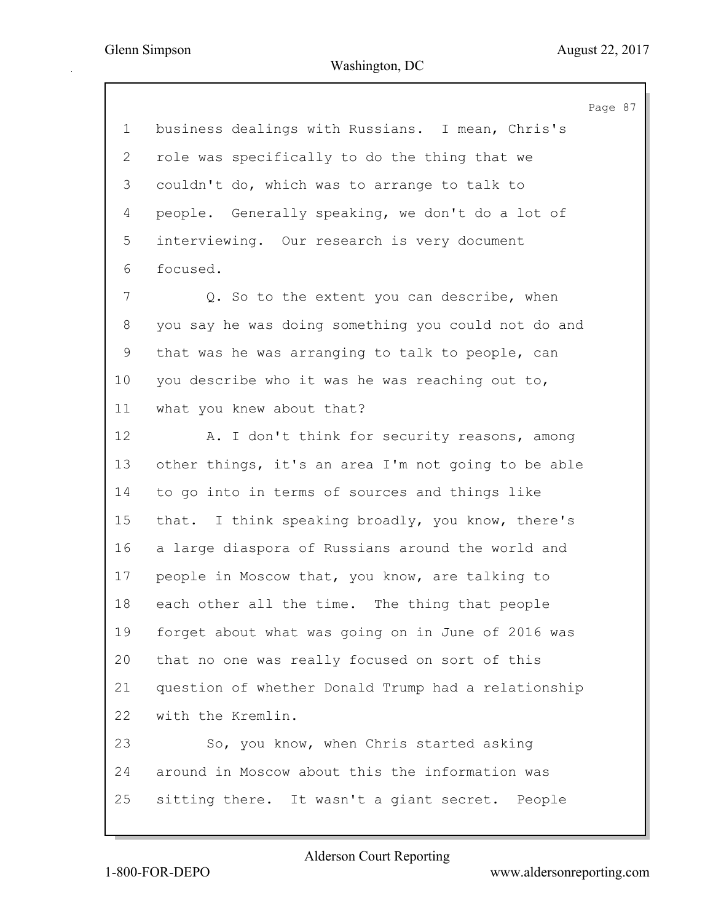1 business dealings with Russians. I mean, Chris's
2 role was specifically to do the thing that we
3 couldn't do, which was to arrange to talk to
4 people. Generally speaking, we don't do a lot of
5 interviewing. Our research is very document
6 focused.
7 Q. So to the extent you can describe, when
8 you say he was doing something you could not do and
9 that was he was arranging to talk to people, can
10 you describe who it was he was reaching out to,
11 what you knew about that?
12 A. I don't think for security reasons, among
13 other things, it's an area I'm not going to be able
14 to go into in terms of sources and things like
15 that. I think speaking broadly, you know, there's
16 a large diaspora of Russians around the world and
17 people in Moscow that, you know, are talking to
18 each other all the time. The thing that people
19 forget about what was going on in June of 2016 was
20 that no one was really focused on sort of this
21 question of whether Donald Trump had a relationship
22 with the Kremlin.
23 So, you know, when Chris started asking
24 around in Moscow about this the information was
25 sitting there. It wasn't a giant secret. People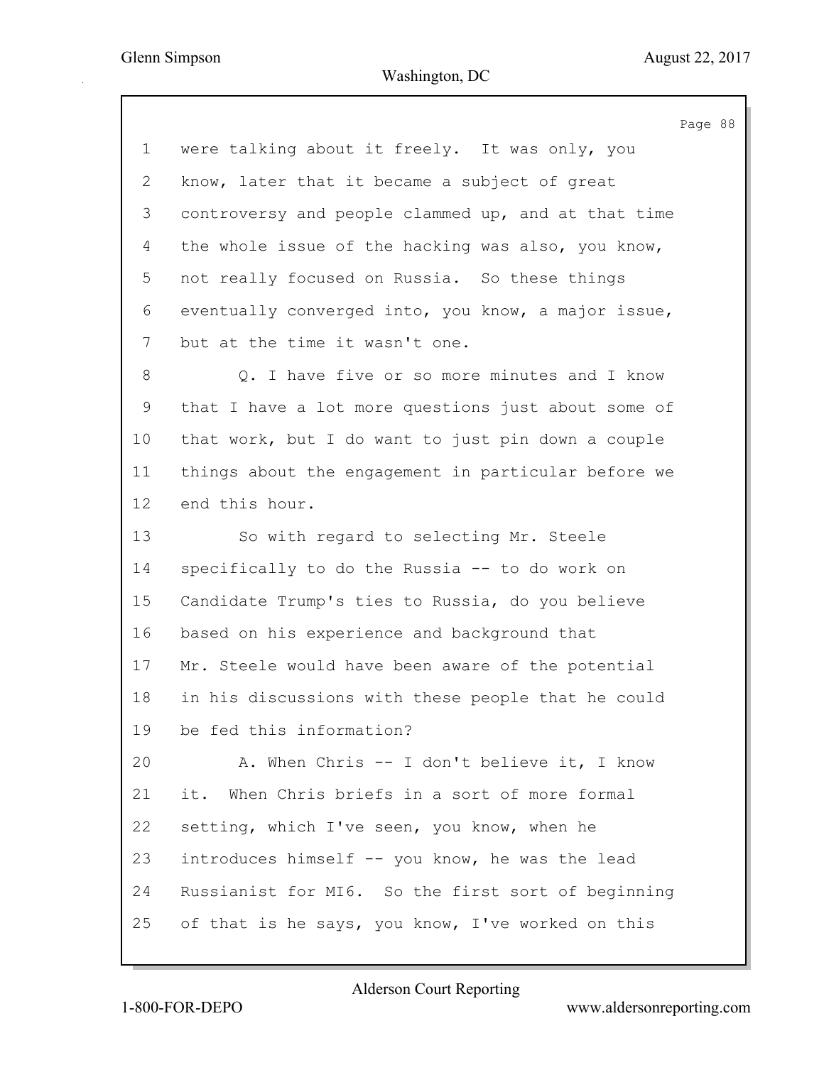were talking about it freely. It was only, you know, later that it became a subject of great controversy and people clammed up, and at that time the whole issue of the hacking was also, you know, not really focused on Russia. So these things eventually converged into, you know, a major issue, but at the time it wasn't one.

Q. I have five or so more minutes and I know that I have a lot more questions just about some of that work, but I do want to just pin down a couple things about the engagement in particular before we end this hour.

So with regard to selecting Mr. Steele specifically to do the Russia -- to do work on Candidate Trump's ties to Russia, do you believe based on his experience and background that Mr. Steele would have been aware of the potential in his discussions with these people that he could be fed this information?

A. When Chris -- I don't believe it, I know it. When Chris briefs in a sort of more formal setting, which I've seen, you know, when he introduces himself -- you know, he was the lead Russianist for MI6. So the first sort of beginning of that is he says, you know, I've worked on this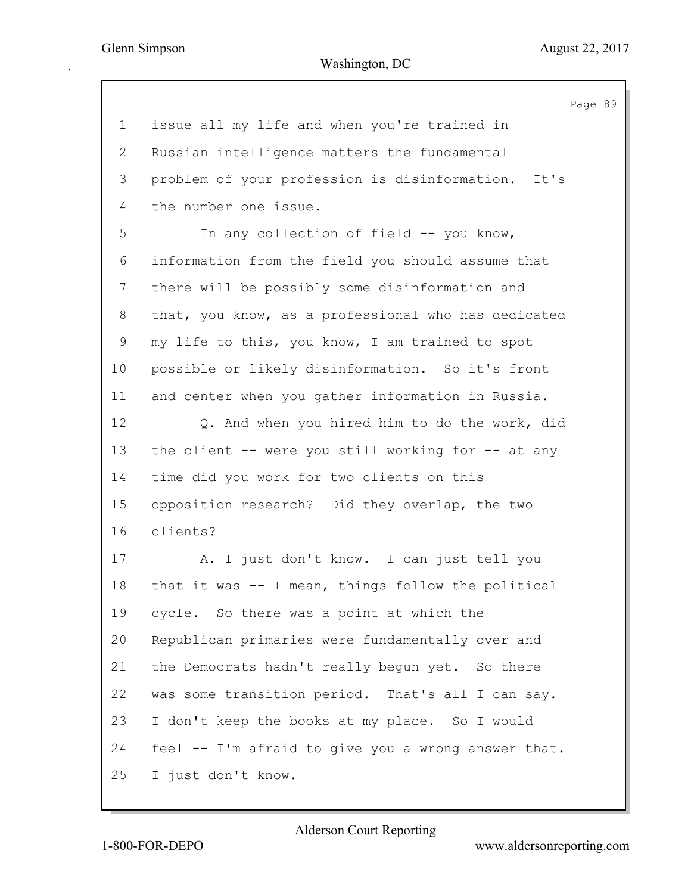issue all my life and when you're trained in Russian intelligence matters the fundamental problem of your profession is disinformation. It's the number one issue.

In any collection of field -- you know, information from the field you should assume that there will be possibly some disinformation and that, you know, as a professional who has dedicated my life to this, you know, I am trained to spot possible or likely disinformation. So it's front and center when you gather information in Russia.

Q. And when you hired him to do the work, did the client -- were you still working for -- at any time did you work for two clients on this opposition research? Did they overlap, the two clients?

A. I just don't know. I can just tell you that it was -- I mean, things follow the political cycle. So there was a point at which the Republican primaries were fundamentally over and the Democrats hadn't really begun yet. So there was some transition period. That's all I can say. I don't keep the books at my place. So I would feel -- I'm afraid to give you a wrong answer that. I just don't know.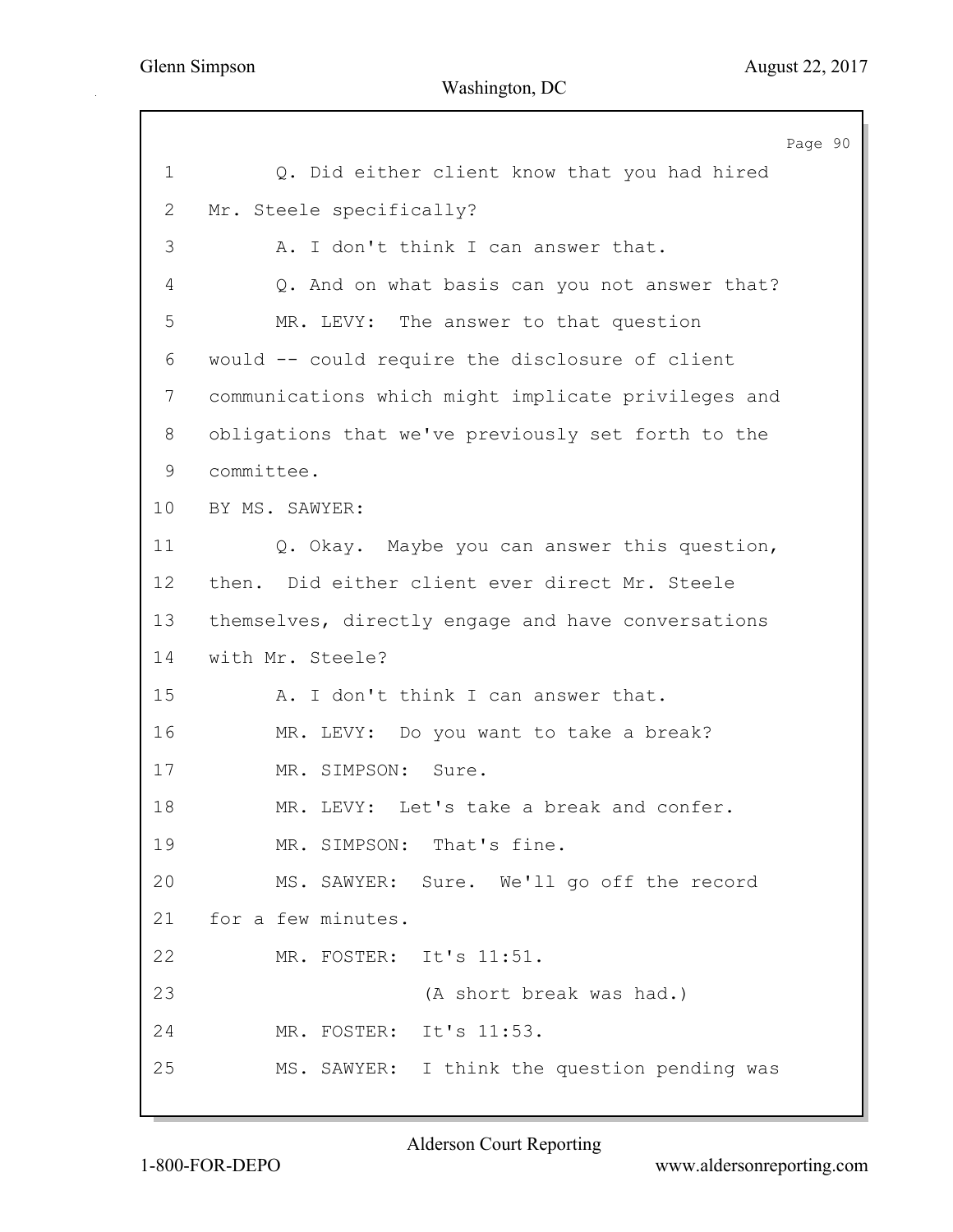1 Q. Did either client know that you had hired
2 Mr. Steele specifically?
3 A. I don't think I can answer that.
4 Q. And on what basis can you not answer that?
5 MR. LEVY: The answer to that question
6 would -- could require the disclosure of client
7 communications which might implicate privileges and
8 obligations that we've previously set forth to the
9 committee.
10 BY MS. SAWYER:
11 Q. Okay. Maybe you can answer this question,
12 then. Did either client ever direct Mr. Steele
13 themselves, directly engage and have conversations
14 with Mr. Steele?
15 A. I don't think I can answer that.
16 MR. LEVY: Do you want to take a break?
17 MR. SIMPSON: Sure.
18 MR. LEVY: Let's take a break and confer.
19 MR. SIMPSON: That's fine.
20 MS. SAWYER: Sure. We'll go off the record
21 for a few minutes.
22 MR. FOSTER: It's 11:51.
23 (A short break was had.)
24 MR. FOSTER: It's 11:53.
25 MS. SAWYER: I think the question pending was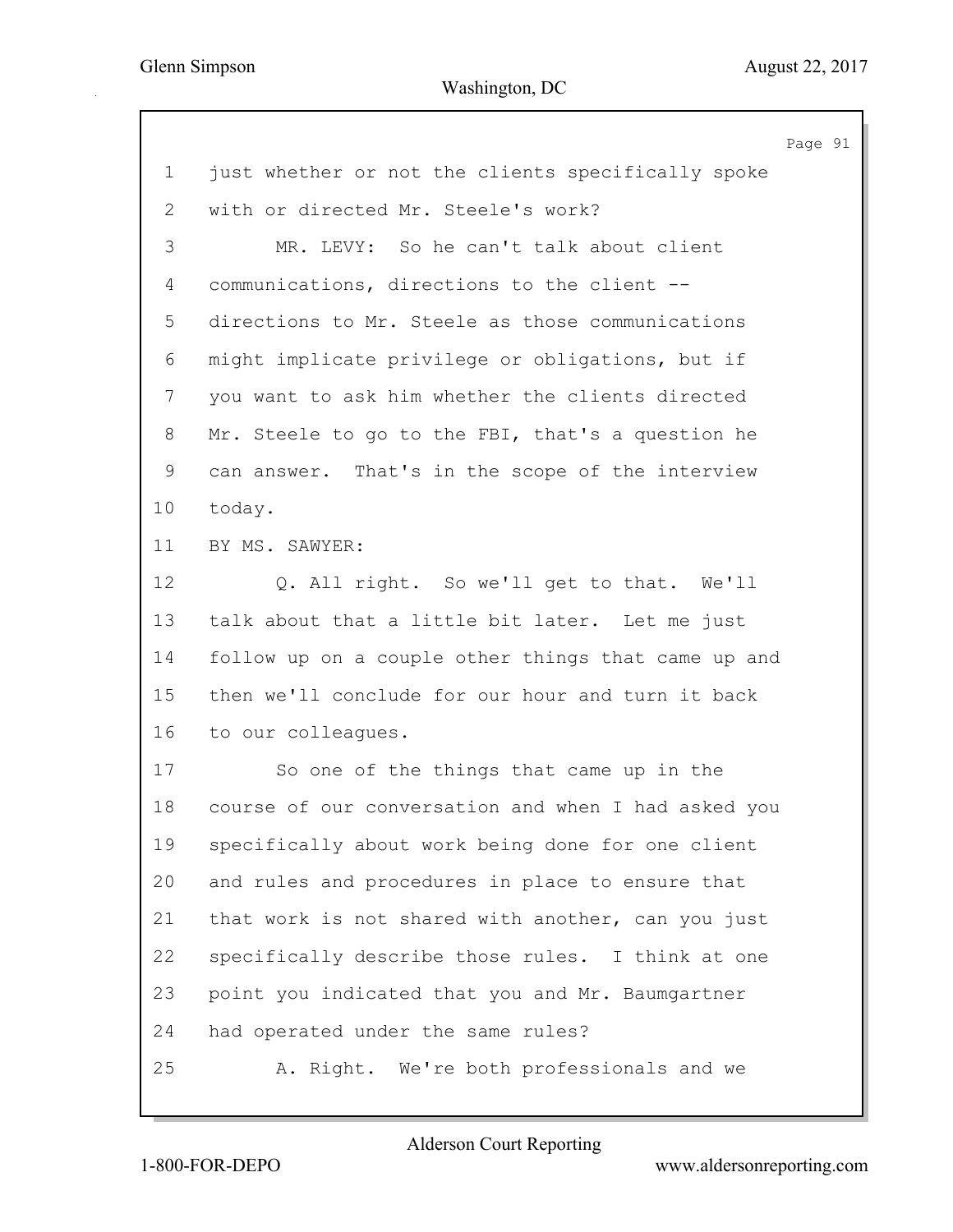1 just whether or not the clients specifically spoke
2 with or directed Mr. Steele's work?
3 MR. LEVY: So he can't talk about client
4 communications, directions to the client --
5 directions to Mr. Steele as those communications
6 might implicate privilege or obligations, but if
7 you want to ask him whether the clients directed
8 Mr. Steele to go to the FBI, that's a question he
9 can answer. That's in the scope of the interview
10 today.
11 BY MS. SAWYER:
12 Q. All right. So we'll get to that. We'll
13 talk about that a little bit later. Let me just
14 follow up on a couple other things that came up and
15 then we'll conclude for our hour and turn it back
16 to our colleagues.
17 So one of the things that came up in the
18 course of our conversation and when I had asked you
19 specifically about work being done for one client
20 and rules and procedures in place to ensure that
21 that work is not shared with another, can you just
22 specifically describe those rules. I think at one
23 point you indicated that you and Mr. Baumgartner
24 had operated under the same rules?
25 A. Right. We're both professionals and we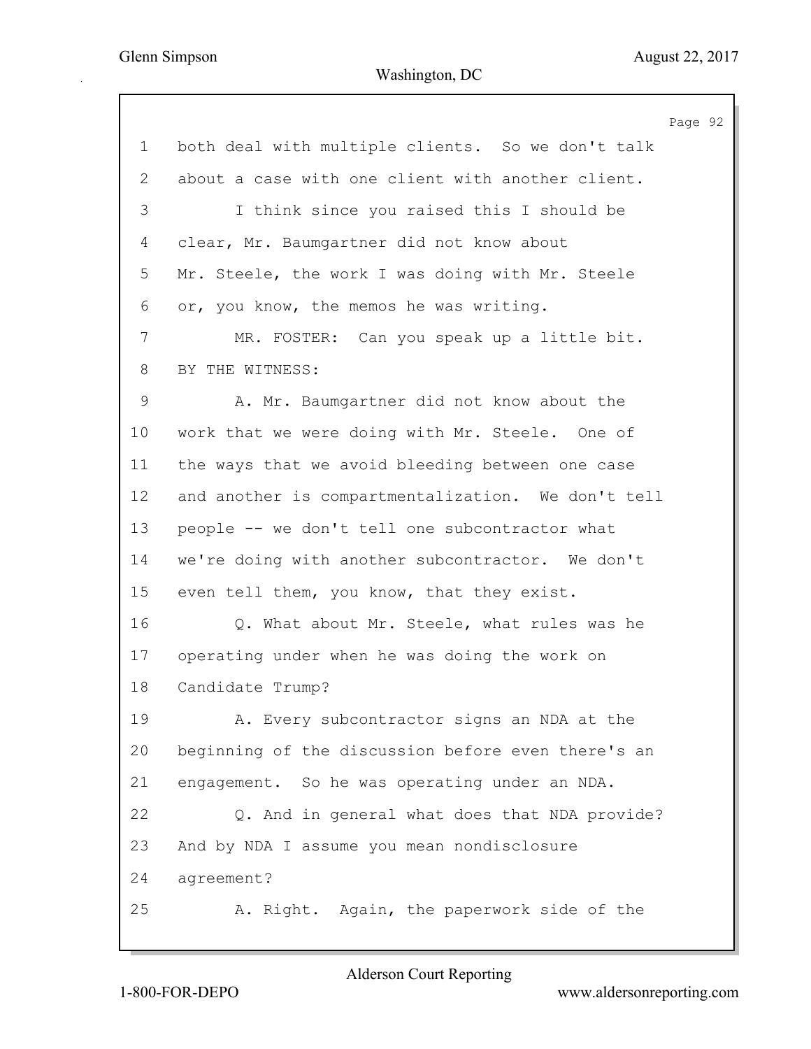1 both deal with multiple clients. So we don't talk
2 about a case with one client with another client.
3 I think since you raised this I should be
4 clear, Mr. Baumgartner did not know about
5 Mr. Steele, the work I was doing with Mr. Steele
6 or, you know, the memos he was writing.
7 MR. FOSTER: Can you speak up a little bit.
8 BY THE WITNESS:
9 A. Mr. Baumgartner did not know about the
10 work that we were doing with Mr. Steele. One of
11 the ways that we avoid bleeding between one case
12 and another is compartmentalization. We don't tell
13 people -- we don't tell one subcontractor what
14 we're doing with another subcontractor. We don't
15 even tell them, you know, that they exist.
16 Q. What about Mr. Steele, what rules was he
17 operating under when he was doing the work on
18 Candidate Trump?
19 A. Every subcontractor signs an NDA at the
20 beginning of the discussion before even there's an
21 engagement. So he was operating under an NDA.
22 Q. And in general what does that NDA provide?
23 And by NDA I assume you mean nondisclosure
24 agreement?
25 A. Right. Again, the paperwork side of the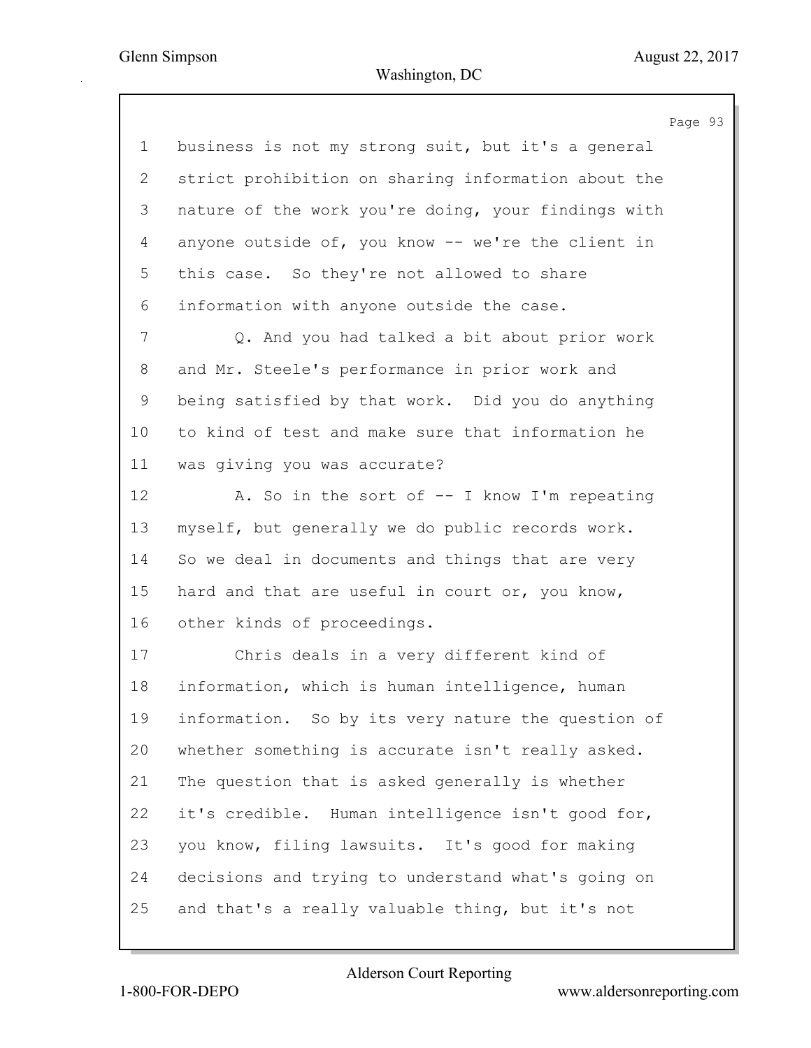business is not my strong suit, but it's a general strict prohibition on sharing information about the nature of the work you're doing, your findings with anyone outside of, you know -- we're the client in this case. So they're not allowed to share information with anyone outside the case.

Q. And you had talked a bit about prior work and Mr. Steele's performance in prior work and being satisfied by that work. Did you do anything to kind of test and make sure that information he was giving you was accurate?

A. So in the sort of -- I know I'm repeating myself, but generally we do public records work. So we deal in documents and things that are very hard and that are useful in court or, you know, other kinds of proceedings.

Chris deals in a very different kind of information, which is human intelligence, human information. So by its very nature the question of whether something is accurate isn't really asked. The question that is asked generally is whether it's credible. Human intelligence isn't good for, you know, filing lawsuits. It's good for making decisions and trying to understand what's going on and that's a really valuable thing, but it's not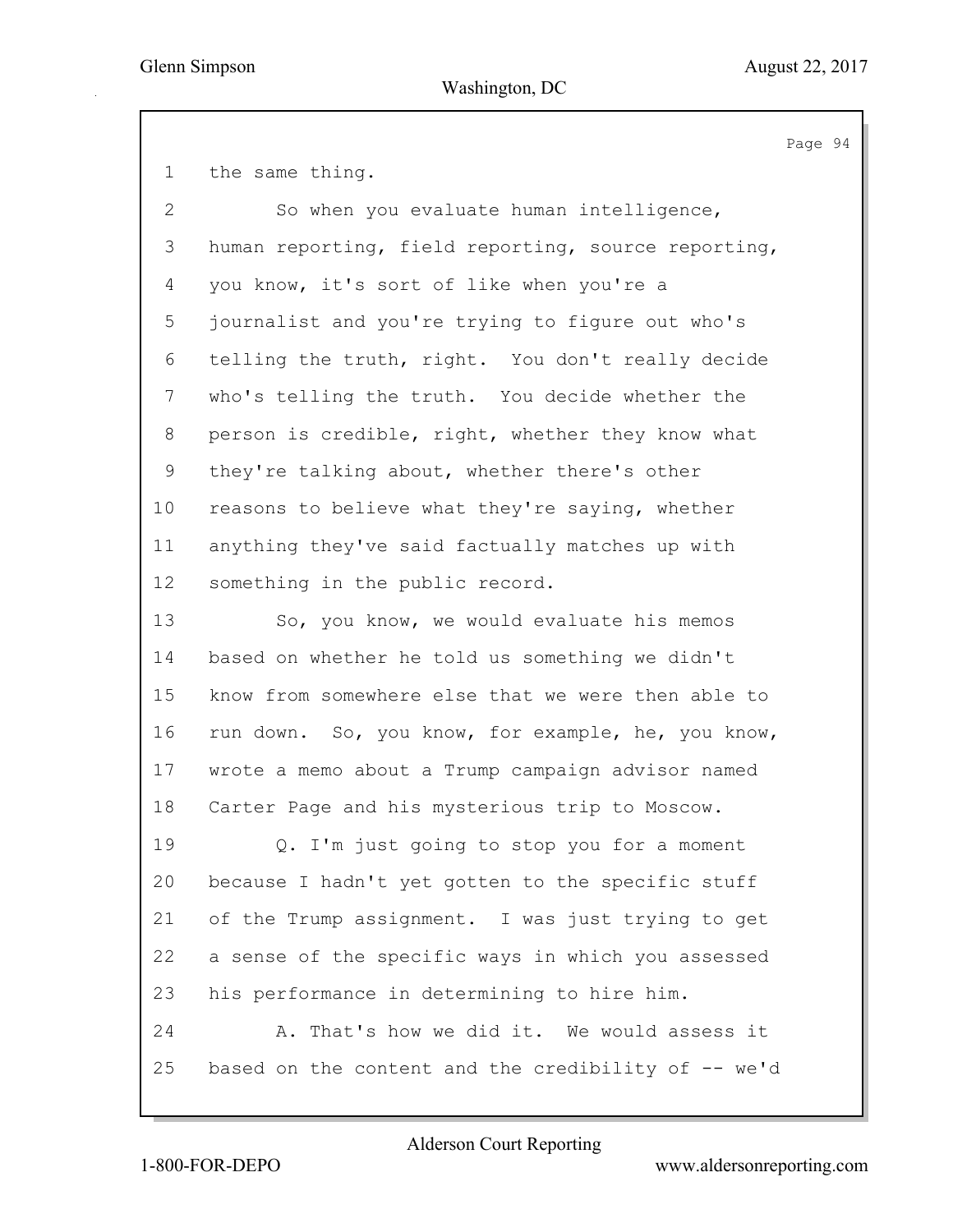1 the same thing.

2 So when you evaluate human intelligence,

3 human reporting, field reporting, source reporting,

4 you know, it's sort of like when you're a

5 journalist and you're trying to figure out who's

6 telling the truth, right. You don't really decide

7 who's telling the truth. You decide whether the

8 person is credible, right, whether they know what

9 they're talking about, whether there's other

10 reasons to believe what they're saying, whether

11 anything they've said factually matches up with

12 something in the public record.

13 So, you know, we would evaluate his memos

14 based on whether he told us something we didn't

15 know from somewhere else that we were then able to

16 run down. So, you know, for example, he, you know,

17 wrote a memo about a Trump campaign advisor named

18 Carter Page and his mysterious trip to Moscow.

19 Q. I'm just going to stop you for a moment

20 because I hadn't yet gotten to the specific stuff

21 of the Trump assignment. I was just trying to get

22 a sense of the specific ways in which you assessed

23 his performance in determining to hire him.

24 A. That's how we did it. We would assess it

25 based on the content and the credibility of -- we'd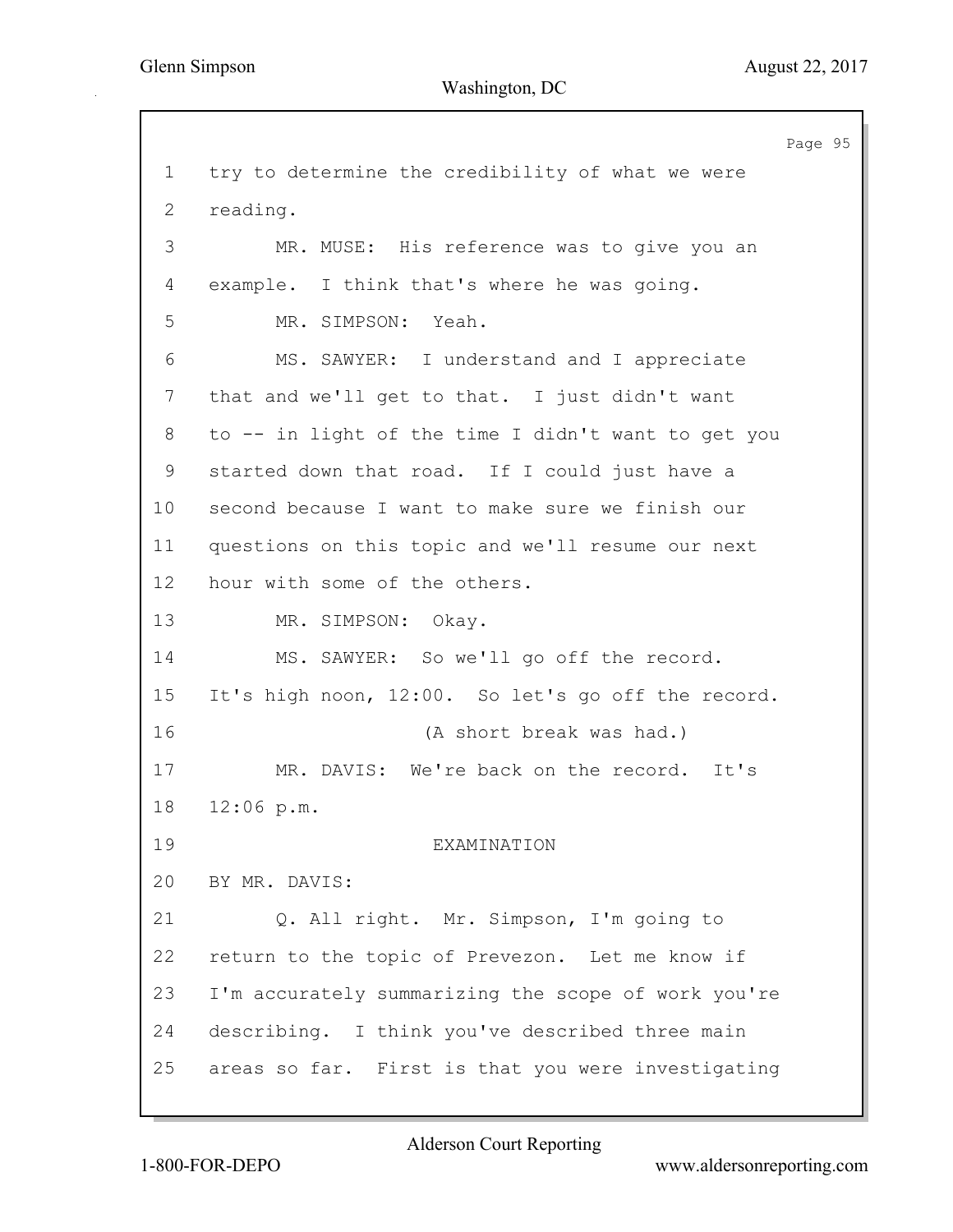1 try to determine the credibility of what we were
2 reading.
3 MR. MUSE: His reference was to give you an
4 example. I think that's where he was going.
5 MR. SIMPSON: Yeah.
6 MS. SAWYER: I understand and I appreciate
7 that and we'll get to that. I just didn't want
8 to -- in light of the time I didn't want to get you
9 started down that road. If I could just have a
10 second because I want to make sure we finish our
11 questions on this topic and we'll resume our next
12 hour with some of the others.
13 MR. SIMPSON: Okay.
14 MS. SAWYER: So we'll go off the record.
15 It's high noon, 12:00. So let's go off the record.
16 (A short break was had.)
17 MR. DAVIS: We're back on the record. It's
18 12:06 p.m.
19 EXAMINATION
20 BY MR. DAVIS:
21 Q. All right. Mr. Simpson, I'm going to
22 return to the topic of Prevezon. Let me know if
23 I'm accurately summarizing the scope of work you're
24 describing. I think you've described three main
25 areas so far. First is that you were investigating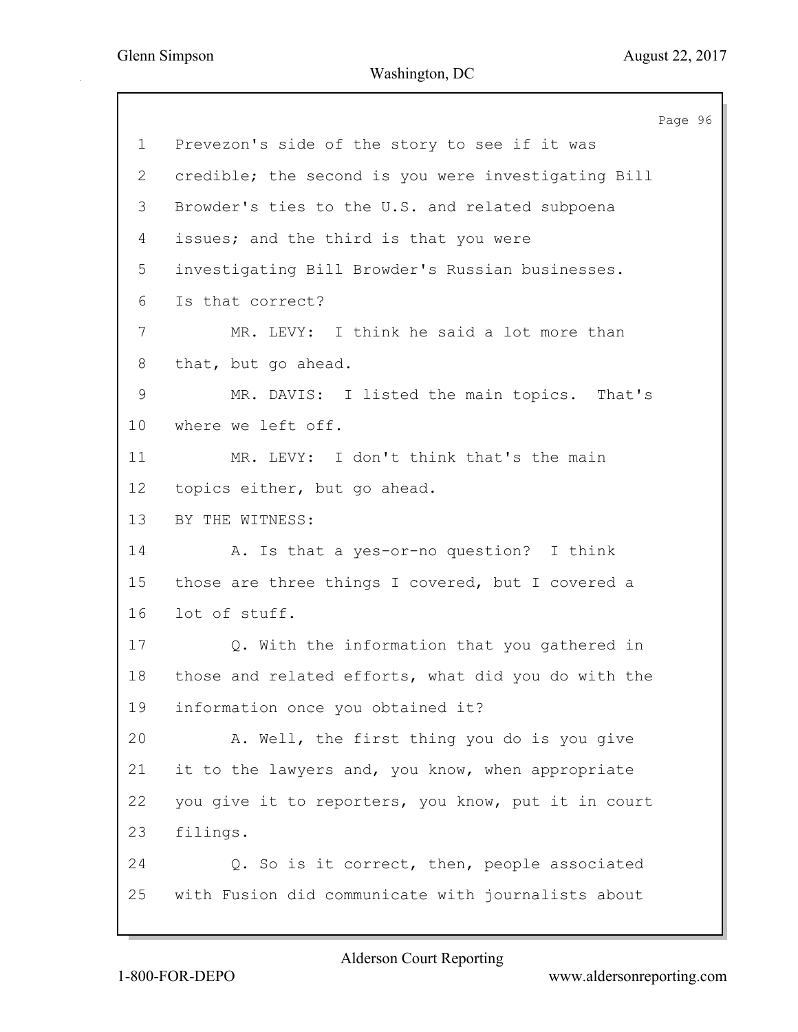1 Prevezon's side of the story to see if it was
2 credible; the second is you were investigating Bill
3 Browder's ties to the U.S. and related subpoena
4 issues; and the third is that you were
5 investigating Bill Browder's Russian businesses.
6 Is that correct?
7 MR. LEVY: I think he said a lot more than
8 that, but go ahead.
9 MR. DAVIS: I listed the main topics. That's
10 where we left off.
11 MR. LEVY: I don't think that's the main
12 topics either, but go ahead.
13 BY THE WITNESS:
14 A. Is that a yes-or-no question? I think
15 those are three things I covered, but I covered a
16 lot of stuff.
17 Q. With the information that you gathered in
18 those and related efforts, what did you do with the
19 information once you obtained it?
20 A. Well, the first thing you do is you give
21 it to the lawyers and, you know, when appropriate
22 you give it to reporters, you know, put it in court
23 filings.
24 Q. So is it correct, then, people associated
25 with Fusion did communicate with journalists about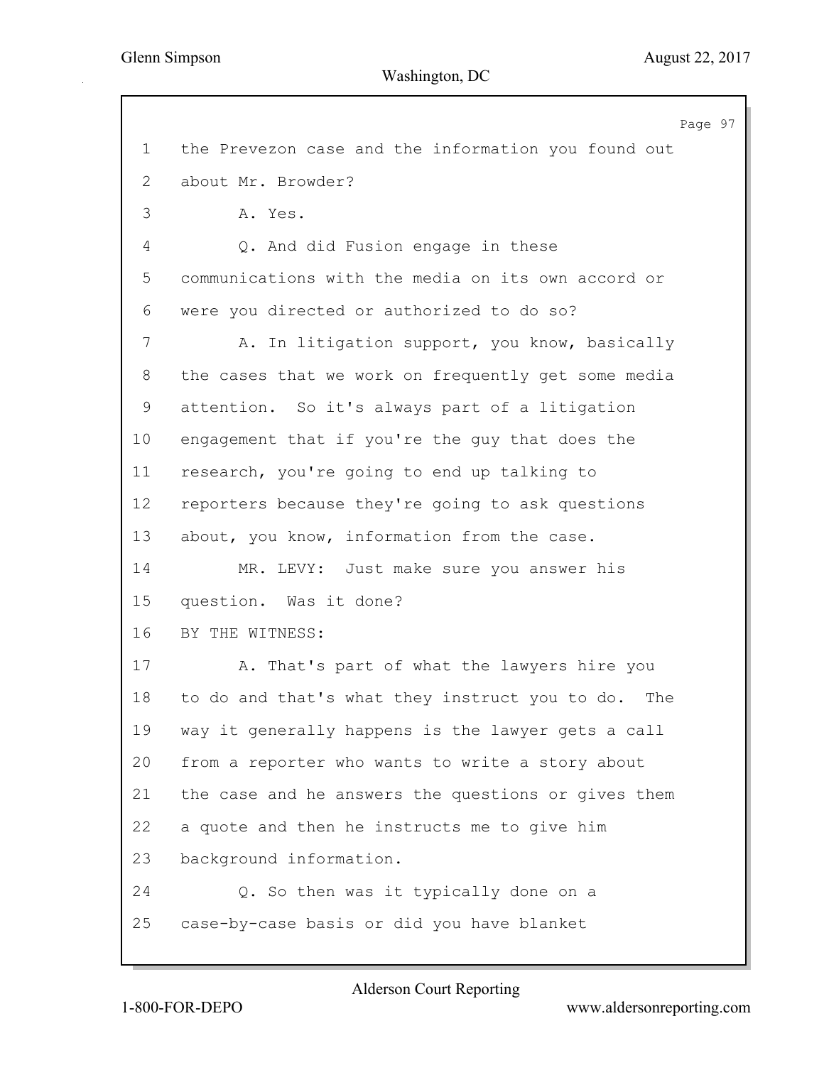1 the Prevezon case and the information you found out

2 about Mr. Browder?

3 A. Yes.

4 Q. And did Fusion engage in these

5 communications with the media on its own accord or

6 were you directed or authorized to do so?

7 A. In litigation support, you know, basically

8 the cases that we work on frequently get some media

9 attention. So it's always part of a litigation

10 engagement that if you're the guy that does the

11 research, you're going to end up talking to

12 reporters because they're going to ask questions

13 about, you know, information from the case.

14 MR. LEVY: Just make sure you answer his

15 question. Was it done?

16 BY THE WITNESS:

17 A. That's part of what the lawyers hire you

18 to do and that's what they instruct you to do. The

19 way it generally happens is the lawyer gets a call

20 from a reporter who wants to write a story about

21 the case and he answers the questions or gives them

22 a quote and then he instructs me to give him

23 background information.

24 Q. So then was it typically done on a

25 case-by-case basis or did you have blanket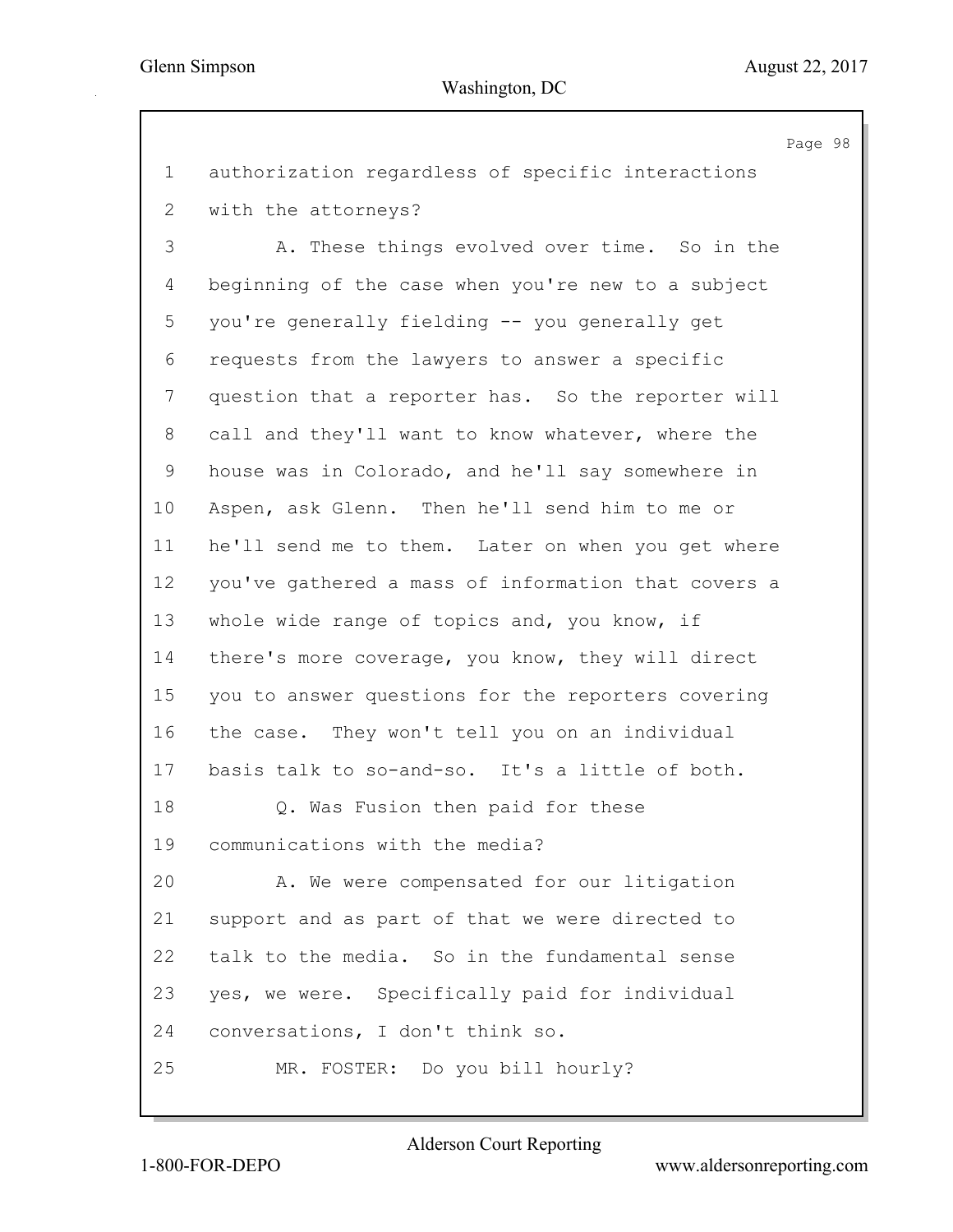authorization regardless of specific interactions with the attorneys?

A. These things evolved over time. So in the beginning of the case when you're new to a subject you're generally fielding -- you generally get requests from the lawyers to answer a specific question that a reporter has. So the reporter will call and they'll want to know whatever, where the house was in Colorado, and he'll say somewhere in Aspen, ask Glenn. Then he'll send him to me or he'll send me to them. Later on when you get where you've gathered a mass of information that covers a whole wide range of topics and, you know, if there's more coverage, you know, they will direct you to answer questions for the reporters covering the case. They won't tell you on an individual basis talk to so-and-so. It's a little of both.

Q. Was Fusion then paid for these communications with the media?

A. We were compensated for our litigation support and as part of that we were directed to talk to the media. So in the fundamental sense yes, we were. Specifically paid for individual conversations, I don't think so.

MR. FOSTER: Do you bill hourly?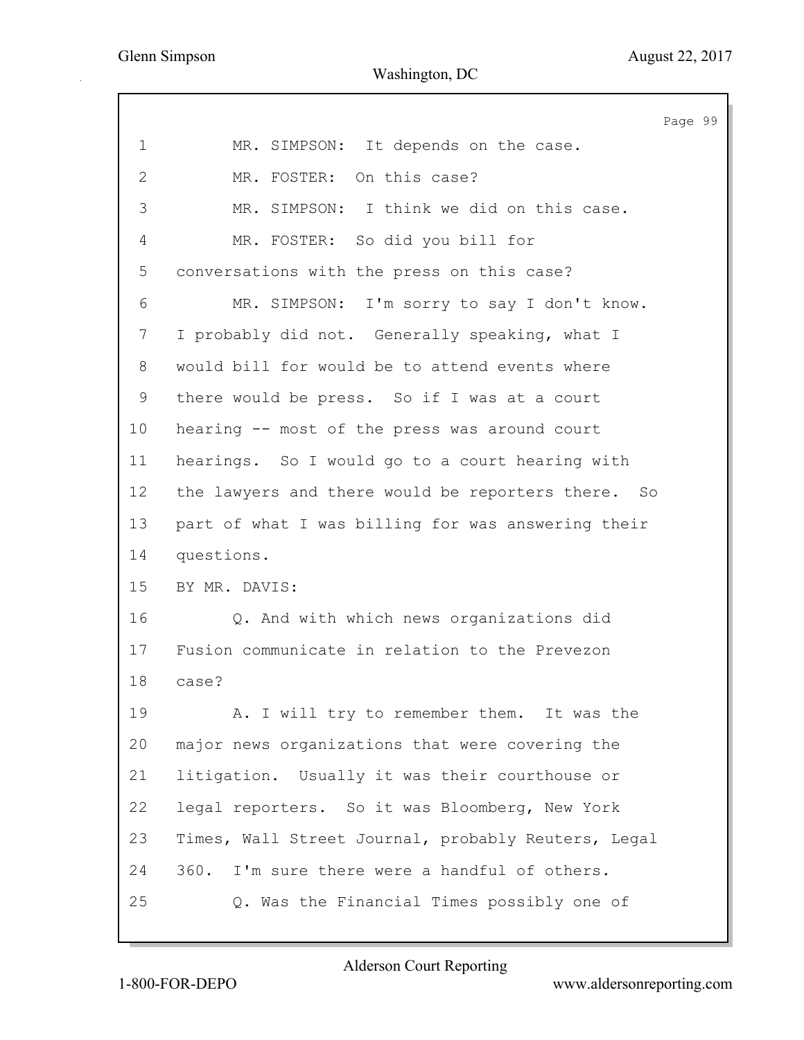MR. SIMPSON: It depends on the case.

MR. FOSTER: On this case?

MR. SIMPSON: I think we did on this case.

MR. FOSTER: So did you bill for conversations with the press on this case?

MR. SIMPSON: I'm sorry to say I don't know. I probably did not. Generally speaking, what I would bill for would be to attend events where there would be press. So if I was at a court hearing -- most of the press was around court hearings. So I would go to a court hearing with the lawyers and there would be reporters there. So part of what I was billing for was answering their questions.

BY MR. DAVIS:

Q. And with which news organizations did Fusion communicate in relation to the Prevezon case?

A. I will try to remember them. It was the major news organizations that were covering the litigation. Usually it was their courthouse or legal reporters. So it was Bloomberg, New York Times, Wall Street Journal, probably Reuters, Legal 360. I'm sure there were a handful of others.

Q. Was the Financial Times possibly one of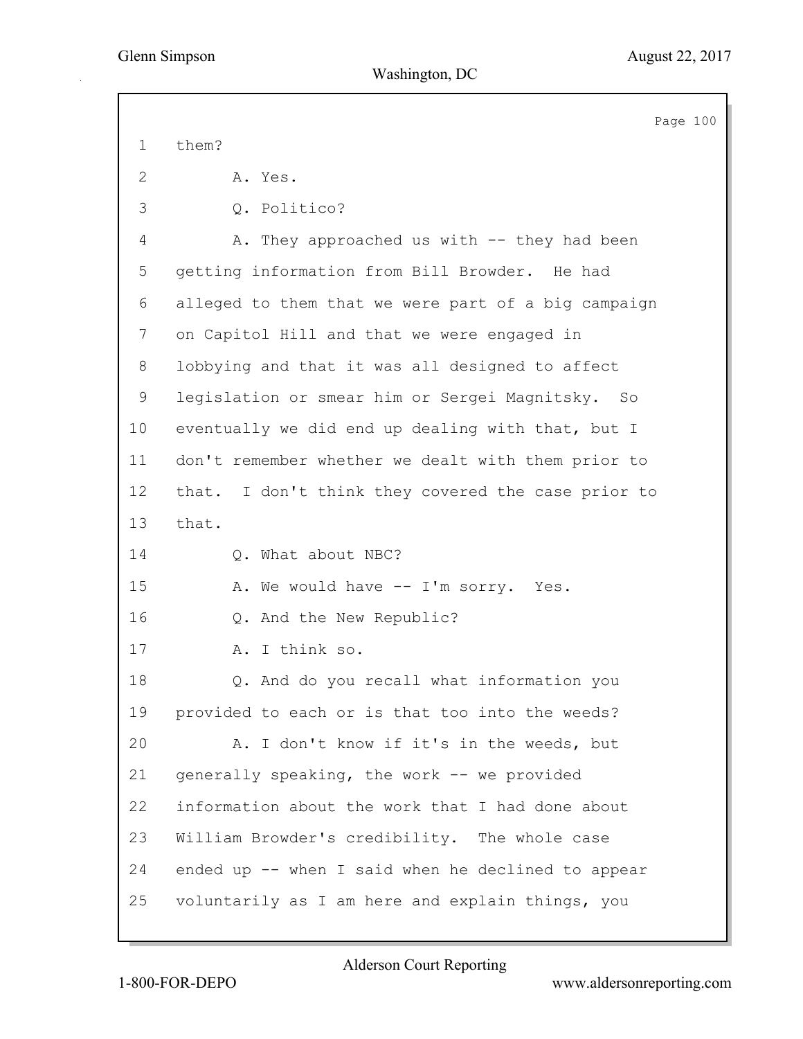1 them?

2 A. Yes.

3 Q. Politico?

4 A. They approached us with -- they had been

5 getting information from Bill Browder. He had

6 alleged to them that we were part of a big campaign

7 on Capitol Hill and that we were engaged in

8 lobbying and that it was all designed to affect

9 legislation or smear him or Sergei Magnitsky. So

10 eventually we did end up dealing with that, but I

11 don't remember whether we dealt with them prior to

12 that. I don't think they covered the case prior to

13 that.

14 Q. What about NBC?

15 A. We would have -- I'm sorry. Yes.

16 Q. And the New Republic?

17 A. I think so.

18 Q. And do you recall what information you

19 provided to each or is that too into the weeds?

20 A. I don't know if it's in the weeds, but

21 generally speaking, the work -- we provided

22 information about the work that I had done about

23 William Browder's credibility. The whole case

24 ended up -- when I said when he declined to appear

25 voluntarily as I am here and explain things, you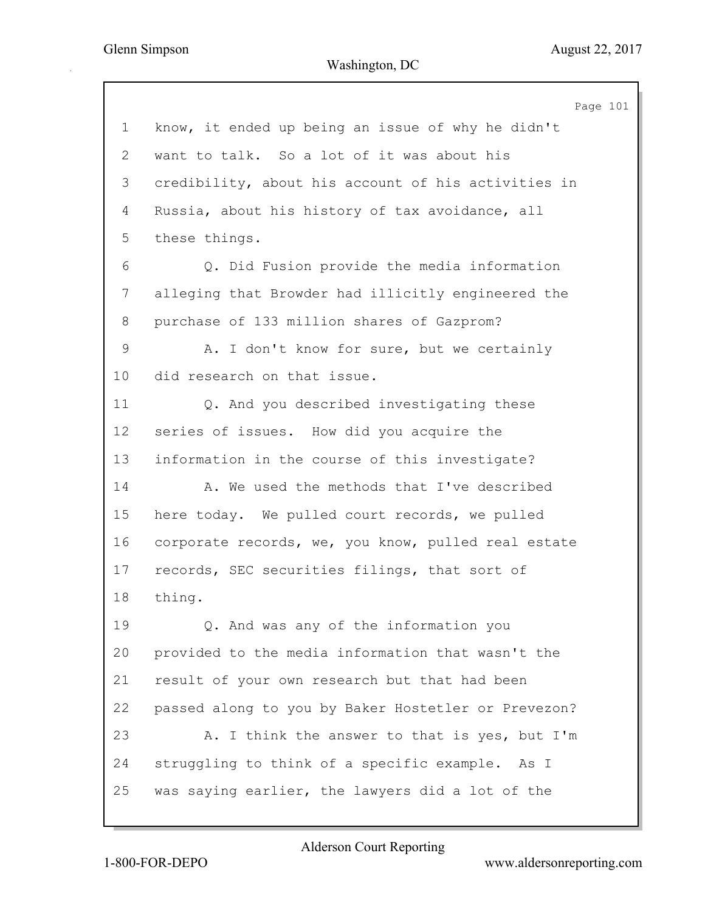1 know, it ended up being an issue of why he didn't
2 want to talk. So a lot of it was about his
3 credibility, about his account of his activities in
4 Russia, about his history of tax avoidance, all
5 these things.

6 Q. Did Fusion provide the media information
7 alleging that Browder had illicitly engineered the
8 purchase of 133 million shares of Gazprom?

9 A. I don't know for sure, but we certainly
10 did research on that issue.

11 Q. And you described investigating these
12 series of issues. How did you acquire the
13 information in the course of this investigate?

14 A. We used the methods that I've described
15 here today. We pulled court records, we pulled
16 corporate records, we, you know, pulled real estate
17 records, SEC securities filings, that sort of
18 thing.

19 Q. And was any of the information you
20 provided to the media information that wasn't the
21 result of your own research but that had been
22 passed along to you by Baker Hostetler or Prevezon?

23 A. I think the answer to that is yes, but I'm
24 struggling to think of a specific example. As I
25 was saying earlier, the lawyers did a lot of the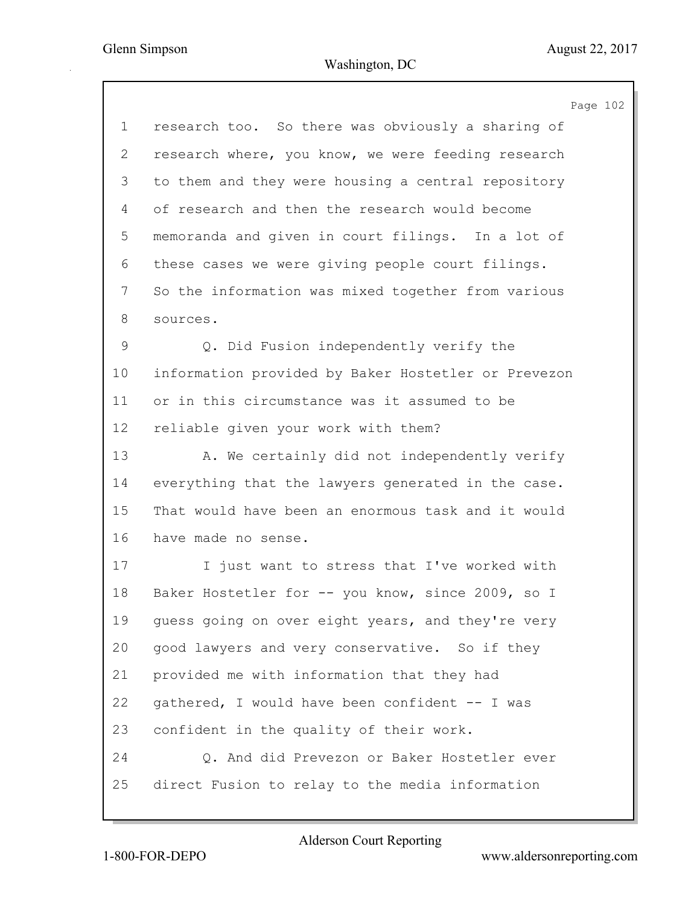research too. So there was obviously a sharing of research where, you know, we were feeding research to them and they were housing a central repository of research and then the research would become memoranda and given in court filings. In a lot of these cases we were giving people court filings. So the information was mixed together from various sources.

Q. Did Fusion independently verify the information provided by Baker Hostetler or Prevezon or in this circumstance was it assumed to be reliable given your work with them?

A. We certainly did not independently verify everything that the lawyers generated in the case. That would have been an enormous task and it would have made no sense.

I just want to stress that I've worked with Baker Hostetler for -- you know, since 2009, so I guess going on over eight years, and they're very good lawyers and very conservative. So if they provided me with information that they had gathered, I would have been confident -- I was confident in the quality of their work.

Q. And did Prevezon or Baker Hostetler ever direct Fusion to relay to the media information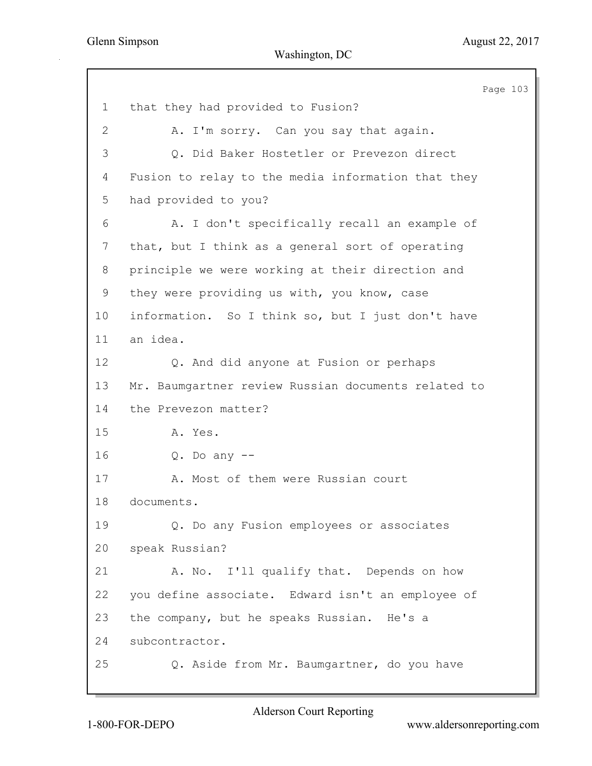1 that they had provided to Fusion?

2 A. I'm sorry. Can you say that again.

3 Q. Did Baker Hostetler or Prevezon direct

4 Fusion to relay to the media information that they

5 had provided to you?

6 A. I don't specifically recall an example of

7 that, but I think as a general sort of operating

8 principle we were working at their direction and

9 they were providing us with, you know, case

10 information. So I think so, but I just don't have

11 an idea.

12 Q. And did anyone at Fusion or perhaps

13 Mr. Baumgartner review Russian documents related to

14 the Prevezon matter?

15 A. Yes.

16 Q. Do any --

17 A. Most of them were Russian court

18 documents.

19 Q. Do any Fusion employees or associates

20 speak Russian?

21 A. No. I'll qualify that. Depends on how

22 you define associate. Edward isn't an employee of

23 the company, but he speaks Russian. He's a

24 subcontractor.

25 Q. Aside from Mr. Baumgartner, do you have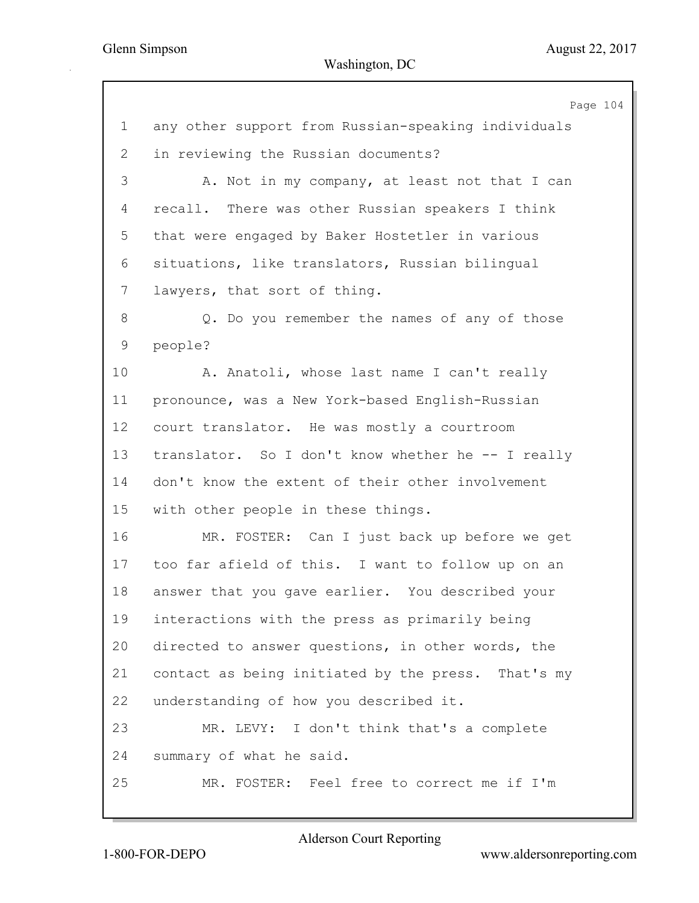1 any other support from Russian-speaking individuals
2 in reviewing the Russian documents?
3 A. Not in my company, at least not that I can
4 recall. There was other Russian speakers I think
5 that were engaged by Baker Hostetler in various
6 situations, like translators, Russian bilingual
7 lawyers, that sort of thing.
8 Q. Do you remember the names of any of those
9 people?
10 A. Anatoli, whose last name I can't really
11 pronounce, was a New York-based English-Russian
12 court translator. He was mostly a courtroom
13 translator. So I don't know whether he -- I really
14 don't know the extent of their other involvement
15 with other people in these things.
16 MR. FOSTER: Can I just back up before we get
17 too far afield of this. I want to follow up on an
18 answer that you gave earlier. You described your
19 interactions with the press as primarily being
20 directed to answer questions, in other words, the
21 contact as being initiated by the press. That's my
22 understanding of how you described it.
23 MR. LEVY: I don't think that's a complete
24 summary of what he said.
25 MR. FOSTER: Feel free to correct me if I'm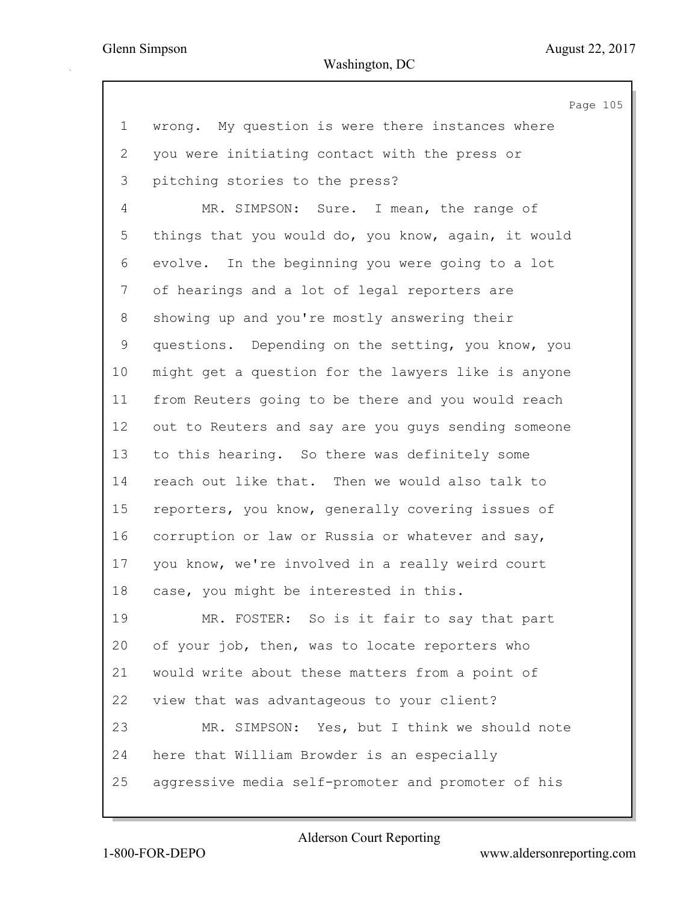1 wrong. My question is were there instances where
2 you were initiating contact with the press or
3 pitching stories to the press?
4 MR. SIMPSON: Sure. I mean, the range of
5 things that you would do, you know, again, it would
6 evolve. In the beginning you were going to a lot
7 of hearings and a lot of legal reporters are
8 showing up and you're mostly answering their
9 questions. Depending on the setting, you know, you
10 might get a question for the lawyers like is anyone
11 from Reuters going to be there and you would reach
12 out to Reuters and say are you guys sending someone
13 to this hearing. So there was definitely some
14 reach out like that. Then we would also talk to
15 reporters, you know, generally covering issues of
16 corruption or law or Russia or whatever and say,
17 you know, we're involved in a really weird court
18 case, you might be interested in this.
19 MR. FOSTER: So is it fair to say that part
20 of your job, then, was to locate reporters who
21 would write about these matters from a point of
22 view that was advantageous to your client?
23 MR. SIMPSON: Yes, but I think we should note
24 here that William Browder is an especially
25 aggressive media self-promoter and promoter of his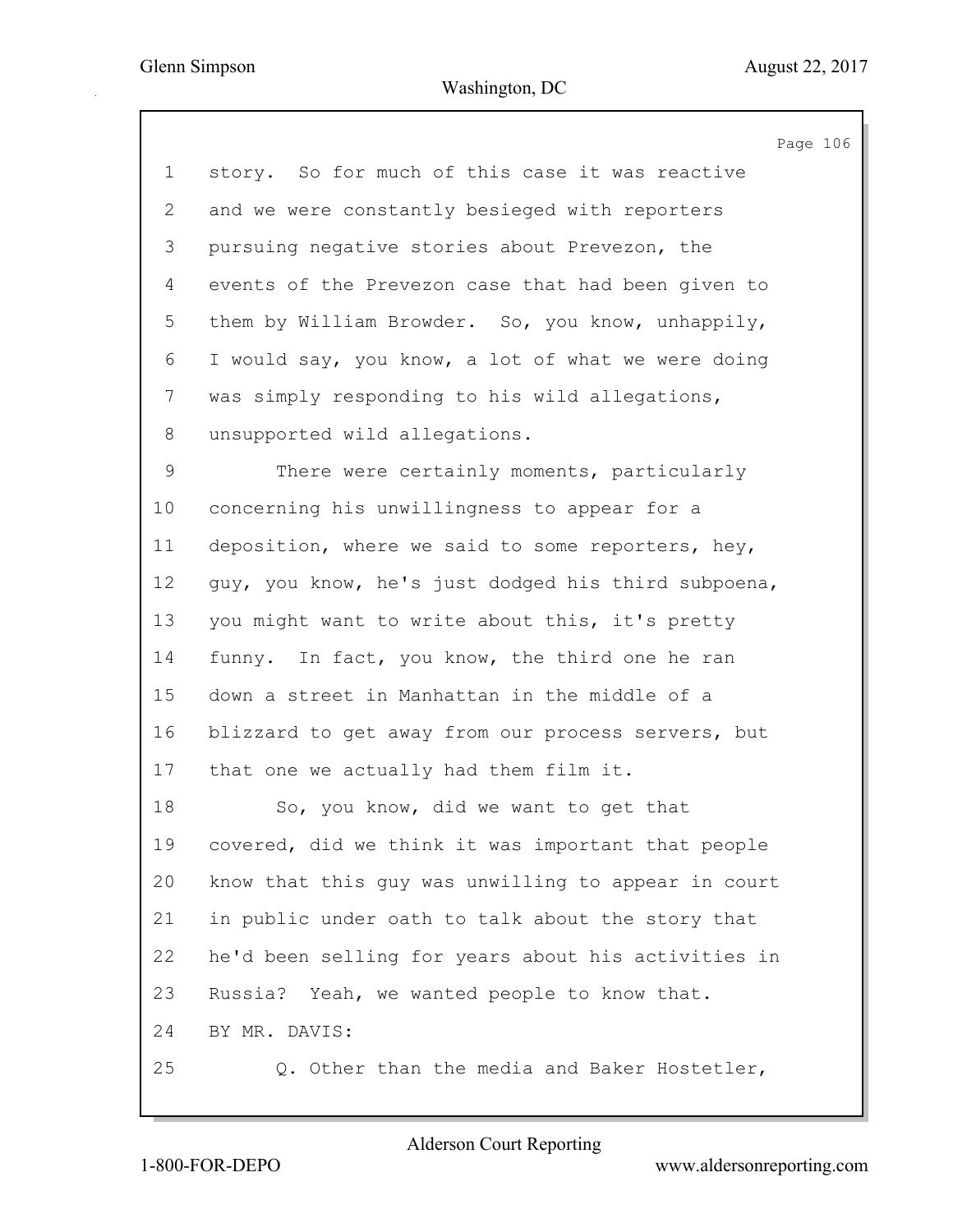1 story. So for much of this case it was reactive
2 and we were constantly besieged with reporters
3 pursuing negative stories about Prevezon, the
4 events of the Prevezon case that had been given to
5 them by William Browder. So, you know, unhappily,
6 I would say, you know, a lot of what we were doing
7 was simply responding to his wild allegations,
8 unsupported wild allegations.
9 There were certainly moments, particularly
10 concerning his unwillingness to appear for a
11 deposition, where we said to some reporters, hey,
12 guy, you know, he's just dodged his third subpoena,
13 you might want to write about this, it's pretty
14 funny. In fact, you know, the third one he ran
15 down a street in Manhattan in the middle of a
16 blizzard to get away from our process servers, but
17 that one we actually had them film it.
18 So, you know, did we want to get that
19 covered, did we think it was important that people
20 know that this guy was unwilling to appear in court
21 in public under oath to talk about the story that
22 he'd been selling for years about his activities in
23 Russia? Yeah, we wanted people to know that.
24 BY MR. DAVIS:
25 Q. Other than the media and Baker Hostetler,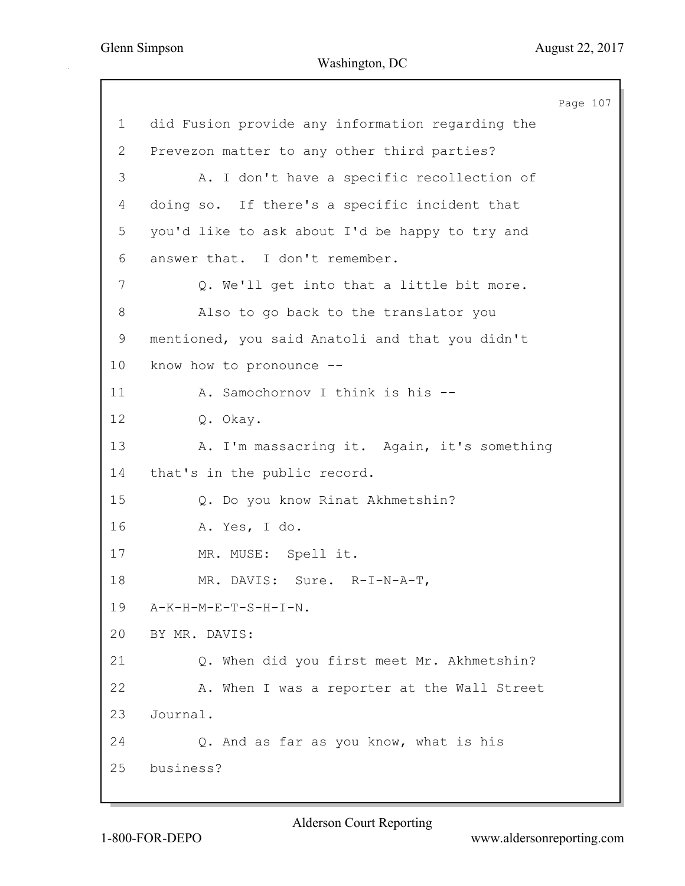1 did Fusion provide any information regarding the
2 Prevezon matter to any other third parties?
3 A. I don't have a specific recollection of
4 doing so. If there's a specific incident that
5 you'd like to ask about I'd be happy to try and
6 answer that. I don't remember.
7 Q. We'll get into that a little bit more.
8 Also to go back to the translator you
9 mentioned, you said Anatoli and that you didn't
10 know how to pronounce --
11 A. Samochornov I think is his --
12 Q. Okay.
13 A. I'm massacring it. Again, it's something
14 that's in the public record.
15 Q. Do you know Rinat Akhmetshin?
16 A. Yes, I do.
17 MR. MUSE: Spell it.
18 MR. DAVIS: Sure. R-I-N-A-T,
19 A-K-H-M-E-T-S-H-I-N.
20 BY MR. DAVIS:
21 Q. When did you first meet Mr. Akhmetshin?
22 A. When I was a reporter at the Wall Street
23 Journal.
24 Q. And as far as you know, what is his
25 business?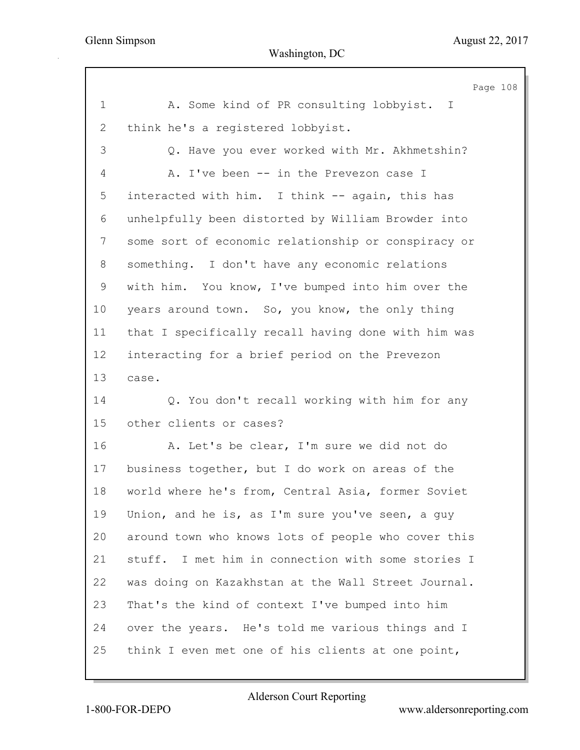1 A. Some kind of PR consulting lobbyist. I
2 think he's a registered lobbyist.
3 Q. Have you ever worked with Mr. Akhmetshin?
4 A. I've been -- in the Prevezon case I
5 interacted with him. I think -- again, this has
6 unhelpfully been distorted by William Browder into
7 some sort of economic relationship or conspiracy or
8 something. I don't have any economic relations
9 with him. You know, I've bumped into him over the
10 years around town. So, you know, the only thing
11 that I specifically recall having done with him was
12 interacting for a brief period on the Prevezon
13 case.
14 Q. You don't recall working with him for any
15 other clients or cases?
16 A. Let's be clear, I'm sure we did not do
17 business together, but I do work on areas of the
18 world where he's from, Central Asia, former Soviet
19 Union, and he is, as I'm sure you've seen, a guy
20 around town who knows lots of people who cover this
21 stuff. I met him in connection with some stories I
22 was doing on Kazakhstan at the Wall Street Journal.
23 That's the kind of context I've bumped into him
24 over the years. He's told me various things and I
25 think I even met one of his clients at one point,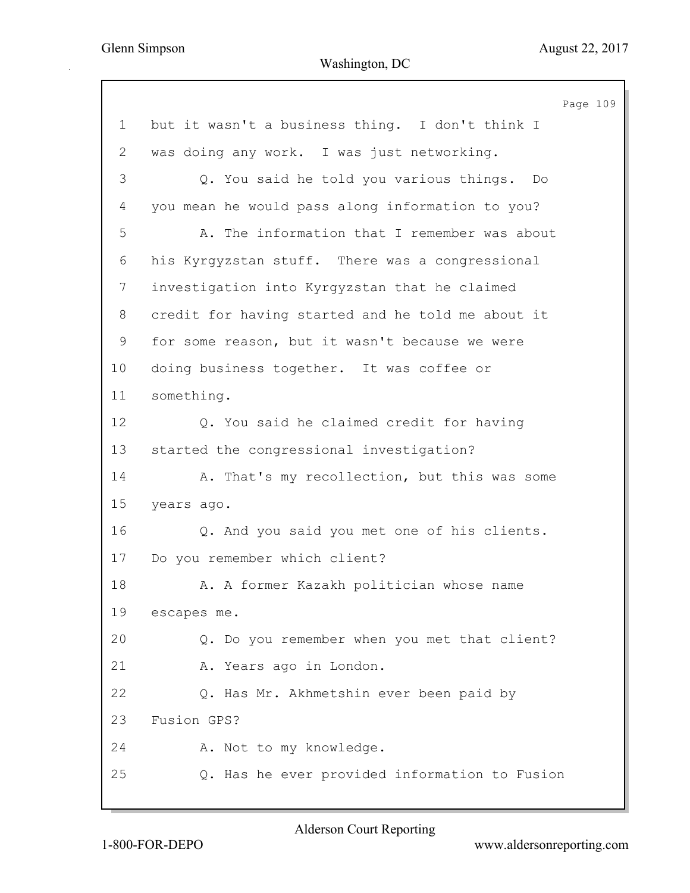1 but it wasn't a business thing. I don't think I
2 was doing any work. I was just networking.
3 Q. You said he told you various things. Do
4 you mean he would pass along information to you?
5 A. The information that I remember was about
6 his Kyrgyzstan stuff. There was a congressional
7 investigation into Kyrgyzstan that he claimed
8 credit for having started and he told me about it
9 for some reason, but it wasn't because we were
10 doing business together. It was coffee or
11 something.
12 Q. You said he claimed credit for having
13 started the congressional investigation?
14 A. That's my recollection, but this was some
15 years ago.
16 Q. And you said you met one of his clients.
17 Do you remember which client?
18 A. A former Kazakh politician whose name
19 escapes me.
20 Q. Do you remember when you met that client?
21 A. Years ago in London.
22 Q. Has Mr. Akhmetshin ever been paid by
23 Fusion GPS?
24 A. Not to my knowledge.
25 Q. Has he ever provided information to Fusion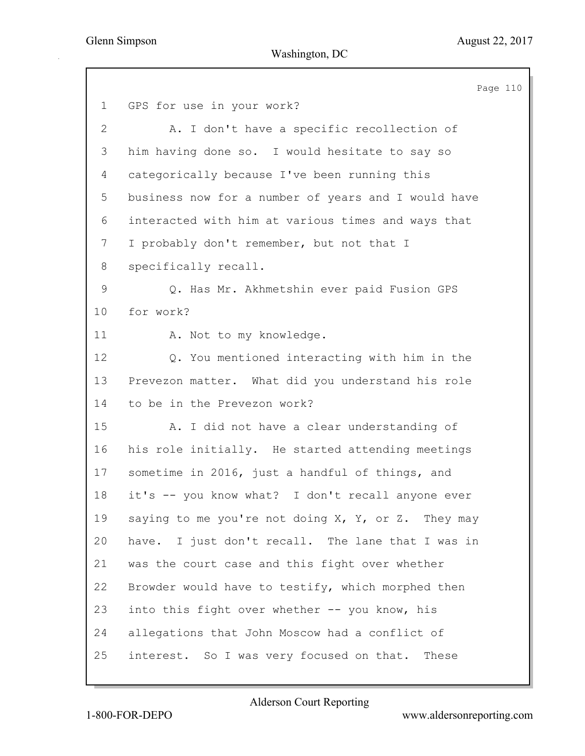1 GPS for use in your work?

2 A. I don't have a specific recollection of

3 him having done so. I would hesitate to say so

4 categorically because I've been running this

5 business now for a number of years and I would have

6 interacted with him at various times and ways that

7 I probably don't remember, but not that I

8 specifically recall.

9 Q. Has Mr. Akhmetshin ever paid Fusion GPS

10 for work?

11 A. Not to my knowledge.

12 Q. You mentioned interacting with him in the

13 Prevezon matter. What did you understand his role

14 to be in the Prevezon work?

15 A. I did not have a clear understanding of

16 his role initially. He started attending meetings

17 sometime in 2016, just a handful of things, and

18 it's -- you know what? I don't recall anyone ever

19 saying to me you're not doing X, Y, or Z. They may

20 have. I just don't recall. The lane that I was in

21 was the court case and this fight over whether

22 Browder would have to testify, which morphed then

23 into this fight over whether -- you know, his

24 allegations that John Moscow had a conflict of

25 interest. So I was very focused on that. These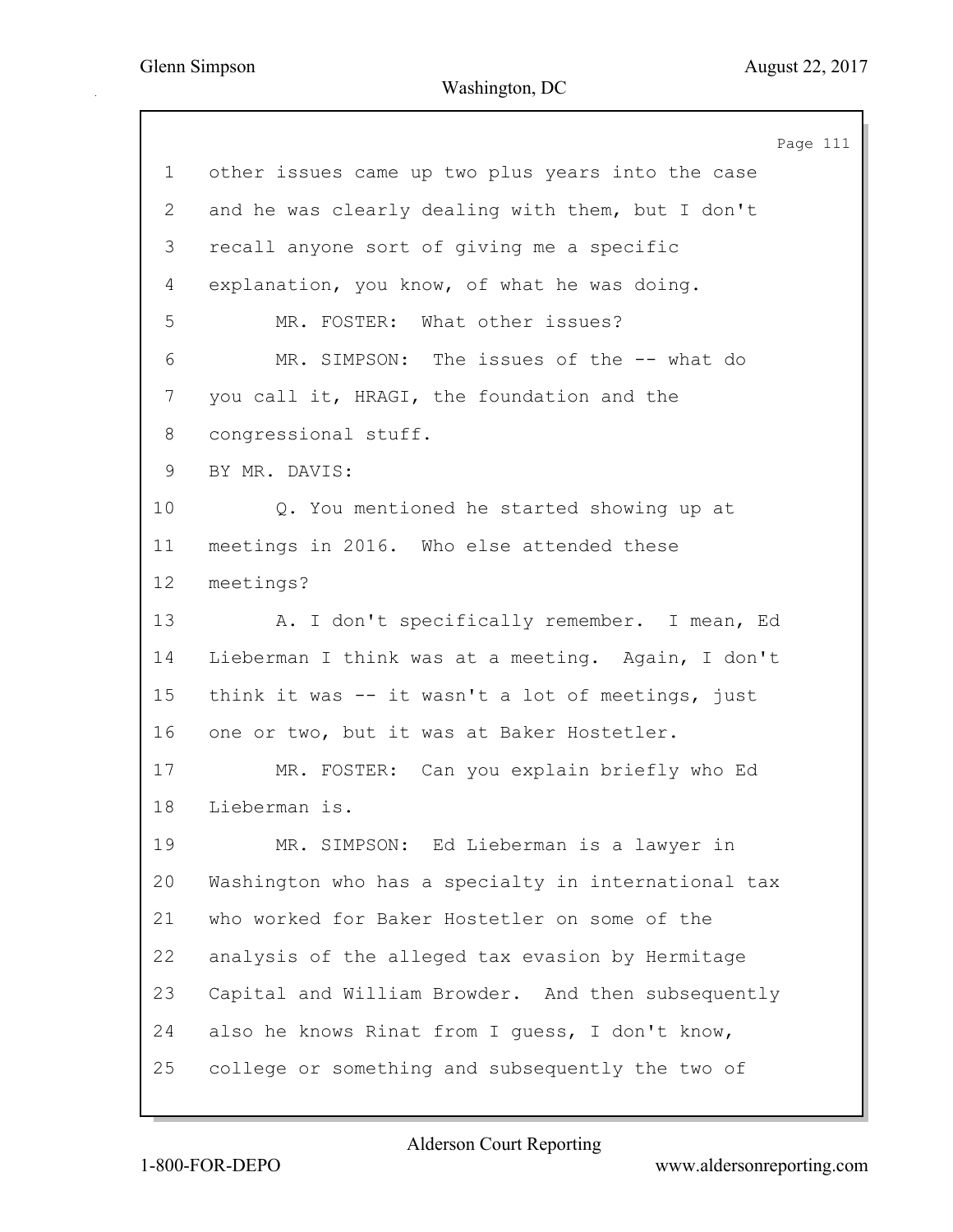1 other issues came up two plus years into the case
2 and he was clearly dealing with them, but I don't
3 recall anyone sort of giving me a specific
4 explanation, you know, of what he was doing.
5 MR. FOSTER: What other issues?
6 MR. SIMPSON: The issues of the -- what do
7 you call it, HRAGI, the foundation and the
8 congressional stuff.
9 BY MR. DAVIS:
10 Q. You mentioned he started showing up at
11 meetings in 2016. Who else attended these
12 meetings?
13 A. I don't specifically remember. I mean, Ed
14 Lieberman I think was at a meeting. Again, I don't
15 think it was -- it wasn't a lot of meetings, just
16 one or two, but it was at Baker Hostetler.
17 MR. FOSTER: Can you explain briefly who Ed
18 Lieberman is.
19 MR. SIMPSON: Ed Lieberman is a lawyer in
20 Washington who has a specialty in international tax
21 who worked for Baker Hostetler on some of the
22 analysis of the alleged tax evasion by Hermitage
23 Capital and William Browder. And then subsequently
24 also he knows Rinat from I guess, I don't know,
25 college or something and subsequently the two of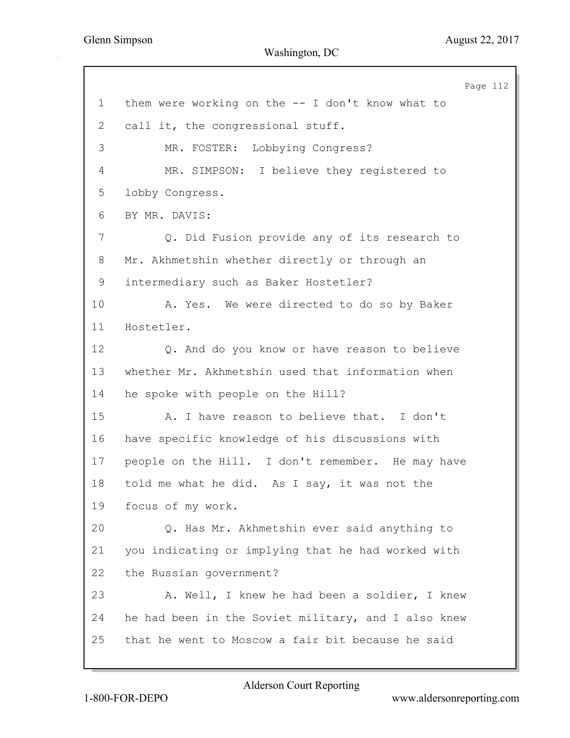1 them were working on the -- I don't know what to

2 call it, the congressional stuff.

3 MR. FOSTER: Lobbying Congress?

4 MR. SIMPSON: I believe they registered to

5 lobby Congress.

6 BY MR. DAVIS:

7 Q. Did Fusion provide any of its research to

8 Mr. Akhmetshin whether directly or through an

9 intermediary such as Baker Hostetler?

10 A. Yes. We were directed to do so by Baker

11 Hostetler.

12 Q. And do you know or have reason to believe

13 whether Mr. Akhmetshin used that information when

14 he spoke with people on the Hill?

15 A. I have reason to believe that. I don't

16 have specific knowledge of his discussions with

17 people on the Hill. I don't remember. He may have

18 told me what he did. As I say, it was not the

19 focus of my work.

20 Q. Has Mr. Akhmetshin ever said anything to

21 you indicating or implying that he had worked with

22 the Russian government?

23 A. Well, I knew he had been a soldier, I knew

24 he had been in the Soviet military, and I also knew

25 that he went to Moscow a fair bit because he said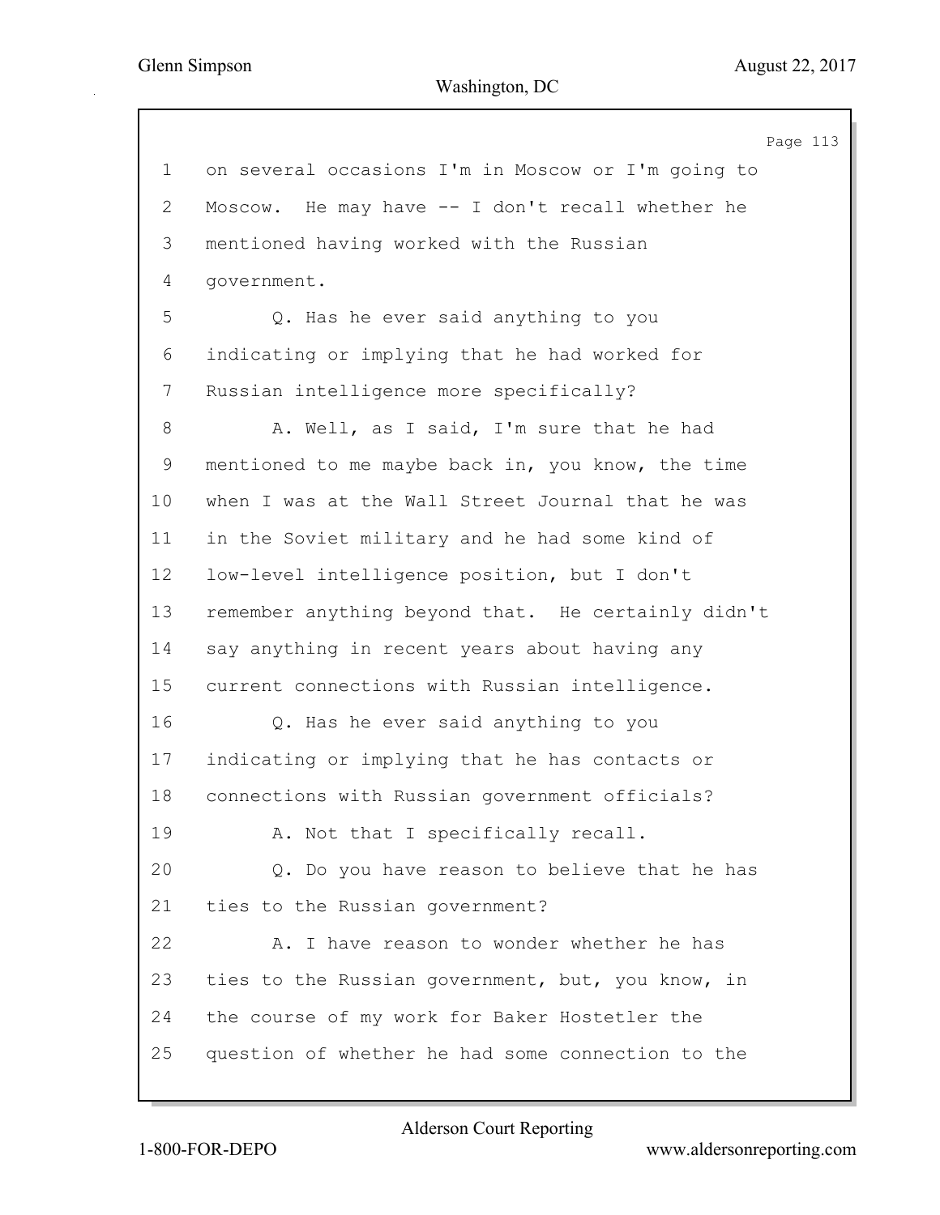1 on several occasions I'm in Moscow or I'm going to
2 Moscow. He may have -- I don't recall whether he
3 mentioned having worked with the Russian
4 government.

5 Q. Has he ever said anything to you
6 indicating or implying that he had worked for
7 Russian intelligence more specifically?

8 A. Well, as I said, I'm sure that he had
9 mentioned to me maybe back in, you know, the time
10 when I was at the Wall Street Journal that he was
11 in the Soviet military and he had some kind of
12 low-level intelligence position, but I don't
13 remember anything beyond that. He certainly didn't
14 say anything in recent years about having any
15 current connections with Russian intelligence.

16 Q. Has he ever said anything to you
17 indicating or implying that he has contacts or
18 connections with Russian government officials?

19 A. Not that I specifically recall.

20 Q. Do you have reason to believe that he has
21 ties to the Russian government?

22 A. I have reason to wonder whether he has
23 ties to the Russian government, but, you know, in
24 the course of my work for Baker Hostetler the
25 question of whether he had some connection to the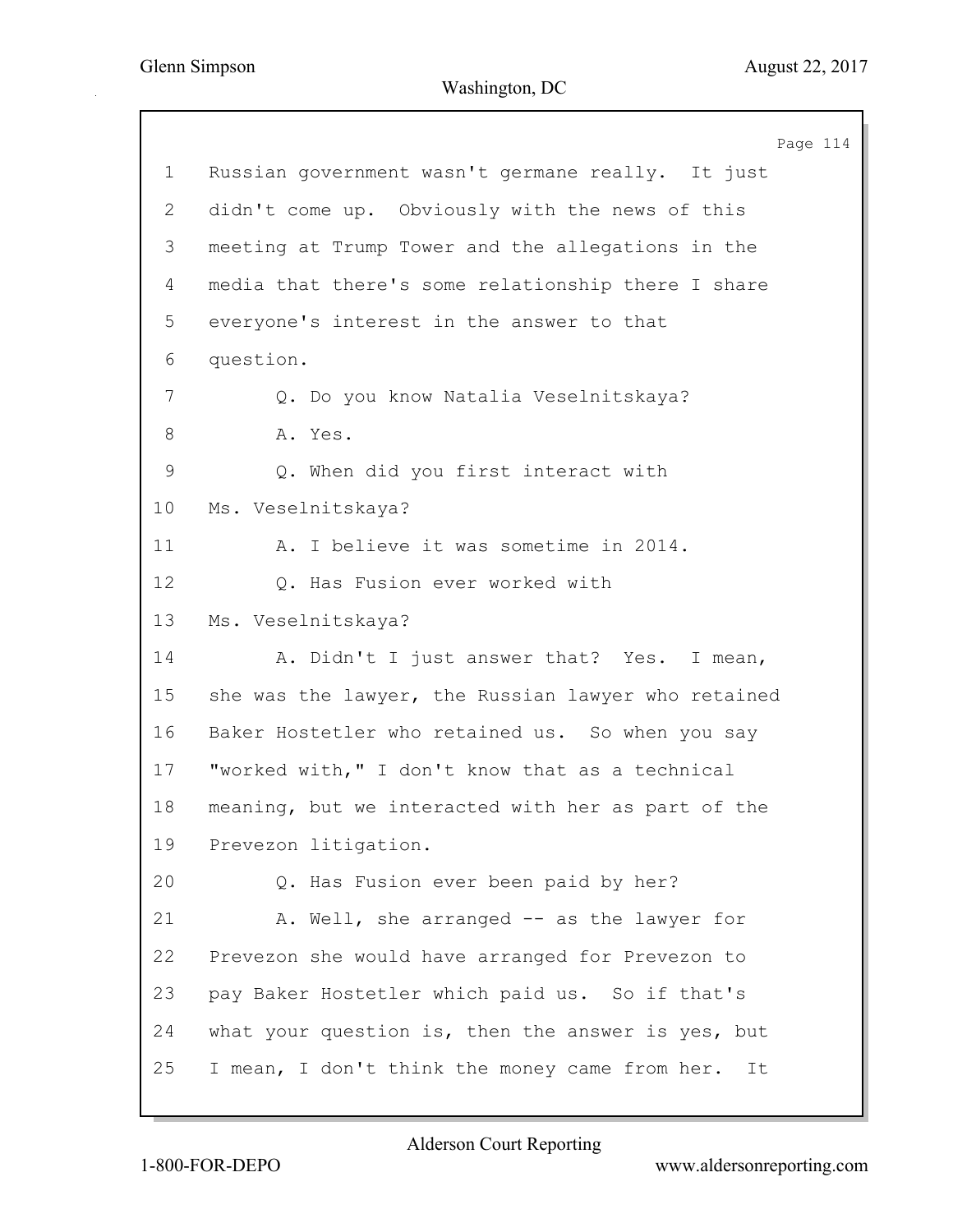1 Russian government wasn't germane really. It just
2 didn't come up. Obviously with the news of this
3 meeting at Trump Tower and the allegations in the
4 media that there's some relationship there I share
5 everyone's interest in the answer to that
6 question.
7 Q. Do you know Natalia Veselnitskaya?
8 A. Yes.
9 Q. When did you first interact with
10 Ms. Veselnitskaya?
11 A. I believe it was sometime in 2014.
12 Q. Has Fusion ever worked with
13 Ms. Veselnitskaya?
14 A. Didn't I just answer that? Yes. I mean,
15 she was the lawyer, the Russian lawyer who retained
16 Baker Hostetler who retained us. So when you say
17 "worked with," I don't know that as a technical
18 meaning, but we interacted with her as part of the
19 Prevezon litigation.
20 Q. Has Fusion ever been paid by her?
21 A. Well, she arranged -- as the lawyer for
22 Prevezon she would have arranged for Prevezon to
23 pay Baker Hostetler which paid us. So if that's
24 what your question is, then the answer is yes, but
25 I mean, I don't think the money came from her. It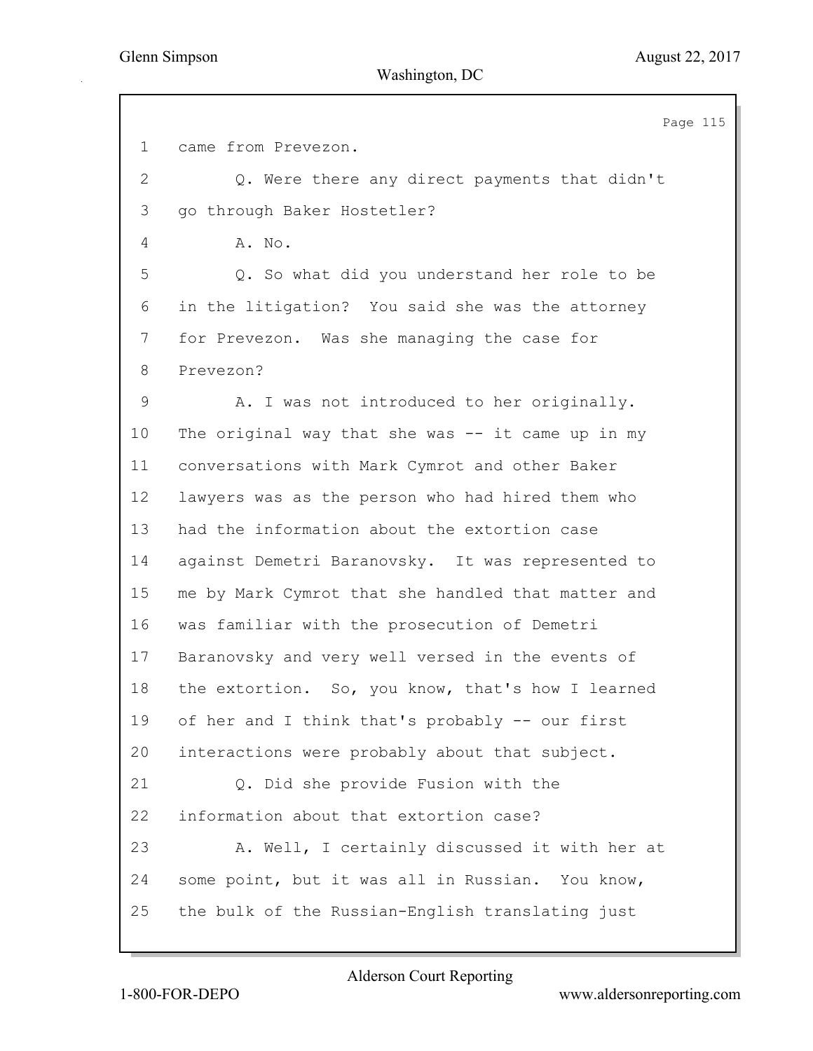1 came from Prevezon.

2 Q. Were there any direct payments that didn't

3 go through Baker Hostetler?

4 A. No.

5 Q. So what did you understand her role to be

6 in the litigation? You said she was the attorney

7 for Prevezon. Was she managing the case for

8 Prevezon?

9 A. I was not introduced to her originally.

10 The original way that she was -- it came up in my

11 conversations with Mark Cymrot and other Baker

12 lawyers was as the person who had hired them who

13 had the information about the extortion case

14 against Demetri Baranovsky. It was represented to

15 me by Mark Cymrot that she handled that matter and

16 was familiar with the prosecution of Demetri

17 Baranovsky and very well versed in the events of

18 the extortion. So, you know, that's how I learned

19 of her and I think that's probably -- our first

20 interactions were probably about that subject.

21 Q. Did she provide Fusion with the

22 information about that extortion case?

23 A. Well, I certainly discussed it with her at

24 some point, but it was all in Russian. You know,

25 the bulk of the Russian-English translating just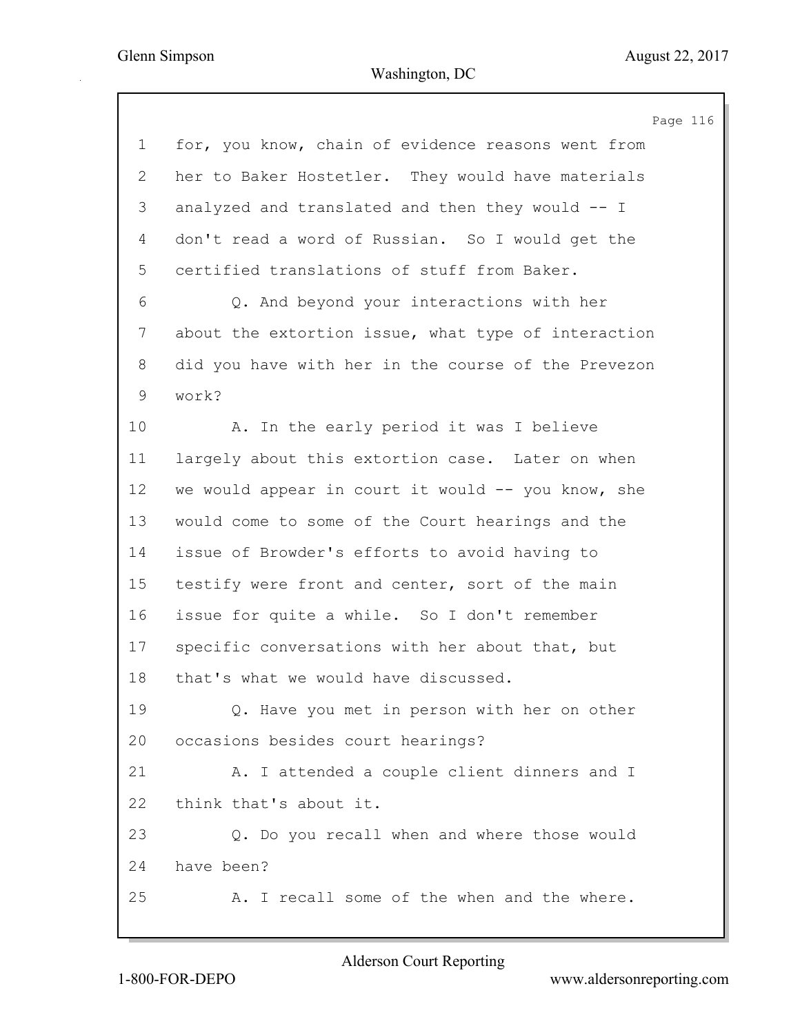for, you know, chain of evidence reasons went from her to Baker Hostetler. They would have materials analyzed and translated and then they would -- I don't read a word of Russian. So I would get the certified translations of stuff from Baker.

Q. And beyond your interactions with her about the extortion issue, what type of interaction did you have with her in the course of the Prevezon work?

A. In the early period it was I believe largely about this extortion case. Later on when we would appear in court it would -- you know, she would come to some of the Court hearings and the issue of Browder's efforts to avoid having to testify were front and center, sort of the main issue for quite a while. So I don't remember specific conversations with her about that, but that's what we would have discussed.

Q. Have you met in person with her on other occasions besides court hearings?

A. I attended a couple client dinners and I think that's about it.

Q. Do you recall when and where those would have been?

A. I recall some of the when and the where.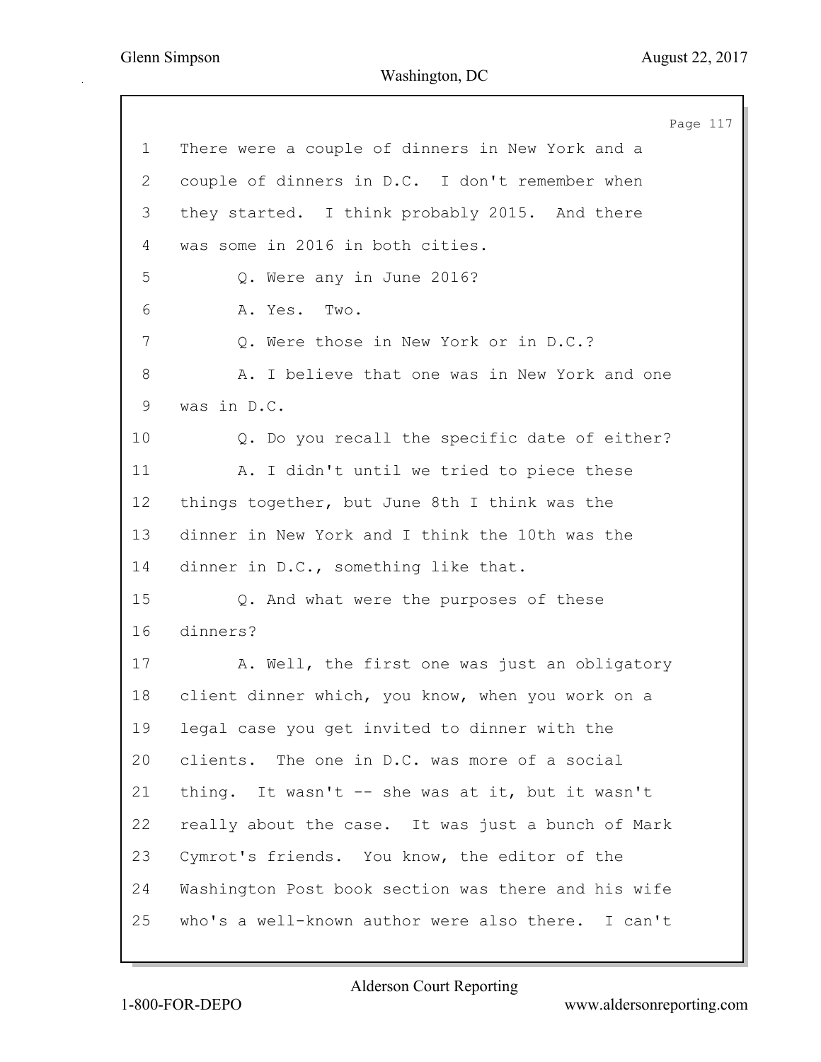1 There were a couple of dinners in New York and a
2 couple of dinners in D.C. I don't remember when
3 they started. I think probably 2015. And there
4 was some in 2016 in both cities.
5 Q. Were any in June 2016?
6 A. Yes. Two.
7 Q. Were those in New York or in D.C.?
8 A. I believe that one was in New York and one
9 was in D.C.
10 Q. Do you recall the specific date of either?
11 A. I didn't until we tried to piece these
12 things together, but June 8th I think was the
13 dinner in New York and I think the 10th was the
14 dinner in D.C., something like that.
15 Q. And what were the purposes of these
16 dinners?
17 A. Well, the first one was just an obligatory
18 client dinner which, you know, when you work on a
19 legal case you get invited to dinner with the
20 clients. The one in D.C. was more of a social
21 thing. It wasn't -- she was at it, but it wasn't
22 really about the case. It was just a bunch of Mark
23 Cymrot's friends. You know, the editor of the
24 Washington Post book section was there and his wife
25 who's a well-known author were also there. I can't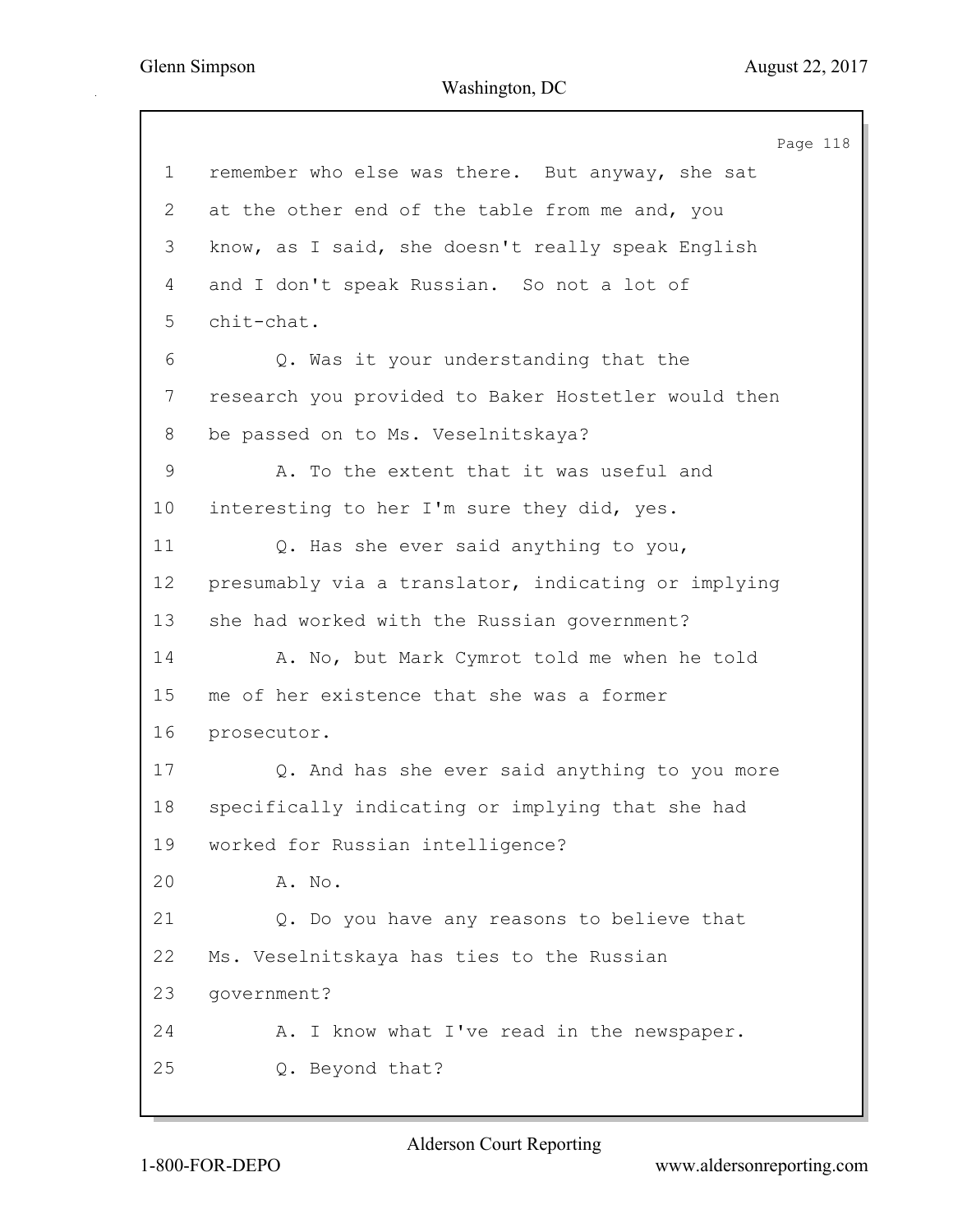1 remember who else was there. But anyway, she sat
2 at the other end of the table from me and, you
3 know, as I said, she doesn't really speak English
4 and I don't speak Russian. So not a lot of
5 chit-chat.
6 Q. Was it your understanding that the
7 research you provided to Baker Hostetler would then
8 be passed on to Ms. Veselnitskaya?
9 A. To the extent that it was useful and
10 interesting to her I'm sure they did, yes.
11 Q. Has she ever said anything to you,
12 presumably via a translator, indicating or implying
13 she had worked with the Russian government?
14 A. No, but Mark Cymrot told me when he told
15 me of her existence that she was a former
16 prosecutor.
17 Q. And has she ever said anything to you more
18 specifically indicating or implying that she had
19 worked for Russian intelligence?
20 A. No.
21 Q. Do you have any reasons to believe that
22 Ms. Veselnitskaya has ties to the Russian
23 government?
24 A. I know what I've read in the newspaper.
25 Q. Beyond that?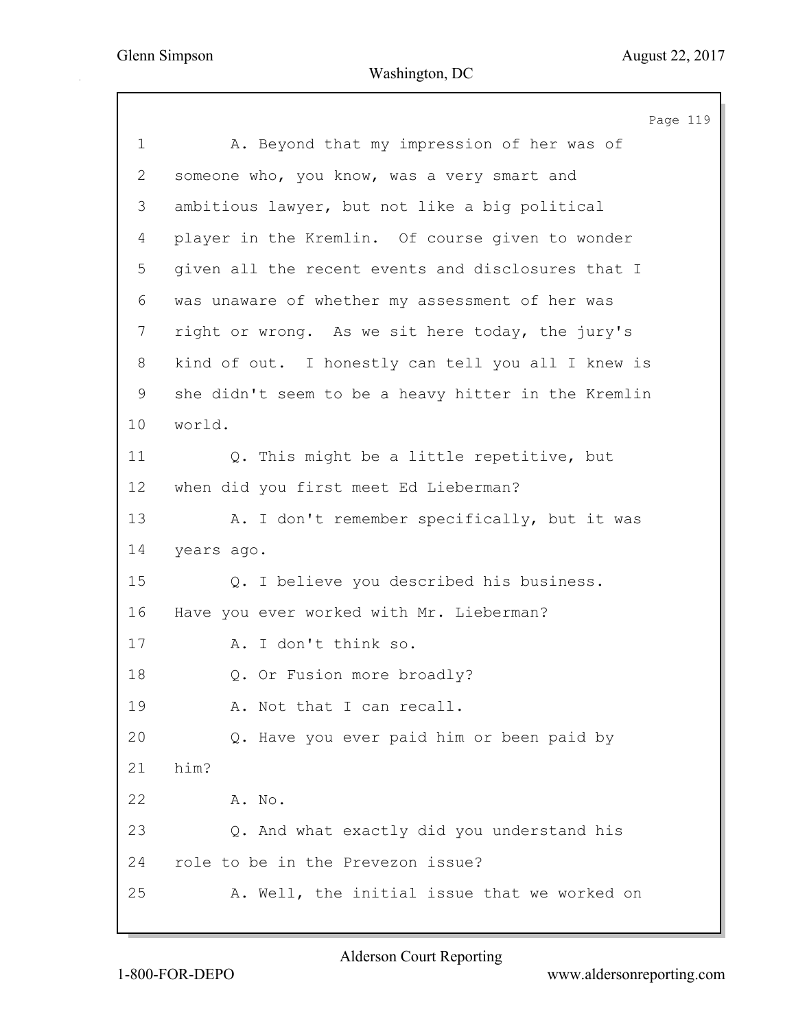1 A. Beyond that my impression of her was of
2 someone who, you know, was a very smart and
3 ambitious lawyer, but not like a big political
4 player in the Kremlin. Of course given to wonder
5 given all the recent events and disclosures that I
6 was unaware of whether my assessment of her was
7 right or wrong. As we sit here today, the jury's
8 kind of out. I honestly can tell you all I knew is
9 she didn't seem to be a heavy hitter in the Kremlin
10 world.
11 Q. This might be a little repetitive, but
12 when did you first meet Ed Lieberman?
13 A. I don't remember specifically, but it was
14 years ago.
15 Q. I believe you described his business.
16 Have you ever worked with Mr. Lieberman?
17 A. I don't think so.
18 Q. Or Fusion more broadly?
19 A. Not that I can recall.
20 Q. Have you ever paid him or been paid by
21 him?
22 A. No.
23 Q. And what exactly did you understand his
24 role to be in the Prevezon issue?
25 A. Well, the initial issue that we worked on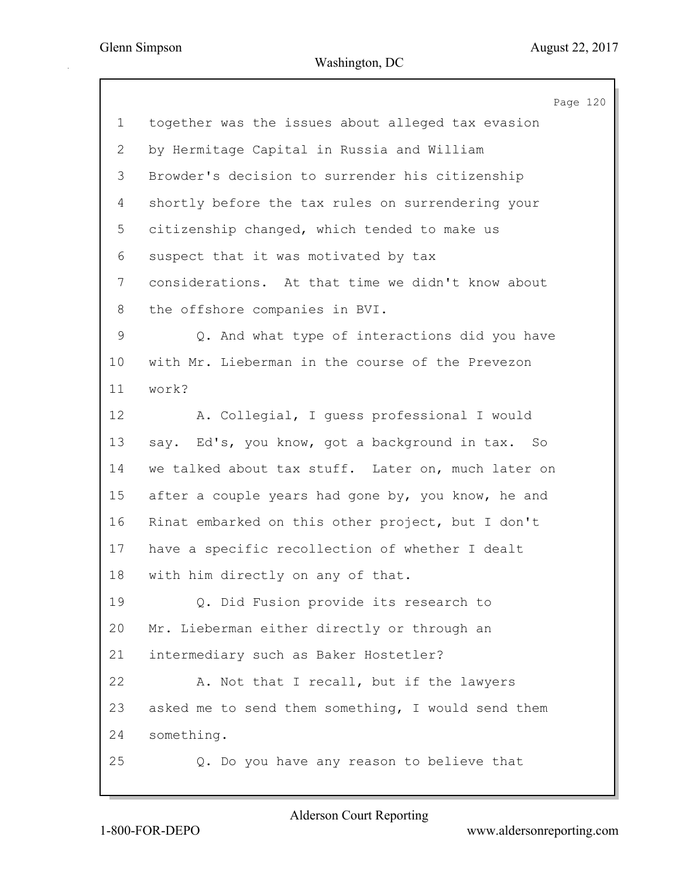together was the issues about alleged tax evasion by Hermitage Capital in Russia and William Browder's decision to surrender his citizenship shortly before the tax rules on surrendering your citizenship changed, which tended to make us suspect that it was motivated by tax considerations. At that time we didn't know about the offshore companies in BVI.

Q. And what type of interactions did you have with Mr. Lieberman in the course of the Prevezon work?

A. Collegial, I guess professional I would say. Ed's, you know, got a background in tax. So we talked about tax stuff. Later on, much later on after a couple years had gone by, you know, he and Rinat embarked on this other project, but I don't have a specific recollection of whether I dealt with him directly on any of that.

Q. Did Fusion provide its research to Mr. Lieberman either directly or through an intermediary such as Baker Hostetler?

A. Not that I recall, but if the lawyers asked me to send them something, I would send them something.

Q. Do you have any reason to believe that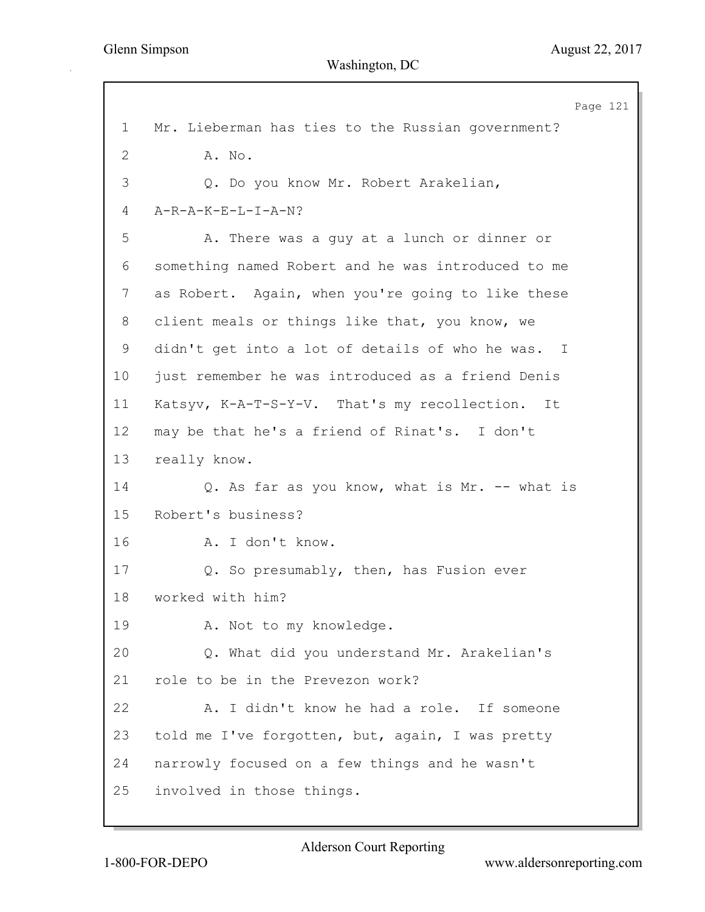1 Mr. Lieberman has ties to the Russian government?

2 A. No.

3 Q. Do you know Mr. Robert Arakelian,

4 A-R-A-K-E-L-I-A-N?

5 A. There was a guy at a lunch or dinner or

6 something named Robert and he was introduced to me

7 as Robert. Again, when you're going to like these

8 client meals or things like that, you know, we

9 didn't get into a lot of details of who he was. I

10 just remember he was introduced as a friend Denis

11 Katsyv, K-A-T-S-Y-V. That's my recollection. It

12 may be that he's a friend of Rinat's. I don't

13 really know.

14 Q. As far as you know, what is Mr. -- what is

15 Robert's business?

16 A. I don't know.

17 Q. So presumably, then, has Fusion ever

18 worked with him?

19 A. Not to my knowledge.

20 Q. What did you understand Mr. Arakelian's

21 role to be in the Prevezon work?

22 A. I didn't know he had a role. If someone

23 told me I've forgotten, but, again, I was pretty

24 narrowly focused on a few things and he wasn't

25 involved in those things.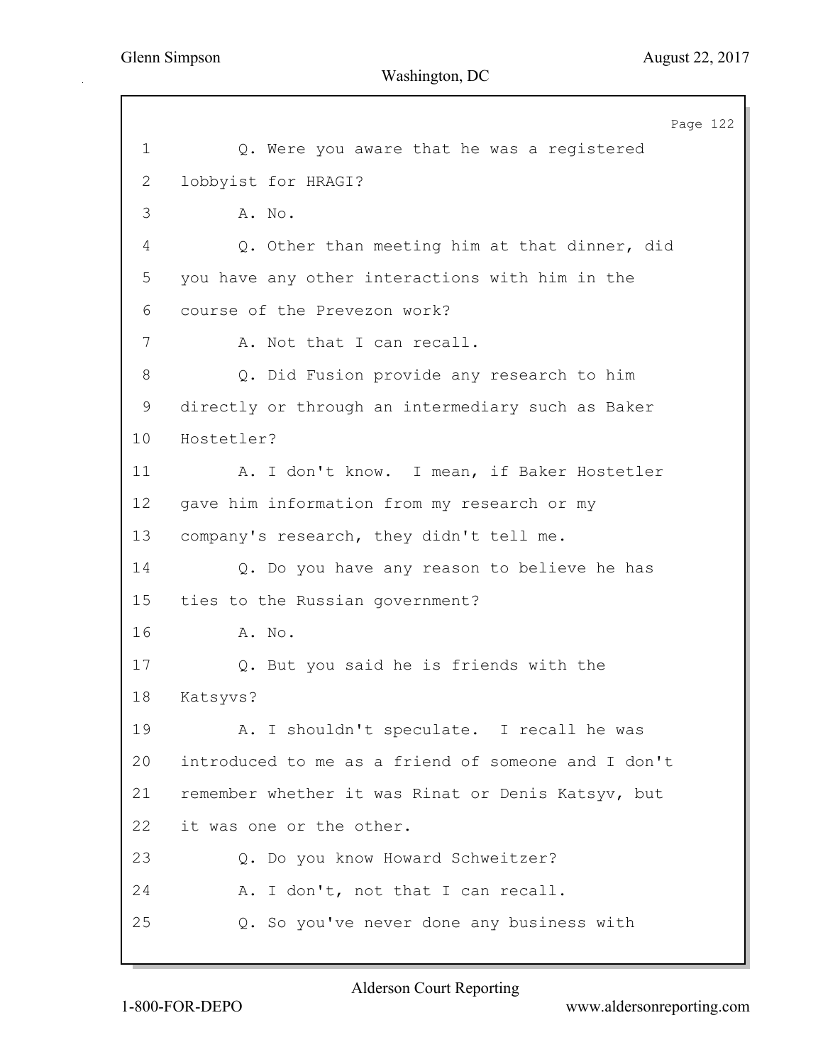1 Q. Were you aware that he was a registered
2 lobbyist for HRAGI?
3 A. No.
4 Q. Other than meeting him at that dinner, did
5 you have any other interactions with him in the
6 course of the Prevezon work?
7 A. Not that I can recall.
8 Q. Did Fusion provide any research to him
9 directly or through an intermediary such as Baker
10 Hostetler?
11 A. I don't know. I mean, if Baker Hostetler
12 gave him information from my research or my
13 company's research, they didn't tell me.
14 Q. Do you have any reason to believe he has
15 ties to the Russian government?
16 A. No.
17 Q. But you said he is friends with the
18 Katsyvs?
19 A. I shouldn't speculate. I recall he was
20 introduced to me as a friend of someone and I don't
21 remember whether it was Rinat or Denis Katsyv, but
22 it was one or the other.
23 Q. Do you know Howard Schweitzer?
24 A. I don't, not that I can recall.
25 Q. So you've never done any business with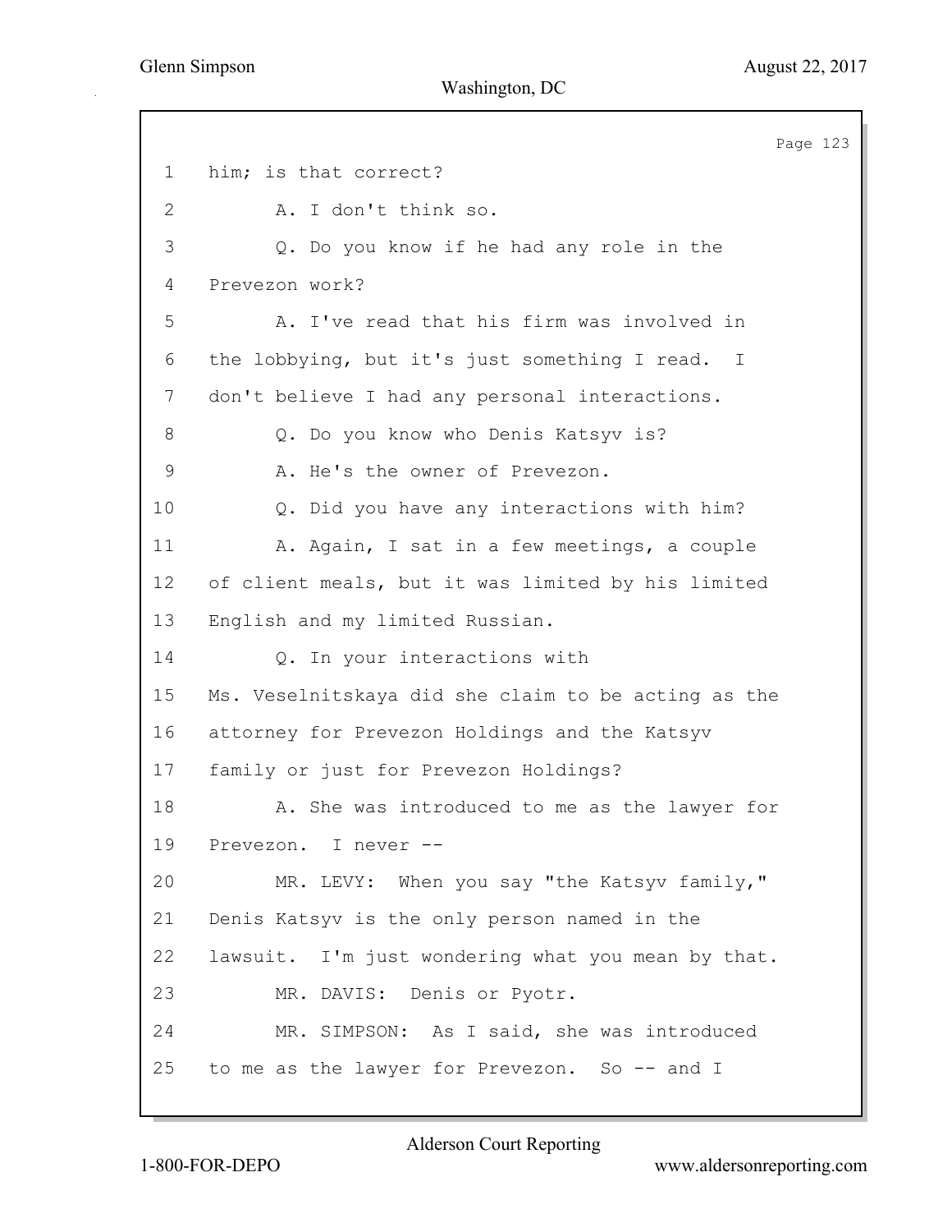1 him; is that correct?

2 A. I don't think so.

3 Q. Do you know if he had any role in the

4 Prevezon work?

5 A. I've read that his firm was involved in

6 the lobbying, but it's just something I read. I

7 don't believe I had any personal interactions.

8 Q. Do you know who Denis Katsyv is?

9 A. He's the owner of Prevezon.

10 Q. Did you have any interactions with him?

11 A. Again, I sat in a few meetings, a couple

12 of client meals, but it was limited by his limited

13 English and my limited Russian.

14 Q. In your interactions with

15 Ms. Veselnitskaya did she claim to be acting as the

16 attorney for Prevezon Holdings and the Katsyv

17 family or just for Prevezon Holdings?

18 A. She was introduced to me as the lawyer for

19 Prevezon. I never --

20 MR. LEVY: When you say "the Katsyv family,"

21 Denis Katsyv is the only person named in the

22 lawsuit. I'm just wondering what you mean by that.

23 MR. DAVIS: Denis or Pyotr.

24 MR. SIMPSON: As I said, she was introduced

25 to me as the lawyer for Prevezon. So -- and I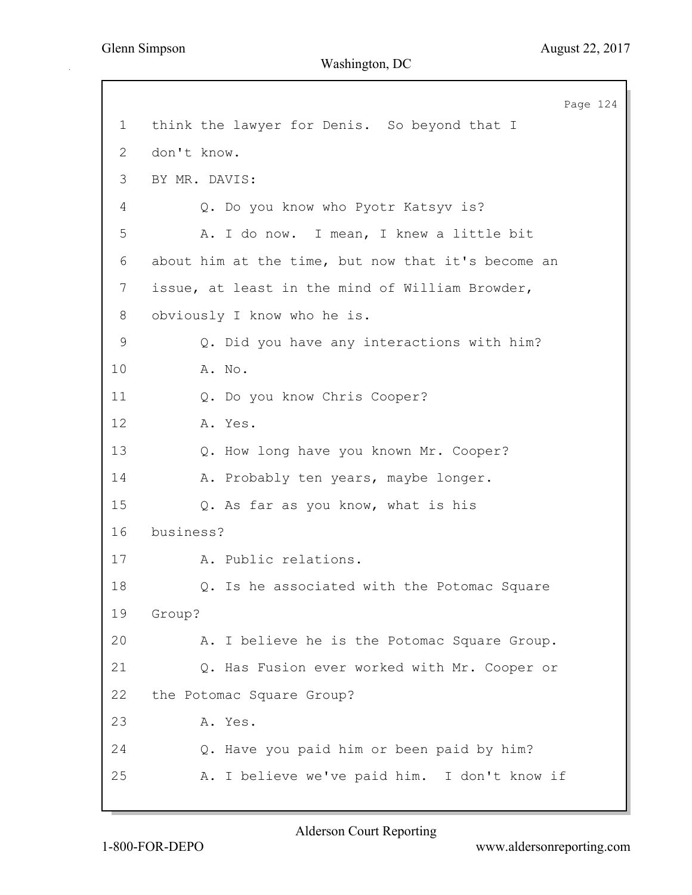1 think the lawyer for Denis. So beyond that I

2 don't know.

3 BY MR. DAVIS:

4 Q. Do you know who Pyotr Katsyv is?

5 A. I do now. I mean, I knew a little bit

6 about him at the time, but now that it's become an

7 issue, at least in the mind of William Browder,

8 obviously I know who he is.

9 Q. Did you have any interactions with him?

10 A. No.

11 Q. Do you know Chris Cooper?

12 A. Yes.

13 Q. How long have you known Mr. Cooper?

14 A. Probably ten years, maybe longer.

15 Q. As far as you know, what is his

16 business?

17 A. Public relations.

18 Q. Is he associated with the Potomac Square

19 Group?

20 A. I believe he is the Potomac Square Group.

21 Q. Has Fusion ever worked with Mr. Cooper or

22 the Potomac Square Group?

23 A. Yes.

24 Q. Have you paid him or been paid by him?

25 A. I believe we've paid him. I don't know if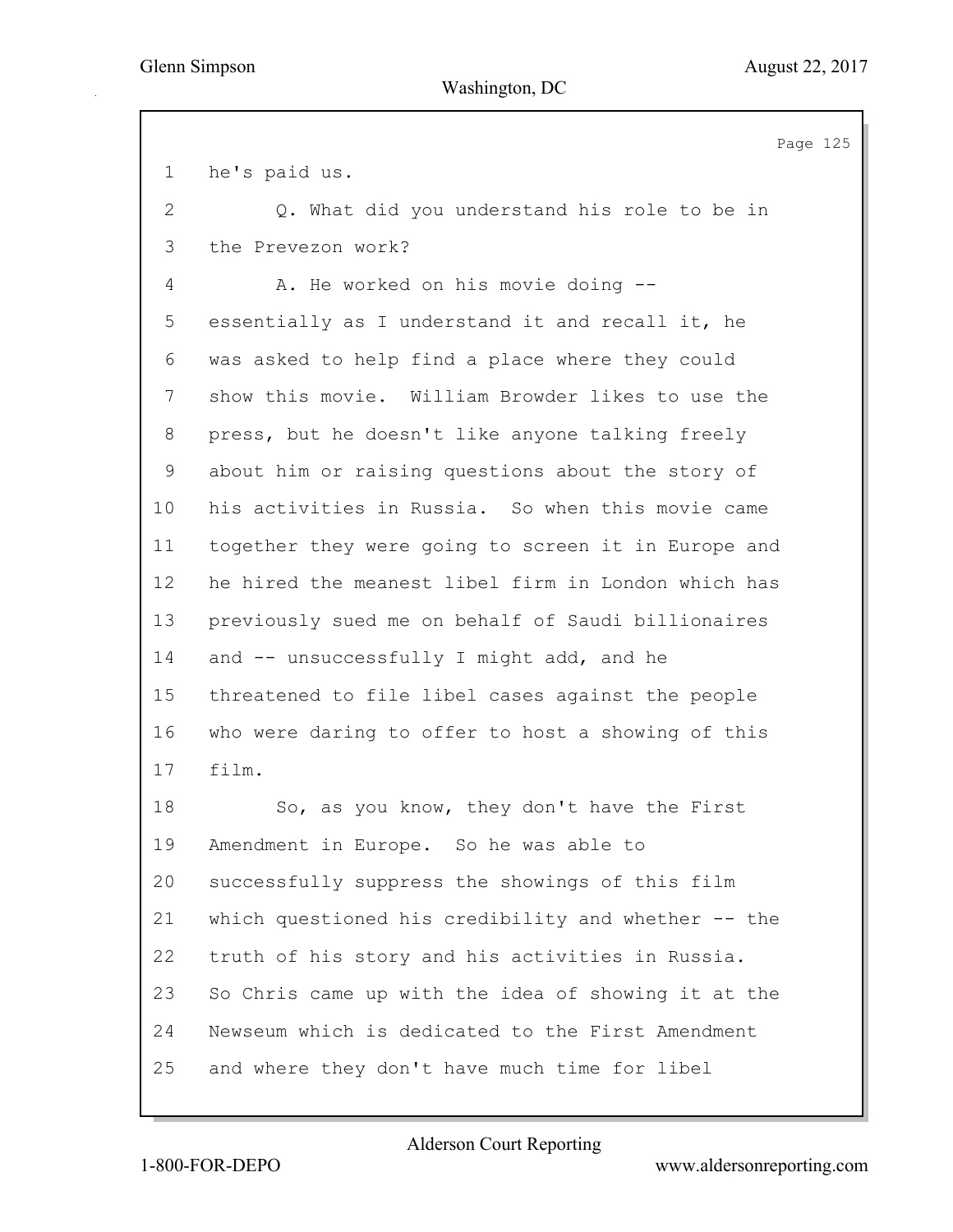1 he's paid us.

2 Q. What did you understand his role to be in

3 the Prevezon work?

4 A. He worked on his movie doing --

5 essentially as I understand it and recall it, he

6 was asked to help find a place where they could

7 show this movie. William Browder likes to use the

8 press, but he doesn't like anyone talking freely

9 about him or raising questions about the story of

10 his activities in Russia. So when this movie came

11 together they were going to screen it in Europe and

12 he hired the meanest libel firm in London which has

13 previously sued me on behalf of Saudi billionaires

14 and -- unsuccessfully I might add, and he

15 threatened to file libel cases against the people

16 who were daring to offer to host a showing of this

17 film.

18 So, as you know, they don't have the First

19 Amendment in Europe. So he was able to

20 successfully suppress the showings of this film

21 which questioned his credibility and whether -- the

22 truth of his story and his activities in Russia.

23 So Chris came up with the idea of showing it at the

24 Newseum which is dedicated to the First Amendment

25 and where they don't have much time for libel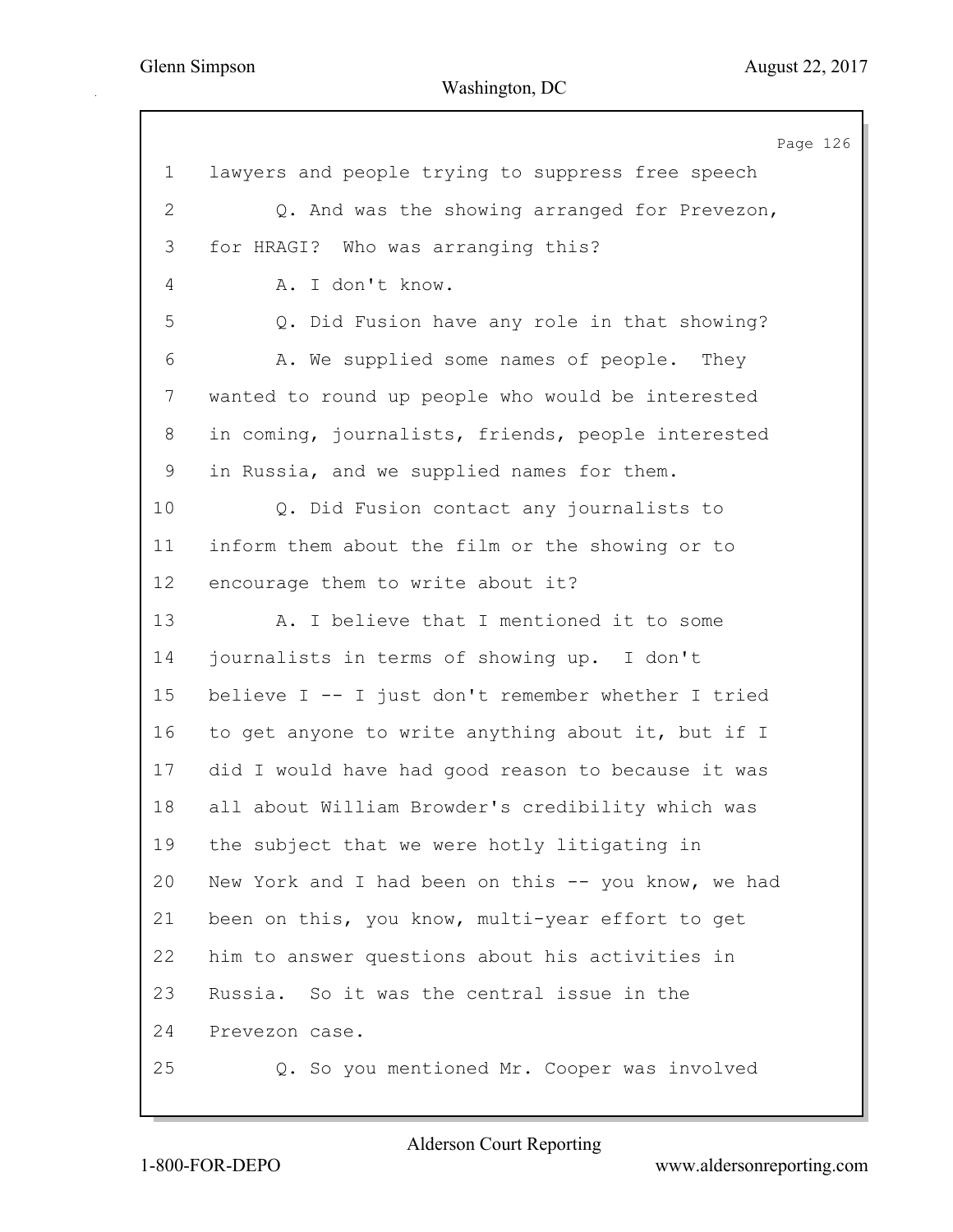1 lawyers and people trying to suppress free speech

2 Q. And was the showing arranged for Prevezon,

3 for HRAGI? Who was arranging this?

4 A. I don't know.

5 Q. Did Fusion have any role in that showing?

6 A. We supplied some names of people. They

7 wanted to round up people who would be interested

8 in coming, journalists, friends, people interested

9 in Russia, and we supplied names for them.

10 Q. Did Fusion contact any journalists to

11 inform them about the film or the showing or to

12 encourage them to write about it?

13 A. I believe that I mentioned it to some

14 journalists in terms of showing up. I don't

15 believe I -- I just don't remember whether I tried

16 to get anyone to write anything about it, but if I

17 did I would have had good reason to because it was

18 all about William Browder's credibility which was

19 the subject that we were hotly litigating in

20 New York and I had been on this -- you know, we had

21 been on this, you know, multi-year effort to get

22 him to answer questions about his activities in

23 Russia. So it was the central issue in the

24 Prevezon case.

25 Q. So you mentioned Mr. Cooper was involved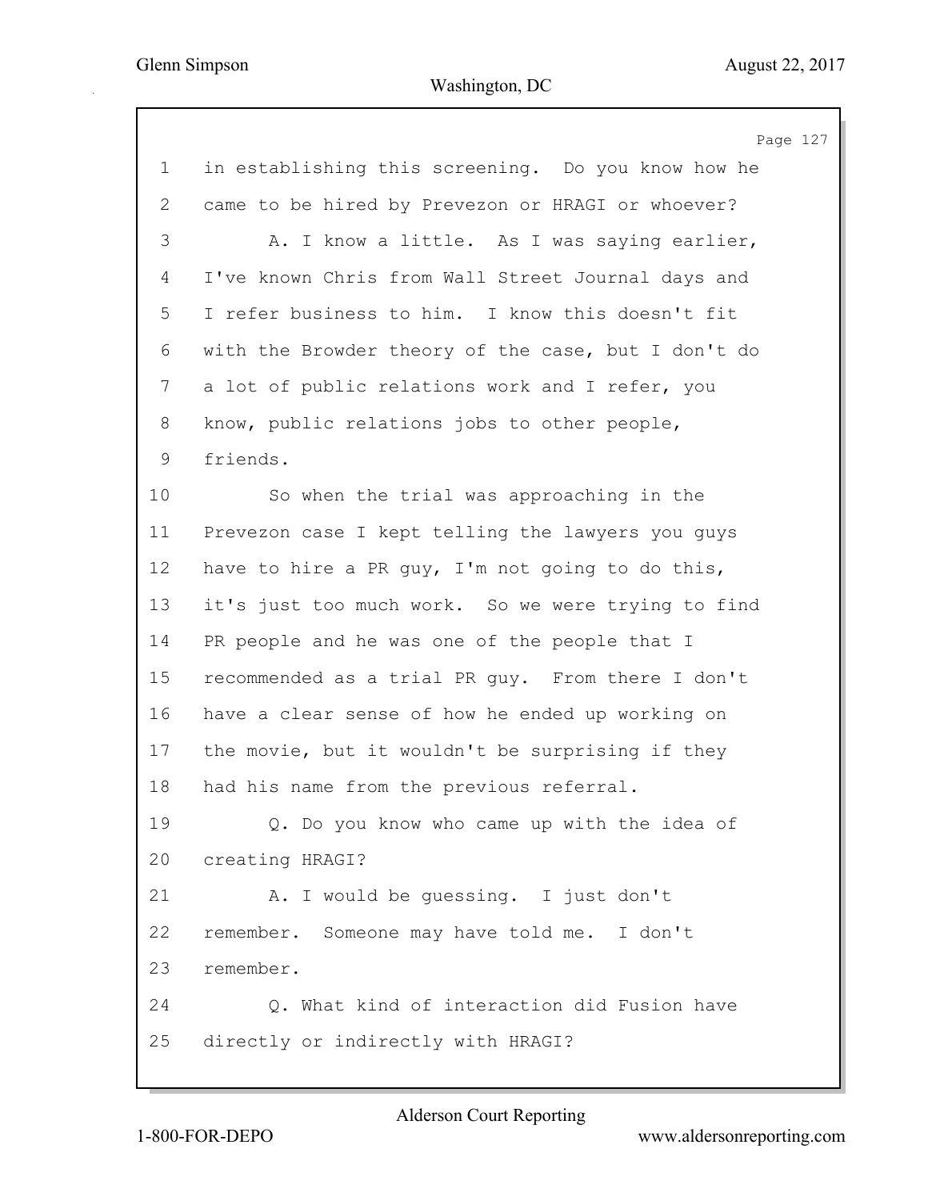in establishing this screening. Do you know how he came to be hired by Prevezon or HRAGI or whoever?

A. I know a little. As I was saying earlier, I've known Chris from Wall Street Journal days and I refer business to him. I know this doesn't fit with the Browder theory of the case, but I don't do a lot of public relations work and I refer, you know, public relations jobs to other people, friends.

So when the trial was approaching in the Prevezon case I kept telling the lawyers you guys have to hire a PR guy, I'm not going to do this, it's just too much work. So we were trying to find PR people and he was one of the people that I recommended as a trial PR guy. From there I don't have a clear sense of how he ended up working on the movie, but it wouldn't be surprising if they had his name from the previous referral.

Q. Do you know who came up with the idea of creating HRAGI?

A. I would be guessing. I just don't remember. Someone may have told me. I don't remember.

Q. What kind of interaction did Fusion have directly or indirectly with HRAGI?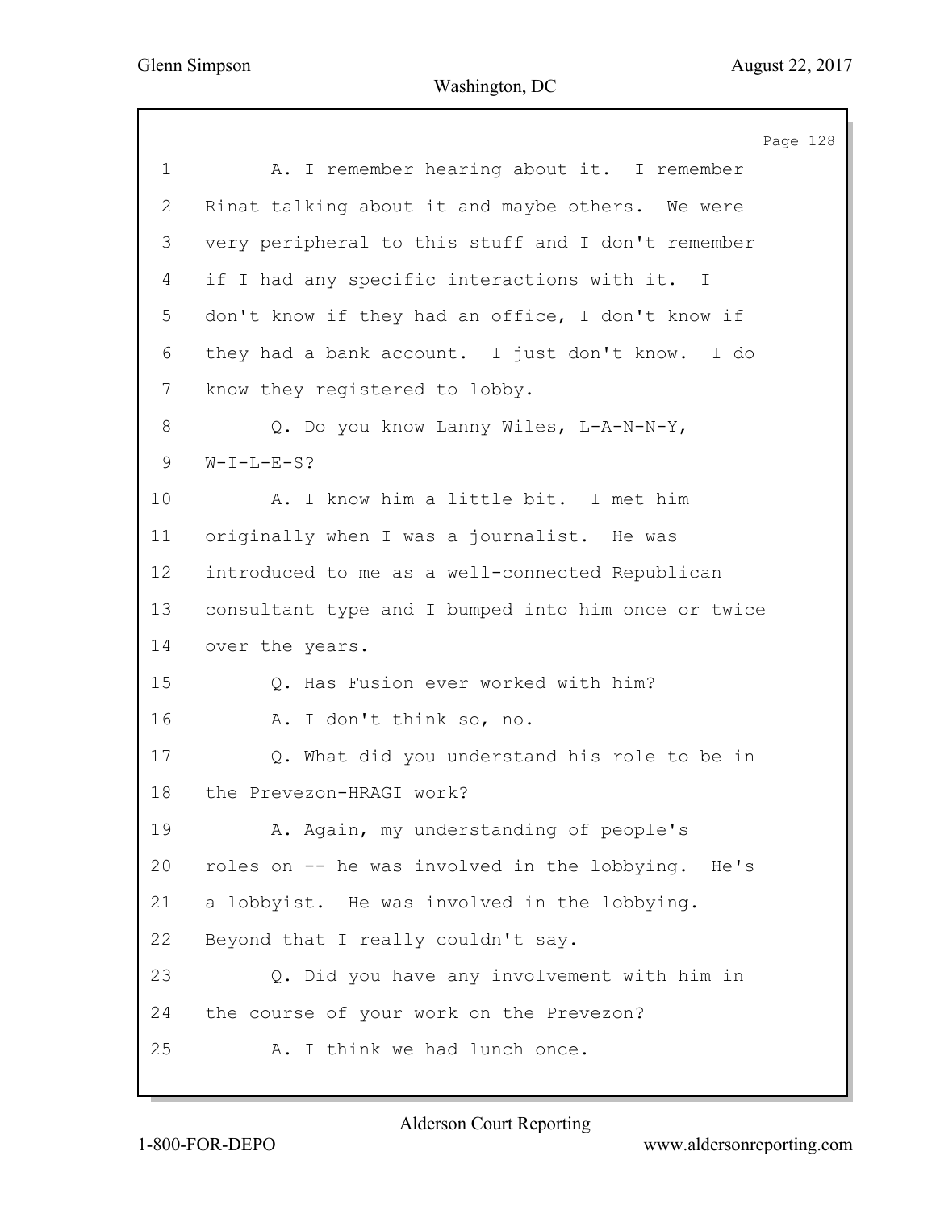1 A. I remember hearing about it. I remember
2 Rinat talking about it and maybe others. We were
3 very peripheral to this stuff and I don't remember
4 if I had any specific interactions with it. I
5 don't know if they had an office, I don't know if
6 they had a bank account. I just don't know. I do
7 know they registered to lobby.
8 Q. Do you know Lanny Wiles, L-A-N-N-Y,
9 W-I-L-E-S?
10 A. I know him a little bit. I met him
11 originally when I was a journalist. He was
12 introduced to me as a well-connected Republican
13 consultant type and I bumped into him once or twice
14 over the years.
15 Q. Has Fusion ever worked with him?
16 A. I don't think so, no.
17 Q. What did you understand his role to be in
18 the Prevezon-HRAGI work?
19 A. Again, my understanding of people's
20 roles on -- he was involved in the lobbying. He's
21 a lobbyist. He was involved in the lobbying.
22 Beyond that I really couldn't say.
23 Q. Did you have any involvement with him in
24 the course of your work on the Prevezon?
25 A. I think we had lunch once.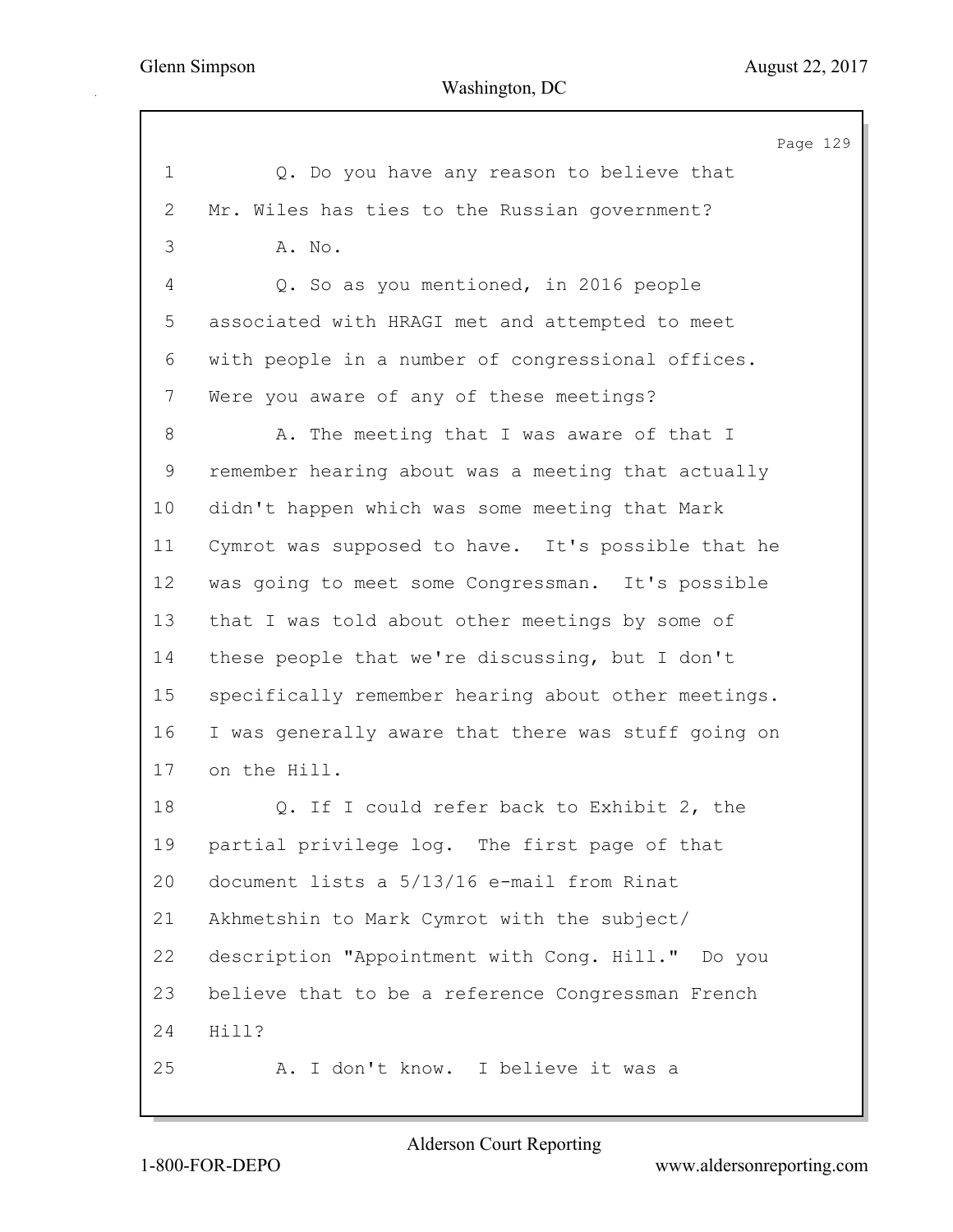Q. Do you have any reason to believe that Mr. Wiles has ties to the Russian government?

A. No.

Q. So as you mentioned, in 2016 people associated with HRAGI met and attempted to meet with people in a number of congressional offices. Were you aware of any of these meetings?

A. The meeting that I was aware of that I remember hearing about was a meeting that actually didn't happen which was some meeting that Mark Cymrot was supposed to have. It's possible that he was going to meet some Congressman. It's possible that I was told about other meetings by some of these people that we're discussing, but I don't specifically remember hearing about other meetings. I was generally aware that there was stuff going on on the Hill.

Q. If I could refer back to Exhibit 2, the partial privilege log. The first page of that document lists a 5/13/16 e-mail from Rinat Akhmetshin to Mark Cymrot with the subject/ description "Appointment with Cong. Hill." Do you believe that to be a reference Congressman French Hill?

A. I don't know. I believe it was a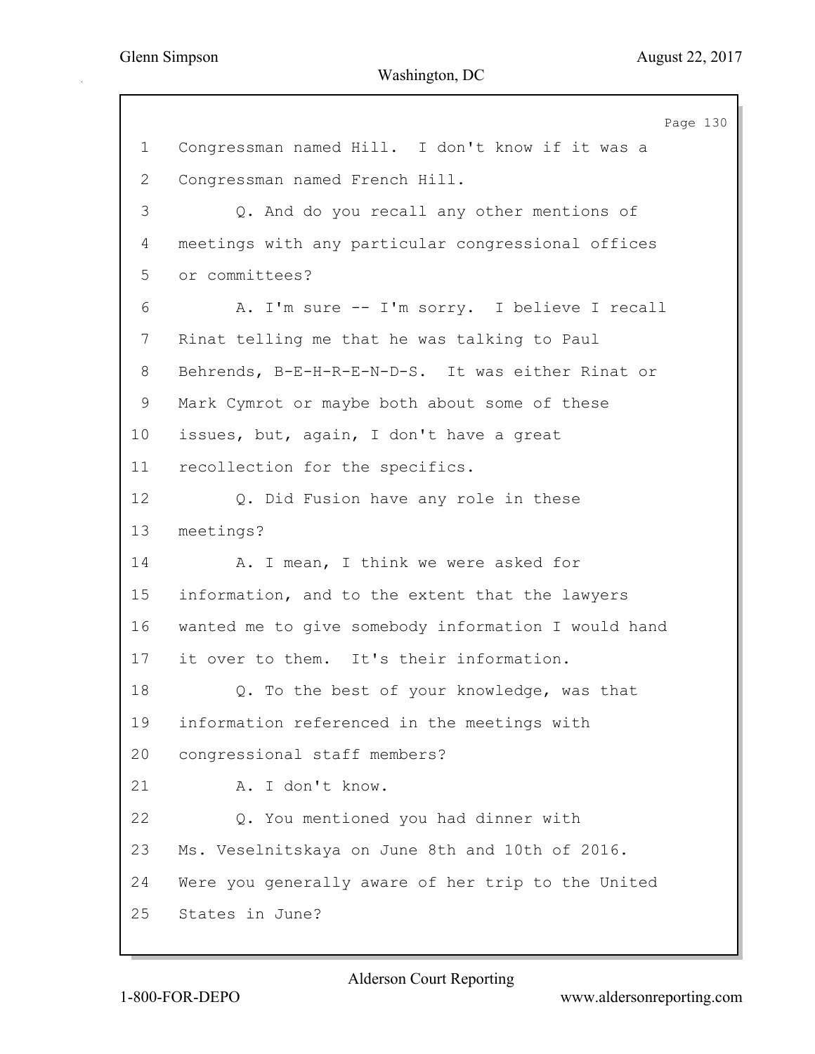1 Congressman named Hill. I don't know if it was a
2 Congressman named French Hill.
3 Q. And do you recall any other mentions of
4 meetings with any particular congressional offices
5 or committees?
6 A. I'm sure -- I'm sorry. I believe I recall
7 Rinat telling me that he was talking to Paul
8 Behrends, B-E-H-R-E-N-D-S. It was either Rinat or
9 Mark Cymrot or maybe both about some of these
10 issues, but, again, I don't have a great
11 recollection for the specifics.
12 Q. Did Fusion have any role in these
13 meetings?
14 A. I mean, I think we were asked for
15 information, and to the extent that the lawyers
16 wanted me to give somebody information I would hand
17 it over to them. It's their information.
18 Q. To the best of your knowledge, was that
19 information referenced in the meetings with
20 congressional staff members?
21 A. I don't know.
22 Q. You mentioned you had dinner with
23 Ms. Veselnitskaya on June 8th and 10th of 2016.
24 Were you generally aware of her trip to the United
25 States in June?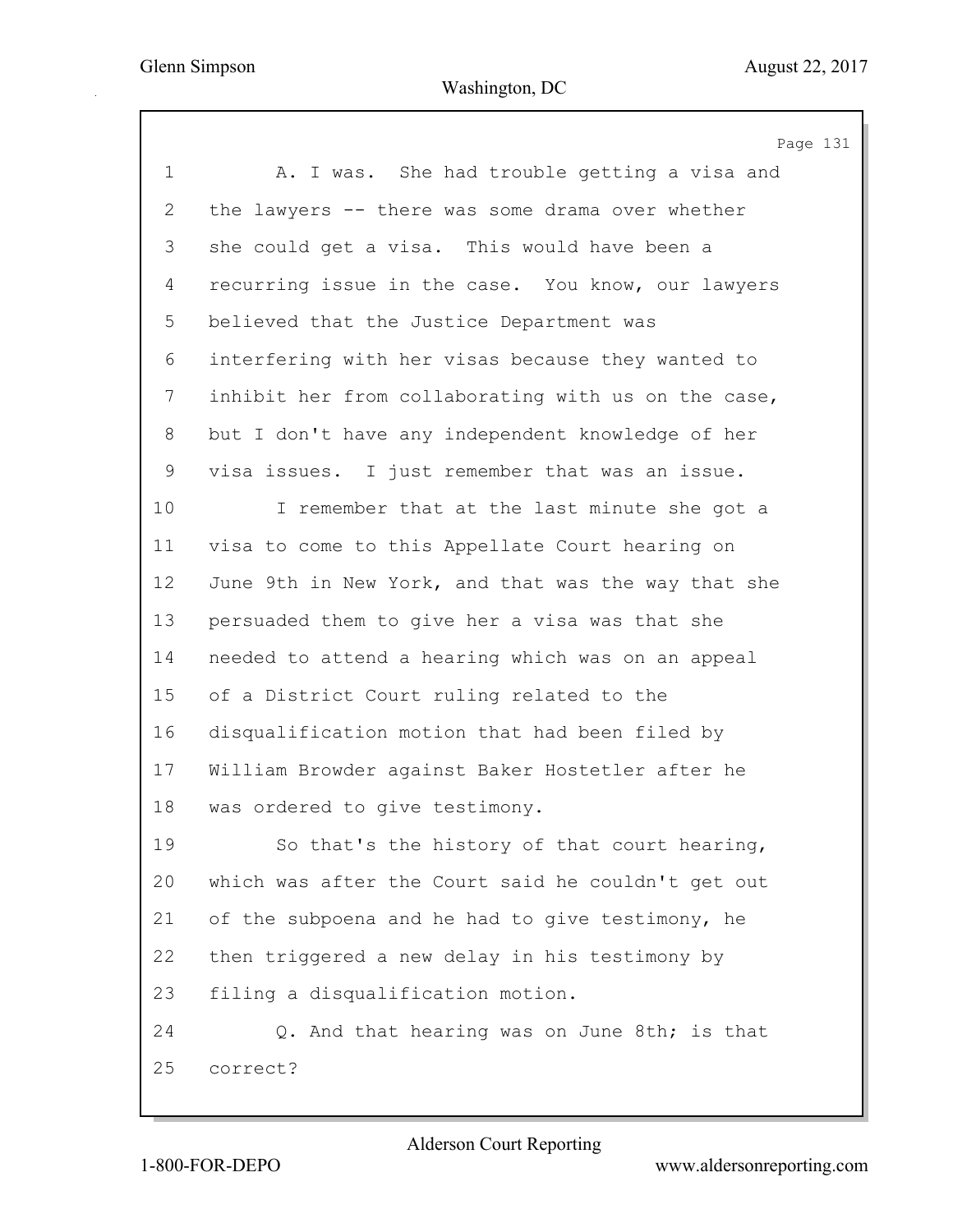A. I was. She had trouble getting a visa and the lawyers -- there was some drama over whether she could get a visa. This would have been a recurring issue in the case. You know, our lawyers believed that the Justice Department was interfering with her visas because they wanted to inhibit her from collaborating with us on the case, but I don't have any independent knowledge of her visa issues. I just remember that was an issue.

I remember that at the last minute she got a visa to come to this Appellate Court hearing on June 9th in New York, and that was the way that she persuaded them to give her a visa was that she needed to attend a hearing which was on an appeal of a District Court ruling related to the disqualification motion that had been filed by William Browder against Baker Hostetler after he was ordered to give testimony.

So that's the history of that court hearing, which was after the Court said he couldn't get out of the subpoena and he had to give testimony, he then triggered a new delay in his testimony by filing a disqualification motion.

Q. And that hearing was on June 8th; is that correct?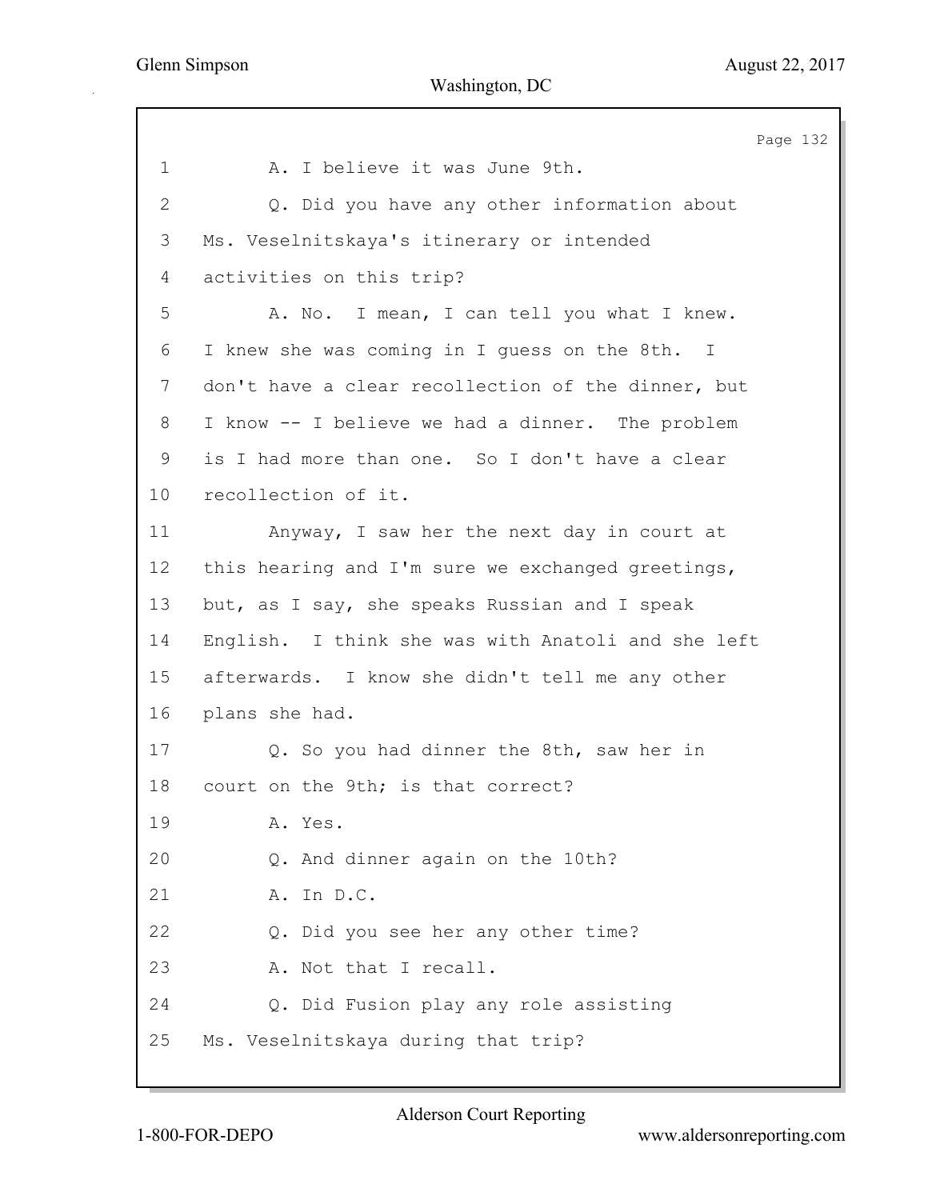A. I believe it was June 9th.

Q. Did you have any other information about Ms. Veselnitskaya's itinerary or intended activities on this trip?

A. No. I mean, I can tell you what I knew. I knew she was coming in I guess on the 8th. I don't have a clear recollection of the dinner, but I know -- I believe we had a dinner. The problem is I had more than one. So I don't have a clear recollection of it.

Anyway, I saw her the next day in court at this hearing and I'm sure we exchanged greetings, but, as I say, she speaks Russian and I speak English. I think she was with Anatoli and she left afterwards. I know she didn't tell me any other plans she had.

Q. So you had dinner the 8th, saw her in court on the 9th; is that correct?

A. Yes.

Q. And dinner again on the 10th?

A. In D.C.

Q. Did you see her any other time?

A. Not that I recall.

Q. Did Fusion play any role assisting Ms. Veselnitskaya during that trip?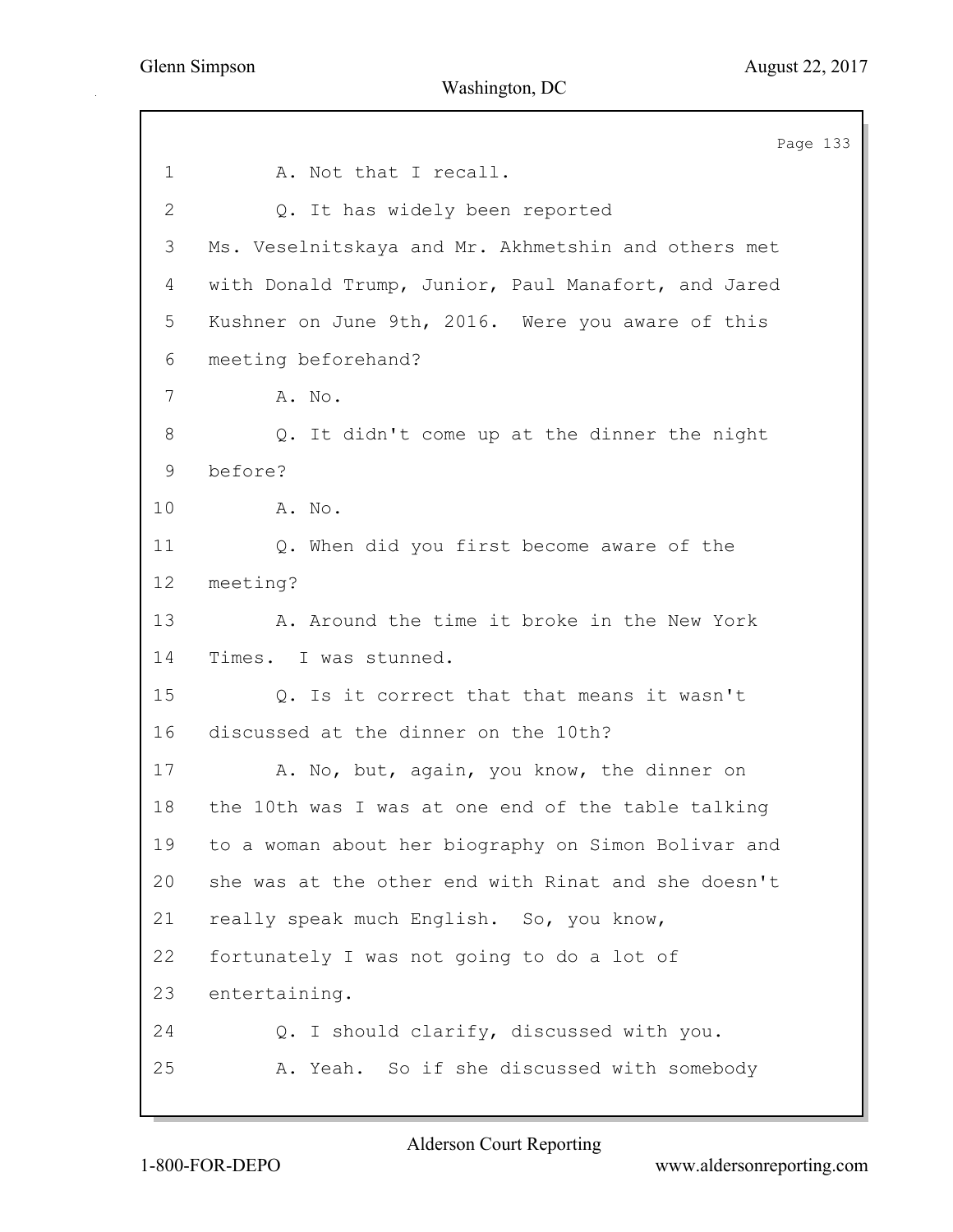1 A. Not that I recall.

2 Q. It has widely been reported

3 Ms. Veselnitskaya and Mr. Akhmetshin and others met

4 with Donald Trump, Junior, Paul Manafort, and Jared

5 Kushner on June 9th, 2016. Were you aware of this

6 meeting beforehand?

7 A. No.

8 Q. It didn't come up at the dinner the night

9 before?

10 A. No.

11 Q. When did you first become aware of the

12 meeting?

13 A. Around the time it broke in the New York

14 Times. I was stunned.

15 Q. Is it correct that that means it wasn't

16 discussed at the dinner on the 10th?

17 A. No, but, again, you know, the dinner on

18 the 10th was I was at one end of the table talking

19 to a woman about her biography on Simon Bolivar and

20 she was at the other end with Rinat and she doesn't

21 really speak much English. So, you know,

22 fortunately I was not going to do a lot of

23 entertaining.

24 Q. I should clarify, discussed with you.

25 A. Yeah. So if she discussed with somebody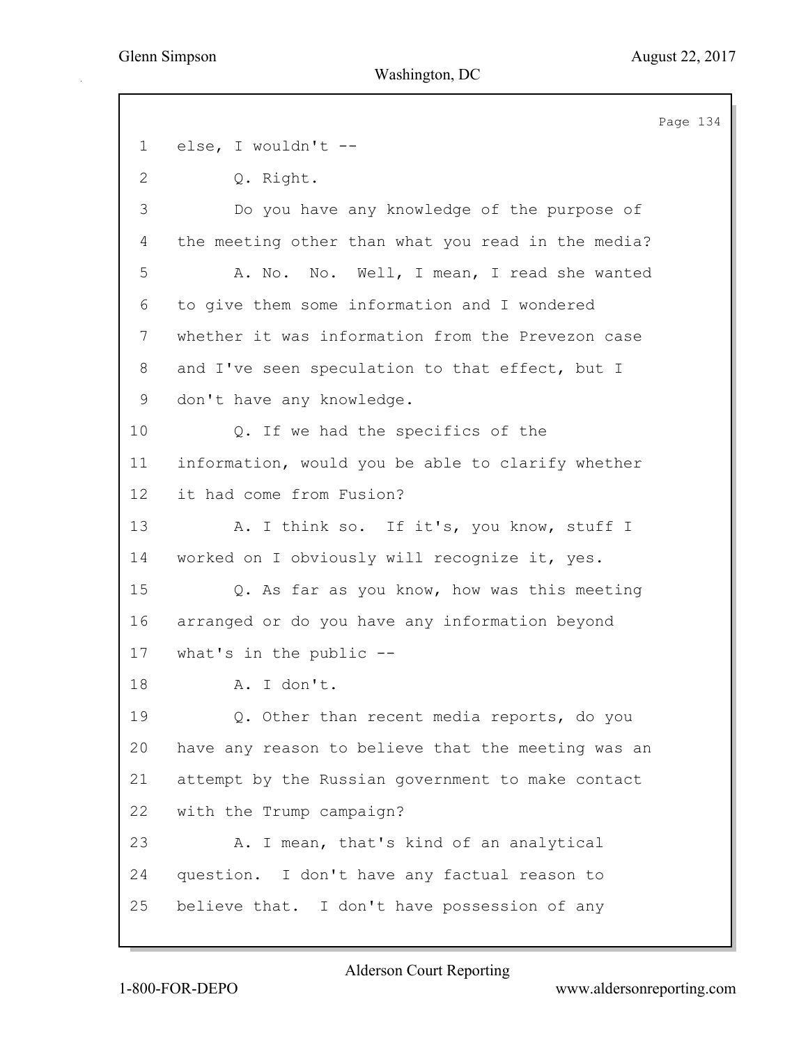1 else, I wouldn't --

2 Q. Right.

3 Do you have any knowledge of the purpose of

4 the meeting other than what you read in the media?

5 A. No. No. Well, I mean, I read she wanted

6 to give them some information and I wondered

7 whether it was information from the Prevezon case

8 and I've seen speculation to that effect, but I

9 don't have any knowledge.

10 Q. If we had the specifics of the

11 information, would you be able to clarify whether

12 it had come from Fusion?

13 A. I think so. If it's, you know, stuff I

14 worked on I obviously will recognize it, yes.

15 Q. As far as you know, how was this meeting

16 arranged or do you have any information beyond

17 what's in the public --

18 A. I don't.

19 Q. Other than recent media reports, do you

20 have any reason to believe that the meeting was an

21 attempt by the Russian government to make contact

22 with the Trump campaign?

23 A. I mean, that's kind of an analytical

24 question. I don't have any factual reason to

25 believe that. I don't have possession of any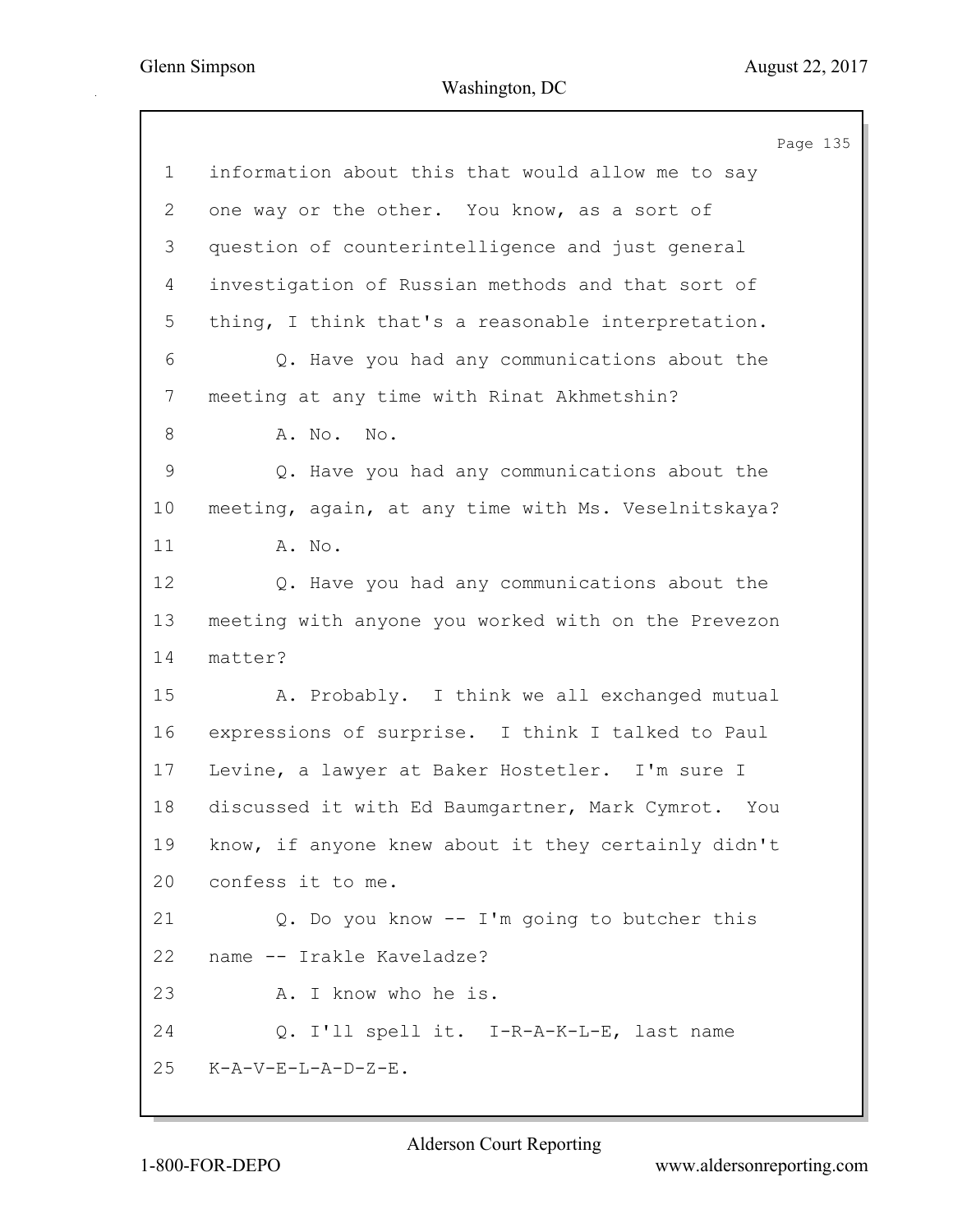information about this that would allow me to say one way or the other. You know, as a sort of question of counterintelligence and just general investigation of Russian methods and that sort of thing, I think that's a reasonable interpretation.

Q. Have you had any communications about the meeting at any time with Rinat Akhmetshin?

A. No. No.

Q. Have you had any communications about the meeting, again, at any time with Ms. Veselnitskaya?

A. No.

Q. Have you had any communications about the meeting with anyone you worked with on the Prevezon matter?

A. Probably. I think we all exchanged mutual expressions of surprise. I think I talked to Paul Levine, a lawyer at Baker Hostetler. I'm sure I discussed it with Ed Baumgartner, Mark Cymrot. You know, if anyone knew about it they certainly didn't confess it to me.

Q. Do you know -- I'm going to butcher this name -- Irakle Kaveladze?

A. I know who he is.

Q. I'll spell it. I-R-A-K-L-E, last name K-A-V-E-L-A-D-Z-E.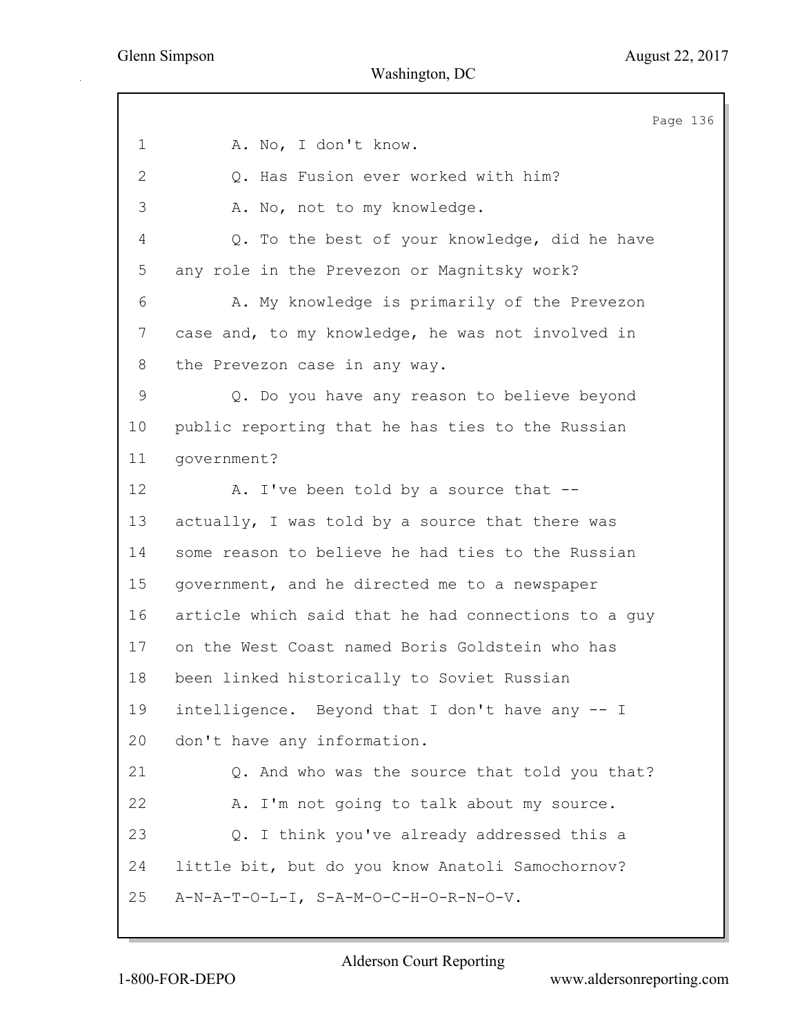A. No, I don't know.

Q. Has Fusion ever worked with him?

A. No, not to my knowledge.

Q. To the best of your knowledge, did he have any role in the Prevezon or Magnitsky work?

A. My knowledge is primarily of the Prevezon case and, to my knowledge, he was not involved in the Prevezon case in any way.

Q. Do you have any reason to believe beyond public reporting that he has ties to the Russian government?

A. I've been told by a source that -- actually, I was told by a source that there was some reason to believe he had ties to the Russian government, and he directed me to a newspaper article which said that he had connections to a guy on the West Coast named Boris Goldstein who has been linked historically to Soviet Russian intelligence. Beyond that I don't have any -- I don't have any information.

Q. And who was the source that told you that?

A. I'm not going to talk about my source.

Q. I think you've already addressed this a little bit, but do you know Anatoli Samochornov? A-N-A-T-O-L-I, S-A-M-O-C-H-O-R-N-O-V.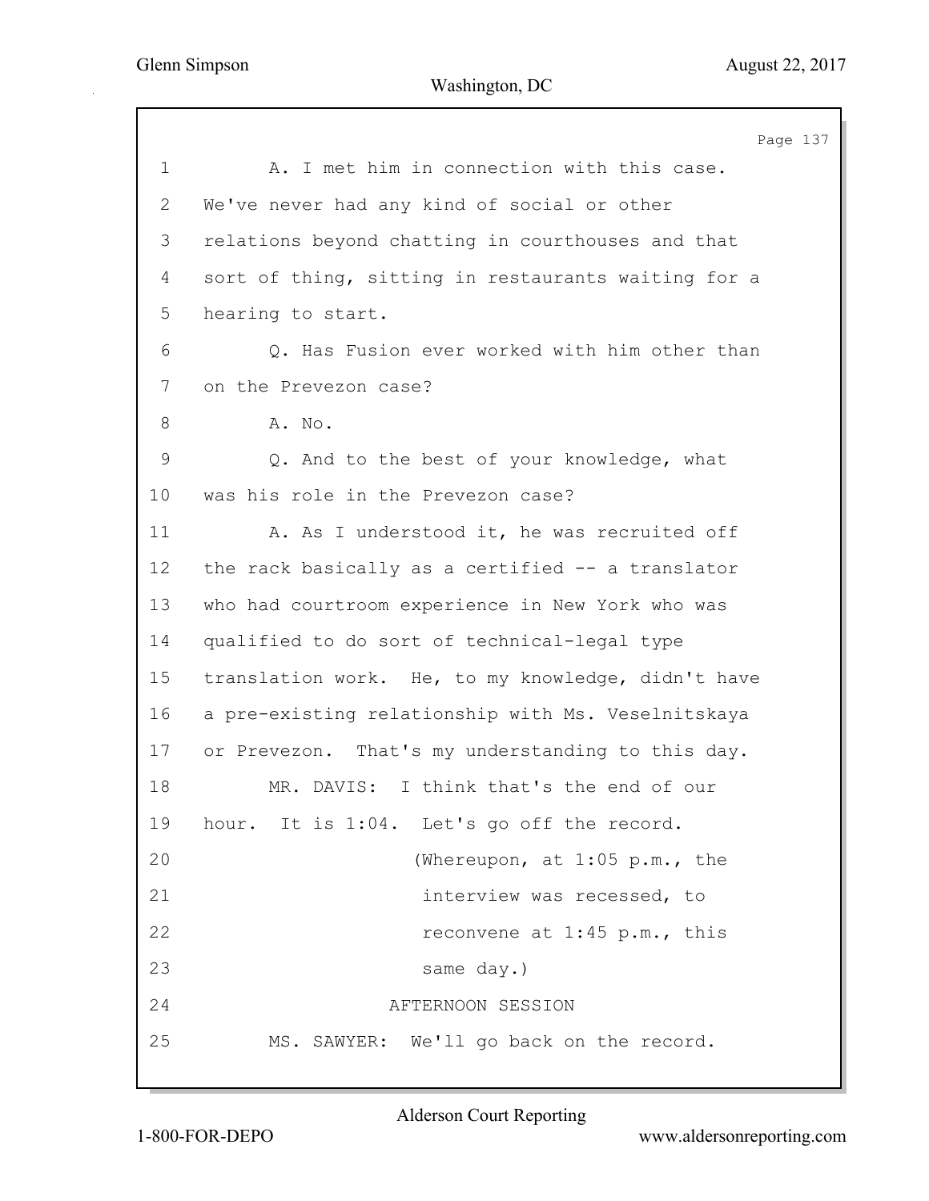1 A. I met him in connection with this case.
2 We've never had any kind of social or other
3 relations beyond chatting in courthouses and that
4 sort of thing, sitting in restaurants waiting for a
5 hearing to start.
6 Q. Has Fusion ever worked with him other than
7 on the Prevezon case?
8 A. No.
9 Q. And to the best of your knowledge, what
10 was his role in the Prevezon case?
11 A. As I understood it, he was recruited off
12 the rack basically as a certified -- a translator
13 who had courtroom experience in New York who was
14 qualified to do sort of technical-legal type
15 translation work. He, to my knowledge, didn't have
16 a pre-existing relationship with Ms. Veselnitskaya
17 or Prevezon. That's my understanding to this day.
18 MR. DAVIS: I think that's the end of our
19 hour. It is 1:04. Let's go off the record.
20 (Whereupon, at 1:05 p.m., the
21 interview was recessed, to
22 reconvene at 1:45 p.m., this
23 same day.)
24 AFTERNOON SESSION
25 MS. SAWYER: We'll go back on the record.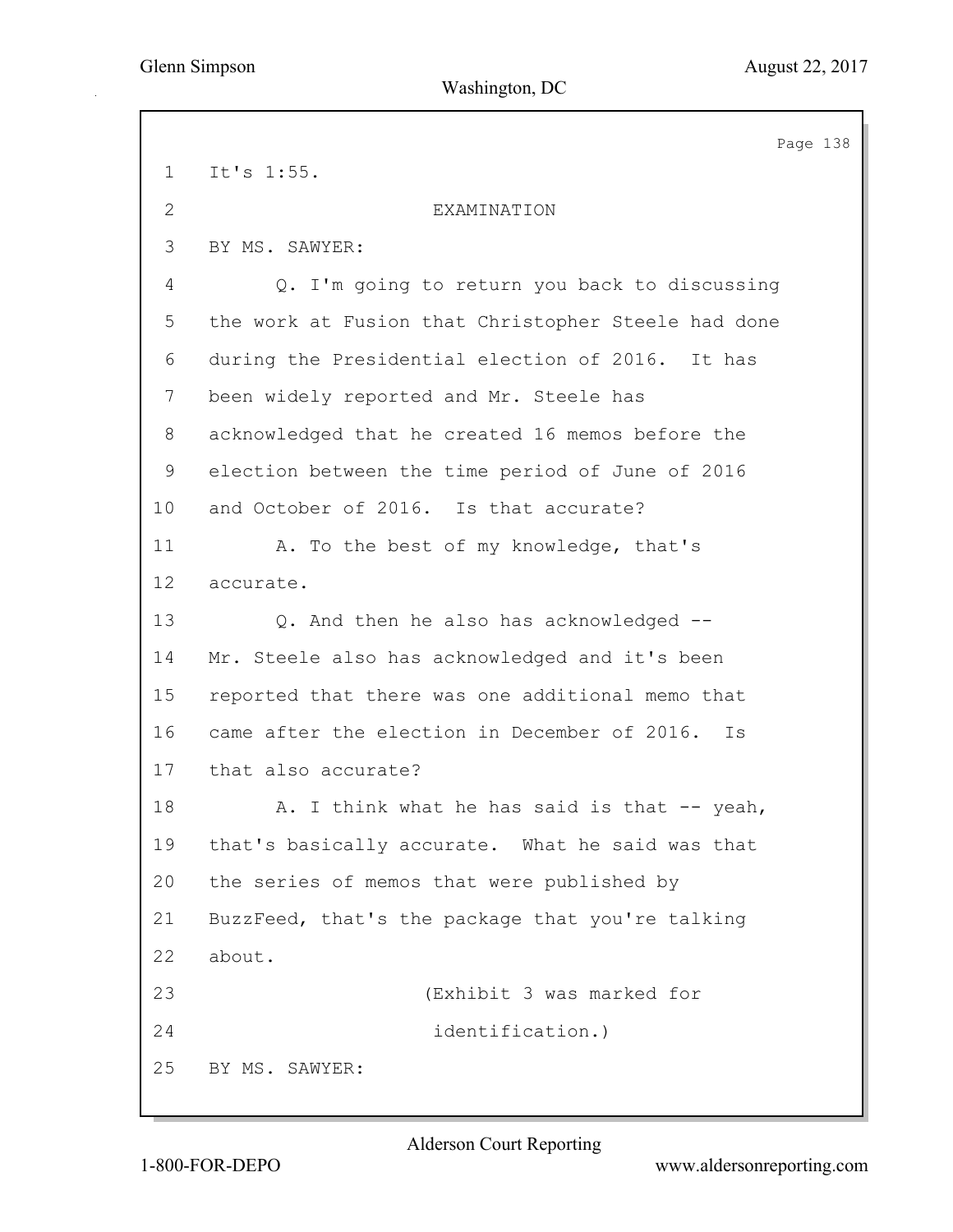It's 1:55.

EXAMINATION

BY MS. SAWYER:

Q. I'm going to return you back to discussing the work at Fusion that Christopher Steele had done during the Presidential election of 2016. It has been widely reported and Mr. Steele has acknowledged that he created 16 memos before the election between the time period of June of 2016 and October of 2016. Is that accurate?

A. To the best of my knowledge, that's accurate.

Q. And then he also has acknowledged -- Mr. Steele also has acknowledged and it's been reported that there was one additional memo that came after the election in December of 2016. Is that also accurate?

A. I think what he has said is that -- yeah, that's basically accurate. What he said was that the series of memos that were published by BuzzFeed, that's the package that you're talking about.

(Exhibit 3 was marked for identification.)

BY MS. SAWYER: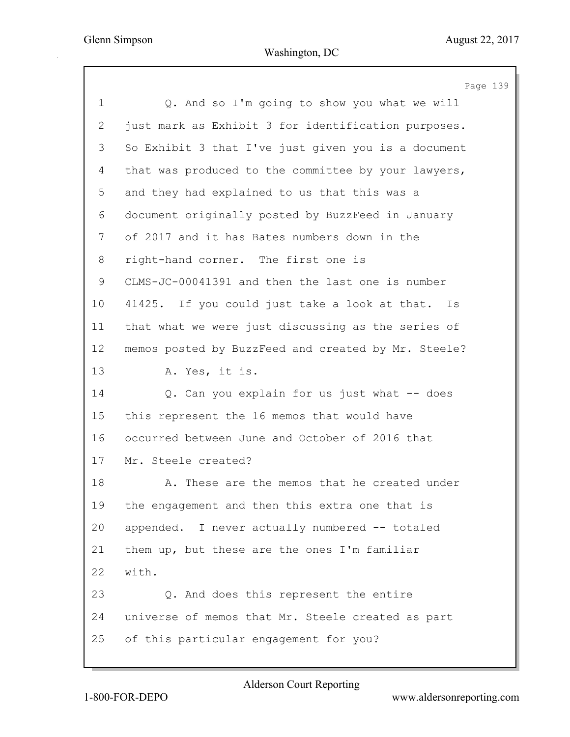1 Q. And so I'm going to show you what we will
2 just mark as Exhibit 3 for identification purposes.
3 So Exhibit 3 that I've just given you is a document
4 that was produced to the committee by your lawyers,
5 and they had explained to us that this was a
6 document originally posted by BuzzFeed in January
7 of 2017 and it has Bates numbers down in the
8 right-hand corner. The first one is
9 CLMS-JC-00041391 and then the last one is number
10 41425. If you could just take a look at that. Is
11 that what we were just discussing as the series of
12 memos posted by BuzzFeed and created by Mr. Steele?
13 A. Yes, it is.
14 Q. Can you explain for us just what -- does
15 this represent the 16 memos that would have
16 occurred between June and October of 2016 that
17 Mr. Steele created?
18 A. These are the memos that he created under
19 the engagement and then this extra one that is
20 appended. I never actually numbered -- totaled
21 them up, but these are the ones I'm familiar
22 with.
23 Q. And does this represent the entire
24 universe of memos that Mr. Steele created as part
25 of this particular engagement for you?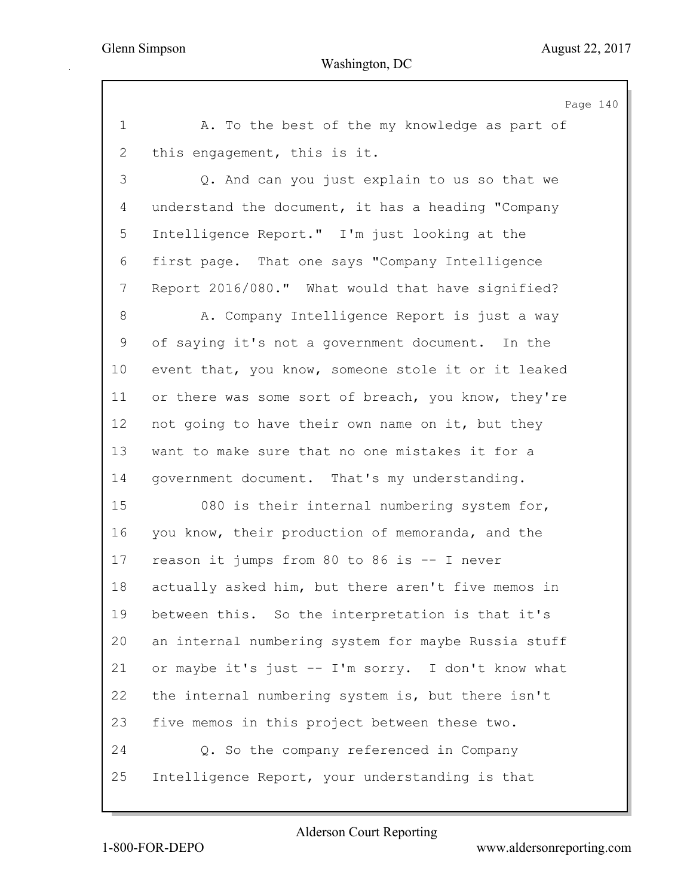1 A. To the best of the my knowledge as part of
2 this engagement, this is it.
3 Q. And can you just explain to us so that we
4 understand the document, it has a heading "Company
5 Intelligence Report." I'm just looking at the
6 first page. That one says "Company Intelligence
7 Report 2016/080." What would that have signified?
8 A. Company Intelligence Report is just a way
9 of saying it's not a government document. In the
10 event that, you know, someone stole it or it leaked
11 or there was some sort of breach, you know, they're
12 not going to have their own name on it, but they
13 want to make sure that no one mistakes it for a
14 government document. That's my understanding.
15 080 is their internal numbering system for,
16 you know, their production of memoranda, and the
17 reason it jumps from 80 to 86 is -- I never
18 actually asked him, but there aren't five memos in
19 between this. So the interpretation is that it's
20 an internal numbering system for maybe Russia stuff
21 or maybe it's just -- I'm sorry. I don't know what
22 the internal numbering system is, but there isn't
23 five memos in this project between these two.
24 Q. So the company referenced in Company
25 Intelligence Report, your understanding is that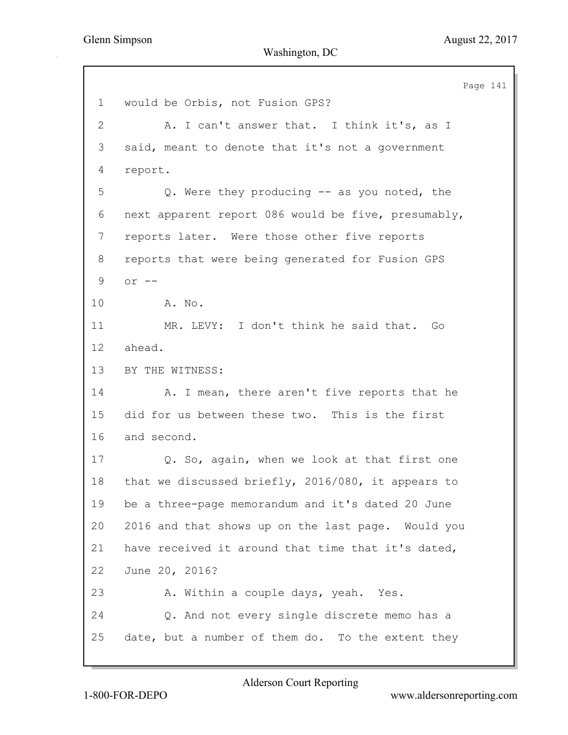1 would be Orbis, not Fusion GPS?

2 A. I can't answer that. I think it's, as I

3 said, meant to denote that it's not a government

4 report.

5 Q. Were they producing -- as you noted, the

6 next apparent report 086 would be five, presumably,

7 reports later. Were those other five reports

8 reports that were being generated for Fusion GPS

9 or --

10 A. No.

11 MR. LEVY: I don't think he said that. Go

12 ahead.

13 BY THE WITNESS:

14 A. I mean, there aren't five reports that he

15 did for us between these two. This is the first

16 and second.

17 Q. So, again, when we look at that first one

18 that we discussed briefly, 2016/080, it appears to

19 be a three-page memorandum and it's dated 20 June

20 2016 and that shows up on the last page. Would you

21 have received it around that time that it's dated,

22 June 20, 2016?

23 A. Within a couple days, yeah. Yes.

24 Q. And not every single discrete memo has a

25 date, but a number of them do. To the extent they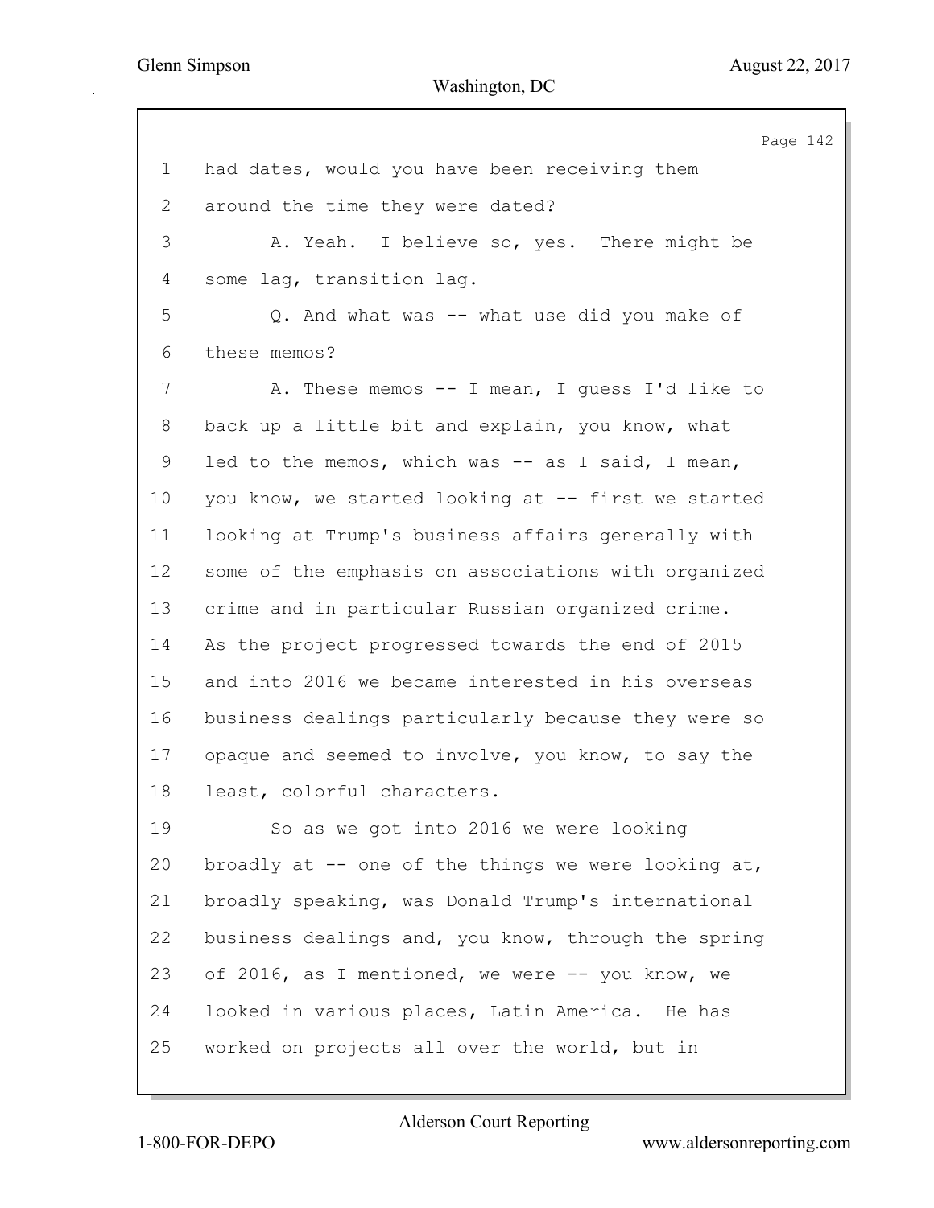1 had dates, would you have been receiving them
2 around the time they were dated?
3 A. Yeah. I believe so, yes. There might be
4 some lag, transition lag.
5 Q. And what was -- what use did you make of
6 these memos?
7 A. These memos -- I mean, I guess I'd like to
8 back up a little bit and explain, you know, what
9 led to the memos, which was -- as I said, I mean,
10 you know, we started looking at -- first we started
11 looking at Trump's business affairs generally with
12 some of the emphasis on associations with organized
13 crime and in particular Russian organized crime.
14 As the project progressed towards the end of 2015
15 and into 2016 we became interested in his overseas
16 business dealings particularly because they were so
17 opaque and seemed to involve, you know, to say the
18 least, colorful characters.
19 So as we got into 2016 we were looking
20 broadly at -- one of the things we were looking at,
21 broadly speaking, was Donald Trump's international
22 business dealings and, you know, through the spring
23 of 2016, as I mentioned, we were -- you know, we
24 looked in various places, Latin America. He has
25 worked on projects all over the world, but in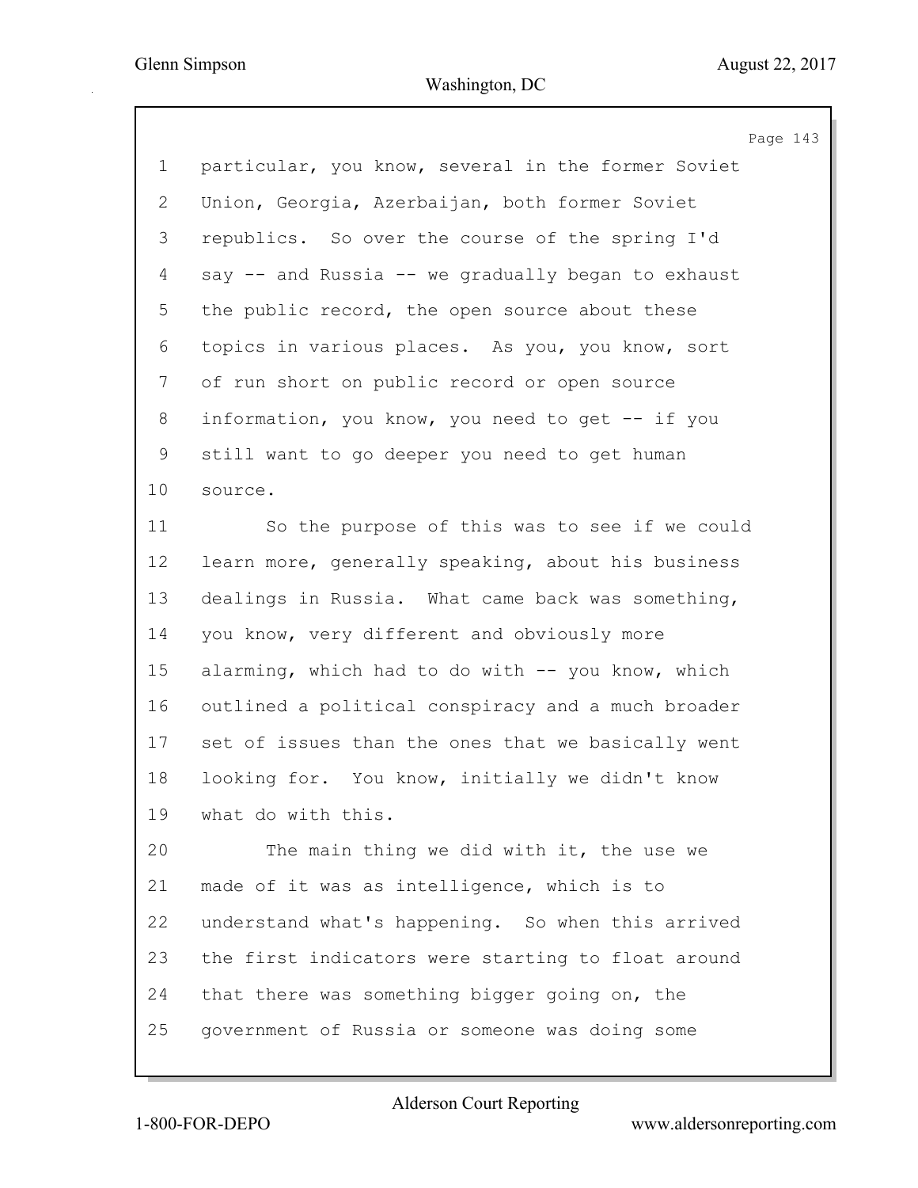particular, you know, several in the former Soviet Union, Georgia, Azerbaijan, both former Soviet republics. So over the course of the spring I'd say -- and Russia -- we gradually began to exhaust the public record, the open source about these topics in various places. As you, you know, sort of run short on public record or open source information, you know, you need to get -- if you still want to go deeper you need to get human source.

So the purpose of this was to see if we could learn more, generally speaking, about his business dealings in Russia. What came back was something, you know, very different and obviously more alarming, which had to do with -- you know, which outlined a political conspiracy and a much broader set of issues than the ones that we basically went looking for. You know, initially we didn't know what do with this.

The main thing we did with it, the use we made of it was as intelligence, which is to understand what's happening. So when this arrived the first indicators were starting to float around that there was something bigger going on, the government of Russia or someone was doing some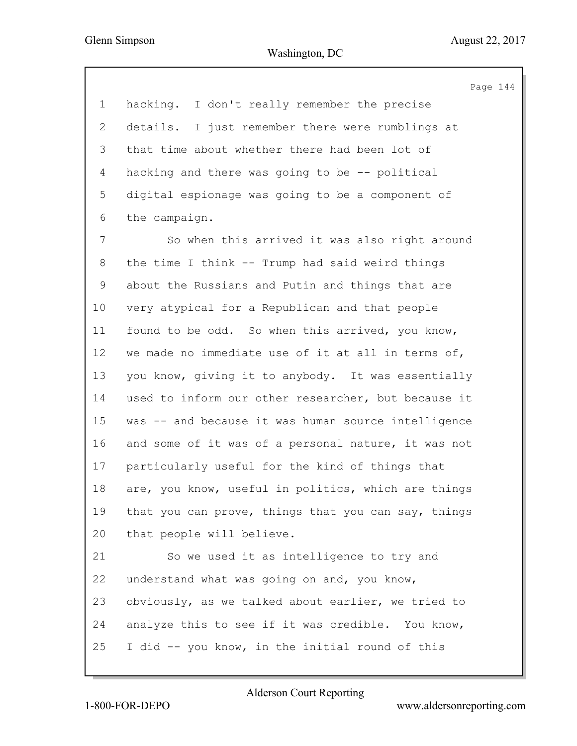1 hacking. I don't really remember the precise
2 details. I just remember there were rumblings at
3 that time about whether there had been lot of
4 hacking and there was going to be -- political
5 digital espionage was going to be a component of
6 the campaign.

7 So when this arrived it was also right around
8 the time I think -- Trump had said weird things
9 about the Russians and Putin and things that are
10 very atypical for a Republican and that people
11 found to be odd. So when this arrived, you know,
12 we made no immediate use of it at all in terms of,
13 you know, giving it to anybody. It was essentially
14 used to inform our other researcher, but because it
15 was -- and because it was human source intelligence
16 and some of it was of a personal nature, it was not
17 particularly useful for the kind of things that
18 are, you know, useful in politics, which are things
19 that you can prove, things that you can say, things
20 that people will believe.

21 So we used it as intelligence to try and
22 understand what was going on and, you know,
23 obviously, as we talked about earlier, we tried to
24 analyze this to see if it was credible. You know,
25 I did -- you know, in the initial round of this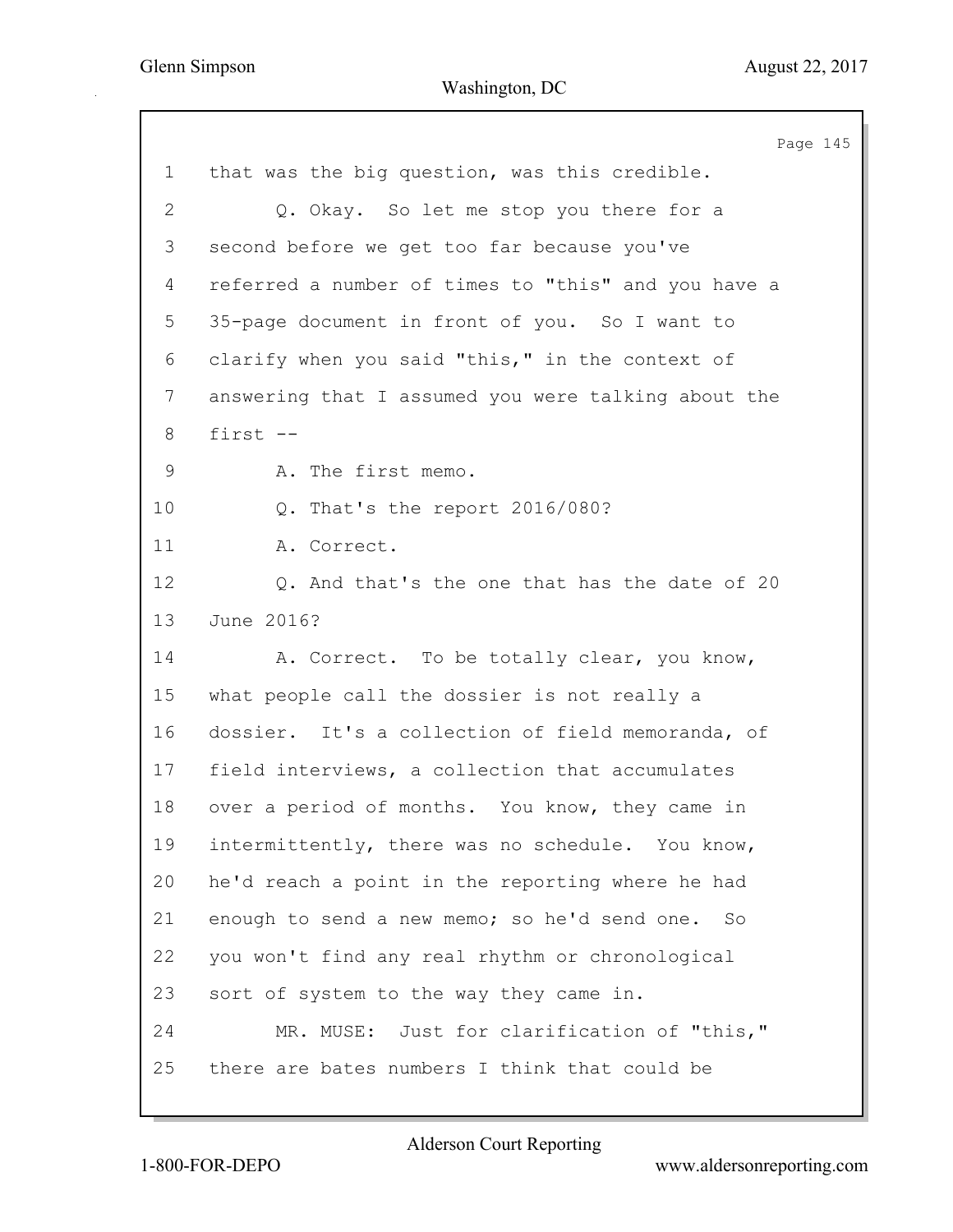1 that was the big question, was this credible.

2 Q. Okay. So let me stop you there for a

3 second before we get too far because you've

4 referred a number of times to "this" and you have a

5 35-page document in front of you. So I want to

6 clarify when you said "this," in the context of

7 answering that I assumed you were talking about the

8 first --

9 A. The first memo.

10 Q. That's the report 2016/080?

11 A. Correct.

12 Q. And that's the one that has the date of 20

13 June 2016?

14 A. Correct. To be totally clear, you know,

15 what people call the dossier is not really a

16 dossier. It's a collection of field memoranda, of

17 field interviews, a collection that accumulates

18 over a period of months. You know, they came in

19 intermittently, there was no schedule. You know,

20 he'd reach a point in the reporting where he had

21 enough to send a new memo; so he'd send one. So

22 you won't find any real rhythm or chronological

23 sort of system to the way they came in.

24 MR. MUSE: Just for clarification of "this,"

25 there are bates numbers I think that could be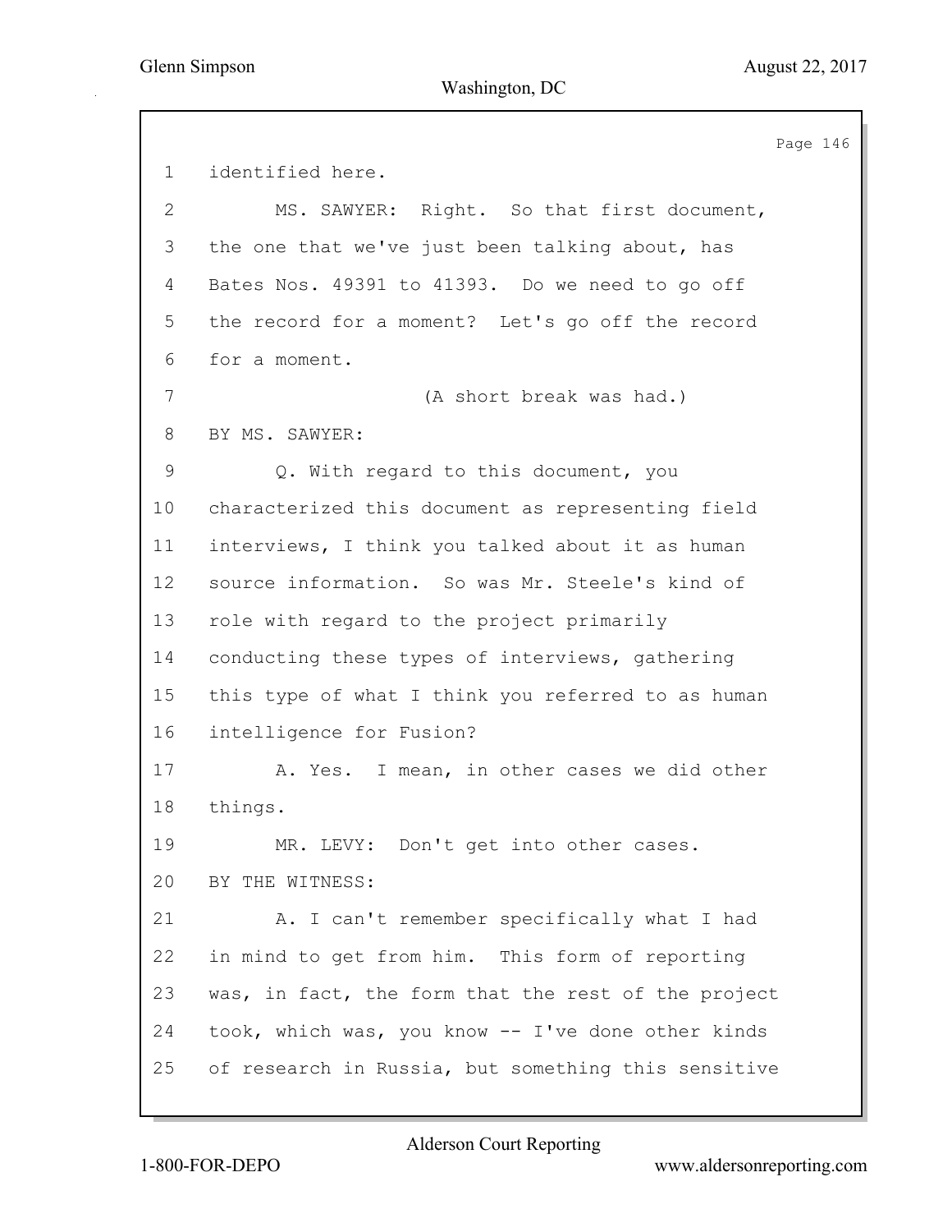1 identified here.

2 MS. SAWYER: Right. So that first document,

3 the one that we've just been talking about, has

4 Bates Nos. 49391 to 41393. Do we need to go off

5 the record for a moment? Let's go off the record

6 for a moment.

7 (A short break was had.)

8 BY MS. SAWYER:

9 Q. With regard to this document, you

10 characterized this document as representing field

11 interviews, I think you talked about it as human

12 source information. So was Mr. Steele's kind of

13 role with regard to the project primarily

14 conducting these types of interviews, gathering

15 this type of what I think you referred to as human

16 intelligence for Fusion?

17 A. Yes. I mean, in other cases we did other

18 things.

19 MR. LEVY: Don't get into other cases.

20 BY THE WITNESS:

21 A. I can't remember specifically what I had

22 in mind to get from him. This form of reporting

23 was, in fact, the form that the rest of the project

24 took, which was, you know -- I've done other kinds

25 of research in Russia, but something this sensitive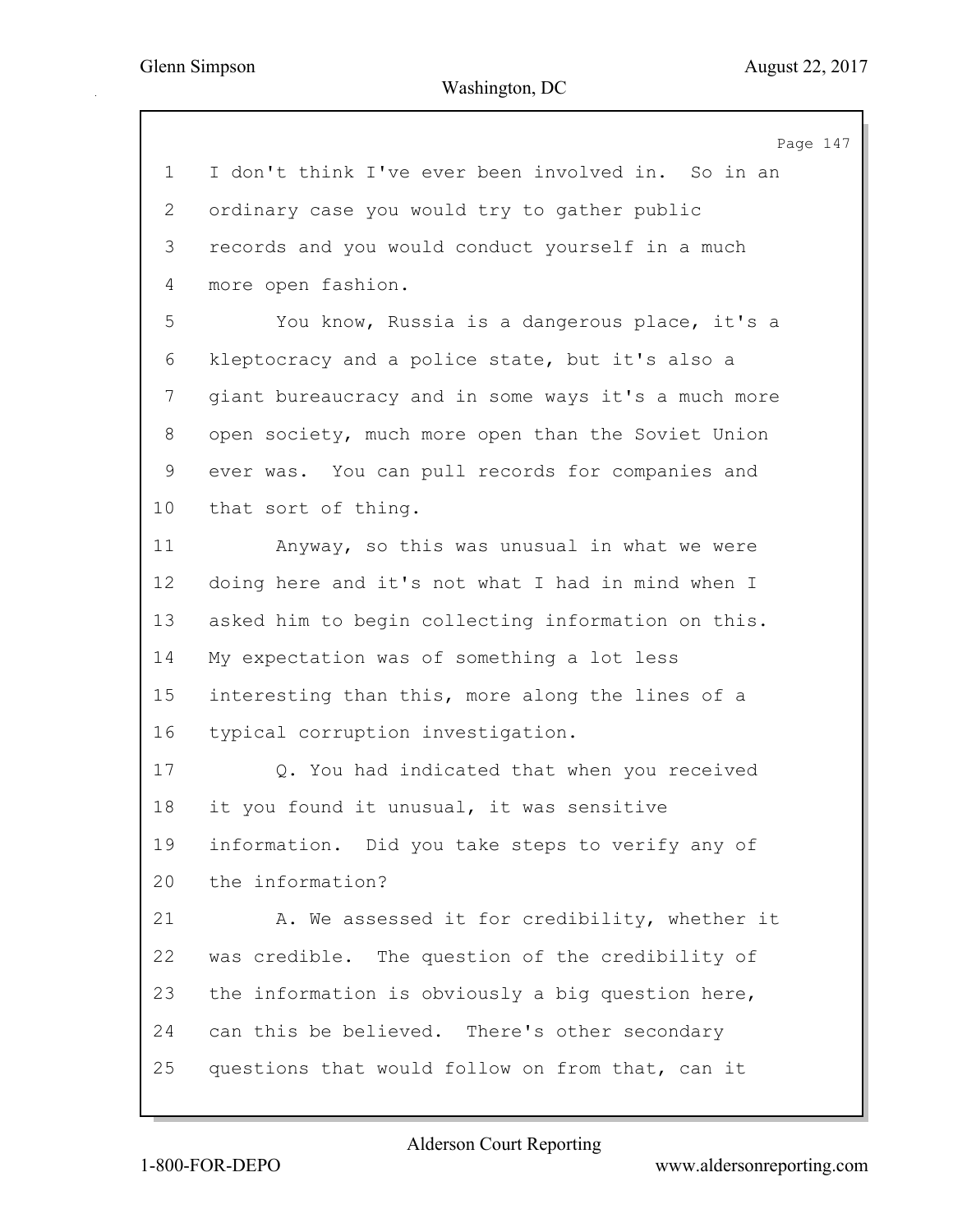I don't think I've ever been involved in. So in an ordinary case you would try to gather public records and you would conduct yourself in a much more open fashion.

You know, Russia is a dangerous place, it's a kleptocracy and a police state, but it's also a giant bureaucracy and in some ways it's a much more open society, much more open than the Soviet Union ever was. You can pull records for companies and that sort of thing.

Anyway, so this was unusual in what we were doing here and it's not what I had in mind when I asked him to begin collecting information on this. My expectation was of something a lot less interesting than this, more along the lines of a typical corruption investigation.

Q. You had indicated that when you received it you found it unusual, it was sensitive information. Did you take steps to verify any of the information?

A. We assessed it for credibility, whether it was credible. The question of the credibility of the information is obviously a big question here, can this be believed. There's other secondary questions that would follow on from that, can it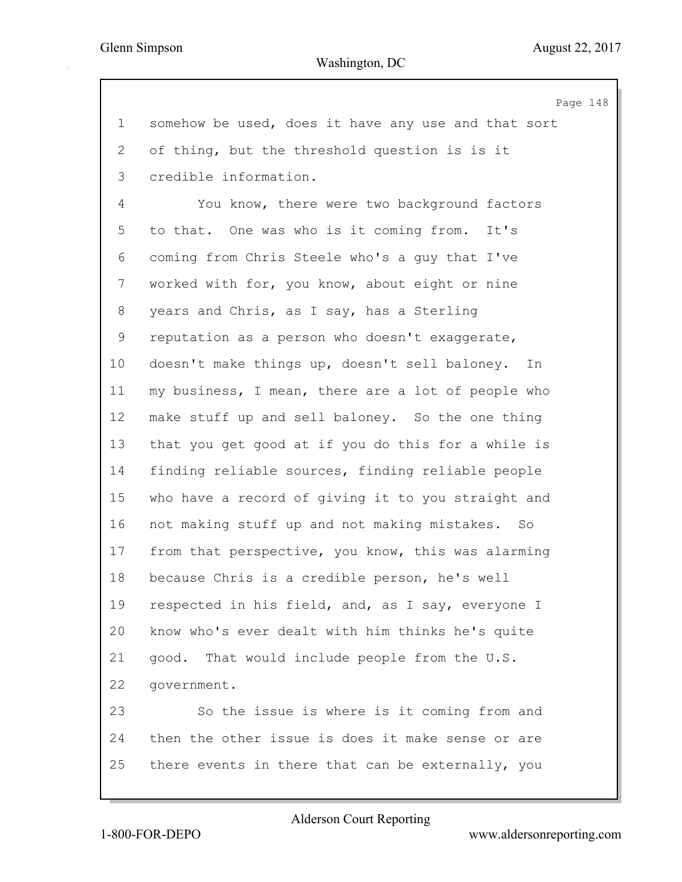somehow be used, does it have any use and that sort of thing, but the threshold question is is it credible information.

You know, there were two background factors to that. One was who is it coming from. It's coming from Chris Steele who's a guy that I've worked with for, you know, about eight or nine years and Chris, as I say, has a Sterling reputation as a person who doesn't exaggerate, doesn't make things up, doesn't sell baloney. In my business, I mean, there are a lot of people who make stuff up and sell baloney. So the one thing that you get good at if you do this for a while is finding reliable sources, finding reliable people who have a record of giving it to you straight and not making stuff up and not making mistakes. So from that perspective, you know, this was alarming because Chris is a credible person, he's well respected in his field, and, as I say, everyone I know who's ever dealt with him thinks he's quite good. That would include people from the U.S. government.

So the issue is where is it coming from and then the other issue is does it make sense or are there events in there that can be externally, you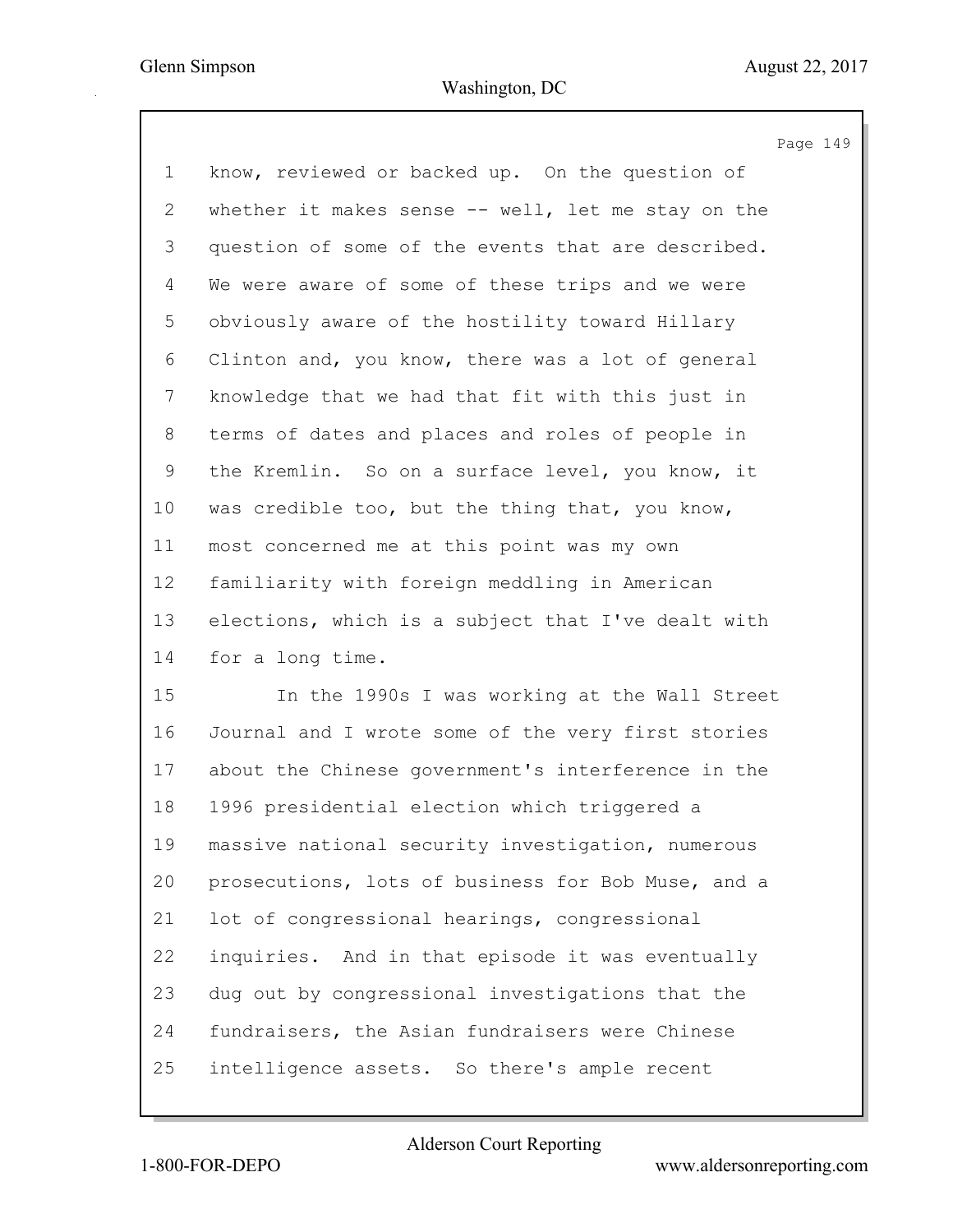know, reviewed or backed up. On the question of whether it makes sense -- well, let me stay on the question of some of the events that are described. We were aware of some of these trips and we were obviously aware of the hostility toward Hillary Clinton and, you know, there was a lot of general knowledge that we had that fit with this just in terms of dates and places and roles of people in the Kremlin. So on a surface level, you know, it was credible too, but the thing that, you know, most concerned me at this point was my own familiarity with foreign meddling in American elections, which is a subject that I've dealt with for a long time.

In the 1990s I was working at the Wall Street Journal and I wrote some of the very first stories about the Chinese government's interference in the 1996 presidential election which triggered a massive national security investigation, numerous prosecutions, lots of business for Bob Muse, and a lot of congressional hearings, congressional inquiries. And in that episode it was eventually dug out by congressional investigations that the fundraisers, the Asian fundraisers were Chinese intelligence assets. So there's ample recent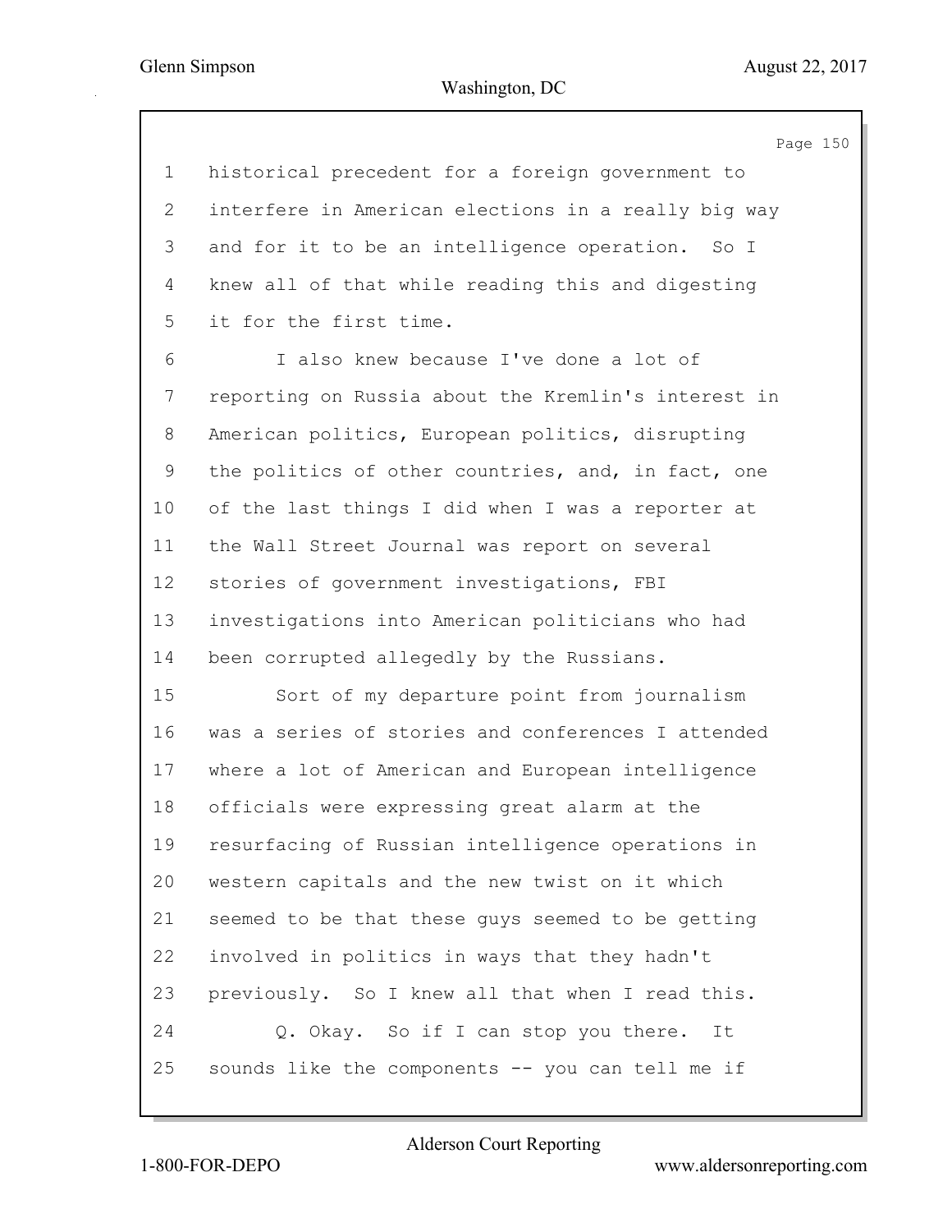historical precedent for a foreign government to interfere in American elections in a really big way and for it to be an intelligence operation. So I knew all of that while reading this and digesting it for the first time.

I also knew because I've done a lot of reporting on Russia about the Kremlin's interest in American politics, European politics, disrupting the politics of other countries, and, in fact, one of the last things I did when I was a reporter at the Wall Street Journal was report on several stories of government investigations, FBI investigations into American politicians who had been corrupted allegedly by the Russians.

Sort of my departure point from journalism was a series of stories and conferences I attended where a lot of American and European intelligence officials were expressing great alarm at the resurfacing of Russian intelligence operations in western capitals and the new twist on it which seemed to be that these guys seemed to be getting involved in politics in ways that they hadn't previously. So I knew all that when I read this.

Q. Okay. So if I can stop you there. It sounds like the components -- you can tell me if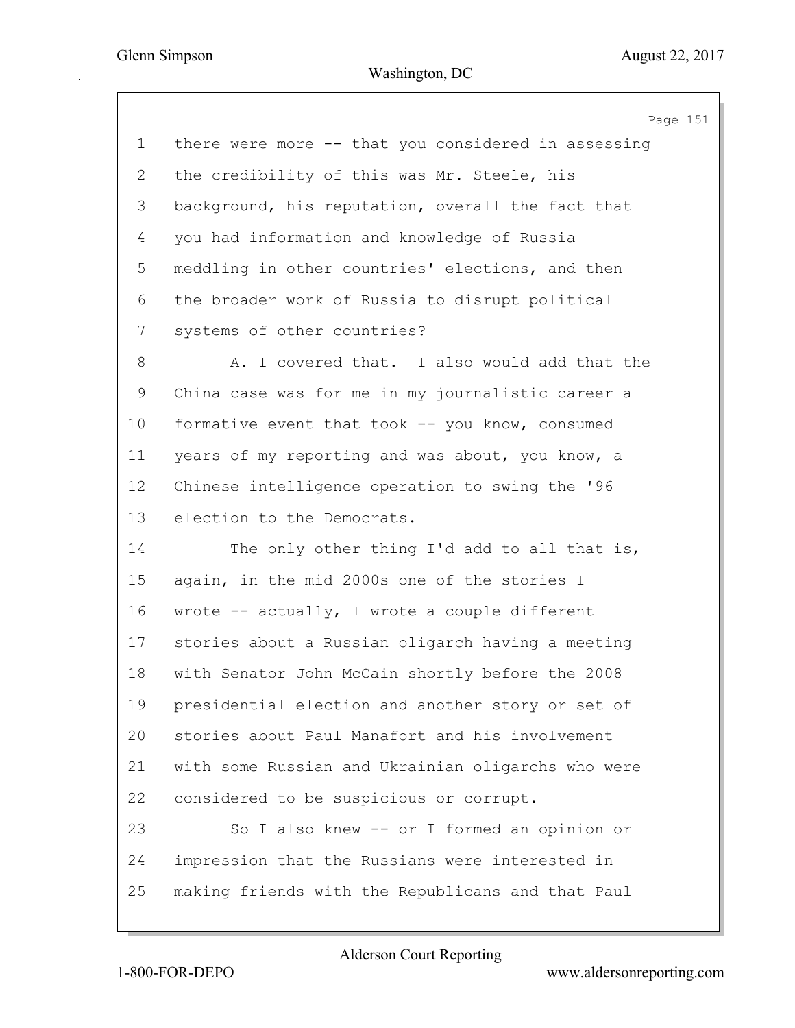there were more -- that you considered in assessing the credibility of this was Mr. Steele, his background, his reputation, overall the fact that you had information and knowledge of Russia meddling in other countries' elections, and then the broader work of Russia to disrupt political systems of other countries?

A. I covered that. I also would add that the China case was for me in my journalistic career a formative event that took -- you know, consumed years of my reporting and was about, you know, a Chinese intelligence operation to swing the '96 election to the Democrats.

The only other thing I'd add to all that is, again, in the mid 2000s one of the stories I wrote -- actually, I wrote a couple different stories about a Russian oligarch having a meeting with Senator John McCain shortly before the 2008 presidential election and another story or set of stories about Paul Manafort and his involvement with some Russian and Ukrainian oligarchs who were considered to be suspicious or corrupt.

So I also knew -- or I formed an opinion or impression that the Russians were interested in making friends with the Republicans and that Paul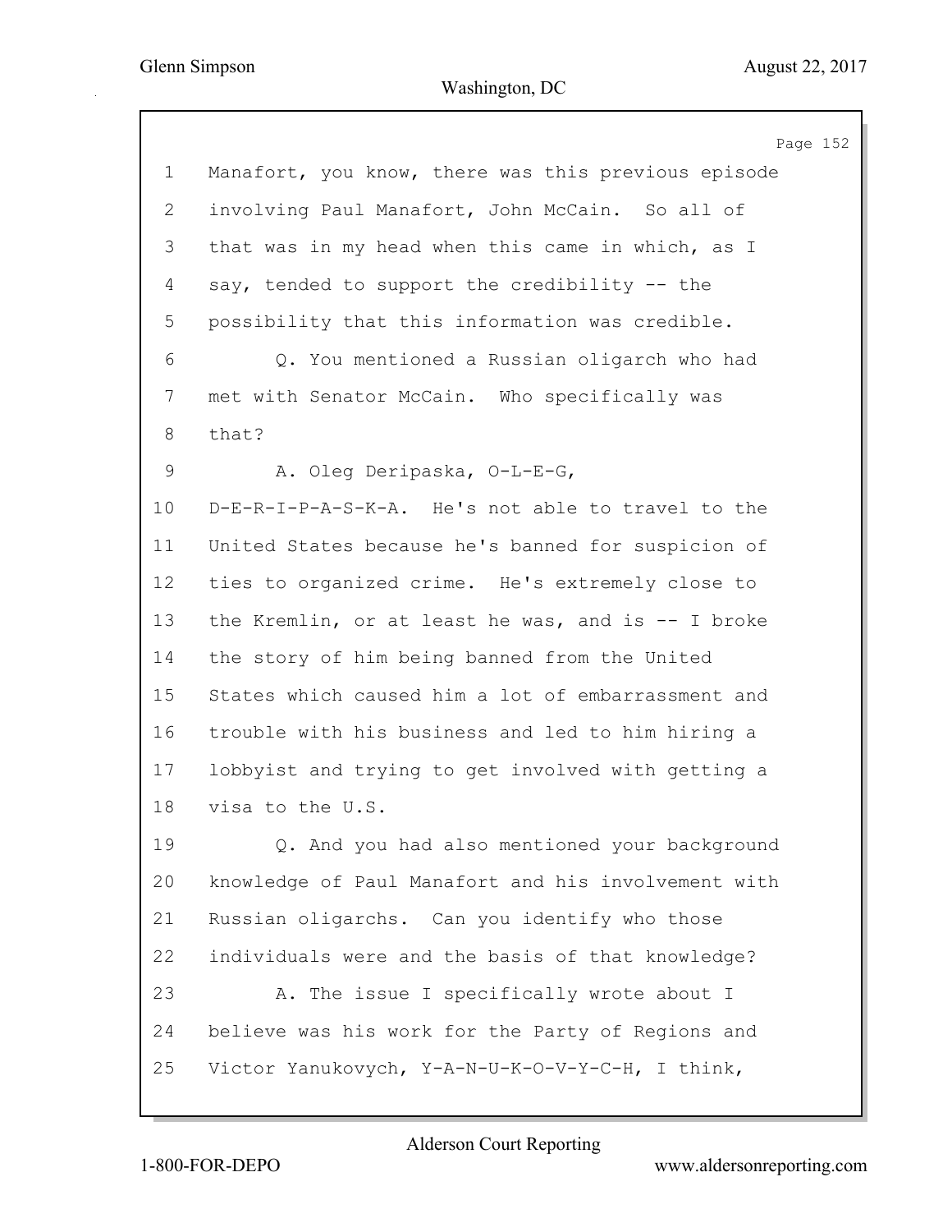1 Manafort, you know, there was this previous episode
2 involving Paul Manafort, John McCain. So all of
3 that was in my head when this came in which, as I
4 say, tended to support the credibility -- the
5 possibility that this information was credible.
6 Q. You mentioned a Russian oligarch who had
7 met with Senator McCain. Who specifically was
8 that?
9 A. Oleg Deripaska, O-L-E-G,
10 D-E-R-I-P-A-S-K-A. He's not able to travel to the
11 United States because he's banned for suspicion of
12 ties to organized crime. He's extremely close to
13 the Kremlin, or at least he was, and is -- I broke
14 the story of him being banned from the United
15 States which caused him a lot of embarrassment and
16 trouble with his business and led to him hiring a
17 lobbyist and trying to get involved with getting a
18 visa to the U.S.
19 Q. And you had also mentioned your background
20 knowledge of Paul Manafort and his involvement with
21 Russian oligarchs. Can you identify who those
22 individuals were and the basis of that knowledge?
23 A. The issue I specifically wrote about I
24 believe was his work for the Party of Regions and
25 Victor Yanukovych, Y-A-N-U-K-O-V-Y-C-H, I think,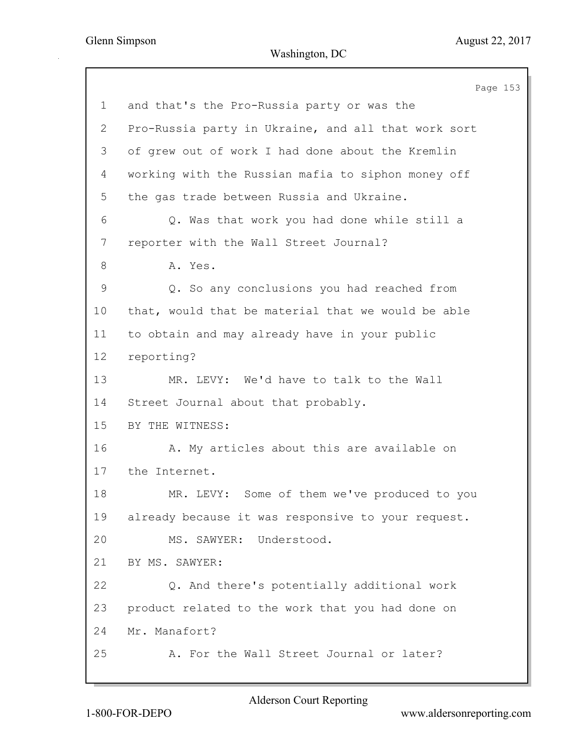1 and that's the Pro-Russia party or was the

2 Pro-Russia party in Ukraine, and all that work sort

3 of grew out of work I had done about the Kremlin

4 working with the Russian mafia to siphon money off

5 the gas trade between Russia and Ukraine.

6 Q. Was that work you had done while still a

7 reporter with the Wall Street Journal?

8 A. Yes.

9 Q. So any conclusions you had reached from

10 that, would that be material that we would be able

11 to obtain and may already have in your public

12 reporting?

13 MR. LEVY: We'd have to talk to the Wall

14 Street Journal about that probably.

15 BY THE WITNESS:

16 A. My articles about this are available on

17 the Internet.

18 MR. LEVY: Some of them we've produced to you

19 already because it was responsive to your request.

20 MS. SAWYER: Understood.

21 BY MS. SAWYER:

22 Q. And there's potentially additional work

23 product related to the work that you had done on

24 Mr. Manafort?

25 A. For the Wall Street Journal or later?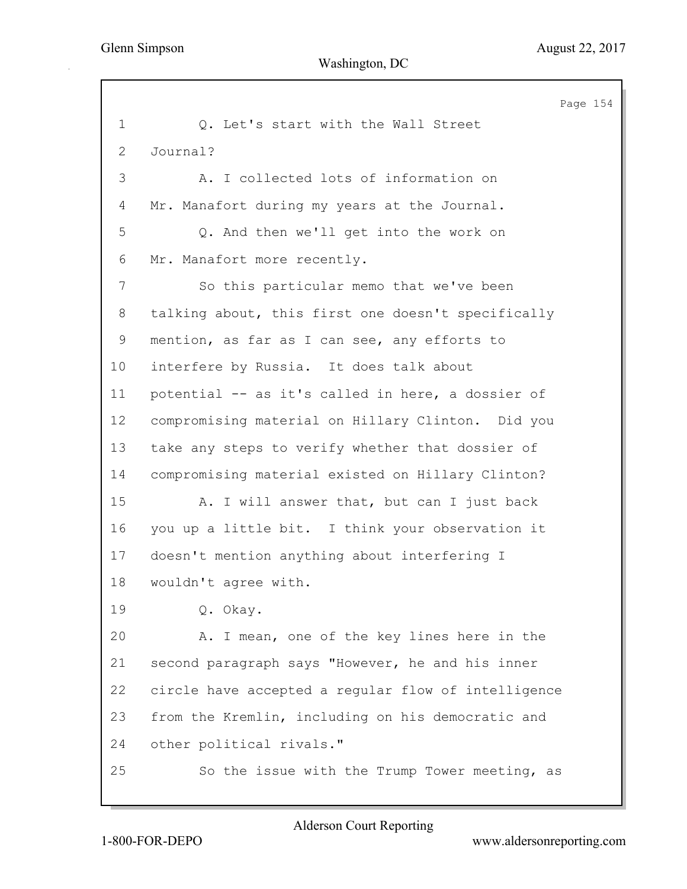Q. Let's start with the Wall Street Journal?

A. I collected lots of information on Mr. Manafort during my years at the Journal.

Q. And then we'll get into the work on Mr. Manafort more recently.

So this particular memo that we've been talking about, this first one doesn't specifically mention, as far as I can see, any efforts to interfere by Russia. It does talk about potential -- as it's called in here, a dossier of compromising material on Hillary Clinton. Did you take any steps to verify whether that dossier of compromising material existed on Hillary Clinton?

A. I will answer that, but can I just back you up a little bit. I think your observation it doesn't mention anything about interfering I wouldn't agree with.

Q. Okay.

A. I mean, one of the key lines here in the second paragraph says "However, he and his inner circle have accepted a regular flow of intelligence from the Kremlin, including on his democratic and other political rivals."

So the issue with the Trump Tower meeting, as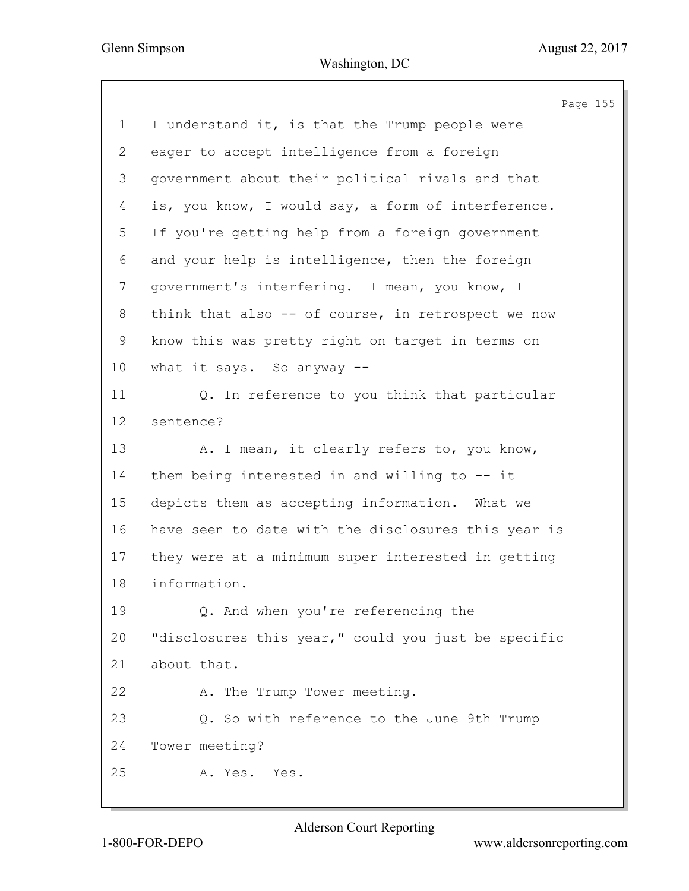I understand it, is that the Trump people were eager to accept intelligence from a foreign government about their political rivals and that is, you know, I would say, a form of interference. If you're getting help from a foreign government and your help is intelligence, then the foreign government's interfering. I mean, you know, I think that also -- of course, in retrospect we now know this was pretty right on target in terms on what it says. So anyway --

Q. In reference to you think that particular sentence?

A. I mean, it clearly refers to, you know, them being interested in and willing to -- it depicts them as accepting information. What we have seen to date with the disclosures this year is they were at a minimum super interested in getting information.

Q. And when you're referencing the "disclosures this year," could you just be specific about that.

A. The Trump Tower meeting.

Q. So with reference to the June 9th Trump Tower meeting?

A. Yes. Yes.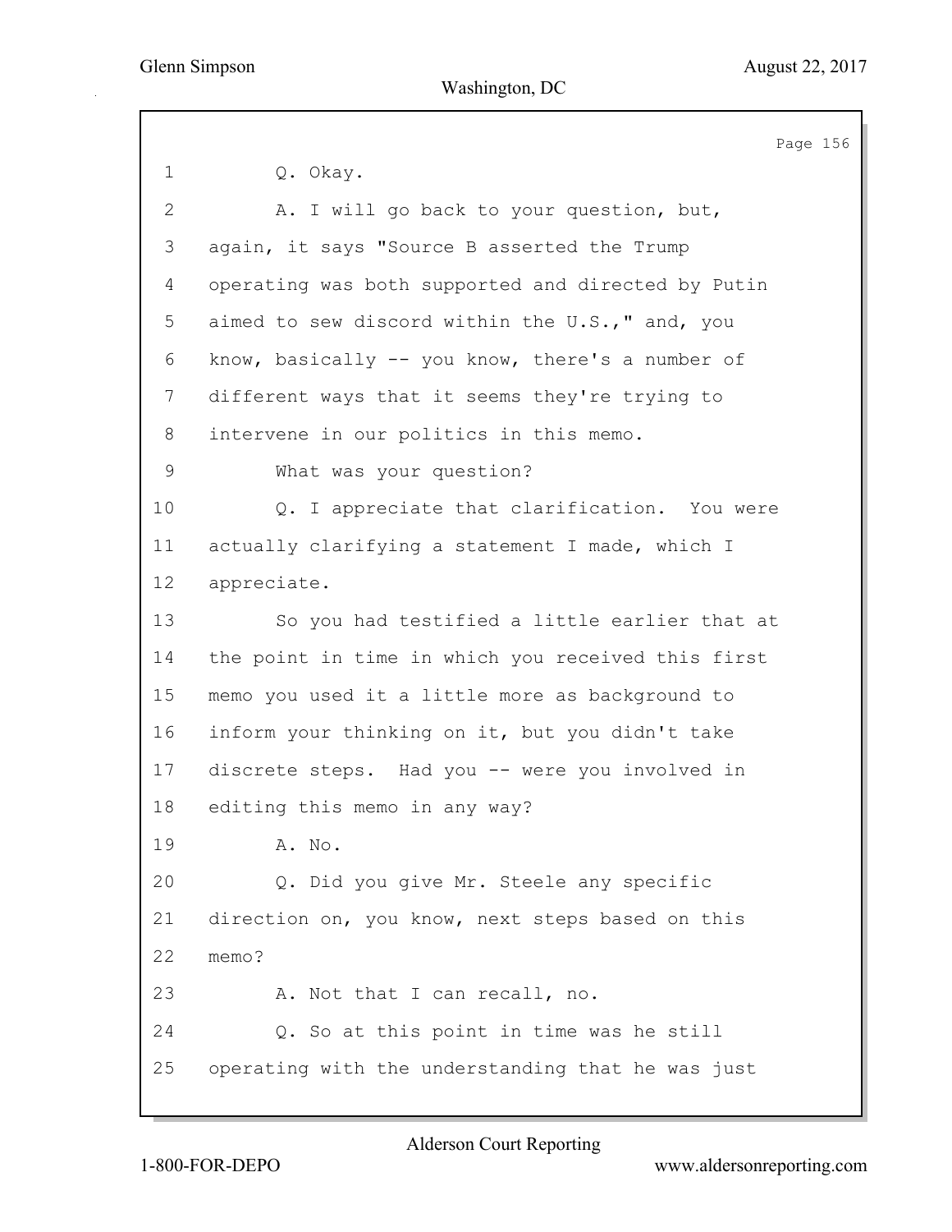1 Q. Okay.

2 A. I will go back to your question, but,

3 again, it says "Source B asserted the Trump

4 operating was both supported and directed by Putin

5 aimed to sew discord within the U.S.," and, you

6 know, basically -- you know, there's a number of

7 different ways that it seems they're trying to

8 intervene in our politics in this memo.

9 What was your question?

10 Q. I appreciate that clarification. You were

11 actually clarifying a statement I made, which I

12 appreciate.

13 So you had testified a little earlier that at

14 the point in time in which you received this first

15 memo you used it a little more as background to

16 inform your thinking on it, but you didn't take

17 discrete steps. Had you -- were you involved in

18 editing this memo in any way?

19 A. No.

20 Q. Did you give Mr. Steele any specific

21 direction on, you know, next steps based on this

22 memo?

23 A. Not that I can recall, no.

24 Q. So at this point in time was he still

25 operating with the understanding that he was just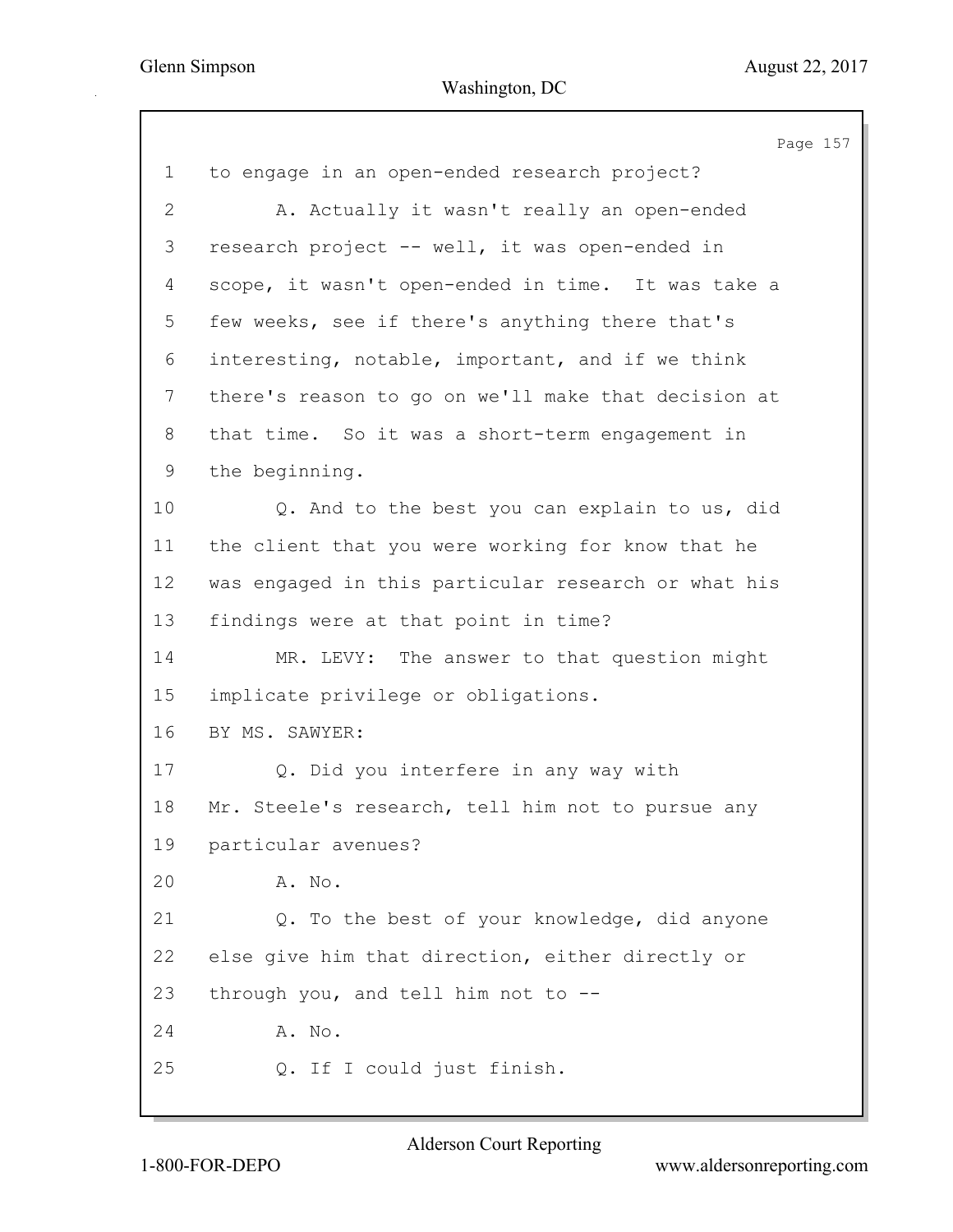1 to engage in an open-ended research project?

2 A. Actually it wasn't really an open-ended

3 research project -- well, it was open-ended in

4 scope, it wasn't open-ended in time. It was take a

5 few weeks, see if there's anything there that's

6 interesting, notable, important, and if we think

7 there's reason to go on we'll make that decision at

8 that time. So it was a short-term engagement in

9 the beginning.

10 Q. And to the best you can explain to us, did

11 the client that you were working for know that he

12 was engaged in this particular research or what his

13 findings were at that point in time?

14 MR. LEVY: The answer to that question might

15 implicate privilege or obligations.

16 BY MS. SAWYER:

17 Q. Did you interfere in any way with

18 Mr. Steele's research, tell him not to pursue any

19 particular avenues?

20 A. No.

21 Q. To the best of your knowledge, did anyone

22 else give him that direction, either directly or

23 through you, and tell him not to --

24 A. No.

25 Q. If I could just finish.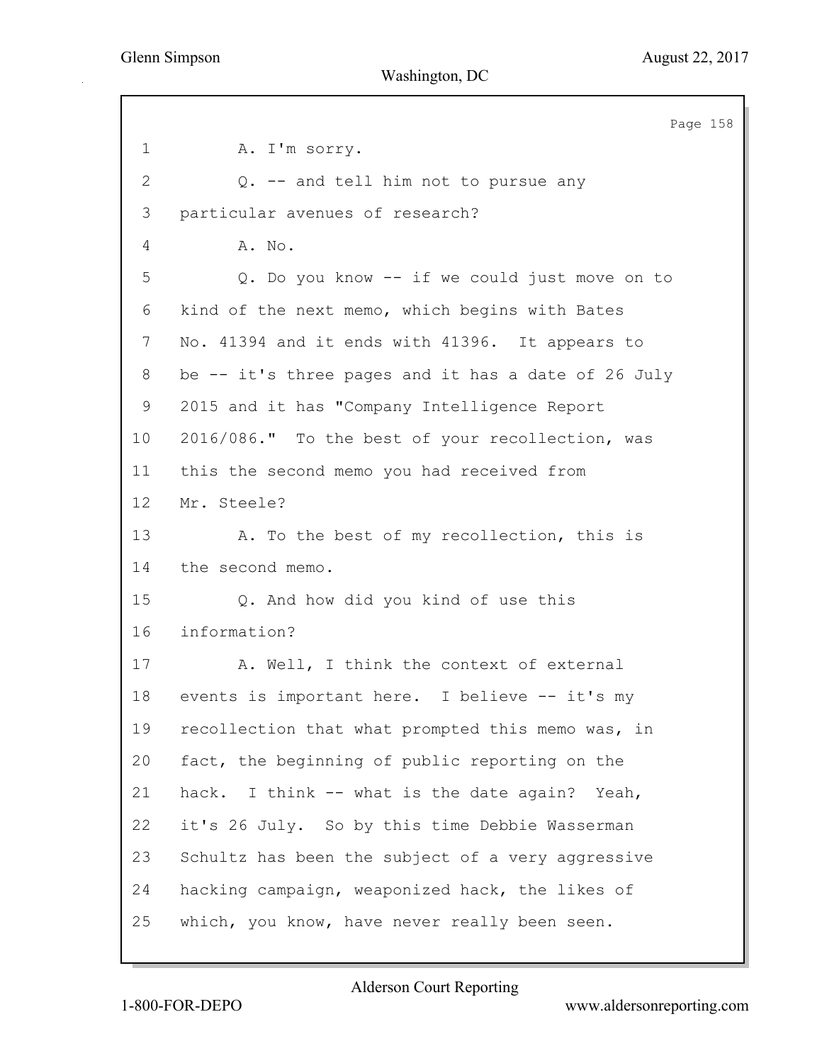A. I'm sorry.

Q. -- and tell him not to pursue any particular avenues of research?

A. No.

Q. Do you know -- if we could just move on to kind of the next memo, which begins with Bates No. 41394 and it ends with 41396. It appears to be -- it's three pages and it has a date of 26 July 2015 and it has "Company Intelligence Report 2016/086." To the best of your recollection, was this the second memo you had received from Mr. Steele?

A. To the best of my recollection, this is the second memo.

Q. And how did you kind of use this information?

A. Well, I think the context of external events is important here. I believe -- it's my recollection that what prompted this memo was, in fact, the beginning of public reporting on the hack. I think -- what is the date again? Yeah, it's 26 July. So by this time Debbie Wasserman Schultz has been the subject of a very aggressive hacking campaign, weaponized hack, the likes of which, you know, have never really been seen.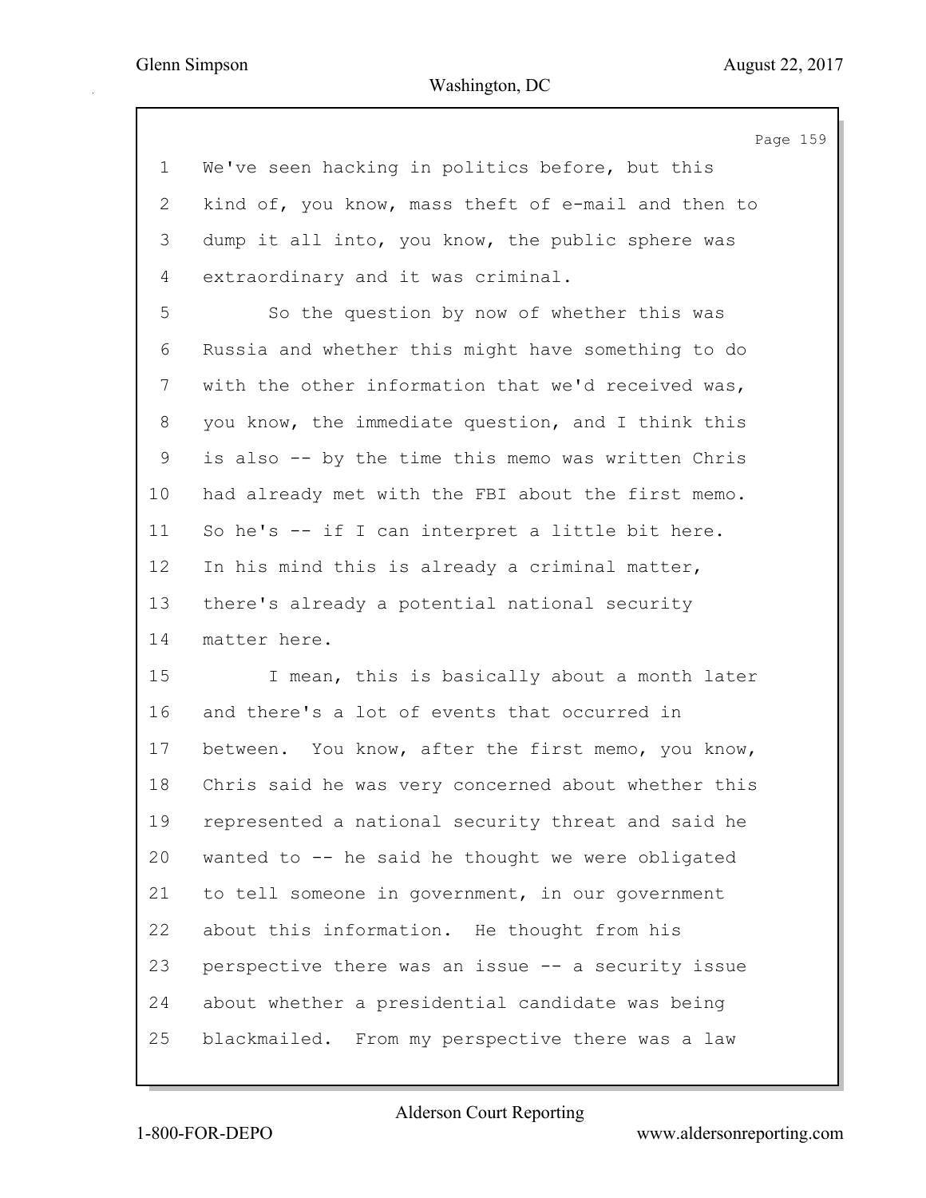1 We've seen hacking in politics before, but this
2 kind of, you know, mass theft of e-mail and then to
3 dump it all into, you know, the public sphere was
4 extraordinary and it was criminal.
5 So the question by now of whether this was
6 Russia and whether this might have something to do
7 with the other information that we'd received was,
8 you know, the immediate question, and I think this
9 is also -- by the time this memo was written Chris
10 had already met with the FBI about the first memo.
11 So he's -- if I can interpret a little bit here.
12 In his mind this is already a criminal matter,
13 there's already a potential national security
14 matter here.
15 I mean, this is basically about a month later
16 and there's a lot of events that occurred in
17 between. You know, after the first memo, you know,
18 Chris said he was very concerned about whether this
19 represented a national security threat and said he
20 wanted to -- he said he thought we were obligated
21 to tell someone in government, in our government
22 about this information. He thought from his
23 perspective there was an issue -- a security issue
24 about whether a presidential candidate was being
25 blackmailed. From my perspective there was a law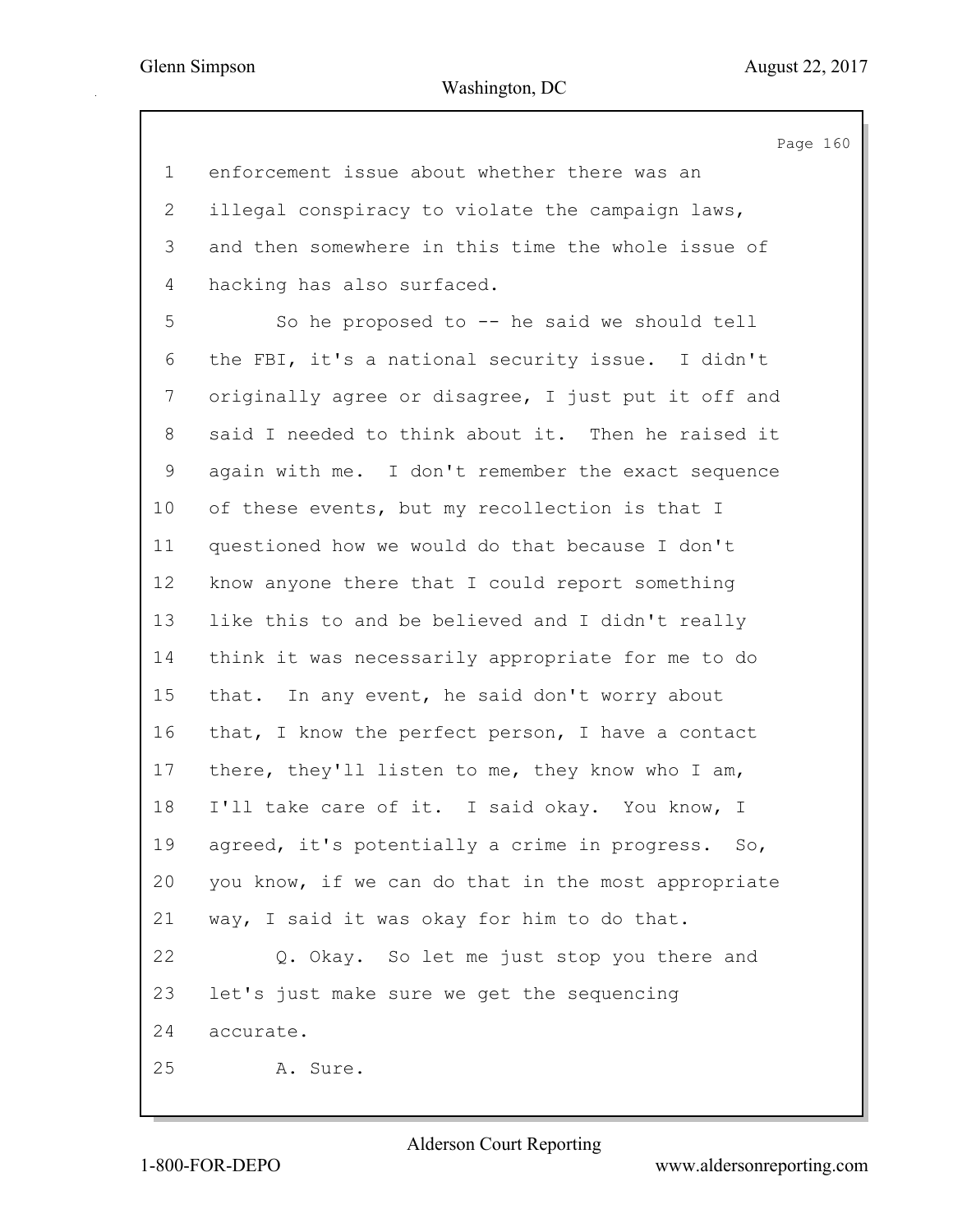enforcement issue about whether there was an illegal conspiracy to violate the campaign laws, and then somewhere in this time the whole issue of hacking has also surfaced.

So he proposed to -- he said we should tell the FBI, it's a national security issue. I didn't originally agree or disagree, I just put it off and said I needed to think about it. Then he raised it again with me. I don't remember the exact sequence of these events, but my recollection is that I questioned how we would do that because I don't know anyone there that I could report something like this to and be believed and I didn't really think it was necessarily appropriate for me to do that. In any event, he said don't worry about that, I know the perfect person, I have a contact there, they'll listen to me, they know who I am, I'll take care of it. I said okay. You know, I agreed, it's potentially a crime in progress. So, you know, if we can do that in the most appropriate way, I said it was okay for him to do that.

Q. Okay. So let me just stop you there and let's just make sure we get the sequencing accurate.

A. Sure.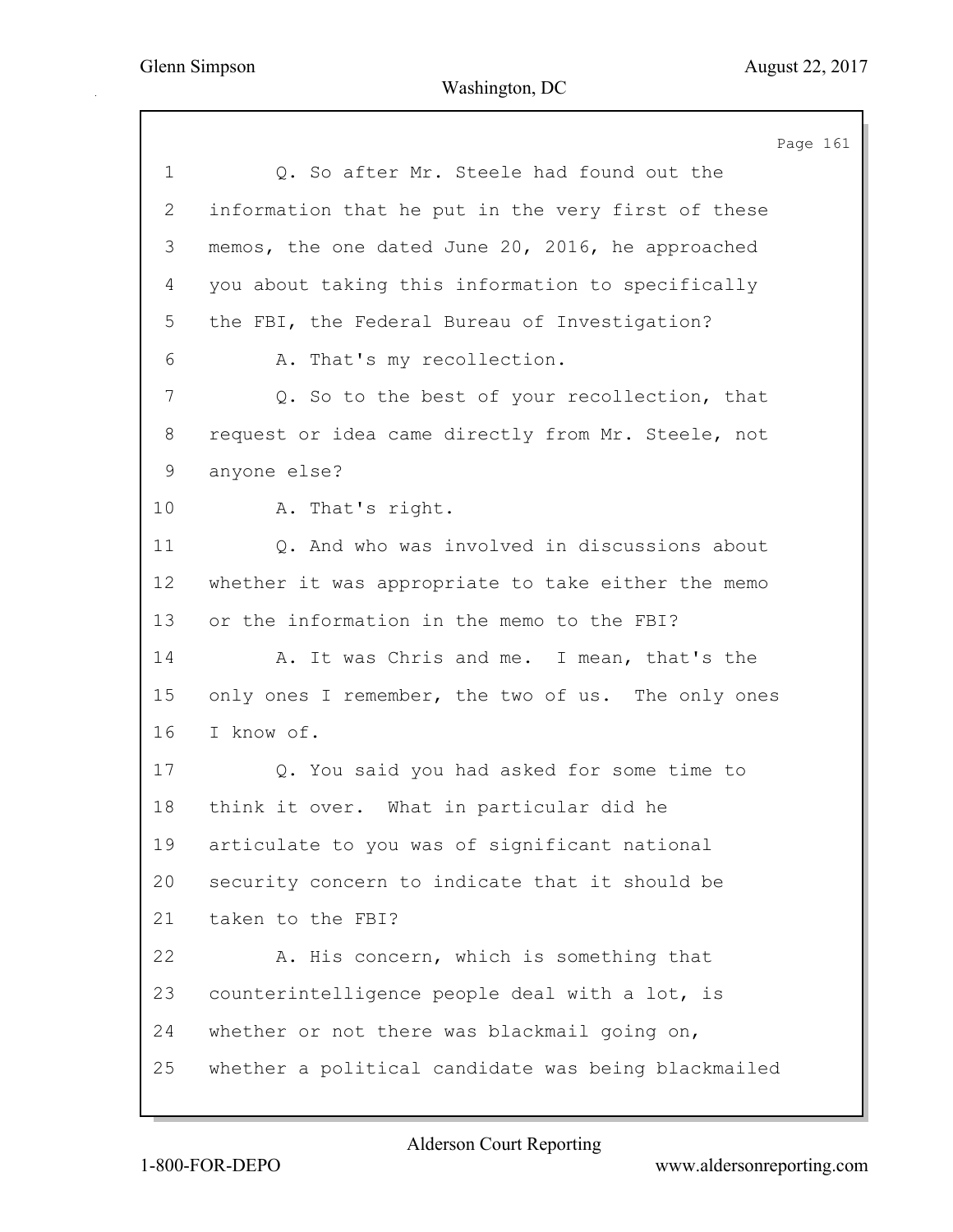Q. So after Mr. Steele had found out the information that he put in the very first of these memos, the one dated June 20, 2016, he approached you about taking this information to specifically the FBI, the Federal Bureau of Investigation?

A. That's my recollection.

Q. So to the best of your recollection, that request or idea came directly from Mr. Steele, not anyone else?

A. That's right.

Q. And who was involved in discussions about whether it was appropriate to take either the memo or the information in the memo to the FBI?

A. It was Chris and me. I mean, that's the only ones I remember, the two of us. The only ones I know of.

Q. You said you had asked for some time to think it over. What in particular did he articulate to you was of significant national security concern to indicate that it should be taken to the FBI?

A. His concern, which is something that counterintelligence people deal with a lot, is whether or not there was blackmail going on, whether a political candidate was being blackmailed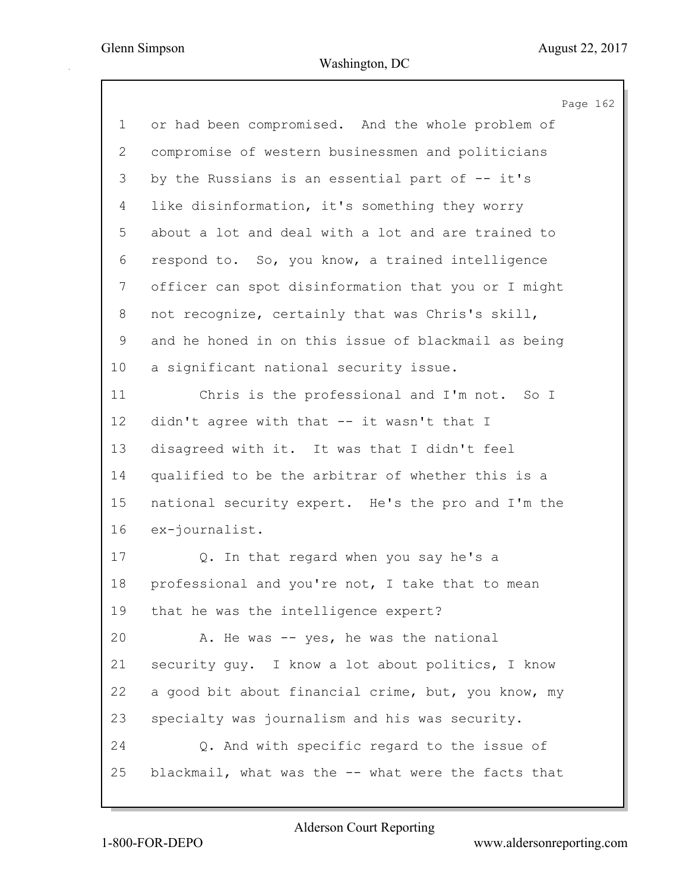1 or had been compromised. And the whole problem of
2 compromise of western businessmen and politicians
3 by the Russians is an essential part of -- it's
4 like disinformation, it's something they worry
5 about a lot and deal with a lot and are trained to
6 respond to. So, you know, a trained intelligence
7 officer can spot disinformation that you or I might
8 not recognize, certainly that was Chris's skill,
9 and he honed in on this issue of blackmail as being
10 a significant national security issue.

11 Chris is the professional and I'm not. So I
12 didn't agree with that -- it wasn't that I
13 disagreed with it. It was that I didn't feel
14 qualified to be the arbitrar of whether this is a
15 national security expert. He's the pro and I'm the
16 ex-journalist.

17 Q. In that regard when you say he's a
18 professional and you're not, I take that to mean
19 that he was the intelligence expert?

20 A. He was -- yes, he was the national
21 security guy. I know a lot about politics, I know
22 a good bit about financial crime, but, you know, my
23 specialty was journalism and his was security.

24 Q. And with specific regard to the issue of
25 blackmail, what was the -- what were the facts that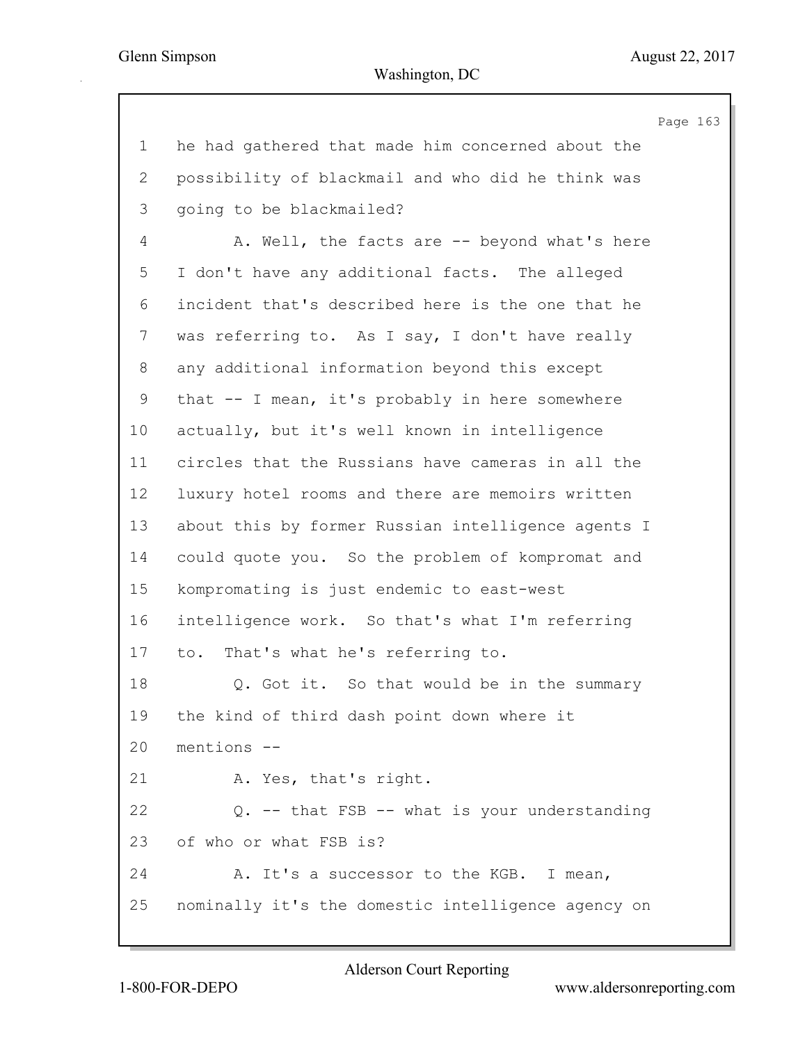1 he had gathered that made him concerned about the
2 possibility of blackmail and who did he think was
3 going to be blackmailed?

4 A. Well, the facts are -- beyond what's here
5 I don't have any additional facts. The alleged
6 incident that's described here is the one that he
7 was referring to. As I say, I don't have really
8 any additional information beyond this except
9 that -- I mean, it's probably in here somewhere
10 actually, but it's well known in intelligence
11 circles that the Russians have cameras in all the
12 luxury hotel rooms and there are memoirs written
13 about this by former Russian intelligence agents I
14 could quote you. So the problem of kompromat and
15 kompromating is just endemic to east-west
16 intelligence work. So that's what I'm referring
17 to. That's what he's referring to.

18 Q. Got it. So that would be in the summary
19 the kind of third dash point down where it
20 mentions --

21 A. Yes, that's right.

22 Q. -- that FSB -- what is your understanding
23 of who or what FSB is?

24 A. It's a successor to the KGB. I mean,
25 nominally it's the domestic intelligence agency on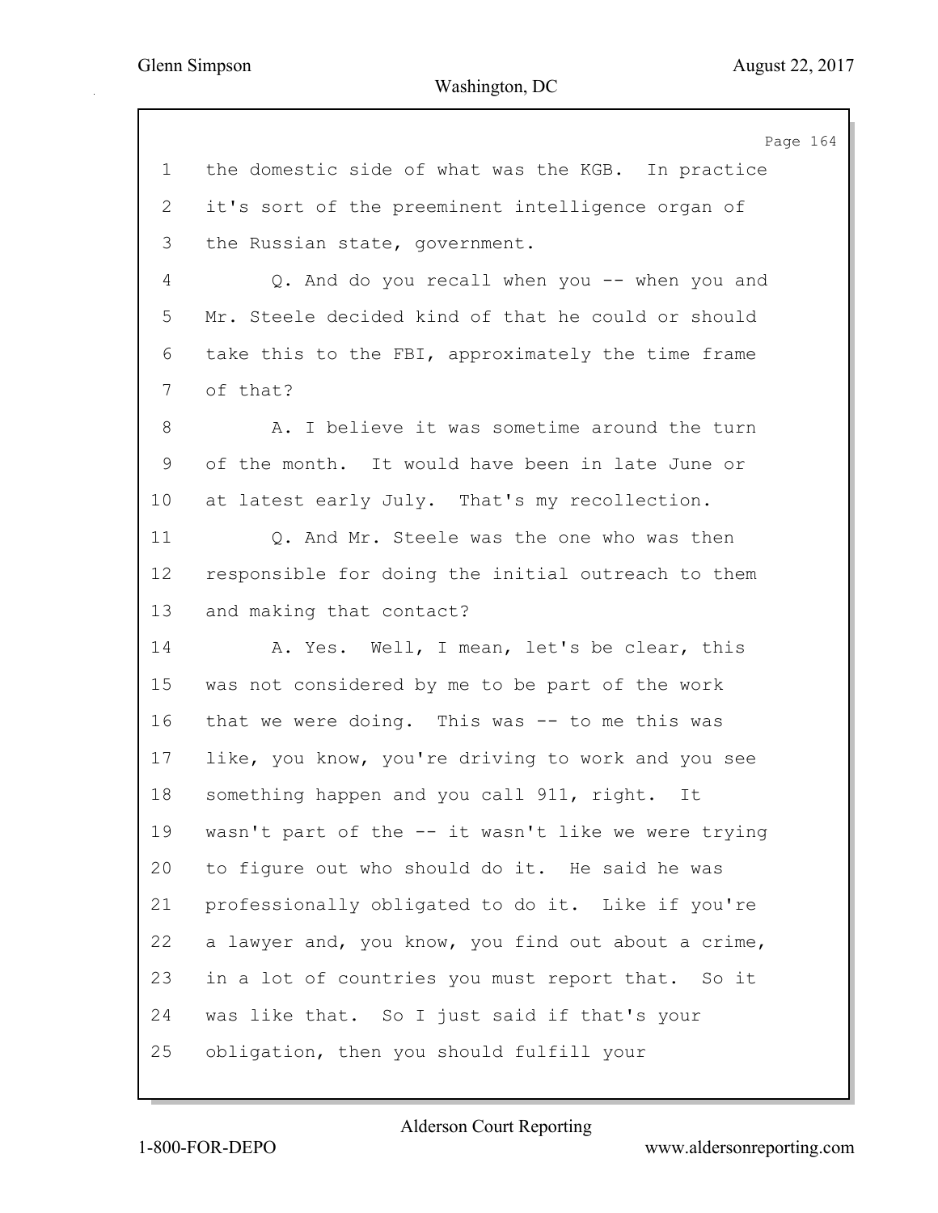the domestic side of what was the KGB. In practice it's sort of the preeminent intelligence organ of the Russian state, government.

Q. And do you recall when you -- when you and Mr. Steele decided kind of that he could or should take this to the FBI, approximately the time frame of that?

A. I believe it was sometime around the turn of the month. It would have been in late June or at latest early July. That's my recollection.

Q. And Mr. Steele was the one who was then responsible for doing the initial outreach to them and making that contact?

A. Yes. Well, I mean, let's be clear, this was not considered by me to be part of the work that we were doing. This was -- to me this was like, you know, you're driving to work and you see something happen and you call 911, right. It wasn't part of the -- it wasn't like we were trying to figure out who should do it. He said he was professionally obligated to do it. Like if you're a lawyer and, you know, you find out about a crime, in a lot of countries you must report that. So it was like that. So I just said if that's your obligation, then you should fulfill your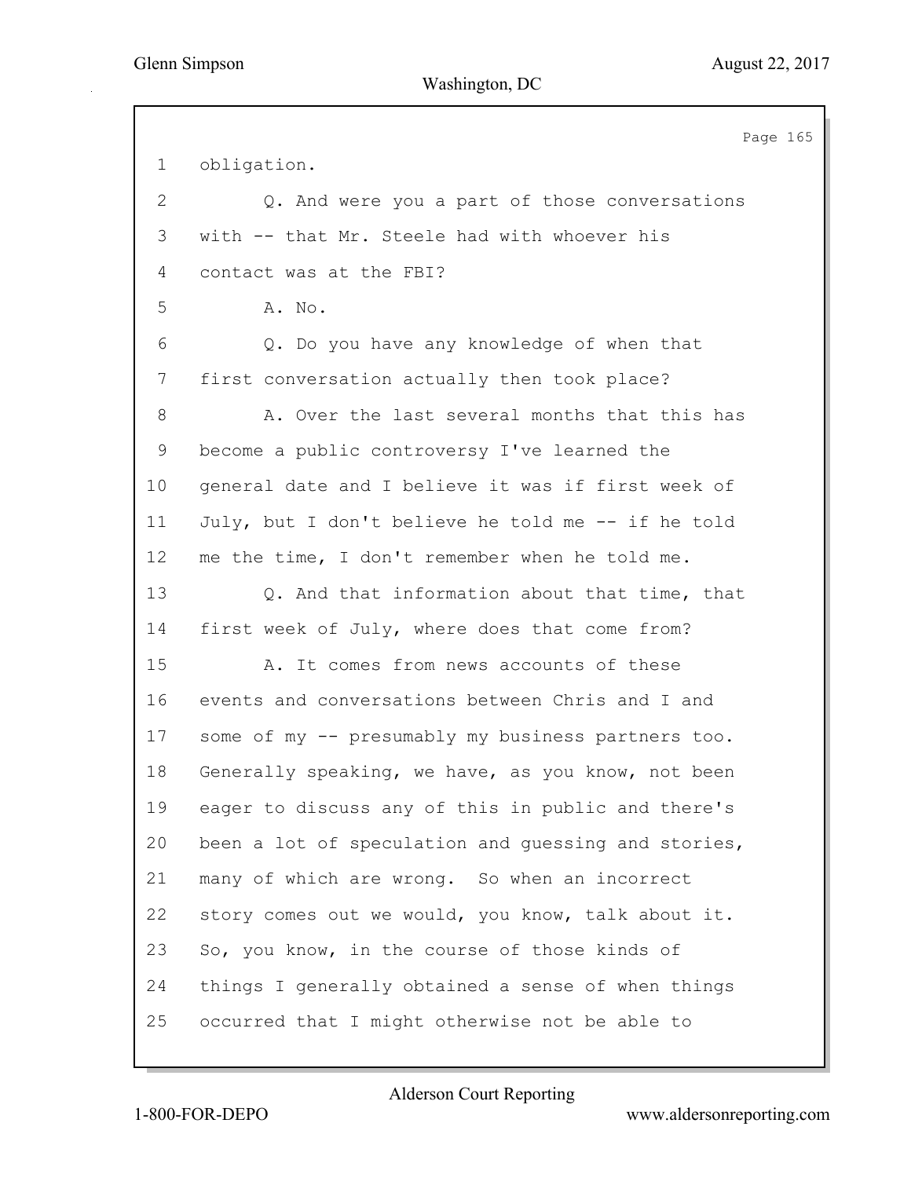1 obligation.

2 Q. And were you a part of those conversations

3 with -- that Mr. Steele had with whoever his

4 contact was at the FBI?

5 A. No.

6 Q. Do you have any knowledge of when that

7 first conversation actually then took place?

8 A. Over the last several months that this has

9 become a public controversy I've learned the

10 general date and I believe it was if first week of

11 July, but I don't believe he told me -- if he told

12 me the time, I don't remember when he told me.

13 Q. And that information about that time, that

14 first week of July, where does that come from?

15 A. It comes from news accounts of these

16 events and conversations between Chris and I and

17 some of my -- presumably my business partners too.

18 Generally speaking, we have, as you know, not been

19 eager to discuss any of this in public and there's

20 been a lot of speculation and guessing and stories,

21 many of which are wrong. So when an incorrect

22 story comes out we would, you know, talk about it.

23 So, you know, in the course of those kinds of

24 things I generally obtained a sense of when things

25 occurred that I might otherwise not be able to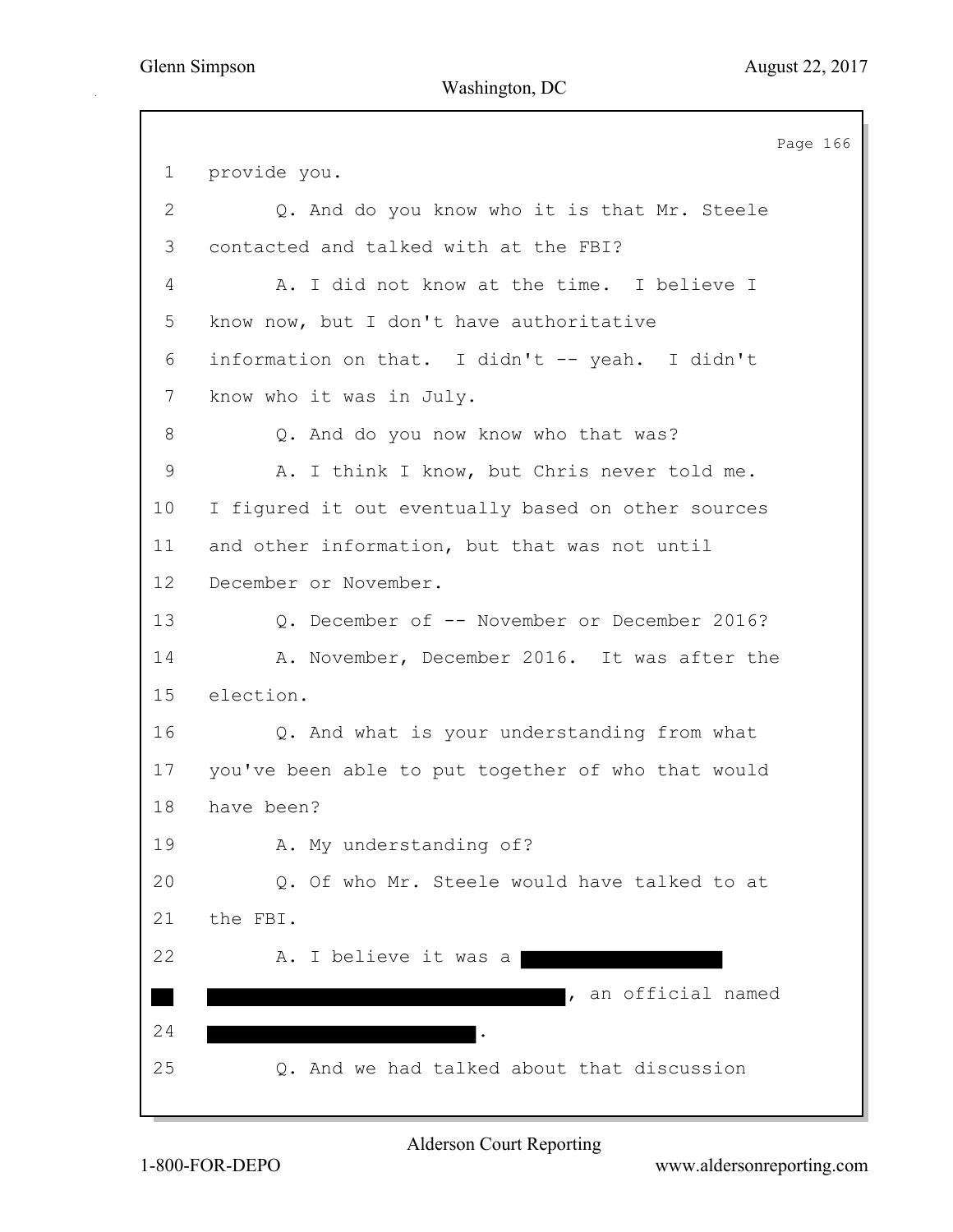1 provide you.

2 Q. And do you know who it is that Mr. Steele

3 contacted and talked with at the FBI?

4 A. I did not know at the time. I believe I

5 know now, but I don't have authoritative

6 information on that. I didn't -- yeah. I didn't

7 know who it was in July.

8 Q. And do you now know who that was?

9 A. I think I know, but Chris never told me.

10 I figured it out eventually based on other sources

11 and other information, but that was not until

12 December or November.

13 Q. December of -- November or December 2016?

14 A. November, December 2016. It was after the

15 election.

16 Q. And what is your understanding from what

17 you've been able to put together of who that would

18 have been?

19 A. My understanding of?

20 Q. Of who Mr. Steele would have talked to at

21 the FBI.

22 A. I believe it was a [REDACTED]

[REDACTED] [REDACTED], an official named

24 [REDACTED].

25 Q. And we had talked about that discussion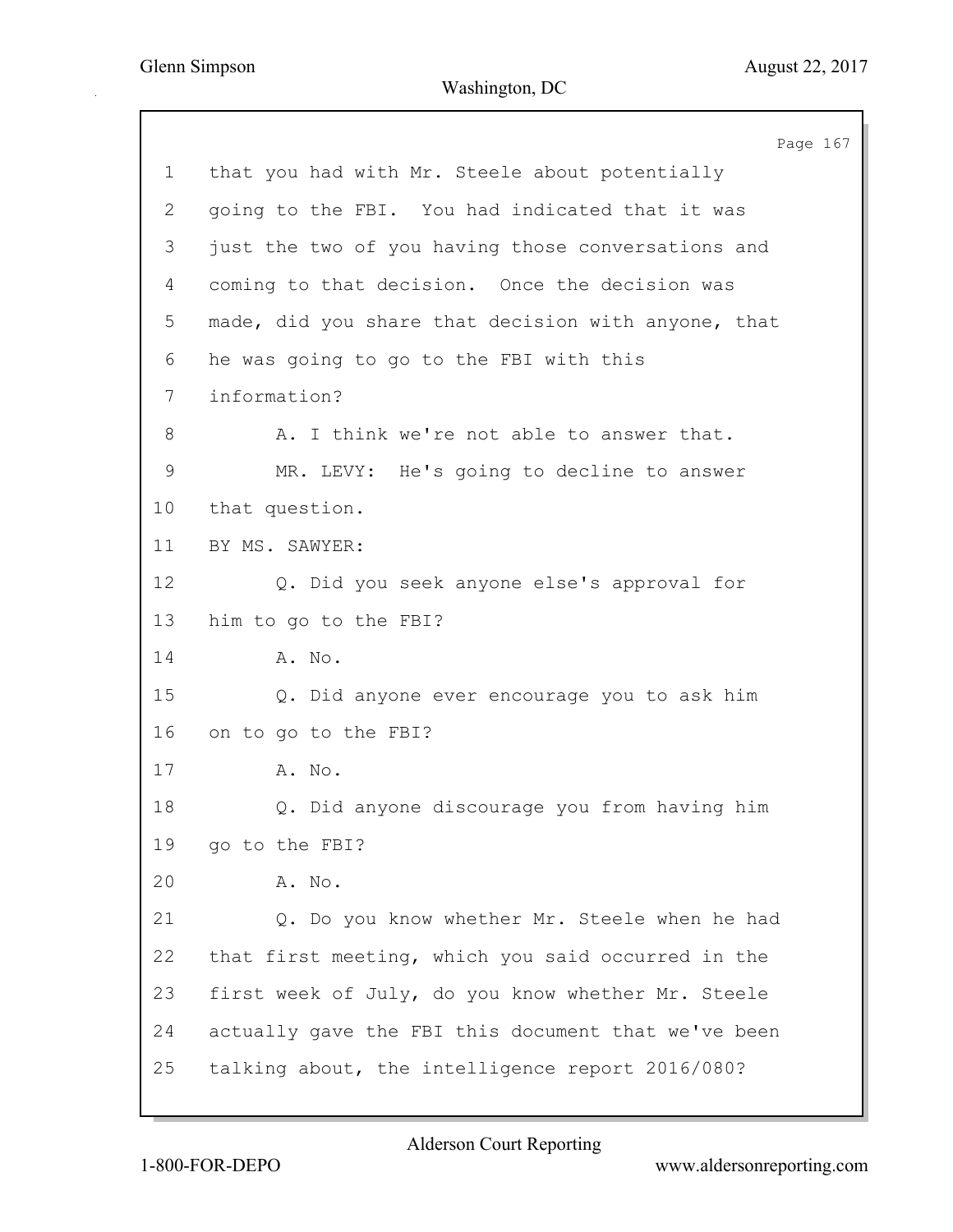1 that you had with Mr. Steele about potentially
2 going to the FBI. You had indicated that it was
3 just the two of you having those conversations and
4 coming to that decision. Once the decision was
5 made, did you share that decision with anyone, that
6 he was going to go to the FBI with this
7 information?
8 A. I think we're not able to answer that.
9 MR. LEVY: He's going to decline to answer
10 that question.
11 BY MS. SAWYER:
12 Q. Did you seek anyone else's approval for
13 him to go to the FBI?
14 A. No.
15 Q. Did anyone ever encourage you to ask him
16 on to go to the FBI?
17 A. No.
18 Q. Did anyone discourage you from having him
19 go to the FBI?
20 A. No.
21 Q. Do you know whether Mr. Steele when he had
22 that first meeting, which you said occurred in the
23 first week of July, do you know whether Mr. Steele
24 actually gave the FBI this document that we've been
25 talking about, the intelligence report 2016/080?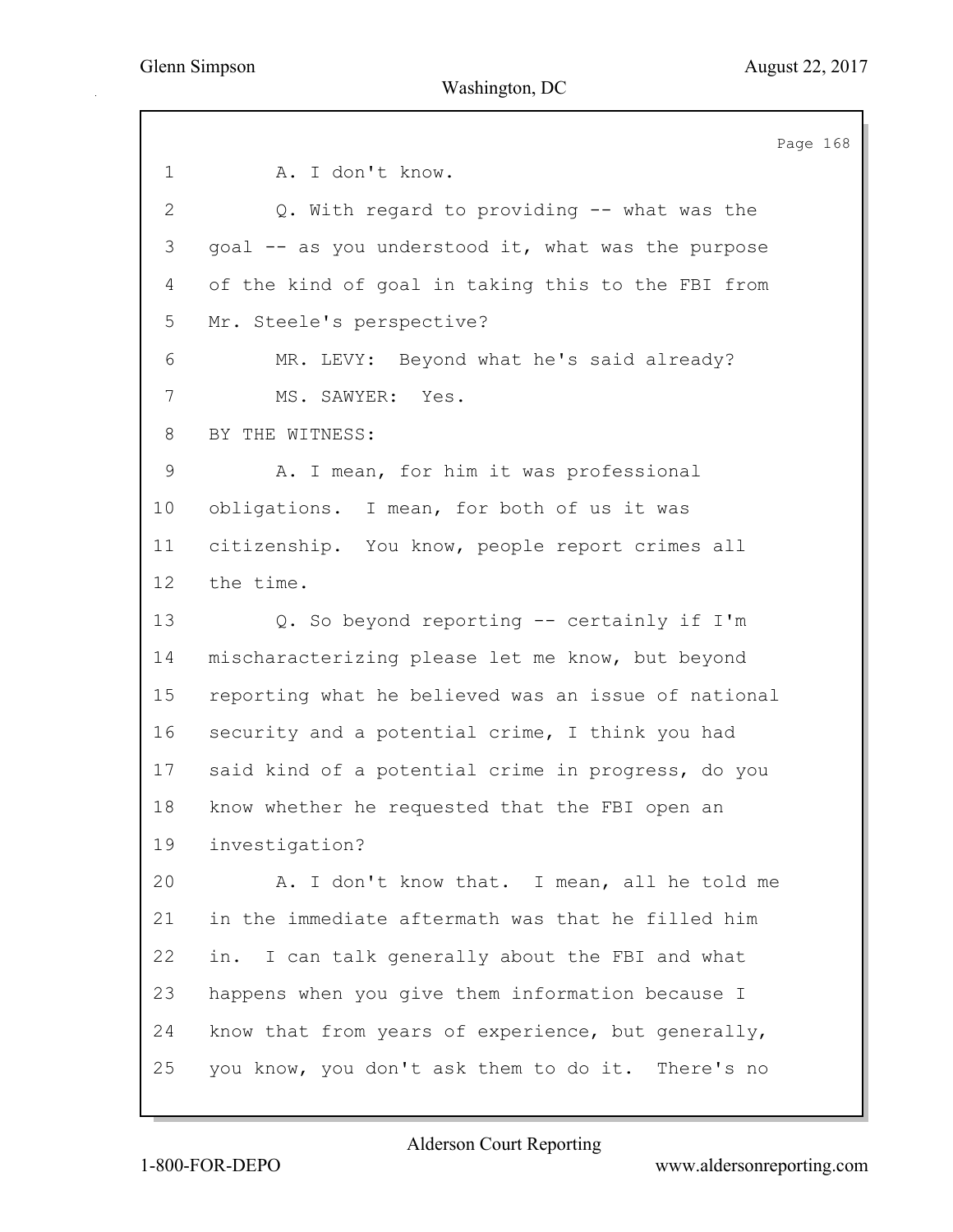A. I don't know.

Q. With regard to providing -- what was the goal -- as you understood it, what was the purpose of the kind of goal in taking this to the FBI from Mr. Steele's perspective?

MR. LEVY: Beyond what he's said already?

MS. SAWYER: Yes.

BY THE WITNESS:

A. I mean, for him it was professional obligations. I mean, for both of us it was citizenship. You know, people report crimes all the time.

Q. So beyond reporting -- certainly if I'm mischaracterizing please let me know, but beyond reporting what he believed was an issue of national security and a potential crime, I think you had said kind of a potential crime in progress, do you know whether he requested that the FBI open an investigation?

A. I don't know that. I mean, all he told me in the immediate aftermath was that he filled him in. I can talk generally about the FBI and what happens when you give them information because I know that from years of experience, but generally, you know, you don't ask them to do it. There's no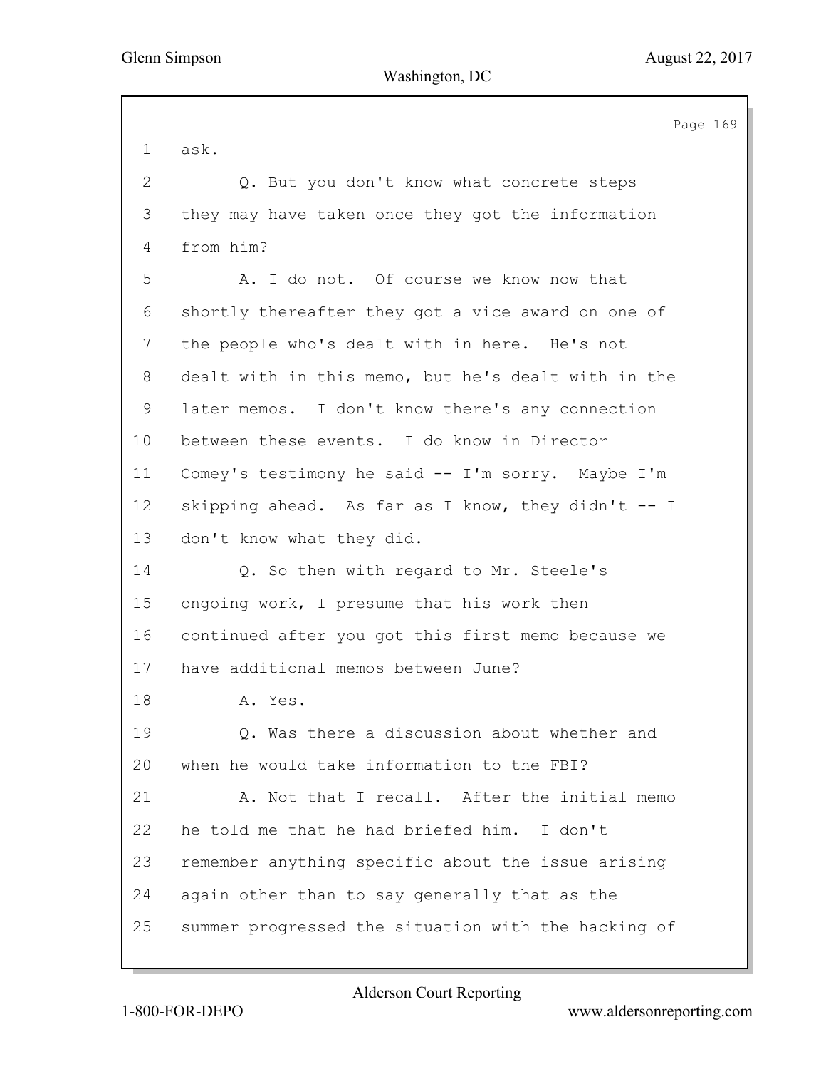1 ask.

2 Q. But you don't know what concrete steps

3 they may have taken once they got the information

4 from him?

5 A. I do not. Of course we know now that

6 shortly thereafter they got a vice award on one of

7 the people who's dealt with in here. He's not

8 dealt with in this memo, but he's dealt with in the

9 later memos. I don't know there's any connection

10 between these events. I do know in Director

11 Comey's testimony he said -- I'm sorry. Maybe I'm

12 skipping ahead. As far as I know, they didn't -- I

13 don't know what they did.

14 Q. So then with regard to Mr. Steele's

15 ongoing work, I presume that his work then

16 continued after you got this first memo because we

17 have additional memos between June?

18 A. Yes.

19 Q. Was there a discussion about whether and

20 when he would take information to the FBI?

21 A. Not that I recall. After the initial memo

22 he told me that he had briefed him. I don't

23 remember anything specific about the issue arising

24 again other than to say generally that as the

25 summer progressed the situation with the hacking of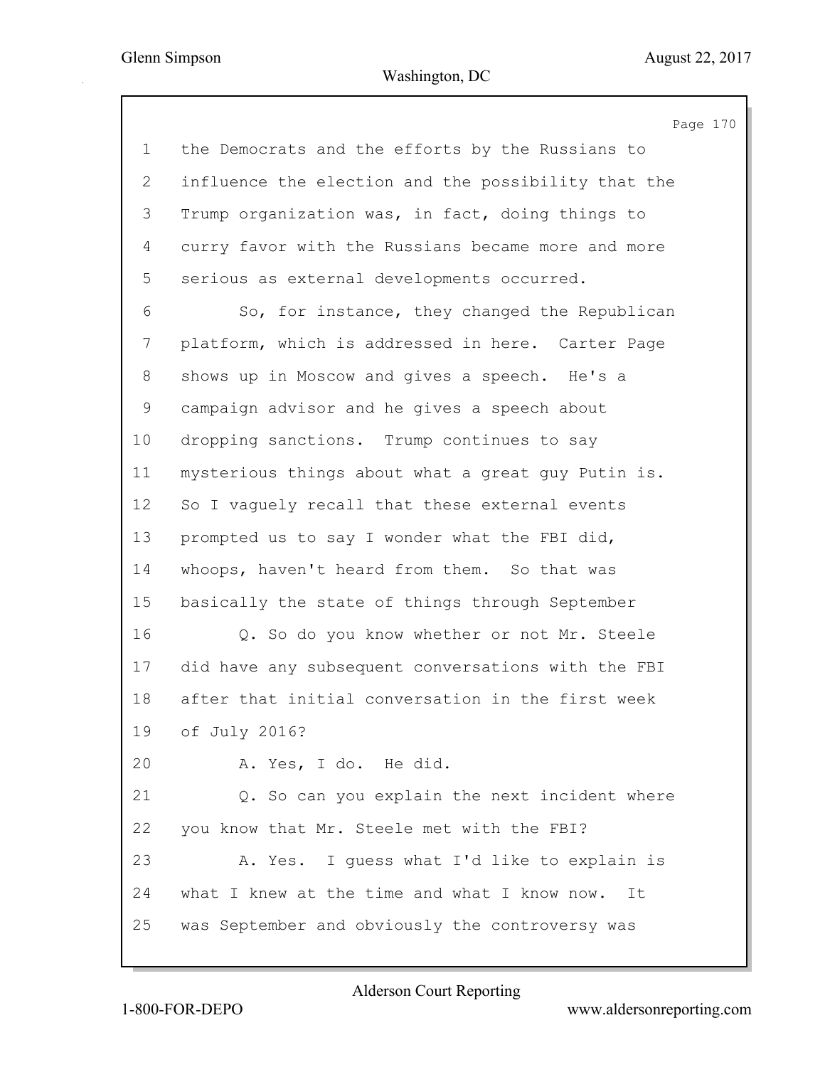1 the Democrats and the efforts by the Russians to
2 influence the election and the possibility that the
3 Trump organization was, in fact, doing things to
4 curry favor with the Russians became more and more
5 serious as external developments occurred.
6 So, for instance, they changed the Republican
7 platform, which is addressed in here. Carter Page
8 shows up in Moscow and gives a speech. He's a
9 campaign advisor and he gives a speech about
10 dropping sanctions. Trump continues to say
11 mysterious things about what a great guy Putin is.
12 So I vaguely recall that these external events
13 prompted us to say I wonder what the FBI did,
14 whoops, haven't heard from them. So that was
15 basically the state of things through September
16 Q. So do you know whether or not Mr. Steele
17 did have any subsequent conversations with the FBI
18 after that initial conversation in the first week
19 of July 2016?
20 A. Yes, I do. He did.
21 Q. So can you explain the next incident where
22 you know that Mr. Steele met with the FBI?
23 A. Yes. I guess what I'd like to explain is
24 what I knew at the time and what I know now. It
25 was September and obviously the controversy was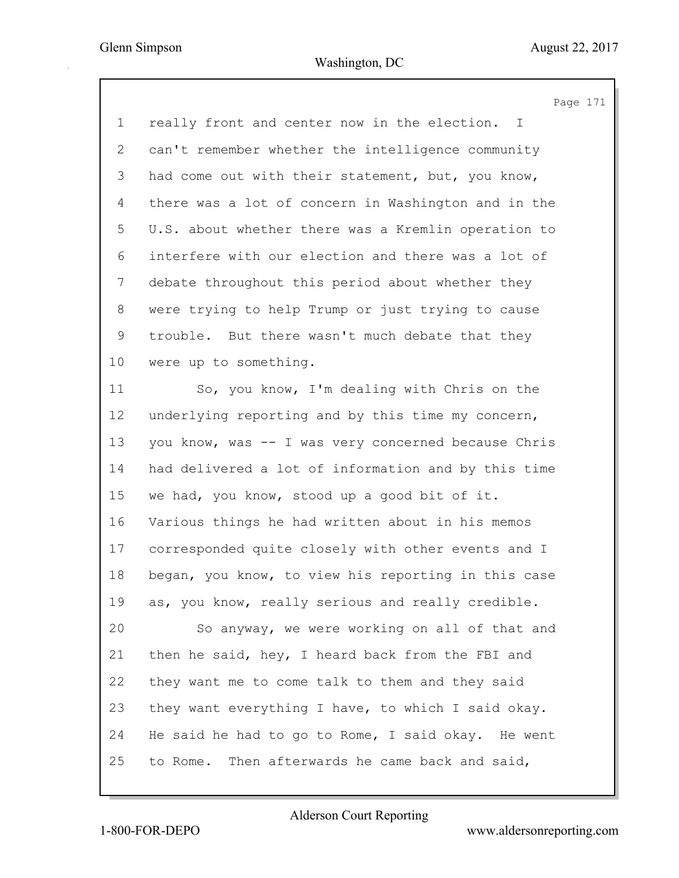1 really front and center now in the election. I
2 can't remember whether the intelligence community
3 had come out with their statement, but, you know,
4 there was a lot of concern in Washington and in the
5 U.S. about whether there was a Kremlin operation to
6 interfere with our election and there was a lot of
7 debate throughout this period about whether they
8 were trying to help Trump or just trying to cause
9 trouble. But there wasn't much debate that they
10 were up to something.
11 So, you know, I'm dealing with Chris on the
12 underlying reporting and by this time my concern,
13 you know, was -- I was very concerned because Chris
14 had delivered a lot of information and by this time
15 we had, you know, stood up a good bit of it.
16 Various things he had written about in his memos
17 corresponded quite closely with other events and I
18 began, you know, to view his reporting in this case
19 as, you know, really serious and really credible.
20 So anyway, we were working on all of that and
21 then he said, hey, I heard back from the FBI and
22 they want me to come talk to them and they said
23 they want everything I have, to which I said okay.
24 He said he had to go to Rome, I said okay. He went
25 to Rome. Then afterwards he came back and said,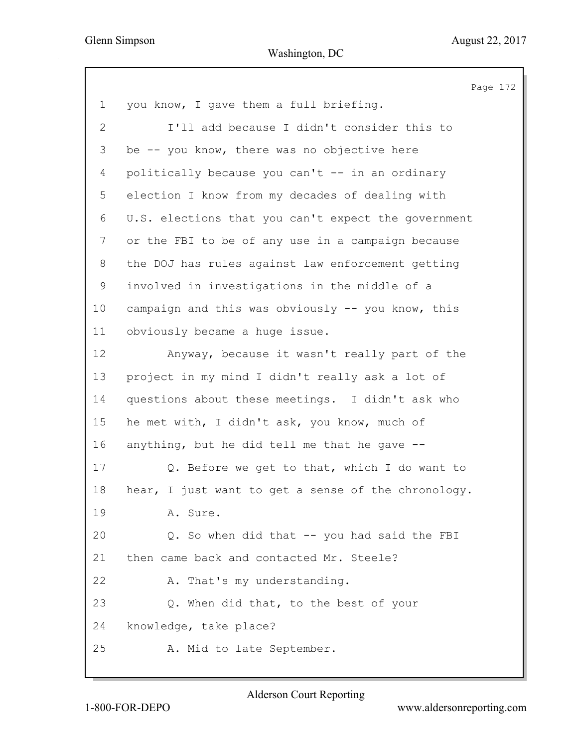1 you know, I gave them a full briefing.

2 I'll add because I didn't consider this to

3 be -- you know, there was no objective here

4 politically because you can't -- in an ordinary

5 election I know from my decades of dealing with

6 U.S. elections that you can't expect the government

7 or the FBI to be of any use in a campaign because

8 the DOJ has rules against law enforcement getting

9 involved in investigations in the middle of a

10 campaign and this was obviously -- you know, this

11 obviously became a huge issue.

12 Anyway, because it wasn't really part of the

13 project in my mind I didn't really ask a lot of

14 questions about these meetings. I didn't ask who

15 he met with, I didn't ask, you know, much of

16 anything, but he did tell me that he gave --

17 Q. Before we get to that, which I do want to

18 hear, I just want to get a sense of the chronology.

19 A. Sure.

20 Q. So when did that -- you had said the FBI

21 then came back and contacted Mr. Steele?

22 A. That's my understanding.

23 Q. When did that, to the best of your

24 knowledge, take place?

25 A. Mid to late September.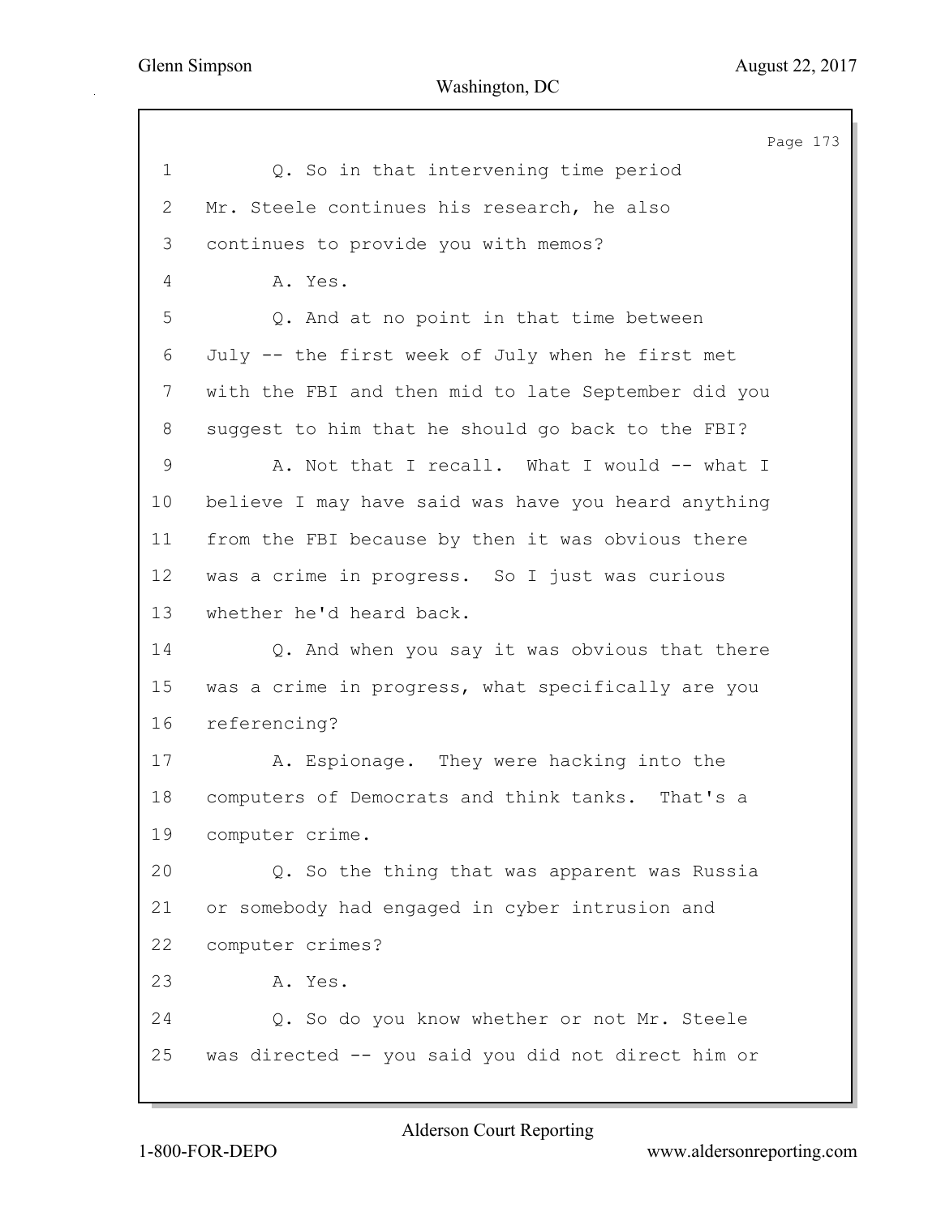1 Q. So in that intervening time period
2 Mr. Steele continues his research, he also
3 continues to provide you with memos?
4 A. Yes.
5 Q. And at no point in that time between
6 July -- the first week of July when he first met
7 with the FBI and then mid to late September did you
8 suggest to him that he should go back to the FBI?
9 A. Not that I recall. What I would -- what I
10 believe I may have said was have you heard anything
11 from the FBI because by then it was obvious there
12 was a crime in progress. So I just was curious
13 whether he'd heard back.
14 Q. And when you say it was obvious that there
15 was a crime in progress, what specifically are you
16 referencing?
17 A. Espionage. They were hacking into the
18 computers of Democrats and think tanks. That's a
19 computer crime.
20 Q. So the thing that was apparent was Russia
21 or somebody had engaged in cyber intrusion and
22 computer crimes?
23 A. Yes.
24 Q. So do you know whether or not Mr. Steele
25 was directed -- you said you did not direct him or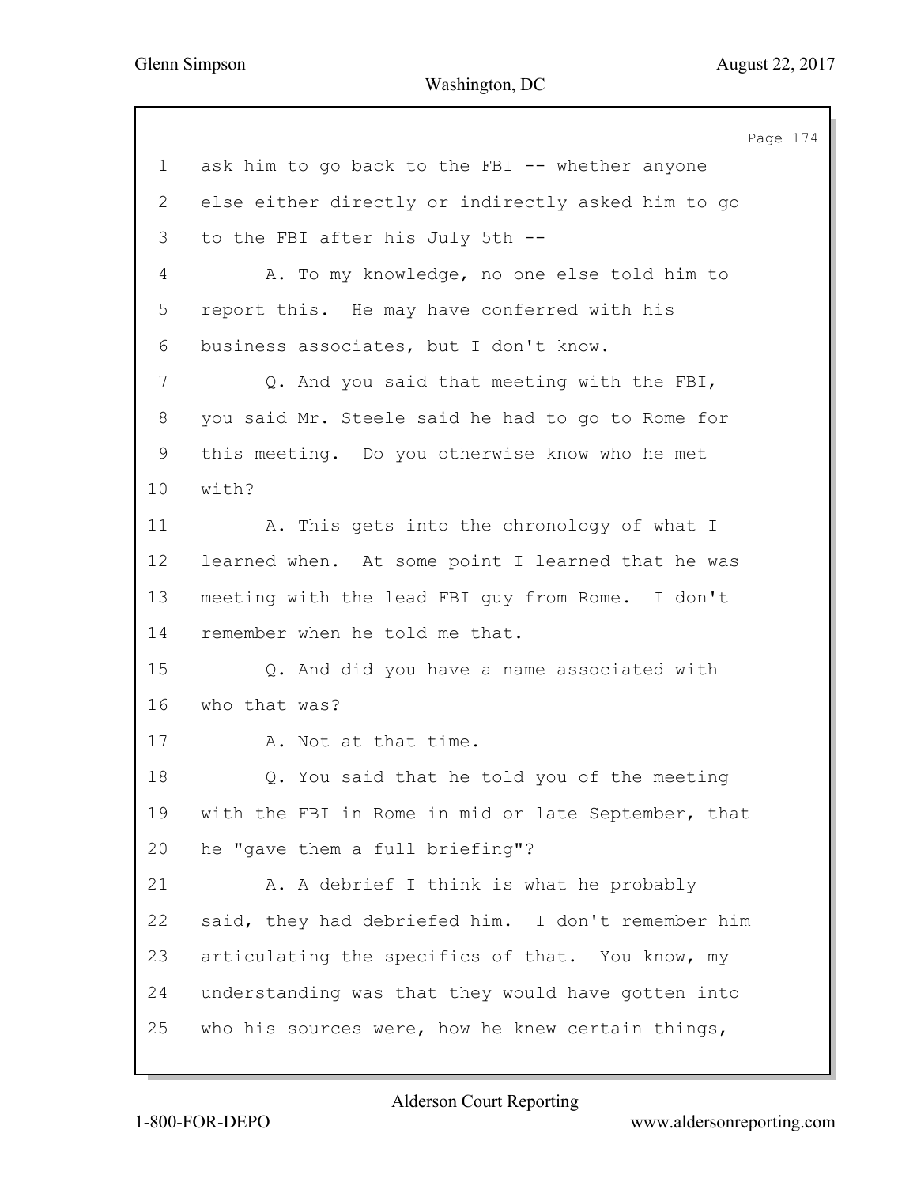ask him to go back to the FBI -- whether anyone else either directly or indirectly asked him to go to the FBI after his July 5th --

A. To my knowledge, no one else told him to report this. He may have conferred with his business associates, but I don't know.

Q. And you said that meeting with the FBI, you said Mr. Steele said he had to go to Rome for this meeting. Do you otherwise know who he met with?

A. This gets into the chronology of what I learned when. At some point I learned that he was meeting with the lead FBI guy from Rome. I don't remember when he told me that.

Q. And did you have a name associated with who that was?

A. Not at that time.

Q. You said that he told you of the meeting with the FBI in Rome in mid or late September, that he "gave them a full briefing"?

A. A debrief I think is what he probably said, they had debriefed him. I don't remember him articulating the specifics of that. You know, my understanding was that they would have gotten into who his sources were, how he knew certain things,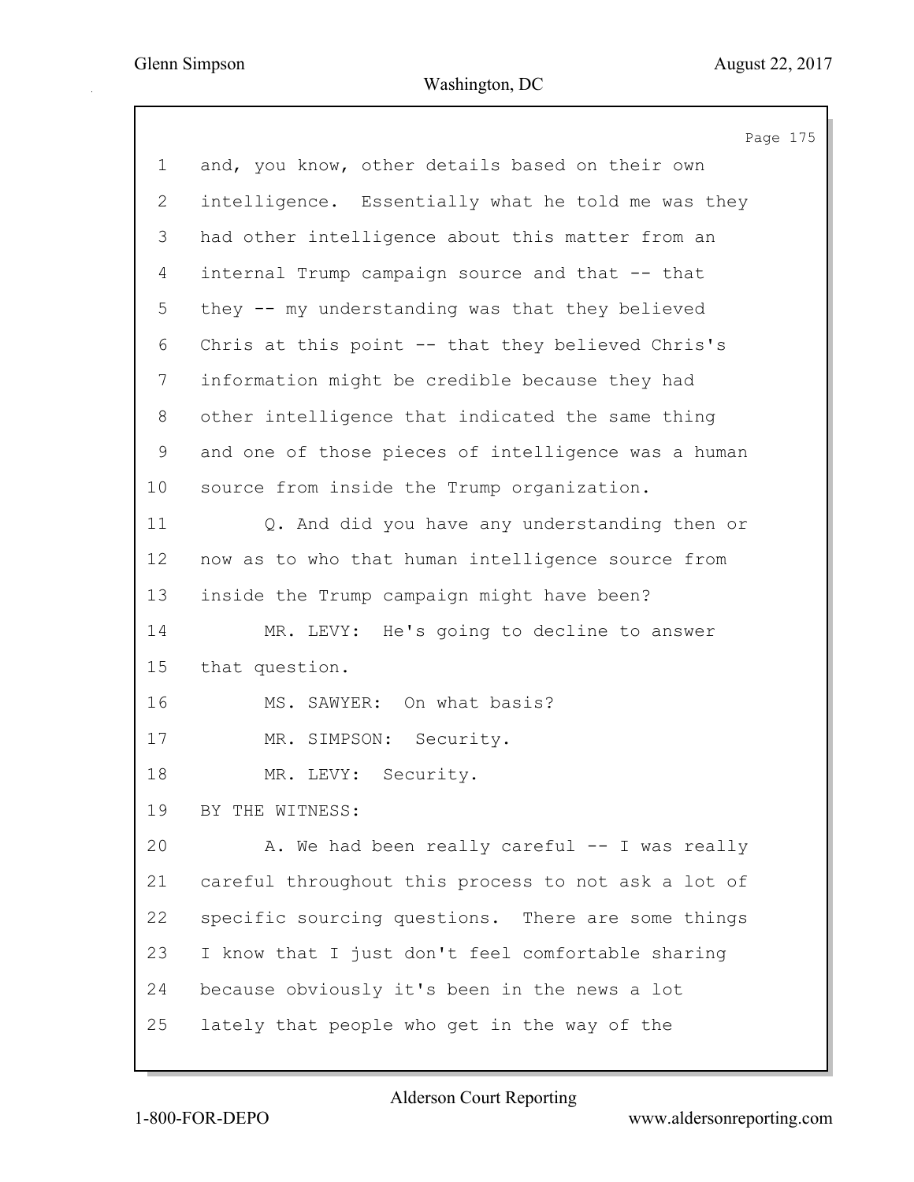1 and, you know, other details based on their own
2 intelligence. Essentially what he told me was they
3 had other intelligence about this matter from an
4 internal Trump campaign source and that -- that
5 they -- my understanding was that they believed
6 Chris at this point -- that they believed Chris's
7 information might be credible because they had
8 other intelligence that indicated the same thing
9 and one of those pieces of intelligence was a human
10 source from inside the Trump organization.

11 Q. And did you have any understanding then or
12 now as to who that human intelligence source from
13 inside the Trump campaign might have been?

14 MR. LEVY: He's going to decline to answer
15 that question.

16 MS. SAWYER: On what basis?

17 MR. SIMPSON: Security.

18 MR. LEVY: Security.

19 BY THE WITNESS:

20 A. We had been really careful -- I was really
21 careful throughout this process to not ask a lot of
22 specific sourcing questions. There are some things
23 I know that I just don't feel comfortable sharing
24 because obviously it's been in the news a lot
25 lately that people who get in the way of the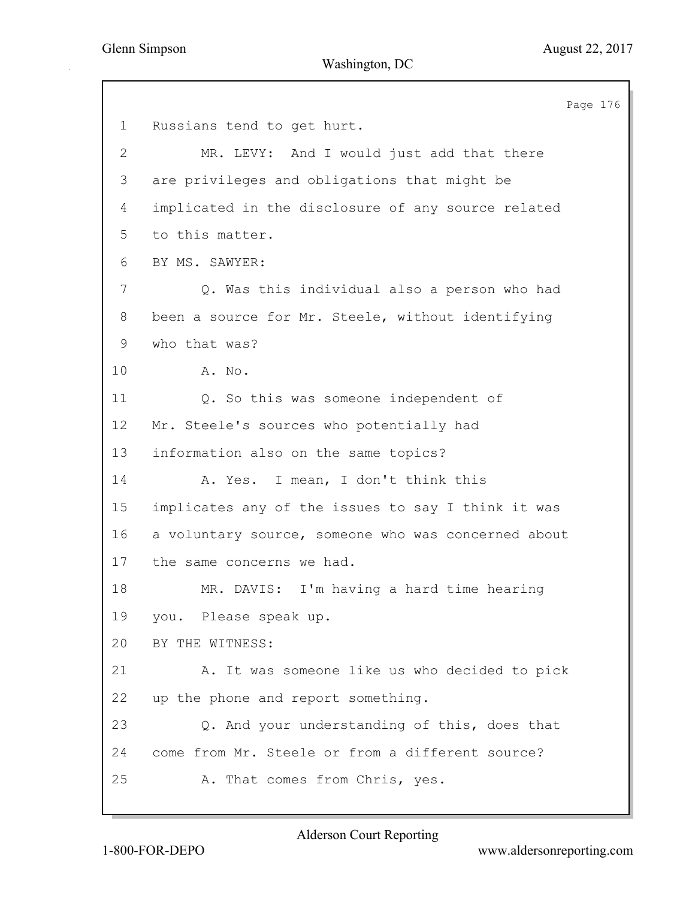1 Russians tend to get hurt.

2 MR. LEVY: And I would just add that there

3 are privileges and obligations that might be

4 implicated in the disclosure of any source related

5 to this matter.

6 BY MS. SAWYER:

7 Q. Was this individual also a person who had

8 been a source for Mr. Steele, without identifying

9 who that was?

10 A. No.

11 Q. So this was someone independent of

12 Mr. Steele's sources who potentially had

13 information also on the same topics?

14 A. Yes. I mean, I don't think this

15 implicates any of the issues to say I think it was

16 a voluntary source, someone who was concerned about

17 the same concerns we had.

18 MR. DAVIS: I'm having a hard time hearing

19 you. Please speak up.

20 BY THE WITNESS:

21 A. It was someone like us who decided to pick

22 up the phone and report something.

23 Q. And your understanding of this, does that

24 come from Mr. Steele or from a different source?

25 A. That comes from Chris, yes.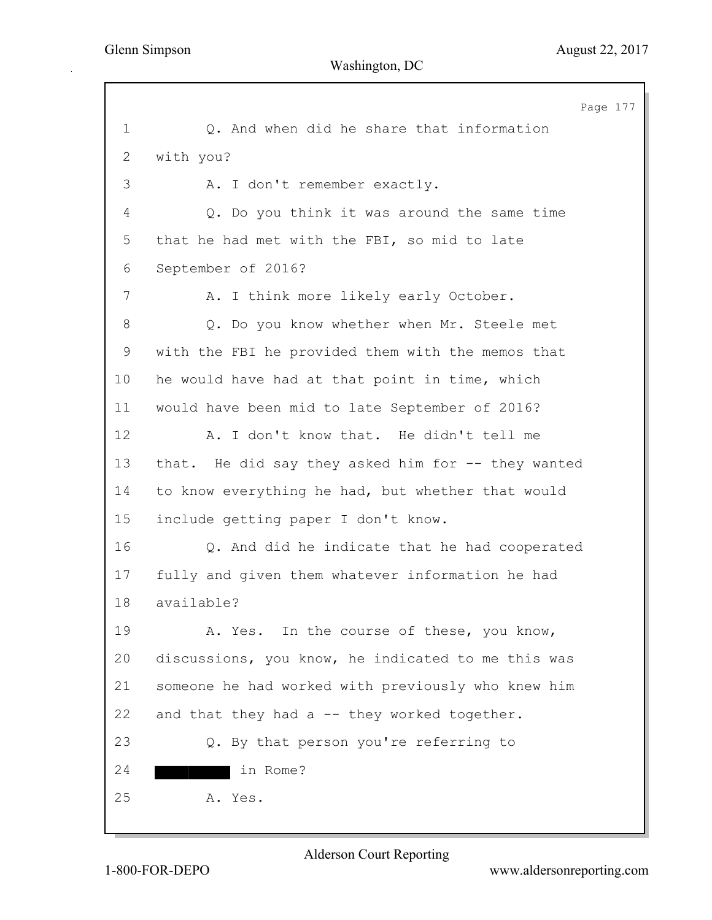1 Q. And when did he share that information
2 with you?
3 A. I don't remember exactly.
4 Q. Do you think it was around the same time
5 that he had met with the FBI, so mid to late
6 September of 2016?
7 A. I think more likely early October.
8 Q. Do you know whether when Mr. Steele met
9 with the FBI he provided them with the memos that
10 he would have had at that point in time, which
11 would have been mid to late September of 2016?
12 A. I don't know that. He didn't tell me
13 that. He did say they asked him for -- they wanted
14 to know everything he had, but whether that would
15 include getting paper I don't know.
16 Q. And did he indicate that he had cooperated
17 fully and given them whatever information he had
18 available?
19 A. Yes. In the course of these, you know,
20 discussions, you know, he indicated to me this was
21 someone he had worked with previously who knew him
22 and that they had a -- they worked together.
23 Q. By that person you're referring to
24 ██████ in Rome?
25 A. Yes.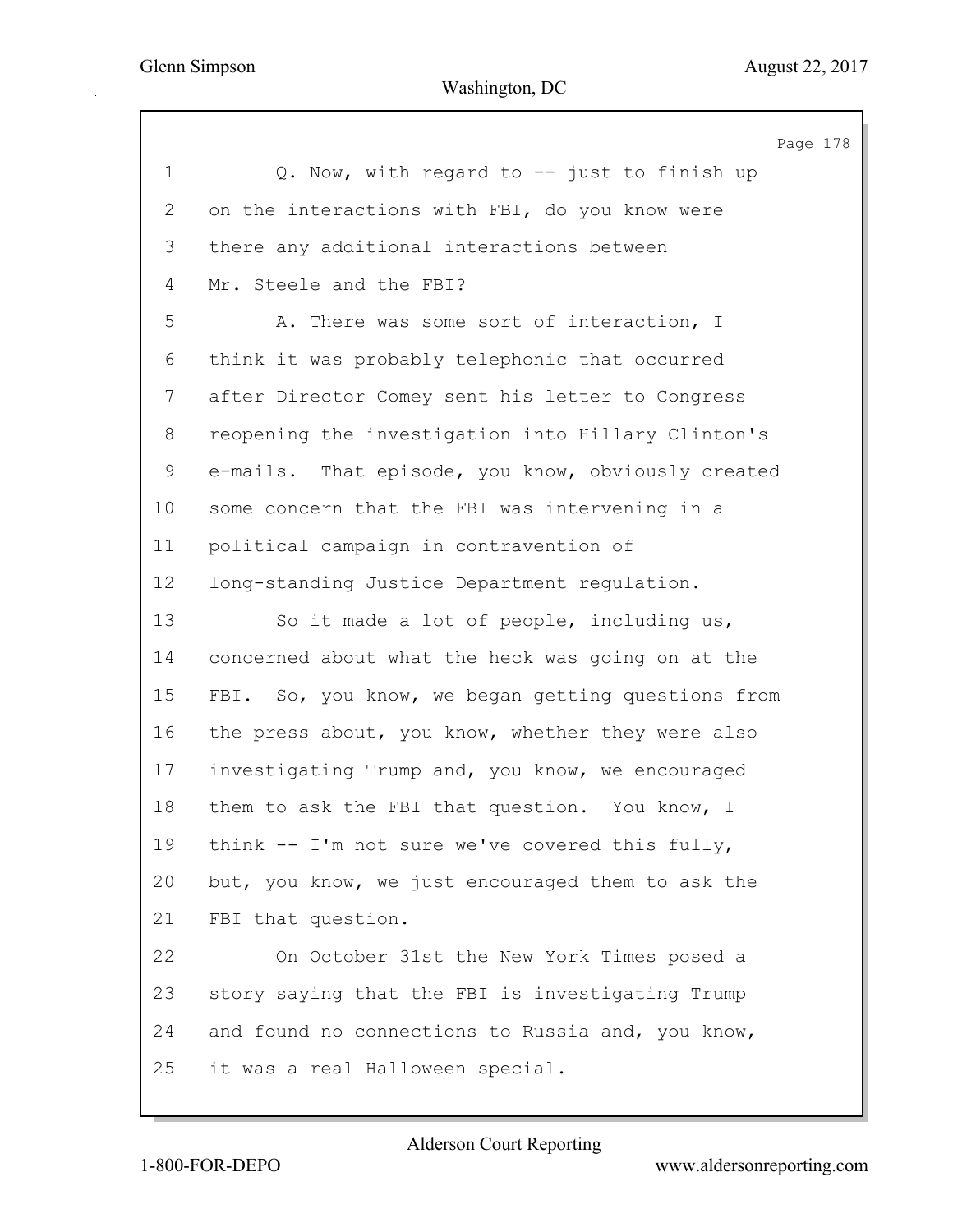1 Q. Now, with regard to -- just to finish up
2 on the interactions with FBI, do you know were
3 there any additional interactions between
4 Mr. Steele and the FBI?
5 A. There was some sort of interaction, I
6 think it was probably telephonic that occurred
7 after Director Comey sent his letter to Congress
8 reopening the investigation into Hillary Clinton's
9 e-mails. That episode, you know, obviously created
10 some concern that the FBI was intervening in a
11 political campaign in contravention of
12 long-standing Justice Department regulation.
13 So it made a lot of people, including us,
14 concerned about what the heck was going on at the
15 FBI. So, you know, we began getting questions from
16 the press about, you know, whether they were also
17 investigating Trump and, you know, we encouraged
18 them to ask the FBI that question. You know, I
19 think -- I'm not sure we've covered this fully,
20 but, you know, we just encouraged them to ask the
21 FBI that question.
22 On October 31st the New York Times posed a
23 story saying that the FBI is investigating Trump
24 and found no connections to Russia and, you know,
25 it was a real Halloween special.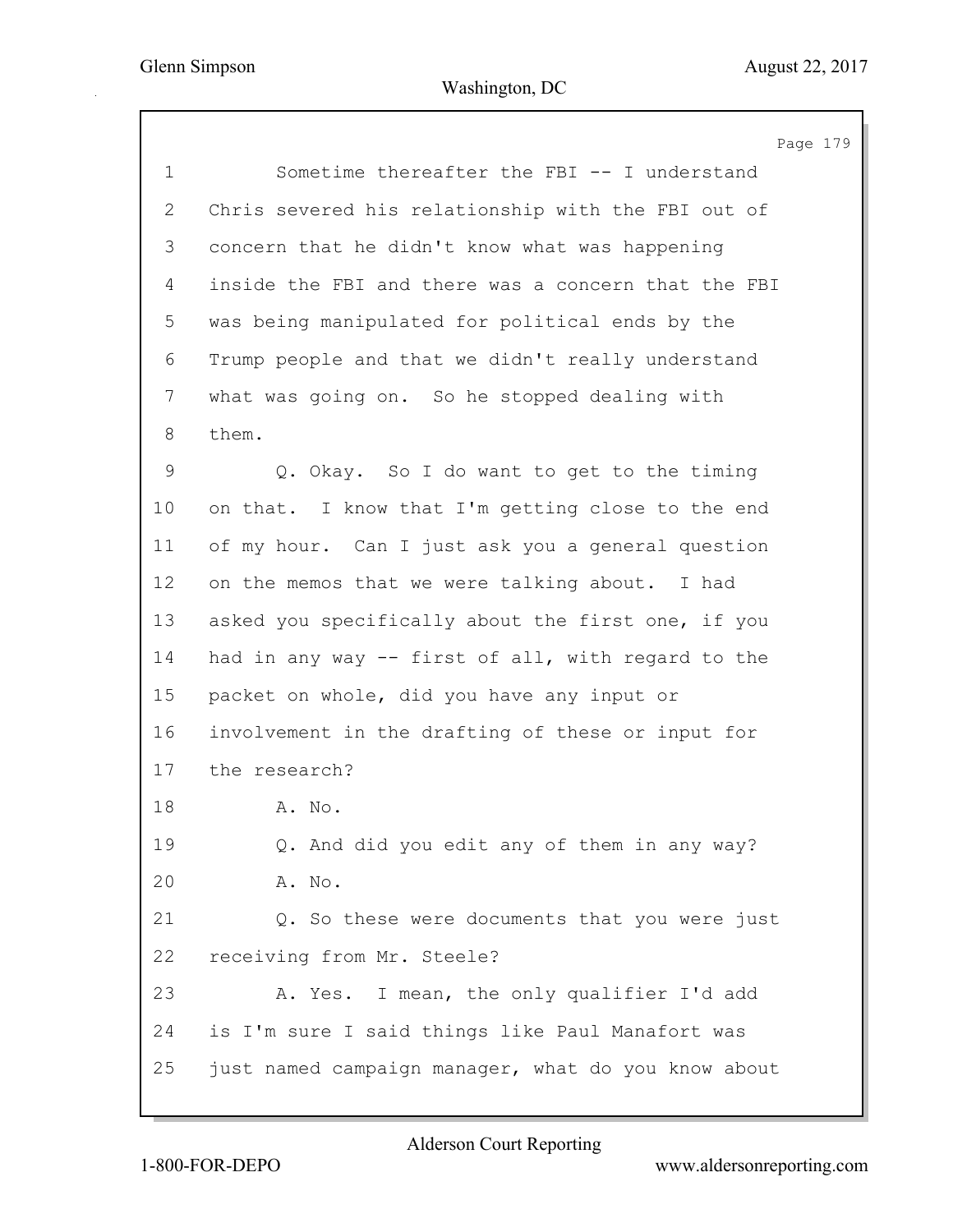Sometime thereafter the FBI -- I understand Chris severed his relationship with the FBI out of concern that he didn't know what was happening inside the FBI and there was a concern that the FBI was being manipulated for political ends by the Trump people and that we didn't really understand what was going on. So he stopped dealing with them.

Q. Okay. So I do want to get to the timing on that. I know that I'm getting close to the end of my hour. Can I just ask you a general question on the memos that we were talking about. I had asked you specifically about the first one, if you had in any way -- first of all, with regard to the packet on whole, did you have any input or involvement in the drafting of these or input for the research?

A. No.

Q. And did you edit any of them in any way?

A. No.

Q. So these were documents that you were just receiving from Mr. Steele?

A. Yes. I mean, the only qualifier I'd add is I'm sure I said things like Paul Manafort was just named campaign manager, what do you know about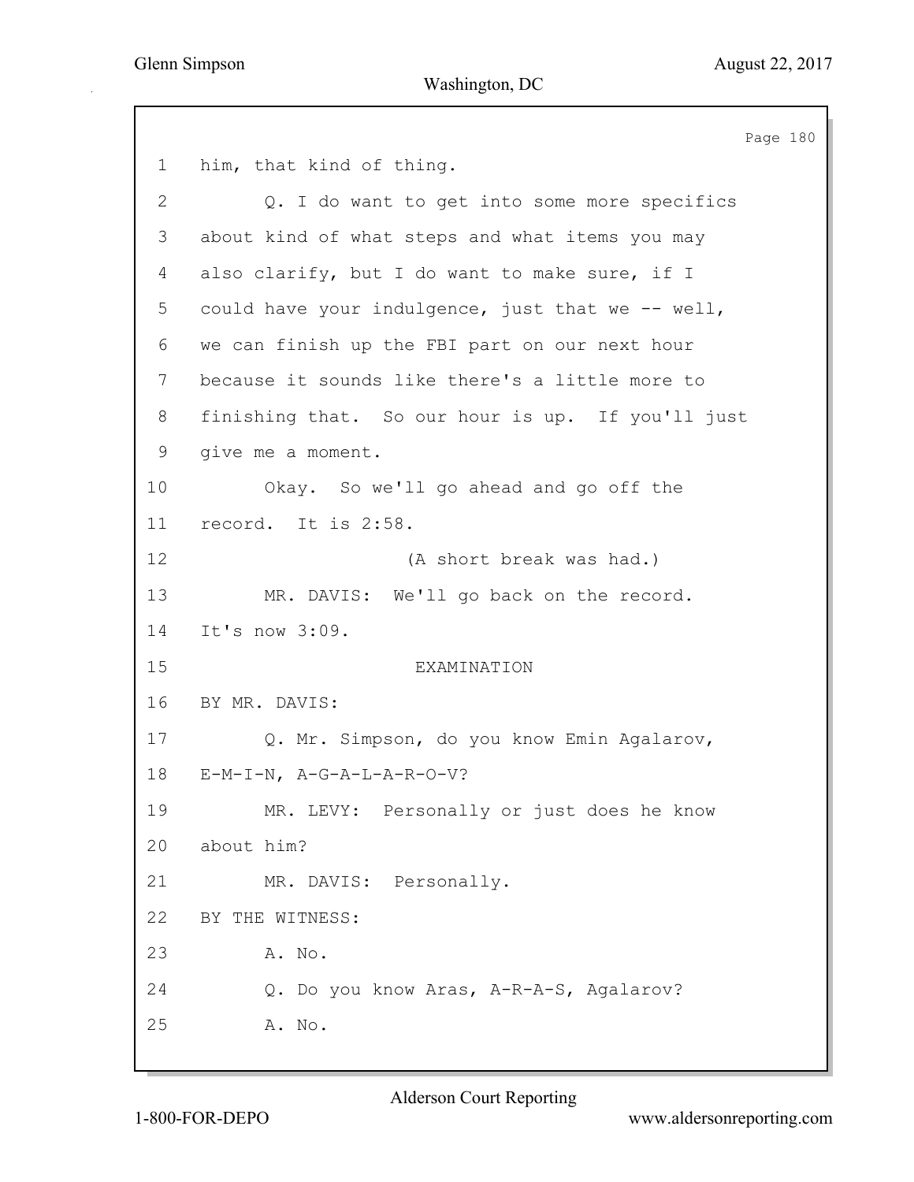him, that kind of thing.

Q. I do want to get into some more specifics about kind of what steps and what items you may also clarify, but I do want to make sure, if I could have your indulgence, just that we -- well, we can finish up the FBI part on our next hour because it sounds like there's a little more to finishing that. So our hour is up. If you'll just give me a moment.

Okay. So we'll go ahead and go off the record. It is 2:58.

(A short break was had.)

MR. DAVIS: We'll go back on the record. It's now 3:09.

EXAMINATION

BY MR. DAVIS:

Q. Mr. Simpson, do you know Emin Agalarov, E-M-I-N, A-G-A-L-A-R-O-V?

MR. LEVY: Personally or just does he know about him?

MR. DAVIS: Personally.

BY THE WITNESS:

A. No.

Q. Do you know Aras, A-R-A-S, Agalarov?

A. No.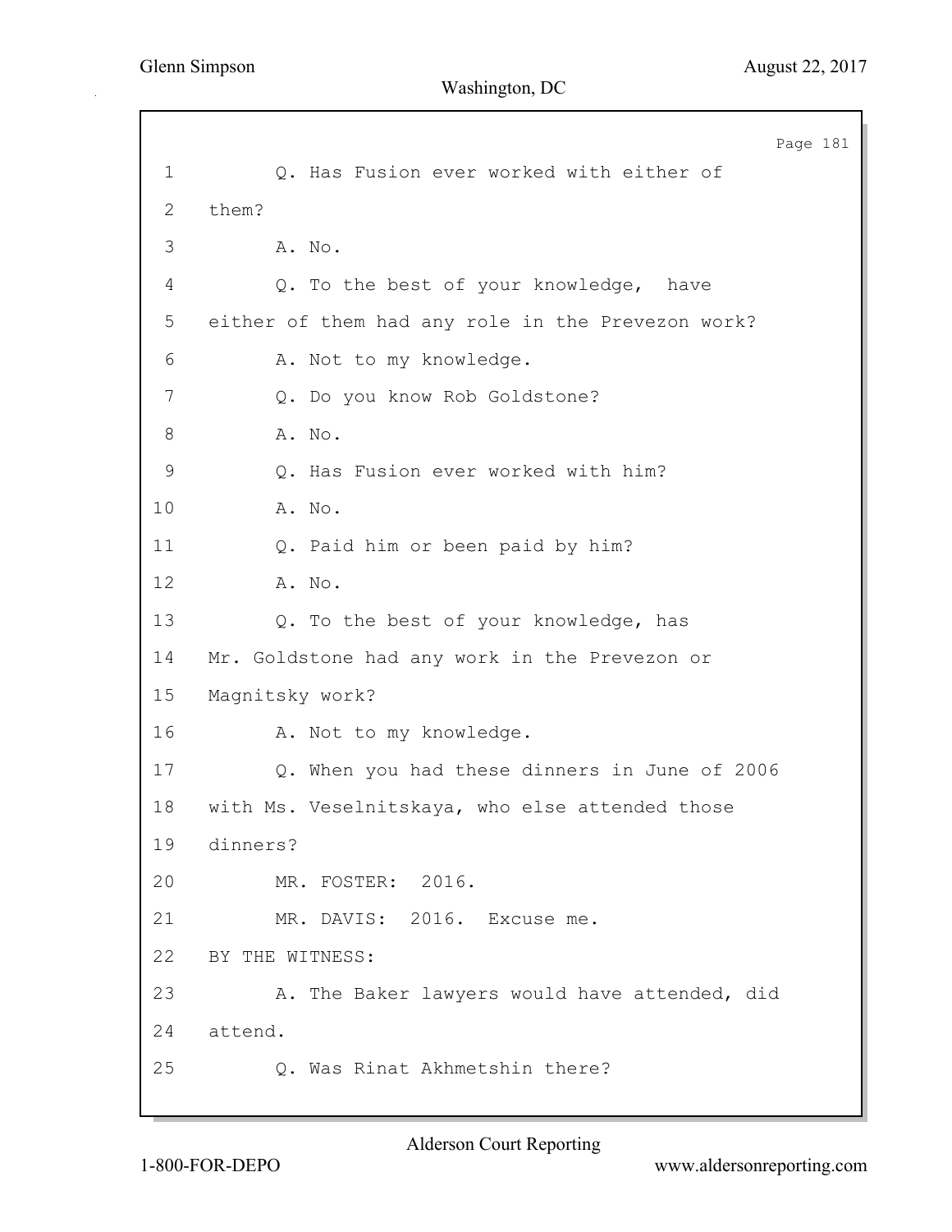1 Q. Has Fusion ever worked with either of
2 them?
3 A. No.
4 Q. To the best of your knowledge, have
5 either of them had any role in the Prevezon work?
6 A. Not to my knowledge.
7 Q. Do you know Rob Goldstone?
8 A. No.
9 Q. Has Fusion ever worked with him?
10 A. No.
11 Q. Paid him or been paid by him?
12 A. No.
13 Q. To the best of your knowledge, has
14 Mr. Goldstone had any work in the Prevezon or
15 Magnitsky work?
16 A. Not to my knowledge.
17 Q. When you had these dinners in June of 2006
18 with Ms. Veselnitskaya, who else attended those
19 dinners?
20 MR. FOSTER: 2016.
21 MR. DAVIS: 2016. Excuse me.
22 BY THE WITNESS:
23 A. The Baker lawyers would have attended, did
24 attend.
25 Q. Was Rinat Akhmetshin there?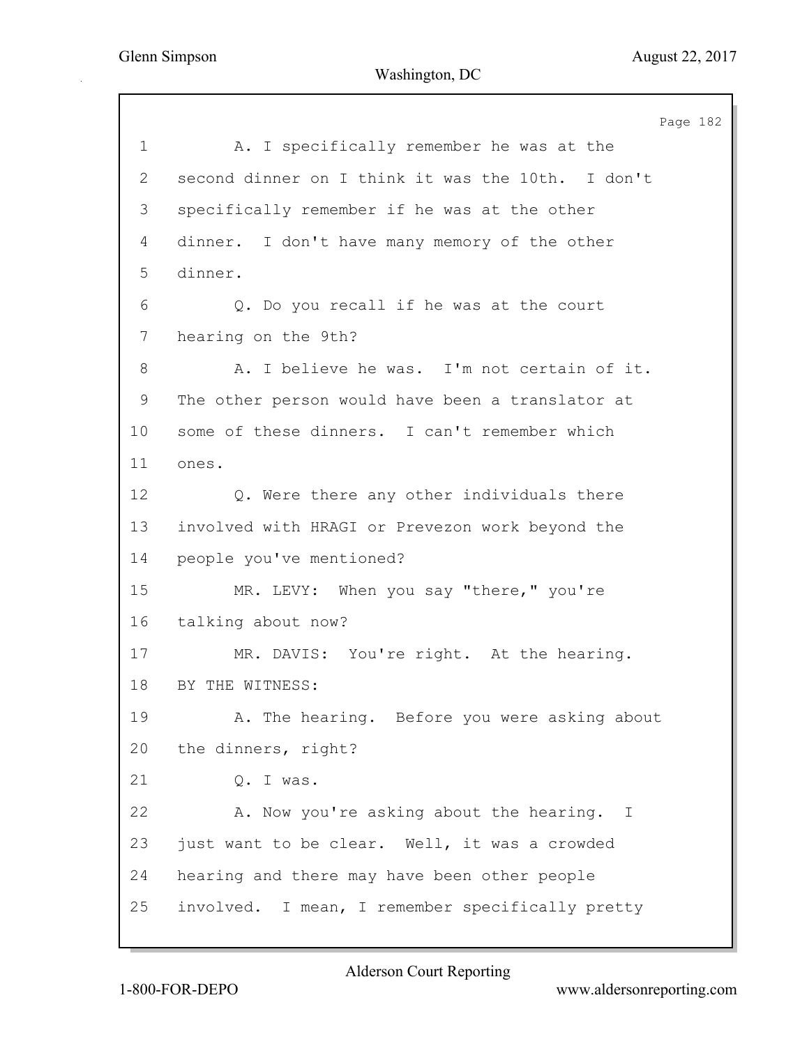1 A. I specifically remember he was at the
2 second dinner on I think it was the 10th. I don't
3 specifically remember if he was at the other
4 dinner. I don't have many memory of the other
5 dinner.
6 Q. Do you recall if he was at the court
7 hearing on the 9th?
8 A. I believe he was. I'm not certain of it.
9 The other person would have been a translator at
10 some of these dinners. I can't remember which
11 ones.
12 Q. Were there any other individuals there
13 involved with HRAGI or Prevezon work beyond the
14 people you've mentioned?
15 MR. LEVY: When you say "there," you're
16 talking about now?
17 MR. DAVIS: You're right. At the hearing.
18 BY THE WITNESS:
19 A. The hearing. Before you were asking about
20 the dinners, right?
21 Q. I was.
22 A. Now you're asking about the hearing. I
23 just want to be clear. Well, it was a crowded
24 hearing and there may have been other people
25 involved. I mean, I remember specifically pretty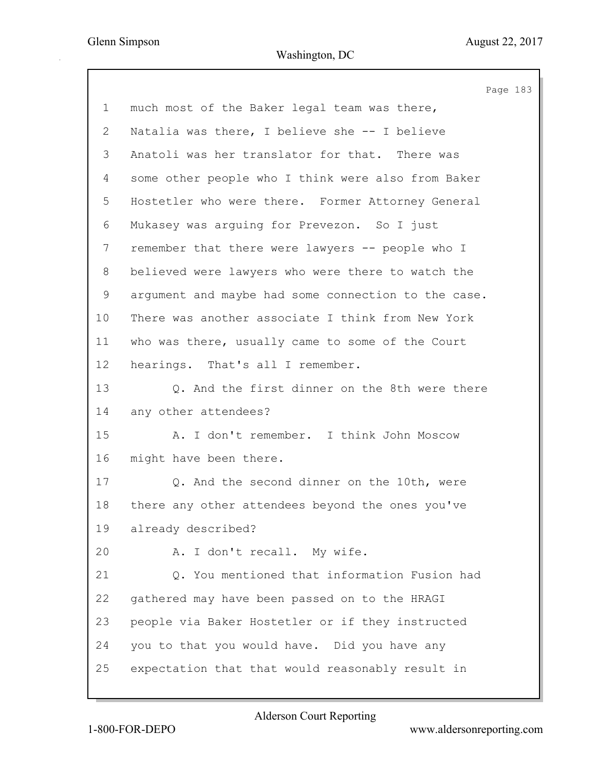1 much most of the Baker legal team was there,
2 Natalia was there, I believe she -- I believe
3 Anatoli was her translator for that. There was
4 some other people who I think were also from Baker
5 Hostetler who were there. Former Attorney General
6 Mukasey was arguing for Prevezon. So I just
7 remember that there were lawyers -- people who I
8 believed were lawyers who were there to watch the
9 argument and maybe had some connection to the case.
10 There was another associate I think from New York
11 who was there, usually came to some of the Court
12 hearings. That's all I remember.
13 Q. And the first dinner on the 8th were there
14 any other attendees?
15 A. I don't remember. I think John Moscow
16 might have been there.
17 Q. And the second dinner on the 10th, were
18 there any other attendees beyond the ones you've
19 already described?
20 A. I don't recall. My wife.
21 Q. You mentioned that information Fusion had
22 gathered may have been passed on to the HRAGI
23 people via Baker Hostetler or if they instructed
24 you to that you would have. Did you have any
25 expectation that that would reasonably result in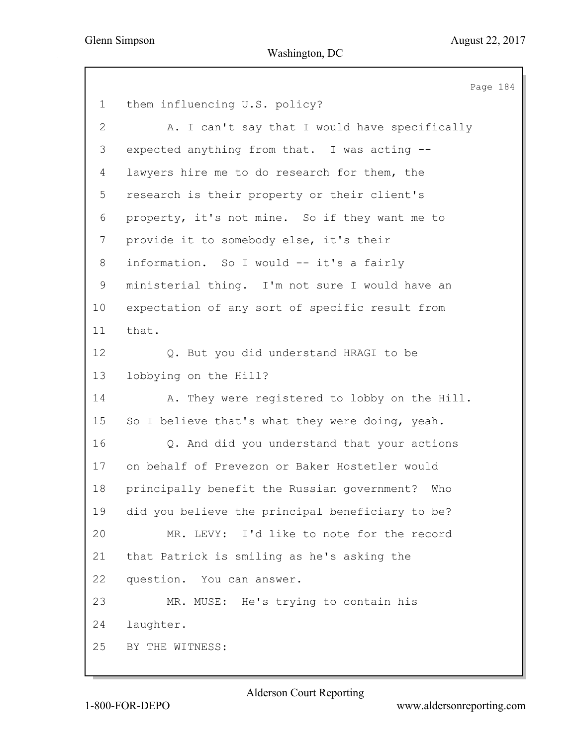1 them influencing U.S. policy?

2 A. I can't say that I would have specifically

3 expected anything from that. I was acting --

4 lawyers hire me to do research for them, the

5 research is their property or their client's

6 property, it's not mine. So if they want me to

7 provide it to somebody else, it's their

8 information. So I would -- it's a fairly

9 ministerial thing. I'm not sure I would have an

10 expectation of any sort of specific result from

11 that.

12 Q. But you did understand HRAGI to be

13 lobbying on the Hill?

14 A. They were registered to lobby on the Hill.

15 So I believe that's what they were doing, yeah.

16 Q. And did you understand that your actions

17 on behalf of Prevezon or Baker Hostetler would

18 principally benefit the Russian government? Who

19 did you believe the principal beneficiary to be?

20 MR. LEVY: I'd like to note for the record

21 that Patrick is smiling as he's asking the

22 question. You can answer.

23 MR. MUSE: He's trying to contain his

24 laughter.

25 BY THE WITNESS: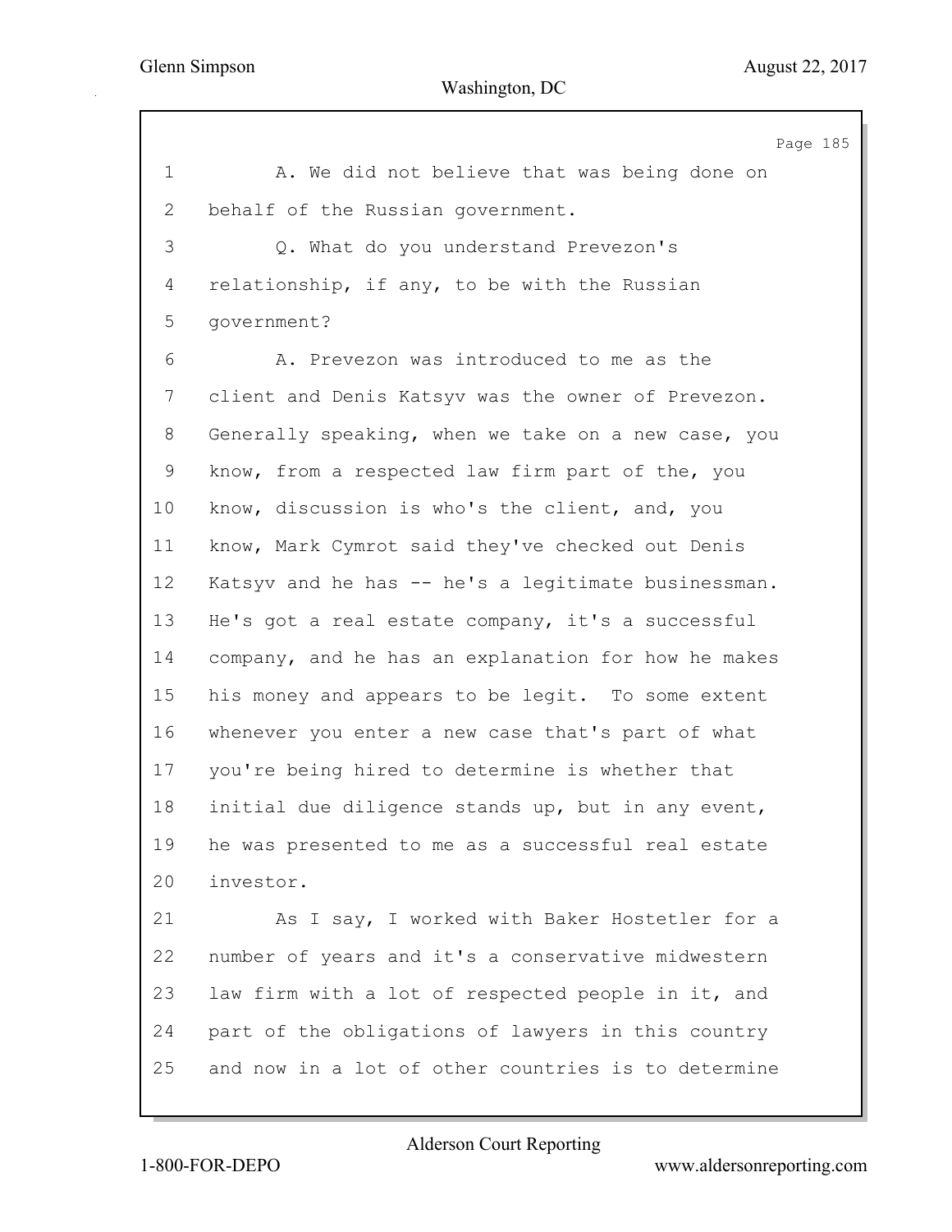1 A. We did not believe that was being done on
2 behalf of the Russian government.
3 Q. What do you understand Prevezon's
4 relationship, if any, to be with the Russian
5 government?
6 A. Prevezon was introduced to me as the
7 client and Denis Katsyv was the owner of Prevezon.
8 Generally speaking, when we take on a new case, you
9 know, from a respected law firm part of the, you
10 know, discussion is who's the client, and, you
11 know, Mark Cymrot said they've checked out Denis
12 Katsyv and he has -- he's a legitimate businessman.
13 He's got a real estate company, it's a successful
14 company, and he has an explanation for how he makes
15 his money and appears to be legit. To some extent
16 whenever you enter a new case that's part of what
17 you're being hired to determine is whether that
18 initial due diligence stands up, but in any event,
19 he was presented to me as a successful real estate
20 investor.
21 As I say, I worked with Baker Hostetler for a
22 number of years and it's a conservative midwestern
23 law firm with a lot of respected people in it, and
24 part of the obligations of lawyers in this country
25 and now in a lot of other countries is to determine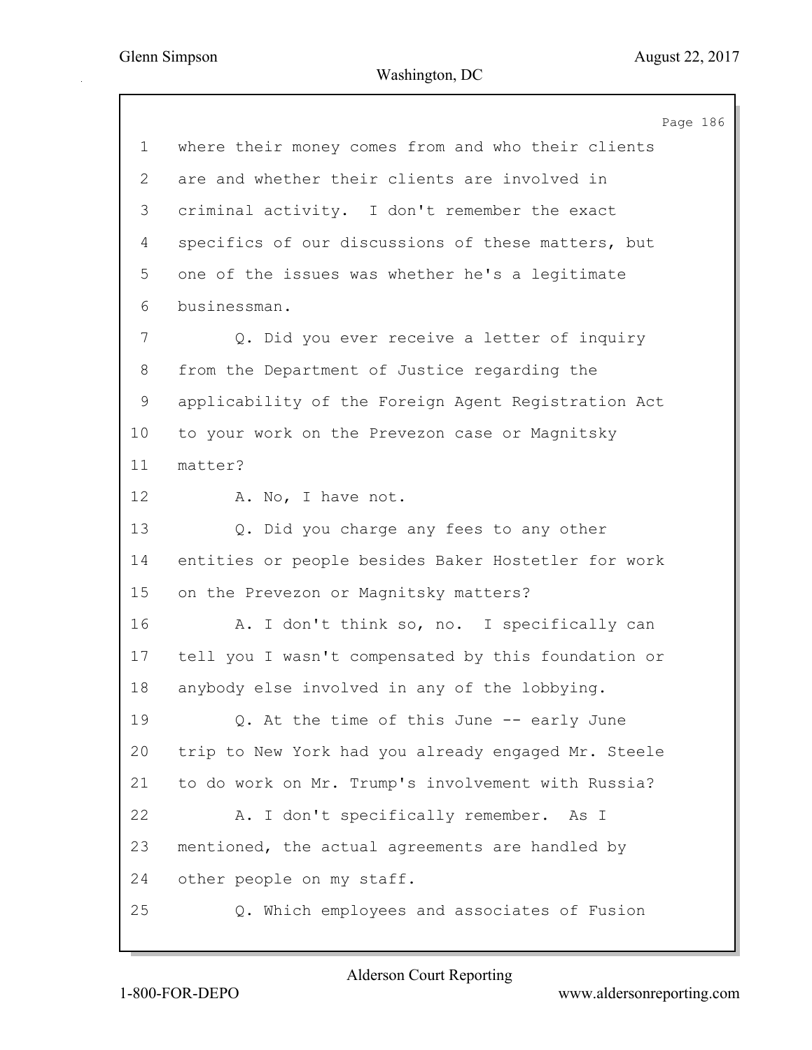where their money comes from and who their clients are and whether their clients are involved in criminal activity. I don't remember the exact specifics of our discussions of these matters, but one of the issues was whether he's a legitimate businessman.

Q. Did you ever receive a letter of inquiry from the Department of Justice regarding the applicability of the Foreign Agent Registration Act to your work on the Prevezon case or Magnitsky matter?

A. No, I have not.

Q. Did you charge any fees to any other entities or people besides Baker Hostetler for work on the Prevezon or Magnitsky matters?

A. I don't think so, no. I specifically can tell you I wasn't compensated by this foundation or anybody else involved in any of the lobbying.

Q. At the time of this June -- early June trip to New York had you already engaged Mr. Steele to do work on Mr. Trump's involvement with Russia?

A. I don't specifically remember. As I mentioned, the actual agreements are handled by other people on my staff.

Q. Which employees and associates of Fusion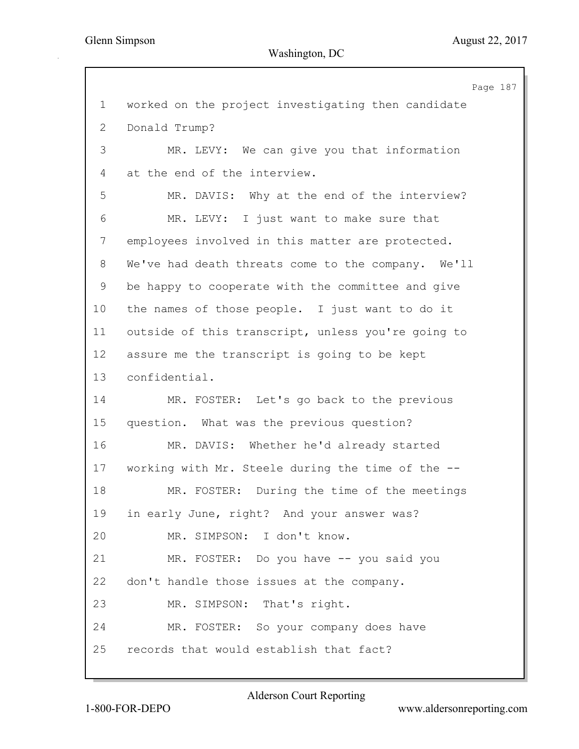1 worked on the project investigating then candidate
2 Donald Trump?
3 MR. LEVY: We can give you that information
4 at the end of the interview.
5 MR. DAVIS: Why at the end of the interview?
6 MR. LEVY: I just want to make sure that
7 employees involved in this matter are protected.
8 We've had death threats come to the company. We'll
9 be happy to cooperate with the committee and give
10 the names of those people. I just want to do it
11 outside of this transcript, unless you're going to
12 assure me the transcript is going to be kept
13 confidential.
14 MR. FOSTER: Let's go back to the previous
15 question. What was the previous question?
16 MR. DAVIS: Whether he'd already started
17 working with Mr. Steele during the time of the --
18 MR. FOSTER: During the time of the meetings
19 in early June, right? And your answer was?
20 MR. SIMPSON: I don't know.
21 MR. FOSTER: Do you have -- you said you
22 don't handle those issues at the company.
23 MR. SIMPSON: That's right.
24 MR. FOSTER: So your company does have
25 records that would establish that fact?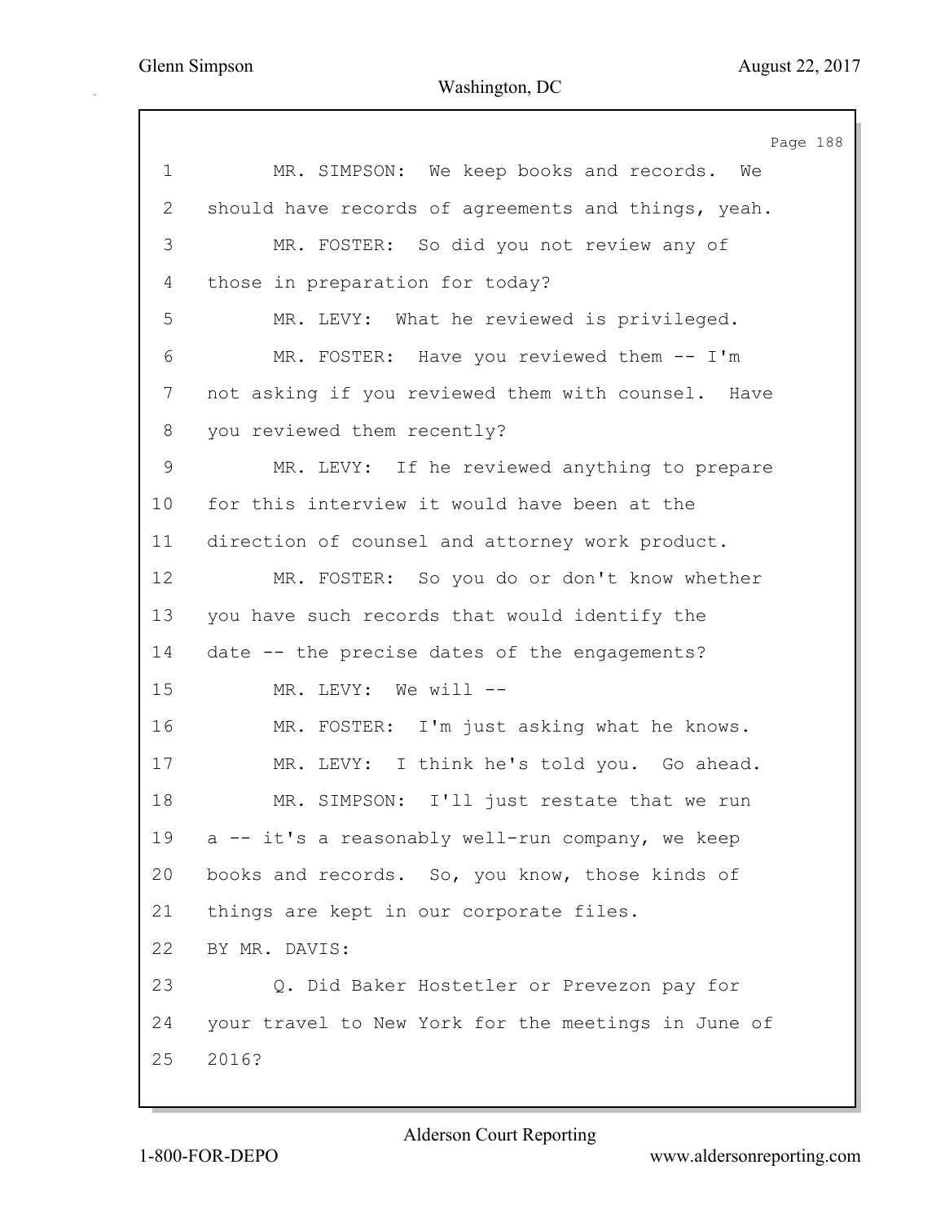MR. SIMPSON: We keep books and records. We should have records of agreements and things, yeah.

MR. FOSTER: So did you not review any of those in preparation for today?

MR. LEVY: What he reviewed is privileged.

MR. FOSTER: Have you reviewed them -- I'm not asking if you reviewed them with counsel. Have you reviewed them recently?

MR. LEVY: If he reviewed anything to prepare for this interview it would have been at the direction of counsel and attorney work product.

MR. FOSTER: So you do or don't know whether you have such records that would identify the date -- the precise dates of the engagements?

MR. LEVY: We will --

MR. FOSTER: I'm just asking what he knows.

MR. LEVY: I think he's told you. Go ahead.

MR. SIMPSON: I'll just restate that we run a -- it's a reasonably well-run company, we keep books and records. So, you know, those kinds of things are kept in our corporate files.

BY MR. DAVIS:

Q. Did Baker Hostetler or Prevezon pay for your travel to New York for the meetings in June of 2016?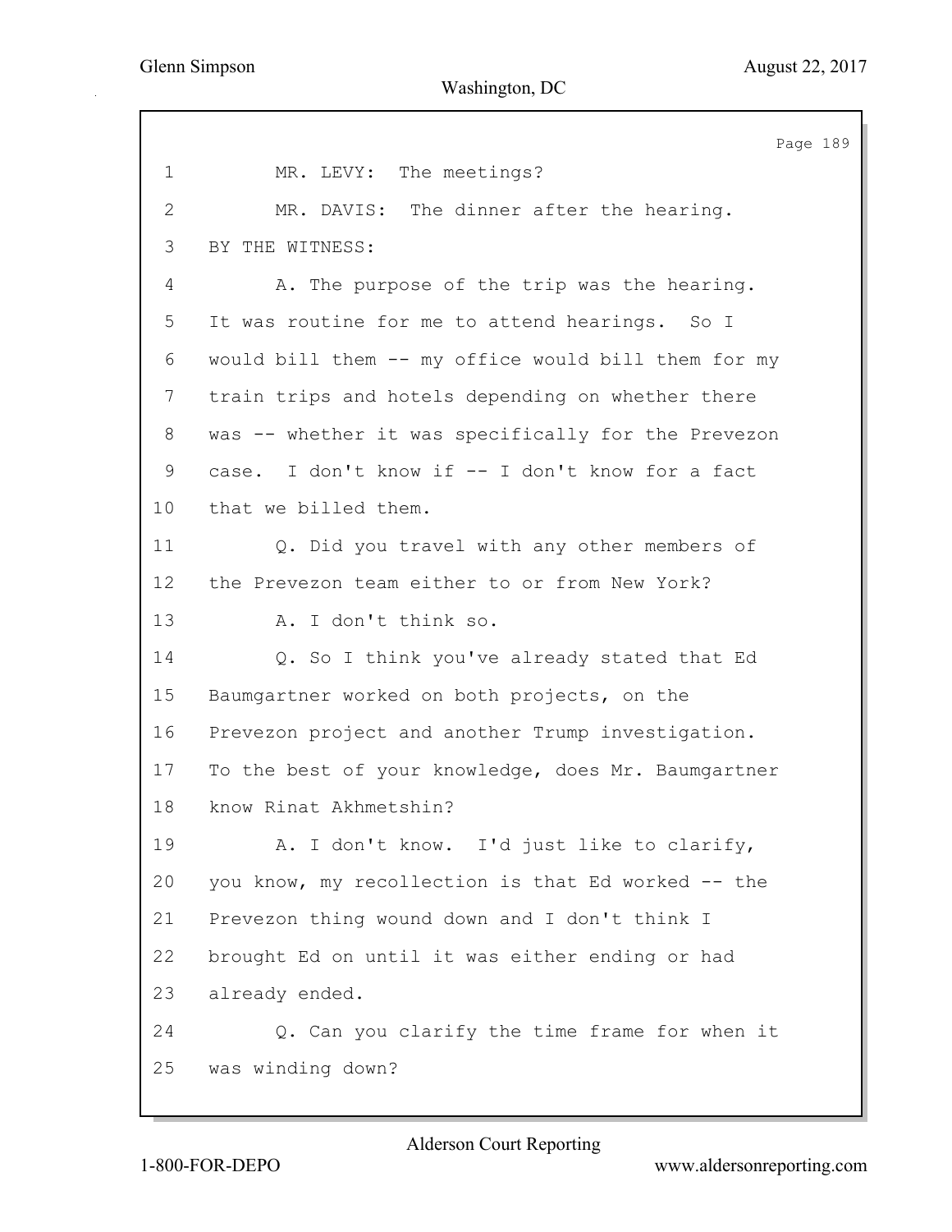1 MR. LEVY: The meetings?

2 MR. DAVIS: The dinner after the hearing.

3 BY THE WITNESS:

4 A. The purpose of the trip was the hearing.

5 It was routine for me to attend hearings. So I

6 would bill them -- my office would bill them for my

7 train trips and hotels depending on whether there

8 was -- whether it was specifically for the Prevezon

9 case. I don't know if -- I don't know for a fact

10 that we billed them.

11 Q. Did you travel with any other members of

12 the Prevezon team either to or from New York?

13 A. I don't think so.

14 Q. So I think you've already stated that Ed

15 Baumgartner worked on both projects, on the

16 Prevezon project and another Trump investigation.

17 To the best of your knowledge, does Mr. Baumgartner

18 know Rinat Akhmetshin?

19 A. I don't know. I'd just like to clarify,

20 you know, my recollection is that Ed worked -- the

21 Prevezon thing wound down and I don't think I

22 brought Ed on until it was either ending or had

23 already ended.

24 Q. Can you clarify the time frame for when it

25 was winding down?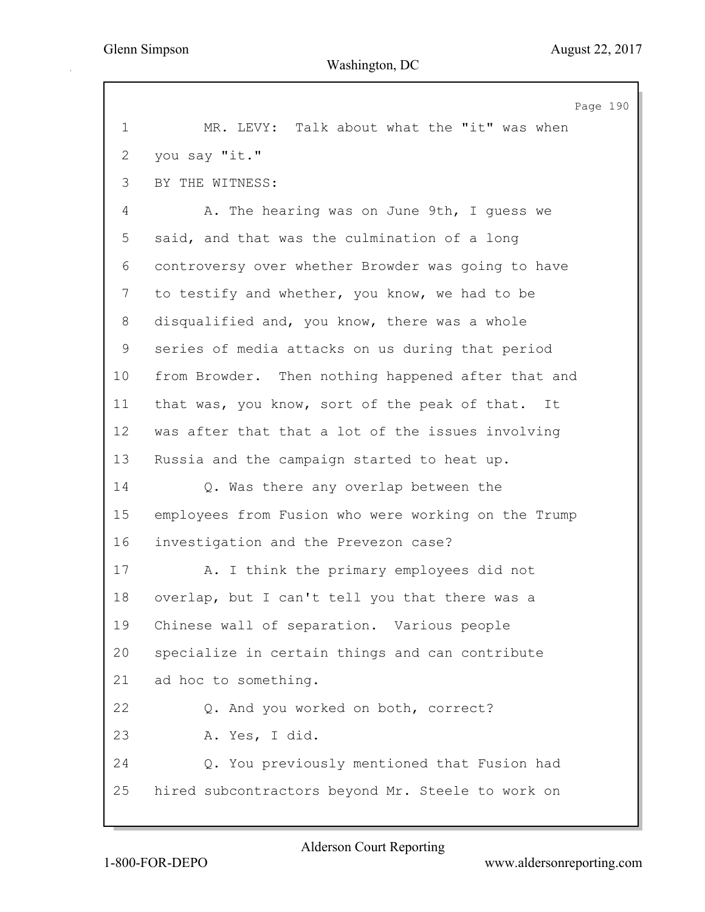1 MR. LEVY: Talk about what the "it" was when
2 you say "it."
3 BY THE WITNESS:
4 A. The hearing was on June 9th, I guess we
5 said, and that was the culmination of a long
6 controversy over whether Browder was going to have
7 to testify and whether, you know, we had to be
8 disqualified and, you know, there was a whole
9 series of media attacks on us during that period
10 from Browder. Then nothing happened after that and
11 that was, you know, sort of the peak of that. It
12 was after that that a lot of the issues involving
13 Russia and the campaign started to heat up.
14 Q. Was there any overlap between the
15 employees from Fusion who were working on the Trump
16 investigation and the Prevezon case?
17 A. I think the primary employees did not
18 overlap, but I can't tell you that there was a
19 Chinese wall of separation. Various people
20 specialize in certain things and can contribute
21 ad hoc to something.
22 Q. And you worked on both, correct?
23 A. Yes, I did.
24 Q. You previously mentioned that Fusion had
25 hired subcontractors beyond Mr. Steele to work on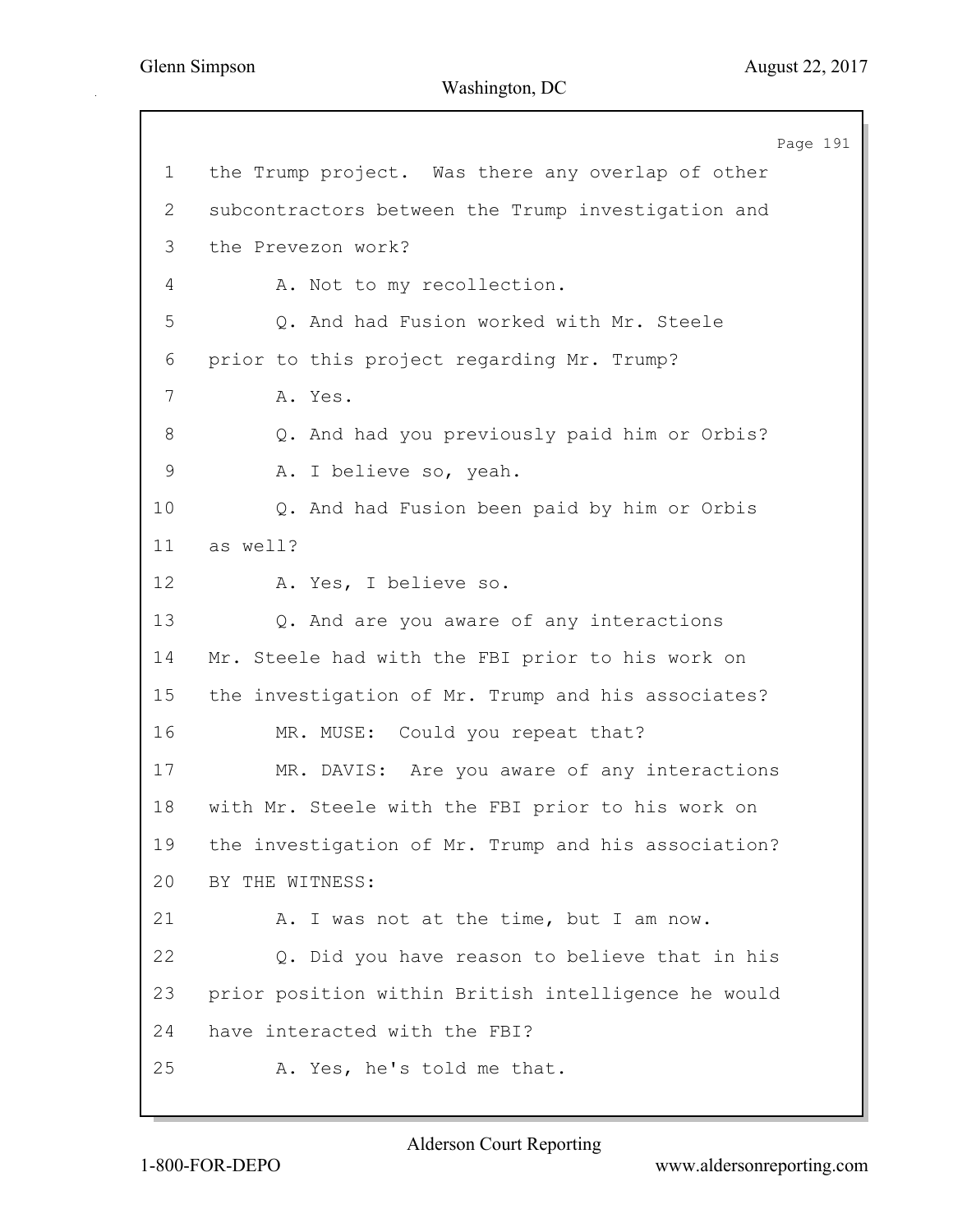1 the Trump project. Was there any overlap of other
2 subcontractors between the Trump investigation and
3 the Prevezon work?
4 A. Not to my recollection.
5 Q. And had Fusion worked with Mr. Steele
6 prior to this project regarding Mr. Trump?
7 A. Yes.
8 Q. And had you previously paid him or Orbis?
9 A. I believe so, yeah.
10 Q. And had Fusion been paid by him or Orbis
11 as well?
12 A. Yes, I believe so.
13 Q. And are you aware of any interactions
14 Mr. Steele had with the FBI prior to his work on
15 the investigation of Mr. Trump and his associates?
16 MR. MUSE: Could you repeat that?
17 MR. DAVIS: Are you aware of any interactions
18 with Mr. Steele with the FBI prior to his work on
19 the investigation of Mr. Trump and his association?
20 BY THE WITNESS:
21 A. I was not at the time, but I am now.
22 Q. Did you have reason to believe that in his
23 prior position within British intelligence he would
24 have interacted with the FBI?
25 A. Yes, he's told me that.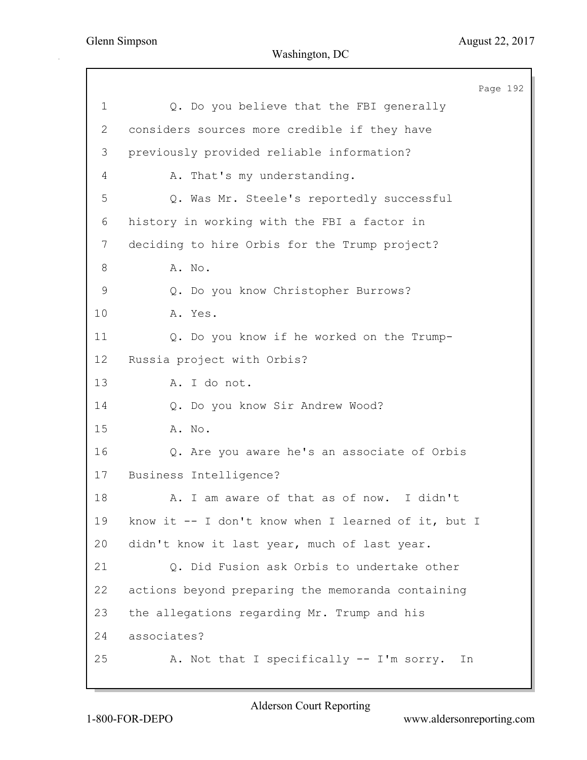1 Q. Do you believe that the FBI generally
2 considers sources more credible if they have
3 previously provided reliable information?
4 A. That's my understanding.
5 Q. Was Mr. Steele's reportedly successful
6 history in working with the FBI a factor in
7 deciding to hire Orbis for the Trump project?
8 A. No.
9 Q. Do you know Christopher Burrows?
10 A. Yes.
11 Q. Do you know if he worked on the Trump-
12 Russia project with Orbis?
13 A. I do not.
14 Q. Do you know Sir Andrew Wood?
15 A. No.
16 Q. Are you aware he's an associate of Orbis
17 Business Intelligence?
18 A. I am aware of that as of now. I didn't
19 know it -- I don't know when I learned of it, but I
20 didn't know it last year, much of last year.
21 Q. Did Fusion ask Orbis to undertake other
22 actions beyond preparing the memoranda containing
23 the allegations regarding Mr. Trump and his
24 associates?
25 A. Not that I specifically -- I'm sorry. In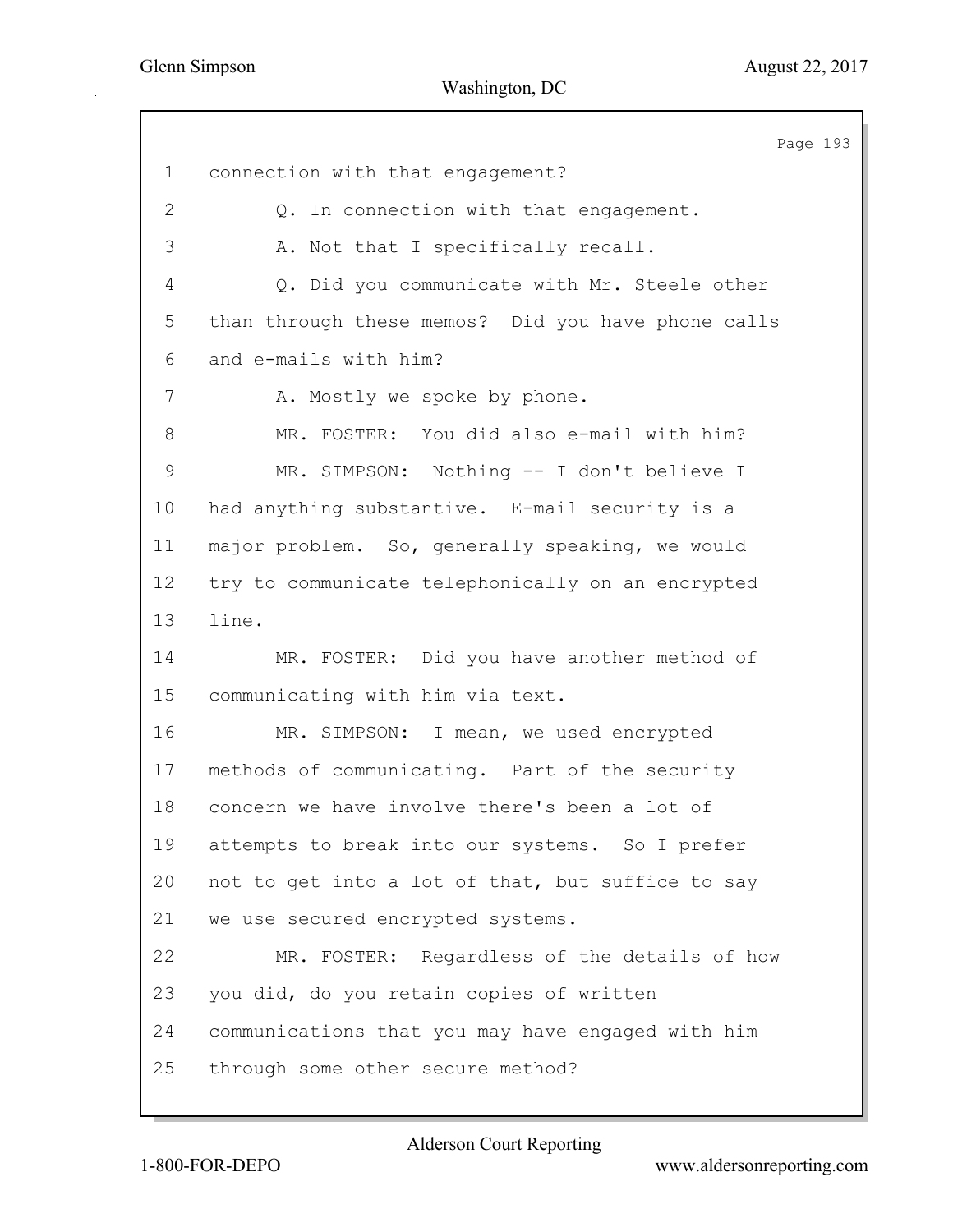1 connection with that engagement?

2 Q. In connection with that engagement.

3 A. Not that I specifically recall.

4 Q. Did you communicate with Mr. Steele other

5 than through these memos? Did you have phone calls

6 and e-mails with him?

7 A. Mostly we spoke by phone.

8 MR. FOSTER: You did also e-mail with him?

9 MR. SIMPSON: Nothing -- I don't believe I

10 had anything substantive. E-mail security is a

11 major problem. So, generally speaking, we would

12 try to communicate telephonically on an encrypted

13 line.

14 MR. FOSTER: Did you have another method of

15 communicating with him via text.

16 MR. SIMPSON: I mean, we used encrypted

17 methods of communicating. Part of the security

18 concern we have involve there's been a lot of

19 attempts to break into our systems. So I prefer

20 not to get into a lot of that, but suffice to say

21 we use secured encrypted systems.

22 MR. FOSTER: Regardless of the details of how

23 you did, do you retain copies of written

24 communications that you may have engaged with him

25 through some other secure method?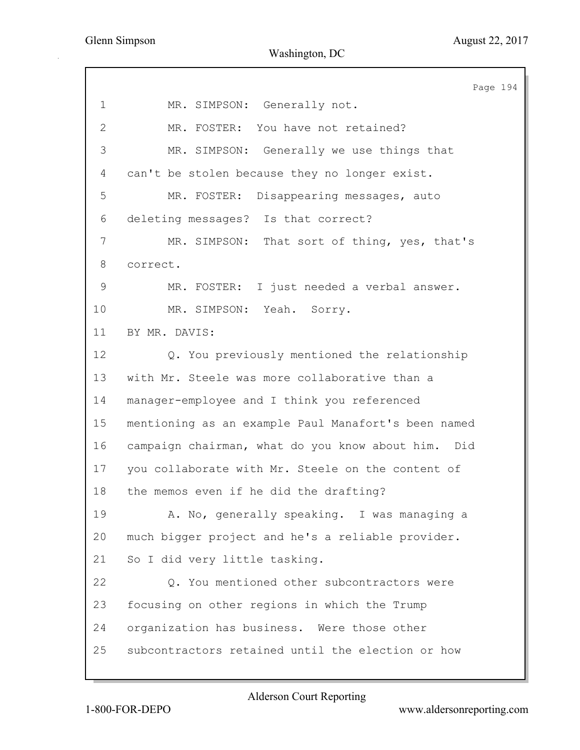MR. SIMPSON: Generally not.

MR. FOSTER: You have not retained?

MR. SIMPSON: Generally we use things that can't be stolen because they no longer exist.

MR. FOSTER: Disappearing messages, auto deleting messages? Is that correct?

MR. SIMPSON: That sort of thing, yes, that's correct.

MR. FOSTER: I just needed a verbal answer.

MR. SIMPSON: Yeah. Sorry.

BY MR. DAVIS:

Q. You previously mentioned the relationship with Mr. Steele was more collaborative than a manager-employee and I think you referenced mentioning as an example Paul Manafort's been named campaign chairman, what do you know about him. Did you collaborate with Mr. Steele on the content of the memos even if he did the drafting?

A. No, generally speaking. I was managing a much bigger project and he's a reliable provider. So I did very little tasking.

Q. You mentioned other subcontractors were focusing on other regions in which the Trump organization has business. Were those other subcontractors retained until the election or how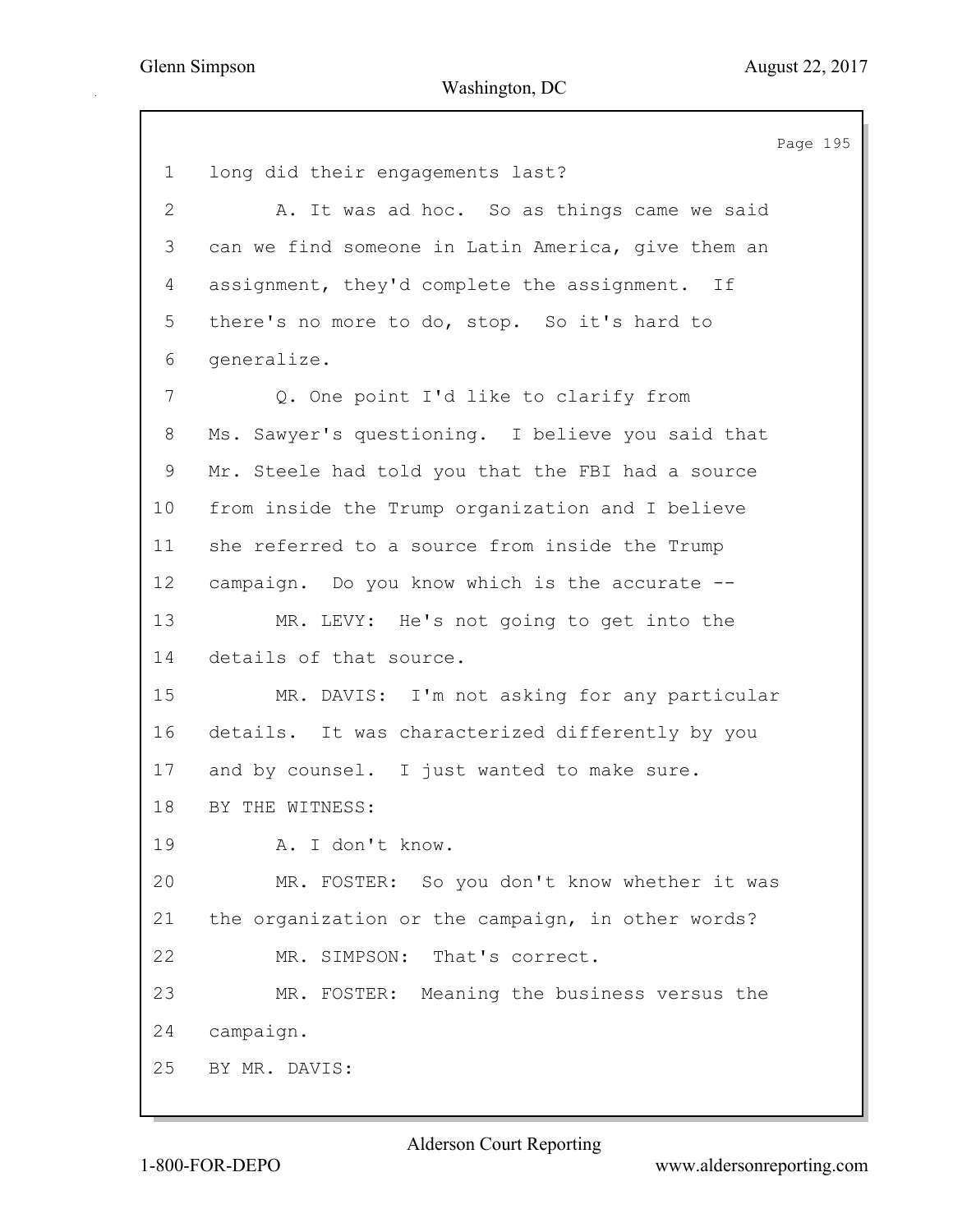1 long did their engagements last?

2 A. It was ad hoc. So as things came we said

3 can we find someone in Latin America, give them an

4 assignment, they'd complete the assignment. If

5 there's no more to do, stop. So it's hard to

6 generalize.

7 Q. One point I'd like to clarify from

8 Ms. Sawyer's questioning. I believe you said that

9 Mr. Steele had told you that the FBI had a source

10 from inside the Trump organization and I believe

11 she referred to a source from inside the Trump

12 campaign. Do you know which is the accurate --

13 MR. LEVY: He's not going to get into the

14 details of that source.

15 MR. DAVIS: I'm not asking for any particular

16 details. It was characterized differently by you

17 and by counsel. I just wanted to make sure.

18 BY THE WITNESS:

19 A. I don't know.

20 MR. FOSTER: So you don't know whether it was

21 the organization or the campaign, in other words?

22 MR. SIMPSON: That's correct.

23 MR. FOSTER: Meaning the business versus the

24 campaign.

25 BY MR. DAVIS: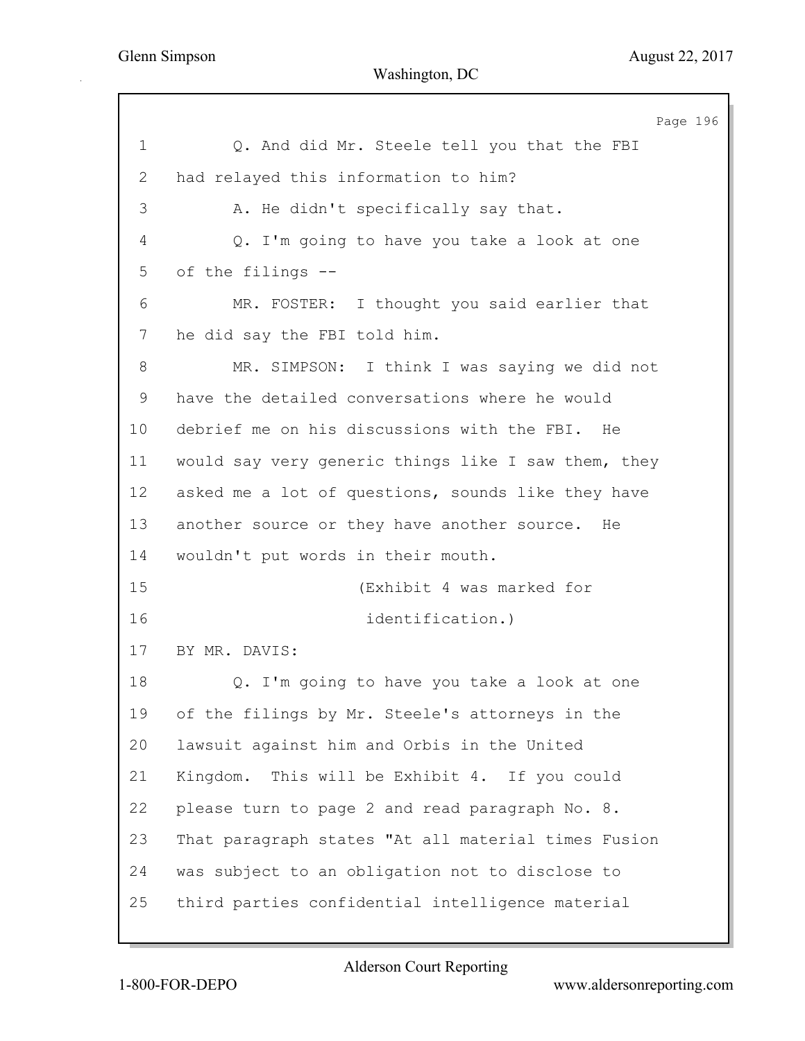1 Q. And did Mr. Steele tell you that the FBI
2 had relayed this information to him?
3 A. He didn't specifically say that.
4 Q. I'm going to have you take a look at one
5 of the filings --
6 MR. FOSTER: I thought you said earlier that
7 he did say the FBI told him.
8 MR. SIMPSON: I think I was saying we did not
9 have the detailed conversations where he would
10 debrief me on his discussions with the FBI. He
11 would say very generic things like I saw them, they
12 asked me a lot of questions, sounds like they have
13 another source or they have another source. He
14 wouldn't put words in their mouth.
15 (Exhibit 4 was marked for
16 identification.)
17 BY MR. DAVIS:
18 Q. I'm going to have you take a look at one
19 of the filings by Mr. Steele's attorneys in the
20 lawsuit against him and Orbis in the United
21 Kingdom. This will be Exhibit 4. If you could
22 please turn to page 2 and read paragraph No. 8.
23 That paragraph states "At all material times Fusion
24 was subject to an obligation not to disclose to
25 third parties confidential intelligence material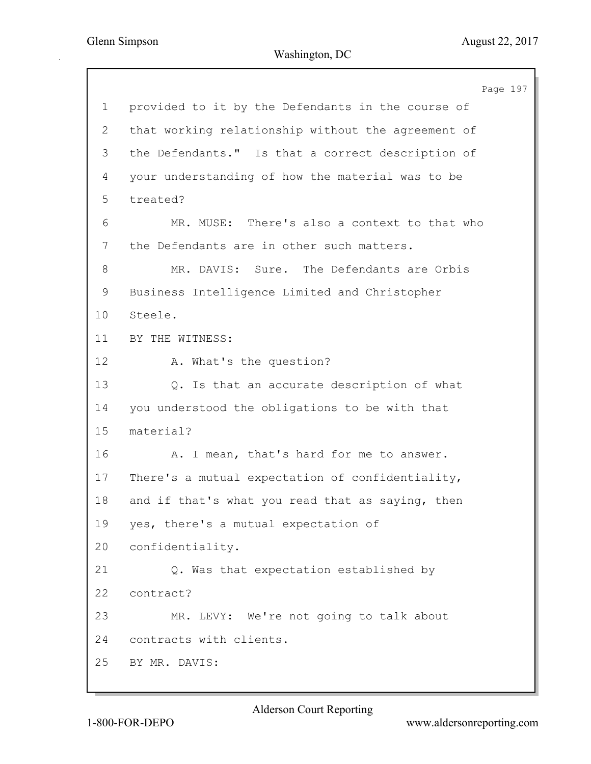1 provided to it by the Defendants in the course of
2 that working relationship without the agreement of
3 the Defendants." Is that a correct description of
4 your understanding of how the material was to be
5 treated?
6 MR. MUSE: There's also a context to that who
7 the Defendants are in other such matters.
8 MR. DAVIS: Sure. The Defendants are Orbis
9 Business Intelligence Limited and Christopher
10 Steele.
11 BY THE WITNESS:
12 A. What's the question?
13 Q. Is that an accurate description of what
14 you understood the obligations to be with that
15 material?
16 A. I mean, that's hard for me to answer.
17 There's a mutual expectation of confidentiality,
18 and if that's what you read that as saying, then
19 yes, there's a mutual expectation of
20 confidentiality.
21 Q. Was that expectation established by
22 contract?
23 MR. LEVY: We're not going to talk about
24 contracts with clients.
25 BY MR. DAVIS: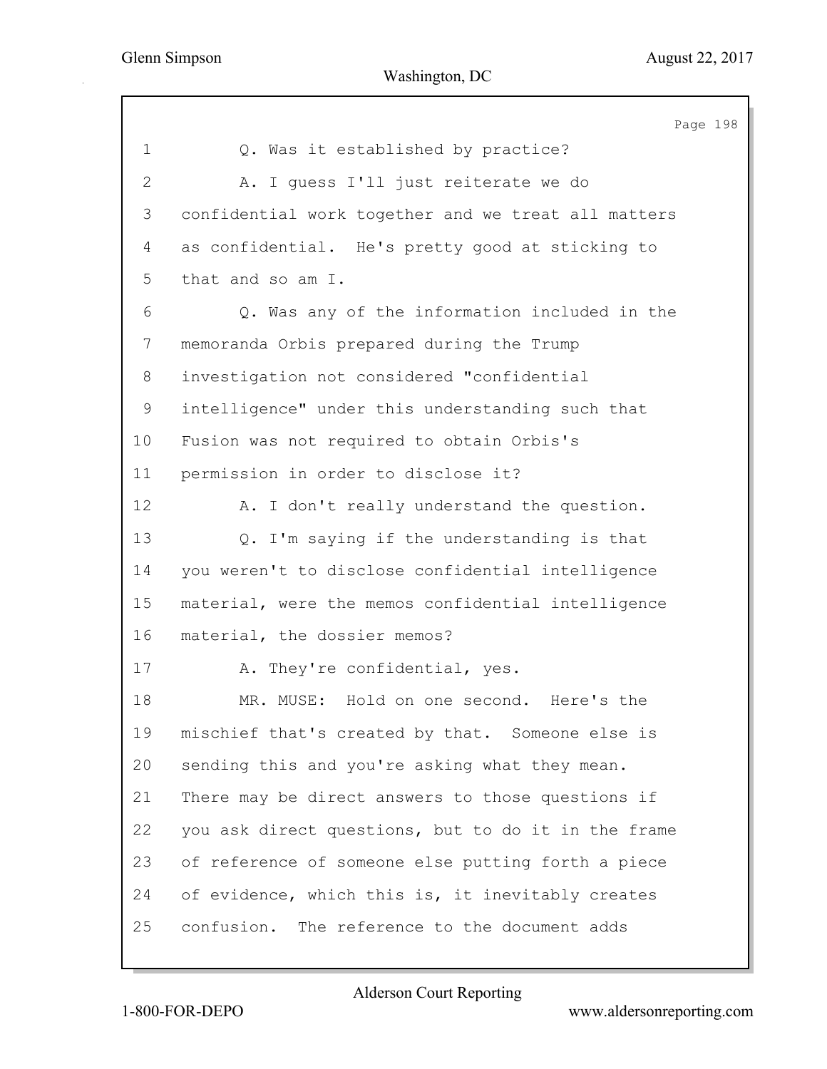1 Q. Was it established by practice?

2 A. I guess I'll just reiterate we do

3 confidential work together and we treat all matters

4 as confidential. He's pretty good at sticking to

5 that and so am I.

6 Q. Was any of the information included in the

7 memoranda Orbis prepared during the Trump

8 investigation not considered "confidential

9 intelligence" under this understanding such that

10 Fusion was not required to obtain Orbis's

11 permission in order to disclose it?

12 A. I don't really understand the question.

13 Q. I'm saying if the understanding is that

14 you weren't to disclose confidential intelligence

15 material, were the memos confidential intelligence

16 material, the dossier memos?

17 A. They're confidential, yes.

18 MR. MUSE: Hold on one second. Here's the

19 mischief that's created by that. Someone else is

20 sending this and you're asking what they mean.

21 There may be direct answers to those questions if

22 you ask direct questions, but to do it in the frame

23 of reference of someone else putting forth a piece

24 of evidence, which this is, it inevitably creates

25 confusion. The reference to the document adds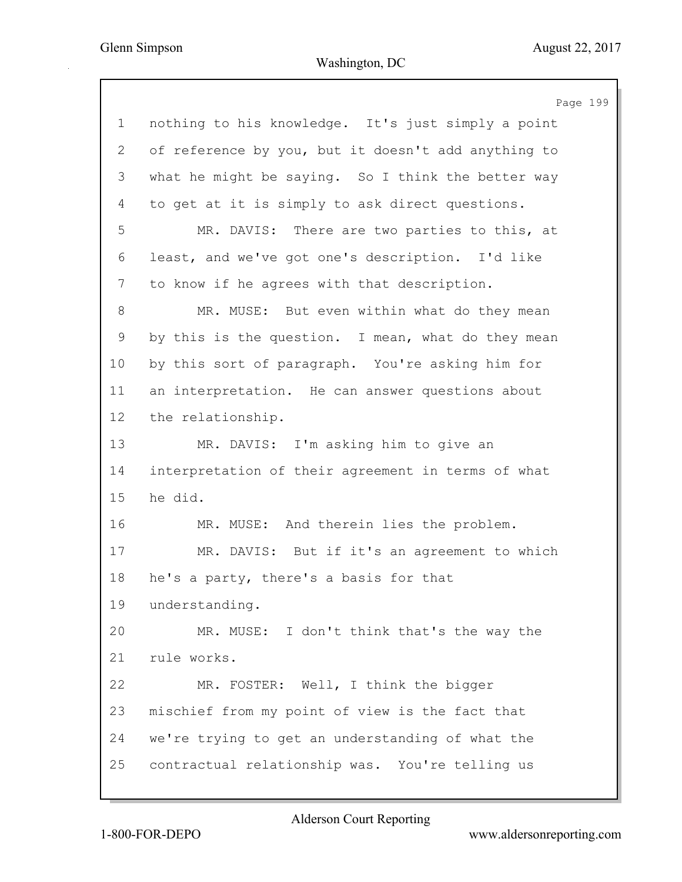1 nothing to his knowledge. It's just simply a point
2 of reference by you, but it doesn't add anything to
3 what he might be saying. So I think the better way
4 to get at it is simply to ask direct questions.
5 MR. DAVIS: There are two parties to this, at
6 least, and we've got one's description. I'd like
7 to know if he agrees with that description.
8 MR. MUSE: But even within what do they mean
9 by this is the question. I mean, what do they mean
10 by this sort of paragraph. You're asking him for
11 an interpretation. He can answer questions about
12 the relationship.
13 MR. DAVIS: I'm asking him to give an
14 interpretation of their agreement in terms of what
15 he did.
16 MR. MUSE: And therein lies the problem.
17 MR. DAVIS: But if it's an agreement to which
18 he's a party, there's a basis for that
19 understanding.
20 MR. MUSE: I don't think that's the way the
21 rule works.
22 MR. FOSTER: Well, I think the bigger
23 mischief from my point of view is the fact that
24 we're trying to get an understanding of what the
25 contractual relationship was. You're telling us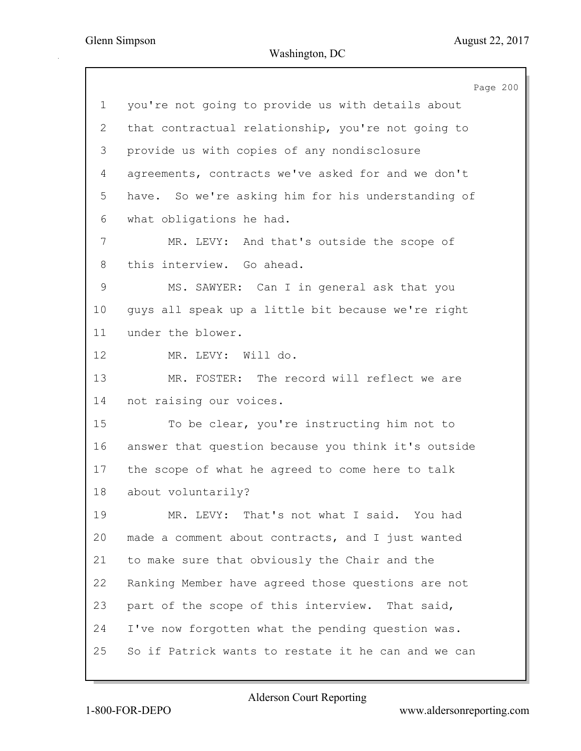you're not going to provide us with details about that contractual relationship, you're not going to provide us with copies of any nondisclosure agreements, contracts we've asked for and we don't have. So we're asking him for his understanding of what obligations he had.

MR. LEVY: And that's outside the scope of this interview. Go ahead.

MS. SAWYER: Can I in general ask that you guys all speak up a little bit because we're right under the blower.

MR. LEVY: Will do.

MR. FOSTER: The record will reflect we are not raising our voices.

To be clear, you're instructing him not to answer that question because you think it's outside the scope of what he agreed to come here to talk about voluntarily?

MR. LEVY: That's not what I said. You had made a comment about contracts, and I just wanted to make sure that obviously the Chair and the Ranking Member have agreed those questions are not part of the scope of this interview. That said, I've now forgotten what the pending question was. So if Patrick wants to restate it he can and we can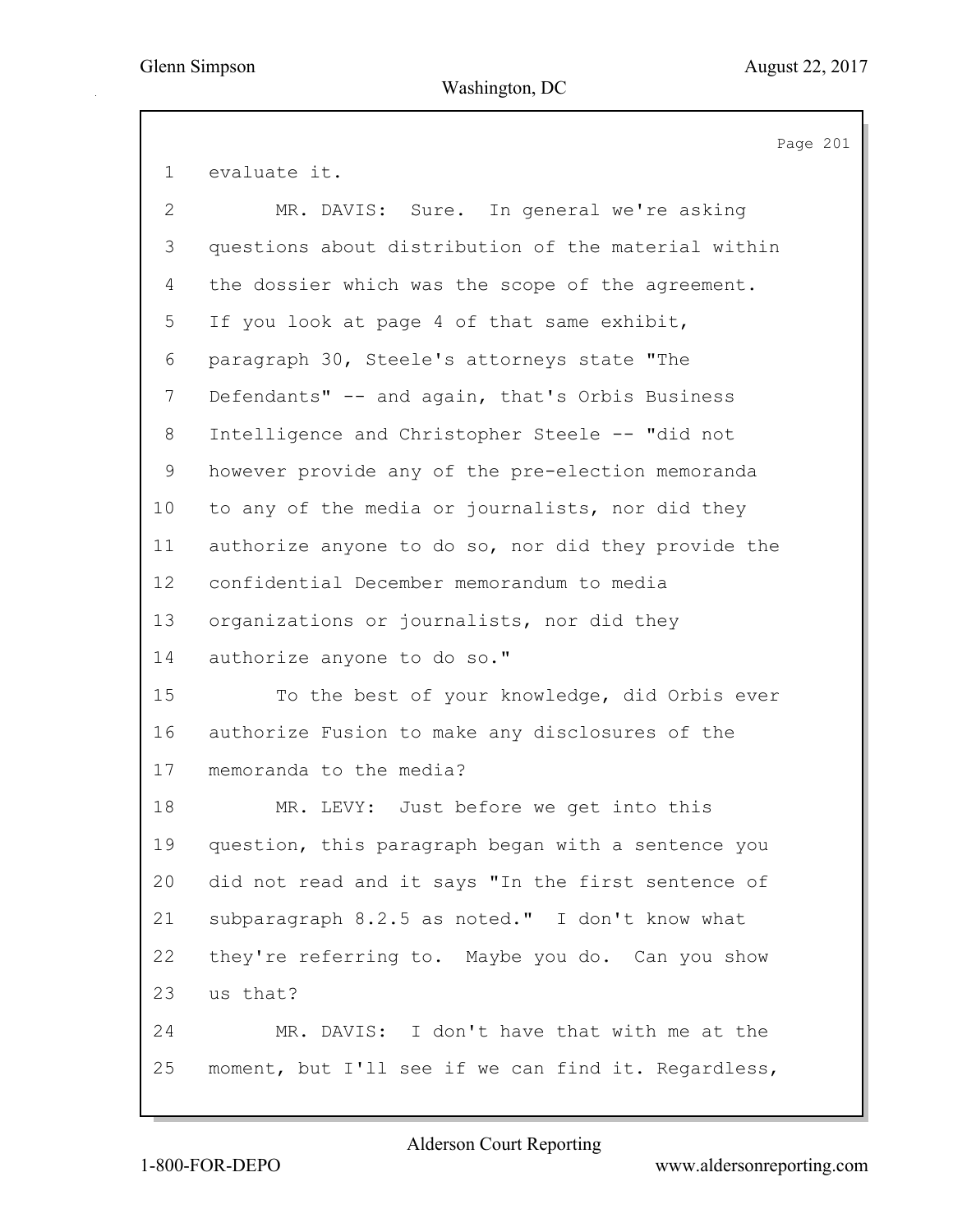evaluate it.

MR. DAVIS: Sure. In general we're asking questions about distribution of the material within the dossier which was the scope of the agreement. If you look at page 4 of that same exhibit, paragraph 30, Steele's attorneys state "The Defendants" -- and again, that's Orbis Business Intelligence and Christopher Steele -- "did not however provide any of the pre-election memoranda to any of the media or journalists, nor did they authorize anyone to do so, nor did they provide the confidential December memorandum to media organizations or journalists, nor did they authorize anyone to do so."

To the best of your knowledge, did Orbis ever authorize Fusion to make any disclosures of the memoranda to the media?

MR. LEVY: Just before we get into this question, this paragraph began with a sentence you did not read and it says "In the first sentence of subparagraph 8.2.5 as noted." I don't know what they're referring to. Maybe you do. Can you show us that?

MR. DAVIS: I don't have that with me at the moment, but I'll see if we can find it. Regardless,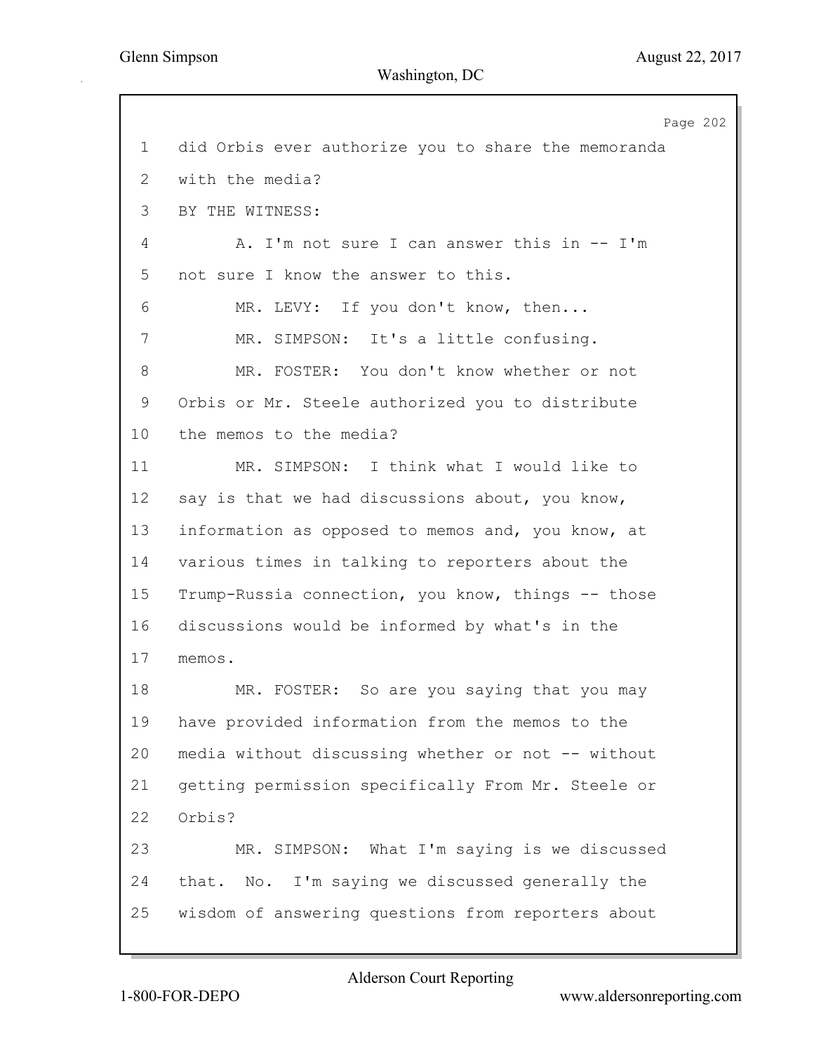1 did Orbis ever authorize you to share the memoranda
2 with the media?
3 BY THE WITNESS:
4 A. I'm not sure I can answer this in -- I'm
5 not sure I know the answer to this.
6 MR. LEVY: If you don't know, then...
7 MR. SIMPSON: It's a little confusing.
8 MR. FOSTER: You don't know whether or not
9 Orbis or Mr. Steele authorized you to distribute
10 the memos to the media?
11 MR. SIMPSON: I think what I would like to
12 say is that we had discussions about, you know,
13 information as opposed to memos and, you know, at
14 various times in talking to reporters about the
15 Trump-Russia connection, you know, things -- those
16 discussions would be informed by what's in the
17 memos.
18 MR. FOSTER: So are you saying that you may
19 have provided information from the memos to the
20 media without discussing whether or not -- without
21 getting permission specifically From Mr. Steele or
22 Orbis?
23 MR. SIMPSON: What I'm saying is we discussed
24 that. No. I'm saying we discussed generally the
25 wisdom of answering questions from reporters about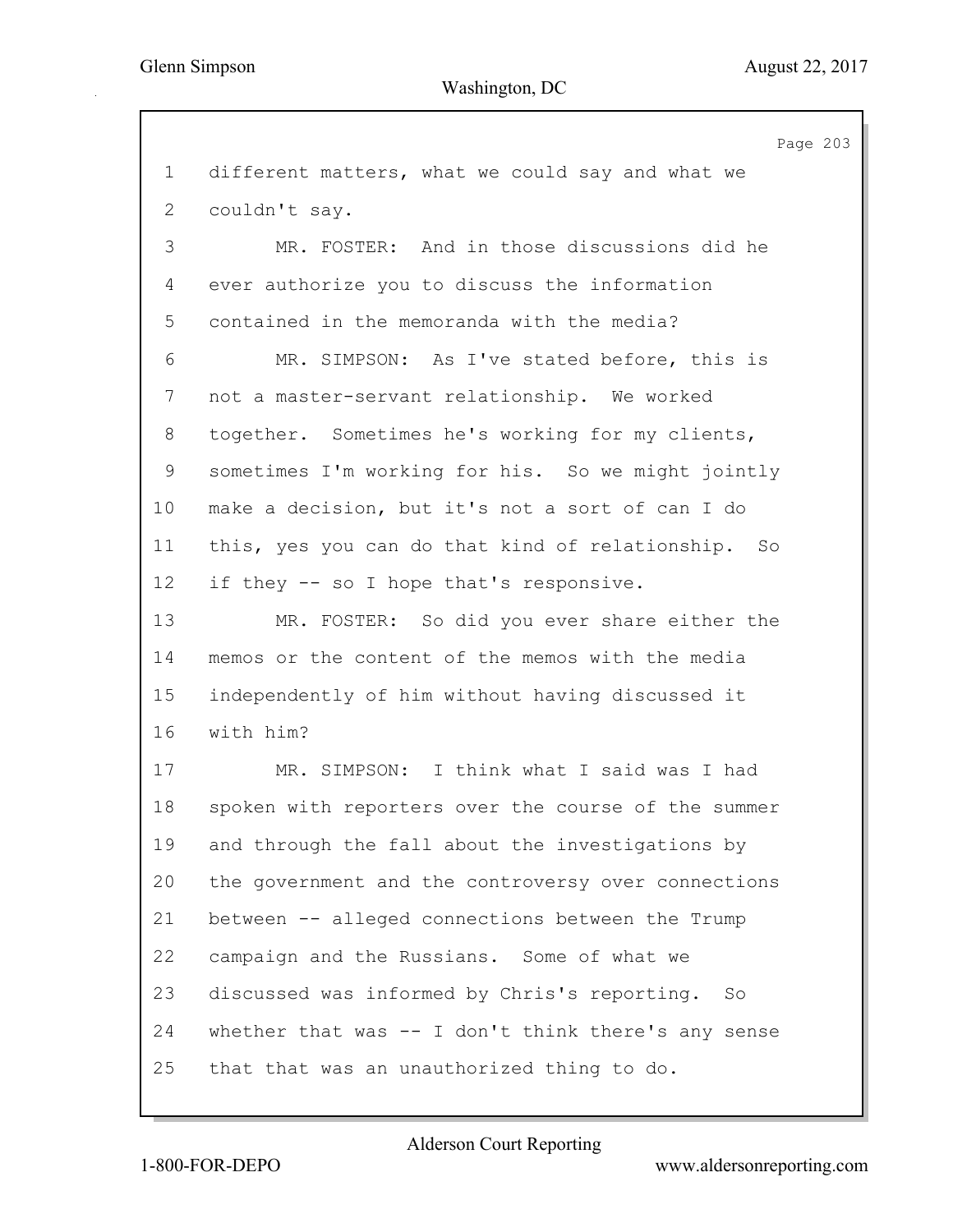1 different matters, what we could say and what we
2 couldn't say.

3 MR. FOSTER: And in those discussions did he
4 ever authorize you to discuss the information
5 contained in the memoranda with the media?

6 MR. SIMPSON: As I've stated before, this is
7 not a master-servant relationship. We worked
8 together. Sometimes he's working for my clients,
9 sometimes I'm working for his. So we might jointly
10 make a decision, but it's not a sort of can I do
11 this, yes you can do that kind of relationship. So
12 if they -- so I hope that's responsive.

13 MR. FOSTER: So did you ever share either the
14 memos or the content of the memos with the media
15 independently of him without having discussed it
16 with him?

17 MR. SIMPSON: I think what I said was I had
18 spoken with reporters over the course of the summer
19 and through the fall about the investigations by
20 the government and the controversy over connections
21 between -- alleged connections between the Trump
22 campaign and the Russians. Some of what we
23 discussed was informed by Chris's reporting. So
24 whether that was -- I don't think there's any sense
25 that that was an unauthorized thing to do.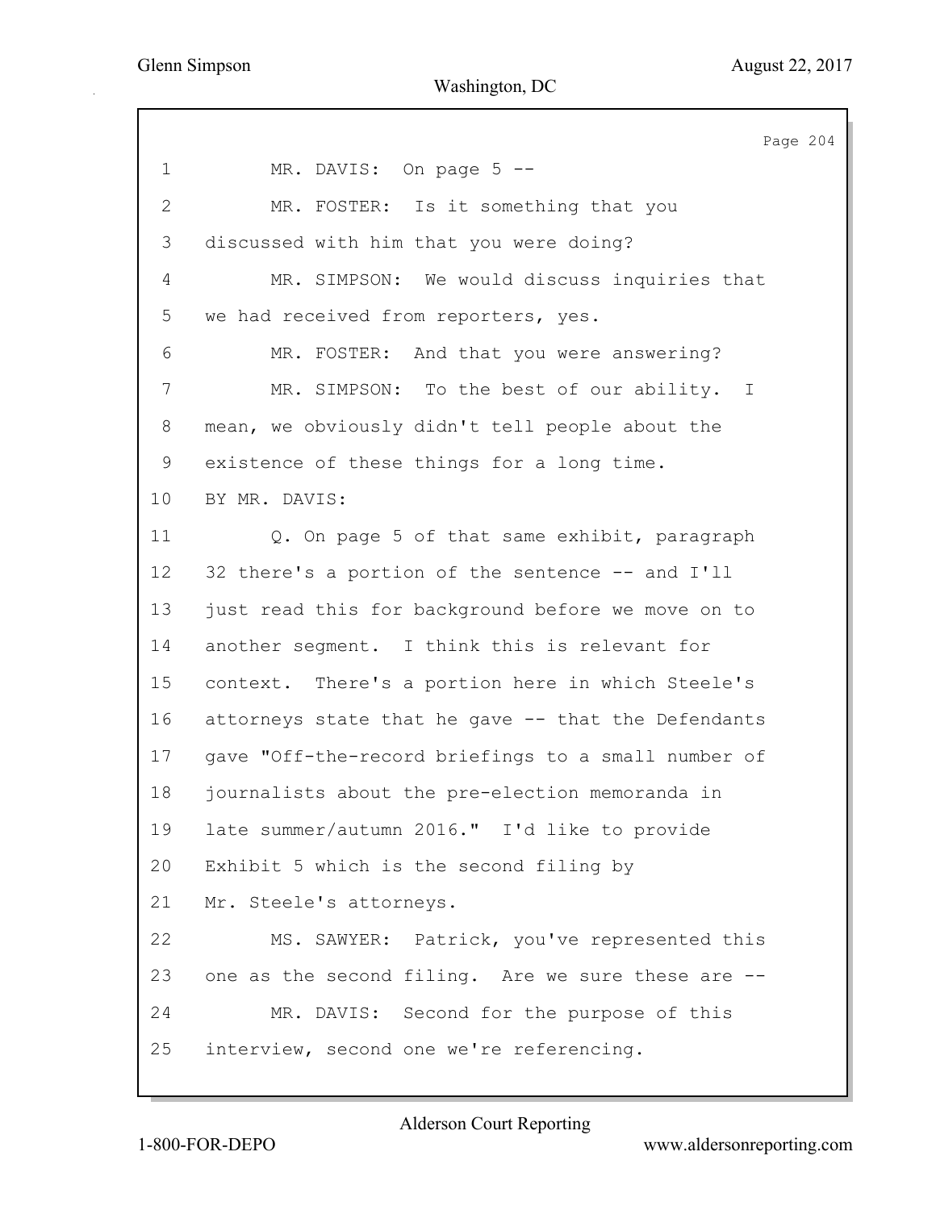MR. DAVIS: On page 5 --

MR. FOSTER: Is it something that you discussed with him that you were doing?

MR. SIMPSON: We would discuss inquiries that we had received from reporters, yes.

MR. FOSTER: And that you were answering?

MR. SIMPSON: To the best of our ability. I mean, we obviously didn't tell people about the existence of these things for a long time.

BY MR. DAVIS:

Q. On page 5 of that same exhibit, paragraph 32 there's a portion of the sentence -- and I'll just read this for background before we move on to another segment. I think this is relevant for context. There's a portion here in which Steele's attorneys state that he gave -- that the Defendants gave "Off-the-record briefings to a small number of journalists about the pre-election memoranda in late summer/autumn 2016." I'd like to provide Exhibit 5 which is the second filing by Mr. Steele's attorneys.

MS. SAWYER: Patrick, you've represented this one as the second filing. Are we sure these are --

MR. DAVIS: Second for the purpose of this interview, second one we're referencing.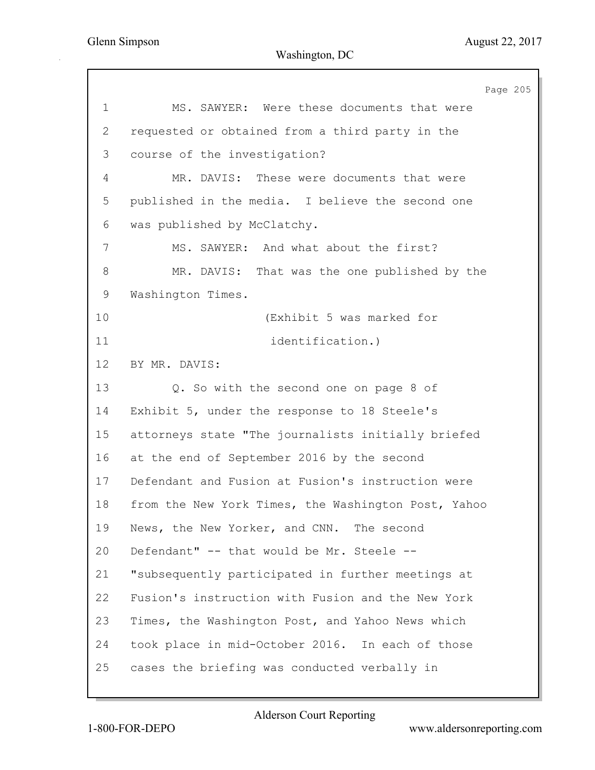1 MS. SAWYER: Were these documents that were
2 requested or obtained from a third party in the
3 course of the investigation?
4 MR. DAVIS: These were documents that were
5 published in the media. I believe the second one
6 was published by McClatchy.
7 MS. SAWYER: And what about the first?
8 MR. DAVIS: That was the one published by the
9 Washington Times.
10 (Exhibit 5 was marked for
11 identification.)
12 BY MR. DAVIS:
13 Q. So with the second one on page 8 of
14 Exhibit 5, under the response to 18 Steele's
15 attorneys state "The journalists initially briefed
16 at the end of September 2016 by the second
17 Defendant and Fusion at Fusion's instruction were
18 from the New York Times, the Washington Post, Yahoo
19 News, the New Yorker, and CNN. The second
20 Defendant" -- that would be Mr. Steele --
21 "subsequently participated in further meetings at
22 Fusion's instruction with Fusion and the New York
23 Times, the Washington Post, and Yahoo News which
24 took place in mid-October 2016. In each of those
25 cases the briefing was conducted verbally in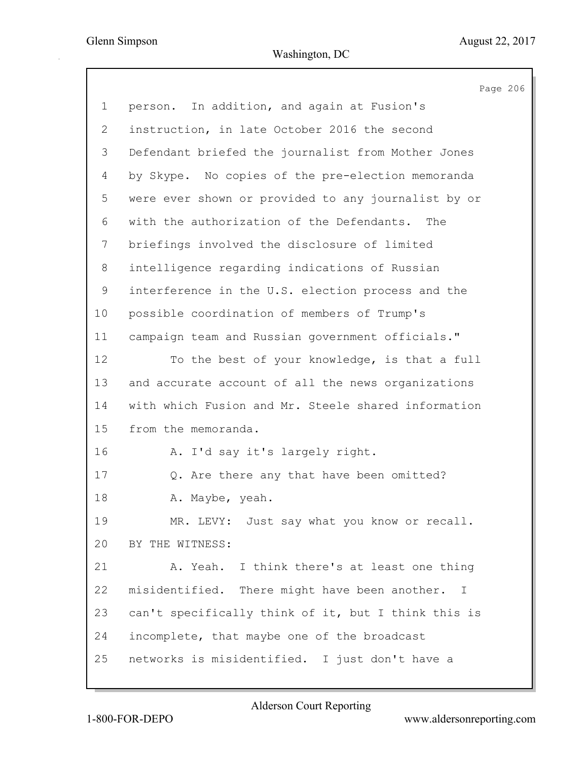person. In addition, and again at Fusion's instruction, in late October 2016 the second Defendant briefed the journalist from Mother Jones by Skype. No copies of the pre-election memoranda were ever shown or provided to any journalist by or with the authorization of the Defendants. The briefings involved the disclosure of limited intelligence regarding indications of Russian interference in the U.S. election process and the possible coordination of members of Trump's campaign team and Russian government officials."

To the best of your knowledge, is that a full and accurate account of all the news organizations with which Fusion and Mr. Steele shared information from the memoranda.

A. I'd say it's largely right.

Q. Are there any that have been omitted?

A. Maybe, yeah.

MR. LEVY: Just say what you know or recall.

BY THE WITNESS:

A. Yeah. I think there's at least one thing misidentified. There might have been another. I can't specifically think of it, but I think this is incomplete, that maybe one of the broadcast networks is misidentified. I just don't have a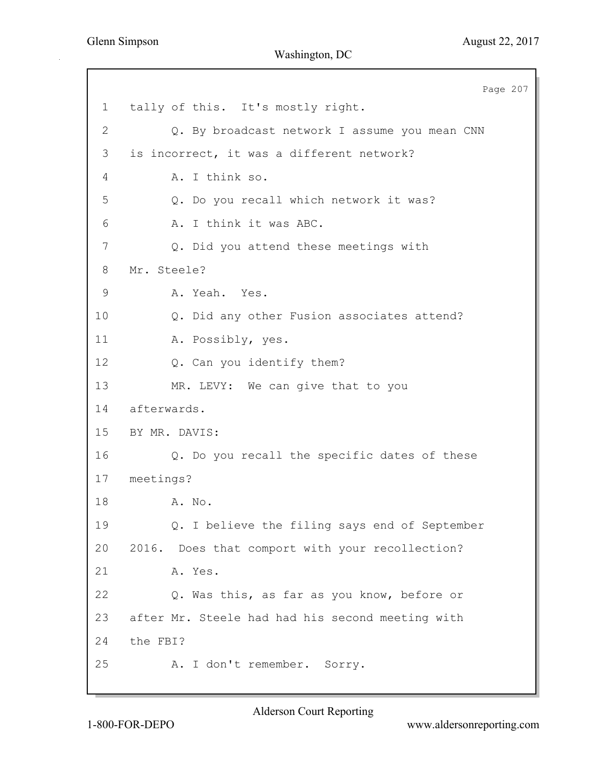tally of this. It's mostly right.

Q. By broadcast network I assume you mean CNN is incorrect, it was a different network?

A. I think so.

Q. Do you recall which network it was?

A. I think it was ABC.

Q. Did you attend these meetings with Mr. Steele?

A. Yeah. Yes.

Q. Did any other Fusion associates attend?

A. Possibly, yes.

Q. Can you identify them?

MR. LEVY: We can give that to you afterwards.

BY MR. DAVIS:

Q. Do you recall the specific dates of these meetings?

A. No.

Q. I believe the filing says end of September 2016. Does that comport with your recollection?

A. Yes.

Q. Was this, as far as you know, before or after Mr. Steele had had his second meeting with the FBI?

A. I don't remember. Sorry.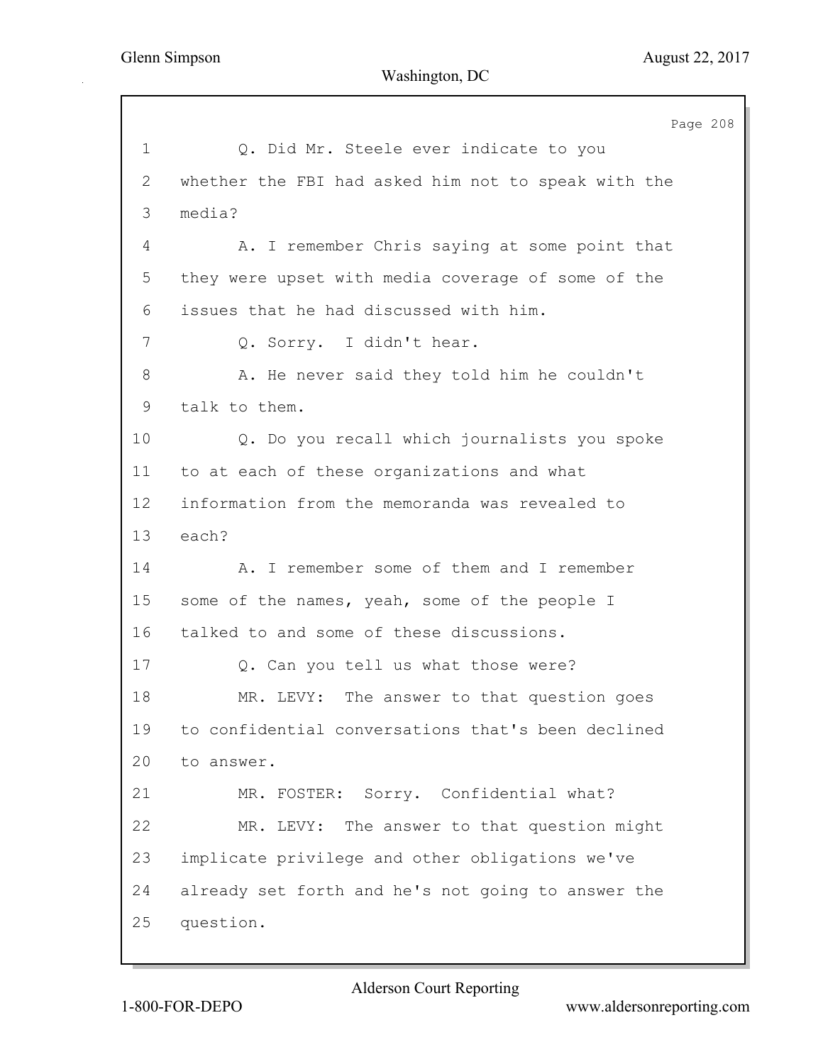Q. Did Mr. Steele ever indicate to you whether the FBI had asked him not to speak with the media?

A. I remember Chris saying at some point that they were upset with media coverage of some of the issues that he had discussed with him.

Q. Sorry. I didn't hear.

A. He never said they told him he couldn't talk to them.

Q. Do you recall which journalists you spoke to at each of these organizations and what information from the memoranda was revealed to each?

A. I remember some of them and I remember some of the names, yeah, some of the people I talked to and some of these discussions.

Q. Can you tell us what those were?

MR. LEVY: The answer to that question goes to confidential conversations that's been declined to answer.

MR. FOSTER: Sorry. Confidential what?

MR. LEVY: The answer to that question might implicate privilege and other obligations we've already set forth and he's not going to answer the question.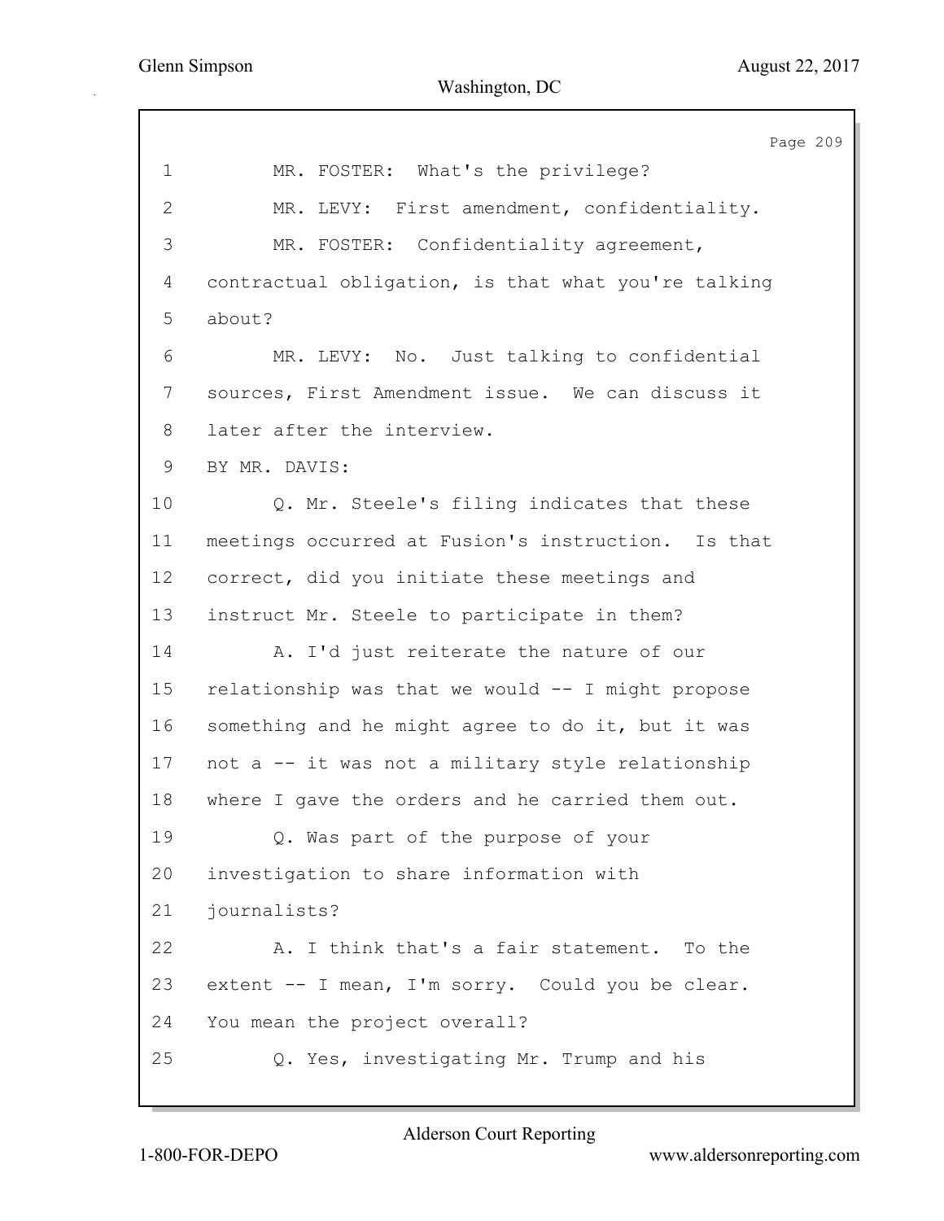MR. FOSTER: What's the privilege?

MR. LEVY: First amendment, confidentiality.

MR. FOSTER: Confidentiality agreement, contractual obligation, is that what you're talking about?

MR. LEVY: No. Just talking to confidential sources, First Amendment issue. We can discuss it later after the interview.

BY MR. DAVIS:

Q. Mr. Steele's filing indicates that these meetings occurred at Fusion's instruction. Is that correct, did you initiate these meetings and instruct Mr. Steele to participate in them?

A. I'd just reiterate the nature of our relationship was that we would -- I might propose something and he might agree to do it, but it was not a -- it was not a military style relationship where I gave the orders and he carried them out.

Q. Was part of the purpose of your investigation to share information with journalists?

A. I think that's a fair statement. To the extent -- I mean, I'm sorry. Could you be clear. You mean the project overall?

Q. Yes, investigating Mr. Trump and his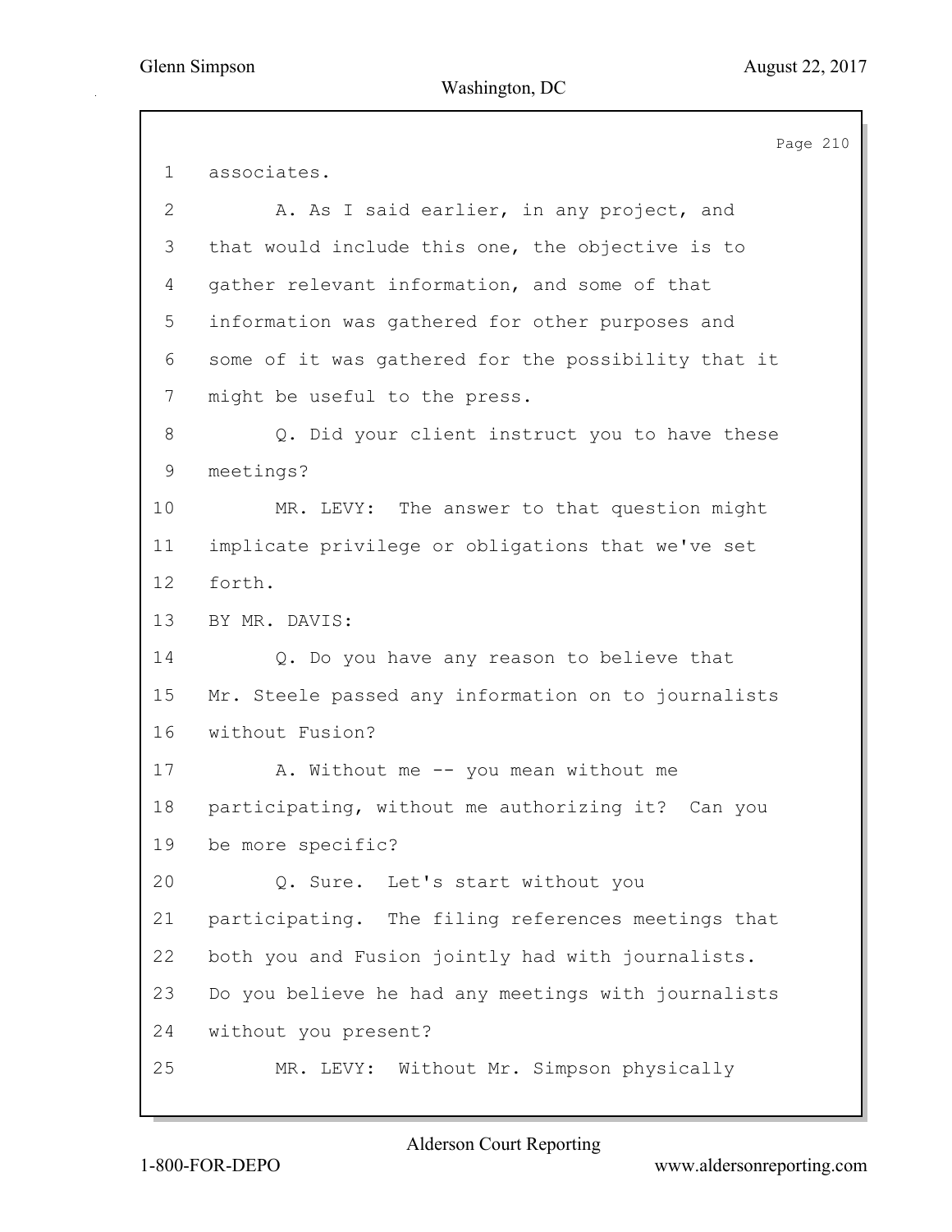1 associates.

2 A. As I said earlier, in any project, and

3 that would include this one, the objective is to

4 gather relevant information, and some of that

5 information was gathered for other purposes and

6 some of it was gathered for the possibility that it

7 might be useful to the press.

8 Q. Did your client instruct you to have these

9 meetings?

10 MR. LEVY: The answer to that question might

11 implicate privilege or obligations that we've set

12 forth.

13 BY MR. DAVIS:

14 Q. Do you have any reason to believe that

15 Mr. Steele passed any information on to journalists

16 without Fusion?

17 A. Without me -- you mean without me

18 participating, without me authorizing it? Can you

19 be more specific?

20 Q. Sure. Let's start without you

21 participating. The filing references meetings that

22 both you and Fusion jointly had with journalists.

23 Do you believe he had any meetings with journalists

24 without you present?

25 MR. LEVY: Without Mr. Simpson physically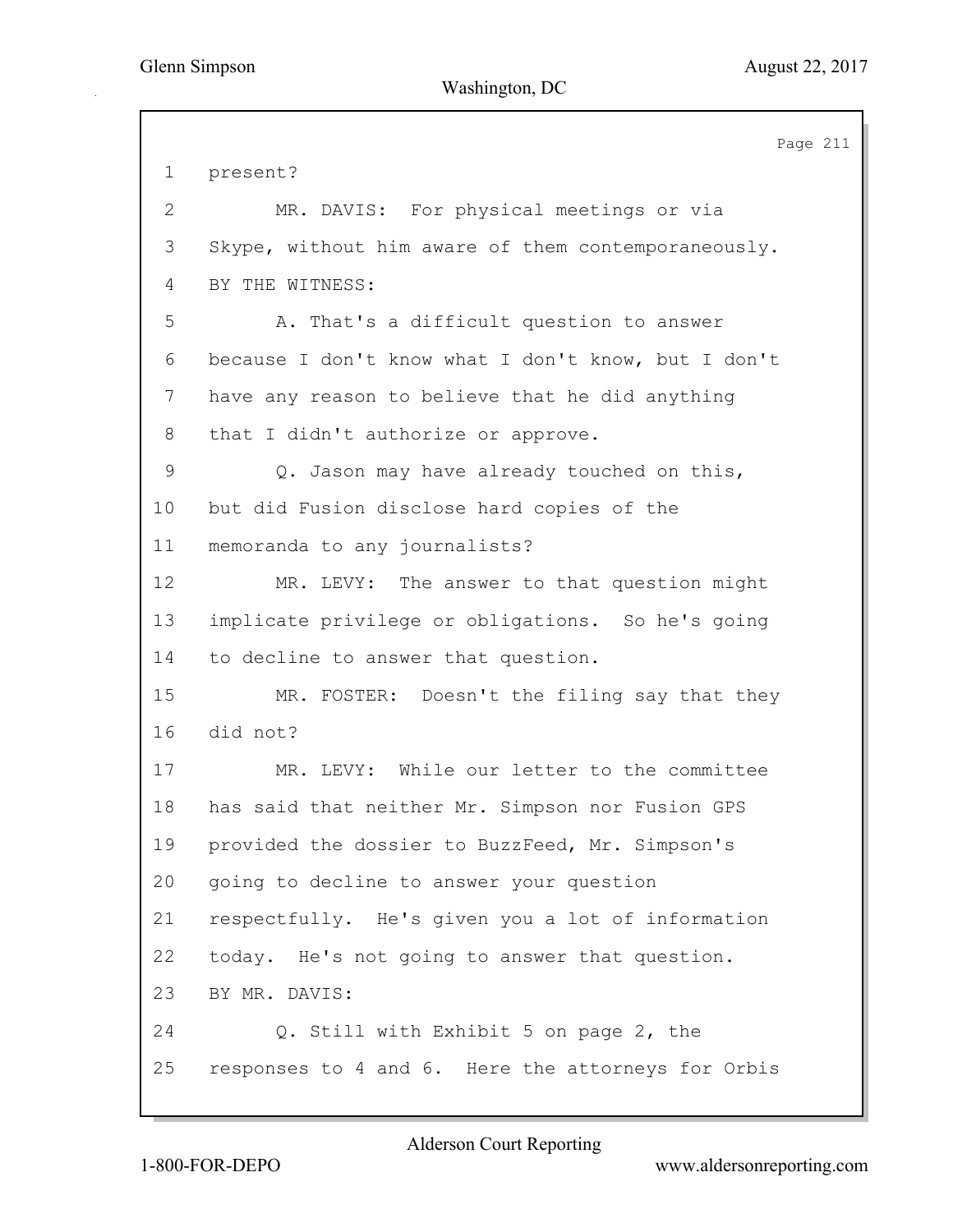1 present?

2 MR. DAVIS: For physical meetings or via

3 Skype, without him aware of them contemporaneously.

4 BY THE WITNESS:

5 A. That's a difficult question to answer

6 because I don't know what I don't know, but I don't

7 have any reason to believe that he did anything

8 that I didn't authorize or approve.

9 Q. Jason may have already touched on this,

10 but did Fusion disclose hard copies of the

11 memoranda to any journalists?

12 MR. LEVY: The answer to that question might

13 implicate privilege or obligations. So he's going

14 to decline to answer that question.

15 MR. FOSTER: Doesn't the filing say that they

16 did not?

17 MR. LEVY: While our letter to the committee

18 has said that neither Mr. Simpson nor Fusion GPS

19 provided the dossier to BuzzFeed, Mr. Simpson's

20 going to decline to answer your question

21 respectfully. He's given you a lot of information

22 today. He's not going to answer that question.

23 BY MR. DAVIS:

24 Q. Still with Exhibit 5 on page 2, the

25 responses to 4 and 6. Here the attorneys for Orbis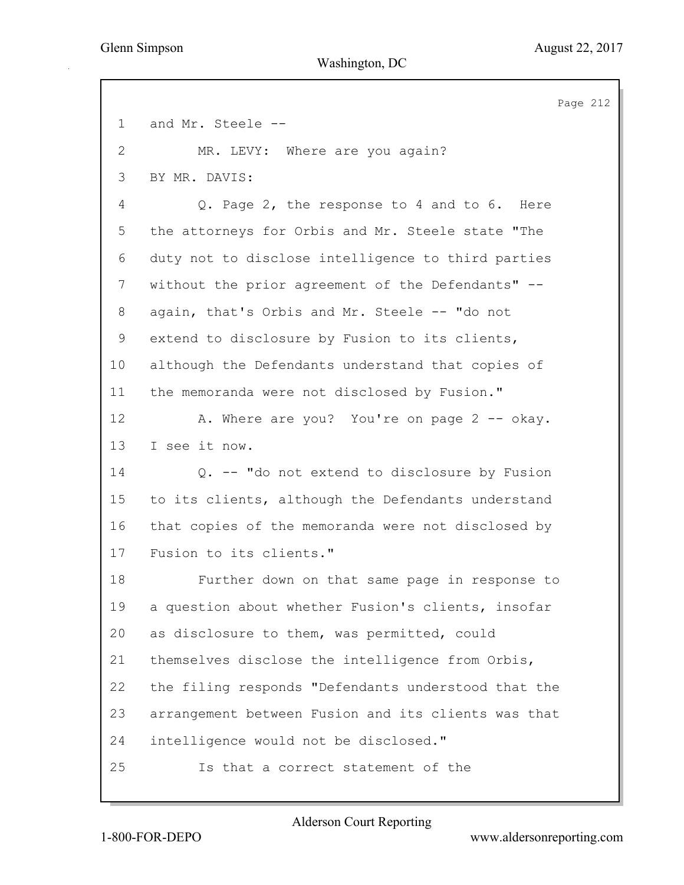1 and Mr. Steele --

2 MR. LEVY: Where are you again?

3 BY MR. DAVIS:

4 Q. Page 2, the response to 4 and to 6. Here

5 the attorneys for Orbis and Mr. Steele state "The

6 duty not to disclose intelligence to third parties

7 without the prior agreement of the Defendants" --

8 again, that's Orbis and Mr. Steele -- "do not

9 extend to disclosure by Fusion to its clients,

10 although the Defendants understand that copies of

11 the memoranda were not disclosed by Fusion."

12 A. Where are you? You're on page 2 -- okay.

13 I see it now.

14 Q. -- "do not extend to disclosure by Fusion

15 to its clients, although the Defendants understand

16 that copies of the memoranda were not disclosed by

17 Fusion to its clients."

18 Further down on that same page in response to

19 a question about whether Fusion's clients, insofar

20 as disclosure to them, was permitted, could

21 themselves disclose the intelligence from Orbis,

22 the filing responds "Defendants understood that the

23 arrangement between Fusion and its clients was that

24 intelligence would not be disclosed."

25 Is that a correct statement of the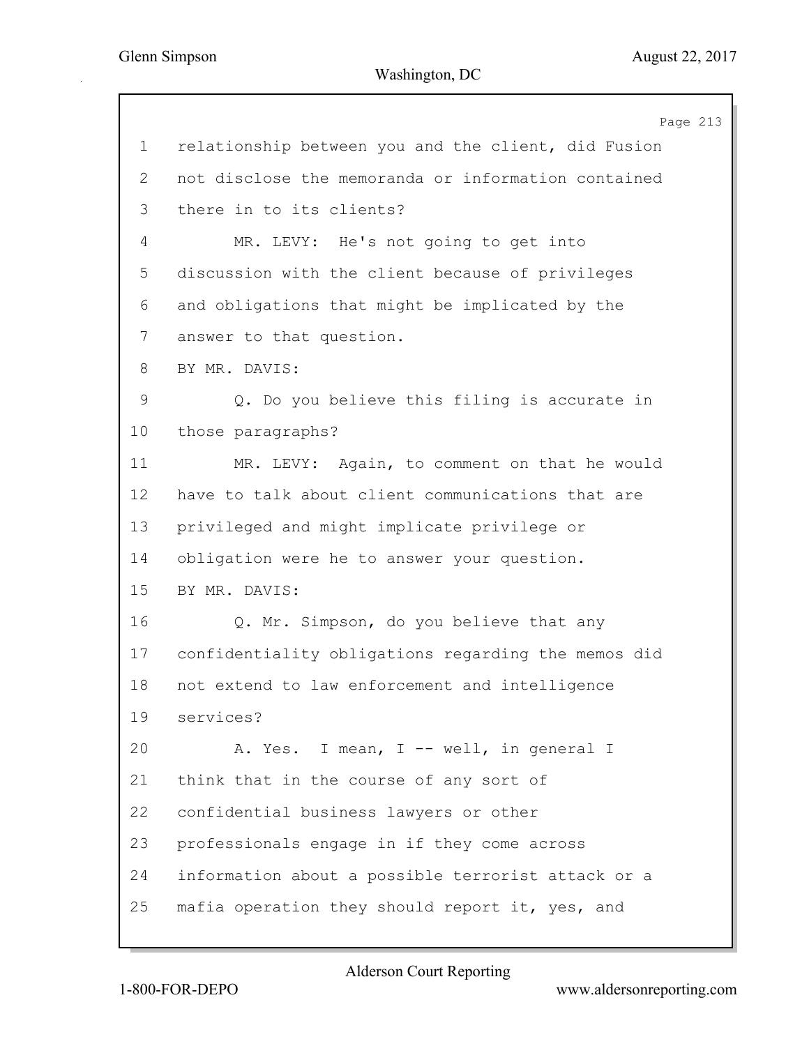1 relationship between you and the client, did Fusion
2 not disclose the memoranda or information contained
3 there in to its clients?
4 MR. LEVY: He's not going to get into
5 discussion with the client because of privileges
6 and obligations that might be implicated by the
7 answer to that question.
8 BY MR. DAVIS:
9 Q. Do you believe this filing is accurate in
10 those paragraphs?
11 MR. LEVY: Again, to comment on that he would
12 have to talk about client communications that are
13 privileged and might implicate privilege or
14 obligation were he to answer your question.
15 BY MR. DAVIS:
16 Q. Mr. Simpson, do you believe that any
17 confidentiality obligations regarding the memos did
18 not extend to law enforcement and intelligence
19 services?
20 A. Yes. I mean, I -- well, in general I
21 think that in the course of any sort of
22 confidential business lawyers or other
23 professionals engage in if they come across
24 information about a possible terrorist attack or a
25 mafia operation they should report it, yes, and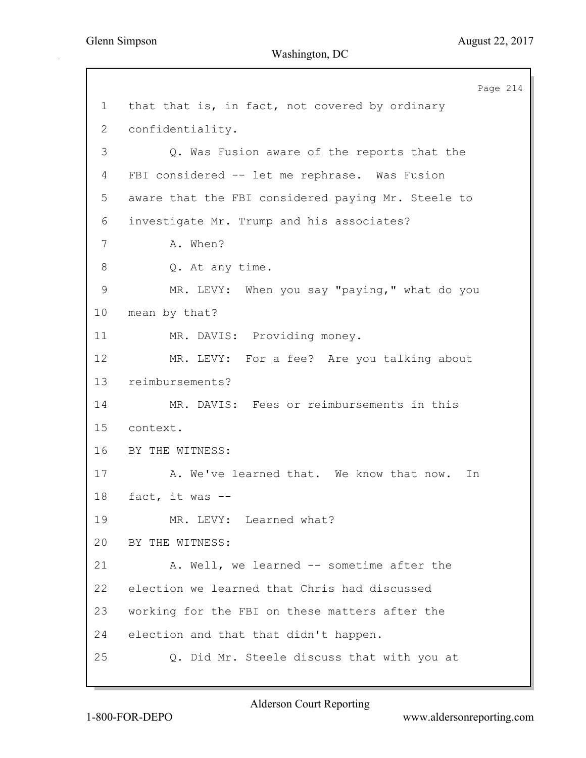1 that that is, in fact, not covered by ordinary
2 confidentiality.
3 Q. Was Fusion aware of the reports that the
4 FBI considered -- let me rephrase. Was Fusion
5 aware that the FBI considered paying Mr. Steele to
6 investigate Mr. Trump and his associates?
7 A. When?
8 Q. At any time.
9 MR. LEVY: When you say "paying," what do you
10 mean by that?
11 MR. DAVIS: Providing money.
12 MR. LEVY: For a fee? Are you talking about
13 reimbursements?
14 MR. DAVIS: Fees or reimbursements in this
15 context.
16 BY THE WITNESS:
17 A. We've learned that. We know that now. In
18 fact, it was --
19 MR. LEVY: Learned what?
20 BY THE WITNESS:
21 A. Well, we learned -- sometime after the
22 election we learned that Chris had discussed
23 working for the FBI on these matters after the
24 election and that that didn't happen.
25 Q. Did Mr. Steele discuss that with you at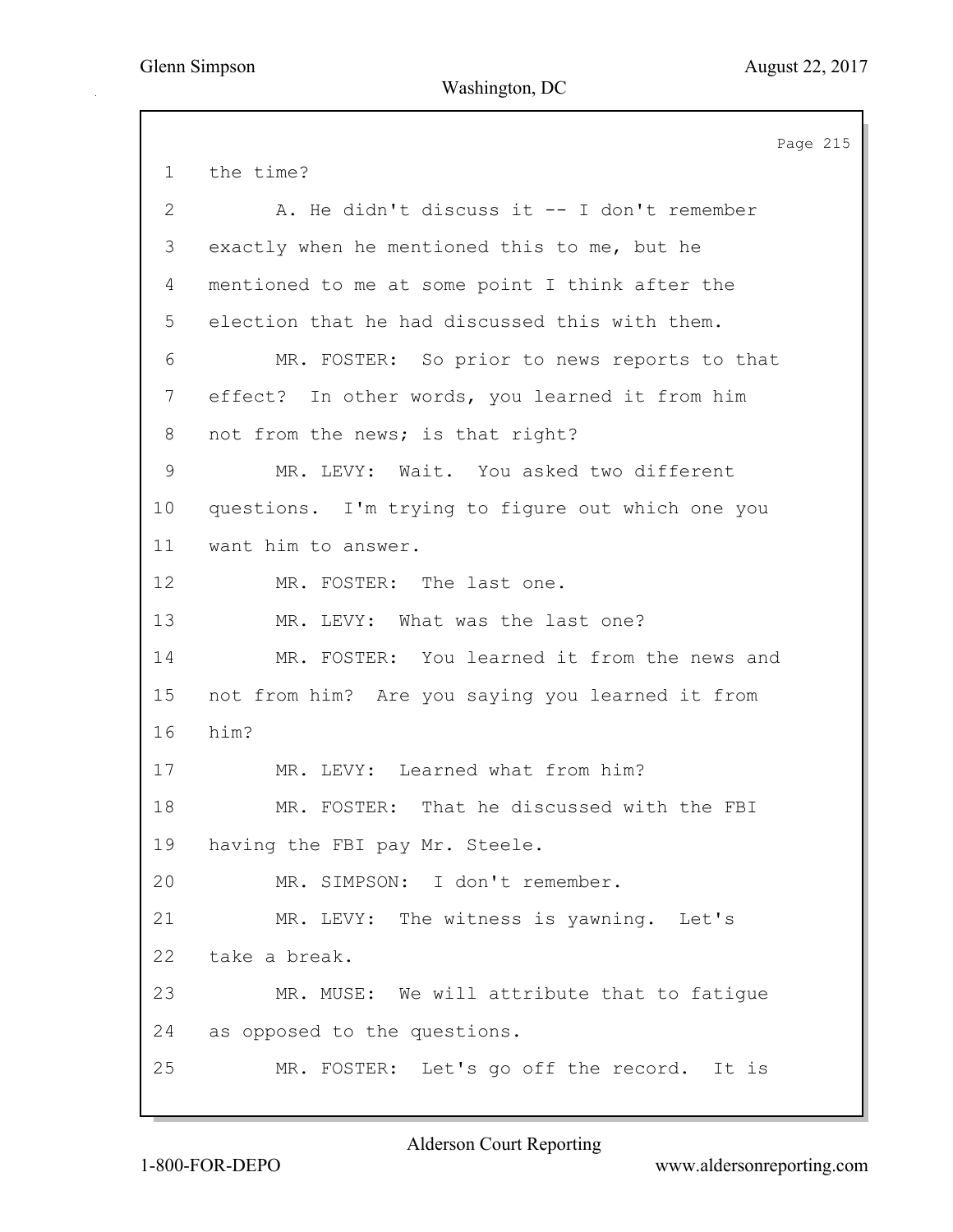1 the time?

2 A. He didn't discuss it -- I don't remember

3 exactly when he mentioned this to me, but he

4 mentioned to me at some point I think after the

5 election that he had discussed this with them.

6 MR. FOSTER: So prior to news reports to that

7 effect? In other words, you learned it from him

8 not from the news; is that right?

9 MR. LEVY: Wait. You asked two different

10 questions. I'm trying to figure out which one you

11 want him to answer.

12 MR. FOSTER: The last one.

13 MR. LEVY: What was the last one?

14 MR. FOSTER: You learned it from the news and

15 not from him? Are you saying you learned it from

16 him?

17 MR. LEVY: Learned what from him?

18 MR. FOSTER: That he discussed with the FBI

19 having the FBI pay Mr. Steele.

20 MR. SIMPSON: I don't remember.

21 MR. LEVY: The witness is yawning. Let's

22 take a break.

23 MR. MUSE: We will attribute that to fatigue

24 as opposed to the questions.

25 MR. FOSTER: Let's go off the record. It is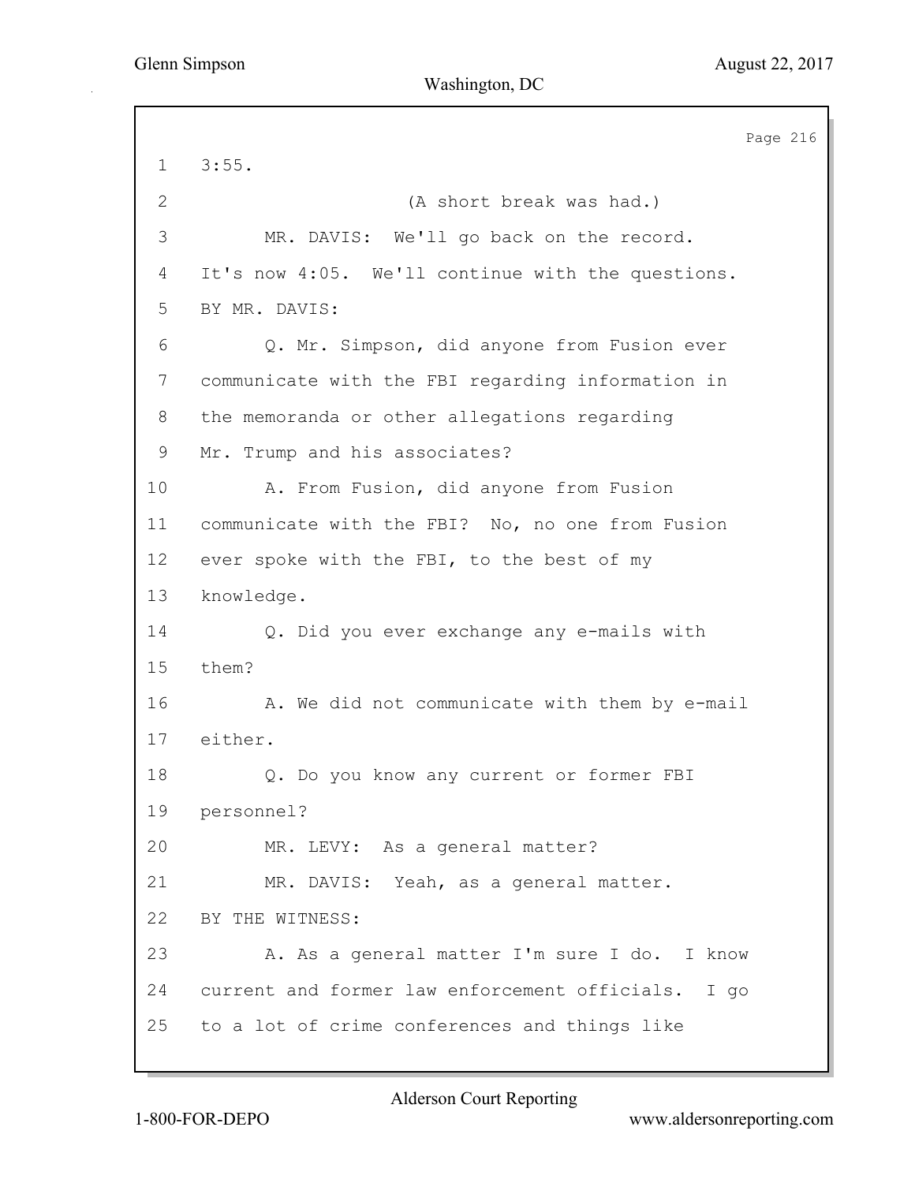3:55.

(A short break was had.)

MR. DAVIS: We'll go back on the record. It's now 4:05. We'll continue with the questions.

BY MR. DAVIS:

Q. Mr. Simpson, did anyone from Fusion ever communicate with the FBI regarding information in the memoranda or other allegations regarding Mr. Trump and his associates?

A. From Fusion, did anyone from Fusion communicate with the FBI? No, no one from Fusion ever spoke with the FBI, to the best of my knowledge.

Q. Did you ever exchange any e-mails with them?

A. We did not communicate with them by e-mail either.

Q. Do you know any current or former FBI personnel?

MR. LEVY: As a general matter?

MR. DAVIS: Yeah, as a general matter.

BY THE WITNESS:

A. As a general matter I'm sure I do. I know current and former law enforcement officials. I go to a lot of crime conferences and things like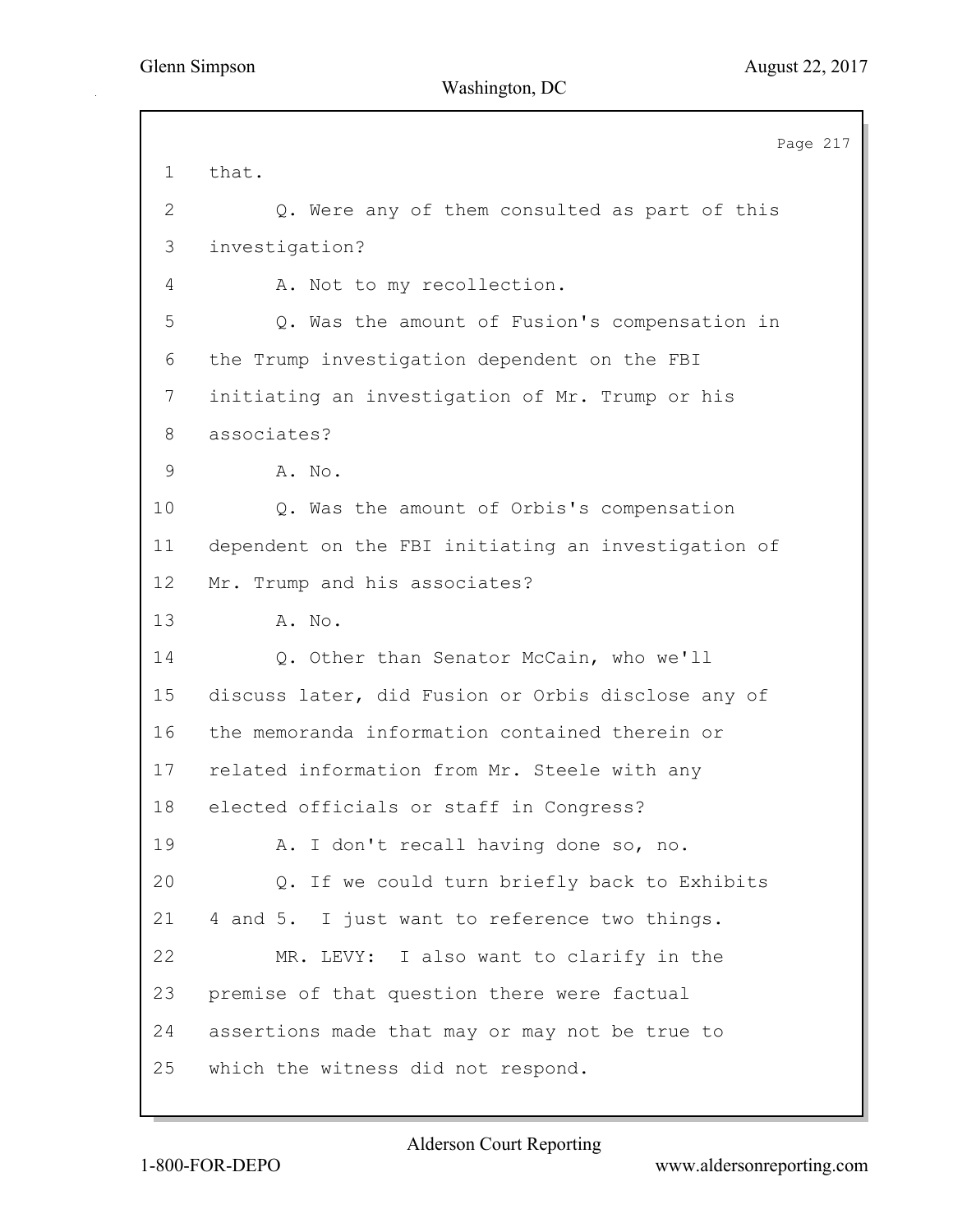1 that.

2 Q. Were any of them consulted as part of this

3 investigation?

4 A. Not to my recollection.

5 Q. Was the amount of Fusion's compensation in

6 the Trump investigation dependent on the FBI

7 initiating an investigation of Mr. Trump or his

8 associates?

9 A. No.

10 Q. Was the amount of Orbis's compensation

11 dependent on the FBI initiating an investigation of

12 Mr. Trump and his associates?

13 A. No.

14 Q. Other than Senator McCain, who we'll

15 discuss later, did Fusion or Orbis disclose any of

16 the memoranda information contained therein or

17 related information from Mr. Steele with any

18 elected officials or staff in Congress?

19 A. I don't recall having done so, no.

20 Q. If we could turn briefly back to Exhibits

21 4 and 5. I just want to reference two things.

22 MR. LEVY: I also want to clarify in the

23 premise of that question there were factual

24 assertions made that may or may not be true to

25 which the witness did not respond.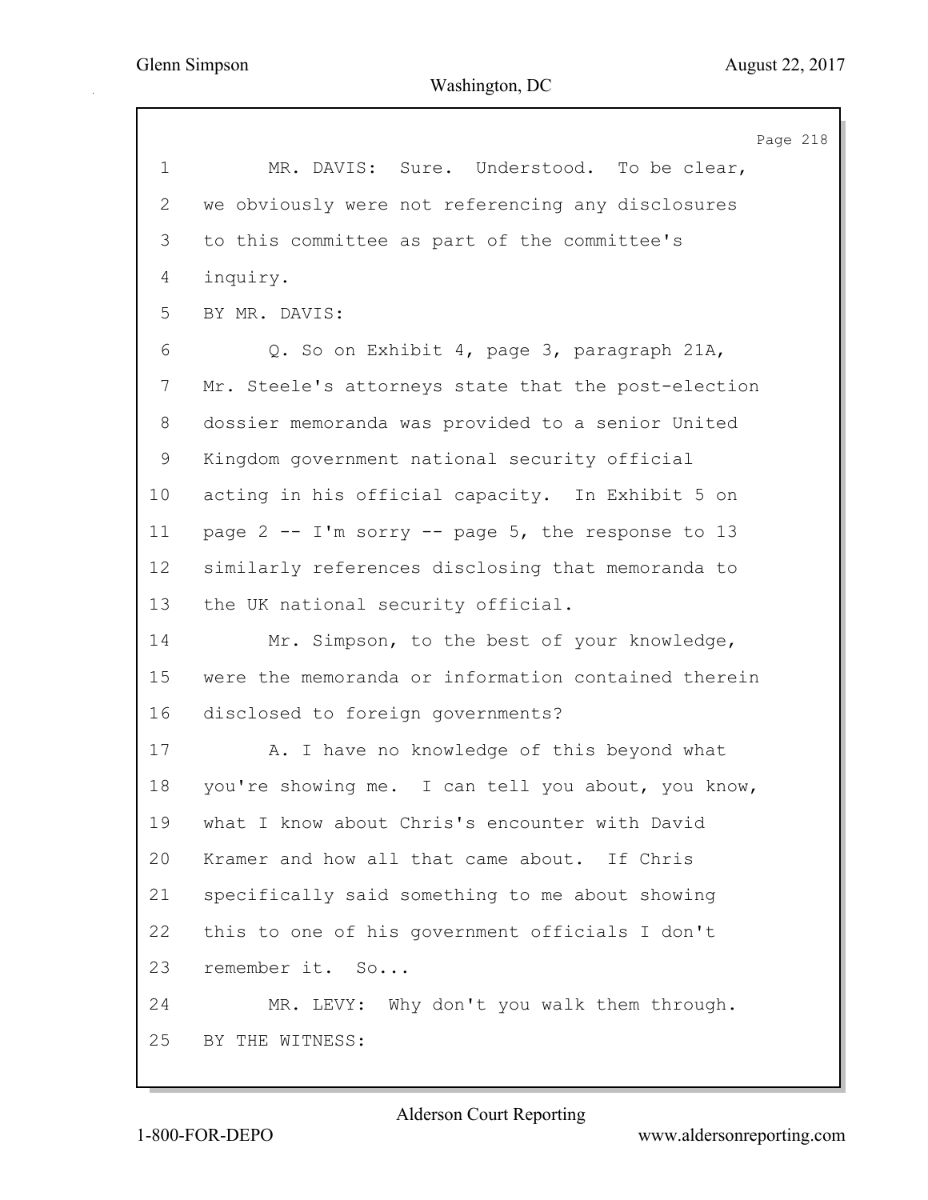1 MR. DAVIS: Sure. Understood. To be clear,
2 we obviously were not referencing any disclosures
3 to this committee as part of the committee's
4 inquiry.
5 BY MR. DAVIS:
6 Q. So on Exhibit 4, page 3, paragraph 21A,
7 Mr. Steele's attorneys state that the post-election
8 dossier memoranda was provided to a senior United
9 Kingdom government national security official
10 acting in his official capacity. In Exhibit 5 on
11 page 2 -- I'm sorry -- page 5, the response to 13
12 similarly references disclosing that memoranda to
13 the UK national security official.
14 Mr. Simpson, to the best of your knowledge,
15 were the memoranda or information contained therein
16 disclosed to foreign governments?
17 A. I have no knowledge of this beyond what
18 you're showing me. I can tell you about, you know,
19 what I know about Chris's encounter with David
20 Kramer and how all that came about. If Chris
21 specifically said something to me about showing
22 this to one of his government officials I don't
23 remember it. So...
24 MR. LEVY: Why don't you walk them through.
25 BY THE WITNESS: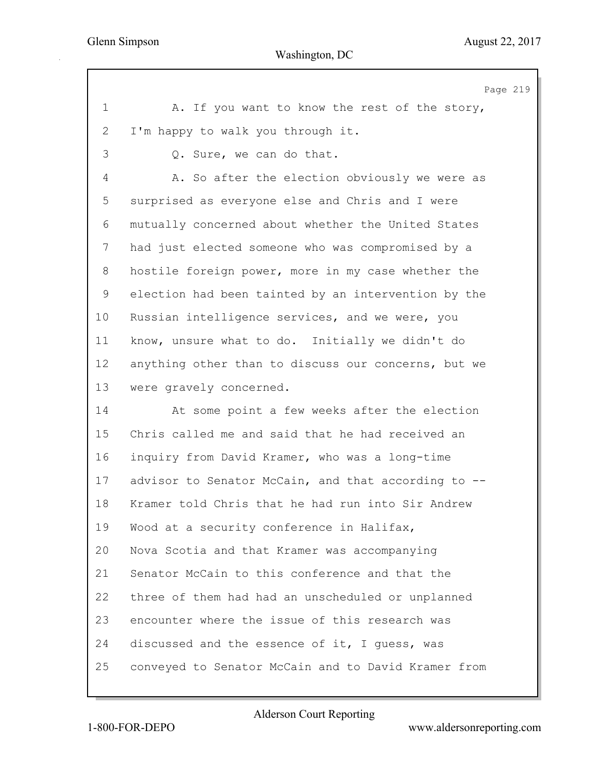1 A. If you want to know the rest of the story,
2 I'm happy to walk you through it.
3 Q. Sure, we can do that.
4 A. So after the election obviously we were as
5 surprised as everyone else and Chris and I were
6 mutually concerned about whether the United States
7 had just elected someone who was compromised by a
8 hostile foreign power, more in my case whether the
9 election had been tainted by an intervention by the
10 Russian intelligence services, and we were, you
11 know, unsure what to do. Initially we didn't do
12 anything other than to discuss our concerns, but we
13 were gravely concerned.
14 At some point a few weeks after the election
15 Chris called me and said that he had received an
16 inquiry from David Kramer, who was a long-time
17 advisor to Senator McCain, and that according to --
18 Kramer told Chris that he had run into Sir Andrew
19 Wood at a security conference in Halifax,
20 Nova Scotia and that Kramer was accompanying
21 Senator McCain to this conference and that the
22 three of them had had an unscheduled or unplanned
23 encounter where the issue of this research was
24 discussed and the essence of it, I guess, was
25 conveyed to Senator McCain and to David Kramer from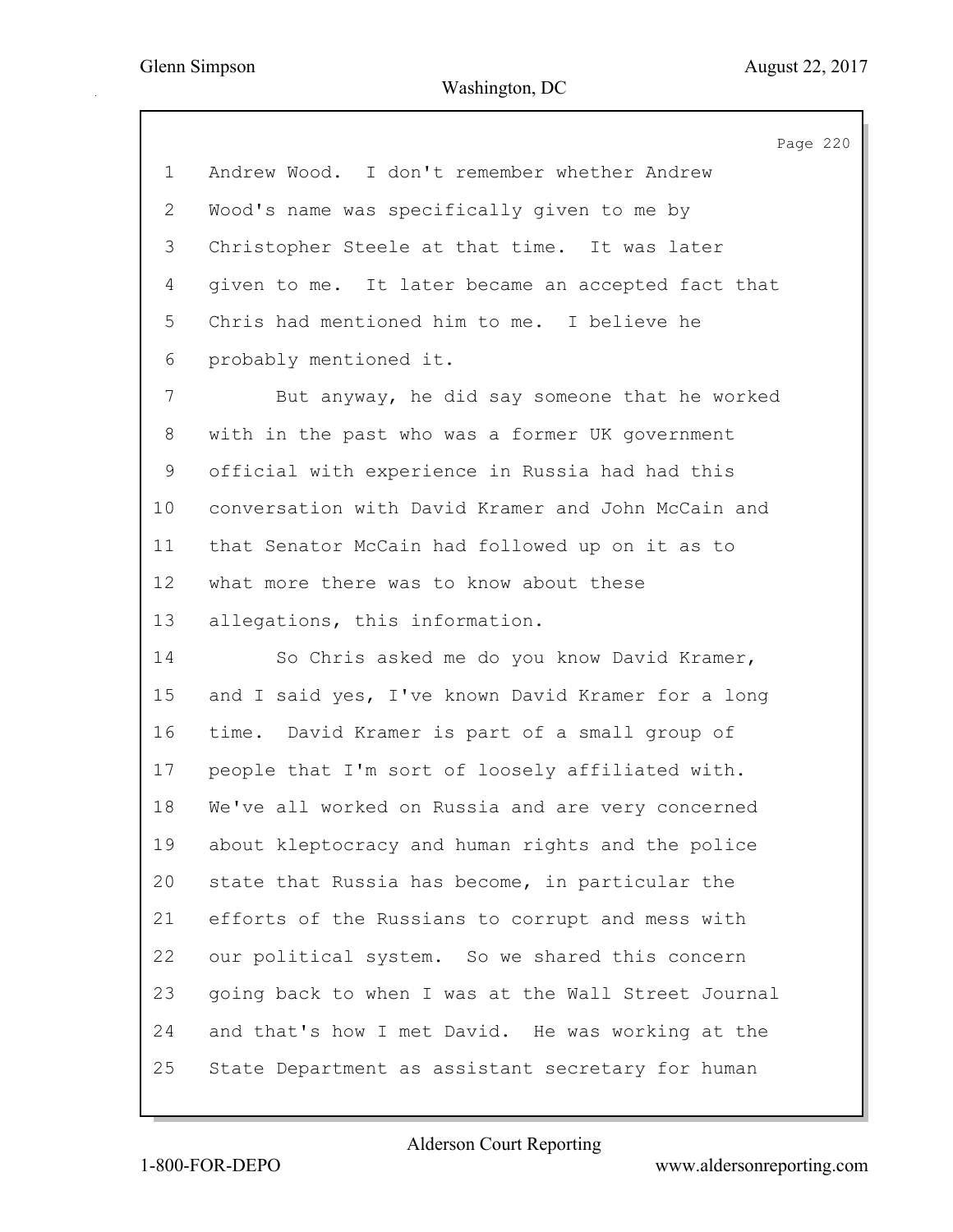1 Andrew Wood. I don't remember whether Andrew
2 Wood's name was specifically given to me by
3 Christopher Steele at that time. It was later
4 given to me. It later became an accepted fact that
5 Chris had mentioned him to me. I believe he
6 probably mentioned it.

7 But anyway, he did say someone that he worked
8 with in the past who was a former UK government
9 official with experience in Russia had had this
10 conversation with David Kramer and John McCain and
11 that Senator McCain had followed up on it as to
12 what more there was to know about these
13 allegations, this information.

14 So Chris asked me do you know David Kramer,
15 and I said yes, I've known David Kramer for a long
16 time. David Kramer is part of a small group of
17 people that I'm sort of loosely affiliated with.
18 We've all worked on Russia and are very concerned
19 about kleptocracy and human rights and the police
20 state that Russia has become, in particular the
21 efforts of the Russians to corrupt and mess with
22 our political system. So we shared this concern
23 going back to when I was at the Wall Street Journal
24 and that's how I met David. He was working at the
25 State Department as assistant secretary for human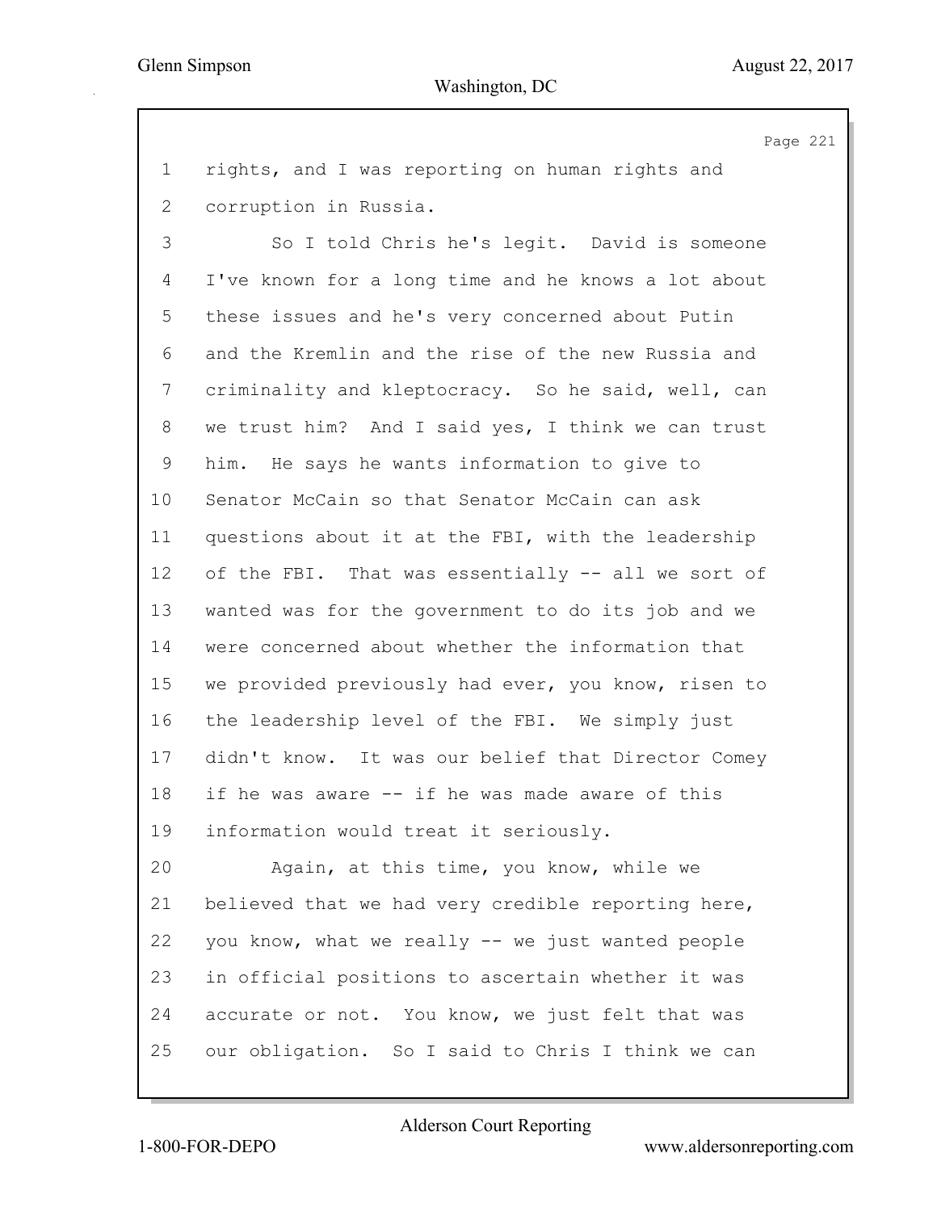rights, and I was reporting on human rights and corruption in Russia.

So I told Chris he's legit. David is someone I've known for a long time and he knows a lot about these issues and he's very concerned about Putin and the Kremlin and the rise of the new Russia and criminality and kleptocracy. So he said, well, can we trust him? And I said yes, I think we can trust him. He says he wants information to give to Senator McCain so that Senator McCain can ask questions about it at the FBI, with the leadership of the FBI. That was essentially -- all we sort of wanted was for the government to do its job and we were concerned about whether the information that we provided previously had ever, you know, risen to the leadership level of the FBI. We simply just didn't know. It was our belief that Director Comey if he was aware -- if he was made aware of this information would treat it seriously.

Again, at this time, you know, while we believed that we had very credible reporting here, you know, what we really -- we just wanted people in official positions to ascertain whether it was accurate or not. You know, we just felt that was our obligation. So I said to Chris I think we can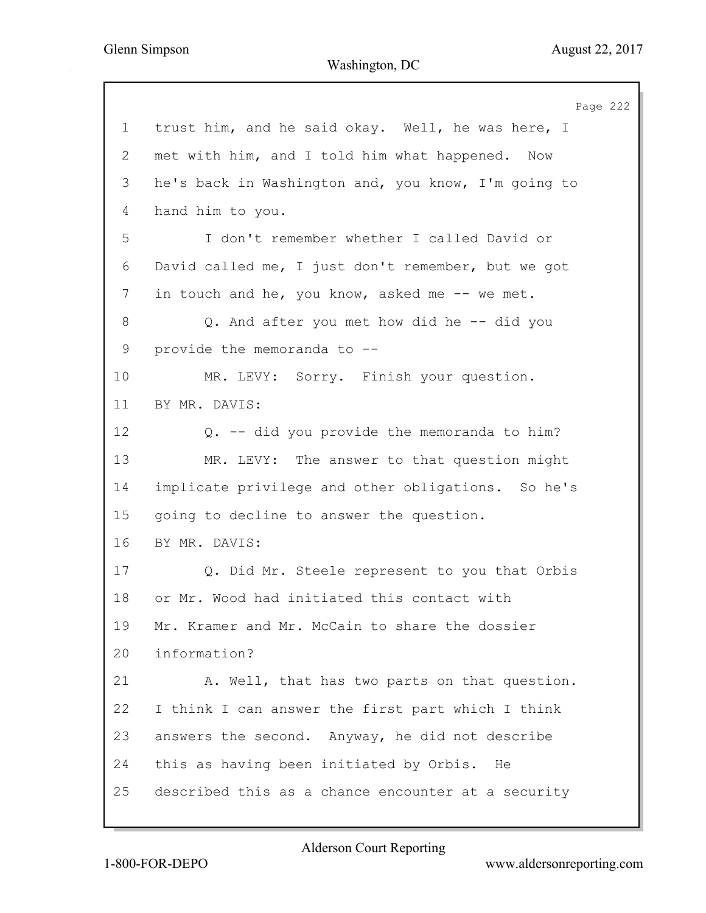1 trust him, and he said okay. Well, he was here, I
2 met with him, and I told him what happened. Now
3 he's back in Washington and, you know, I'm going to
4 hand him to you.
5 I don't remember whether I called David or
6 David called me, I just don't remember, but we got
7 in touch and he, you know, asked me -- we met.
8 Q. And after you met how did he -- did you
9 provide the memoranda to --
10 MR. LEVY: Sorry. Finish your question.
11 BY MR. DAVIS:
12 Q. -- did you provide the memoranda to him?
13 MR. LEVY: The answer to that question might
14 implicate privilege and other obligations. So he's
15 going to decline to answer the question.
16 BY MR. DAVIS:
17 Q. Did Mr. Steele represent to you that Orbis
18 or Mr. Wood had initiated this contact with
19 Mr. Kramer and Mr. McCain to share the dossier
20 information?
21 A. Well, that has two parts on that question.
22 I think I can answer the first part which I think
23 answers the second. Anyway, he did not describe
24 this as having been initiated by Orbis. He
25 described this as a chance encounter at a security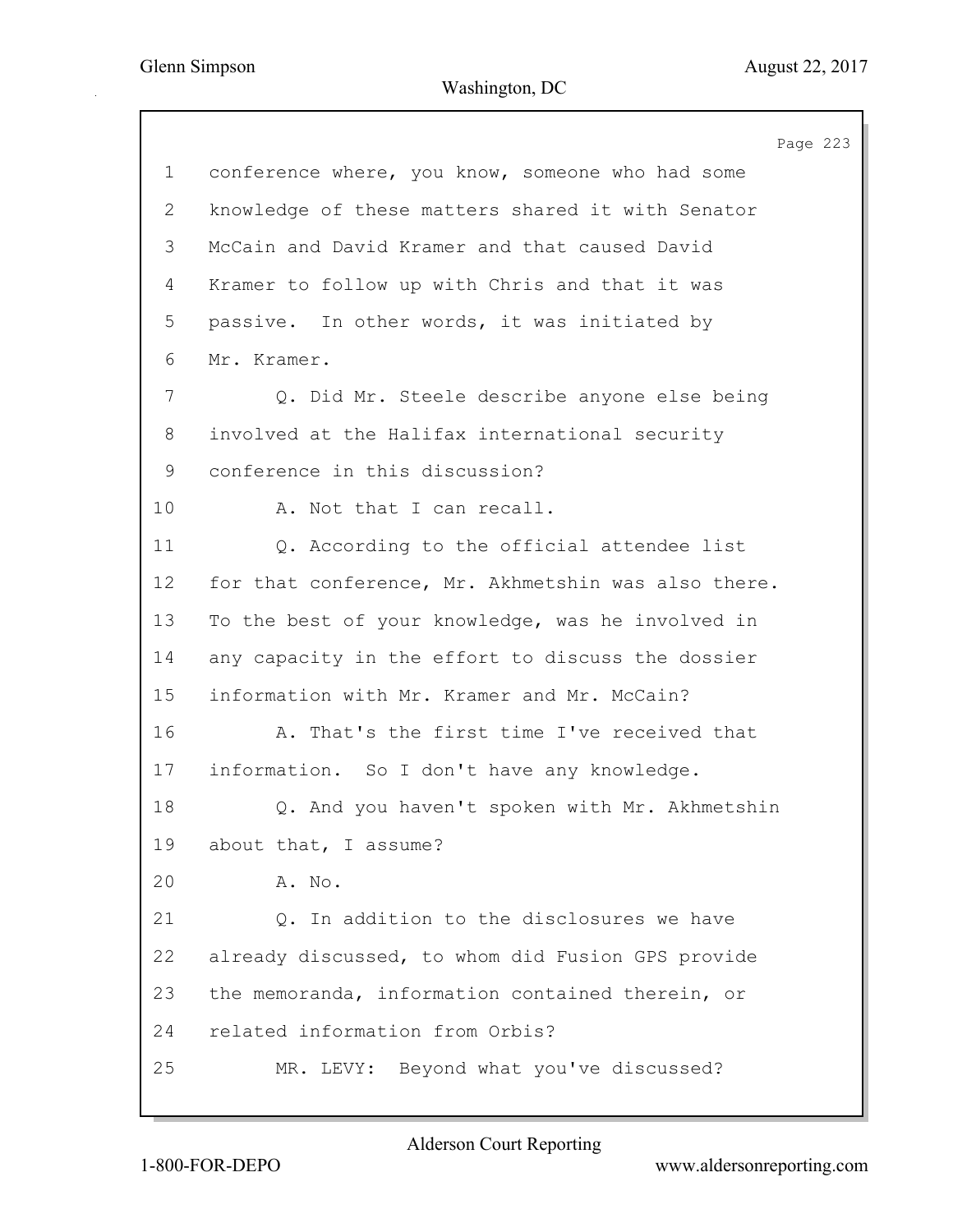1 conference where, you know, someone who had some

2 knowledge of these matters shared it with Senator

3 McCain and David Kramer and that caused David

4 Kramer to follow up with Chris and that it was

5 passive. In other words, it was initiated by

6 Mr. Kramer.

7 Q. Did Mr. Steele describe anyone else being

8 involved at the Halifax international security

9 conference in this discussion?

10 A. Not that I can recall.

11 Q. According to the official attendee list

12 for that conference, Mr. Akhmetshin was also there.

13 To the best of your knowledge, was he involved in

14 any capacity in the effort to discuss the dossier

15 information with Mr. Kramer and Mr. McCain?

16 A. That's the first time I've received that

17 information. So I don't have any knowledge.

18 Q. And you haven't spoken with Mr. Akhmetshin

19 about that, I assume?

20 A. No.

21 Q. In addition to the disclosures we have

22 already discussed, to whom did Fusion GPS provide

23 the memoranda, information contained therein, or

24 related information from Orbis?

25 MR. LEVY: Beyond what you've discussed?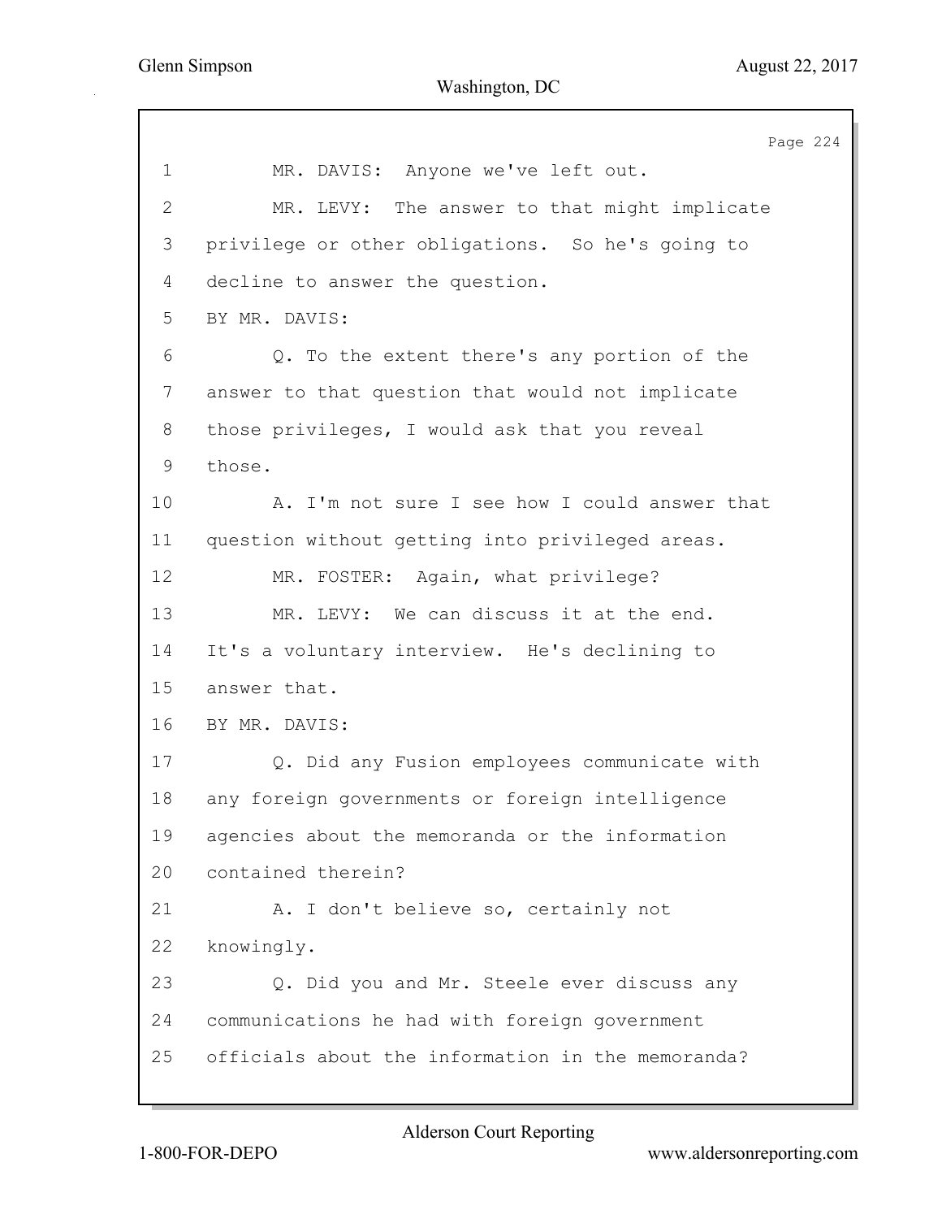1 MR. DAVIS: Anyone we've left out.

2 MR. LEVY: The answer to that might implicate

3 privilege or other obligations. So he's going to

4 decline to answer the question.

5 BY MR. DAVIS:

6 Q. To the extent there's any portion of the

7 answer to that question that would not implicate

8 those privileges, I would ask that you reveal

9 those.

10 A. I'm not sure I see how I could answer that

11 question without getting into privileged areas.

12 MR. FOSTER: Again, what privilege?

13 MR. LEVY: We can discuss it at the end.

14 It's a voluntary interview. He's declining to

15 answer that.

16 BY MR. DAVIS:

17 Q. Did any Fusion employees communicate with

18 any foreign governments or foreign intelligence

19 agencies about the memoranda or the information

20 contained therein?

21 A. I don't believe so, certainly not

22 knowingly.

23 Q. Did you and Mr. Steele ever discuss any

24 communications he had with foreign government

25 officials about the information in the memoranda?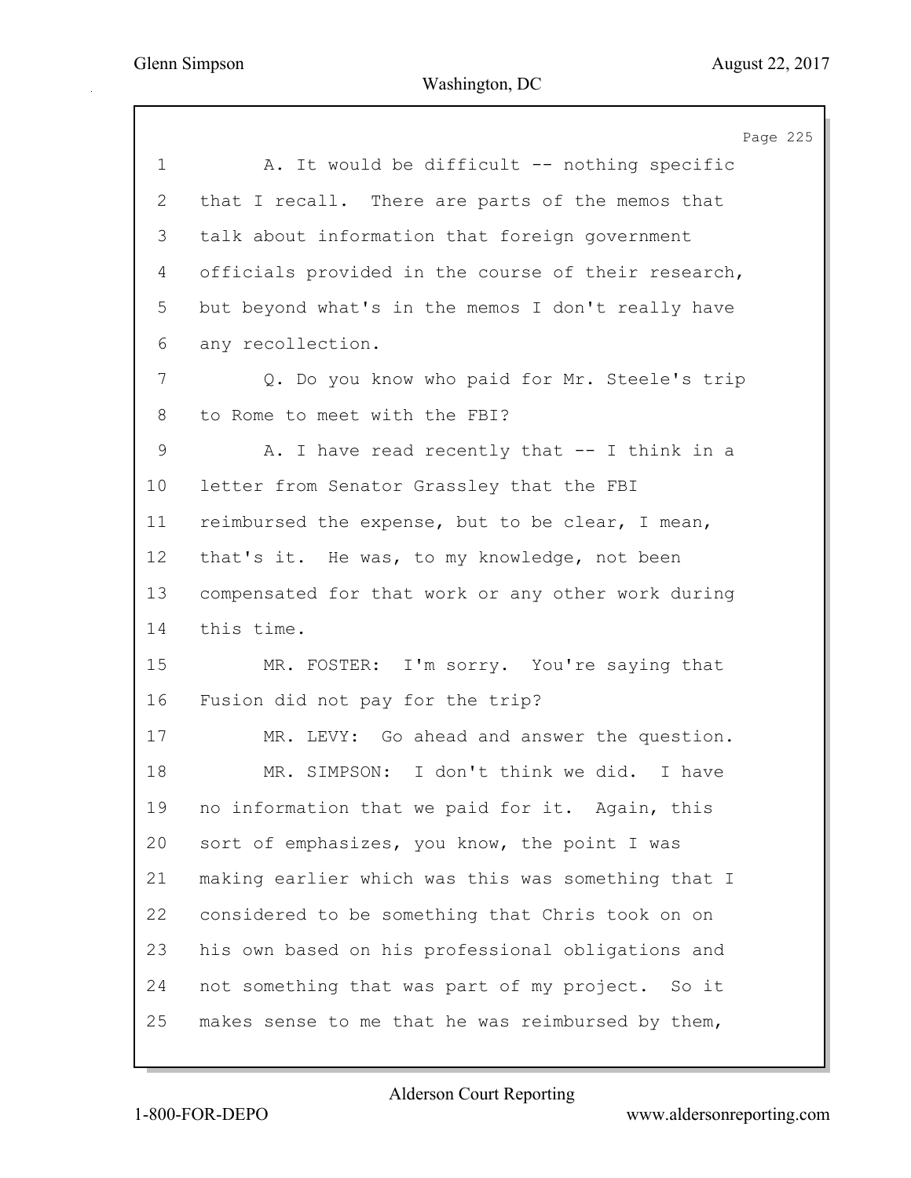A. It would be difficult -- nothing specific that I recall. There are parts of the memos that talk about information that foreign government officials provided in the course of their research, but beyond what's in the memos I don't really have any recollection.

Q. Do you know who paid for Mr. Steele's trip to Rome to meet with the FBI?

A. I have read recently that -- I think in a letter from Senator Grassley that the FBI reimbursed the expense, but to be clear, I mean, that's it. He was, to my knowledge, not been compensated for that work or any other work during this time.

MR. FOSTER: I'm sorry. You're saying that Fusion did not pay for the trip?

MR. LEVY: Go ahead and answer the question.

MR. SIMPSON: I don't think we did. I have no information that we paid for it. Again, this sort of emphasizes, you know, the point I was making earlier which was this was something that I considered to be something that Chris took on on his own based on his professional obligations and not something that was part of my project. So it makes sense to me that he was reimbursed by them,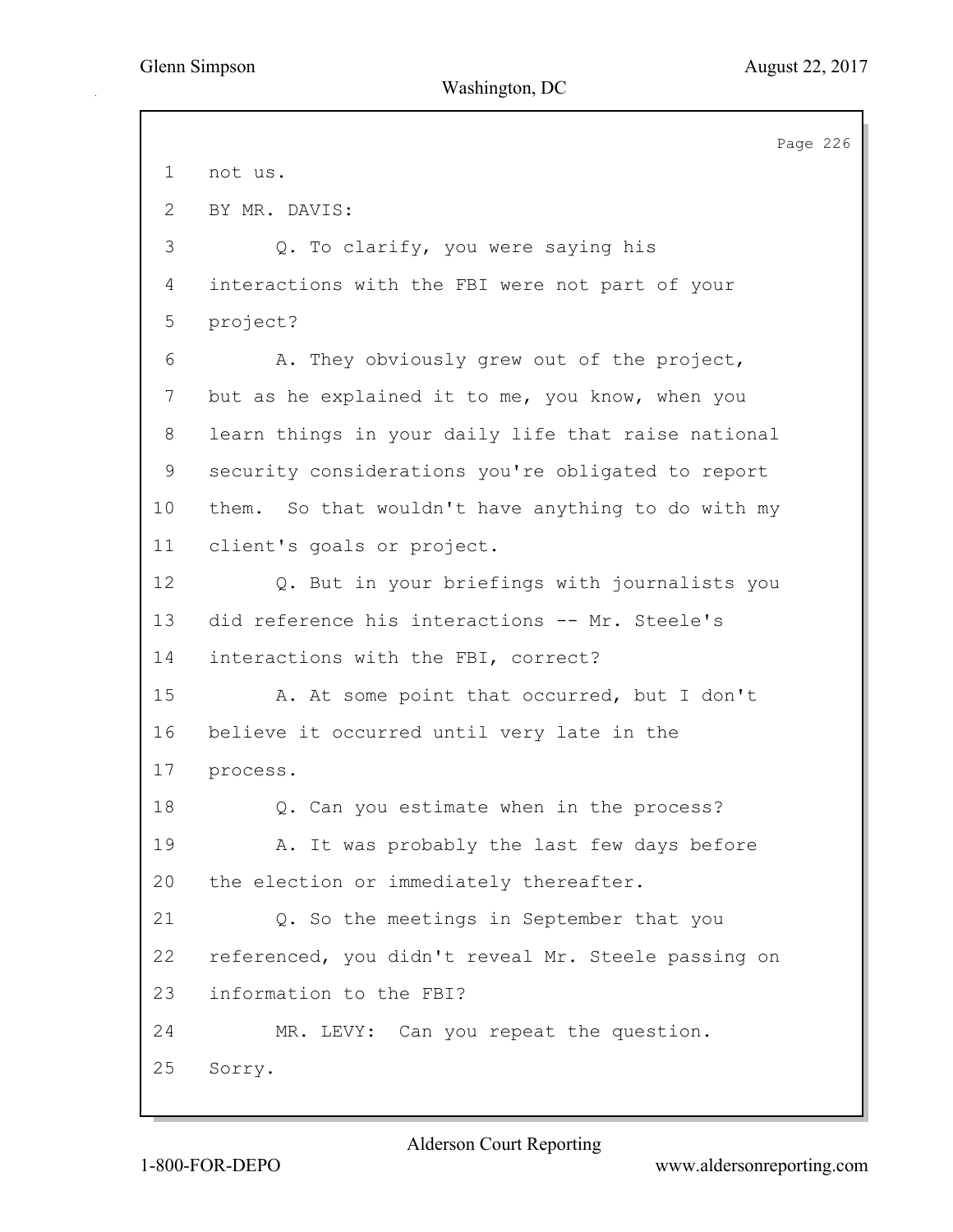not us.

BY MR. DAVIS:

Q. To clarify, you were saying his interactions with the FBI were not part of your project?

A. They obviously grew out of the project, but as he explained it to me, you know, when you learn things in your daily life that raise national security considerations you're obligated to report them. So that wouldn't have anything to do with my client's goals or project.

Q. But in your briefings with journalists you did reference his interactions -- Mr. Steele's interactions with the FBI, correct?

A. At some point that occurred, but I don't believe it occurred until very late in the process.

Q. Can you estimate when in the process?

A. It was probably the last few days before the election or immediately thereafter.

Q. So the meetings in September that you referenced, you didn't reveal Mr. Steele passing on information to the FBI?

MR. LEVY: Can you repeat the question. Sorry.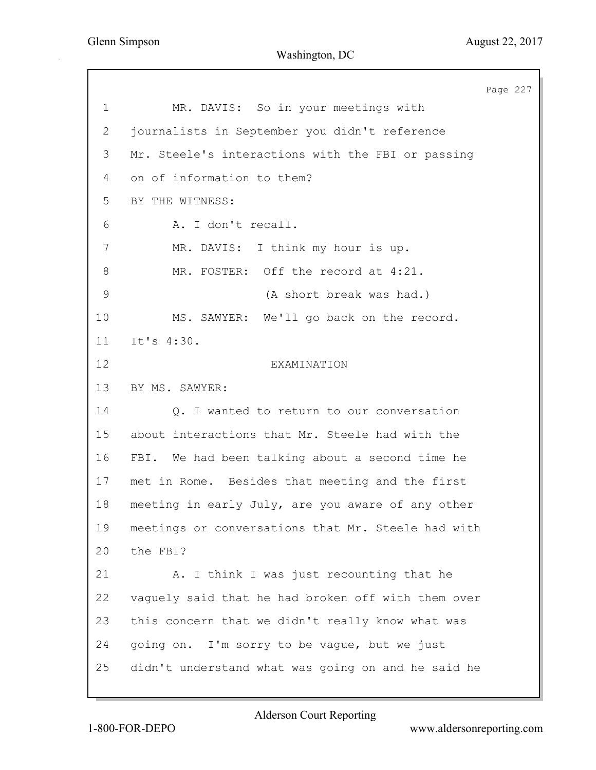MR. DAVIS: So in your meetings with journalists in September you didn't reference Mr. Steele's interactions with the FBI or passing on of information to them?

BY THE WITNESS:

A. I don't recall.

MR. DAVIS: I think my hour is up.

MR. FOSTER: Off the record at 4:21.

(A short break was had.)

MS. SAWYER: We'll go back on the record. It's 4:30.

EXAMINATION

BY MS. SAWYER:

Q. I wanted to return to our conversation about interactions that Mr. Steele had with the FBI. We had been talking about a second time he met in Rome. Besides that meeting and the first meeting in early July, are you aware of any other meetings or conversations that Mr. Steele had with the FBI?

A. I think I was just recounting that he vaguely said that he had broken off with them over this concern that we didn't really know what was going on. I'm sorry to be vague, but we just didn't understand what was going on and he said he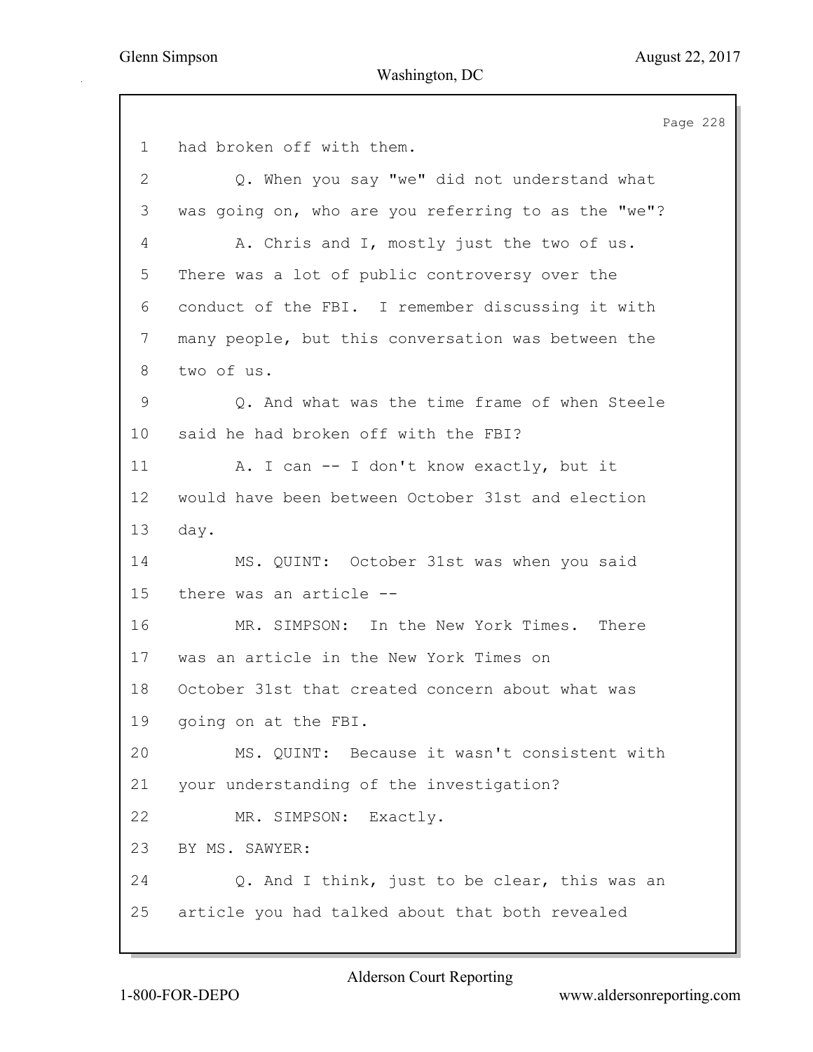had broken off with them.

Q. When you say "we" did not understand what was going on, who are you referring to as the "we"?

A. Chris and I, mostly just the two of us. There was a lot of public controversy over the conduct of the FBI. I remember discussing it with many people, but this conversation was between the two of us.

Q. And what was the time frame of when Steele said he had broken off with the FBI?

A. I can -- I don't know exactly, but it would have been between October 31st and election day.

MS. QUINT: October 31st was when you said there was an article --

MR. SIMPSON: In the New York Times. There was an article in the New York Times on October 31st that created concern about what was going on at the FBI.

MS. QUINT: Because it wasn't consistent with your understanding of the investigation?

MR. SIMPSON: Exactly.

BY MS. SAWYER:

Q. And I think, just to be clear, this was an article you had talked about that both revealed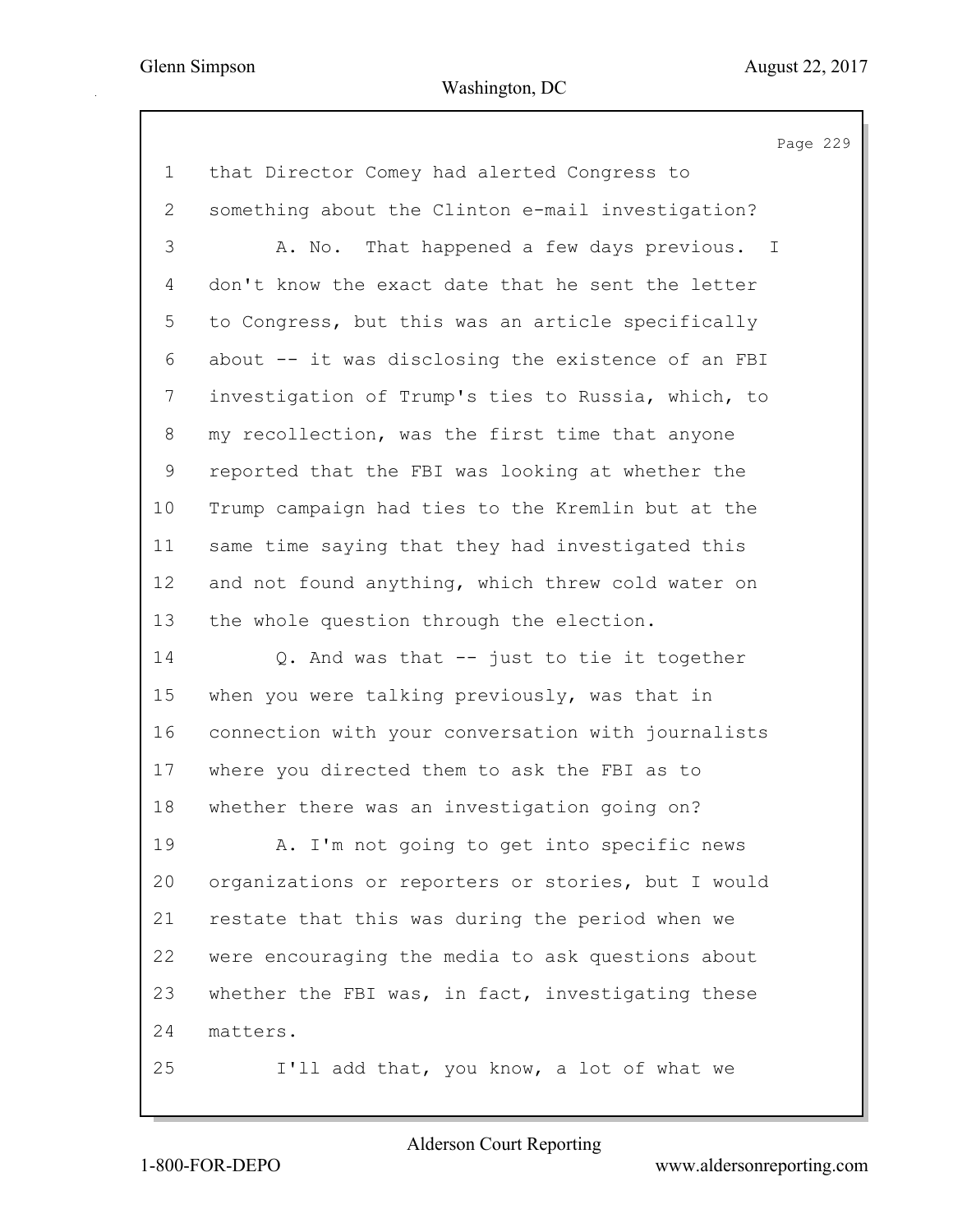1 that Director Comey had alerted Congress to
2 something about the Clinton e-mail investigation?
3 A. No. That happened a few days previous. I
4 don't know the exact date that he sent the letter
5 to Congress, but this was an article specifically
6 about -- it was disclosing the existence of an FBI
7 investigation of Trump's ties to Russia, which, to
8 my recollection, was the first time that anyone
9 reported that the FBI was looking at whether the
10 Trump campaign had ties to the Kremlin but at the
11 same time saying that they had investigated this
12 and not found anything, which threw cold water on
13 the whole question through the election.
14 Q. And was that -- just to tie it together
15 when you were talking previously, was that in
16 connection with your conversation with journalists
17 where you directed them to ask the FBI as to
18 whether there was an investigation going on?
19 A. I'm not going to get into specific news
20 organizations or reporters or stories, but I would
21 restate that this was during the period when we
22 were encouraging the media to ask questions about
23 whether the FBI was, in fact, investigating these
24 matters.
25 I'll add that, you know, a lot of what we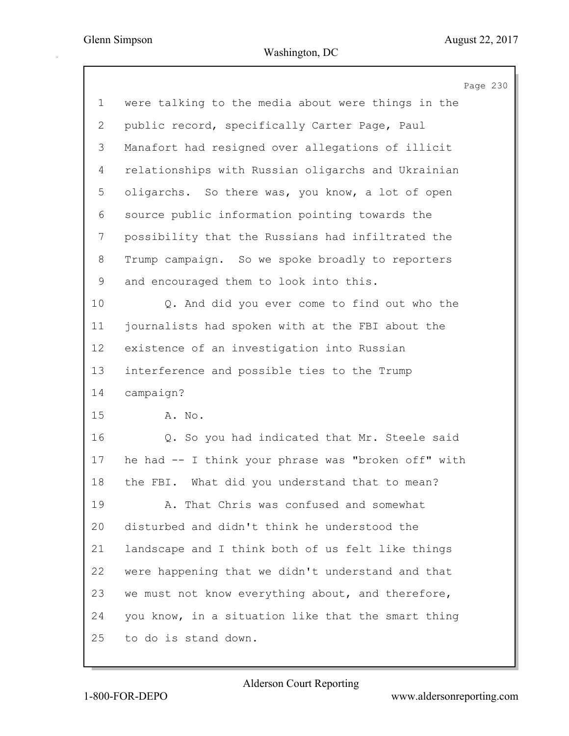were talking to the media about were things in the public record, specifically Carter Page, Paul Manafort had resigned over allegations of illicit relationships with Russian oligarchs and Ukrainian oligarchs. So there was, you know, a lot of open source public information pointing towards the possibility that the Russians had infiltrated the Trump campaign. So we spoke broadly to reporters and encouraged them to look into this.

Q. And did you ever come to find out who the journalists had spoken with at the FBI about the existence of an investigation into Russian interference and possible ties to the Trump campaign?

A. No.

Q. So you had indicated that Mr. Steele said he had -- I think your phrase was "broken off" with the FBI. What did you understand that to mean?

A. That Chris was confused and somewhat disturbed and didn't think he understood the landscape and I think both of us felt like things were happening that we didn't understand and that we must not know everything about, and therefore, you know, in a situation like that the smart thing to do is stand down.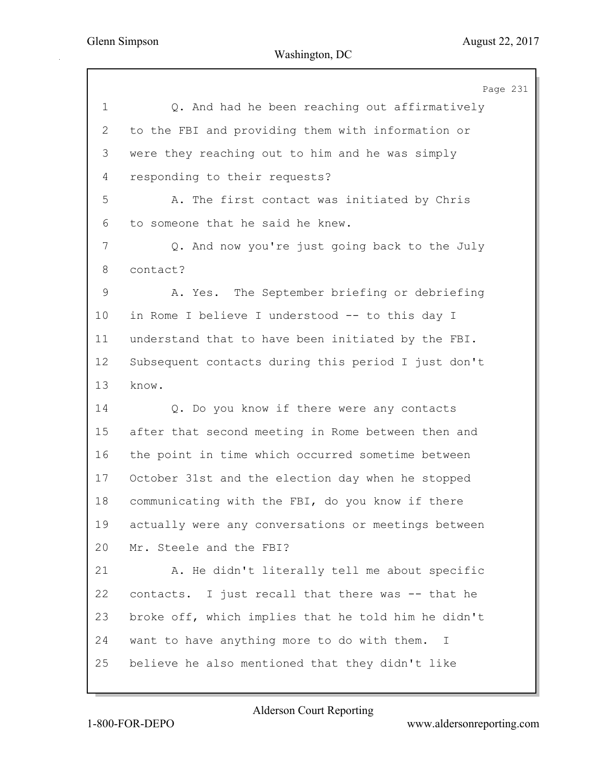Q. And had he been reaching out affirmatively to the FBI and providing them with information or were they reaching out to him and he was simply responding to their requests?

A. The first contact was initiated by Chris to someone that he said he knew.

Q. And now you're just going back to the July contact?

A. Yes. The September briefing or debriefing in Rome I believe I understood -- to this day I understand that to have been initiated by the FBI. Subsequent contacts during this period I just don't know.

Q. Do you know if there were any contacts after that second meeting in Rome between then and the point in time which occurred sometime between October 31st and the election day when he stopped communicating with the FBI, do you know if there actually were any conversations or meetings between Mr. Steele and the FBI?

A. He didn't literally tell me about specific contacts. I just recall that there was -- that he broke off, which implies that he told him he didn't want to have anything more to do with them. I believe he also mentioned that they didn't like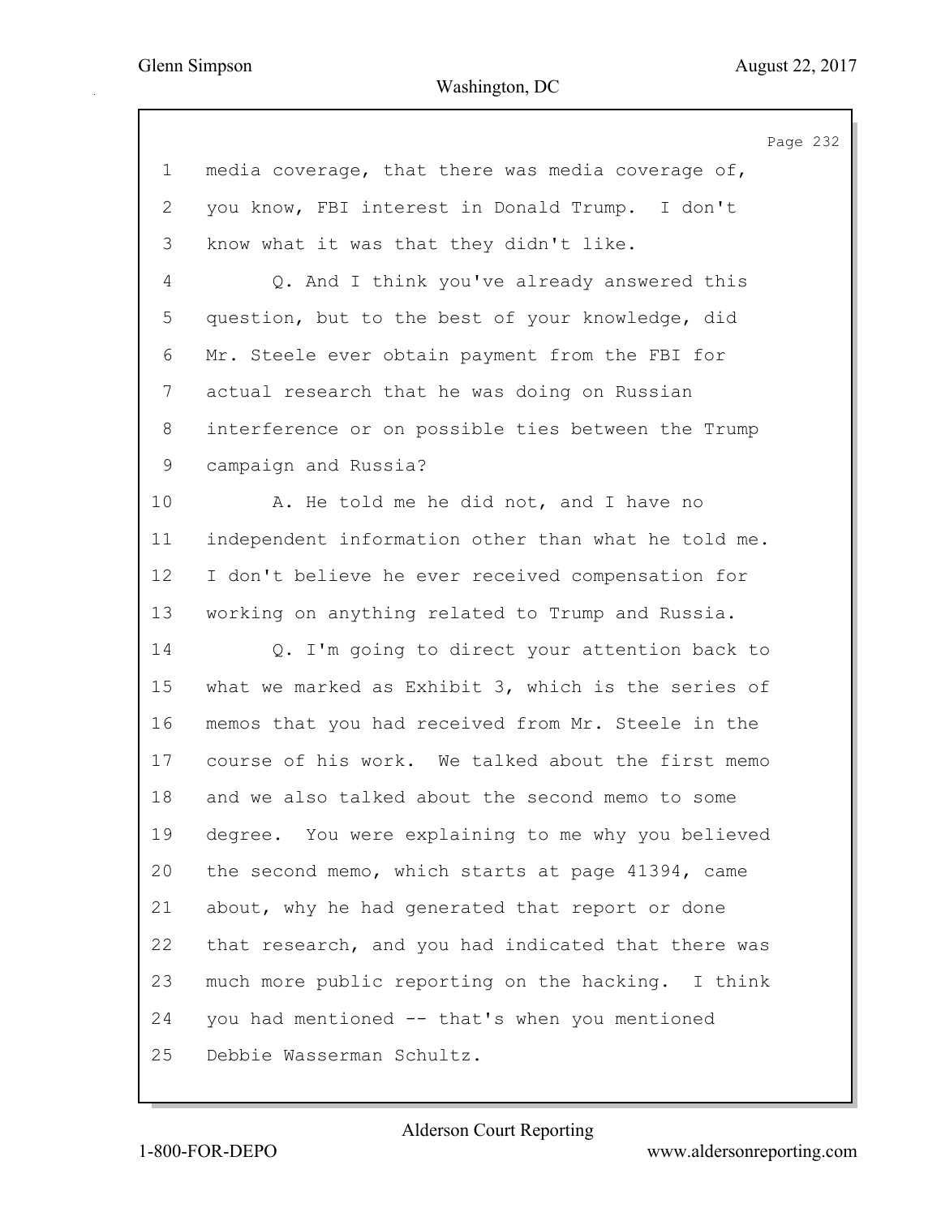media coverage, that there was media coverage of, you know, FBI interest in Donald Trump. I don't know what it was that they didn't like.

Q. And I think you've already answered this question, but to the best of your knowledge, did Mr. Steele ever obtain payment from the FBI for actual research that he was doing on Russian interference or on possible ties between the Trump campaign and Russia?

A. He told me he did not, and I have no independent information other than what he told me. I don't believe he ever received compensation for working on anything related to Trump and Russia.

Q. I'm going to direct your attention back to what we marked as Exhibit 3, which is the series of memos that you had received from Mr. Steele in the course of his work. We talked about the first memo and we also talked about the second memo to some degree. You were explaining to me why you believed the second memo, which starts at page 41394, came about, why he had generated that report or done that research, and you had indicated that there was much more public reporting on the hacking. I think you had mentioned -- that's when you mentioned Debbie Wasserman Schultz.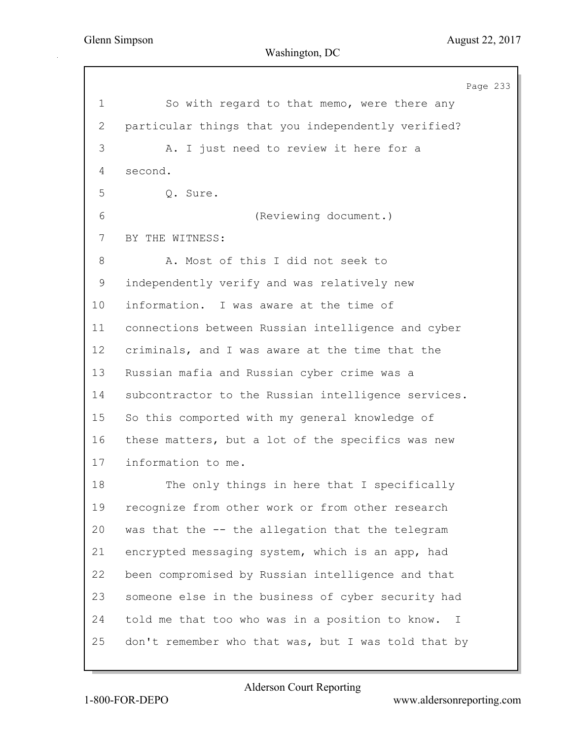1 So with regard to that memo, were there any
2 particular things that you independently verified?
3 A. I just need to review it here for a
4 second.
5 Q. Sure.
6 (Reviewing document.)
7 BY THE WITNESS:
8 A. Most of this I did not seek to
9 independently verify and was relatively new
10 information. I was aware at the time of
11 connections between Russian intelligence and cyber
12 criminals, and I was aware at the time that the
13 Russian mafia and Russian cyber crime was a
14 subcontractor to the Russian intelligence services.
15 So this comported with my general knowledge of
16 these matters, but a lot of the specifics was new
17 information to me.
18 The only things in here that I specifically
19 recognize from other work or from other research
20 was that the -- the allegation that the telegram
21 encrypted messaging system, which is an app, had
22 been compromised by Russian intelligence and that
23 someone else in the business of cyber security had
24 told me that too who was in a position to know. I
25 don't remember who that was, but I was told that by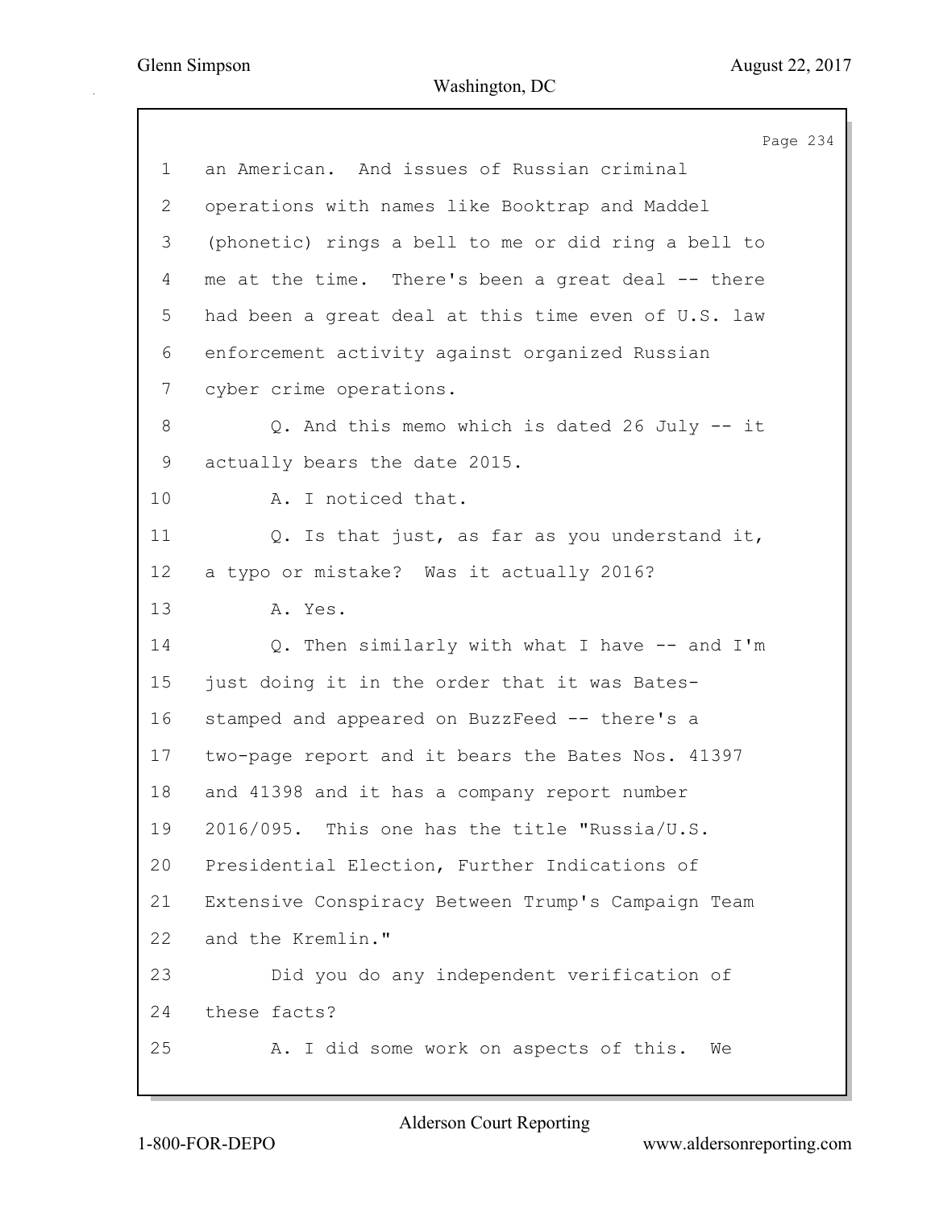an American. And issues of Russian criminal operations with names like Booktrap and Maddel (phonetic) rings a bell to me or did ring a bell to me at the time. There's been a great deal -- there had been a great deal at this time even of U.S. law enforcement activity against organized Russian cyber crime operations.

Q. And this memo which is dated 26 July -- it actually bears the date 2015.

A. I noticed that.

Q. Is that just, as far as you understand it, a typo or mistake? Was it actually 2016?

A. Yes.

Q. Then similarly with what I have -- and I'm just doing it in the order that it was Bates-stamped and appeared on BuzzFeed -- there's a two-page report and it bears the Bates Nos. 41397 and 41398 and it has a company report number 2016/095. This one has the title "Russia/U.S. Presidential Election, Further Indications of Extensive Conspiracy Between Trump's Campaign Team and the Kremlin."

Did you do any independent verification of these facts?

A. I did some work on aspects of this. We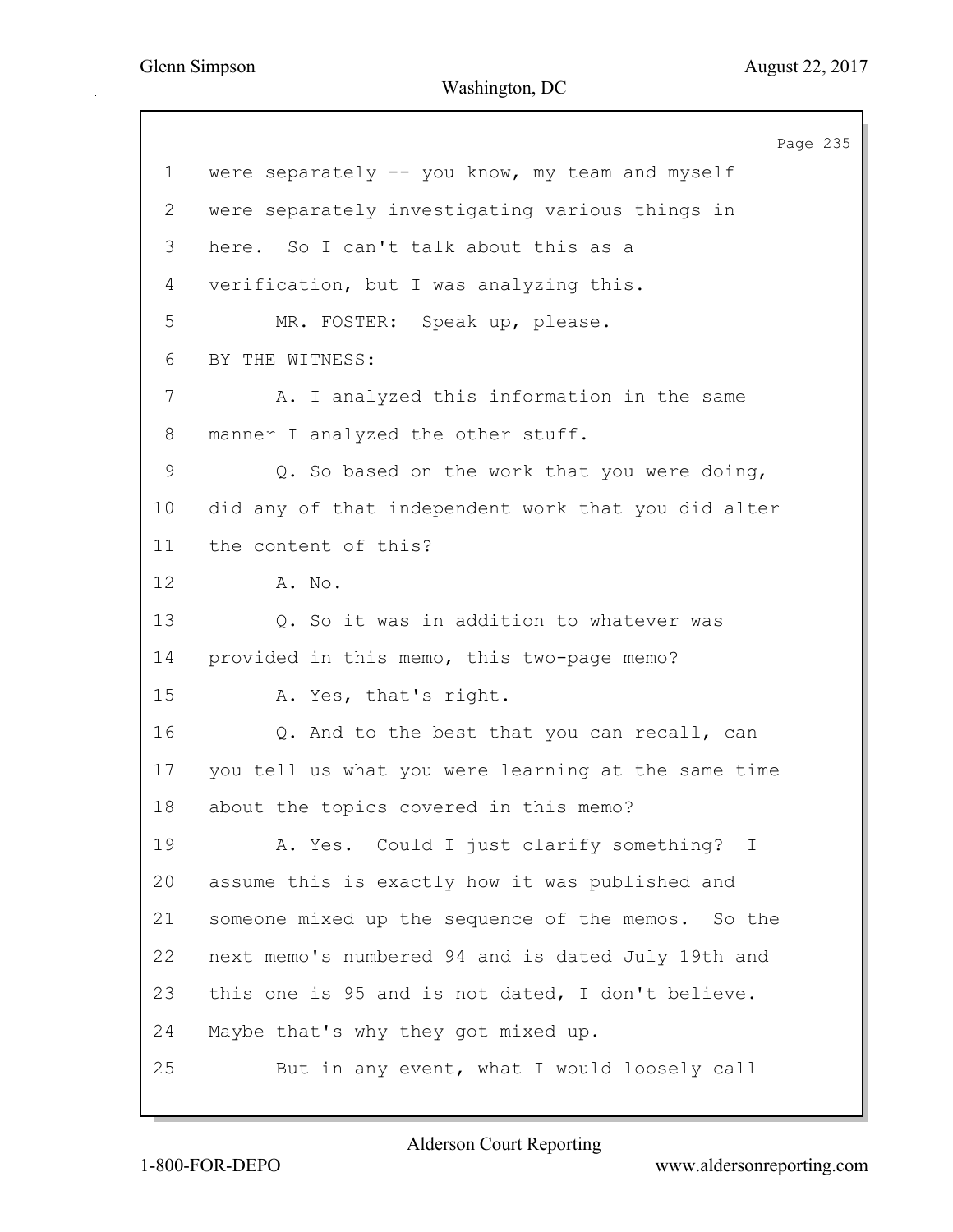1 were separately -- you know, my team and myself
2 were separately investigating various things in
3 here. So I can't talk about this as a
4 verification, but I was analyzing this.
5 MR. FOSTER: Speak up, please.
6 BY THE WITNESS:
7 A. I analyzed this information in the same
8 manner I analyzed the other stuff.
9 Q. So based on the work that you were doing,
10 did any of that independent work that you did alter
11 the content of this?
12 A. No.
13 Q. So it was in addition to whatever was
14 provided in this memo, this two-page memo?
15 A. Yes, that's right.
16 Q. And to the best that you can recall, can
17 you tell us what you were learning at the same time
18 about the topics covered in this memo?
19 A. Yes. Could I just clarify something? I
20 assume this is exactly how it was published and
21 someone mixed up the sequence of the memos. So the
22 next memo's numbered 94 and is dated July 19th and
23 this one is 95 and is not dated, I don't believe.
24 Maybe that's why they got mixed up.
25 But in any event, what I would loosely call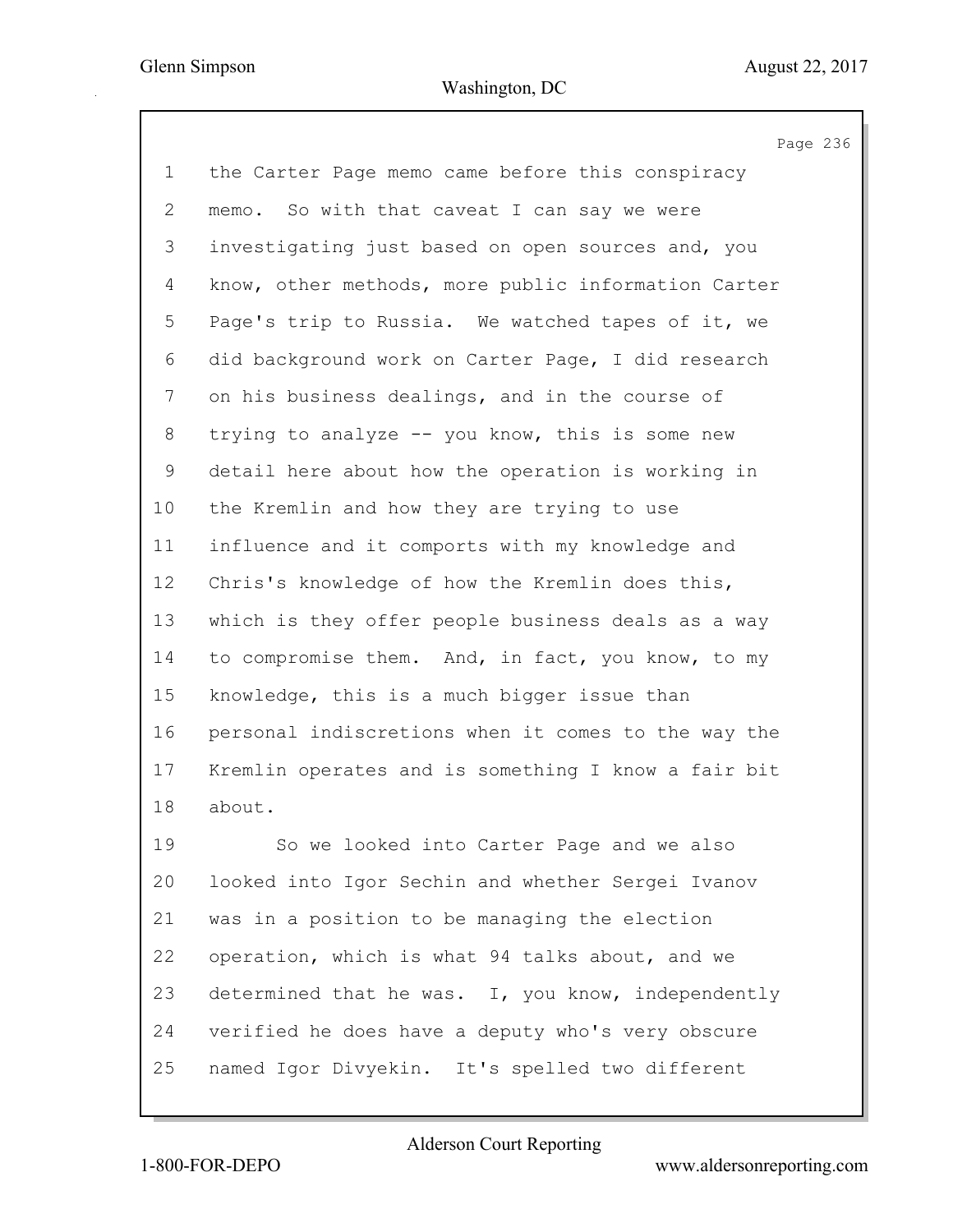the Carter Page memo came before this conspiracy memo. So with that caveat I can say we were investigating just based on open sources and, you know, other methods, more public information Carter Page's trip to Russia. We watched tapes of it, we did background work on Carter Page, I did research on his business dealings, and in the course of trying to analyze -- you know, this is some new detail here about how the operation is working in the Kremlin and how they are trying to use influence and it comports with my knowledge and Chris's knowledge of how the Kremlin does this, which is they offer people business deals as a way to compromise them. And, in fact, you know, to my knowledge, this is a much bigger issue than personal indiscretions when it comes to the way the Kremlin operates and is something I know a fair bit about.

So we looked into Carter Page and we also looked into Igor Sechin and whether Sergei Ivanov was in a position to be managing the election operation, which is what 94 talks about, and we determined that he was. I, you know, independently verified he does have a deputy who's very obscure named Igor Divyekin. It's spelled two different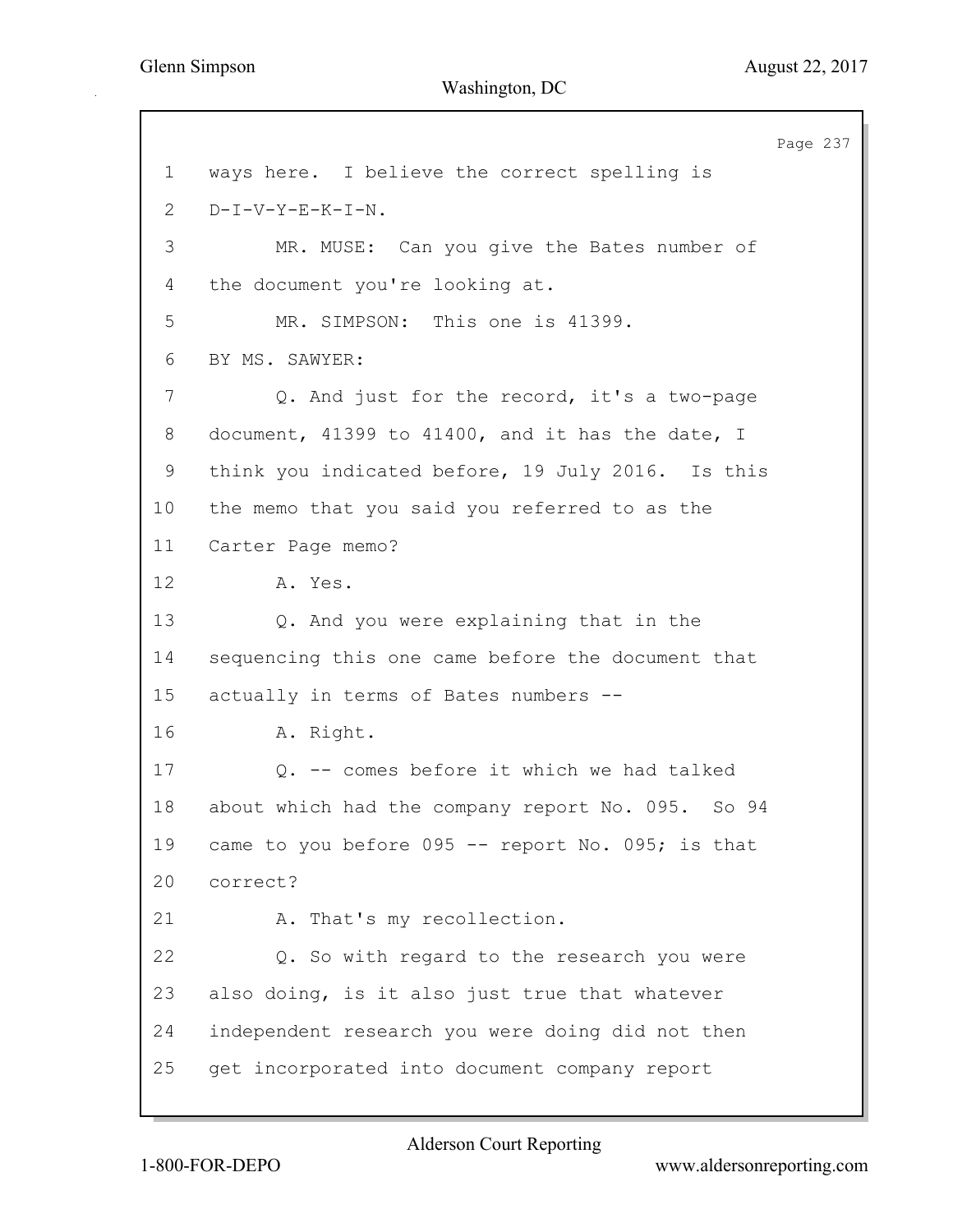1 ways here. I believe the correct spelling is
2 D-I-V-Y-E-K-I-N.
3 MR. MUSE: Can you give the Bates number of
4 the document you're looking at.
5 MR. SIMPSON: This one is 41399.
6 BY MS. SAWYER:
7 Q. And just for the record, it's a two-page
8 document, 41399 to 41400, and it has the date, I
9 think you indicated before, 19 July 2016. Is this
10 the memo that you said you referred to as the
11 Carter Page memo?
12 A. Yes.
13 Q. And you were explaining that in the
14 sequencing this one came before the document that
15 actually in terms of Bates numbers --
16 A. Right.
17 Q. -- comes before it which we had talked
18 about which had the company report No. 095. So 94
19 came to you before 095 -- report No. 095; is that
20 correct?
21 A. That's my recollection.
22 Q. So with regard to the research you were
23 also doing, is it also just true that whatever
24 independent research you were doing did not then
25 get incorporated into document company report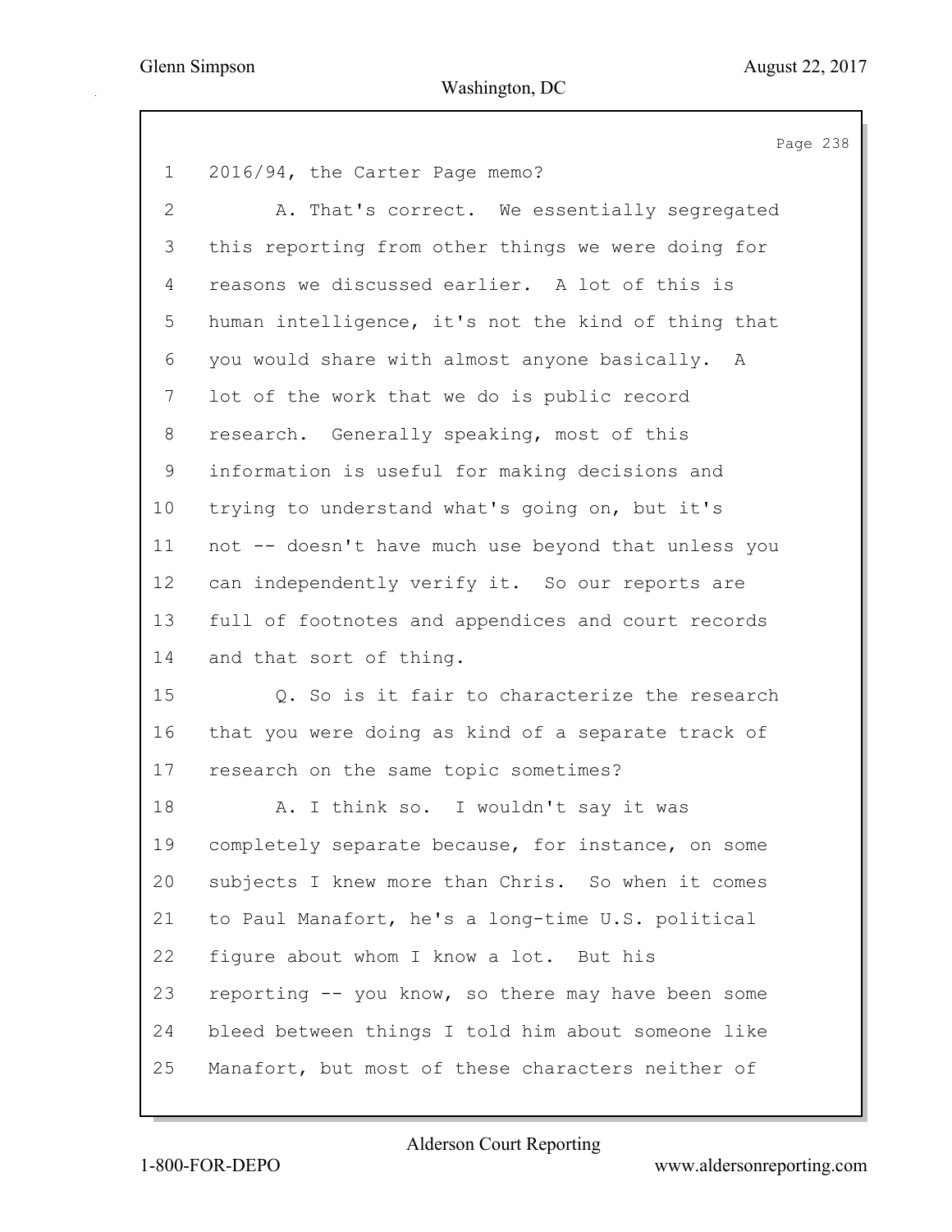1 2016/94, the Carter Page memo?

2 A. That's correct. We essentially segregated

3 this reporting from other things we were doing for

4 reasons we discussed earlier. A lot of this is

5 human intelligence, it's not the kind of thing that

6 you would share with almost anyone basically. A

7 lot of the work that we do is public record

8 research. Generally speaking, most of this

9 information is useful for making decisions and

10 trying to understand what's going on, but it's

11 not -- doesn't have much use beyond that unless you

12 can independently verify it. So our reports are

13 full of footnotes and appendices and court records

14 and that sort of thing.

15 Q. So is it fair to characterize the research

16 that you were doing as kind of a separate track of

17 research on the same topic sometimes?

18 A. I think so. I wouldn't say it was

19 completely separate because, for instance, on some

20 subjects I knew more than Chris. So when it comes

21 to Paul Manafort, he's a long-time U.S. political

22 figure about whom I know a lot. But his

23 reporting -- you know, so there may have been some

24 bleed between things I told him about someone like

25 Manafort, but most of these characters neither of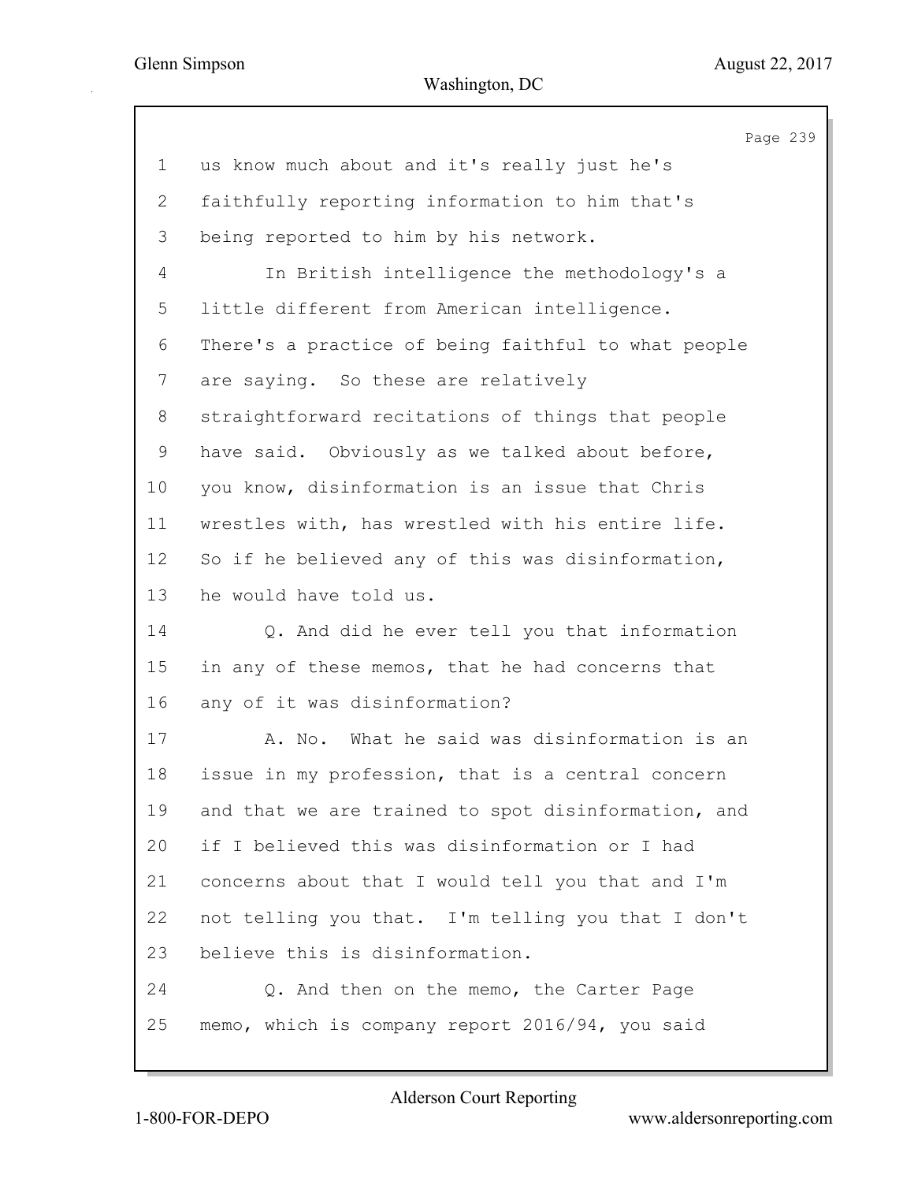us know much about and it's really just he's faithfully reporting information to him that's being reported to him by his network.

In British intelligence the methodology's a little different from American intelligence. There's a practice of being faithful to what people are saying. So these are relatively straightforward recitations of things that people have said. Obviously as we talked about before, you know, disinformation is an issue that Chris wrestles with, has wrestled with his entire life. So if he believed any of this was disinformation, he would have told us.

Q. And did he ever tell you that information in any of these memos, that he had concerns that any of it was disinformation?

A. No. What he said was disinformation is an issue in my profession, that is a central concern and that we are trained to spot disinformation, and if I believed this was disinformation or I had concerns about that I would tell you that and I'm not telling you that. I'm telling you that I don't believe this is disinformation.

Q. And then on the memo, the Carter Page memo, which is company report 2016/94, you said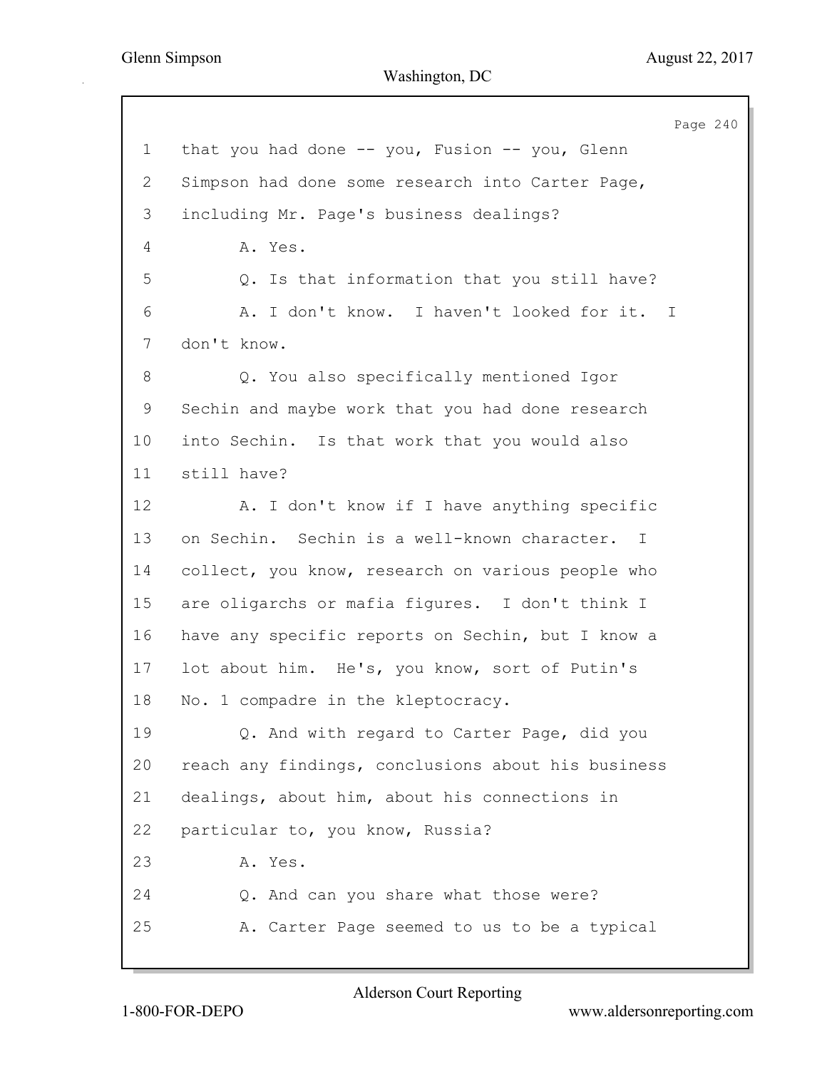1 that you had done -- you, Fusion -- you, Glenn
2 Simpson had done some research into Carter Page,
3 including Mr. Page's business dealings?
4 A. Yes.
5 Q. Is that information that you still have?
6 A. I don't know. I haven't looked for it. I
7 don't know.
8 Q. You also specifically mentioned Igor
9 Sechin and maybe work that you had done research
10 into Sechin. Is that work that you would also
11 still have?
12 A. I don't know if I have anything specific
13 on Sechin. Sechin is a well-known character. I
14 collect, you know, research on various people who
15 are oligarchs or mafia figures. I don't think I
16 have any specific reports on Sechin, but I know a
17 lot about him. He's, you know, sort of Putin's
18 No. 1 compadre in the kleptocracy.
19 Q. And with regard to Carter Page, did you
20 reach any findings, conclusions about his business
21 dealings, about him, about his connections in
22 particular to, you know, Russia?
23 A. Yes.
24 Q. And can you share what those were?
25 A. Carter Page seemed to us to be a typical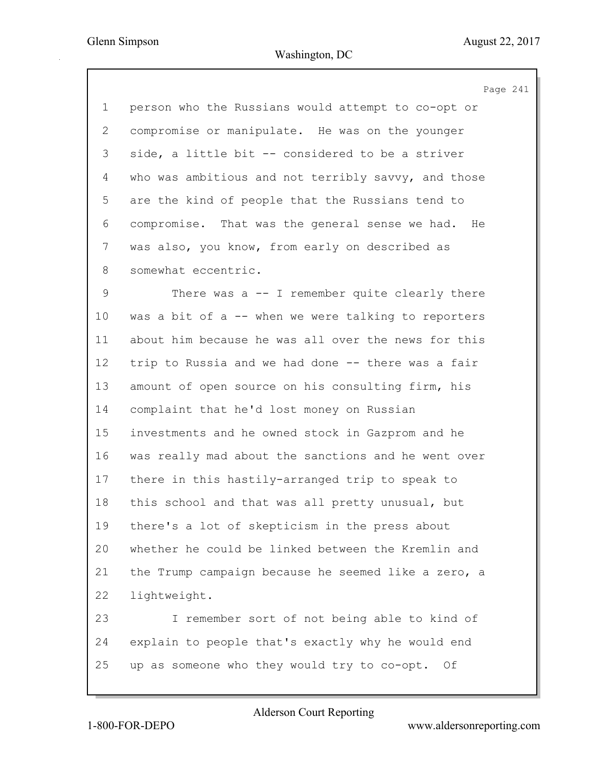person who the Russians would attempt to co-opt or compromise or manipulate. He was on the younger side, a little bit -- considered to be a striver who was ambitious and not terribly savvy, and those are the kind of people that the Russians tend to compromise. That was the general sense we had. He was also, you know, from early on described as somewhat eccentric.

There was a -- I remember quite clearly there was a bit of a -- when we were talking to reporters about him because he was all over the news for this trip to Russia and we had done -- there was a fair amount of open source on his consulting firm, his complaint that he'd lost money on Russian investments and he owned stock in Gazprom and he was really mad about the sanctions and he went over there in this hastily-arranged trip to speak to this school and that was all pretty unusual, but there's a lot of skepticism in the press about whether he could be linked between the Kremlin and the Trump campaign because he seemed like a zero, a lightweight.

I remember sort of not being able to kind of explain to people that's exactly why he would end up as someone who they would try to co-opt. Of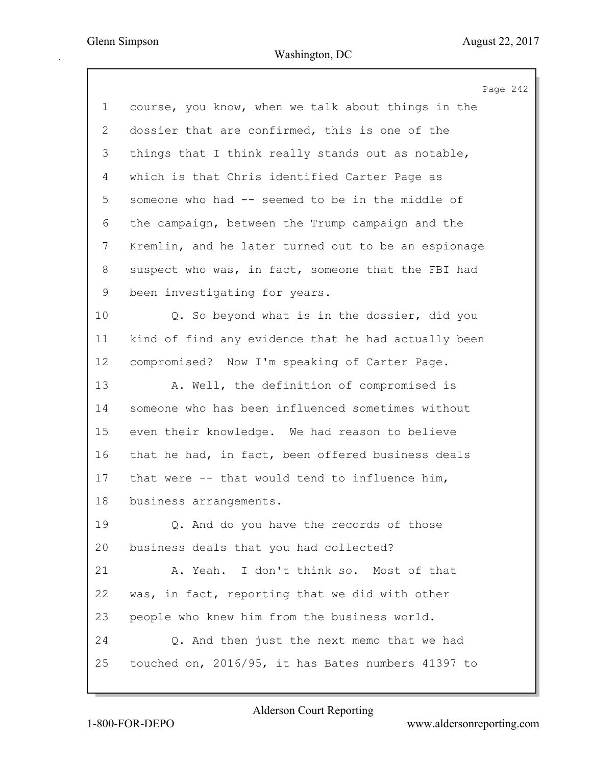course, you know, when we talk about things in the dossier that are confirmed, this is one of the things that I think really stands out as notable, which is that Chris identified Carter Page as someone who had -- seemed to be in the middle of the campaign, between the Trump campaign and the Kremlin, and he later turned out to be an espionage suspect who was, in fact, someone that the FBI had been investigating for years.

Q. So beyond what is in the dossier, did you kind of find any evidence that he had actually been compromised? Now I'm speaking of Carter Page.

A. Well, the definition of compromised is someone who has been influenced sometimes without even their knowledge. We had reason to believe that he had, in fact, been offered business deals that were -- that would tend to influence him, business arrangements.

Q. And do you have the records of those business deals that you had collected?

A. Yeah. I don't think so. Most of that was, in fact, reporting that we did with other people who knew him from the business world.

Q. And then just the next memo that we had touched on, 2016/95, it has Bates numbers 41397 to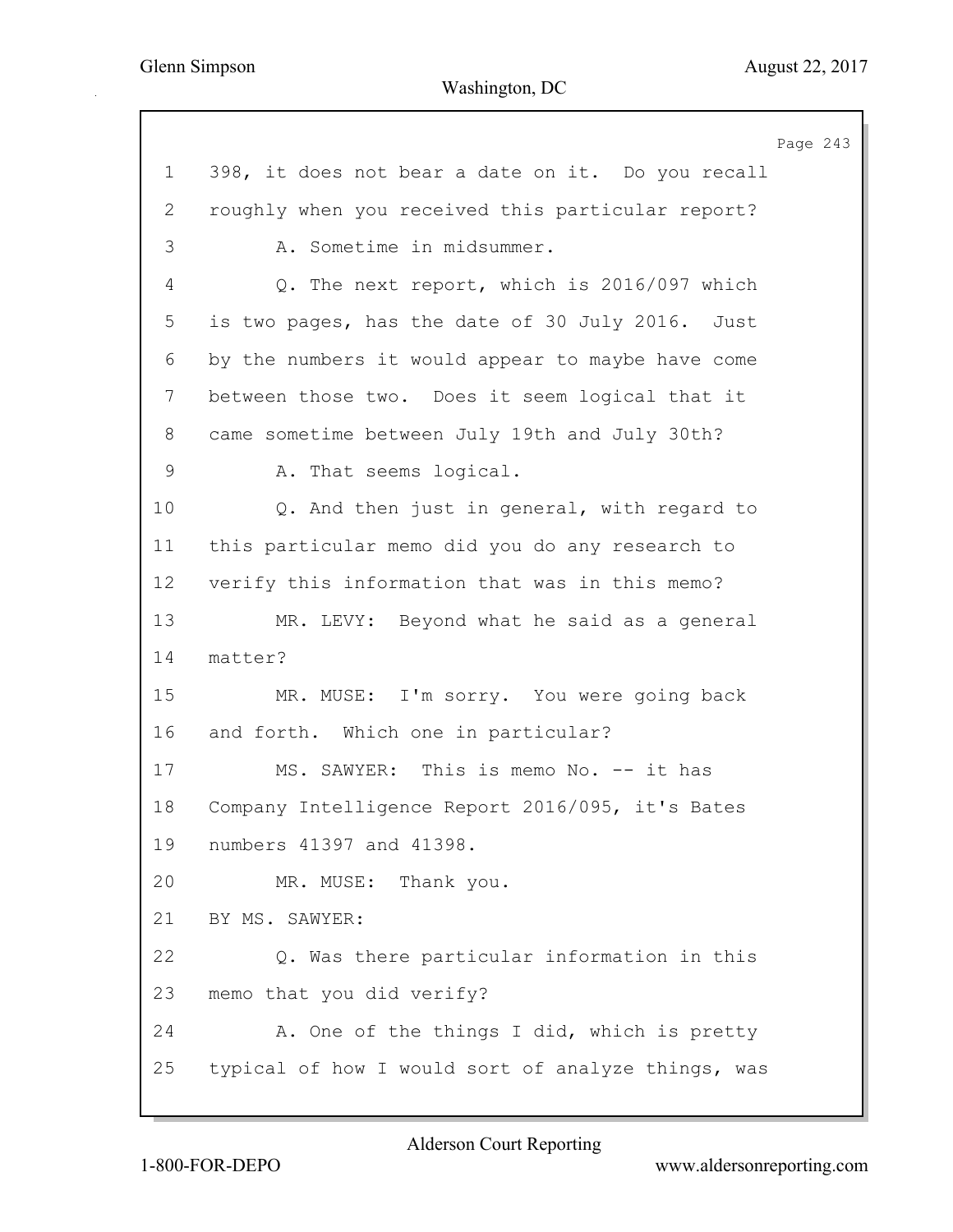1 398, it does not bear a date on it. Do you recall
2 roughly when you received this particular report?
3 A. Sometime in midsummer.
4 Q. The next report, which is 2016/097 which
5 is two pages, has the date of 30 July 2016. Just
6 by the numbers it would appear to maybe have come
7 between those two. Does it seem logical that it
8 came sometime between July 19th and July 30th?
9 A. That seems logical.
10 Q. And then just in general, with regard to
11 this particular memo did you do any research to
12 verify this information that was in this memo?
13 MR. LEVY: Beyond what he said as a general
14 matter?
15 MR. MUSE: I'm sorry. You were going back
16 and forth. Which one in particular?
17 MS. SAWYER: This is memo No. -- it has
18 Company Intelligence Report 2016/095, it's Bates
19 numbers 41397 and 41398.
20 MR. MUSE: Thank you.
21 BY MS. SAWYER:
22 Q. Was there particular information in this
23 memo that you did verify?
24 A. One of the things I did, which is pretty
25 typical of how I would sort of analyze things, was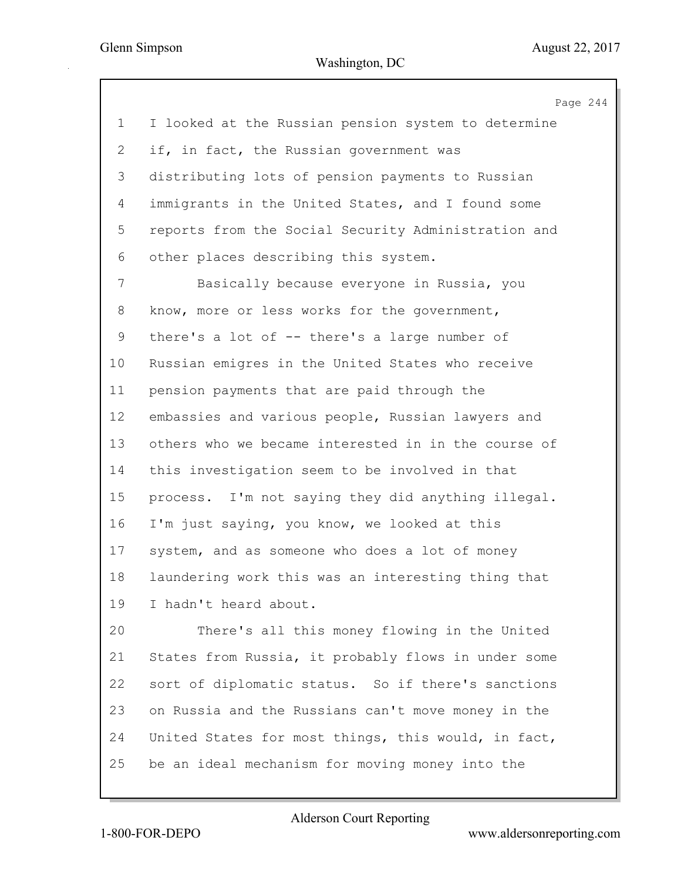I looked at the Russian pension system to determine if, in fact, the Russian government was distributing lots of pension payments to Russian immigrants in the United States, and I found some reports from the Social Security Administration and other places describing this system.

Basically because everyone in Russia, you know, more or less works for the government, there's a lot of -- there's a large number of Russian emigres in the United States who receive pension payments that are paid through the embassies and various people, Russian lawyers and others who we became interested in in the course of this investigation seem to be involved in that process. I'm not saying they did anything illegal. I'm just saying, you know, we looked at this system, and as someone who does a lot of money laundering work this was an interesting thing that I hadn't heard about.

There's all this money flowing in the United States from Russia, it probably flows in under some sort of diplomatic status. So if there's sanctions on Russia and the Russians can't move money in the United States for most things, this would, in fact, be an ideal mechanism for moving money into the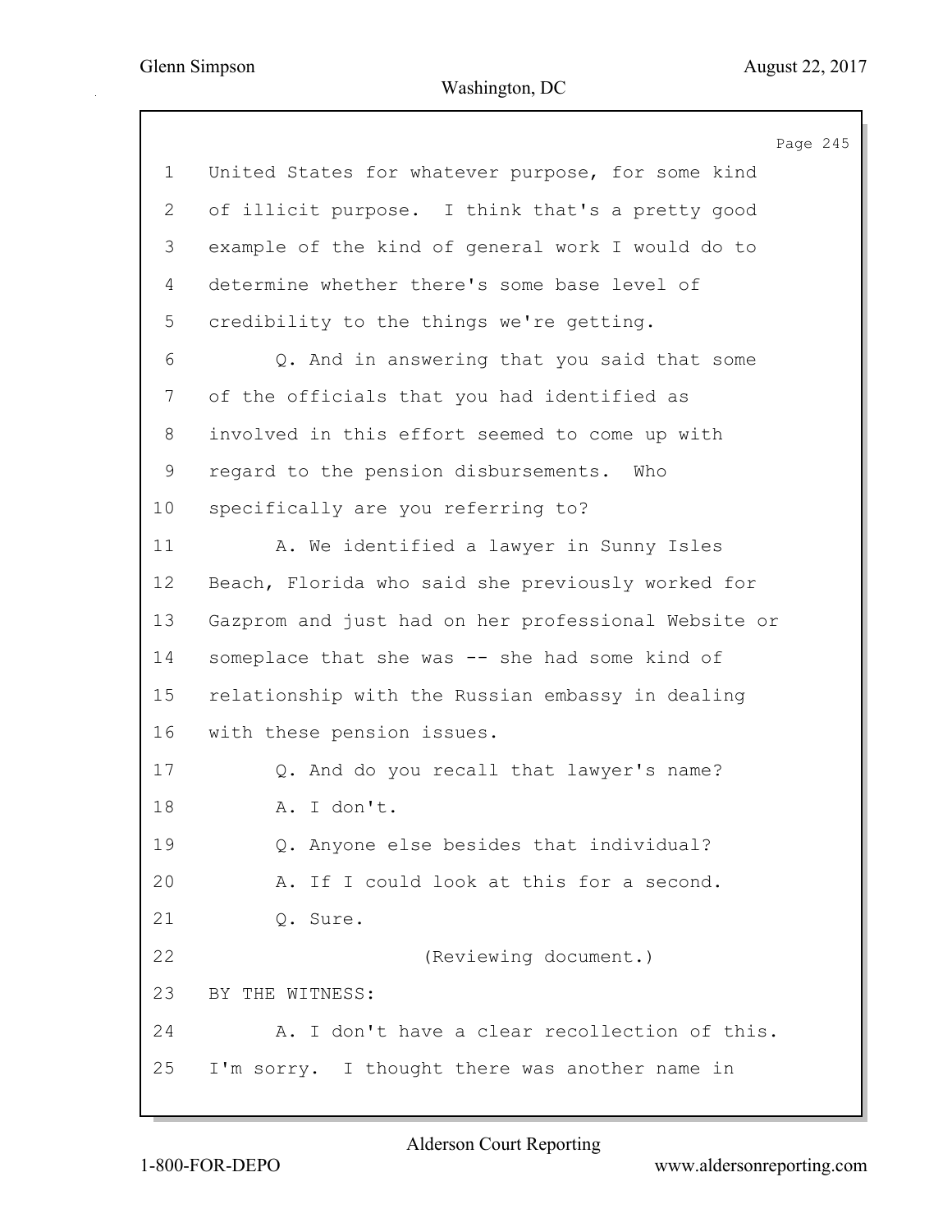1 United States for whatever purpose, for some kind
2 of illicit purpose. I think that's a pretty good
3 example of the kind of general work I would do to
4 determine whether there's some base level of
5 credibility to the things we're getting.
6 Q. And in answering that you said that some
7 of the officials that you had identified as
8 involved in this effort seemed to come up with
9 regard to the pension disbursements. Who
10 specifically are you referring to?
11 A. We identified a lawyer in Sunny Isles
12 Beach, Florida who said she previously worked for
13 Gazprom and just had on her professional Website or
14 someplace that she was -- she had some kind of
15 relationship with the Russian embassy in dealing
16 with these pension issues.
17 Q. And do you recall that lawyer's name?
18 A. I don't.
19 Q. Anyone else besides that individual?
20 A. If I could look at this for a second.
21 Q. Sure.
22 (Reviewing document.)
23 BY THE WITNESS:
24 A. I don't have a clear recollection of this.
25 I'm sorry. I thought there was another name in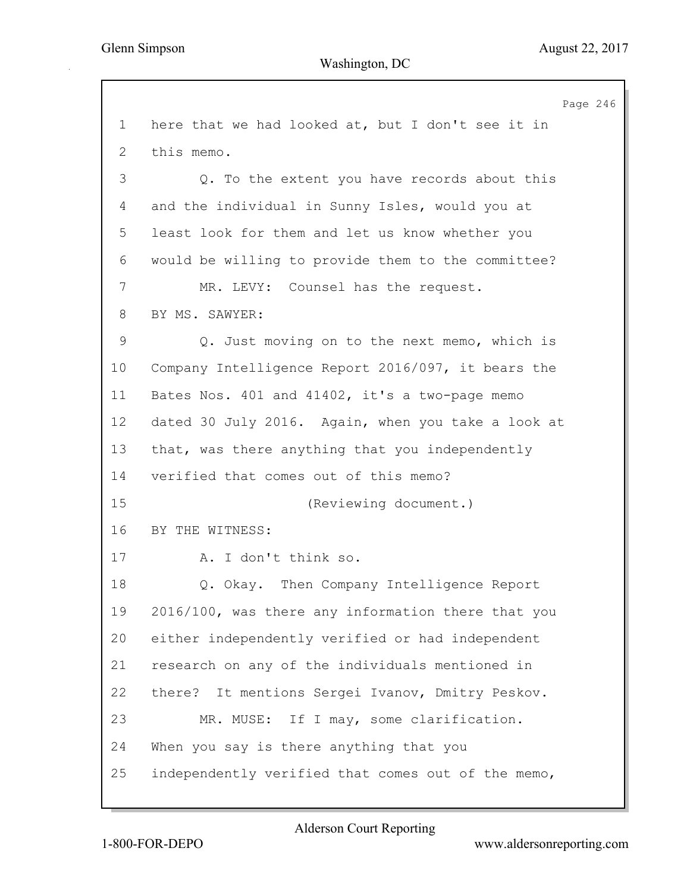1 here that we had looked at, but I don't see it in
2 this memo.
3 Q. To the extent you have records about this
4 and the individual in Sunny Isles, would you at
5 least look for them and let us know whether you
6 would be willing to provide them to the committee?
7 MR. LEVY: Counsel has the request.
8 BY MS. SAWYER:
9 Q. Just moving on to the next memo, which is
10 Company Intelligence Report 2016/097, it bears the
11 Bates Nos. 401 and 41402, it's a two-page memo
12 dated 30 July 2016. Again, when you take a look at
13 that, was there anything that you independently
14 verified that comes out of this memo?
15 (Reviewing document.)
16 BY THE WITNESS:
17 A. I don't think so.
18 Q. Okay. Then Company Intelligence Report
19 2016/100, was there any information there that you
20 either independently verified or had independent
21 research on any of the individuals mentioned in
22 there? It mentions Sergei Ivanov, Dmitry Peskov.
23 MR. MUSE: If I may, some clarification.
24 When you say is there anything that you
25 independently verified that comes out of the memo,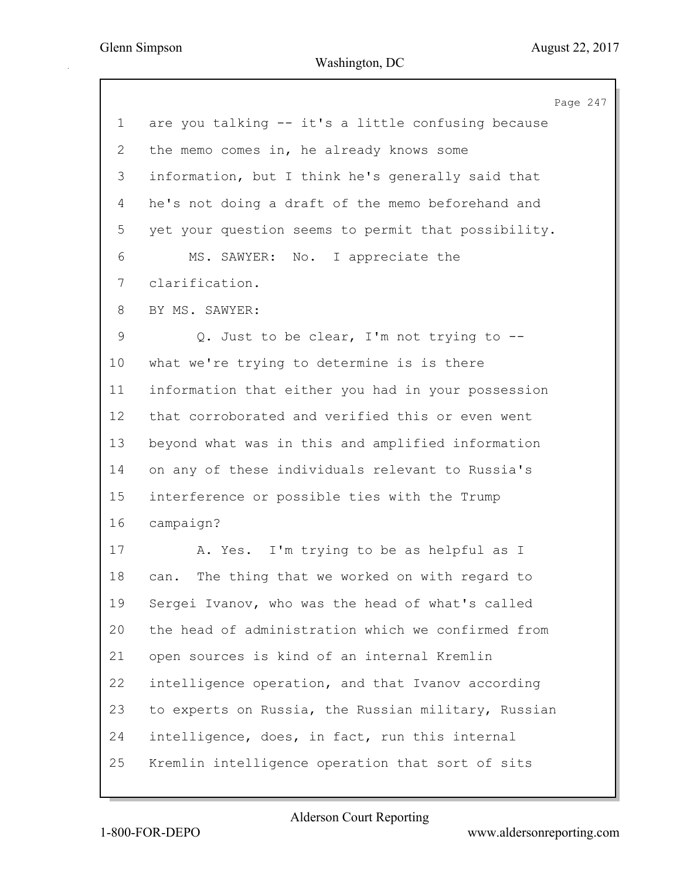are you talking -- it's a little confusing because the memo comes in, he already knows some information, but I think he's generally said that he's not doing a draft of the memo beforehand and yet your question seems to permit that possibility.

MS. SAWYER: No. I appreciate the clarification.

BY MS. SAWYER:

Q. Just to be clear, I'm not trying to -- what we're trying to determine is is there information that either you had in your possession that corroborated and verified this or even went beyond what was in this and amplified information on any of these individuals relevant to Russia's interference or possible ties with the Trump campaign?

A. Yes. I'm trying to be as helpful as I can. The thing that we worked on with regard to Sergei Ivanov, who was the head of what's called the head of administration which we confirmed from open sources is kind of an internal Kremlin intelligence operation, and that Ivanov according to experts on Russia, the Russian military, Russian intelligence, does, in fact, run this internal Kremlin intelligence operation that sort of sits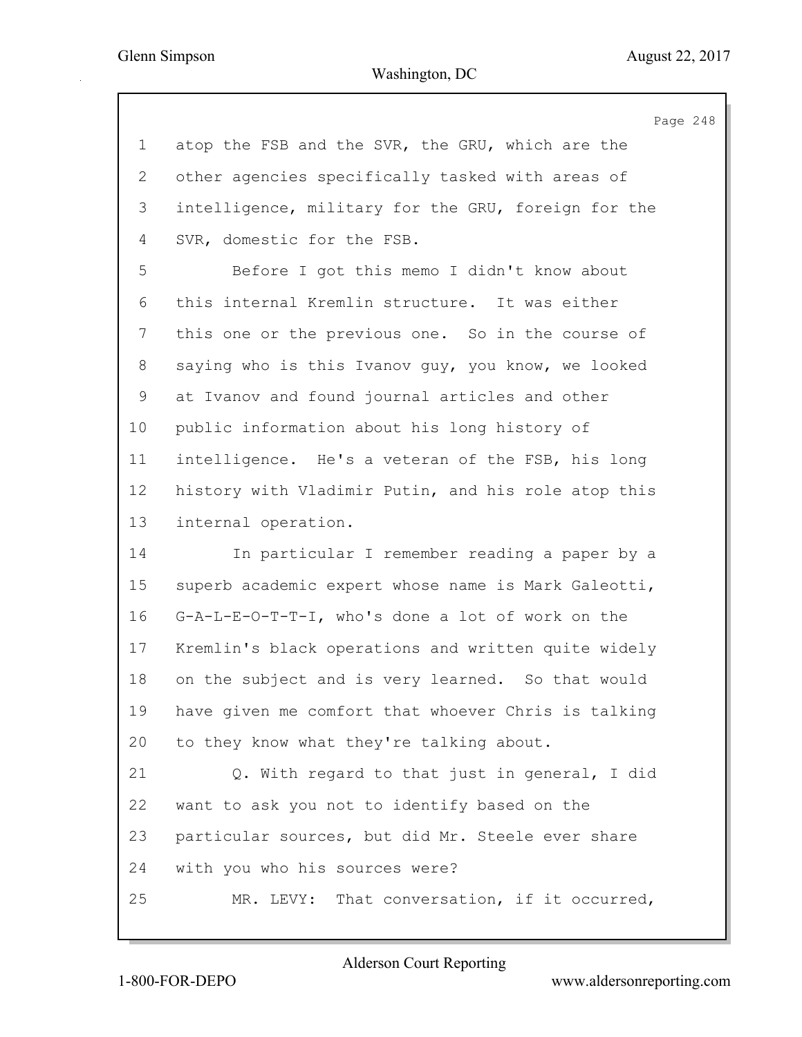atop the FSB and the SVR, the GRU, which are the other agencies specifically tasked with areas of intelligence, military for the GRU, foreign for the SVR, domestic for the FSB.

Before I got this memo I didn't know about this internal Kremlin structure. It was either this one or the previous one. So in the course of saying who is this Ivanov guy, you know, we looked at Ivanov and found journal articles and other public information about his long history of intelligence. He's a veteran of the FSB, his long history with Vladimir Putin, and his role atop this internal operation.

In particular I remember reading a paper by a superb academic expert whose name is Mark Galeotti, G-A-L-E-O-T-T-I, who's done a lot of work on the Kremlin's black operations and written quite widely on the subject and is very learned. So that would have given me comfort that whoever Chris is talking to they know what they're talking about.

Q. With regard to that just in general, I did want to ask you not to identify based on the particular sources, but did Mr. Steele ever share with you who his sources were?

MR. LEVY: That conversation, if it occurred,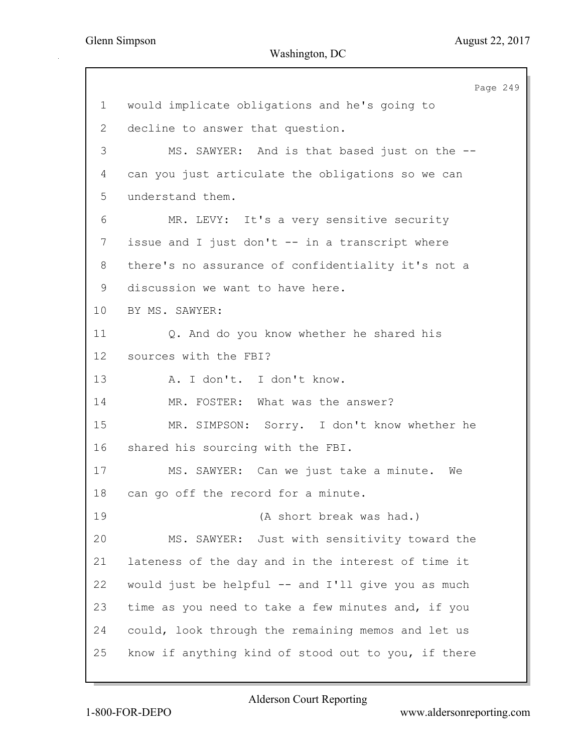1 would implicate obligations and he's going to

2 decline to answer that question.

3 MS. SAWYER: And is that based just on the --

4 can you just articulate the obligations so we can

5 understand them.

6 MR. LEVY: It's a very sensitive security

7 issue and I just don't -- in a transcript where

8 there's no assurance of confidentiality it's not a

9 discussion we want to have here.

10 BY MS. SAWYER:

11 Q. And do you know whether he shared his

12 sources with the FBI?

13 A. I don't. I don't know.

14 MR. FOSTER: What was the answer?

15 MR. SIMPSON: Sorry. I don't know whether he

16 shared his sourcing with the FBI.

17 MS. SAWYER: Can we just take a minute. We

18 can go off the record for a minute.

19 (A short break was had.)

20 MS. SAWYER: Just with sensitivity toward the

21 lateness of the day and in the interest of time it

22 would just be helpful -- and I'll give you as much

23 time as you need to take a few minutes and, if you

24 could, look through the remaining memos and let us

25 know if anything kind of stood out to you, if there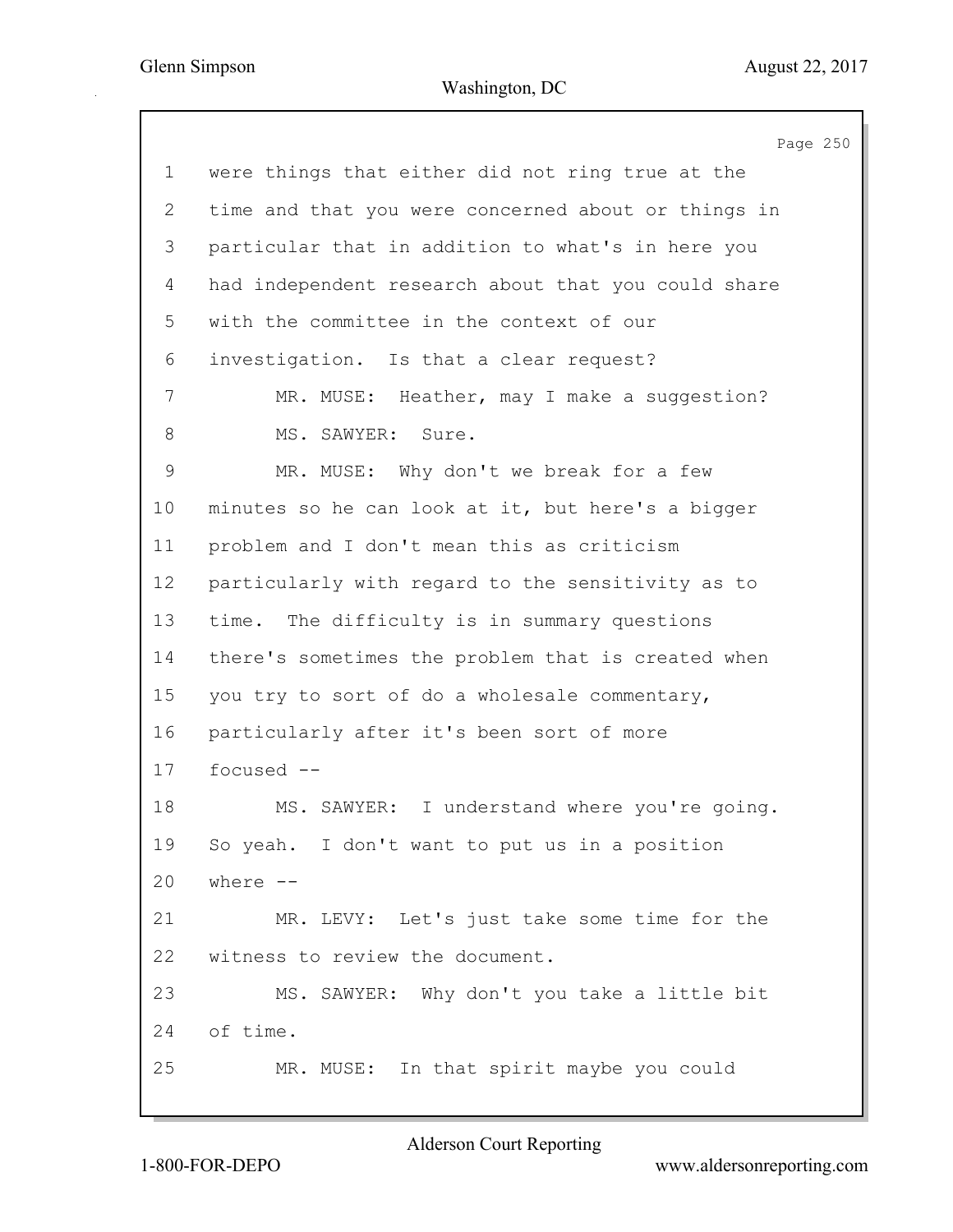1 were things that either did not ring true at the
2 time and that you were concerned about or things in
3 particular that in addition to what's in here you
4 had independent research about that you could share
5 with the committee in the context of our
6 investigation. Is that a clear request?
7 MR. MUSE: Heather, may I make a suggestion?
8 MS. SAWYER: Sure.
9 MR. MUSE: Why don't we break for a few
10 minutes so he can look at it, but here's a bigger
11 problem and I don't mean this as criticism
12 particularly with regard to the sensitivity as to
13 time. The difficulty is in summary questions
14 there's sometimes the problem that is created when
15 you try to sort of do a wholesale commentary,
16 particularly after it's been sort of more
17 focused --
18 MS. SAWYER: I understand where you're going.
19 So yeah. I don't want to put us in a position
20 where --
21 MR. LEVY: Let's just take some time for the
22 witness to review the document.
23 MS. SAWYER: Why don't you take a little bit
24 of time.
25 MR. MUSE: In that spirit maybe you could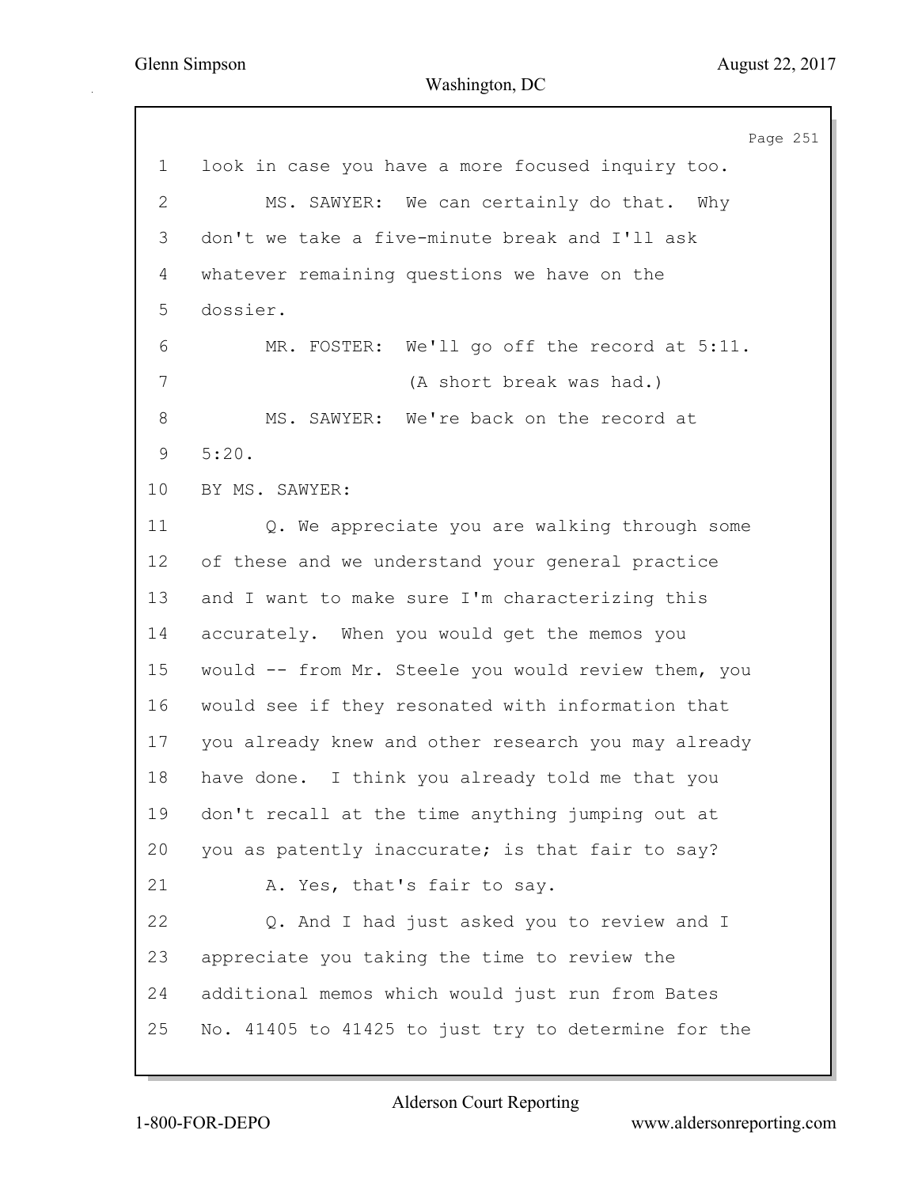look in case you have a more focused inquiry too.

MS. SAWYER: We can certainly do that. Why don't we take a five-minute break and I'll ask whatever remaining questions we have on the dossier.

MR. FOSTER: We'll go off the record at 5:11.

(A short break was had.)

MS. SAWYER: We're back on the record at 5:20.

BY MS. SAWYER:

Q. We appreciate you are walking through some of these and we understand your general practice and I want to make sure I'm characterizing this accurately. When you would get the memos you would -- from Mr. Steele you would review them, you would see if they resonated with information that you already knew and other research you may already have done. I think you already told me that you don't recall at the time anything jumping out at you as patently inaccurate; is that fair to say?

A. Yes, that's fair to say.

Q. And I had just asked you to review and I appreciate you taking the time to review the additional memos which would just run from Bates No. 41405 to 41425 to just try to determine for the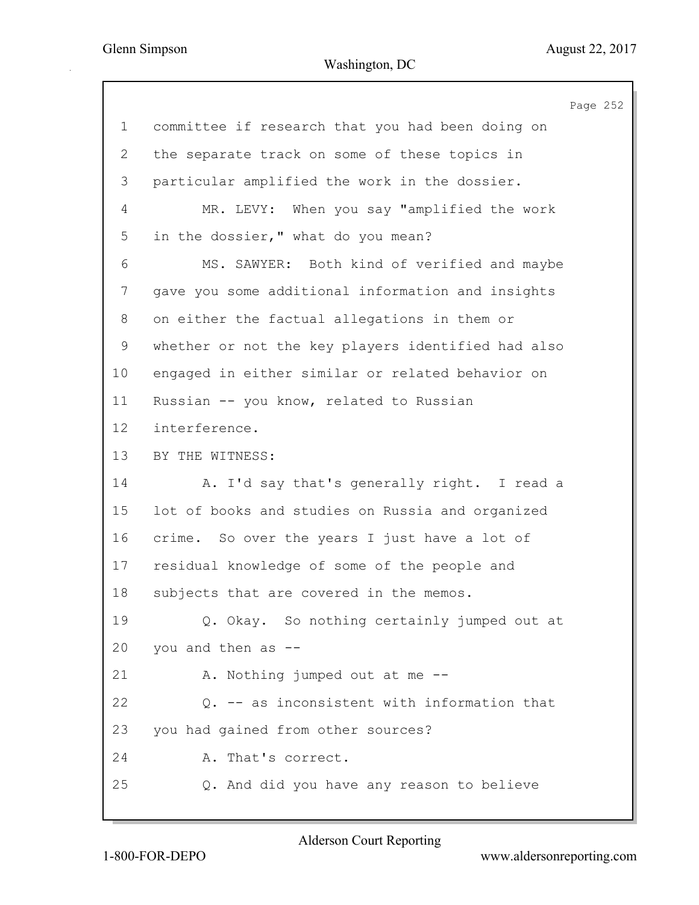1 committee if research that you had been doing on
2 the separate track on some of these topics in
3 particular amplified the work in the dossier.

4 MR. LEVY: When you say "amplified the work
5 in the dossier," what do you mean?

6 MS. SAWYER: Both kind of verified and maybe
7 gave you some additional information and insights
8 on either the factual allegations in them or
9 whether or not the key players identified had also
10 engaged in either similar or related behavior on
11 Russian -- you know, related to Russian
12 interference.

13 BY THE WITNESS:

14 A. I'd say that's generally right. I read a
15 lot of books and studies on Russia and organized
16 crime. So over the years I just have a lot of
17 residual knowledge of some of the people and
18 subjects that are covered in the memos.

19 Q. Okay. So nothing certainly jumped out at
20 you and then as --

21 A. Nothing jumped out at me --

22 Q. -- as inconsistent with information that
23 you had gained from other sources?

24 A. That's correct.

25 Q. And did you have any reason to believe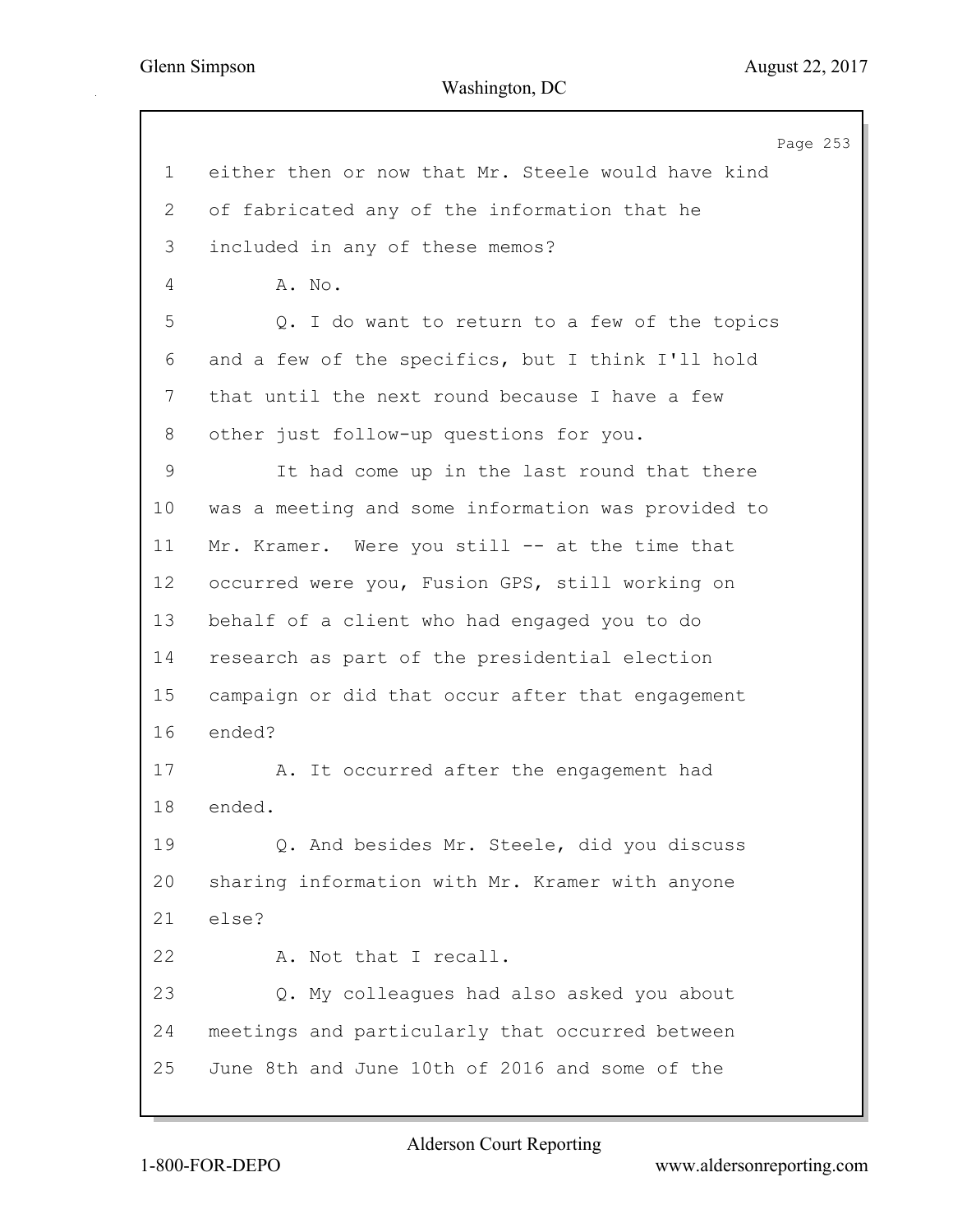1 either then or now that Mr. Steele would have kind
2 of fabricated any of the information that he
3 included in any of these memos?
4 A. No.
5 Q. I do want to return to a few of the topics
6 and a few of the specifics, but I think I'll hold
7 that until the next round because I have a few
8 other just follow-up questions for you.
9 It had come up in the last round that there
10 was a meeting and some information was provided to
11 Mr. Kramer. Were you still -- at the time that
12 occurred were you, Fusion GPS, still working on
13 behalf of a client who had engaged you to do
14 research as part of the presidential election
15 campaign or did that occur after that engagement
16 ended?
17 A. It occurred after the engagement had
18 ended.
19 Q. And besides Mr. Steele, did you discuss
20 sharing information with Mr. Kramer with anyone
21 else?
22 A. Not that I recall.
23 Q. My colleagues had also asked you about
24 meetings and particularly that occurred between
25 June 8th and June 10th of 2016 and some of the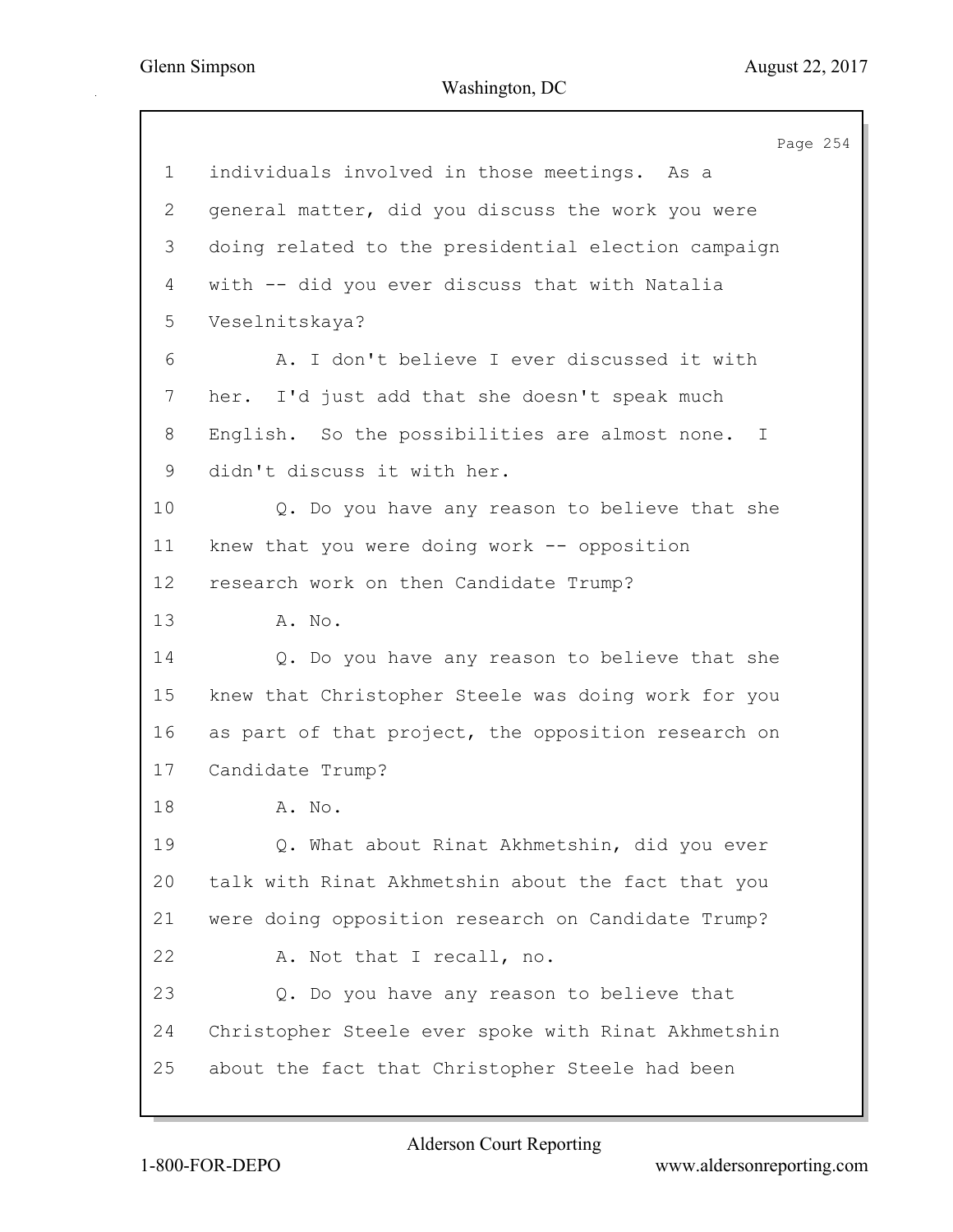1 individuals involved in those meetings. As a
2 general matter, did you discuss the work you were
3 doing related to the presidential election campaign
4 with -- did you ever discuss that with Natalia
5 Veselnitskaya?
6 A. I don't believe I ever discussed it with
7 her. I'd just add that she doesn't speak much
8 English. So the possibilities are almost none. I
9 didn't discuss it with her.
10 Q. Do you have any reason to believe that she
11 knew that you were doing work -- opposition
12 research work on then Candidate Trump?
13 A. No.
14 Q. Do you have any reason to believe that she
15 knew that Christopher Steele was doing work for you
16 as part of that project, the opposition research on
17 Candidate Trump?
18 A. No.
19 Q. What about Rinat Akhmetshin, did you ever
20 talk with Rinat Akhmetshin about the fact that you
21 were doing opposition research on Candidate Trump?
22 A. Not that I recall, no.
23 Q. Do you have any reason to believe that
24 Christopher Steele ever spoke with Rinat Akhmetshin
25 about the fact that Christopher Steele had been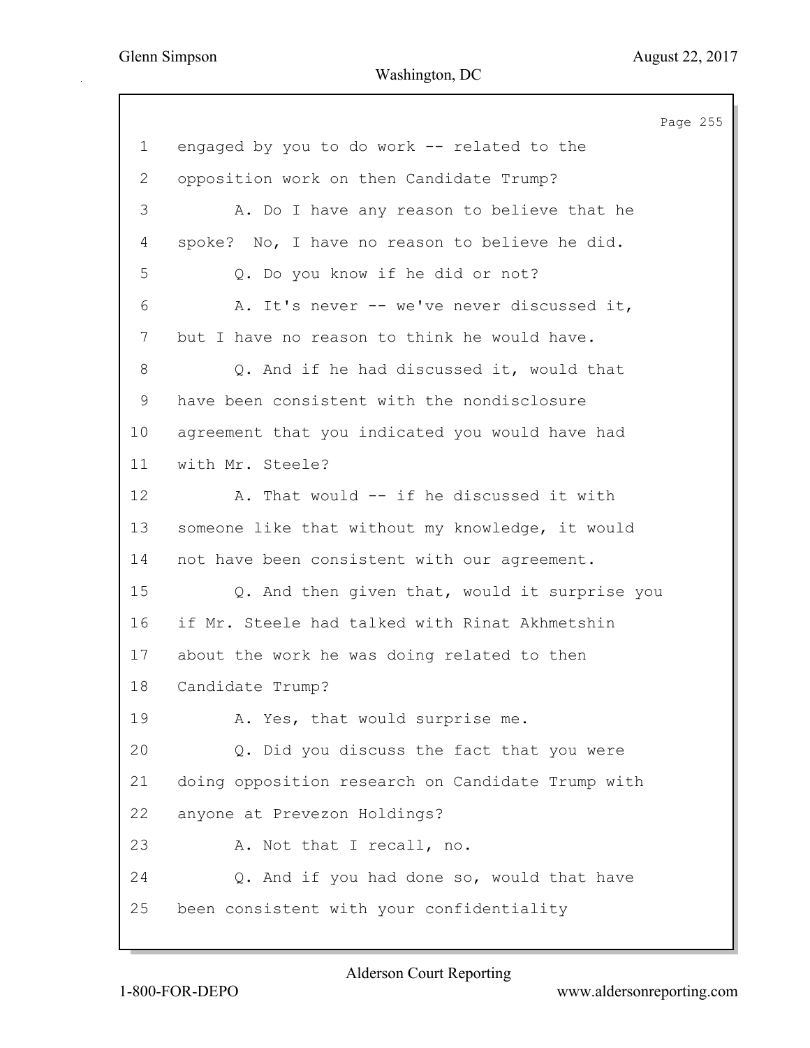1 engaged by you to do work -- related to the

2 opposition work on then Candidate Trump?

3 A. Do I have any reason to believe that he

4 spoke? No, I have no reason to believe he did.

5 Q. Do you know if he did or not?

6 A. It's never -- we've never discussed it,

7 but I have no reason to think he would have.

8 Q. And if he had discussed it, would that

9 have been consistent with the nondisclosure

10 agreement that you indicated you would have had

11 with Mr. Steele?

12 A. That would -- if he discussed it with

13 someone like that without my knowledge, it would

14 not have been consistent with our agreement.

15 Q. And then given that, would it surprise you

16 if Mr. Steele had talked with Rinat Akhmetshin

17 about the work he was doing related to then

18 Candidate Trump?

19 A. Yes, that would surprise me.

20 Q. Did you discuss the fact that you were

21 doing opposition research on Candidate Trump with

22 anyone at Prevezon Holdings?

23 A. Not that I recall, no.

24 Q. And if you had done so, would that have

25 been consistent with your confidentiality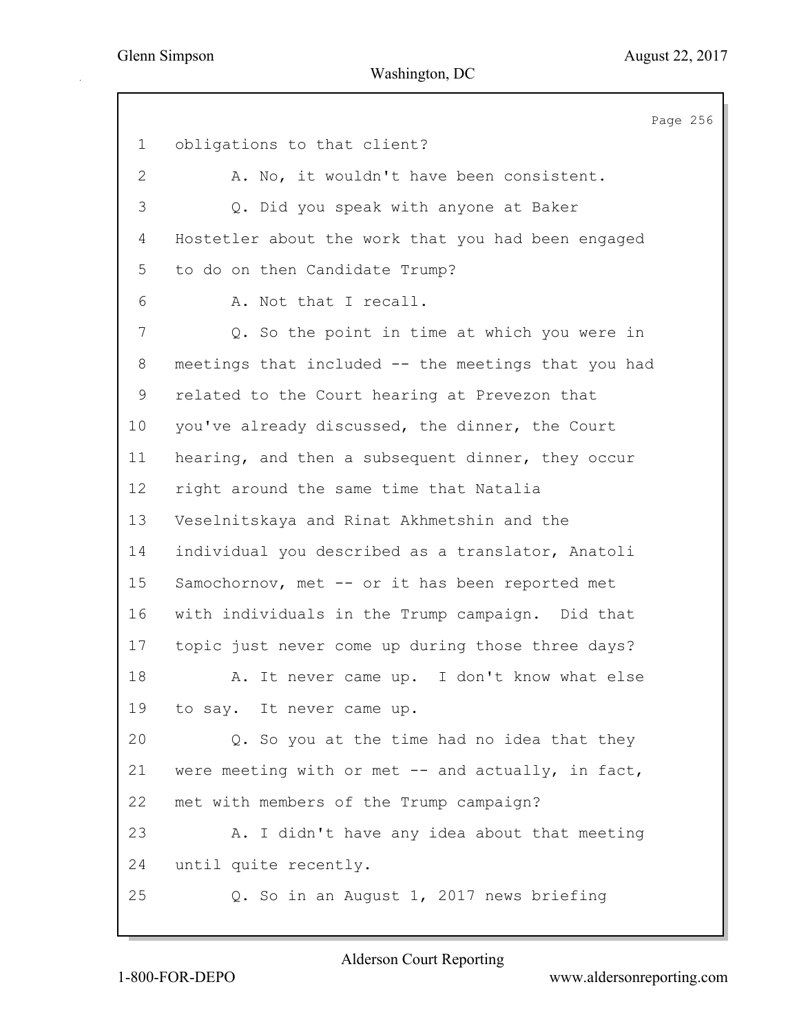1 obligations to that client?

2 A. No, it wouldn't have been consistent.

3 Q. Did you speak with anyone at Baker

4 Hostetler about the work that you had been engaged

5 to do on then Candidate Trump?

6 A. Not that I recall.

7 Q. So the point in time at which you were in

8 meetings that included -- the meetings that you had

9 related to the Court hearing at Prevezon that

10 you've already discussed, the dinner, the Court

11 hearing, and then a subsequent dinner, they occur

12 right around the same time that Natalia

13 Veselnitskaya and Rinat Akhmetshin and the

14 individual you described as a translator, Anatoli

15 Samochornov, met -- or it has been reported met

16 with individuals in the Trump campaign. Did that

17 topic just never come up during those three days?

18 A. It never came up. I don't know what else

19 to say. It never came up.

20 Q. So you at the time had no idea that they

21 were meeting with or met -- and actually, in fact,

22 met with members of the Trump campaign?

23 A. I didn't have any idea about that meeting

24 until quite recently.

25 Q. So in an August 1, 2017 news briefing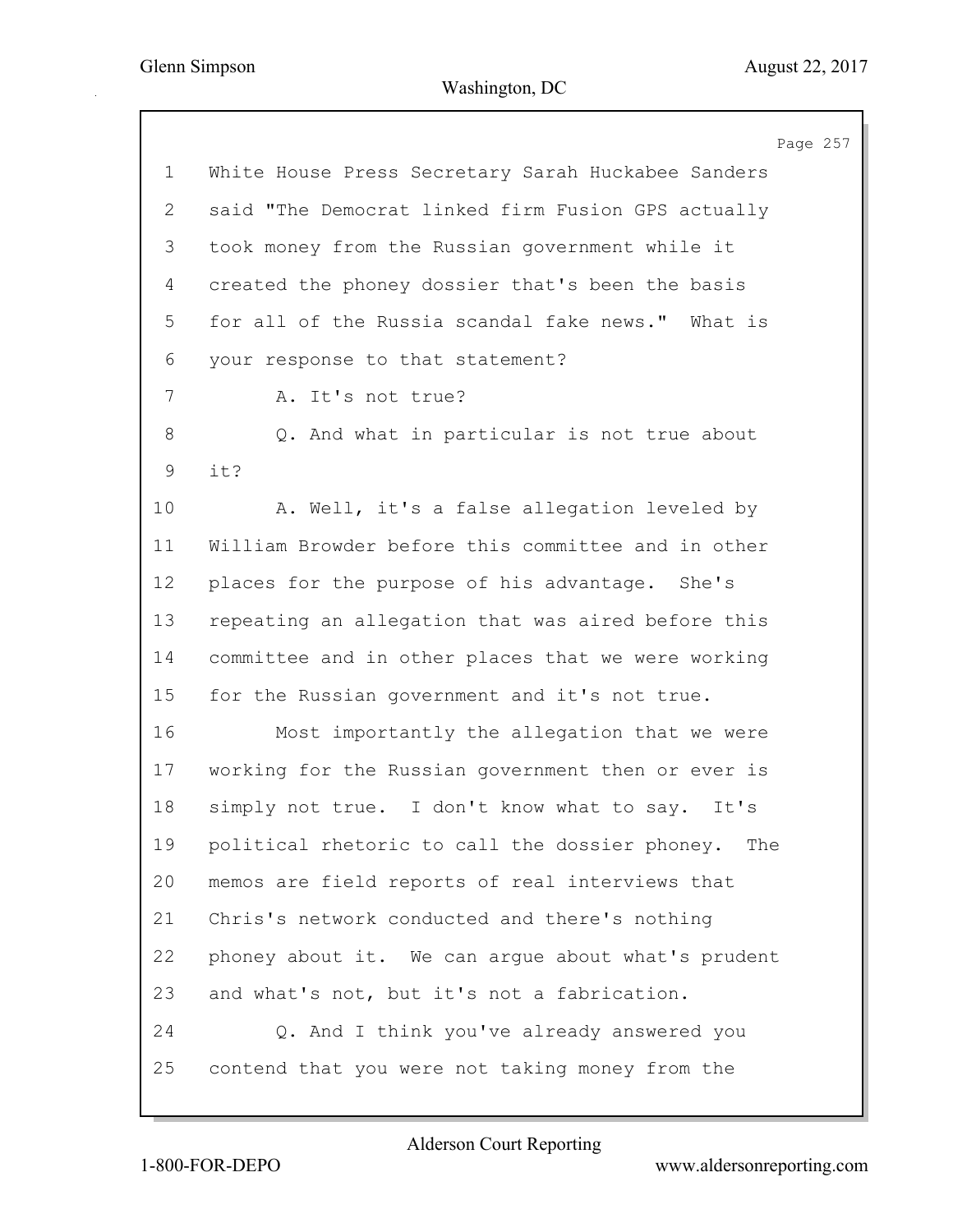White House Press Secretary Sarah Huckabee Sanders said "The Democrat linked firm Fusion GPS actually took money from the Russian government while it created the phoney dossier that's been the basis for all of the Russia scandal fake news." What is your response to that statement?

A. It's not true?

Q. And what in particular is not true about it?

A. Well, it's a false allegation leveled by William Browder before this committee and in other places for the purpose of his advantage. She's repeating an allegation that was aired before this committee and in other places that we were working for the Russian government and it's not true.

Most importantly the allegation that we were working for the Russian government then or ever is simply not true. I don't know what to say. It's political rhetoric to call the dossier phoney. The memos are field reports of real interviews that Chris's network conducted and there's nothing phoney about it. We can argue about what's prudent and what's not, but it's not a fabrication.

Q. And I think you've already answered you contend that you were not taking money from the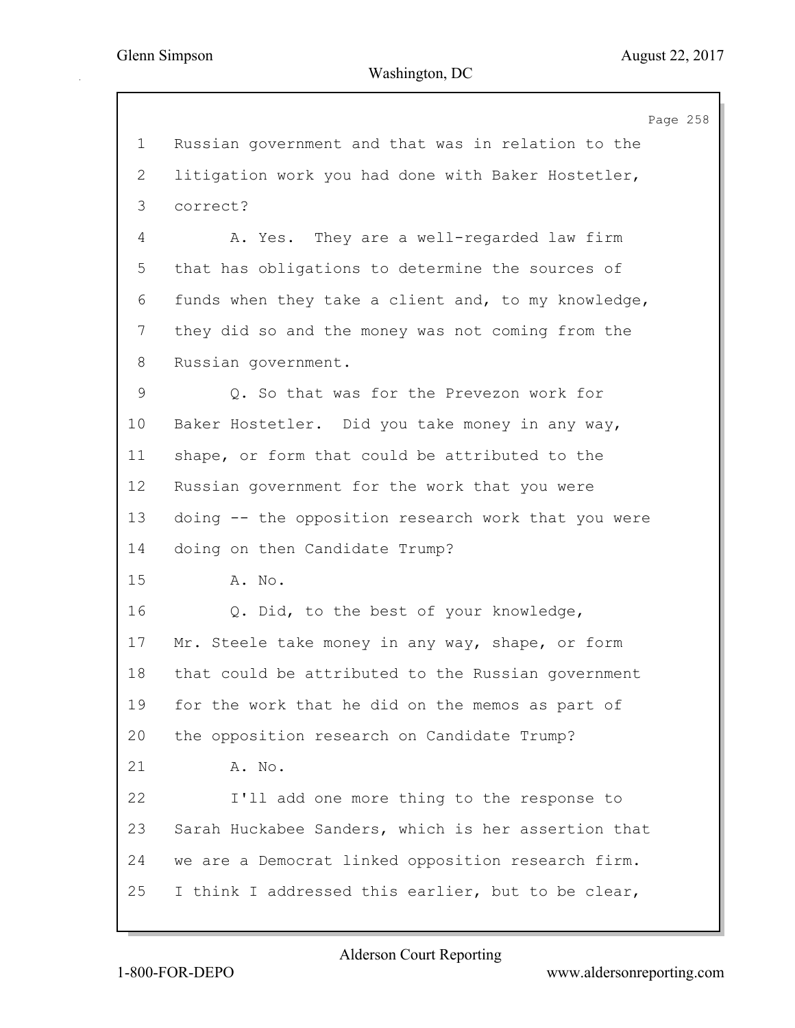Russian government and that was in relation to the litigation work you had done with Baker Hostetler, correct?

A. Yes. They are a well-regarded law firm that has obligations to determine the sources of funds when they take a client and, to my knowledge, they did so and the money was not coming from the Russian government.

Q. So that was for the Prevezon work for Baker Hostetler. Did you take money in any way, shape, or form that could be attributed to the Russian government for the work that you were doing -- the opposition research work that you were doing on then Candidate Trump?

A. No.

Q. Did, to the best of your knowledge, Mr. Steele take money in any way, shape, or form that could be attributed to the Russian government for the work that he did on the memos as part of the opposition research on Candidate Trump?

A. No.

I'll add one more thing to the response to Sarah Huckabee Sanders, which is her assertion that we are a Democrat linked opposition research firm. I think I addressed this earlier, but to be clear,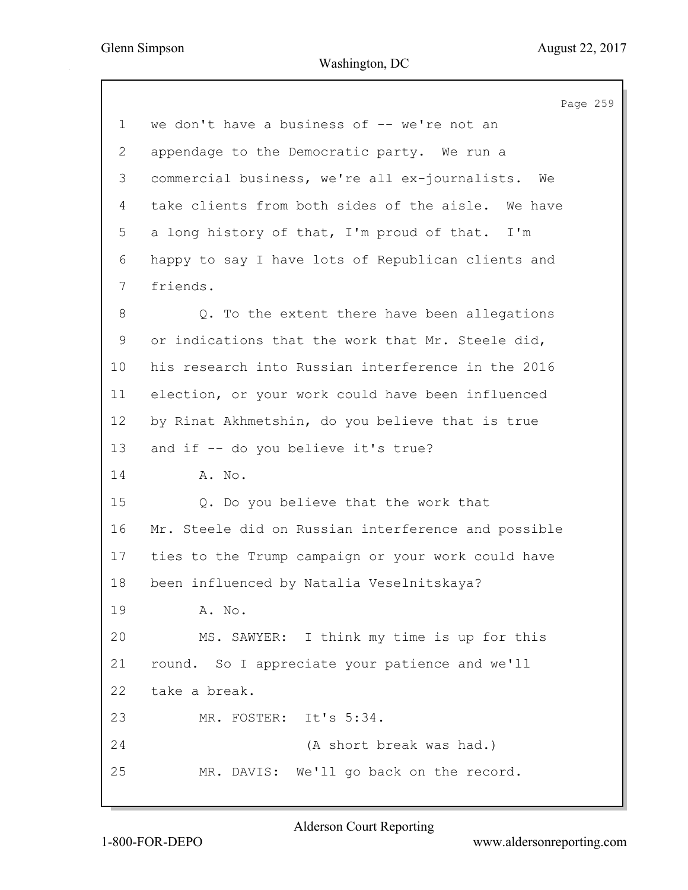1 we don't have a business of -- we're not an
2 appendage to the Democratic party. We run a
3 commercial business, we're all ex-journalists. We
4 take clients from both sides of the aisle. We have
5 a long history of that, I'm proud of that. I'm
6 happy to say I have lots of Republican clients and
7 friends.

8 Q. To the extent there have been allegations
9 or indications that the work that Mr. Steele did,
10 his research into Russian interference in the 2016
11 election, or your work could have been influenced
12 by Rinat Akhmetshin, do you believe that is true
13 and if -- do you believe it's true?

14 A. No.

15 Q. Do you believe that the work that
16 Mr. Steele did on Russian interference and possible
17 ties to the Trump campaign or your work could have
18 been influenced by Natalia Veselnitskaya?

19 A. No.

20 MS. SAWYER: I think my time is up for this
21 round. So I appreciate your patience and we'll
22 take a break.

23 MR. FOSTER: It's 5:34.

24 (A short break was had.)

25 MR. DAVIS: We'll go back on the record.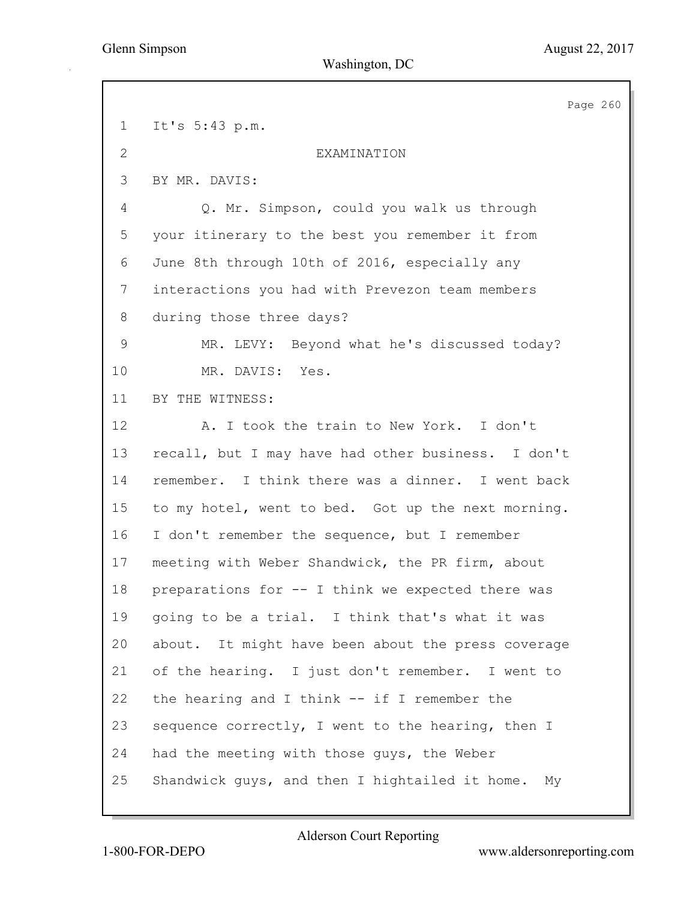It's 5:43 p.m.

EXAMINATION

BY MR. DAVIS:

Q. Mr. Simpson, could you walk us through your itinerary to the best you remember it from June 8th through 10th of 2016, especially any interactions you had with Prevezon team members during those three days?

MR. LEVY: Beyond what he's discussed today?

MR. DAVIS: Yes.

BY THE WITNESS:

A. I took the train to New York. I don't recall, but I may have had other business. I don't remember. I think there was a dinner. I went back to my hotel, went to bed. Got up the next morning. I don't remember the sequence, but I remember meeting with Weber Shandwick, the PR firm, about preparations for -- I think we expected there was going to be a trial. I think that's what it was about. It might have been about the press coverage of the hearing. I just don't remember. I went to the hearing and I think -- if I remember the sequence correctly, I went to the hearing, then I had the meeting with those guys, the Weber Shandwick guys, and then I hightailed it home. My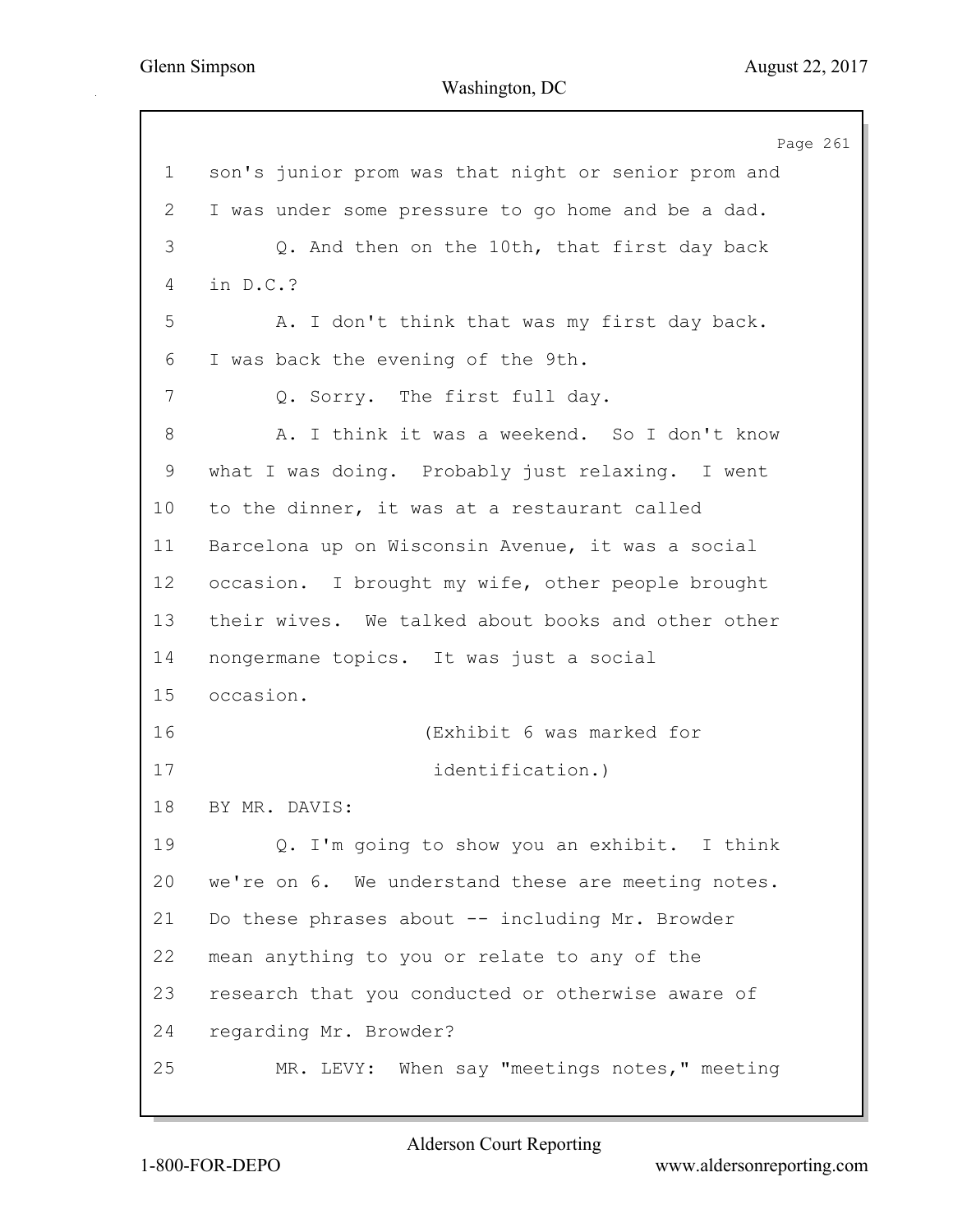1 son's junior prom was that night or senior prom and
2 I was under some pressure to go home and be a dad.
3 Q. And then on the 10th, that first day back
4 in D.C.?
5 A. I don't think that was my first day back.
6 I was back the evening of the 9th.
7 Q. Sorry. The first full day.
8 A. I think it was a weekend. So I don't know
9 what I was doing. Probably just relaxing. I went
10 to the dinner, it was at a restaurant called
11 Barcelona up on Wisconsin Avenue, it was a social
12 occasion. I brought my wife, other people brought
13 their wives. We talked about books and other other
14 nongermane topics. It was just a social
15 occasion.
16 (Exhibit 6 was marked for
17 identification.)
18 BY MR. DAVIS:
19 Q. I'm going to show you an exhibit. I think
20 we're on 6. We understand these are meeting notes.
21 Do these phrases about -- including Mr. Browder
22 mean anything to you or relate to any of the
23 research that you conducted or otherwise aware of
24 regarding Mr. Browder?
25 MR. LEVY: When say "meetings notes," meeting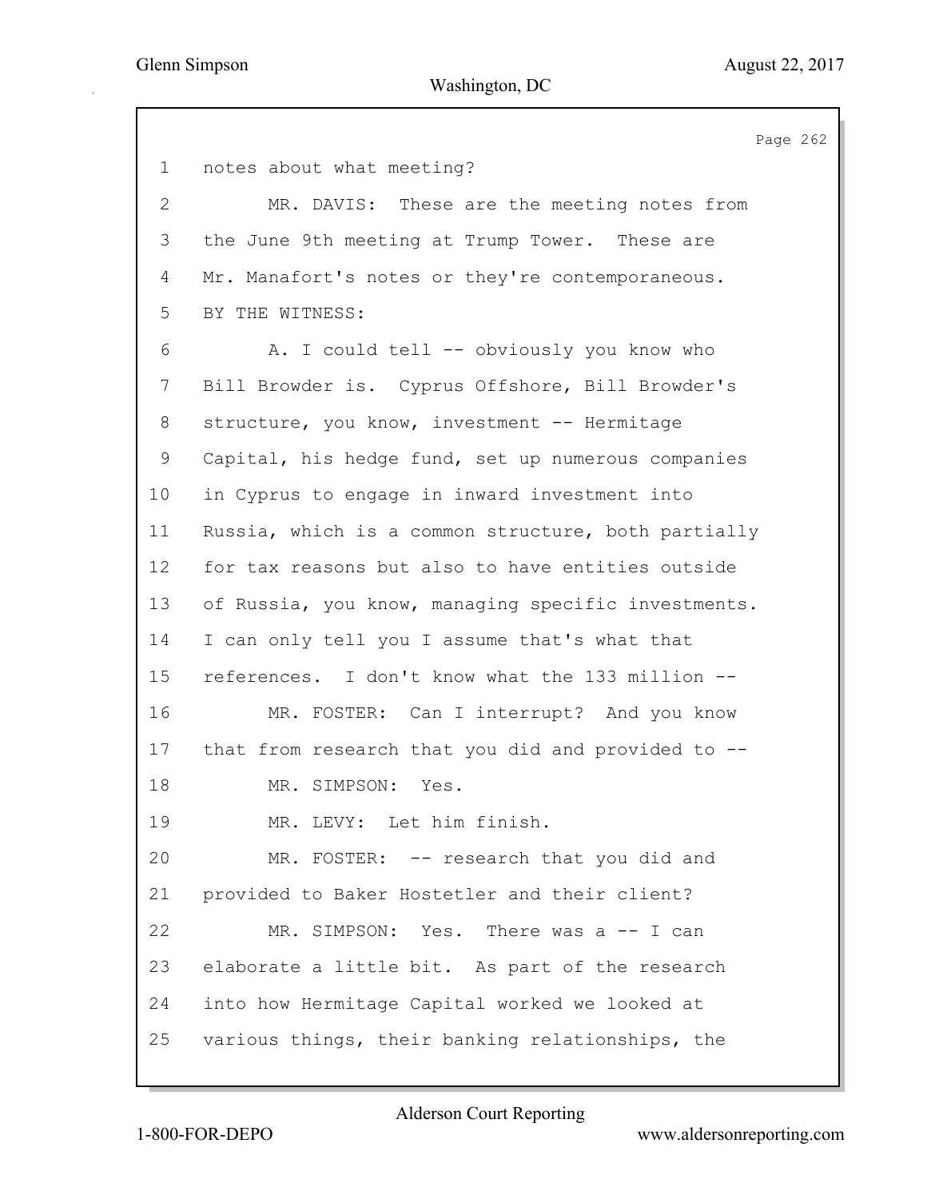1 notes about what meeting?

2 MR. DAVIS: These are the meeting notes from

3 the June 9th meeting at Trump Tower. These are

4 Mr. Manafort's notes or they're contemporaneous.

5 BY THE WITNESS:

6 A. I could tell -- obviously you know who

7 Bill Browder is. Cyprus Offshore, Bill Browder's

8 structure, you know, investment -- Hermitage

9 Capital, his hedge fund, set up numerous companies

10 in Cyprus to engage in inward investment into

11 Russia, which is a common structure, both partially

12 for tax reasons but also to have entities outside

13 of Russia, you know, managing specific investments.

14 I can only tell you I assume that's what that

15 references. I don't know what the 133 million --

16 MR. FOSTER: Can I interrupt? And you know

17 that from research that you did and provided to --

18 MR. SIMPSON: Yes.

19 MR. LEVY: Let him finish.

20 MR. FOSTER: -- research that you did and

21 provided to Baker Hostetler and their client?

22 MR. SIMPSON: Yes. There was a -- I can

23 elaborate a little bit. As part of the research

24 into how Hermitage Capital worked we looked at

25 various things, their banking relationships, the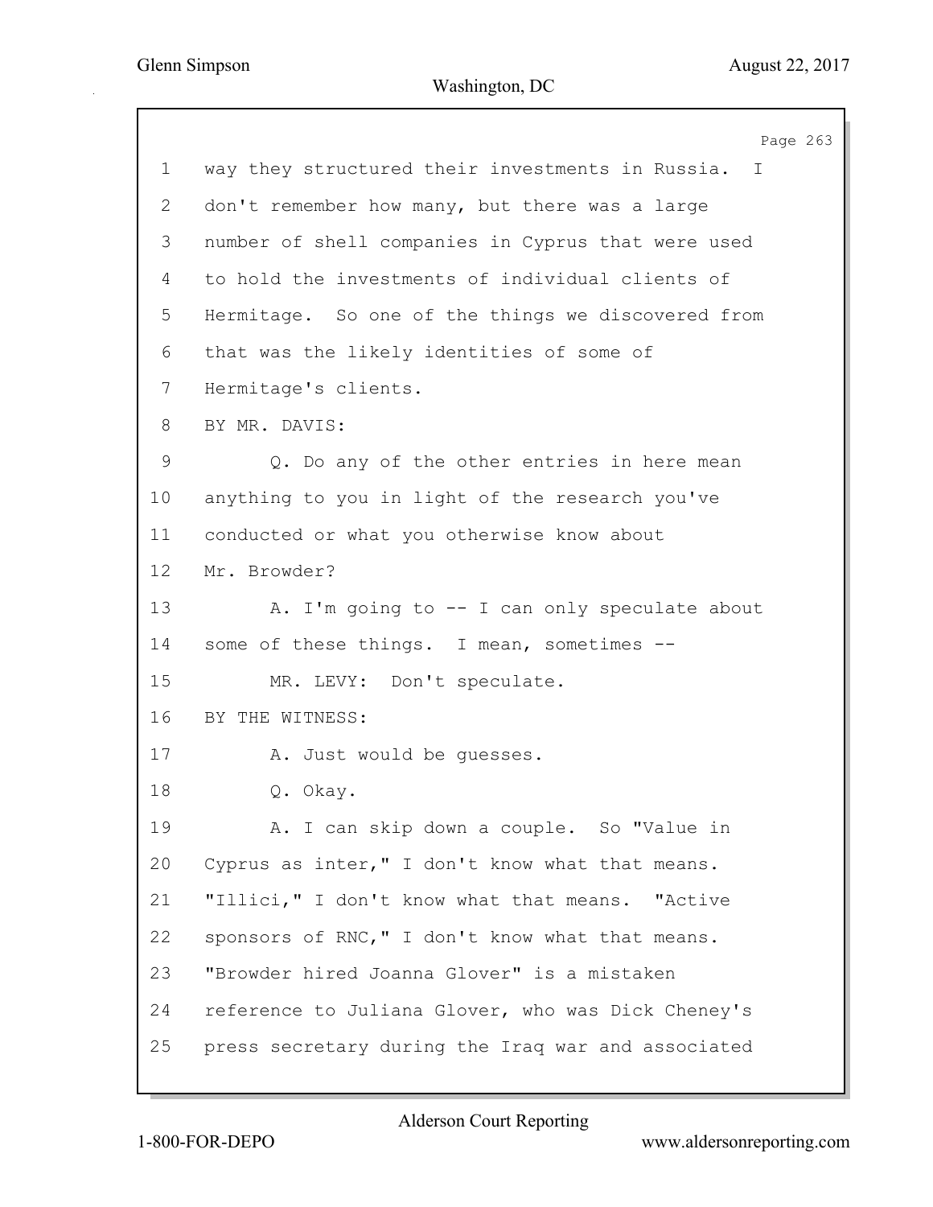1 way they structured their investments in Russia. I
2 don't remember how many, but there was a large
3 number of shell companies in Cyprus that were used
4 to hold the investments of individual clients of
5 Hermitage. So one of the things we discovered from
6 that was the likely identities of some of
7 Hermitage's clients.
8 BY MR. DAVIS:
9 Q. Do any of the other entries in here mean
10 anything to you in light of the research you've
11 conducted or what you otherwise know about
12 Mr. Browder?
13 A. I'm going to -- I can only speculate about
14 some of these things. I mean, sometimes --
15 MR. LEVY: Don't speculate.
16 BY THE WITNESS:
17 A. Just would be guesses.
18 Q. Okay.
19 A. I can skip down a couple. So "Value in
20 Cyprus as inter," I don't know what that means.
21 "Illici," I don't know what that means. "Active
22 sponsors of RNC," I don't know what that means.
23 "Browder hired Joanna Glover" is a mistaken
24 reference to Juliana Glover, who was Dick Cheney's
25 press secretary during the Iraq war and associated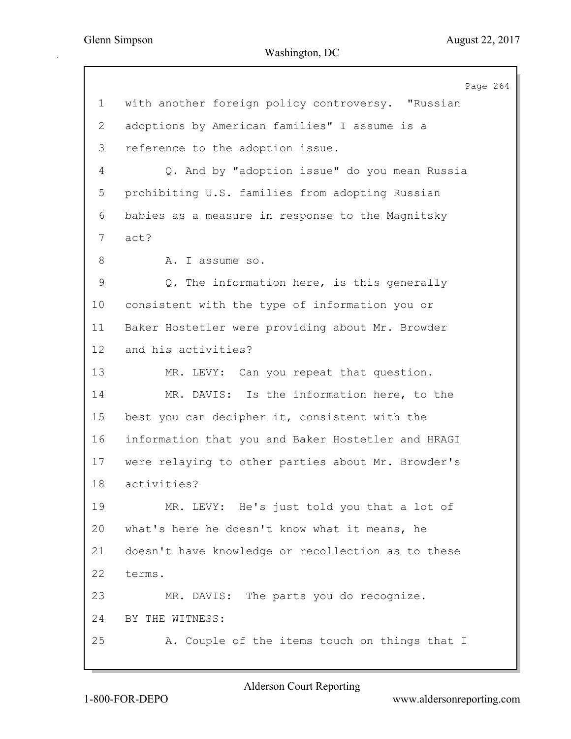1 with another foreign policy controversy. "Russian
2 adoptions by American families" I assume is a
3 reference to the adoption issue.
4 Q. And by "adoption issue" do you mean Russia
5 prohibiting U.S. families from adopting Russian
6 babies as a measure in response to the Magnitsky
7 act?
8 A. I assume so.
9 Q. The information here, is this generally
10 consistent with the type of information you or
11 Baker Hostetler were providing about Mr. Browder
12 and his activities?
13 MR. LEVY: Can you repeat that question.
14 MR. DAVIS: Is the information here, to the
15 best you can decipher it, consistent with the
16 information that you and Baker Hostetler and HRAGI
17 were relaying to other parties about Mr. Browder's
18 activities?
19 MR. LEVY: He's just told you that a lot of
20 what's here he doesn't know what it means, he
21 doesn't have knowledge or recollection as to these
22 terms.
23 MR. DAVIS: The parts you do recognize.
24 BY THE WITNESS:
25 A. Couple of the items touch on things that I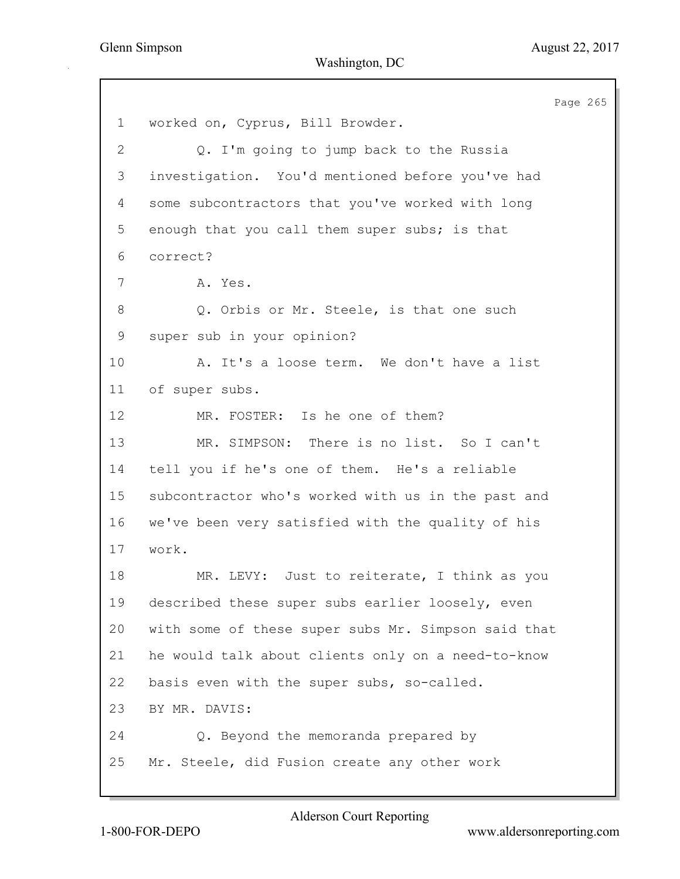1 worked on, Cyprus, Bill Browder.

2 Q. I'm going to jump back to the Russia

3 investigation. You'd mentioned before you've had

4 some subcontractors that you've worked with long

5 enough that you call them super subs; is that

6 correct?

7 A. Yes.

8 Q. Orbis or Mr. Steele, is that one such

9 super sub in your opinion?

10 A. It's a loose term. We don't have a list

11 of super subs.

12 MR. FOSTER: Is he one of them?

13 MR. SIMPSON: There is no list. So I can't

14 tell you if he's one of them. He's a reliable

15 subcontractor who's worked with us in the past and

16 we've been very satisfied with the quality of his

17 work.

18 MR. LEVY: Just to reiterate, I think as you

19 described these super subs earlier loosely, even

20 with some of these super subs Mr. Simpson said that

21 he would talk about clients only on a need-to-know

22 basis even with the super subs, so-called.

23 BY MR. DAVIS:

24 Q. Beyond the memoranda prepared by

25 Mr. Steele, did Fusion create any other work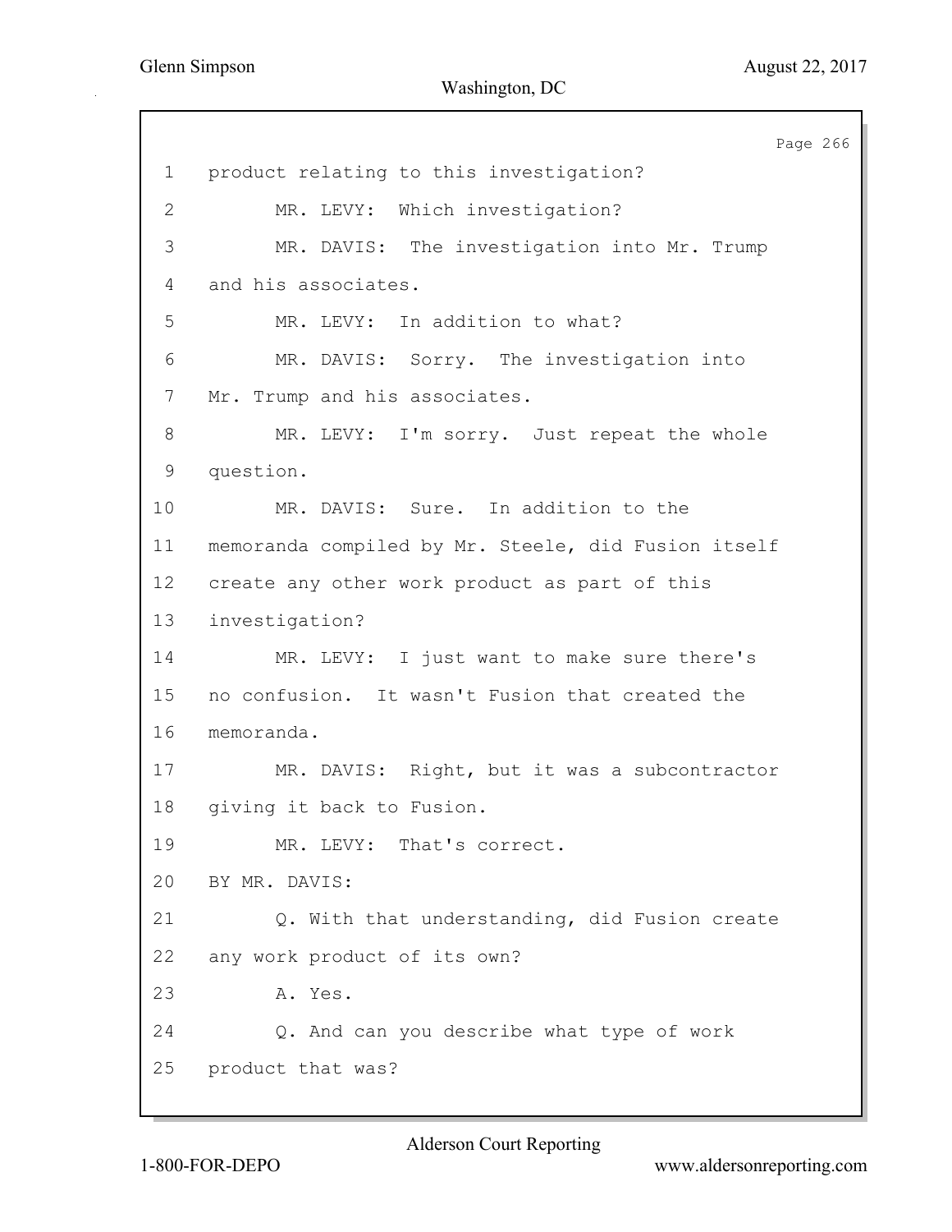1 product relating to this investigation?

2 MR. LEVY: Which investigation?

3 MR. DAVIS: The investigation into Mr. Trump

4 and his associates.

5 MR. LEVY: In addition to what?

6 MR. DAVIS: Sorry. The investigation into

7 Mr. Trump and his associates.

8 MR. LEVY: I'm sorry. Just repeat the whole

9 question.

10 MR. DAVIS: Sure. In addition to the

11 memoranda compiled by Mr. Steele, did Fusion itself

12 create any other work product as part of this

13 investigation?

14 MR. LEVY: I just want to make sure there's

15 no confusion. It wasn't Fusion that created the

16 memoranda.

17 MR. DAVIS: Right, but it was a subcontractor

18 giving it back to Fusion.

19 MR. LEVY: That's correct.

20 BY MR. DAVIS:

21 Q. With that understanding, did Fusion create

22 any work product of its own?

23 A. Yes.

24 Q. And can you describe what type of work

25 product that was?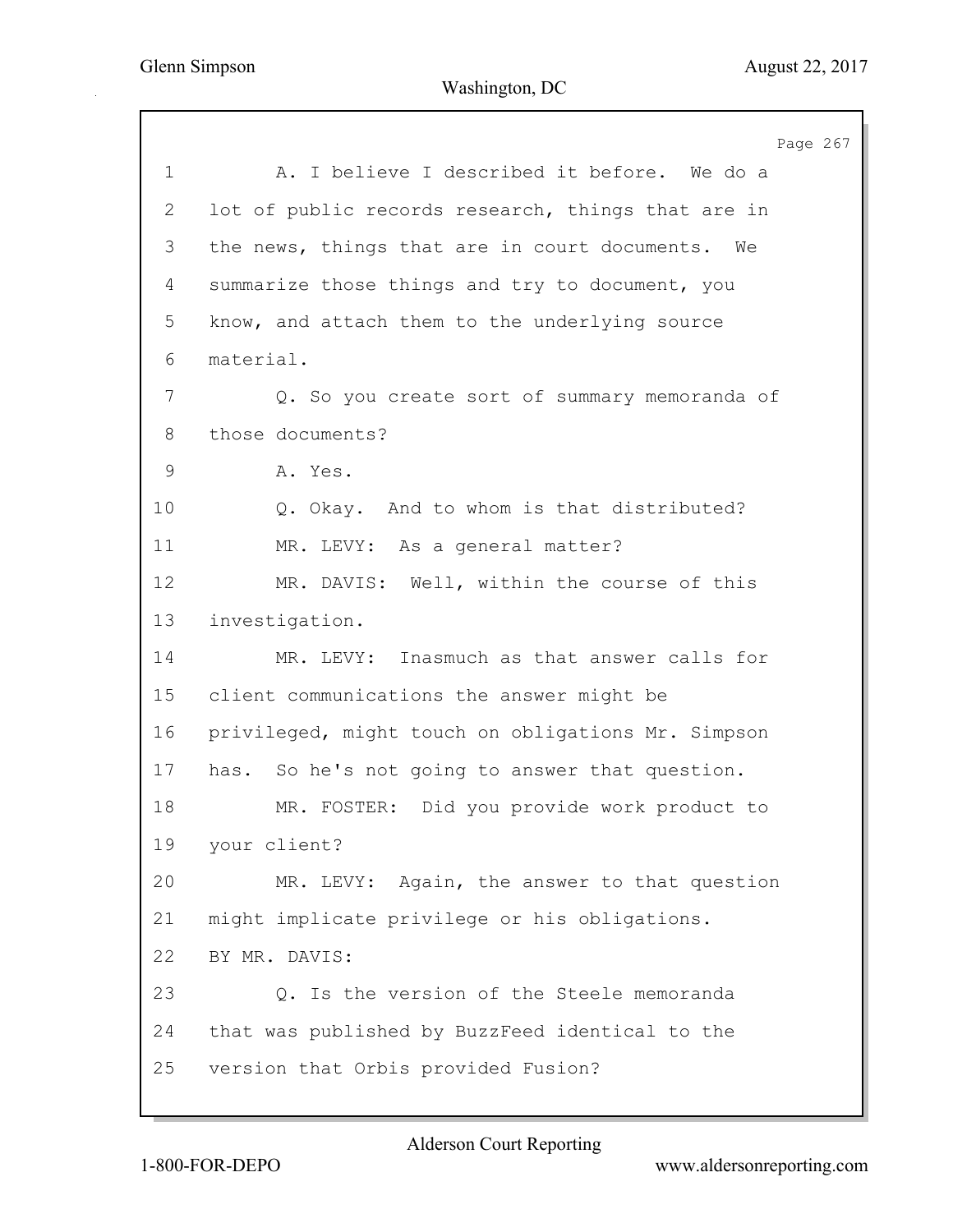1 A. I believe I described it before. We do a
2 lot of public records research, things that are in
3 the news, things that are in court documents. We
4 summarize those things and try to document, you
5 know, and attach them to the underlying source
6 material.

7 Q. So you create sort of summary memoranda of
8 those documents?

9 A. Yes.

10 Q. Okay. And to whom is that distributed?

11 MR. LEVY: As a general matter?

12 MR. DAVIS: Well, within the course of this
13 investigation.

14 MR. LEVY: Inasmuch as that answer calls for
15 client communications the answer might be
16 privileged, might touch on obligations Mr. Simpson
17 has. So he's not going to answer that question.

18 MR. FOSTER: Did you provide work product to
19 your client?

20 MR. LEVY: Again, the answer to that question
21 might implicate privilege or his obligations.

22 BY MR. DAVIS:

23 Q. Is the version of the Steele memoranda
24 that was published by BuzzFeed identical to the
25 version that Orbis provided Fusion?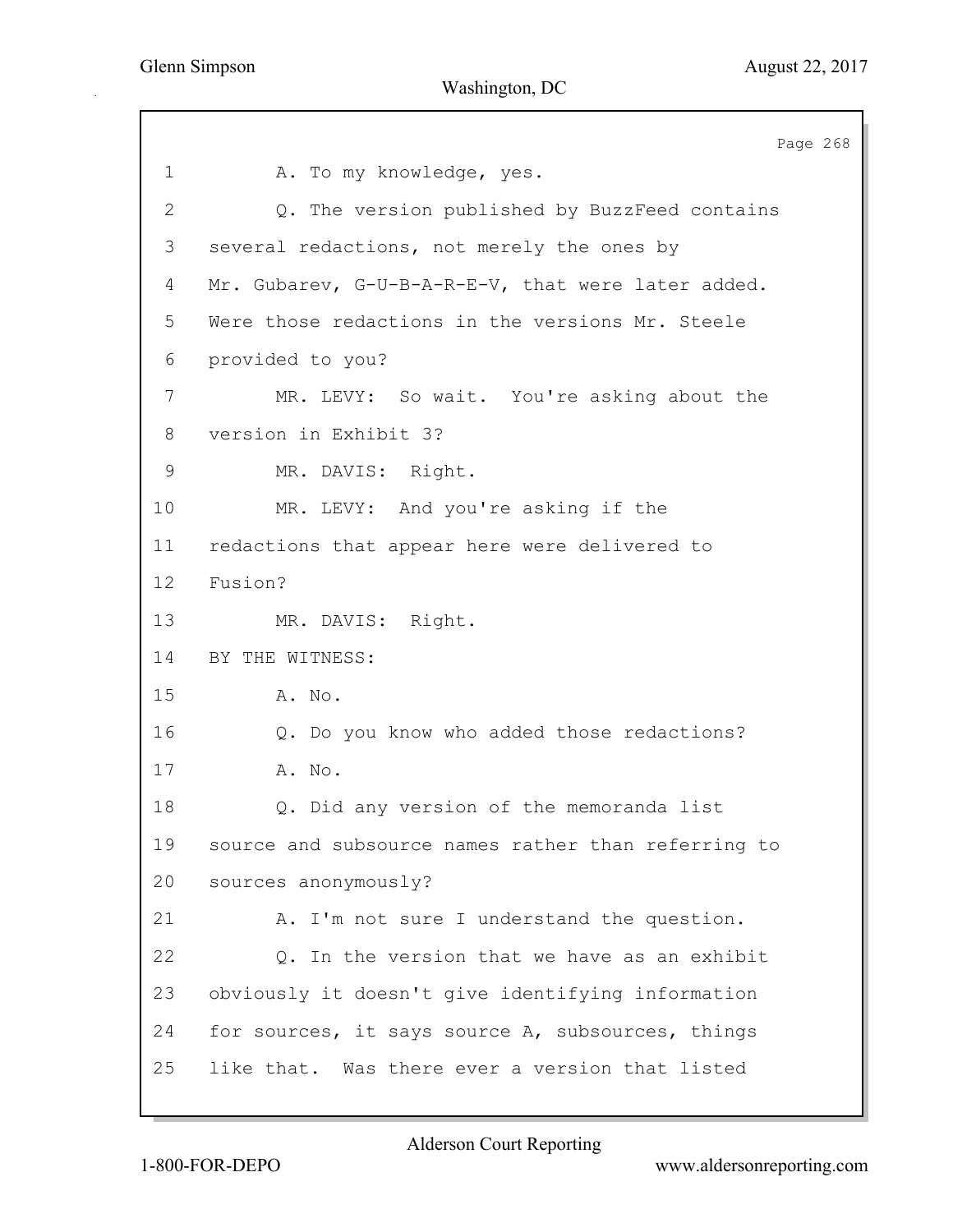1 A. To my knowledge, yes.

2 Q. The version published by BuzzFeed contains

3 several redactions, not merely the ones by

4 Mr. Gubarev, G-U-B-A-R-E-V, that were later added.

5 Were those redactions in the versions Mr. Steele

6 provided to you?

7 MR. LEVY: So wait. You're asking about the

8 version in Exhibit 3?

9 MR. DAVIS: Right.

10 MR. LEVY: And you're asking if the

11 redactions that appear here were delivered to

12 Fusion?

13 MR. DAVIS: Right.

14 BY THE WITNESS:

15 A. No.

16 Q. Do you know who added those redactions?

17 A. No.

18 Q. Did any version of the memoranda list

19 source and subsource names rather than referring to

20 sources anonymously?

21 A. I'm not sure I understand the question.

22 Q. In the version that we have as an exhibit

23 obviously it doesn't give identifying information

24 for sources, it says source A, subsources, things

25 like that. Was there ever a version that listed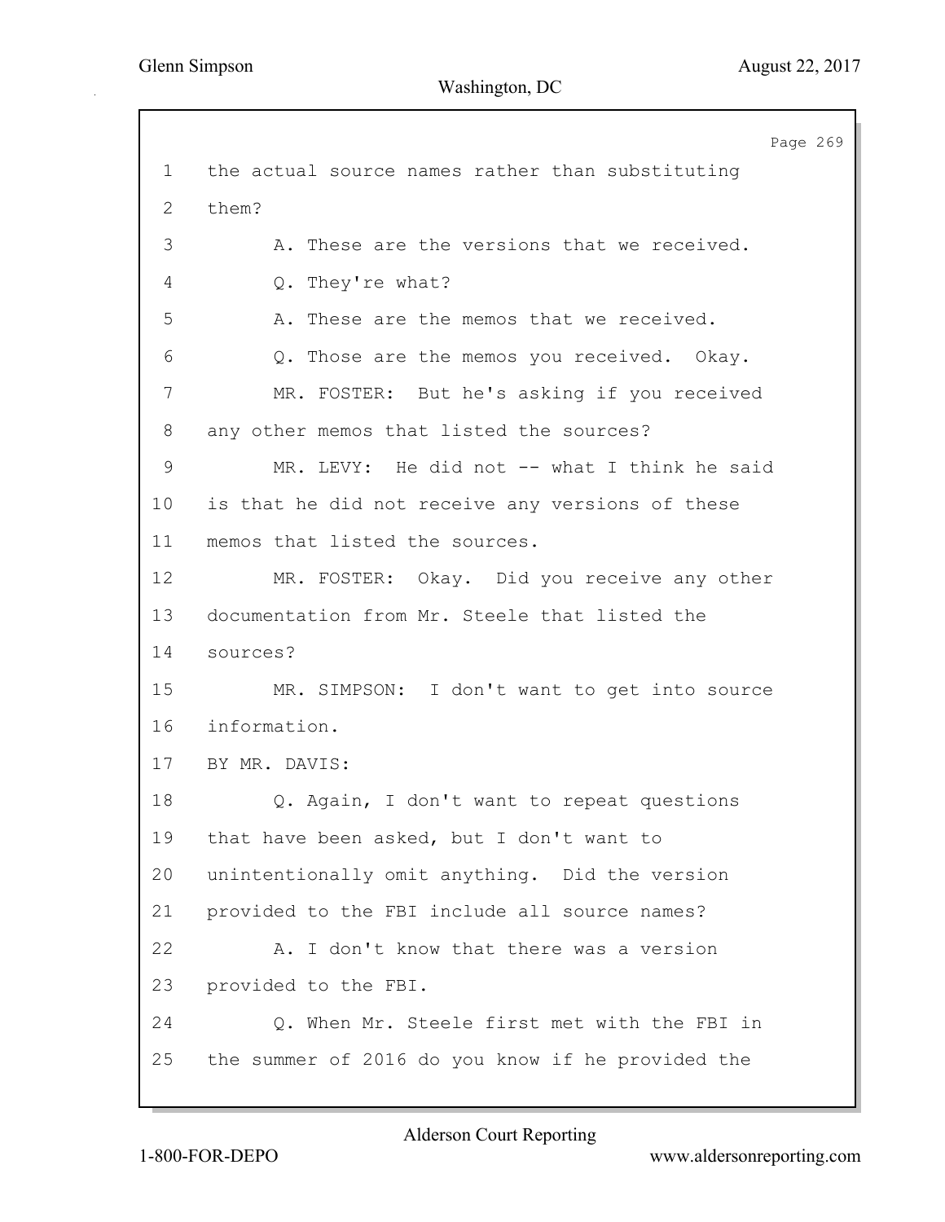1 the actual source names rather than substituting
2 them?
3 A. These are the versions that we received.
4 Q. They're what?
5 A. These are the memos that we received.
6 Q. Those are the memos you received. Okay.
7 MR. FOSTER: But he's asking if you received
8 any other memos that listed the sources?
9 MR. LEVY: He did not -- what I think he said
10 is that he did not receive any versions of these
11 memos that listed the sources.
12 MR. FOSTER: Okay. Did you receive any other
13 documentation from Mr. Steele that listed the
14 sources?
15 MR. SIMPSON: I don't want to get into source
16 information.
17 BY MR. DAVIS:
18 Q. Again, I don't want to repeat questions
19 that have been asked, but I don't want to
20 unintentionally omit anything. Did the version
21 provided to the FBI include all source names?
22 A. I don't know that there was a version
23 provided to the FBI.
24 Q. When Mr. Steele first met with the FBI in
25 the summer of 2016 do you know if he provided the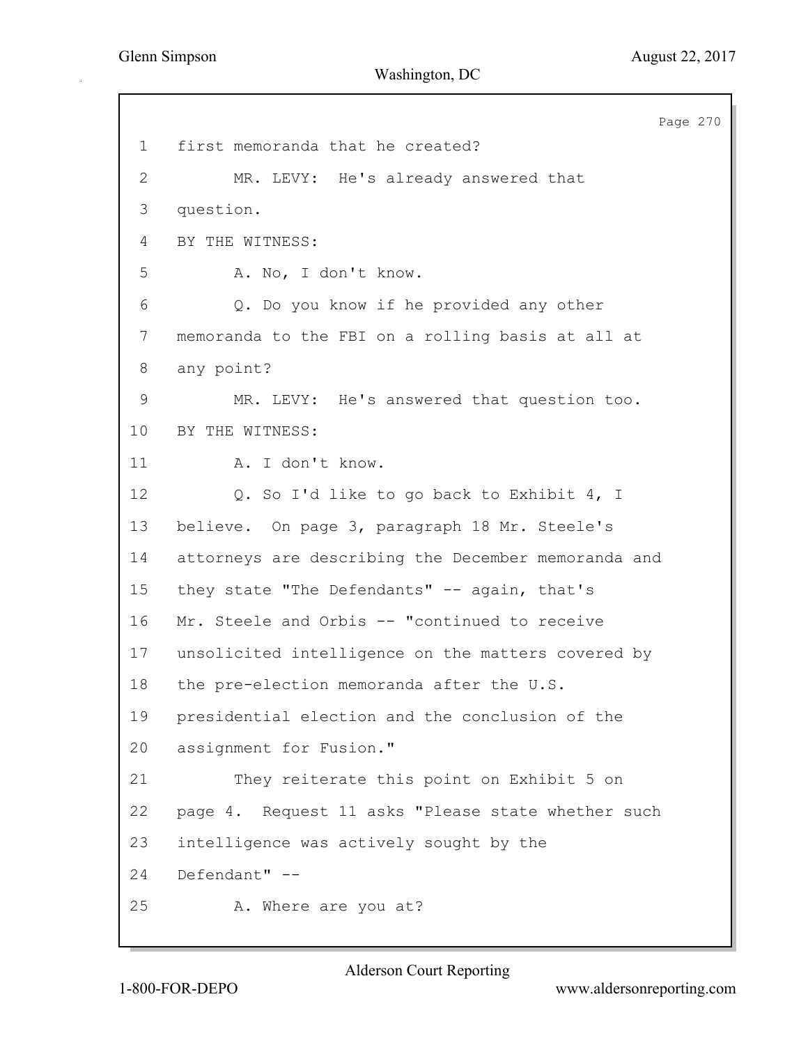1 first memoranda that he created?

2 MR. LEVY: He's already answered that

3 question.

4 BY THE WITNESS:

5 A. No, I don't know.

6 Q. Do you know if he provided any other

7 memoranda to the FBI on a rolling basis at all at

8 any point?

9 MR. LEVY: He's answered that question too.

10 BY THE WITNESS:

11 A. I don't know.

12 Q. So I'd like to go back to Exhibit 4, I

13 believe. On page 3, paragraph 18 Mr. Steele's

14 attorneys are describing the December memoranda and

15 they state "The Defendants" -- again, that's

16 Mr. Steele and Orbis -- "continued to receive

17 unsolicited intelligence on the matters covered by

18 the pre-election memoranda after the U.S.

19 presidential election and the conclusion of the

20 assignment for Fusion."

21 They reiterate this point on Exhibit 5 on

22 page 4. Request 11 asks "Please state whether such

23 intelligence was actively sought by the

24 Defendant" --

25 A. Where are you at?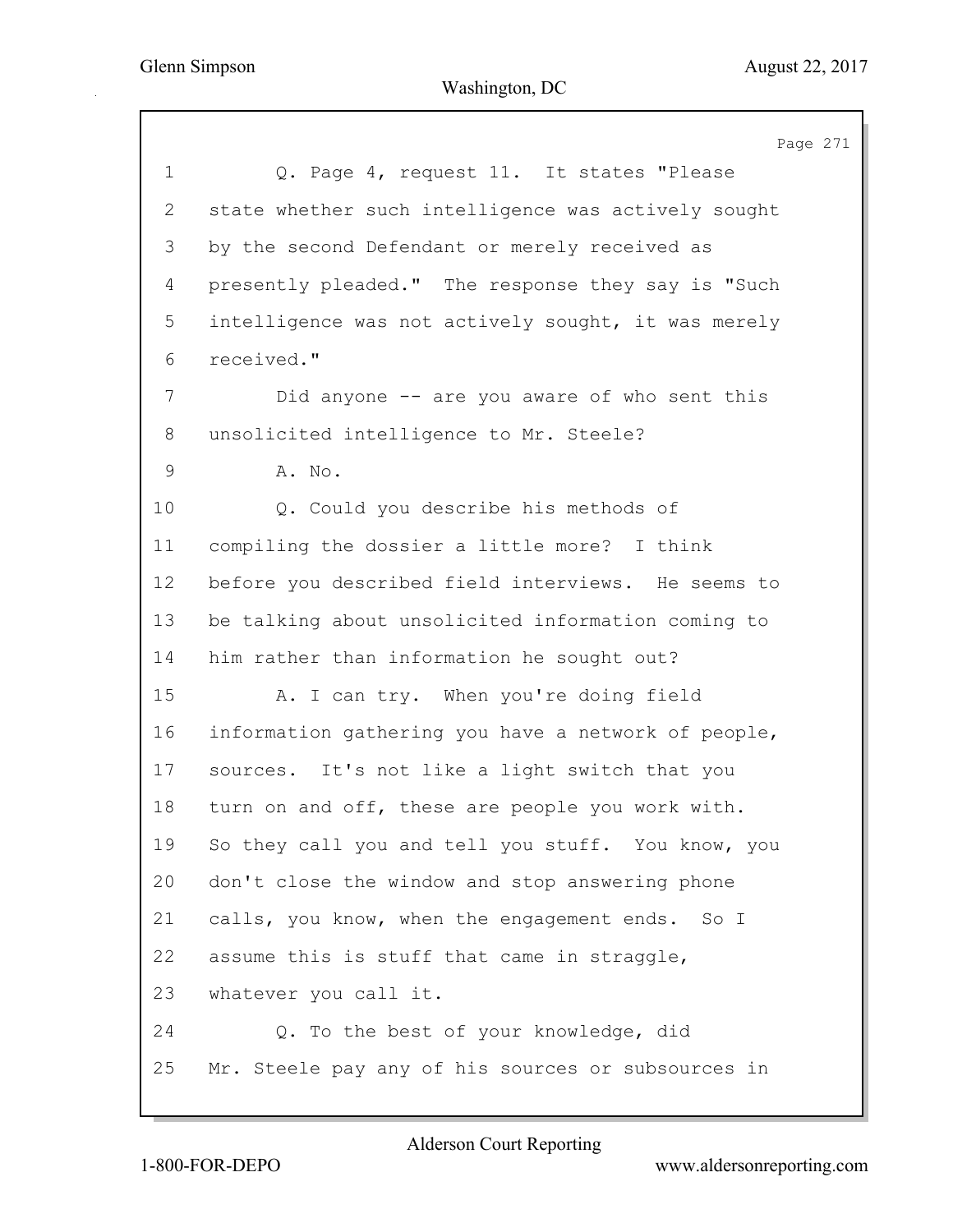1 Q. Page 4, request 11. It states "Please
2 state whether such intelligence was actively sought
3 by the second Defendant or merely received as
4 presently pleaded." The response they say is "Such
5 intelligence was not actively sought, it was merely
6 received."
7 Did anyone -- are you aware of who sent this
8 unsolicited intelligence to Mr. Steele?
9 A. No.
10 Q. Could you describe his methods of
11 compiling the dossier a little more? I think
12 before you described field interviews. He seems to
13 be talking about unsolicited information coming to
14 him rather than information he sought out?
15 A. I can try. When you're doing field
16 information gathering you have a network of people,
17 sources. It's not like a light switch that you
18 turn on and off, these are people you work with.
19 So they call you and tell you stuff. You know, you
20 don't close the window and stop answering phone
21 calls, you know, when the engagement ends. So I
22 assume this is stuff that came in straggle,
23 whatever you call it.
24 Q. To the best of your knowledge, did
25 Mr. Steele pay any of his sources or subsources in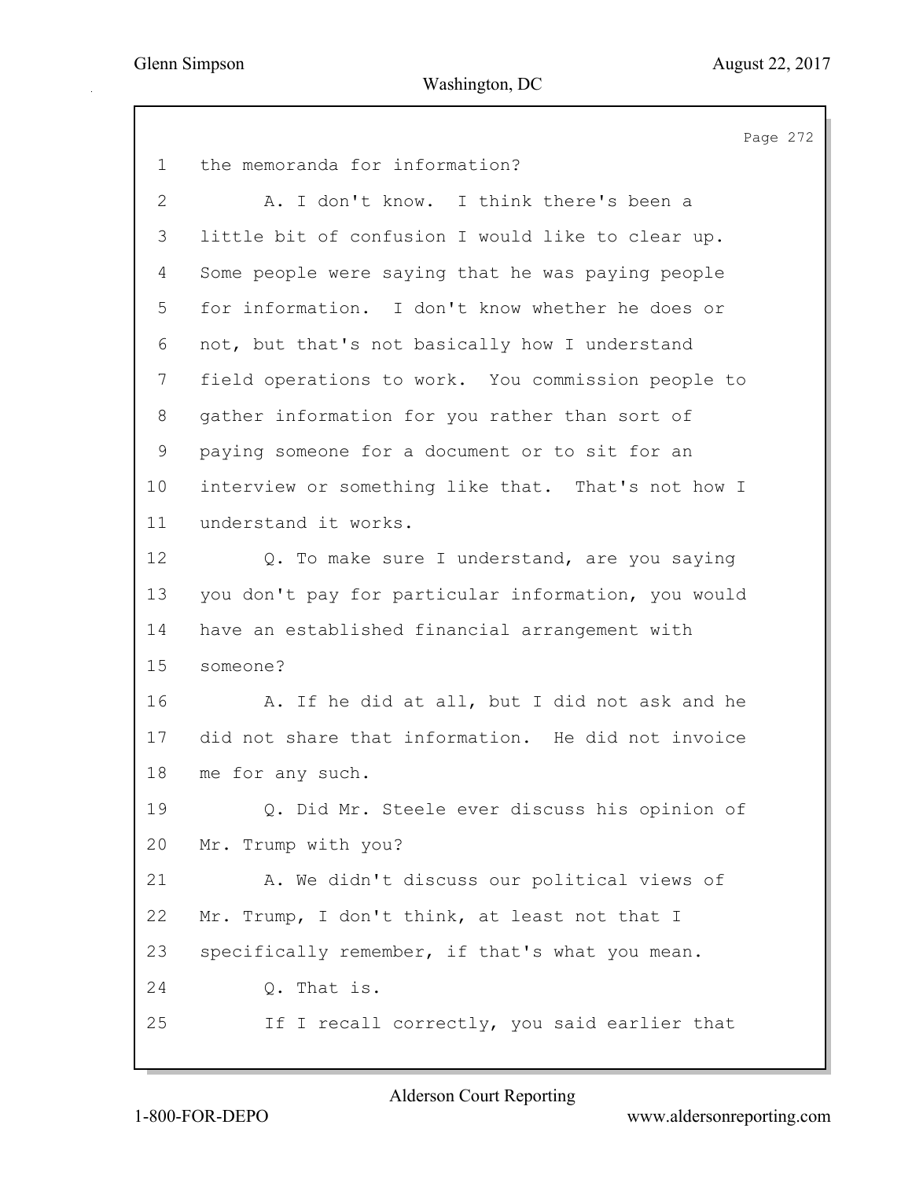1 the memoranda for information?

2 A. I don't know. I think there's been a

3 little bit of confusion I would like to clear up.

4 Some people were saying that he was paying people

5 for information. I don't know whether he does or

6 not, but that's not basically how I understand

7 field operations to work. You commission people to

8 gather information for you rather than sort of

9 paying someone for a document or to sit for an

10 interview or something like that. That's not how I

11 understand it works.

12 Q. To make sure I understand, are you saying

13 you don't pay for particular information, you would

14 have an established financial arrangement with

15 someone?

16 A. If he did at all, but I did not ask and he

17 did not share that information. He did not invoice

18 me for any such.

19 Q. Did Mr. Steele ever discuss his opinion of

20 Mr. Trump with you?

21 A. We didn't discuss our political views of

22 Mr. Trump, I don't think, at least not that I

23 specifically remember, if that's what you mean.

24 Q. That is.

25 If I recall correctly, you said earlier that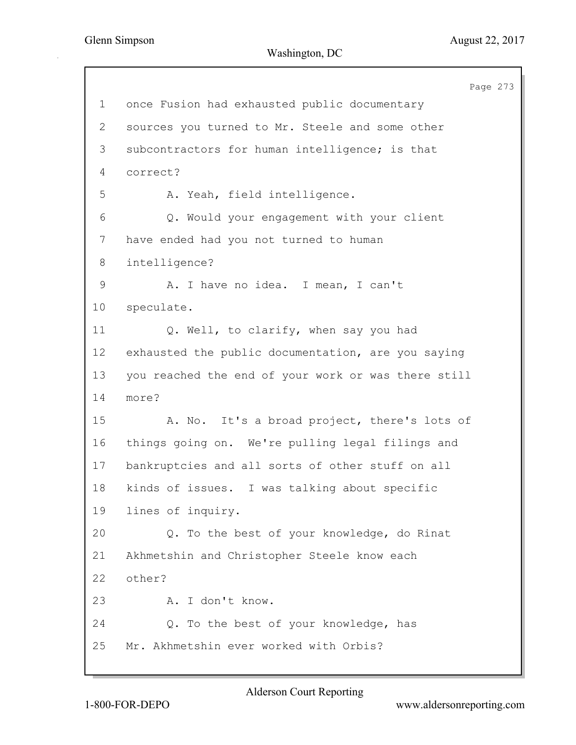1 once Fusion had exhausted public documentary
2 sources you turned to Mr. Steele and some other
3 subcontractors for human intelligence; is that
4 correct?
5 A. Yeah, field intelligence.
6 Q. Would your engagement with your client
7 have ended had you not turned to human
8 intelligence?
9 A. I have no idea. I mean, I can't
10 speculate.
11 Q. Well, to clarify, when say you had
12 exhausted the public documentation, are you saying
13 you reached the end of your work or was there still
14 more?
15 A. No. It's a broad project, there's lots of
16 things going on. We're pulling legal filings and
17 bankruptcies and all sorts of other stuff on all
18 kinds of issues. I was talking about specific
19 lines of inquiry.
20 Q. To the best of your knowledge, do Rinat
21 Akhmetshin and Christopher Steele know each
22 other?
23 A. I don't know.
24 Q. To the best of your knowledge, has
25 Mr. Akhmetshin ever worked with Orbis?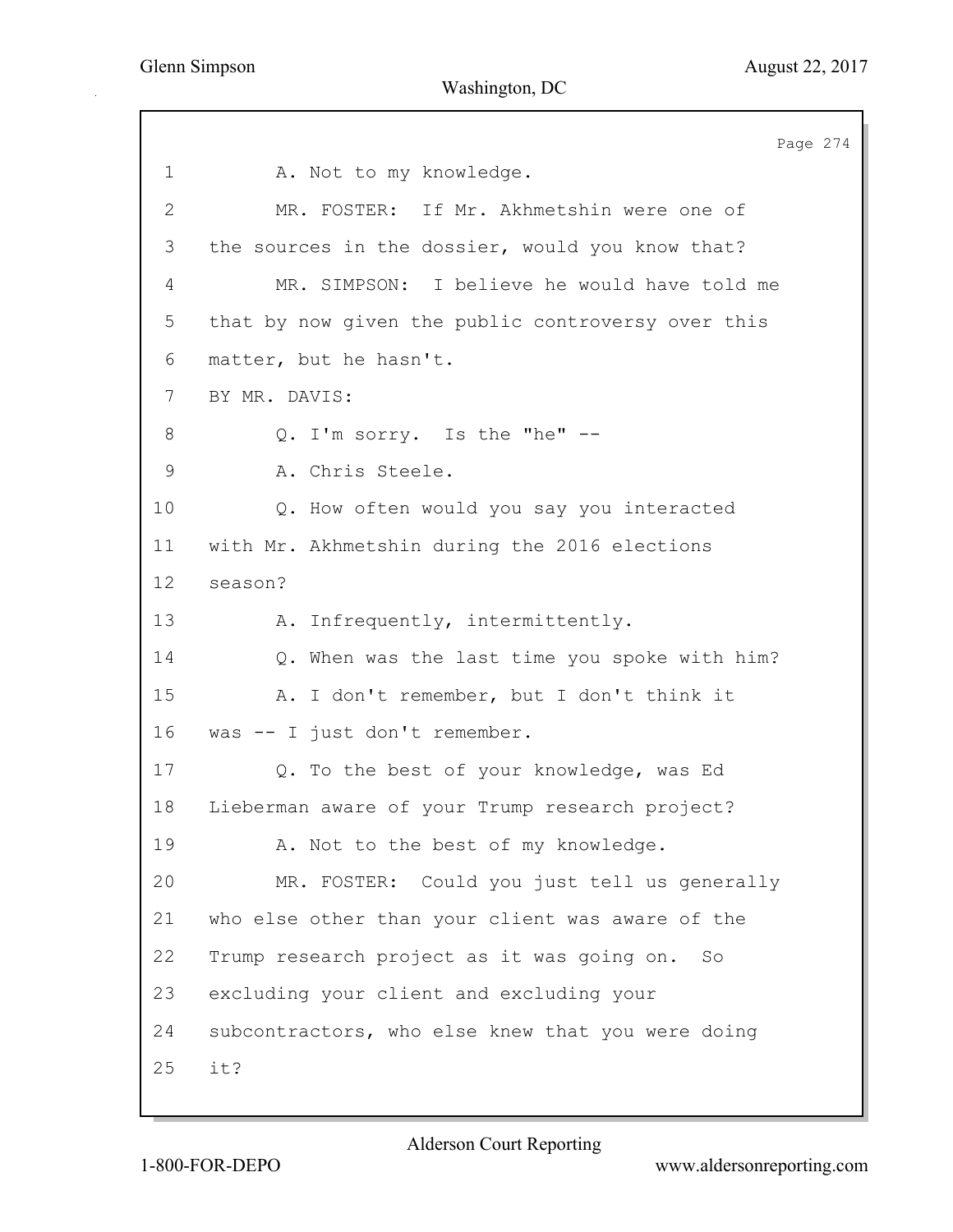1 A. Not to my knowledge.

2 MR. FOSTER: If Mr. Akhmetshin were one of

3 the sources in the dossier, would you know that?

4 MR. SIMPSON: I believe he would have told me

5 that by now given the public controversy over this

6 matter, but he hasn't.

7 BY MR. DAVIS:

8 Q. I'm sorry. Is the "he" --

9 A. Chris Steele.

10 Q. How often would you say you interacted

11 with Mr. Akhmetshin during the 2016 elections

12 season?

13 A. Infrequently, intermittently.

14 Q. When was the last time you spoke with him?

15 A. I don't remember, but I don't think it

16 was -- I just don't remember.

17 Q. To the best of your knowledge, was Ed

18 Lieberman aware of your Trump research project?

19 A. Not to the best of my knowledge.

20 MR. FOSTER: Could you just tell us generally

21 who else other than your client was aware of the

22 Trump research project as it was going on. So

23 excluding your client and excluding your

24 subcontractors, who else knew that you were doing

25 it?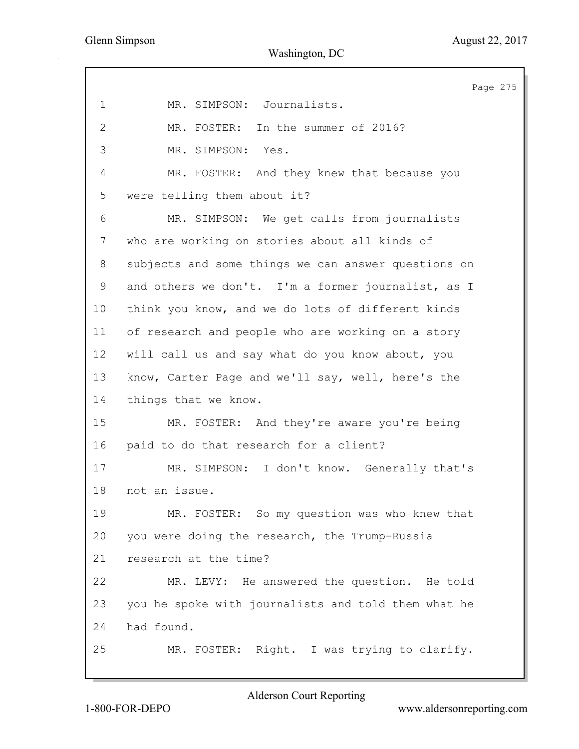MR. SIMPSON: Journalists.

MR. FOSTER: In the summer of 2016?

MR. SIMPSON: Yes.

MR. FOSTER: And they knew that because you were telling them about it?

MR. SIMPSON: We get calls from journalists who are working on stories about all kinds of subjects and some things we can answer questions on and others we don't. I'm a former journalist, as I think you know, and we do lots of different kinds of research and people who are working on a story will call us and say what do you know about, you know, Carter Page and we'll say, well, here's the things that we know.

MR. FOSTER: And they're aware you're being paid to do that research for a client?

MR. SIMPSON: I don't know. Generally that's not an issue.

MR. FOSTER: So my question was who knew that you were doing the research, the Trump-Russia research at the time?

MR. LEVY: He answered the question. He told you he spoke with journalists and told them what he had found.

MR. FOSTER: Right. I was trying to clarify.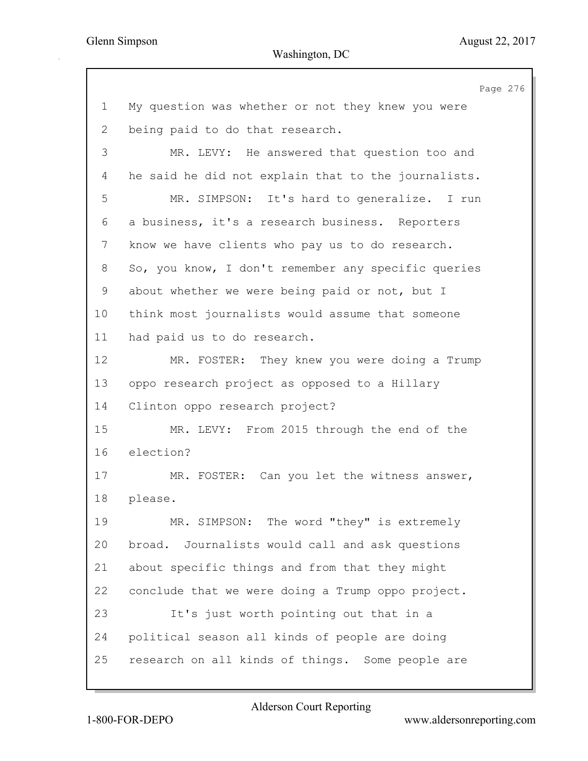1 My question was whether or not they knew you were
2 being paid to do that research.
3 MR. LEVY: He answered that question too and
4 he said he did not explain that to the journalists.
5 MR. SIMPSON: It's hard to generalize. I run
6 a business, it's a research business. Reporters
7 know we have clients who pay us to do research.
8 So, you know, I don't remember any specific queries
9 about whether we were being paid or not, but I
10 think most journalists would assume that someone
11 had paid us to do research.
12 MR. FOSTER: They knew you were doing a Trump
13 oppo research project as opposed to a Hillary
14 Clinton oppo research project?
15 MR. LEVY: From 2015 through the end of the
16 election?
17 MR. FOSTER: Can you let the witness answer,
18 please.
19 MR. SIMPSON: The word "they" is extremely
20 broad. Journalists would call and ask questions
21 about specific things and from that they might
22 conclude that we were doing a Trump oppo project.
23 It's just worth pointing out that in a
24 political season all kinds of people are doing
25 research on all kinds of things. Some people are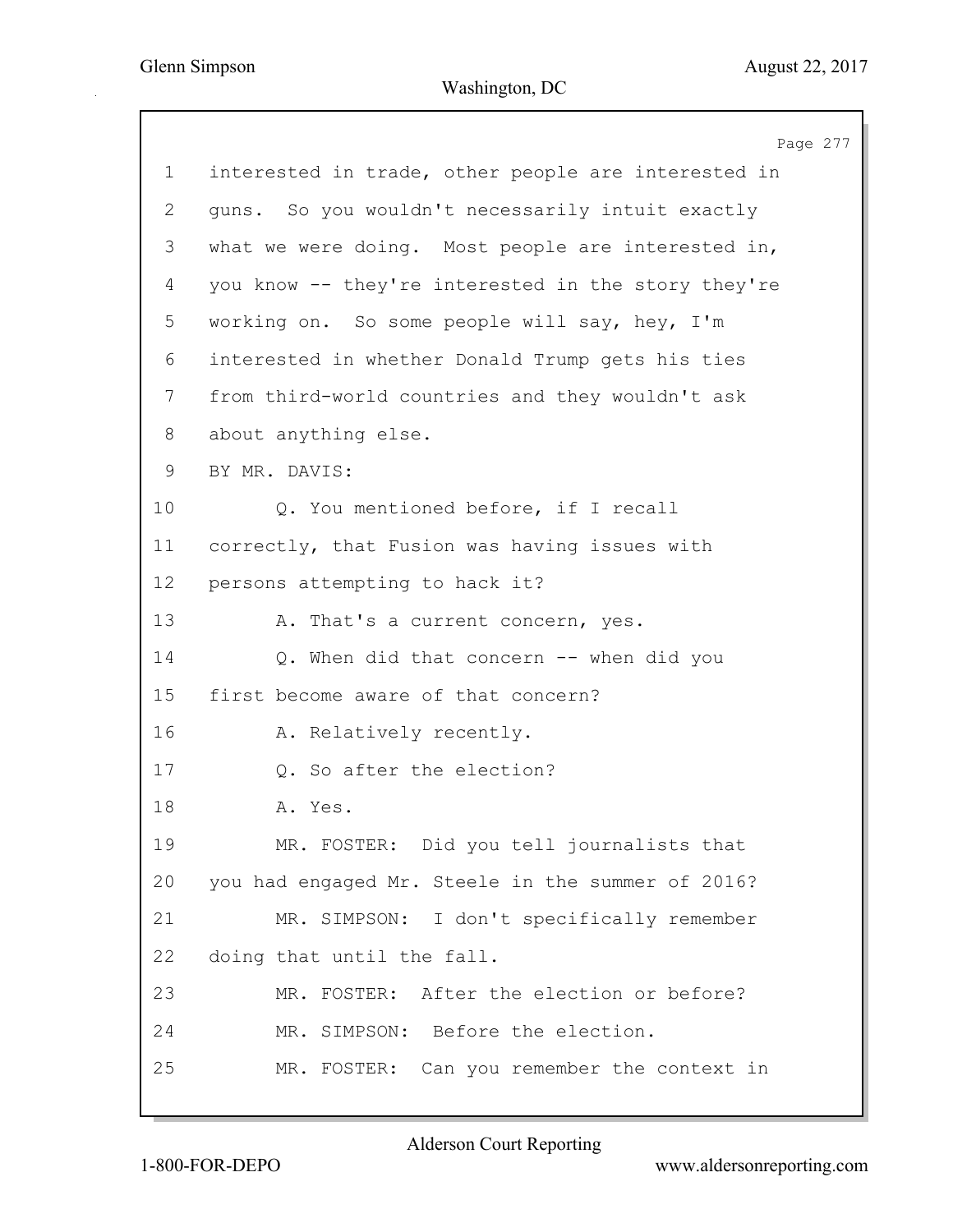interested in trade, other people are interested in guns. So you wouldn't necessarily intuit exactly what we were doing. Most people are interested in, you know -- they're interested in the story they're working on. So some people will say, hey, I'm interested in whether Donald Trump gets his ties from third-world countries and they wouldn't ask about anything else.

BY MR. DAVIS:

Q. You mentioned before, if I recall correctly, that Fusion was having issues with persons attempting to hack it?

A. That's a current concern, yes.

Q. When did that concern -- when did you first become aware of that concern?

A. Relatively recently.

Q. So after the election?

A. Yes.

MR. FOSTER: Did you tell journalists that you had engaged Mr. Steele in the summer of 2016?

MR. SIMPSON: I don't specifically remember doing that until the fall.

MR. FOSTER: After the election or before?

MR. SIMPSON: Before the election.

MR. FOSTER: Can you remember the context in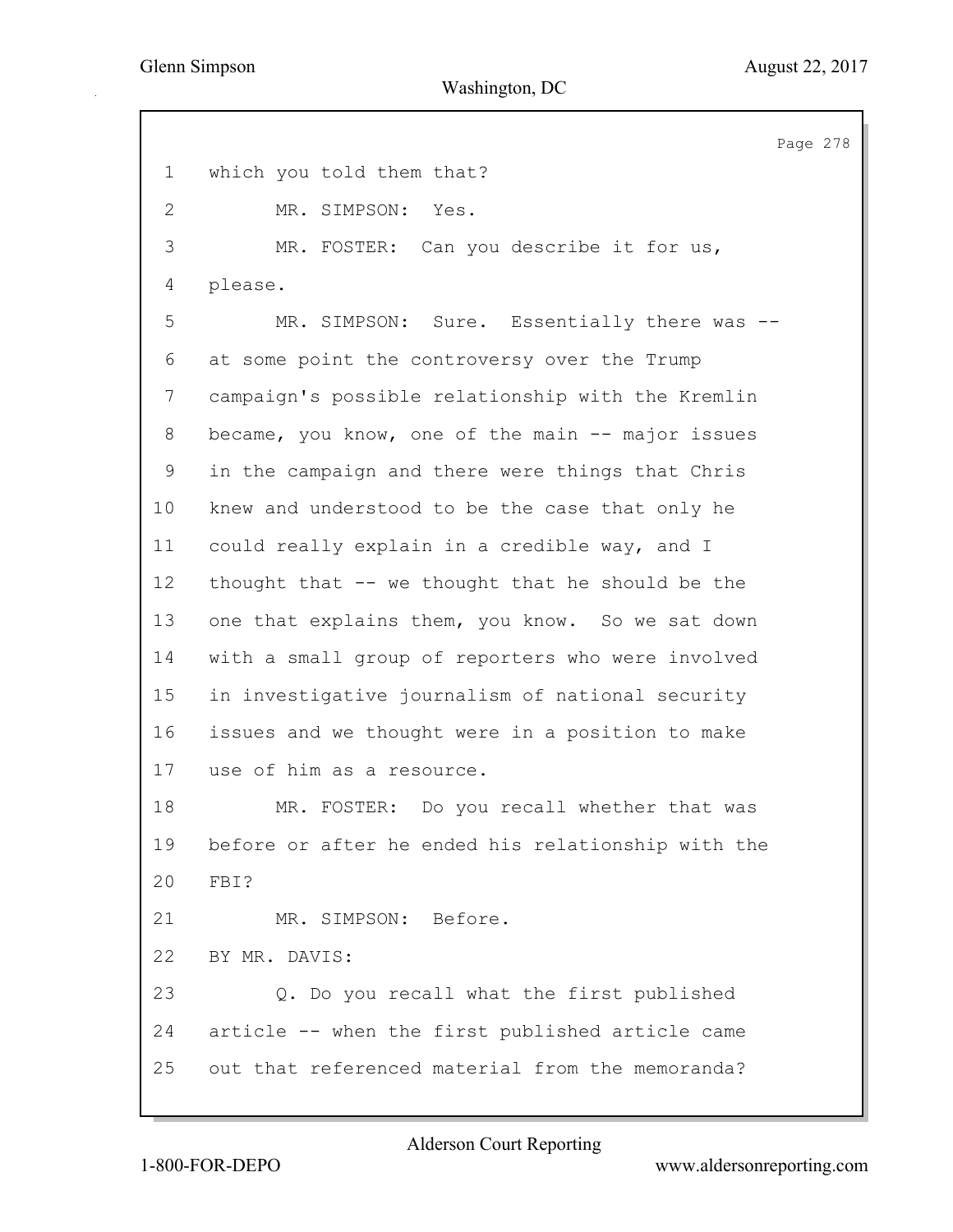1 which you told them that?

2 MR. SIMPSON: Yes.

3 MR. FOSTER: Can you describe it for us,

4 please.

5 MR. SIMPSON: Sure. Essentially there was --

6 at some point the controversy over the Trump

7 campaign's possible relationship with the Kremlin

8 became, you know, one of the main -- major issues

9 in the campaign and there were things that Chris

10 knew and understood to be the case that only he

11 could really explain in a credible way, and I

12 thought that -- we thought that he should be the

13 one that explains them, you know. So we sat down

14 with a small group of reporters who were involved

15 in investigative journalism of national security

16 issues and we thought were in a position to make

17 use of him as a resource.

18 MR. FOSTER: Do you recall whether that was

19 before or after he ended his relationship with the

20 FBI?

21 MR. SIMPSON: Before.

22 BY MR. DAVIS:

23 Q. Do you recall what the first published

24 article -- when the first published article came

25 out that referenced material from the memoranda?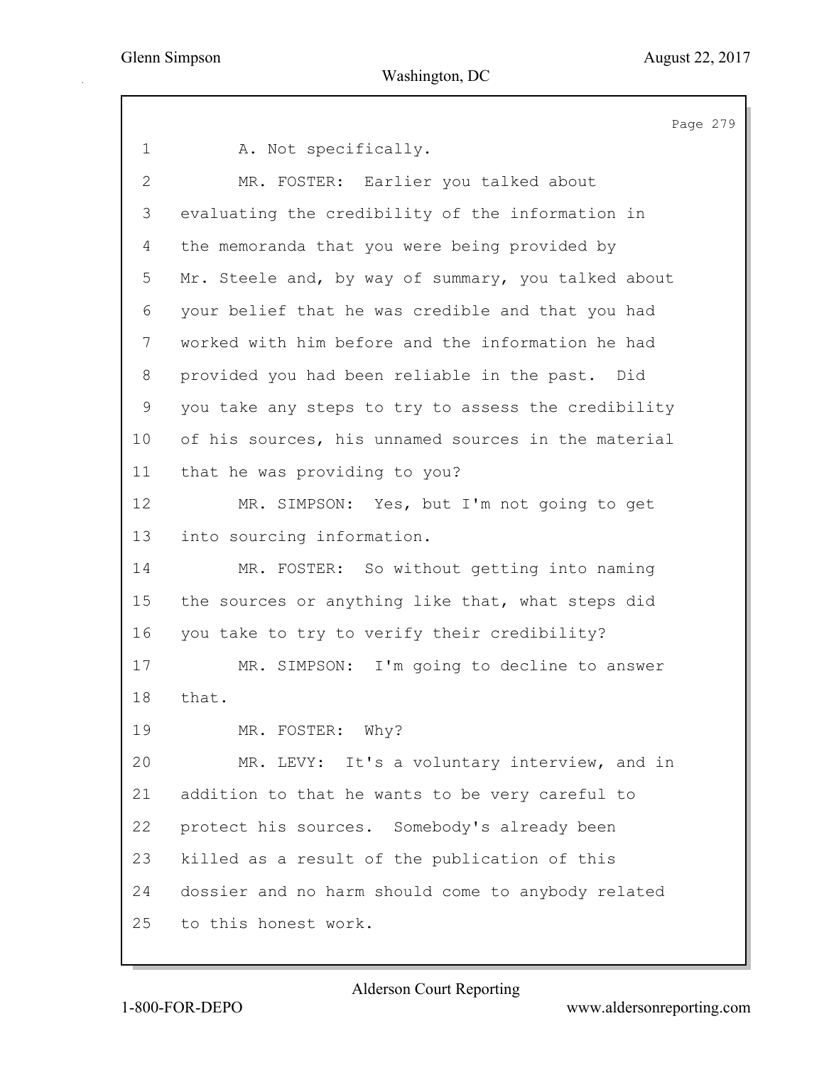1 A. Not specifically.

2 MR. FOSTER: Earlier you talked about
3 evaluating the credibility of the information in
4 the memoranda that you were being provided by
5 Mr. Steele and, by way of summary, you talked about
6 your belief that he was credible and that you had
7 worked with him before and the information he had
8 provided you had been reliable in the past. Did
9 you take any steps to try to assess the credibility
10 of his sources, his unnamed sources in the material
11 that he was providing to you?

12 MR. SIMPSON: Yes, but I'm not going to get
13 into sourcing information.

14 MR. FOSTER: So without getting into naming
15 the sources or anything like that, what steps did
16 you take to try to verify their credibility?

17 MR. SIMPSON: I'm going to decline to answer
18 that.

19 MR. FOSTER: Why?

20 MR. LEVY: It's a voluntary interview, and in
21 addition to that he wants to be very careful to
22 protect his sources. Somebody's already been
23 killed as a result of the publication of this
24 dossier and no harm should come to anybody related
25 to this honest work.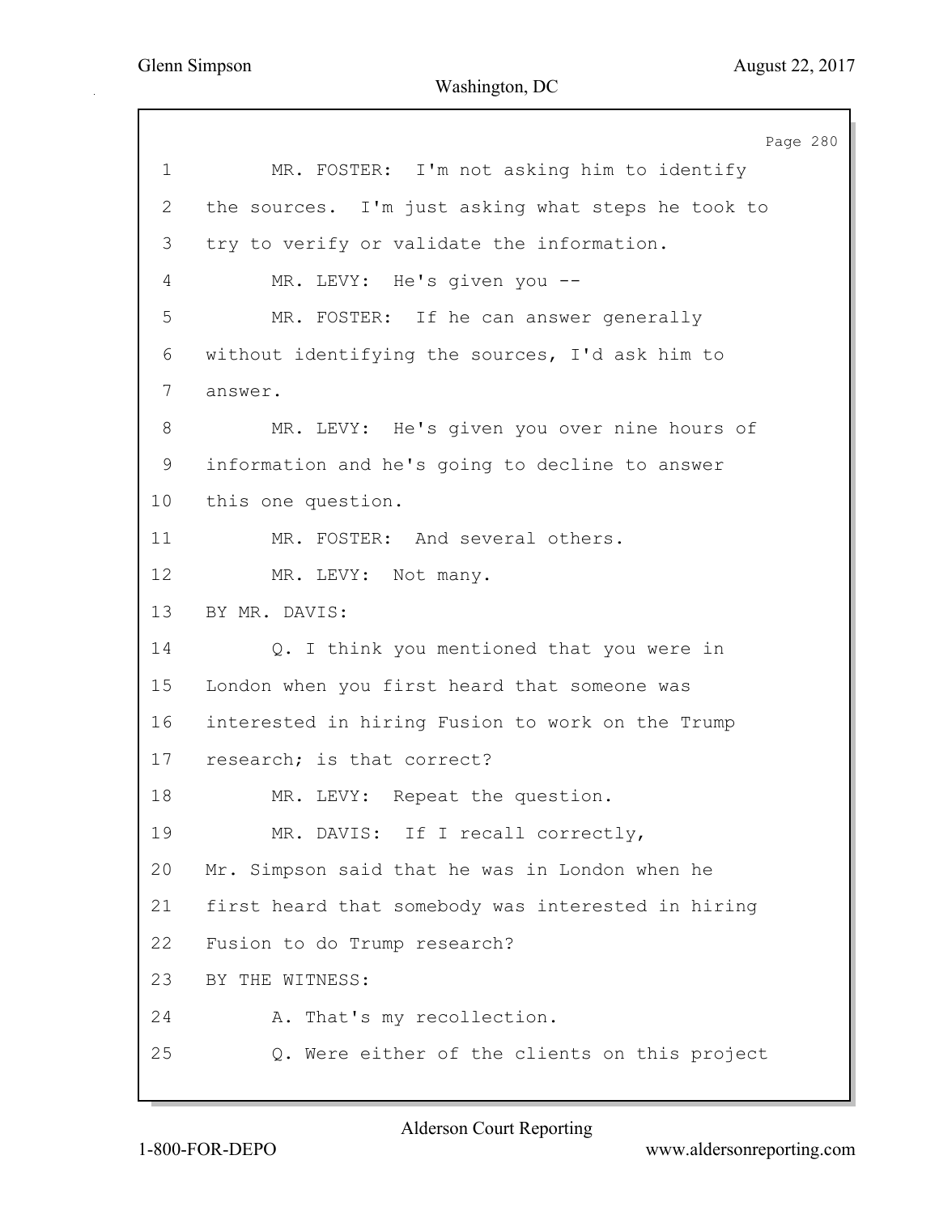1 MR. FOSTER: I'm not asking him to identify
2 the sources. I'm just asking what steps he took to
3 try to verify or validate the information.
4 MR. LEVY: He's given you --
5 MR. FOSTER: If he can answer generally
6 without identifying the sources, I'd ask him to
7 answer.
8 MR. LEVY: He's given you over nine hours of
9 information and he's going to decline to answer
10 this one question.
11 MR. FOSTER: And several others.
12 MR. LEVY: Not many.
13 BY MR. DAVIS:
14 Q. I think you mentioned that you were in
15 London when you first heard that someone was
16 interested in hiring Fusion to work on the Trump
17 research; is that correct?
18 MR. LEVY: Repeat the question.
19 MR. DAVIS: If I recall correctly,
20 Mr. Simpson said that he was in London when he
21 first heard that somebody was interested in hiring
22 Fusion to do Trump research?
23 BY THE WITNESS:
24 A. That's my recollection.
25 Q. Were either of the clients on this project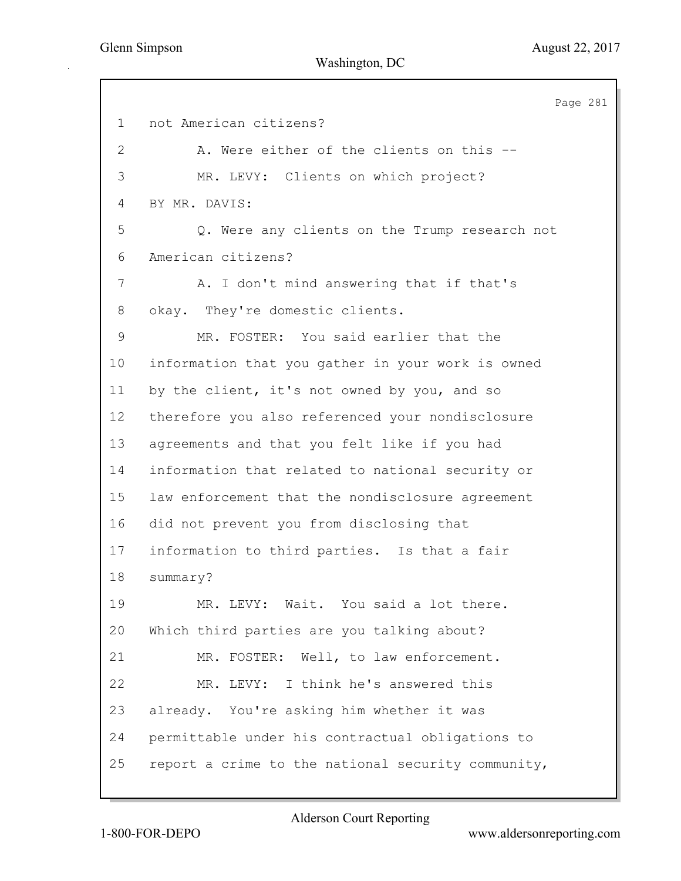1 not American citizens?

2 A. Were either of the clients on this --

3 MR. LEVY: Clients on which project?

4 BY MR. DAVIS:

5 Q. Were any clients on the Trump research not

6 American citizens?

7 A. I don't mind answering that if that's

8 okay. They're domestic clients.

9 MR. FOSTER: You said earlier that the

10 information that you gather in your work is owned

11 by the client, it's not owned by you, and so

12 therefore you also referenced your nondisclosure

13 agreements and that you felt like if you had

14 information that related to national security or

15 law enforcement that the nondisclosure agreement

16 did not prevent you from disclosing that

17 information to third parties. Is that a fair

18 summary?

19 MR. LEVY: Wait. You said a lot there.

20 Which third parties are you talking about?

21 MR. FOSTER: Well, to law enforcement.

22 MR. LEVY: I think he's answered this

23 already. You're asking him whether it was

24 permittable under his contractual obligations to

25 report a crime to the national security community,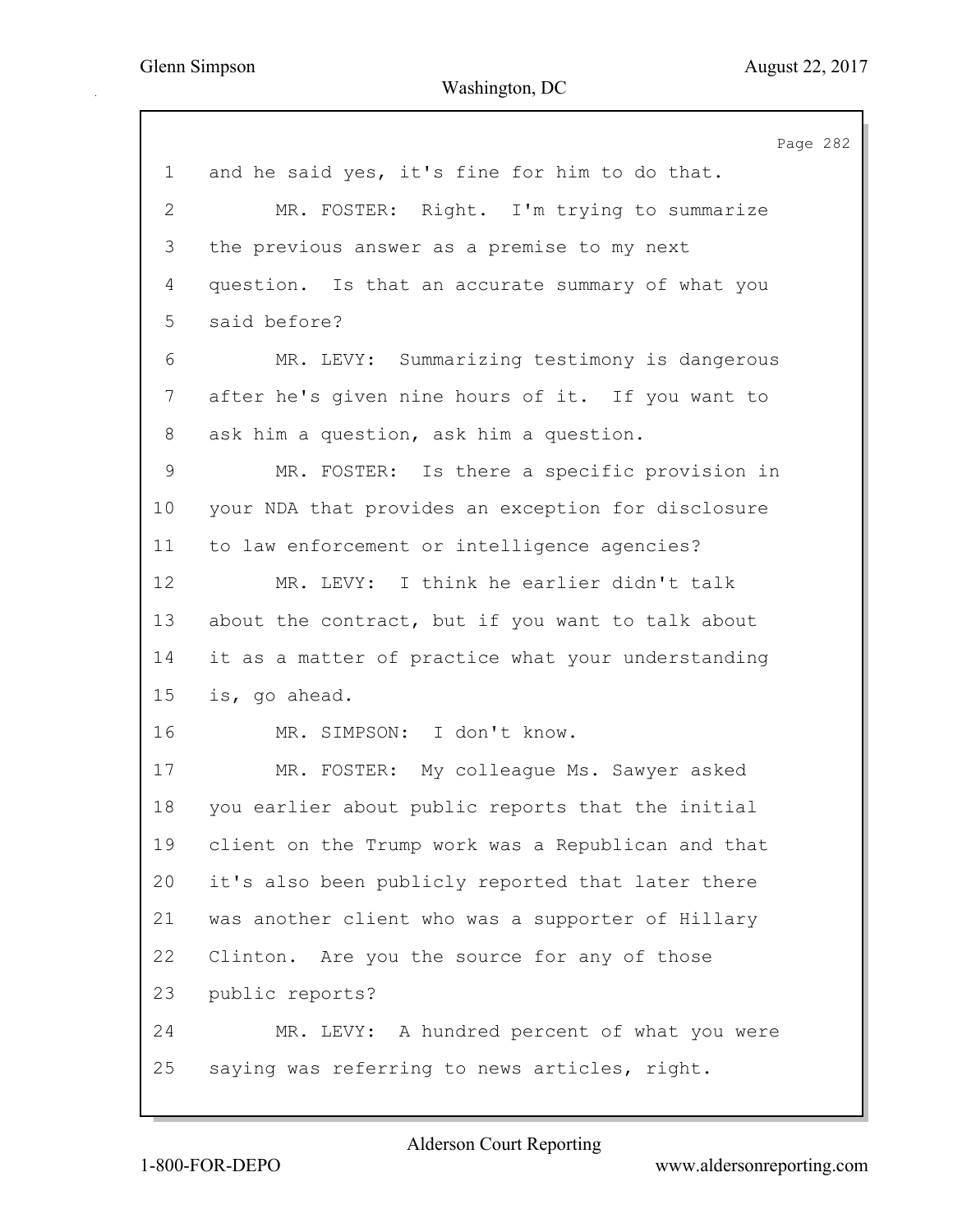1 and he said yes, it's fine for him to do that.

2 MR. FOSTER: Right. I'm trying to summarize

3 the previous answer as a premise to my next

4 question. Is that an accurate summary of what you

5 said before?

6 MR. LEVY: Summarizing testimony is dangerous

7 after he's given nine hours of it. If you want to

8 ask him a question, ask him a question.

9 MR. FOSTER: Is there a specific provision in

10 your NDA that provides an exception for disclosure

11 to law enforcement or intelligence agencies?

12 MR. LEVY: I think he earlier didn't talk

13 about the contract, but if you want to talk about

14 it as a matter of practice what your understanding

15 is, go ahead.

16 MR. SIMPSON: I don't know.

17 MR. FOSTER: My colleague Ms. Sawyer asked

18 you earlier about public reports that the initial

19 client on the Trump work was a Republican and that

20 it's also been publicly reported that later there

21 was another client who was a supporter of Hillary

22 Clinton. Are you the source for any of those

23 public reports?

24 MR. LEVY: A hundred percent of what you were

25 saying was referring to news articles, right.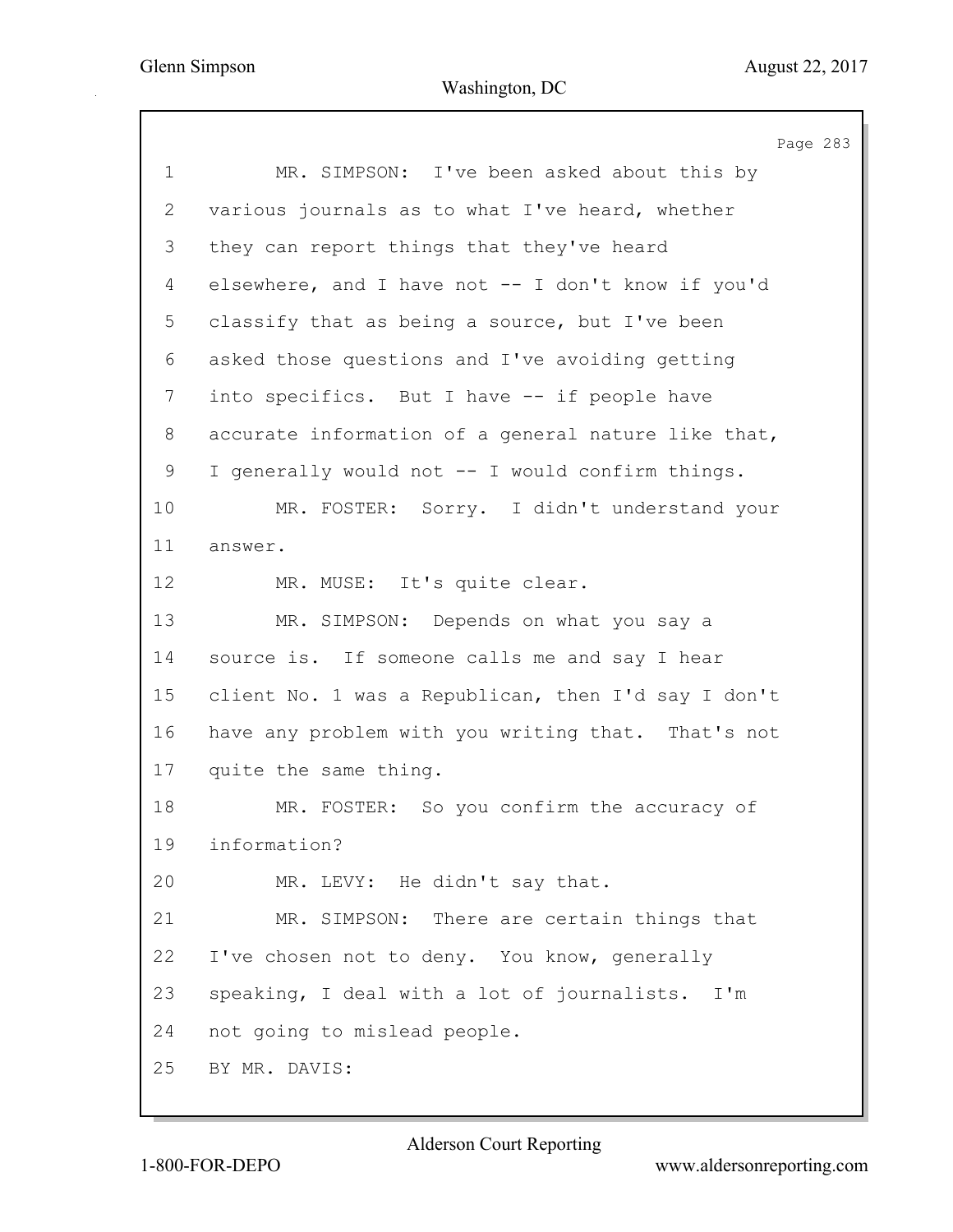1 MR. SIMPSON: I've been asked about this by
2 various journals as to what I've heard, whether
3 they can report things that they've heard
4 elsewhere, and I have not -- I don't know if you'd
5 classify that as being a source, but I've been
6 asked those questions and I've avoiding getting
7 into specifics. But I have -- if people have
8 accurate information of a general nature like that,
9 I generally would not -- I would confirm things.
10 MR. FOSTER: Sorry. I didn't understand your
11 answer.
12 MR. MUSE: It's quite clear.
13 MR. SIMPSON: Depends on what you say a
14 source is. If someone calls me and say I hear
15 client No. 1 was a Republican, then I'd say I don't
16 have any problem with you writing that. That's not
17 quite the same thing.
18 MR. FOSTER: So you confirm the accuracy of
19 information?
20 MR. LEVY: He didn't say that.
21 MR. SIMPSON: There are certain things that
22 I've chosen not to deny. You know, generally
23 speaking, I deal with a lot of journalists. I'm
24 not going to mislead people.
25 BY MR. DAVIS: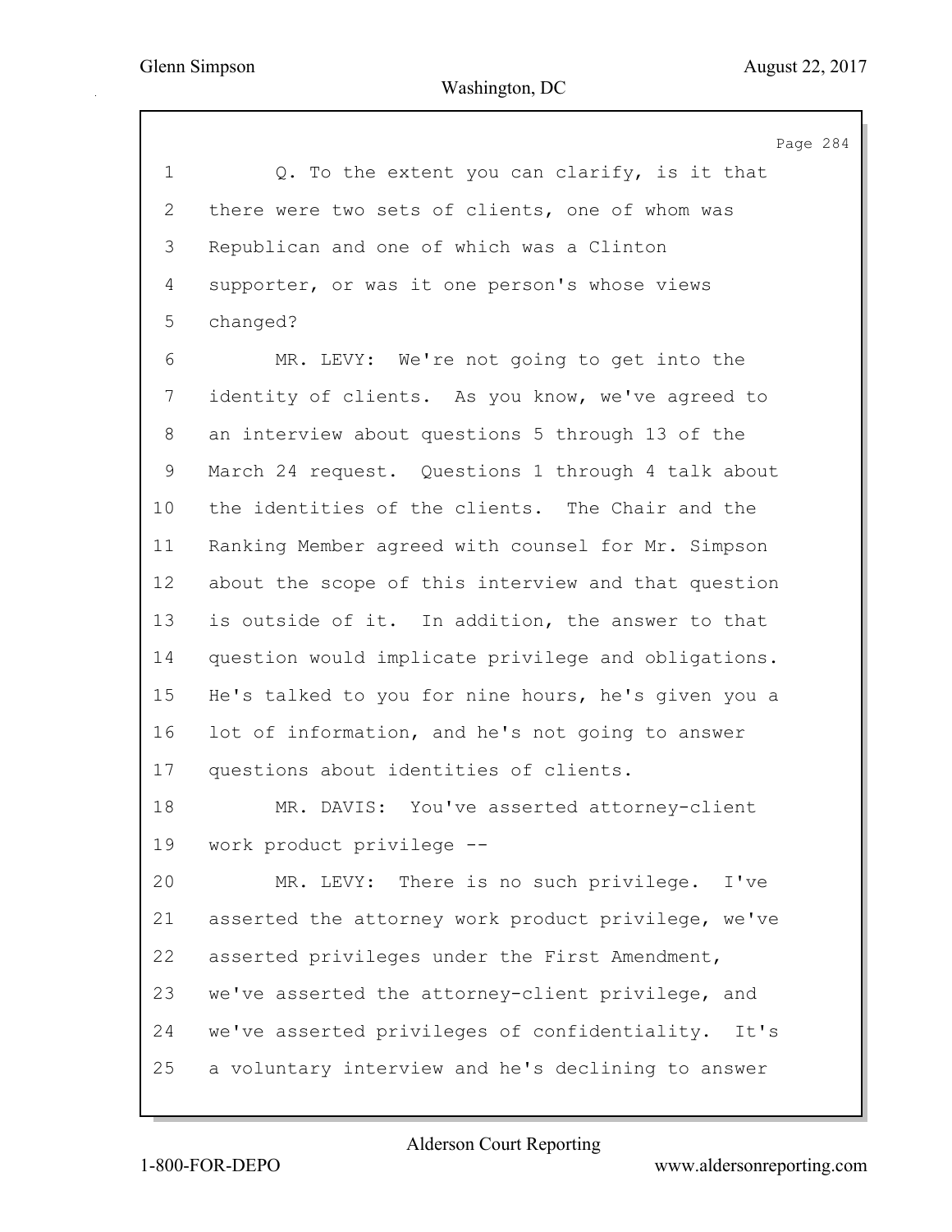Q. To the extent you can clarify, is it that there were two sets of clients, one of whom was Republican and one of which was a Clinton supporter, or was it one person's whose views changed?

MR. LEVY: We're not going to get into the identity of clients. As you know, we've agreed to an interview about questions 5 through 13 of the March 24 request. Questions 1 through 4 talk about the identities of the clients. The Chair and the Ranking Member agreed with counsel for Mr. Simpson about the scope of this interview and that question is outside of it. In addition, the answer to that question would implicate privilege and obligations. He's talked to you for nine hours, he's given you a lot of information, and he's not going to answer questions about identities of clients.

MR. DAVIS: You've asserted attorney-client work product privilege --

MR. LEVY: There is no such privilege. I've asserted the attorney work product privilege, we've asserted privileges under the First Amendment, we've asserted the attorney-client privilege, and we've asserted privileges of confidentiality. It's a voluntary interview and he's declining to answer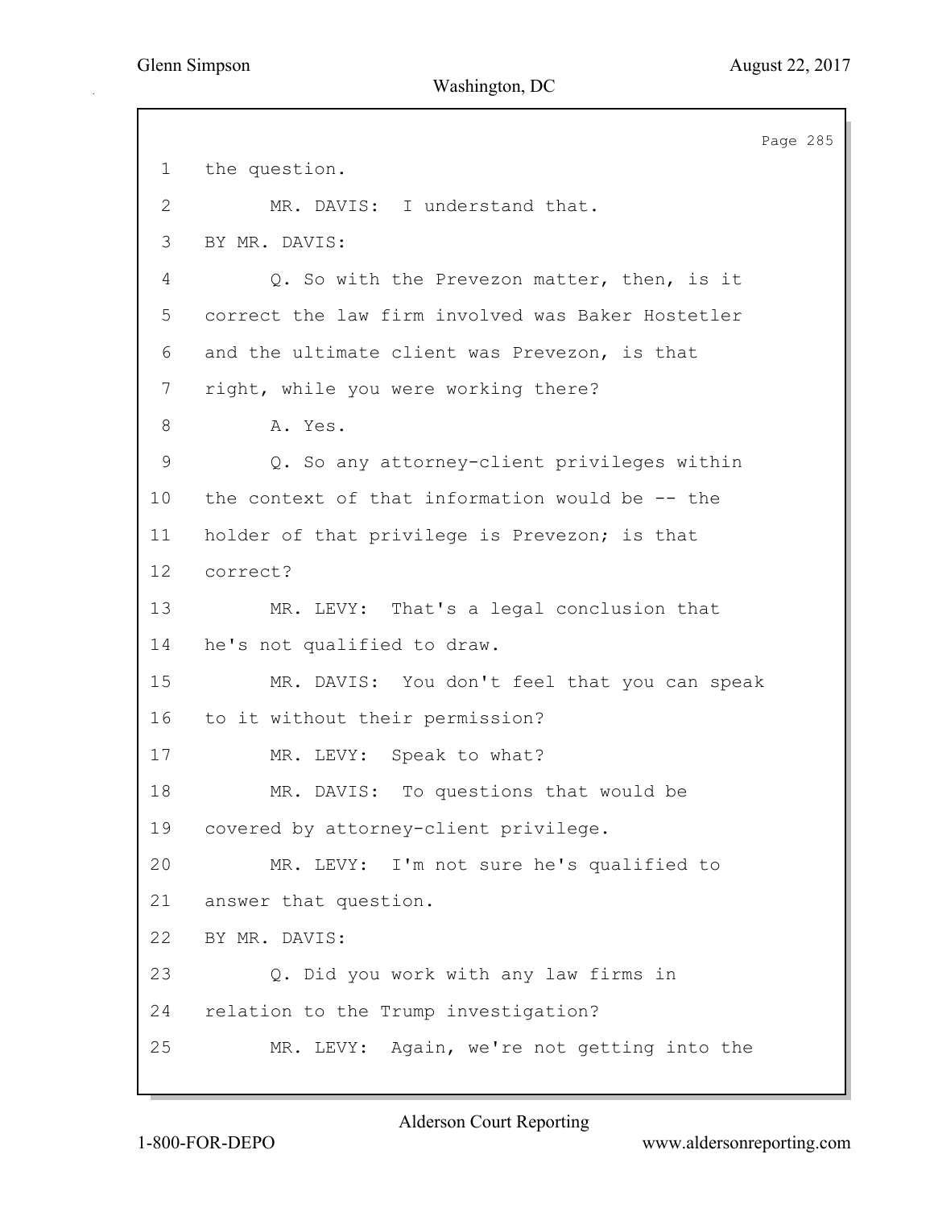1 the question.

2 MR. DAVIS: I understand that.

3 BY MR. DAVIS:

4 Q. So with the Prevezon matter, then, is it

5 correct the law firm involved was Baker Hostetler

6 and the ultimate client was Prevezon, is that

7 right, while you were working there?

8 A. Yes.

9 Q. So any attorney-client privileges within

10 the context of that information would be -- the

11 holder of that privilege is Prevezon; is that

12 correct?

13 MR. LEVY: That's a legal conclusion that

14 he's not qualified to draw.

15 MR. DAVIS: You don't feel that you can speak

16 to it without their permission?

17 MR. LEVY: Speak to what?

18 MR. DAVIS: To questions that would be

19 covered by attorney-client privilege.

20 MR. LEVY: I'm not sure he's qualified to

21 answer that question.

22 BY MR. DAVIS:

23 Q. Did you work with any law firms in

24 relation to the Trump investigation?

25 MR. LEVY: Again, we're not getting into the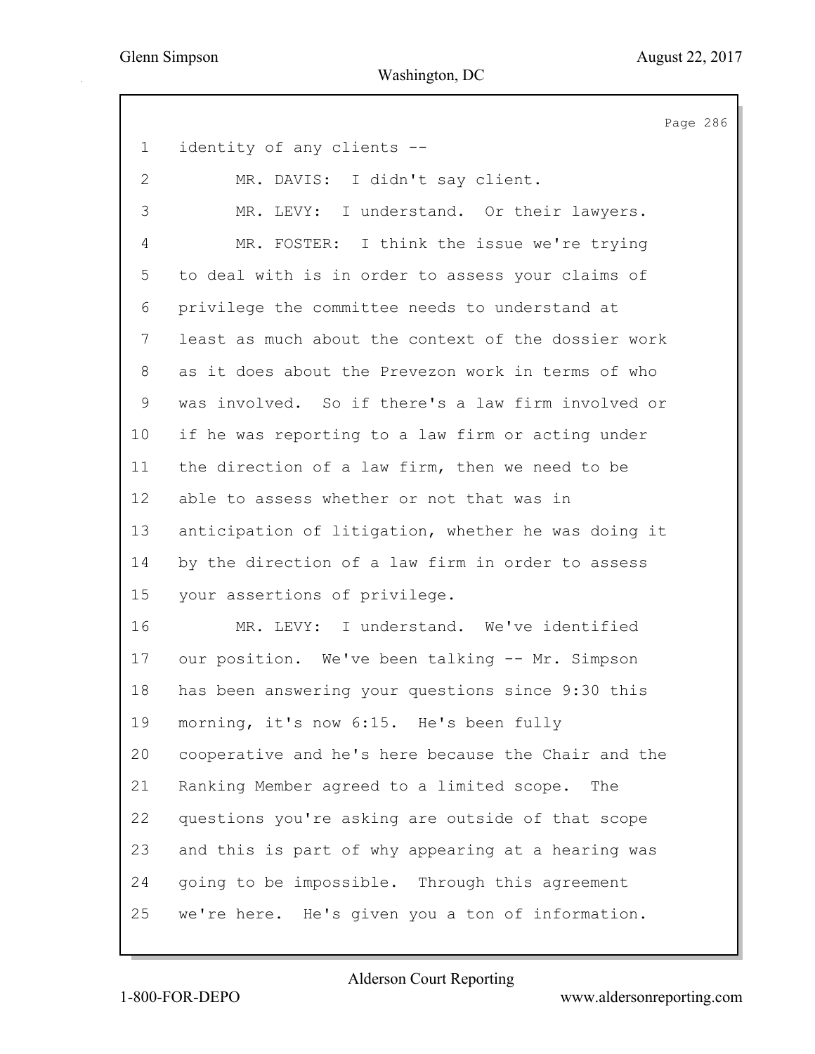identity of any clients --

MR. DAVIS: I didn't say client.

MR. LEVY: I understand. Or their lawyers.

MR. FOSTER: I think the issue we're trying to deal with is in order to assess your claims of privilege the committee needs to understand at least as much about the context of the dossier work as it does about the Prevezon work in terms of who was involved. So if there's a law firm involved or if he was reporting to a law firm or acting under the direction of a law firm, then we need to be able to assess whether or not that was in anticipation of litigation, whether he was doing it by the direction of a law firm in order to assess your assertions of privilege.

MR. LEVY: I understand. We've identified our position. We've been talking -- Mr. Simpson has been answering your questions since 9:30 this morning, it's now 6:15. He's been fully cooperative and he's here because the Chair and the Ranking Member agreed to a limited scope. The questions you're asking are outside of that scope and this is part of why appearing at a hearing was going to be impossible. Through this agreement we're here. He's given you a ton of information.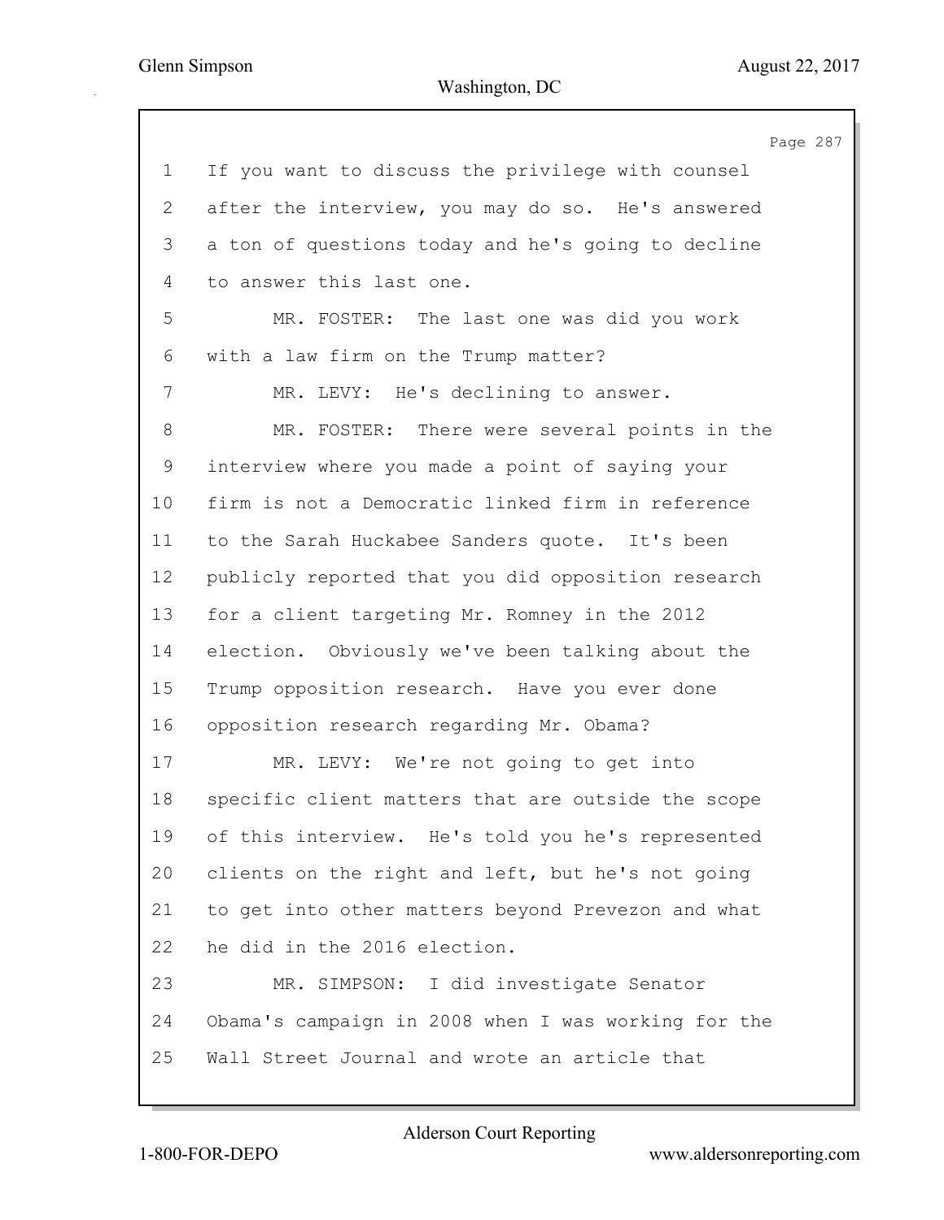1 If you want to discuss the privilege with counsel
2 after the interview, you may do so. He's answered
3 a ton of questions today and he's going to decline
4 to answer this last one.
5 MR. FOSTER: The last one was did you work
6 with a law firm on the Trump matter?
7 MR. LEVY: He's declining to answer.
8 MR. FOSTER: There were several points in the
9 interview where you made a point of saying your
10 firm is not a Democratic linked firm in reference
11 to the Sarah Huckabee Sanders quote. It's been
12 publicly reported that you did opposition research
13 for a client targeting Mr. Romney in the 2012
14 election. Obviously we've been talking about the
15 Trump opposition research. Have you ever done
16 opposition research regarding Mr. Obama?
17 MR. LEVY: We're not going to get into
18 specific client matters that are outside the scope
19 of this interview. He's told you he's represented
20 clients on the right and left, but he's not going
21 to get into other matters beyond Prevezon and what
22 he did in the 2016 election.
23 MR. SIMPSON: I did investigate Senator
24 Obama's campaign in 2008 when I was working for the
25 Wall Street Journal and wrote an article that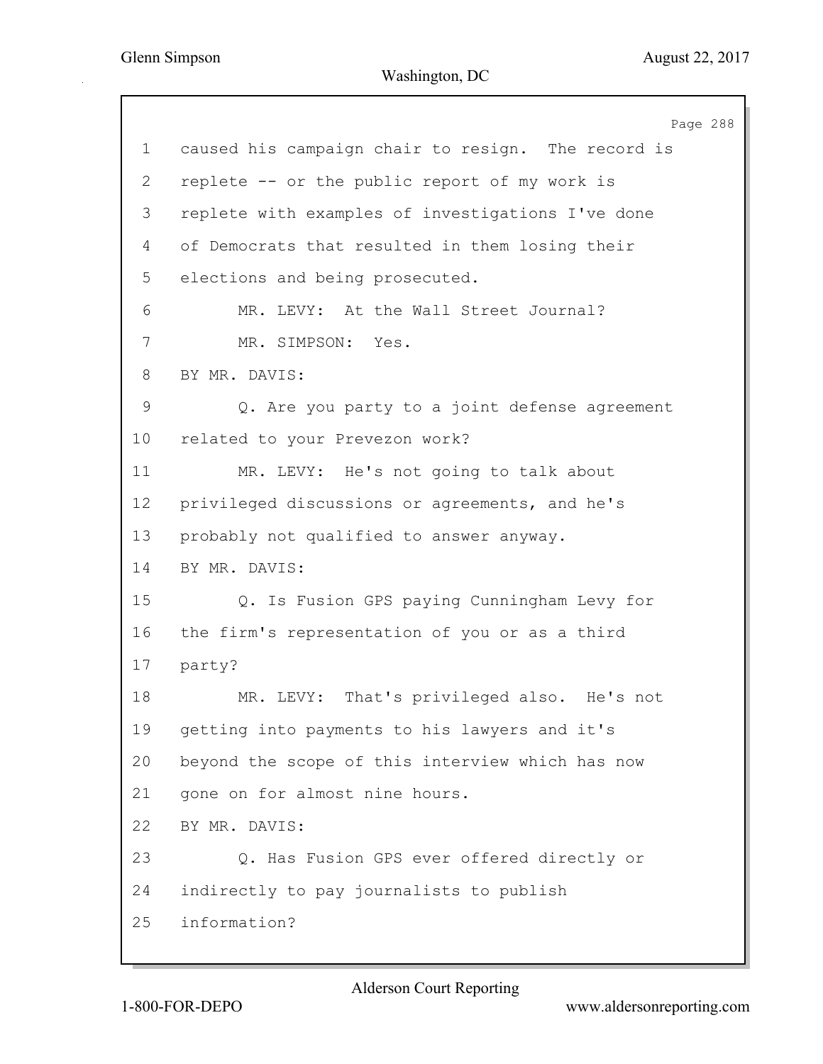1 caused his campaign chair to resign. The record is
2 replete -- or the public report of my work is
3 replete with examples of investigations I've done
4 of Democrats that resulted in them losing their
5 elections and being prosecuted.
6 MR. LEVY: At the Wall Street Journal?
7 MR. SIMPSON: Yes.
8 BY MR. DAVIS:
9 Q. Are you party to a joint defense agreement
10 related to your Prevezon work?
11 MR. LEVY: He's not going to talk about
12 privileged discussions or agreements, and he's
13 probably not qualified to answer anyway.
14 BY MR. DAVIS:
15 Q. Is Fusion GPS paying Cunningham Levy for
16 the firm's representation of you or as a third
17 party?
18 MR. LEVY: That's privileged also. He's not
19 getting into payments to his lawyers and it's
20 beyond the scope of this interview which has now
21 gone on for almost nine hours.
22 BY MR. DAVIS:
23 Q. Has Fusion GPS ever offered directly or
24 indirectly to pay journalists to publish
25 information?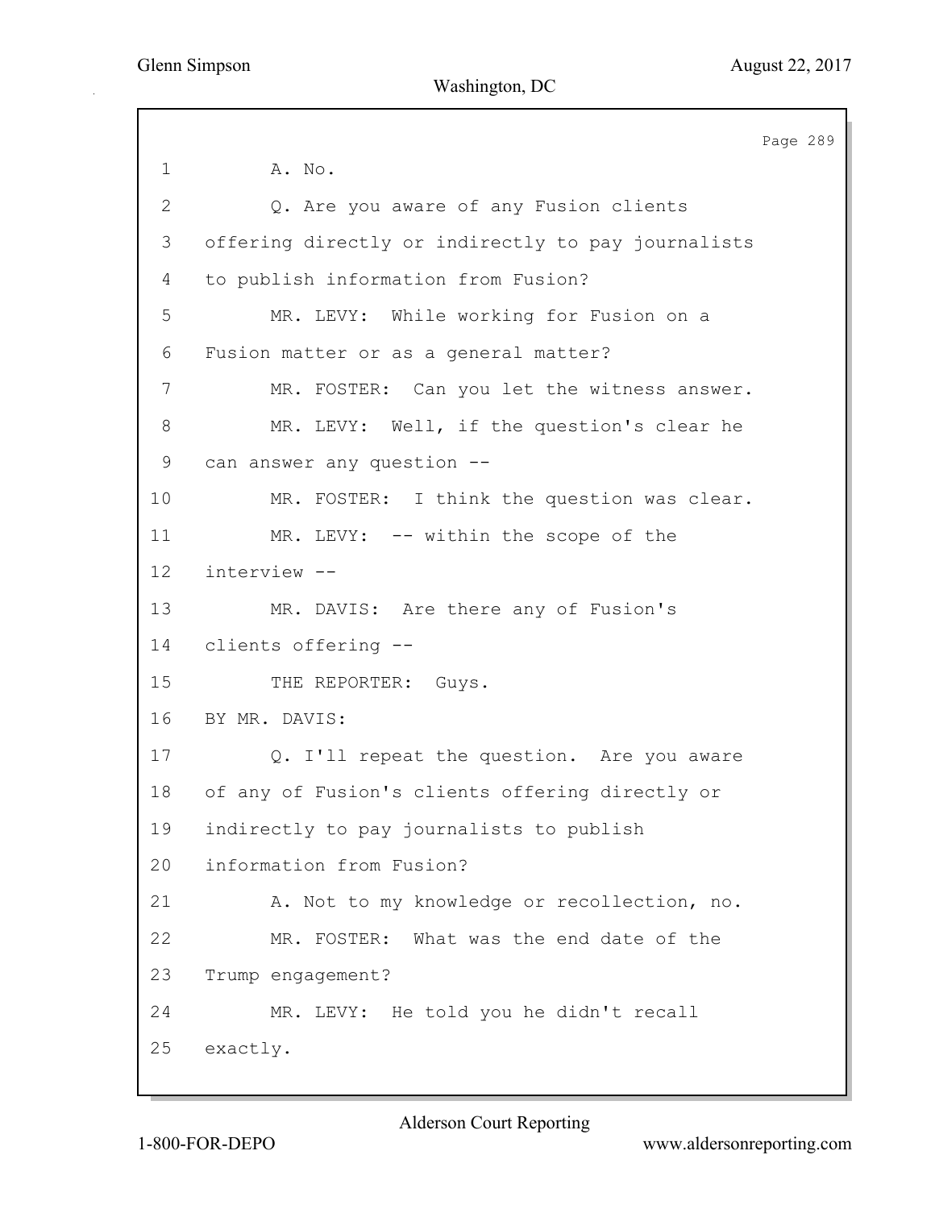1 A. No.

2 Q. Are you aware of any Fusion clients

3 offering directly or indirectly to pay journalists

4 to publish information from Fusion?

5 MR. LEVY: While working for Fusion on a

6 Fusion matter or as a general matter?

7 MR. FOSTER: Can you let the witness answer.

8 MR. LEVY: Well, if the question's clear he

9 can answer any question --

10 MR. FOSTER: I think the question was clear.

11 MR. LEVY: -- within the scope of the

12 interview --

13 MR. DAVIS: Are there any of Fusion's

14 clients offering --

15 THE REPORTER: Guys.

16 BY MR. DAVIS:

17 Q. I'll repeat the question. Are you aware

18 of any of Fusion's clients offering directly or

19 indirectly to pay journalists to publish

20 information from Fusion?

21 A. Not to my knowledge or recollection, no.

22 MR. FOSTER: What was the end date of the

23 Trump engagement?

24 MR. LEVY: He told you he didn't recall

25 exactly.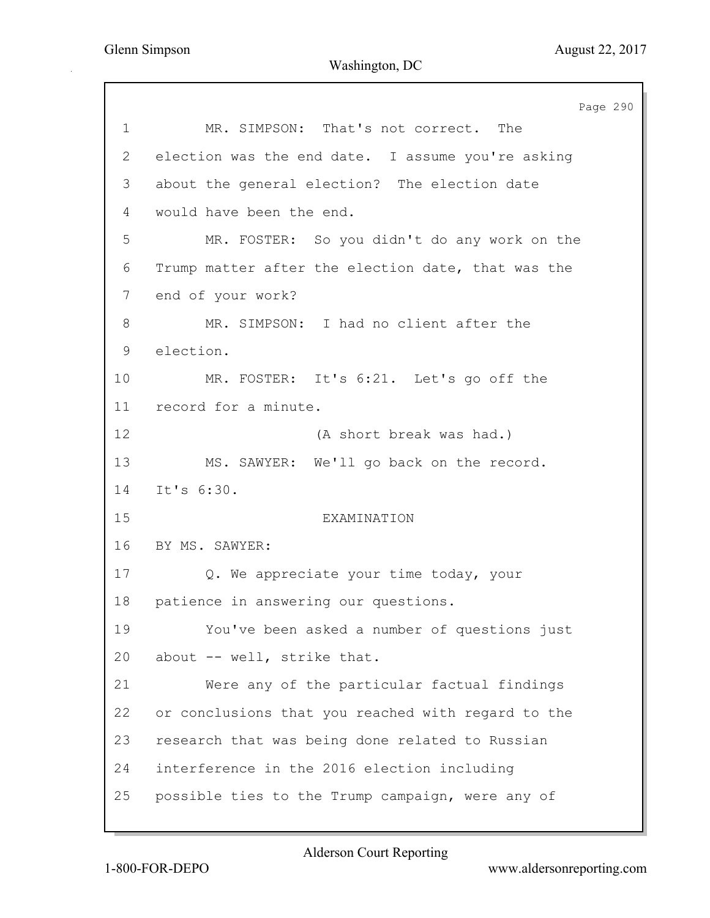MR. SIMPSON: That's not correct. The election was the end date. I assume you're asking about the general election? The election date would have been the end.

MR. FOSTER: So you didn't do any work on the Trump matter after the election date, that was the end of your work?

MR. SIMPSON: I had no client after the election.

MR. FOSTER: It's 6:21. Let's go off the record for a minute.

(A short break was had.)

MS. SAWYER: We'll go back on the record. It's 6:30.

EXAMINATION

BY MS. SAWYER:

Q. We appreciate your time today, your patience in answering our questions.

You've been asked a number of questions just about -- well, strike that.

Were any of the particular factual findings or conclusions that you reached with regard to the research that was being done related to Russian interference in the 2016 election including possible ties to the Trump campaign, were any of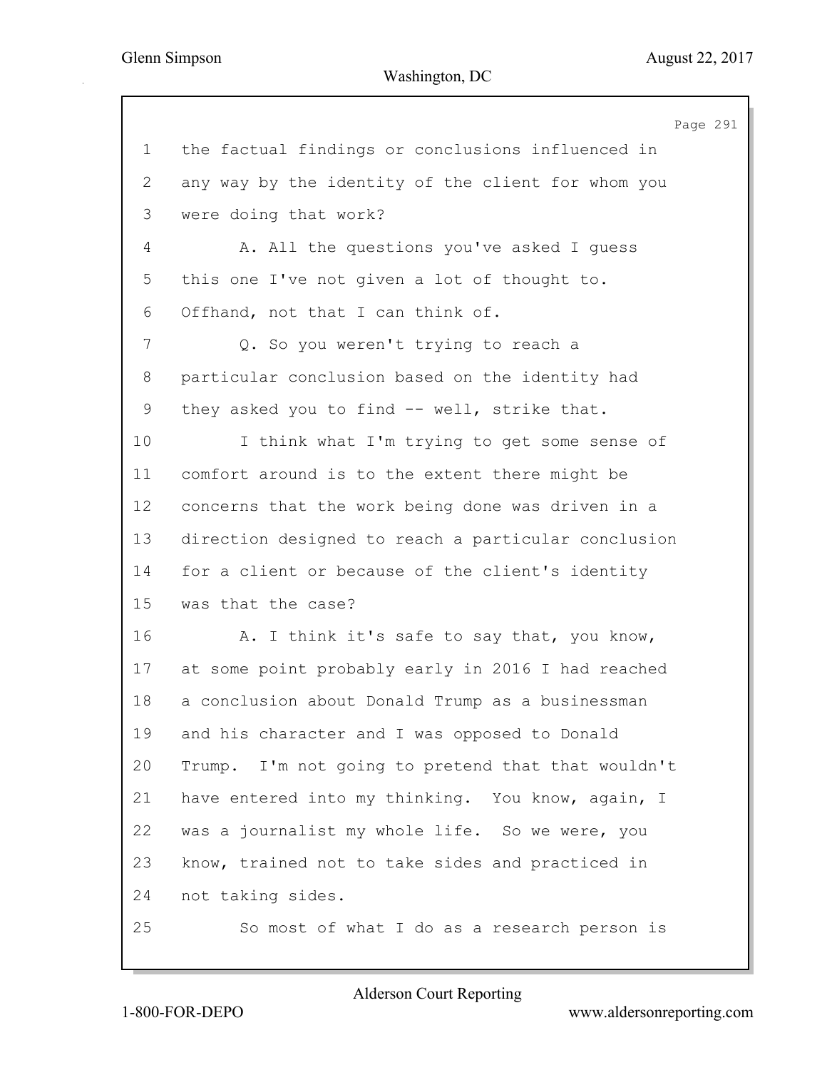the factual findings or conclusions influenced in any way by the identity of the client for whom you were doing that work?

A. All the questions you've asked I guess this one I've not given a lot of thought to. Offhand, not that I can think of.

Q. So you weren't trying to reach a particular conclusion based on the identity had they asked you to find -- well, strike that.

I think what I'm trying to get some sense of comfort around is to the extent there might be concerns that the work being done was driven in a direction designed to reach a particular conclusion for a client or because of the client's identity was that the case?

A. I think it's safe to say that, you know, at some point probably early in 2016 I had reached a conclusion about Donald Trump as a businessman and his character and I was opposed to Donald Trump. I'm not going to pretend that that wouldn't have entered into my thinking. You know, again, I was a journalist my whole life. So we were, you know, trained not to take sides and practiced in not taking sides.

So most of what I do as a research person is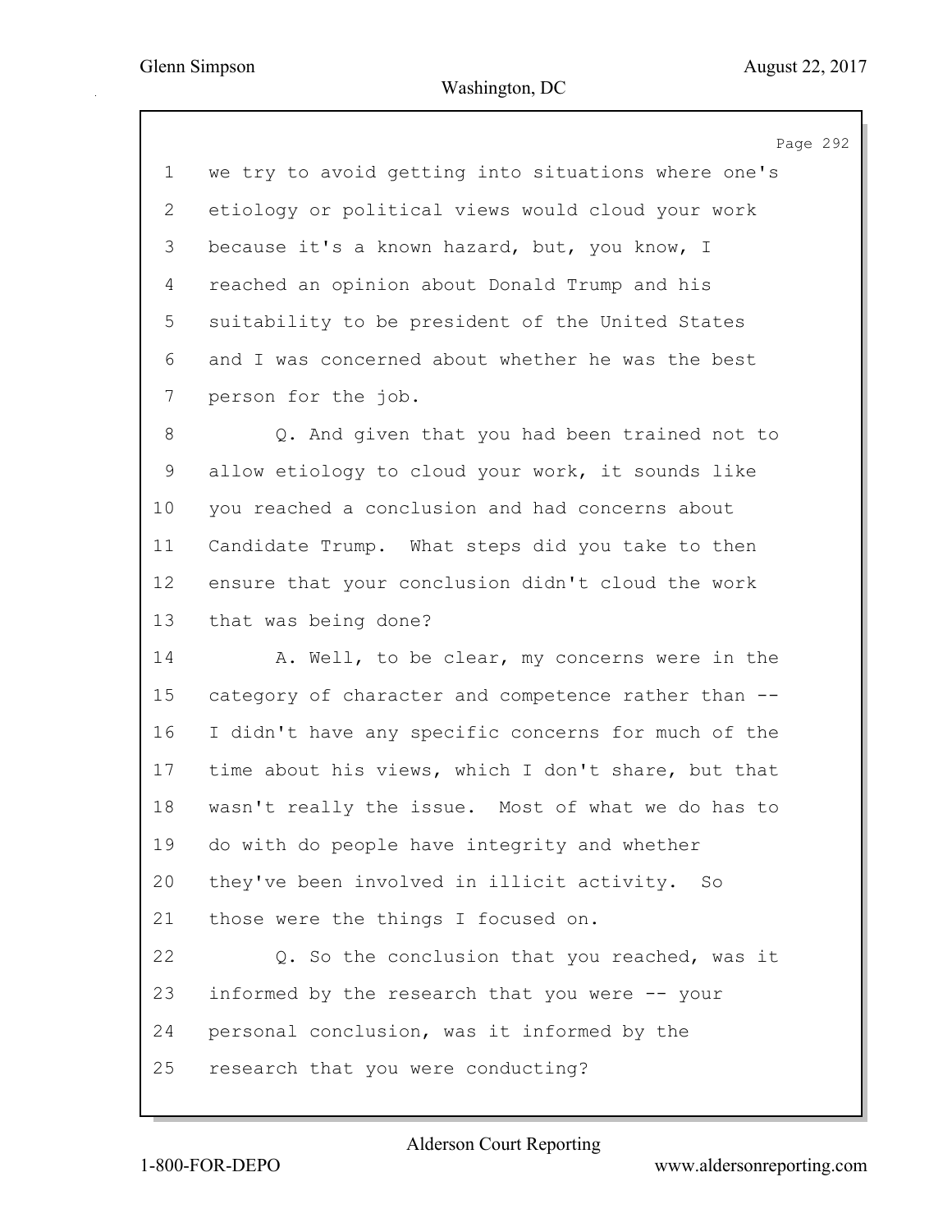1 we try to avoid getting into situations where one's
2 etiology or political views would cloud your work
3 because it's a known hazard, but, you know, I
4 reached an opinion about Donald Trump and his
5 suitability to be president of the United States
6 and I was concerned about whether he was the best
7 person for the job.
8 Q. And given that you had been trained not to
9 allow etiology to cloud your work, it sounds like
10 you reached a conclusion and had concerns about
11 Candidate Trump. What steps did you take to then
12 ensure that your conclusion didn't cloud the work
13 that was being done?
14 A. Well, to be clear, my concerns were in the
15 category of character and competence rather than --
16 I didn't have any specific concerns for much of the
17 time about his views, which I don't share, but that
18 wasn't really the issue. Most of what we do has to
19 do with do people have integrity and whether
20 they've been involved in illicit activity. So
21 those were the things I focused on.
22 Q. So the conclusion that you reached, was it
23 informed by the research that you were -- your
24 personal conclusion, was it informed by the
25 research that you were conducting?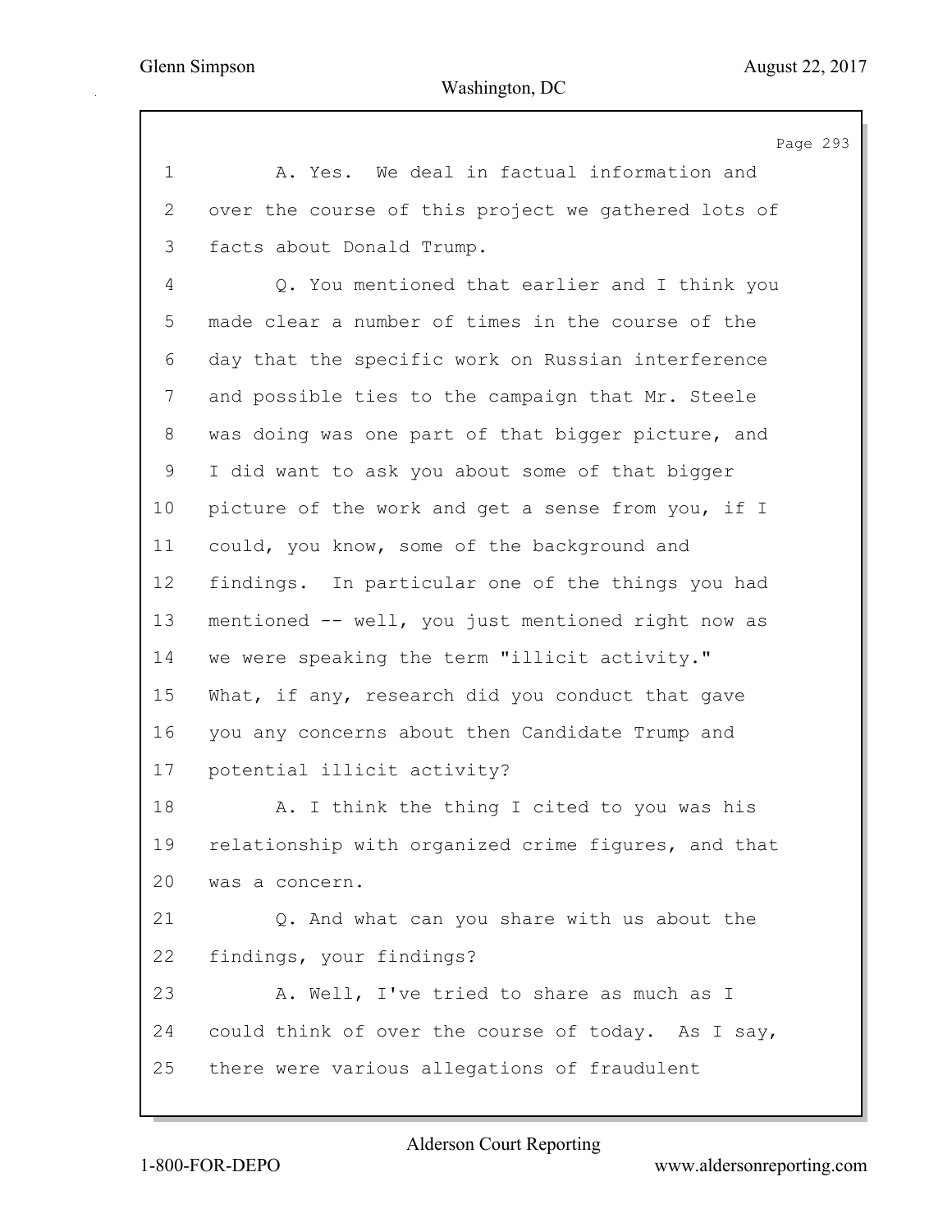1 A. Yes. We deal in factual information and
2 over the course of this project we gathered lots of
3 facts about Donald Trump.
4 Q. You mentioned that earlier and I think you
5 made clear a number of times in the course of the
6 day that the specific work on Russian interference
7 and possible ties to the campaign that Mr. Steele
8 was doing was one part of that bigger picture, and
9 I did want to ask you about some of that bigger
10 picture of the work and get a sense from you, if I
11 could, you know, some of the background and
12 findings. In particular one of the things you had
13 mentioned -- well, you just mentioned right now as
14 we were speaking the term "illicit activity."
15 What, if any, research did you conduct that gave
16 you any concerns about then Candidate Trump and
17 potential illicit activity?
18 A. I think the thing I cited to you was his
19 relationship with organized crime figures, and that
20 was a concern.
21 Q. And what can you share with us about the
22 findings, your findings?
23 A. Well, I've tried to share as much as I
24 could think of over the course of today. As I say,
25 there were various allegations of fraudulent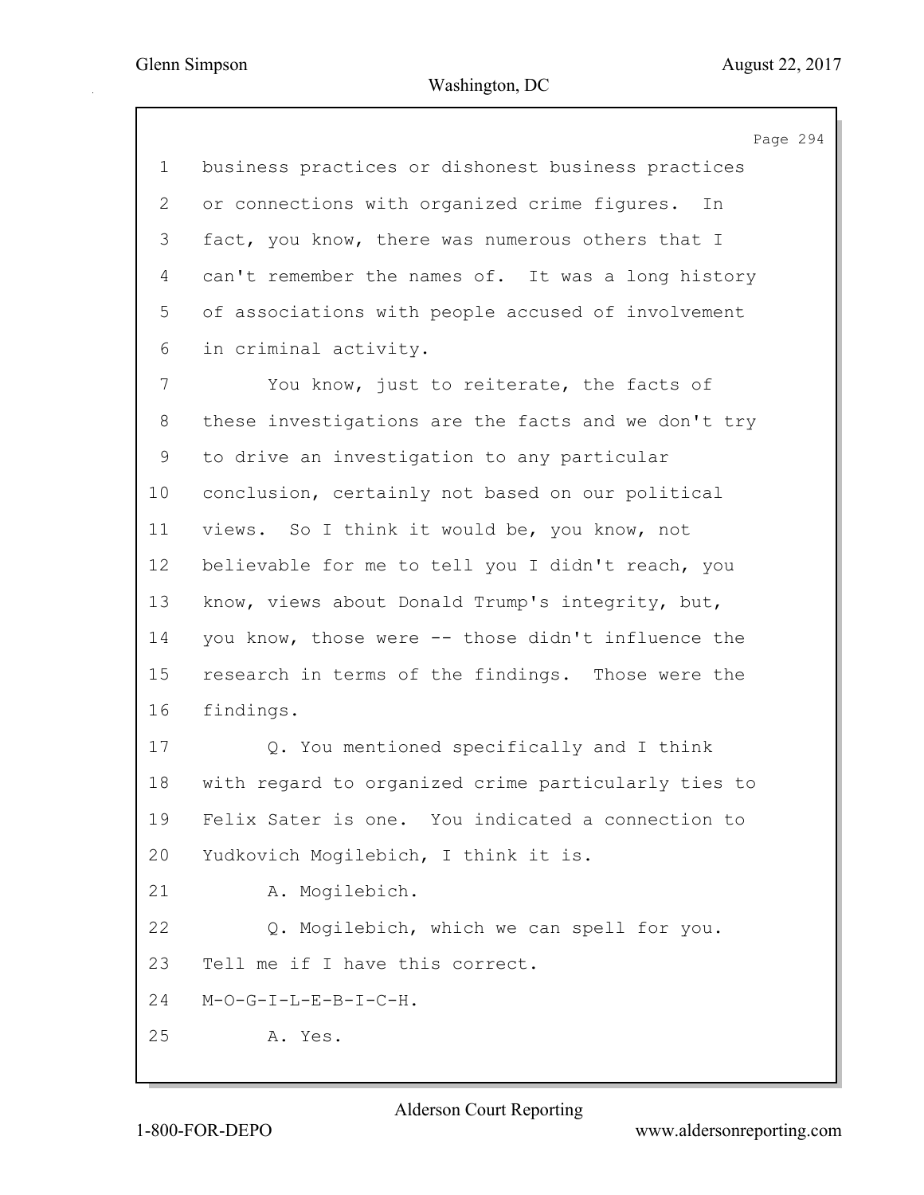1 business practices or dishonest business practices
2 or connections with organized crime figures. In
3 fact, you know, there was numerous others that I
4 can't remember the names of. It was a long history
5 of associations with people accused of involvement
6 in criminal activity.
7 You know, just to reiterate, the facts of
8 these investigations are the facts and we don't try
9 to drive an investigation to any particular
10 conclusion, certainly not based on our political
11 views. So I think it would be, you know, not
12 believable for me to tell you I didn't reach, you
13 know, views about Donald Trump's integrity, but,
14 you know, those were -- those didn't influence the
15 research in terms of the findings. Those were the
16 findings.
17 Q. You mentioned specifically and I think
18 with regard to organized crime particularly ties to
19 Felix Sater is one. You indicated a connection to
20 Yudkovich Mogilebich, I think it is.
21 A. Mogilebich.
22 Q. Mogilebich, which we can spell for you.
23 Tell me if I have this correct.
24 M-O-G-I-L-E-B-I-C-H.
25 A. Yes.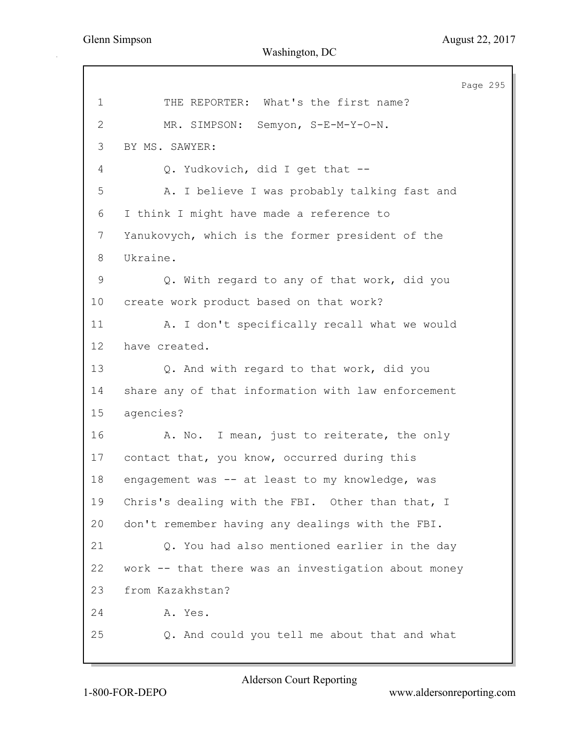THE REPORTER: What's the first name?

MR. SIMPSON: Semyon, S-E-M-Y-O-N.

BY MS. SAWYER:

Q. Yudkovich, did I get that --

A. I believe I was probably talking fast and I think I might have made a reference to Yanukovych, which is the former president of the Ukraine.

Q. With regard to any of that work, did you create work product based on that work?

A. I don't specifically recall what we would have created.

Q. And with regard to that work, did you share any of that information with law enforcement agencies?

A. No. I mean, just to reiterate, the only contact that, you know, occurred during this engagement was -- at least to my knowledge, was Chris's dealing with the FBI. Other than that, I don't remember having any dealings with the FBI.

Q. You had also mentioned earlier in the day work -- that there was an investigation about money from Kazakhstan?

A. Yes.

Q. And could you tell me about that and what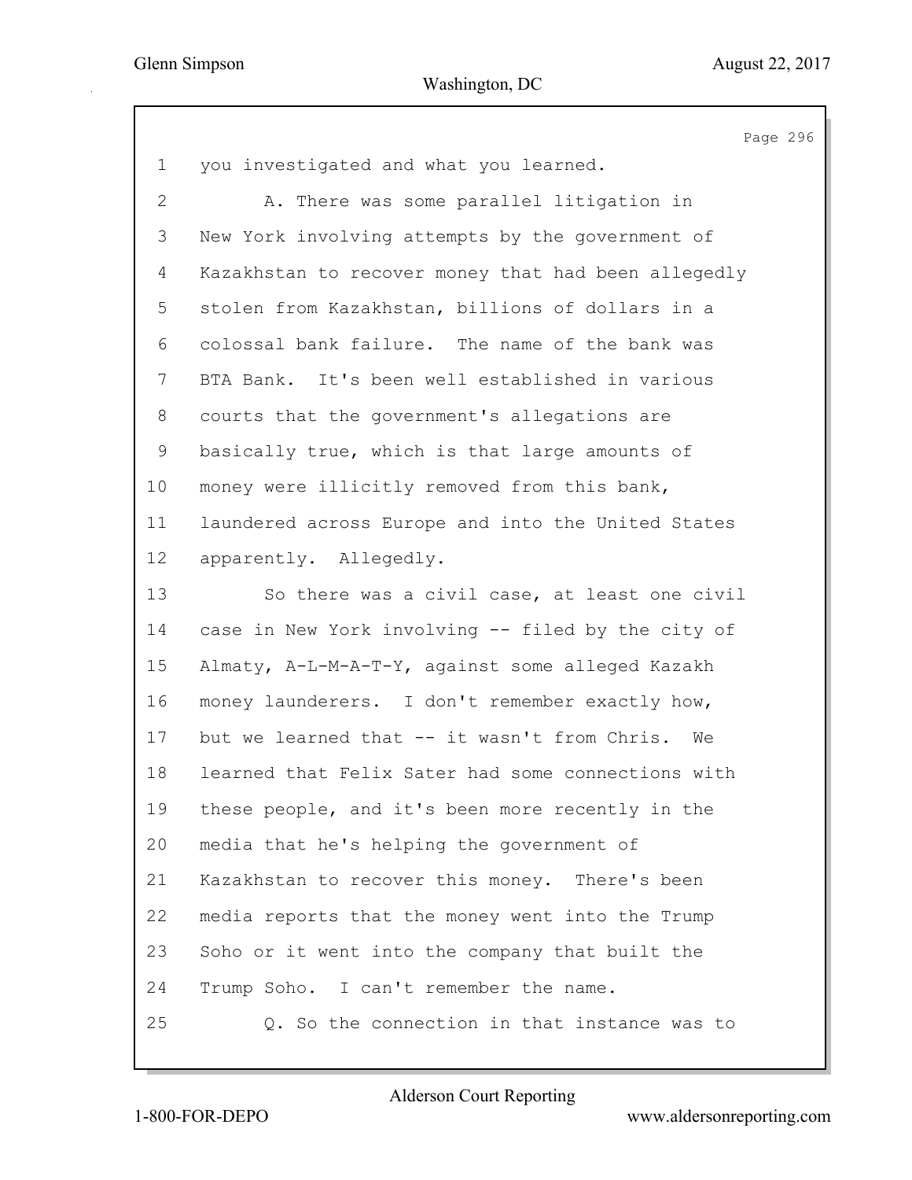you investigated and what you learned.

A. There was some parallel litigation in New York involving attempts by the government of Kazakhstan to recover money that had been allegedly stolen from Kazakhstan, billions of dollars in a colossal bank failure. The name of the bank was BTA Bank. It's been well established in various courts that the government's allegations are basically true, which is that large amounts of money were illicitly removed from this bank, laundered across Europe and into the United States apparently. Allegedly.

So there was a civil case, at least one civil case in New York involving -- filed by the city of Almaty, A-L-M-A-T-Y, against some alleged Kazakh money launderers. I don't remember exactly how, but we learned that -- it wasn't from Chris. We learned that Felix Sater had some connections with these people, and it's been more recently in the media that he's helping the government of Kazakhstan to recover this money. There's been media reports that the money went into the Trump Soho or it went into the company that built the Trump Soho. I can't remember the name.

Q. So the connection in that instance was to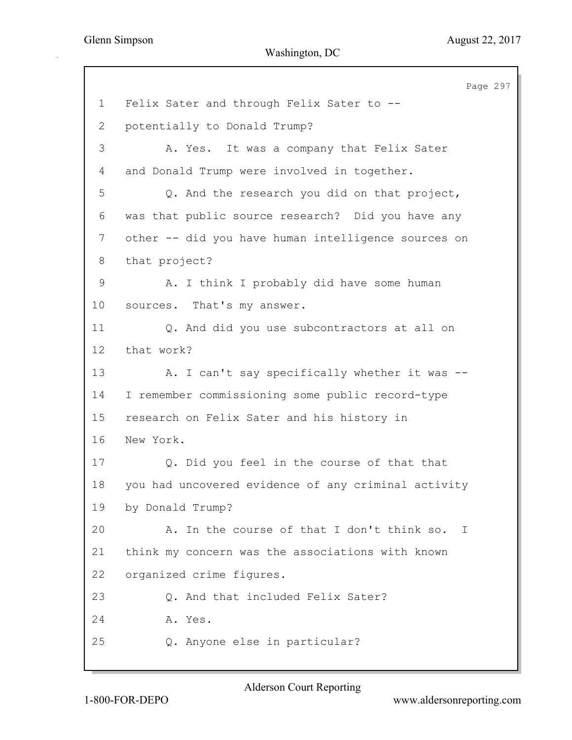1 Felix Sater and through Felix Sater to --
2 potentially to Donald Trump?
3 A. Yes. It was a company that Felix Sater
4 and Donald Trump were involved in together.
5 Q. And the research you did on that project,
6 was that public source research? Did you have any
7 other -- did you have human intelligence sources on
8 that project?
9 A. I think I probably did have some human
10 sources. That's my answer.
11 Q. And did you use subcontractors at all on
12 that work?
13 A. I can't say specifically whether it was --
14 I remember commissioning some public record-type
15 research on Felix Sater and his history in
16 New York.
17 Q. Did you feel in the course of that that
18 you had uncovered evidence of any criminal activity
19 by Donald Trump?
20 A. In the course of that I don't think so. I
21 think my concern was the associations with known
22 organized crime figures.
23 Q. And that included Felix Sater?
24 A. Yes.
25 Q. Anyone else in particular?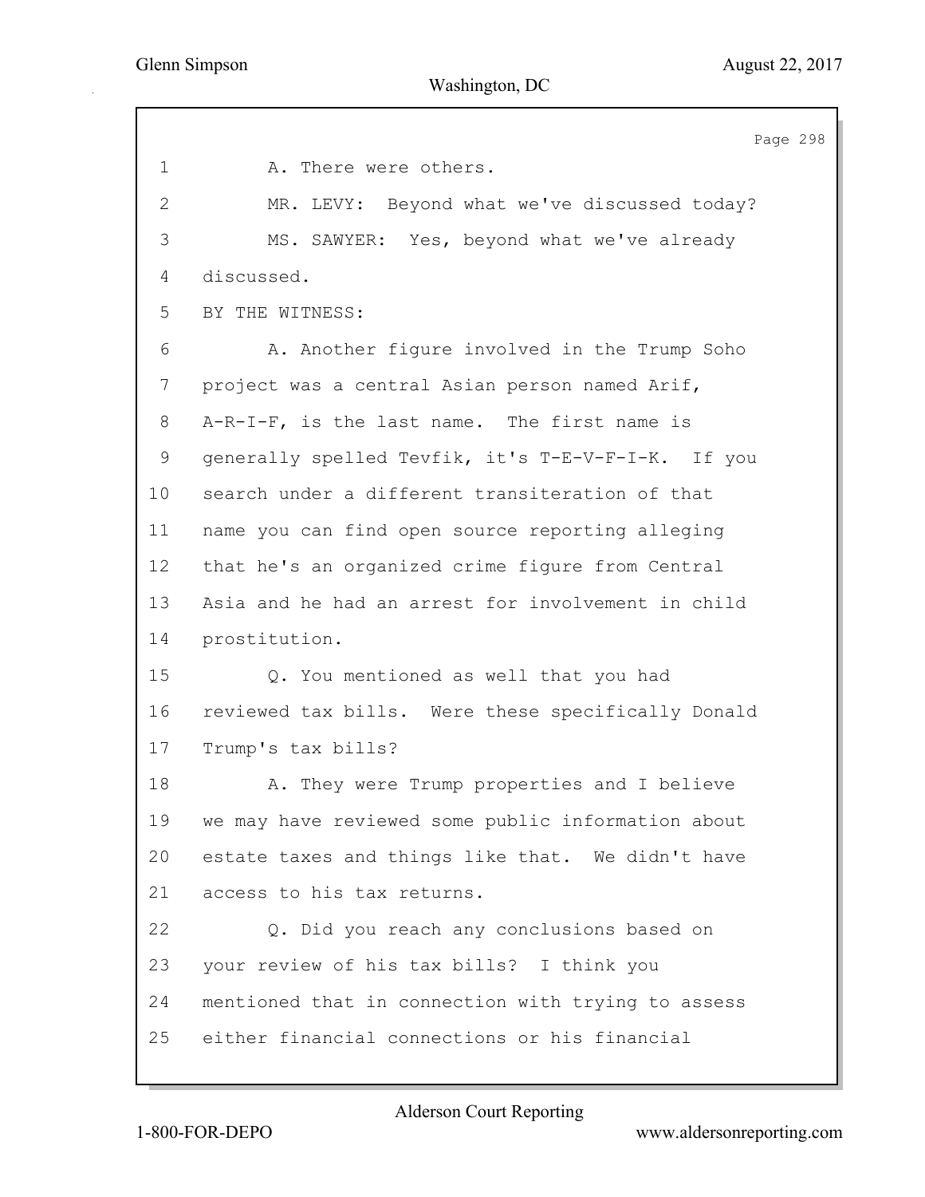1 A. There were others.

2 MR. LEVY: Beyond what we've discussed today?

3 MS. SAWYER: Yes, beyond what we've already

4 discussed.

5 BY THE WITNESS:

6 A. Another figure involved in the Trump Soho

7 project was a central Asian person named Arif,

8 A-R-I-F, is the last name. The first name is

9 generally spelled Tevfik, it's T-E-V-F-I-K. If you

10 search under a different transiteration of that

11 name you can find open source reporting alleging

12 that he's an organized crime figure from Central

13 Asia and he had an arrest for involvement in child

14 prostitution.

15 Q. You mentioned as well that you had

16 reviewed tax bills. Were these specifically Donald

17 Trump's tax bills?

18 A. They were Trump properties and I believe

19 we may have reviewed some public information about

20 estate taxes and things like that. We didn't have

21 access to his tax returns.

22 Q. Did you reach any conclusions based on

23 your review of his tax bills? I think you

24 mentioned that in connection with trying to assess

25 either financial connections or his financial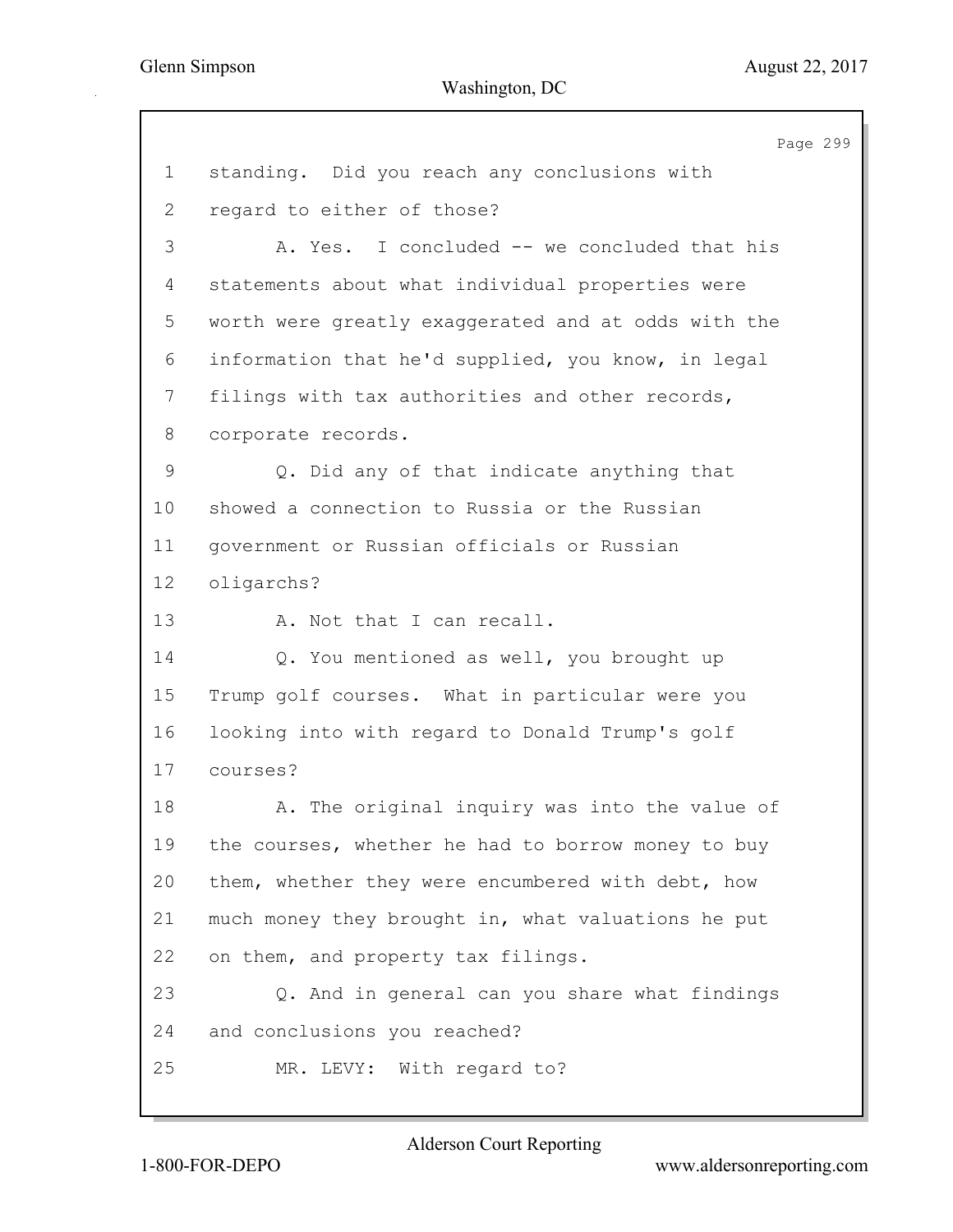1 standing. Did you reach any conclusions with
2 regard to either of those?
3 A. Yes. I concluded -- we concluded that his
4 statements about what individual properties were
5 worth were greatly exaggerated and at odds with the
6 information that he'd supplied, you know, in legal
7 filings with tax authorities and other records,
8 corporate records.
9 Q. Did any of that indicate anything that
10 showed a connection to Russia or the Russian
11 government or Russian officials or Russian
12 oligarchs?
13 A. Not that I can recall.
14 Q. You mentioned as well, you brought up
15 Trump golf courses. What in particular were you
16 looking into with regard to Donald Trump's golf
17 courses?
18 A. The original inquiry was into the value of
19 the courses, whether he had to borrow money to buy
20 them, whether they were encumbered with debt, how
21 much money they brought in, what valuations he put
22 on them, and property tax filings.
23 Q. And in general can you share what findings
24 and conclusions you reached?
25 MR. LEVY: With regard to?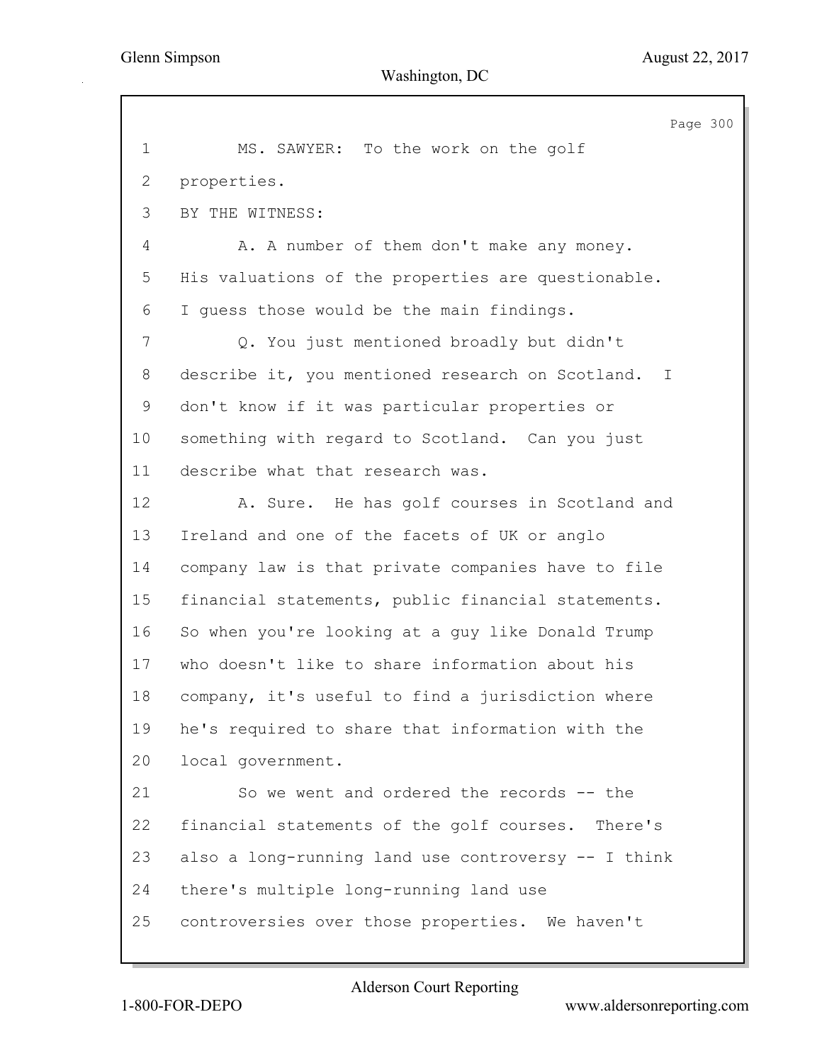MS. SAWYER: To the work on the golf properties.

BY THE WITNESS:

A. A number of them don't make any money. His valuations of the properties are questionable. I guess those would be the main findings.

Q. You just mentioned broadly but didn't describe it, you mentioned research on Scotland. I don't know if it was particular properties or something with regard to Scotland. Can you just describe what that research was.

A. Sure. He has golf courses in Scotland and Ireland and one of the facets of UK or anglo company law is that private companies have to file financial statements, public financial statements. So when you're looking at a guy like Donald Trump who doesn't like to share information about his company, it's useful to find a jurisdiction where he's required to share that information with the local government.

So we went and ordered the records -- the financial statements of the golf courses. There's also a long-running land use controversy -- I think there's multiple long-running land use controversies over those properties. We haven't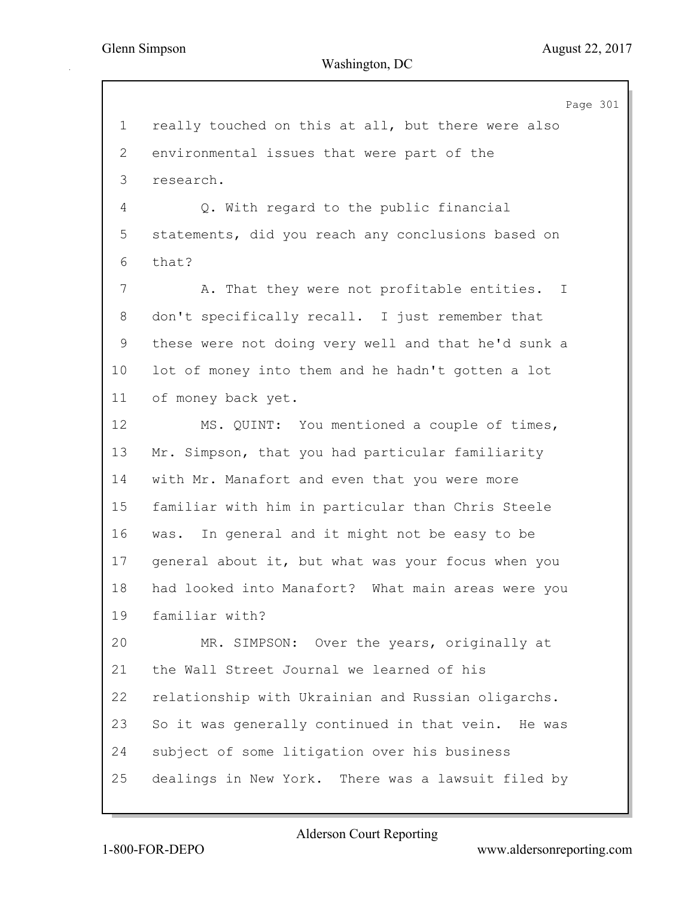really touched on this at all, but there were also environmental issues that were part of the research.

Q. With regard to the public financial statements, did you reach any conclusions based on that?

A. That they were not profitable entities. I don't specifically recall. I just remember that these were not doing very well and that he'd sunk a lot of money into them and he hadn't gotten a lot of money back yet.

MS. QUINT: You mentioned a couple of times, Mr. Simpson, that you had particular familiarity with Mr. Manafort and even that you were more familiar with him in particular than Chris Steele was. In general and it might not be easy to be general about it, but what was your focus when you had looked into Manafort? What main areas were you familiar with?

MR. SIMPSON: Over the years, originally at the Wall Street Journal we learned of his relationship with Ukrainian and Russian oligarchs. So it was generally continued in that vein. He was subject of some litigation over his business dealings in New York. There was a lawsuit filed by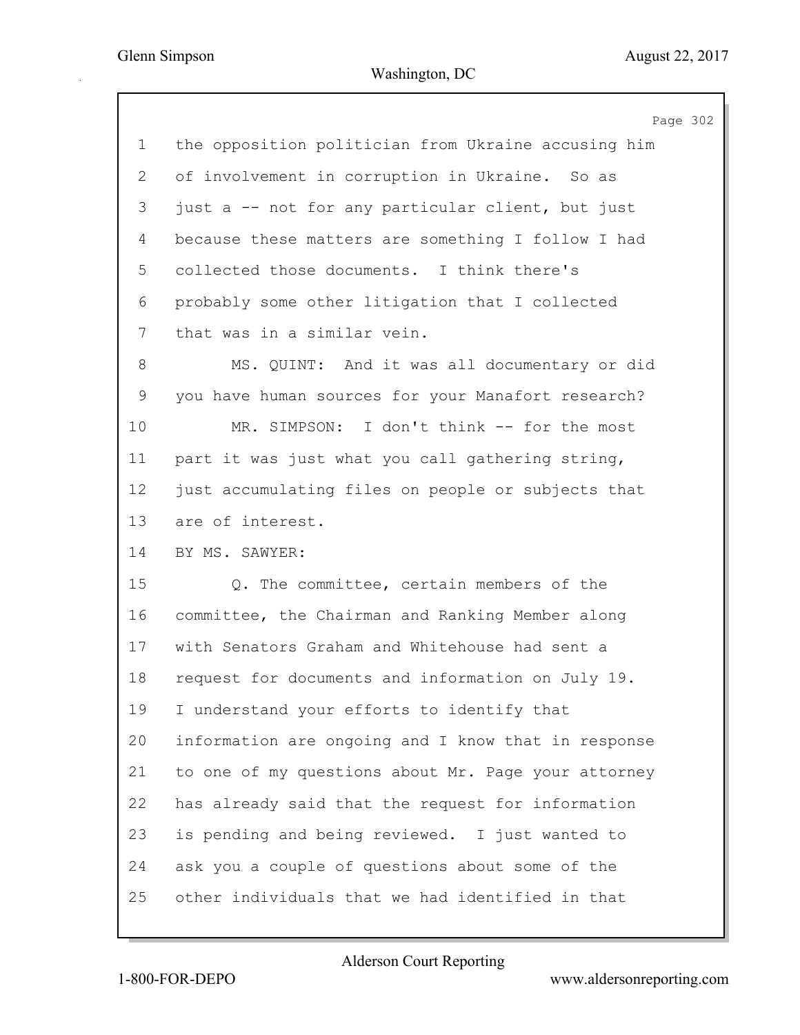1 the opposition politician from Ukraine accusing him
2 of involvement in corruption in Ukraine. So as
3 just a -- not for any particular client, but just
4 because these matters are something I follow I had
5 collected those documents. I think there's
6 probably some other litigation that I collected
7 that was in a similar vein.
8 MS. QUINT: And it was all documentary or did
9 you have human sources for your Manafort research?
10 MR. SIMPSON: I don't think -- for the most
11 part it was just what you call gathering string,
12 just accumulating files on people or subjects that
13 are of interest.
14 BY MS. SAWYER:
15 Q. The committee, certain members of the
16 committee, the Chairman and Ranking Member along
17 with Senators Graham and Whitehouse had sent a
18 request for documents and information on July 19.
19 I understand your efforts to identify that
20 information are ongoing and I know that in response
21 to one of my questions about Mr. Page your attorney
22 has already said that the request for information
23 is pending and being reviewed. I just wanted to
24 ask you a couple of questions about some of the
25 other individuals that we had identified in that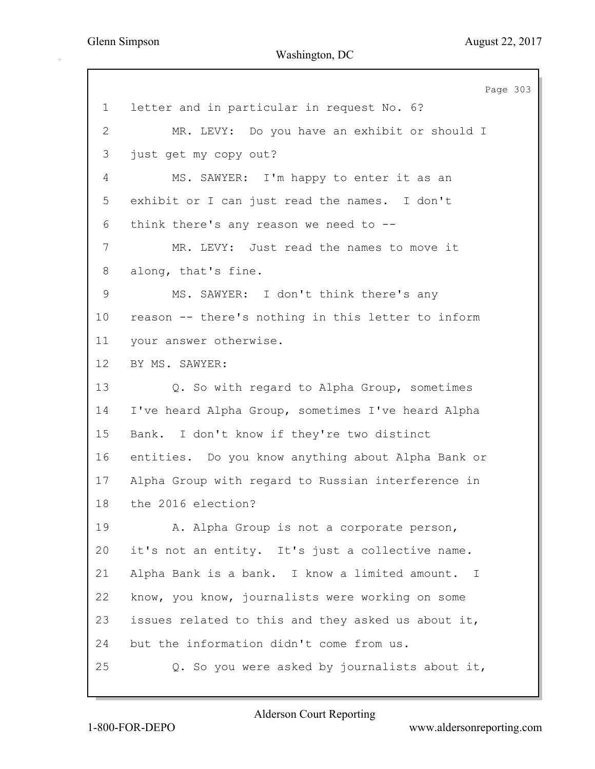1 letter and in particular in request No. 6?

2 MR. LEVY: Do you have an exhibit or should I

3 just get my copy out?

4 MS. SAWYER: I'm happy to enter it as an

5 exhibit or I can just read the names. I don't

6 think there's any reason we need to --

7 MR. LEVY: Just read the names to move it

8 along, that's fine.

9 MS. SAWYER: I don't think there's any

10 reason -- there's nothing in this letter to inform

11 your answer otherwise.

12 BY MS. SAWYER:

13 Q. So with regard to Alpha Group, sometimes

14 I've heard Alpha Group, sometimes I've heard Alpha

15 Bank. I don't know if they're two distinct

16 entities. Do you know anything about Alpha Bank or

17 Alpha Group with regard to Russian interference in

18 the 2016 election?

19 A. Alpha Group is not a corporate person,

20 it's not an entity. It's just a collective name.

21 Alpha Bank is a bank. I know a limited amount. I

22 know, you know, journalists were working on some

23 issues related to this and they asked us about it,

24 but the information didn't come from us.

25 Q. So you were asked by journalists about it,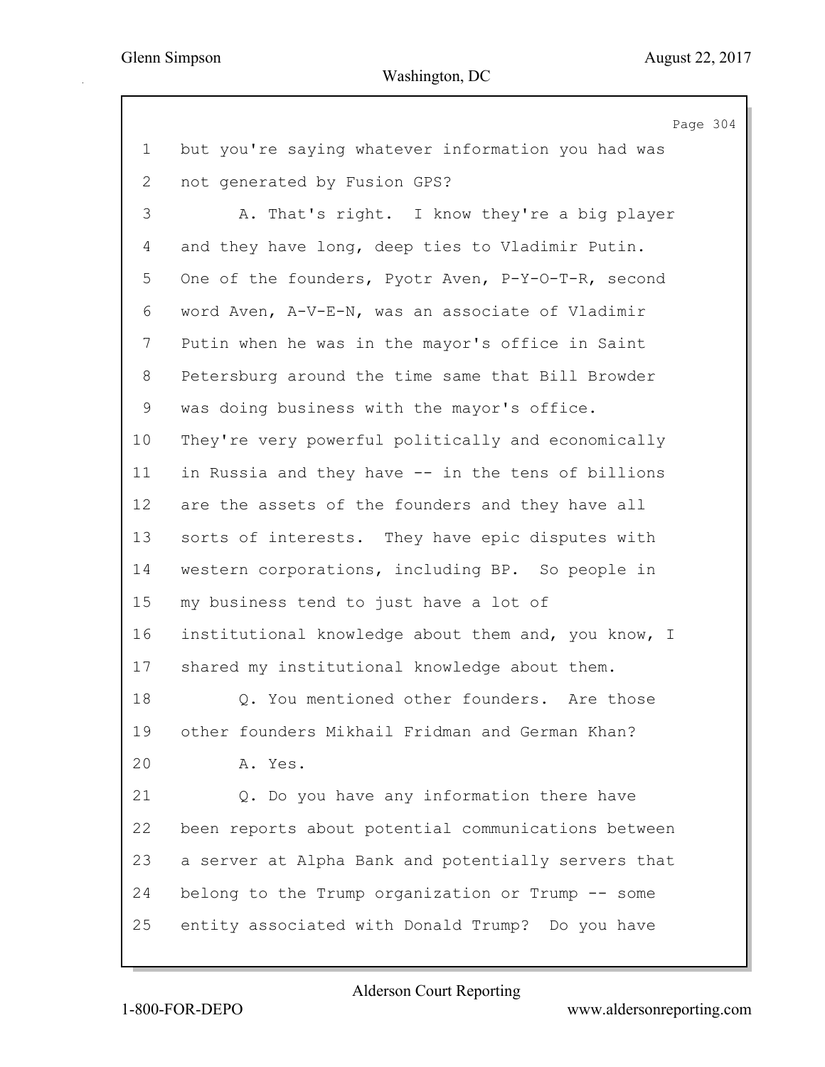1 but you're saying whatever information you had was
2 not generated by Fusion GPS?
3 A. That's right. I know they're a big player
4 and they have long, deep ties to Vladimir Putin.
5 One of the founders, Pyotr Aven, P-Y-O-T-R, second
6 word Aven, A-V-E-N, was an associate of Vladimir
7 Putin when he was in the mayor's office in Saint
8 Petersburg around the time same that Bill Browder
9 was doing business with the mayor's office.
10 They're very powerful politically and economically
11 in Russia and they have -- in the tens of billions
12 are the assets of the founders and they have all
13 sorts of interests. They have epic disputes with
14 western corporations, including BP. So people in
15 my business tend to just have a lot of
16 institutional knowledge about them and, you know, I
17 shared my institutional knowledge about them.
18 Q. You mentioned other founders. Are those
19 other founders Mikhail Fridman and German Khan?
20 A. Yes.
21 Q. Do you have any information there have
22 been reports about potential communications between
23 a server at Alpha Bank and potentially servers that
24 belong to the Trump organization or Trump -- some
25 entity associated with Donald Trump? Do you have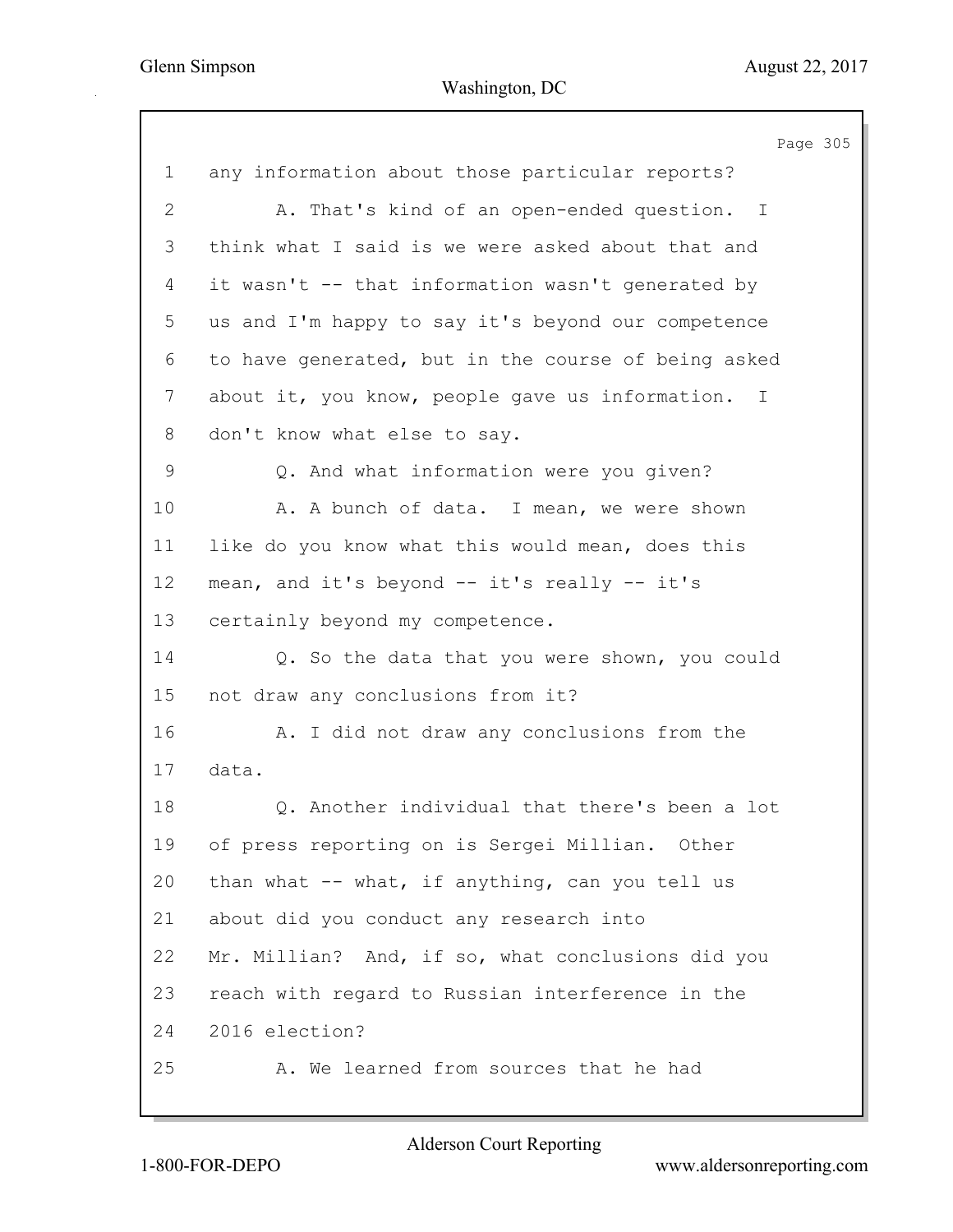1 any information about those particular reports?

2 A. That's kind of an open-ended question. I

3 think what I said is we were asked about that and

4 it wasn't -- that information wasn't generated by

5 us and I'm happy to say it's beyond our competence

6 to have generated, but in the course of being asked

7 about it, you know, people gave us information. I

8 don't know what else to say.

9 Q. And what information were you given?

10 A. A bunch of data. I mean, we were shown

11 like do you know what this would mean, does this

12 mean, and it's beyond -- it's really -- it's

13 certainly beyond my competence.

14 Q. So the data that you were shown, you could

15 not draw any conclusions from it?

16 A. I did not draw any conclusions from the

17 data.

18 Q. Another individual that there's been a lot

19 of press reporting on is Sergei Millian. Other

20 than what -- what, if anything, can you tell us

21 about did you conduct any research into

22 Mr. Millian? And, if so, what conclusions did you

23 reach with regard to Russian interference in the

24 2016 election?

25 A. We learned from sources that he had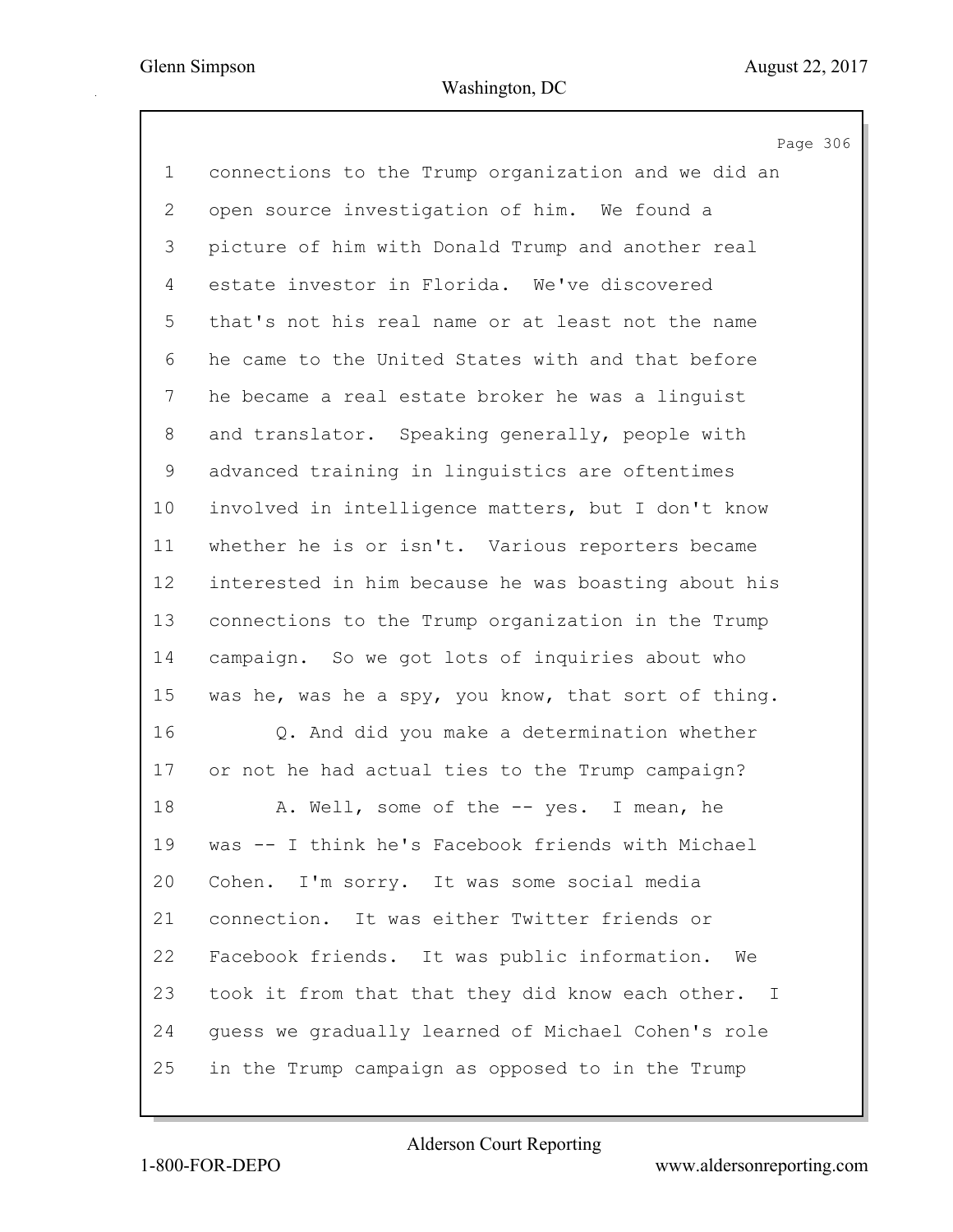connections to the Trump organization and we did an open source investigation of him. We found a picture of him with Donald Trump and another real estate investor in Florida. We've discovered that's not his real name or at least not the name he came to the United States with and that before he became a real estate broker he was a linguist and translator. Speaking generally, people with advanced training in linguistics are oftentimes involved in intelligence matters, but I don't know whether he is or isn't. Various reporters became interested in him because he was boasting about his connections to the Trump organization in the Trump campaign. So we got lots of inquiries about who was he, was he a spy, you know, that sort of thing.

Q. And did you make a determination whether or not he had actual ties to the Trump campaign?

A. Well, some of the -- yes. I mean, he was -- I think he's Facebook friends with Michael Cohen. I'm sorry. It was some social media connection. It was either Twitter friends or Facebook friends. It was public information. We took it from that that they did know each other. I guess we gradually learned of Michael Cohen's role in the Trump campaign as opposed to in the Trump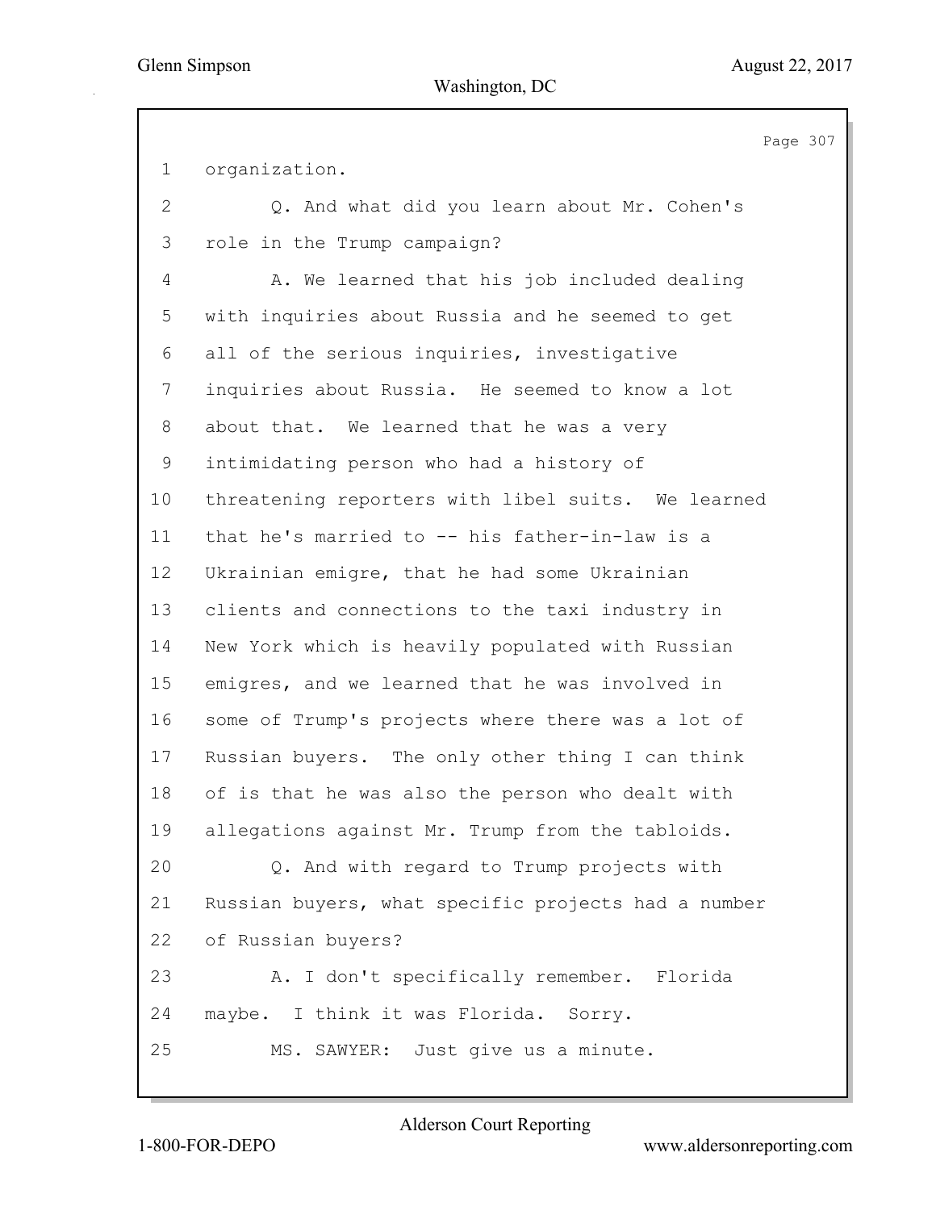organization.

Q. And what did you learn about Mr. Cohen's role in the Trump campaign?

A. We learned that his job included dealing with inquiries about Russia and he seemed to get all of the serious inquiries, investigative inquiries about Russia. He seemed to know a lot about that. We learned that he was a very intimidating person who had a history of threatening reporters with libel suits. We learned that he's married to -- his father-in-law is a Ukrainian emigre, that he had some Ukrainian clients and connections to the taxi industry in New York which is heavily populated with Russian emigres, and we learned that he was involved in some of Trump's projects where there was a lot of Russian buyers. The only other thing I can think of is that he was also the person who dealt with allegations against Mr. Trump from the tabloids.

Q. And with regard to Trump projects with Russian buyers, what specific projects had a number of Russian buyers?

A. I don't specifically remember. Florida maybe. I think it was Florida. Sorry.

MS. SAWYER: Just give us a minute.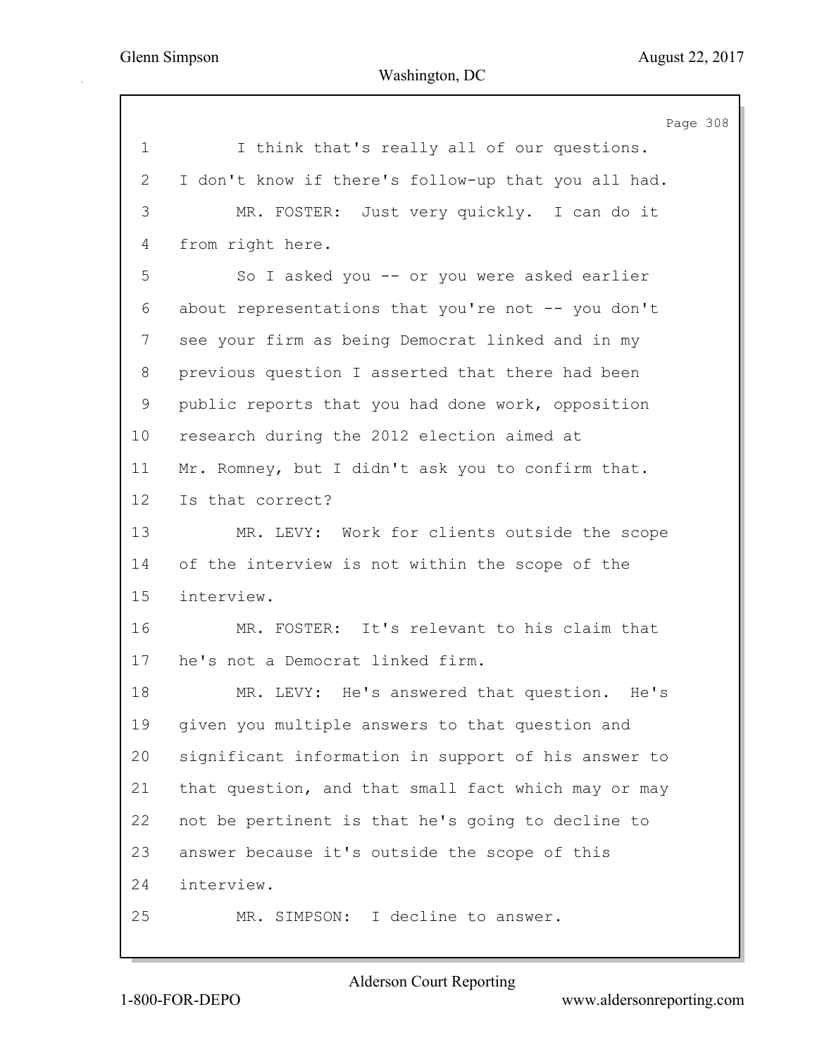1 I think that's really all of our questions.
2 I don't know if there's follow-up that you all had.
3 MR. FOSTER: Just very quickly. I can do it
4 from right here.
5 So I asked you -- or you were asked earlier
6 about representations that you're not -- you don't
7 see your firm as being Democrat linked and in my
8 previous question I asserted that there had been
9 public reports that you had done work, opposition
10 research during the 2012 election aimed at
11 Mr. Romney, but I didn't ask you to confirm that.
12 Is that correct?
13 MR. LEVY: Work for clients outside the scope
14 of the interview is not within the scope of the
15 interview.
16 MR. FOSTER: It's relevant to his claim that
17 he's not a Democrat linked firm.
18 MR. LEVY: He's answered that question. He's
19 given you multiple answers to that question and
20 significant information in support of his answer to
21 that question, and that small fact which may or may
22 not be pertinent is that he's going to decline to
23 answer because it's outside the scope of this
24 interview.
25 MR. SIMPSON: I decline to answer.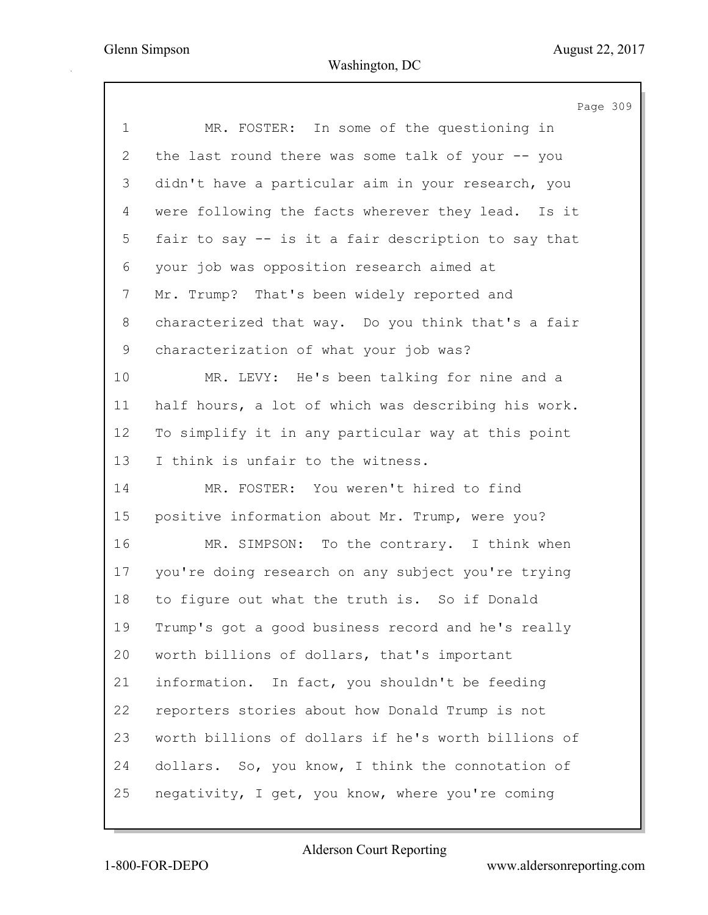MR. FOSTER: In some of the questioning in the last round there was some talk of your -- you didn't have a particular aim in your research, you were following the facts wherever they lead. Is it fair to say -- is it a fair description to say that your job was opposition research aimed at Mr. Trump? That's been widely reported and characterized that way. Do you think that's a fair characterization of what your job was?

MR. LEVY: He's been talking for nine and a half hours, a lot of which was describing his work. To simplify it in any particular way at this point I think is unfair to the witness.

MR. FOSTER: You weren't hired to find positive information about Mr. Trump, were you?

MR. SIMPSON: To the contrary. I think when you're doing research on any subject you're trying to figure out what the truth is. So if Donald Trump's got a good business record and he's really worth billions of dollars, that's important information. In fact, you shouldn't be feeding reporters stories about how Donald Trump is not worth billions of dollars if he's worth billions of dollars. So, you know, I think the connotation of negativity, I get, you know, where you're coming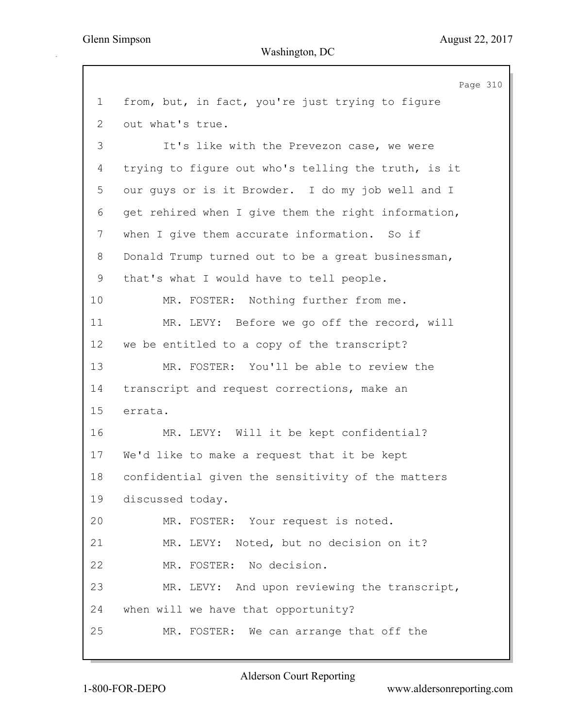from, but, in fact, you're just trying to figure out what's true.

It's like with the Prevezon case, we were trying to figure out who's telling the truth, is it our guys or is it Browder. I do my job well and I get rehired when I give them the right information, when I give them accurate information. So if Donald Trump turned out to be a great businessman, that's what I would have to tell people.

MR. FOSTER: Nothing further from me.

MR. LEVY: Before we go off the record, will we be entitled to a copy of the transcript?

MR. FOSTER: You'll be able to review the transcript and request corrections, make an errata.

MR. LEVY: Will it be kept confidential? We'd like to make a request that it be kept confidential given the sensitivity of the matters discussed today.

MR. FOSTER: Your request is noted.

MR. LEVY: Noted, but no decision on it?

MR. FOSTER: No decision.

MR. LEVY: And upon reviewing the transcript, when will we have that opportunity?

MR. FOSTER: We can arrange that off the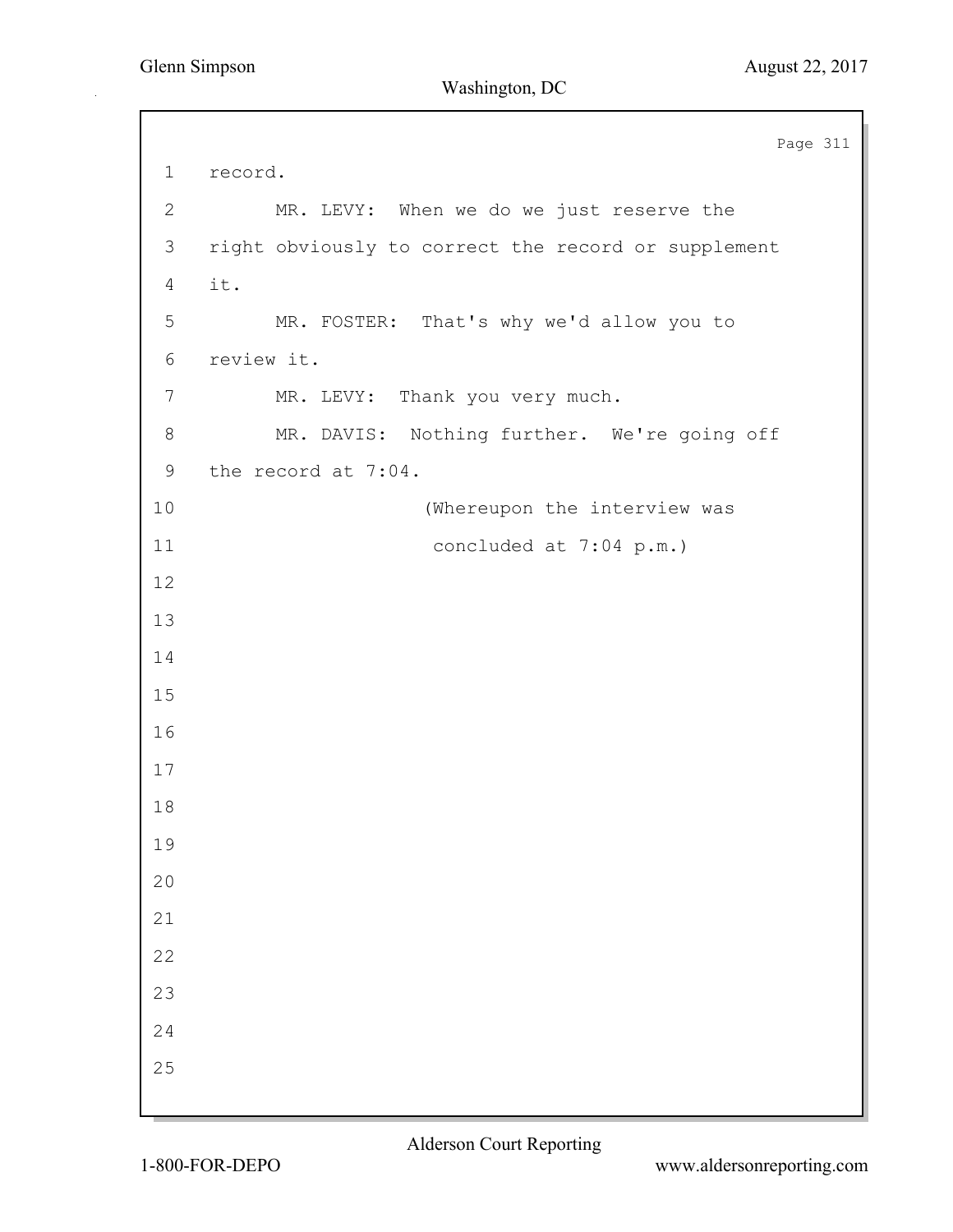record.

MR. LEVY: When we do we just reserve the right obviously to correct the record or supplement it.

MR. FOSTER: That's why we'd allow you to review it.

MR. LEVY: Thank you very much.

MR. DAVIS: Nothing further. We're going off the record at 7:04.

(Whereupon the interview was concluded at 7:04 p.m.)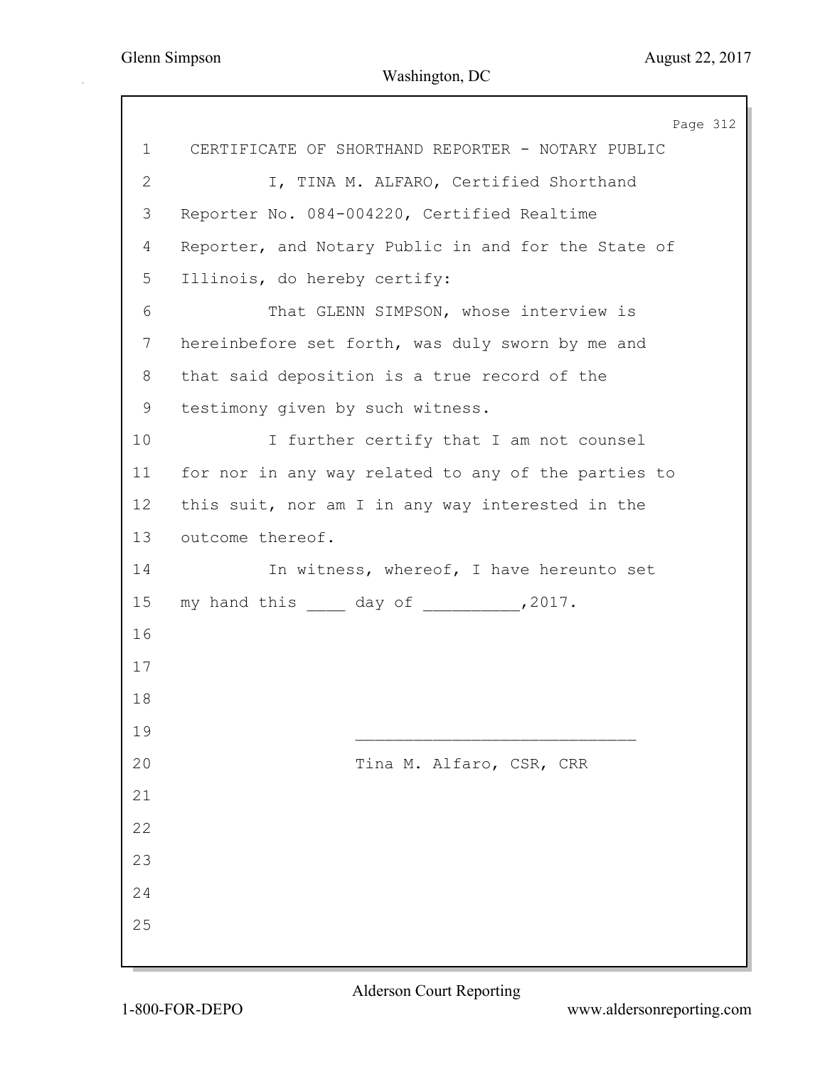# CERTIFICATE OF SHORTHAND REPORTER - NOTARY PUBLIC

I, TINA M. ALFARO, Certified Shorthand Reporter No. 084-004220, Certified Realtime Reporter, and Notary Public in and for the State of Illinois, do hereby certify:

That GLENN SIMPSON, whose interview is hereinbefore set forth, was duly sworn by me and that said deposition is a true record of the testimony given by such witness.

I further certify that I am not counsel for nor in any way related to any of the parties to this suit, nor am I in any way interested in the outcome thereof.

In witness, whereof, I have hereunto set my hand this ____ day of __________,2017.

\_\_\_\_\_\_\_\_\_\_\_\_\_\_\_\_\_\_\_\_\_\_\_\_\_\_\_\_\_

Tina M. Alfaro, CSR, CRR